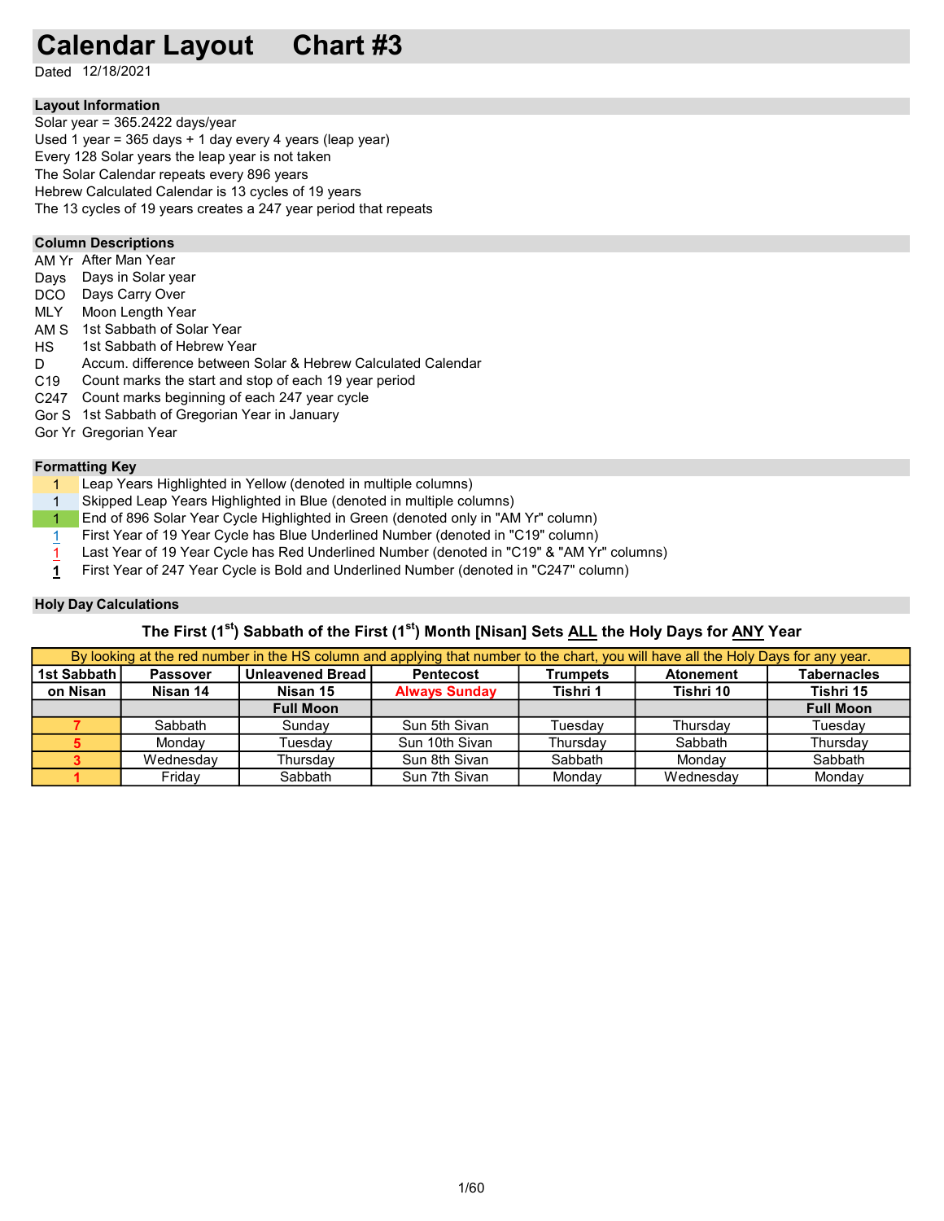# Calendar Layout    Chart #3

Dated 12/18/2021

## Layout Information

Solar year = 365.2422 days/year
Used 1 year = 365 days + 1 day every 4 years (leap year)
Every 128 Solar years the leap year is not taken
The Solar Calendar repeats every 896 years
Hebrew Calculated Calendar is 13 cycles of 19 years
The 13 cycles of 19 years creates a 247 year period that repeats

## Column Descriptions

| | |
|---|---|
| AM Yr | After Man Year |
| Days | Days in Solar year |
| DCO | Days Carry Over |
| MLY | Moon Length Year |
| AM S | 1st Sabbath of Solar Year |
| HS | 1st Sabbath of Hebrew Year |
| D | Accum. difference between Solar & Hebrew Calculated Calendar |
| C19 | Count marks the start and stop of each 19 year period |
| C247 | Count marks beginning of each 247 year cycle |
| Gor S | 1st Sabbath of Gregorian Year in January |
| Gor Yr | Gregorian Year |

## Formatting Key

| | |
|---|---|
| 1 | Leap Years Highlighted in Yellow (denoted in multiple columns) |
| 1 | Skipped Leap Years Highlighted in Blue (denoted in multiple columns) |
| 1 | End of 896 Solar Year Cycle Highlighted in Green (denoted only in "AM Yr" column) |
| 1 | First Year of 19 Year Cycle has Blue Underlined Number (denoted in "C19" column) |
| 1 | Last Year of 19 Year Cycle has Red Underlined Number (denoted in "C19" & "AM Yr" columns) |
| **1** | First Year of 247 Year Cycle is Bold and Underlined Number (denoted in "C247" column) |

## Holy Day Calculations

**The First (1st) Sabbath of the First (1st) Month [Nisan] Sets ALL the Holy Days for ANY Year**

By looking at the red number in the HS column and applying that number to the chart, you will have all the Holy Days for any year.

| 1st Sabbath | Passover | Unleavened Bread | Pentecost | Trumpets | Atonement | Tabernacles |
|---|---|---|---|---|---|---|
| on Nisan | Nisan 14 | Nisan 15 | Always Sunday | Tishri 1 | Tishri 10 | Tishri 15 |
| | | Full Moon | | | | Full Moon |
| 7 | Sabbath | Sunday | Sun 5th Sivan | Tuesday | Thursday | Tuesday |
| 5 | Monday | Tuesday | Sun 10th Sivan | Thursday | Sabbath | Thursday |
| 3 | Wednesday | Thursday | Sun 8th Sivan | Sabbath | Monday | Sabbath |
| 1 | Friday | Sabbath | Sun 7th Sivan | Monday | Wednesday | Monday |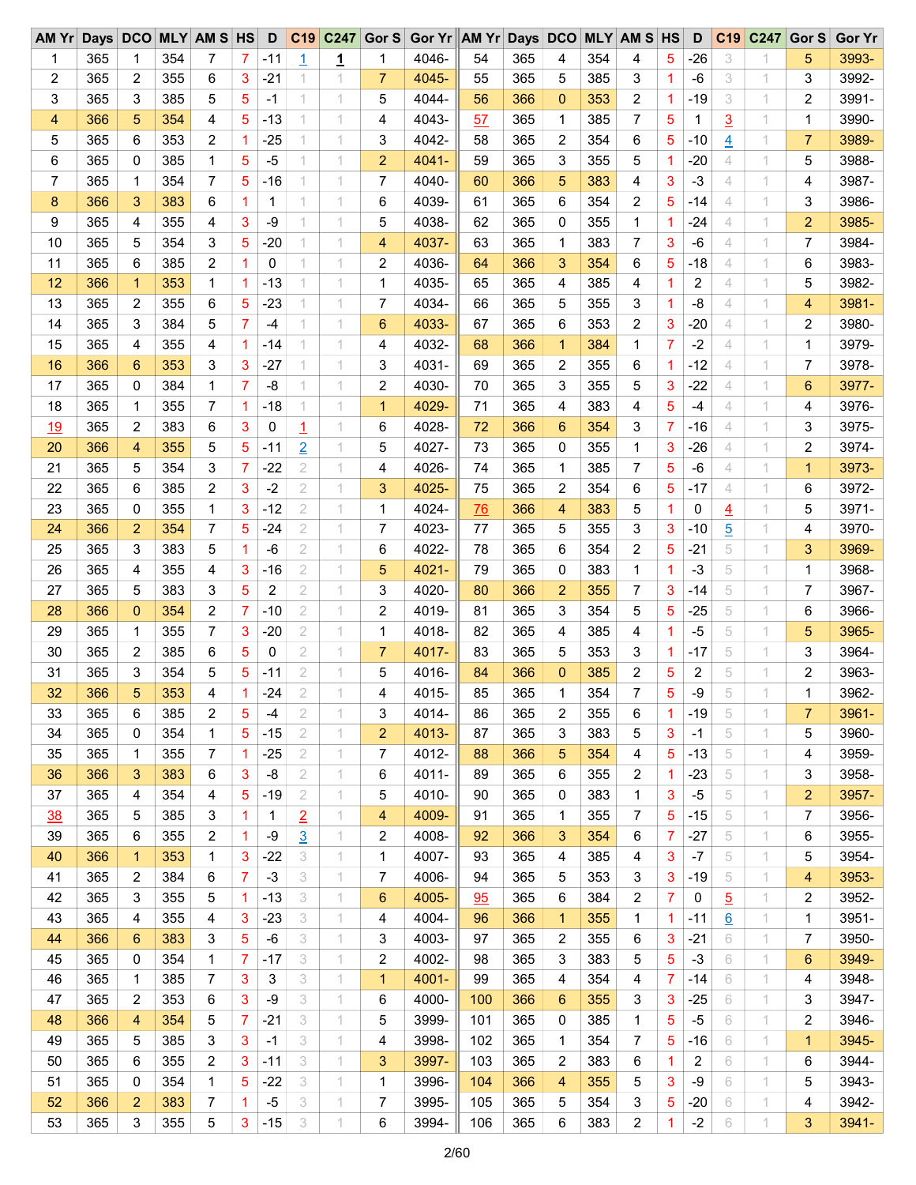| AM Yr | Days | DCO | MLY | AM S | HS | D | C19 | C247 | Gor S | Gor Yr |
|---|---|---|---|---|---|---|---|---|---|---|
| 1 | 365 | 1 | 354 | 7 | 7 | -11 | 1 | 1 | 1 | 4046- |
| 2 | 365 | 2 | 355 | 6 | 3 | -21 | 1 | 1 | 7 | 4045- |
| 3 | 365 | 3 | 385 | 5 | 5 | -1 | 1 | 1 | 5 | 4044- |
| 4 | 366 | 5 | 354 | 4 | 5 | -13 | 1 | 1 | 4 | 4043- |
| 5 | 365 | 6 | 353 | 2 | 1 | -25 | 1 | 1 | 3 | 4042- |
| 6 | 365 | 0 | 385 | 1 | 5 | -5 | 1 | 1 | 2 | 4041- |
| 7 | 365 | 1 | 354 | 7 | 5 | -16 | 1 | 1 | 7 | 4040- |
| 8 | 366 | 3 | 383 | 6 | 1 | 1 | 1 | 1 | 6 | 4039- |
| 9 | 365 | 4 | 355 | 4 | 3 | -9 | 1 | 1 | 5 | 4038- |
| 10 | 365 | 5 | 354 | 3 | 5 | -20 | 1 | 1 | 4 | 4037- |
| 11 | 365 | 6 | 385 | 2 | 1 | 0 | 1 | 1 | 2 | 4036- |
| 12 | 366 | 1 | 353 | 1 | 1 | -13 | 1 | 1 | 1 | 4035- |
| 13 | 365 | 2 | 355 | 6 | 5 | -23 | 1 | 1 | 7 | 4034- |
| 14 | 365 | 3 | 384 | 5 | 7 | -4 | 1 | 1 | 6 | 4033- |
| 15 | 365 | 4 | 355 | 4 | 1 | -14 | 1 | 1 | 4 | 4032- |
| 16 | 366 | 6 | 353 | 3 | 3 | -27 | 1 | 1 | 3 | 4031- |
| 17 | 365 | 0 | 384 | 1 | 7 | -8 | 1 | 1 | 2 | 4030- |
| 18 | 365 | 1 | 355 | 7 | 1 | -18 | 1 | 1 | 1 | 4029- |
| 19 | 365 | 2 | 383 | 6 | 3 | 0 | 1 | 1 | 6 | 4028- |
| 20 | 366 | 4 | 355 | 5 | 5 | -11 | 2 | 1 | 5 | 4027- |
| 21 | 365 | 5 | 354 | 3 | 7 | -22 | 2 | 1 | 4 | 4026- |
| 22 | 365 | 6 | 385 | 2 | 3 | -2 | 2 | 1 | 3 | 4025- |
| 23 | 365 | 0 | 355 | 1 | 3 | -12 | 2 | 1 | 1 | 4024- |
| 24 | 366 | 2 | 354 | 7 | 5 | -24 | 2 | 1 | 7 | 4023- |
| 25 | 365 | 3 | 383 | 5 | 1 | -6 | 2 | 1 | 6 | 4022- |
| 26 | 365 | 4 | 355 | 4 | 3 | -16 | 2 | 1 | 5 | 4021- |
| 27 | 365 | 5 | 383 | 3 | 5 | 2 | 2 | 1 | 3 | 4020- |
| 28 | 366 | 0 | 354 | 2 | 7 | -10 | 2 | 1 | 2 | 4019- |
| 29 | 365 | 1 | 355 | 7 | 3 | -20 | 2 | 1 | 1 | 4018- |
| 30 | 365 | 2 | 385 | 6 | 5 | 0 | 2 | 1 | 7 | 4017- |
| 31 | 365 | 3 | 354 | 5 | 5 | -11 | 2 | 1 | 5 | 4016- |
| 32 | 366 | 5 | 353 | 4 | 1 | -24 | 2 | 1 | 4 | 4015- |
| 33 | 365 | 6 | 385 | 2 | 5 | -4 | 2 | 1 | 3 | 4014- |
| 34 | 365 | 0 | 354 | 1 | 5 | -15 | 2 | 1 | 2 | 4013- |
| 35 | 365 | 1 | 355 | 7 | 1 | -25 | 2 | 1 | 7 | 4012- |
| 36 | 366 | 3 | 383 | 6 | 3 | -8 | 2 | 1 | 6 | 4011- |
| 37 | 365 | 4 | 354 | 4 | 5 | -19 | 2 | 1 | 5 | 4010- |
| 38 | 365 | 5 | 385 | 3 | 1 | 1 | 2 | 1 | 4 | 4009- |
| 39 | 365 | 6 | 355 | 2 | 1 | -9 | 3 | 1 | 2 | 4008- |
| 40 | 366 | 1 | 353 | 1 | 3 | -22 | 3 | 1 | 1 | 4007- |
| 41 | 365 | 2 | 384 | 6 | 7 | -3 | 3 | 1 | 7 | 4006- |
| 42 | 365 | 3 | 355 | 5 | 1 | -13 | 3 | 1 | 6 | 4005- |
| 43 | 365 | 4 | 355 | 4 | 3 | -23 | 3 | 1 | 4 | 4004- |
| 44 | 366 | 6 | 383 | 3 | 5 | -6 | 3 | 1 | 3 | 4003- |
| 45 | 365 | 0 | 354 | 1 | 7 | -17 | 3 | 1 | 2 | 4002- |
| 46 | 365 | 1 | 385 | 7 | 3 | 3 | 3 | 1 | 1 | 4001- |
| 47 | 365 | 2 | 353 | 6 | 3 | -9 | 3 | 1 | 6 | 4000- |
| 48 | 366 | 4 | 354 | 5 | 7 | -21 | 3 | 1 | 5 | 3999- |
| 49 | 365 | 5 | 385 | 3 | 3 | -1 | 3 | 1 | 4 | 3998- |
| 50 | 365 | 6 | 355 | 2 | 3 | -11 | 3 | 1 | 3 | 3997- |
| 51 | 365 | 0 | 354 | 1 | 5 | -22 | 3 | 1 | 1 | 3996- |
| 52 | 366 | 2 | 383 | 7 | 1 | -5 | 3 | 1 | 7 | 3995- |
| 53 | 365 | 3 | 355 | 5 | 3 | -15 | 3 | 1 | 6 | 3994- |
| 54 | 365 | 4 | 354 | 4 | 5 | -26 | 3 | 1 | 5 | 3993- |
| 55 | 365 | 5 | 385 | 3 | 1 | -6 | 3 | 1 | 3 | 3992- |
| 56 | 366 | 0 | 353 | 2 | 1 | -19 | 3 | 1 | 2 | 3991- |
| 57 | 365 | 1 | 385 | 7 | 5 | 1 | 3 | 1 | 1 | 3990- |
| 58 | 365 | 2 | 354 | 6 | 5 | -10 | 4 | 1 | 7 | 3989- |
| 59 | 365 | 3 | 355 | 5 | 1 | -20 | 4 | 1 | 5 | 3988- |
| 60 | 366 | 5 | 383 | 4 | 3 | -3 | 4 | 1 | 4 | 3987- |
| 61 | 365 | 6 | 354 | 2 | 5 | -14 | 4 | 1 | 3 | 3986- |
| 62 | 365 | 0 | 355 | 1 | 1 | -24 | 4 | 1 | 2 | 3985- |
| 63 | 365 | 1 | 383 | 7 | 3 | -6 | 4 | 1 | 7 | 3984- |
| 64 | 366 | 3 | 354 | 6 | 5 | -18 | 4 | 1 | 6 | 3983- |
| 65 | 365 | 4 | 385 | 4 | 1 | 2 | 4 | 1 | 5 | 3982- |
| 66 | 365 | 5 | 355 | 3 | 1 | -8 | 4 | 1 | 4 | 3981- |
| 67 | 365 | 6 | 353 | 2 | 3 | -20 | 4 | 1 | 2 | 3980- |
| 68 | 366 | 1 | 384 | 1 | 7 | -2 | 4 | 1 | 1 | 3979- |
| 69 | 365 | 2 | 355 | 6 | 1 | -12 | 4 | 1 | 7 | 3978- |
| 70 | 365 | 3 | 355 | 5 | 3 | -22 | 4 | 1 | 6 | 3977- |
| 71 | 365 | 4 | 383 | 4 | 5 | -4 | 4 | 1 | 4 | 3976- |
| 72 | 366 | 6 | 354 | 3 | 7 | -16 | 4 | 1 | 3 | 3975- |
| 73 | 365 | 0 | 355 | 1 | 3 | -26 | 4 | 1 | 2 | 3974- |
| 74 | 365 | 1 | 385 | 7 | 5 | -6 | 4 | 1 | 1 | 3973- |
| 75 | 365 | 2 | 354 | 6 | 5 | -17 | 4 | 1 | 6 | 3972- |
| 76 | 366 | 4 | 383 | 5 | 1 | 0 | 4 | 1 | 5 | 3971- |
| 77 | 365 | 5 | 355 | 3 | 3 | -10 | 5 | 1 | 4 | 3970- |
| 78 | 365 | 6 | 354 | 2 | 5 | -21 | 5 | 1 | 3 | 3969- |
| 79 | 365 | 0 | 383 | 1 | 1 | -3 | 5 | 1 | 1 | 3968- |
| 80 | 366 | 2 | 355 | 7 | 3 | -14 | 5 | 1 | 7 | 3967- |
| 81 | 365 | 3 | 354 | 5 | 5 | -25 | 5 | 1 | 6 | 3966- |
| 82 | 365 | 4 | 385 | 4 | 1 | -5 | 5 | 1 | 5 | 3965- |
| 83 | 365 | 5 | 353 | 3 | 1 | -17 | 5 | 1 | 3 | 3964- |
| 84 | 366 | 0 | 385 | 2 | 5 | 2 | 5 | 1 | 2 | 3963- |
| 85 | 365 | 1 | 354 | 7 | 5 | -9 | 5 | 1 | 1 | 3962- |
| 86 | 365 | 2 | 355 | 6 | 1 | -19 | 5 | 1 | 7 | 3961- |
| 87 | 365 | 3 | 383 | 5 | 3 | -1 | 5 | 1 | 5 | 3960- |
| 88 | 366 | 5 | 354 | 4 | 5 | -13 | 5 | 1 | 4 | 3959- |
| 89 | 365 | 6 | 355 | 2 | 1 | -23 | 5 | 1 | 3 | 3958- |
| 90 | 365 | 0 | 383 | 1 | 3 | -5 | 5 | 1 | 2 | 3957- |
| 91 | 365 | 1 | 355 | 7 | 5 | -15 | 5 | 1 | 7 | 3956- |
| 92 | 366 | 3 | 354 | 6 | 7 | -27 | 5 | 1 | 6 | 3955- |
| 93 | 365 | 4 | 385 | 4 | 3 | -7 | 5 | 1 | 5 | 3954- |
| 94 | 365 | 5 | 353 | 3 | 3 | -19 | 5 | 1 | 4 | 3953- |
| 95 | 365 | 6 | 384 | 2 | 7 | 0 | 5 | 1 | 2 | 3952- |
| 96 | 366 | 1 | 355 | 1 | 1 | -11 | 6 | 1 | 1 | 3951- |
| 97 | 365 | 2 | 355 | 6 | 3 | -21 | 6 | 1 | 7 | 3950- |
| 98 | 365 | 3 | 383 | 5 | 5 | -3 | 6 | 1 | 6 | 3949- |
| 99 | 365 | 4 | 354 | 4 | 7 | -14 | 6 | 1 | 4 | 3948- |
| 100 | 366 | 6 | 355 | 3 | 3 | -25 | 6 | 1 | 3 | 3947- |
| 101 | 365 | 0 | 385 | 1 | 5 | -5 | 6 | 1 | 2 | 3946- |
| 102 | 365 | 1 | 354 | 7 | 5 | -16 | 6 | 1 | 1 | 3945- |
| 103 | 365 | 2 | 383 | 6 | 1 | 2 | 6 | 1 | 6 | 3944- |
| 104 | 366 | 4 | 355 | 5 | 3 | -9 | 6 | 1 | 5 | 3943- |
| 105 | 365 | 5 | 354 | 3 | 5 | -20 | 6 | 1 | 4 | 3942- |
| 106 | 365 | 6 | 383 | 2 | 1 | -2 | 6 | 1 | 3 | 3941- |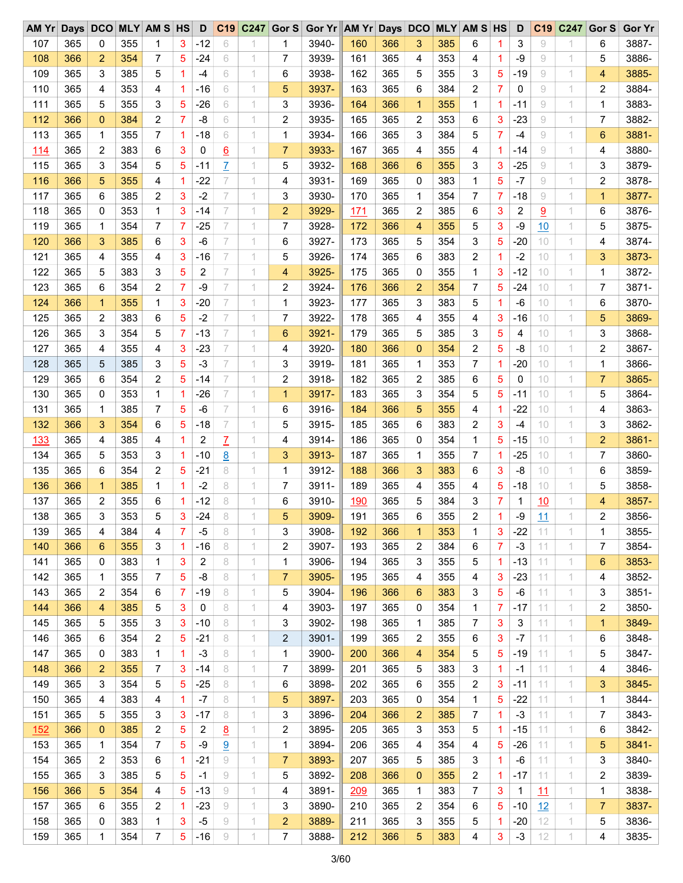| AM Yr | Days | DCO | MLY | AM S | HS | D | C19 | C247 | Gor S | Gor Yr | AM Yr | Days | DCO | MLY | AM S | HS | D | C19 | C247 | Gor S | Gor Yr |
|---|---|---|---|---|---|---|---|---|---|---|---|---|---|---|---|---|---|---|---|---|---|
| 107 | 365 | 0 | 355 | 1 | 3 | -12 | 6 | 1 | 1 | 3940- | 160 | 366 | 3 | 385 | 6 | 1 | 3 | 9 | 1 | 6 | 3887- |
| 108 | 366 | 2 | 354 | 7 | 5 | -24 | 6 | 1 | 7 | 3939- | 161 | 365 | 4 | 353 | 4 | 1 | -9 | 9 | 1 | 5 | 3886- |
| 109 | 365 | 3 | 385 | 5 | 1 | -4 | 6 | 1 | 6 | 3938- | 162 | 365 | 5 | 355 | 3 | 5 | -19 | 9 | 1 | 4 | 3885- |
| 110 | 365 | 4 | 353 | 4 | 1 | -16 | 6 | 1 | 5 | 3937- | 163 | 365 | 6 | 384 | 2 | 7 | 0 | 9 | 1 | 2 | 3884- |
| 111 | 365 | 5 | 355 | 3 | 5 | -26 | 6 | 1 | 3 | 3936- | 164 | 366 | 1 | 355 | 1 | 1 | -11 | 9 | 1 | 1 | 3883- |
| 112 | 366 | 0 | 384 | 2 | 7 | -8 | 6 | 1 | 2 | 3935- | 165 | 365 | 2 | 353 | 6 | 3 | -23 | 9 | 1 | 7 | 3882- |
| 113 | 365 | 1 | 355 | 7 | 1 | -18 | 6 | 1 | 1 | 3934- | 166 | 365 | 3 | 384 | 5 | 7 | -4 | 9 | 1 | 6 | 3881- |
| 114 | 365 | 2 | 383 | 6 | 3 | 0 | 6 | 1 | 7 | 3933- | 167 | 365 | 4 | 355 | 4 | 1 | -14 | 9 | 1 | 4 | 3880- |
| 115 | 365 | 3 | 354 | 5 | 5 | -11 | 7 | 1 | 5 | 3932- | 168 | 366 | 6 | 355 | 3 | 3 | -25 | 9 | 1 | 3 | 3879- |
| 116 | 366 | 5 | 355 | 4 | 1 | -22 | 7 | 1 | 4 | 3931- | 169 | 365 | 0 | 383 | 1 | 5 | -7 | 9 | 1 | 2 | 3878- |
| 117 | 365 | 6 | 385 | 2 | 3 | -2 | 7 | 1 | 3 | 3930- | 170 | 365 | 1 | 354 | 7 | 7 | -18 | 9 | 1 | 1 | 3877- |
| 118 | 365 | 0 | 353 | 1 | 3 | -14 | 7 | 1 | 2 | 3929- | 171 | 365 | 2 | 385 | 6 | 3 | 2 | 9 | 1 | 6 | 3876- |
| 119 | 365 | 1 | 354 | 7 | 7 | -25 | 7 | 1 | 7 | 3928- | 172 | 366 | 4 | 355 | 5 | 3 | -9 | 10 | 1 | 5 | 3875- |
| 120 | 366 | 3 | 385 | 6 | 3 | -6 | 7 | 1 | 6 | 3927- | 173 | 365 | 5 | 354 | 3 | 5 | -20 | 10 | 1 | 4 | 3874- |
| 121 | 365 | 4 | 355 | 4 | 3 | -16 | 7 | 1 | 5 | 3926- | 174 | 365 | 6 | 383 | 2 | 1 | -2 | 10 | 1 | 3 | 3873- |
| 122 | 365 | 5 | 383 | 3 | 5 | 2 | 7 | 1 | 4 | 3925- | 175 | 365 | 0 | 355 | 1 | 3 | -12 | 10 | 1 | 1 | 3872- |
| 123 | 365 | 6 | 354 | 2 | 7 | -9 | 7 | 1 | 2 | 3924- | 176 | 366 | 2 | 354 | 7 | 5 | -24 | 10 | 1 | 7 | 3871- |
| 124 | 366 | 1 | 355 | 1 | 3 | -20 | 7 | 1 | 1 | 3923- | 177 | 365 | 3 | 383 | 5 | 1 | -6 | 10 | 1 | 6 | 3870- |
| 125 | 365 | 2 | 383 | 6 | 5 | -2 | 7 | 1 | 7 | 3922- | 178 | 365 | 4 | 355 | 4 | 3 | -16 | 10 | 1 | 5 | 3869- |
| 126 | 365 | 3 | 354 | 5 | 7 | -13 | 7 | 1 | 6 | 3921- | 179 | 365 | 5 | 385 | 3 | 5 | 4 | 10 | 1 | 3 | 3868- |
| 127 | 365 | 4 | 355 | 4 | 3 | -23 | 7 | 1 | 4 | 3920- | 180 | 366 | 0 | 354 | 2 | 5 | -8 | 10 | 1 | 2 | 3867- |
| 128 | 365 | 5 | 385 | 3 | 5 | -3 | 7 | 1 | 3 | 3919- | 181 | 365 | 1 | 353 | 7 | 1 | -20 | 10 | 1 | 1 | 3866- |
| 129 | 365 | 6 | 354 | 2 | 5 | -14 | 7 | 1 | 2 | 3918- | 182 | 365 | 2 | 385 | 6 | 5 | 0 | 10 | 1 | 7 | 3865- |
| 130 | 365 | 0 | 353 | 1 | 1 | -26 | 7 | 1 | 1 | 3917- | 183 | 365 | 3 | 354 | 5 | 5 | -11 | 10 | 1 | 5 | 3864- |
| 131 | 365 | 1 | 385 | 7 | 5 | -6 | 7 | 1 | 6 | 3916- | 184 | 366 | 5 | 355 | 4 | 1 | -22 | 10 | 1 | 4 | 3863- |
| 132 | 366 | 3 | 354 | 6 | 5 | -18 | 7 | 1 | 5 | 3915- | 185 | 365 | 6 | 383 | 2 | 3 | -4 | 10 | 1 | 3 | 3862- |
| 133 | 365 | 4 | 385 | 4 | 1 | 2 | 7 | 1 | 4 | 3914- | 186 | 365 | 0 | 354 | 1 | 5 | -15 | 10 | 1 | 2 | 3861- |
| 134 | 365 | 5 | 353 | 3 | 1 | -10 | 8 | 1 | 3 | 3913- | 187 | 365 | 1 | 355 | 7 | 1 | -25 | 10 | 1 | 7 | 3860- |
| 135 | 365 | 6 | 354 | 2 | 5 | -21 | 8 | 1 | 1 | 3912- | 188 | 366 | 3 | 383 | 6 | 3 | -8 | 10 | 1 | 6 | 3859- |
| 136 | 366 | 1 | 385 | 1 | 1 | -2 | 8 | 1 | 7 | 3911- | 189 | 365 | 4 | 355 | 4 | 5 | -18 | 10 | 1 | 5 | 3858- |
| 137 | 365 | 2 | 355 | 6 | 1 | -12 | 8 | 1 | 6 | 3910- | 190 | 365 | 5 | 384 | 3 | 7 | 1 | 10 | 1 | 4 | 3857- |
| 138 | 365 | 3 | 353 | 5 | 3 | -24 | 8 | 1 | 5 | 3909- | 191 | 365 | 6 | 355 | 2 | 1 | -9 | 11 | 1 | 2 | 3856- |
| 139 | 365 | 4 | 384 | 4 | 7 | -5 | 8 | 1 | 3 | 3908- | 192 | 366 | 1 | 353 | 1 | 3 | -22 | 11 | 1 | 1 | 3855- |
| 140 | 366 | 6 | 355 | 3 | 1 | -16 | 8 | 1 | 2 | 3907- | 193 | 365 | 2 | 384 | 6 | 7 | -3 | 11 | 1 | 7 | 3854- |
| 141 | 365 | 0 | 383 | 1 | 3 | 2 | 8 | 1 | 1 | 3906- | 194 | 365 | 3 | 355 | 5 | 1 | -13 | 11 | 1 | 6 | 3853- |
| 142 | 365 | 1 | 355 | 7 | 5 | -8 | 8 | 1 | 7 | 3905- | 195 | 365 | 4 | 355 | 4 | 3 | -23 | 11 | 1 | 4 | 3852- |
| 143 | 365 | 2 | 354 | 6 | 7 | -19 | 8 | 1 | 5 | 3904- | 196 | 366 | 6 | 383 | 3 | 5 | -6 | 11 | 1 | 3 | 3851- |
| 144 | 366 | 4 | 385 | 5 | 3 | 0 | 8 | 1 | 4 | 3903- | 197 | 365 | 0 | 354 | 1 | 7 | -17 | 11 | 1 | 2 | 3850- |
| 145 | 365 | 5 | 355 | 3 | 3 | -10 | 8 | 1 | 3 | 3902- | 198 | 365 | 1 | 385 | 7 | 3 | 3 | 11 | 1 | 1 | 3849- |
| 146 | 365 | 6 | 354 | 2 | 5 | -21 | 8 | 1 | 2 | 3901- | 199 | 365 | 2 | 355 | 6 | 3 | -7 | 11 | 1 | 6 | 3848- |
| 147 | 365 | 0 | 383 | 1 | 1 | -3 | 8 | 1 | 1 | 3900- | 200 | 366 | 4 | 354 | 5 | 5 | -19 | 11 | 1 | 5 | 3847- |
| 148 | 366 | 2 | 355 | 7 | 3 | -14 | 8 | 1 | 7 | 3899- | 201 | 365 | 5 | 383 | 3 | 1 | -1 | 11 | 1 | 4 | 3846- |
| 149 | 365 | 3 | 354 | 5 | 5 | -25 | 8 | 1 | 6 | 3898- | 202 | 365 | 6 | 355 | 2 | 3 | -11 | 11 | 1 | 3 | 3845- |
| 150 | 365 | 4 | 383 | 4 | 1 | -7 | 8 | 1 | 5 | 3897- | 203 | 365 | 0 | 354 | 1 | 5 | -22 | 11 | 1 | 1 | 3844- |
| 151 | 365 | 5 | 355 | 3 | 3 | -17 | 8 | 1 | 3 | 3896- | 204 | 366 | 2 | 385 | 7 | 1 | -3 | 11 | 1 | 7 | 3843- |
| 152 | 366 | 0 | 385 | 2 | 5 | 2 | 8 | 1 | 2 | 3895- | 205 | 365 | 3 | 353 | 5 | 1 | -15 | 11 | 1 | 6 | 3842- |
| 153 | 365 | 1 | 354 | 7 | 5 | -9 | 9 | 1 | 1 | 3894- | 206 | 365 | 4 | 354 | 4 | 5 | -26 | 11 | 1 | 5 | 3841- |
| 154 | 365 | 2 | 353 | 6 | 1 | -21 | 9 | 1 | 7 | 3893- | 207 | 365 | 5 | 385 | 3 | 1 | -6 | 11 | 1 | 3 | 3840- |
| 155 | 365 | 3 | 385 | 5 | 5 | -1 | 9 | 1 | 5 | 3892- | 208 | 366 | 0 | 355 | 2 | 1 | -17 | 11 | 1 | 2 | 3839- |
| 156 | 366 | 5 | 354 | 4 | 5 | -13 | 9 | 1 | 4 | 3891- | 209 | 365 | 1 | 383 | 7 | 3 | 1 | 11 | 1 | 1 | 3838- |
| 157 | 365 | 6 | 355 | 2 | 1 | -23 | 9 | 1 | 3 | 3890- | 210 | 365 | 2 | 354 | 6 | 5 | -10 | 12 | 1 | 7 | 3837- |
| 158 | 365 | 0 | 383 | 1 | 3 | -5 | 9 | 1 | 2 | 3889- | 211 | 365 | 3 | 355 | 5 | 1 | -20 | 12 | 1 | 5 | 3836- |
| 159 | 365 | 1 | 354 | 7 | 5 | -16 | 9 | 1 | 7 | 3888- | 212 | 366 | 5 | 383 | 4 | 3 | -3 | 12 | 1 | 4 | 3835- |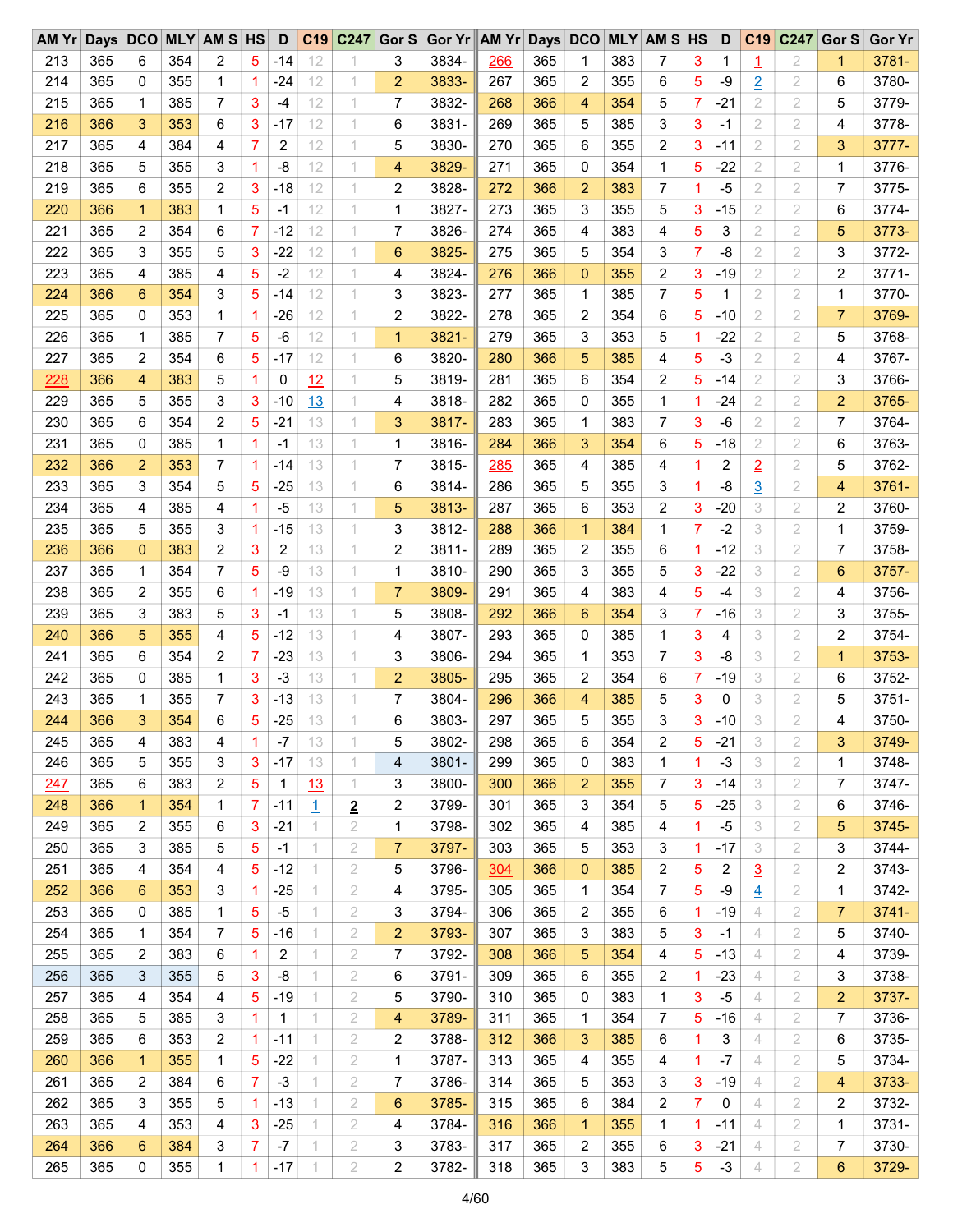| AM Yr | Days | DCO | MLY | AM S | HS | D | C19 | C247 | Gor S | Gor Yr | AM Yr | Days | DCO | MLY | AM S | HS | D | C19 | C247 | Gor S | Gor Yr |
|---|---|---|---|---|---|---|---|---|---|---|---|---|---|---|---|---|---|---|---|---|---|
| 213 | 365 | 6 | 354 | 2 | 5 | -14 | 12 | 1 | 3 | 3834- | 266 | 365 | 1 | 383 | 7 | 3 | 1 | 1 | 2 | 1 | 3781- |
| 214 | 365 | 0 | 355 | 1 | 1 | -24 | 12 | 1 | 2 | 3833- | 267 | 365 | 2 | 355 | 6 | 5 | -9 | 2 | 2 | 6 | 3780- |
| 215 | 365 | 1 | 385 | 7 | 3 | -4 | 12 | 1 | 7 | 3832- | 268 | 366 | 4 | 354 | 5 | 7 | -21 | 2 | 2 | 5 | 3779- |
| 216 | 366 | 3 | 353 | 6 | 3 | -17 | 12 | 1 | 6 | 3831- | 269 | 365 | 5 | 385 | 3 | 3 | -1 | 2 | 2 | 4 | 3778- |
| 217 | 365 | 4 | 384 | 4 | 7 | 2 | 12 | 1 | 5 | 3830- | 270 | 365 | 6 | 355 | 2 | 3 | -11 | 2 | 2 | 3 | 3777- |
| 218 | 365 | 5 | 355 | 3 | 1 | -8 | 12 | 1 | 4 | 3829- | 271 | 365 | 0 | 354 | 1 | 5 | -22 | 2 | 2 | 1 | 3776- |
| 219 | 365 | 6 | 355 | 2 | 3 | -18 | 12 | 1 | 2 | 3828- | 272 | 366 | 2 | 383 | 7 | 1 | -5 | 2 | 2 | 7 | 3775- |
| 220 | 366 | 1 | 383 | 1 | 5 | -1 | 12 | 1 | 1 | 3827- | 273 | 365 | 3 | 355 | 5 | 3 | -15 | 2 | 2 | 6 | 3774- |
| 221 | 365 | 2 | 354 | 6 | 7 | -12 | 12 | 1 | 7 | 3826- | 274 | 365 | 4 | 383 | 4 | 5 | 3 | 2 | 2 | 5 | 3773- |
| 222 | 365 | 3 | 355 | 5 | 3 | -22 | 12 | 1 | 6 | 3825- | 275 | 365 | 5 | 354 | 3 | 7 | -8 | 2 | 2 | 3 | 3772- |
| 223 | 365 | 4 | 385 | 4 | 5 | -2 | 12 | 1 | 4 | 3824- | 276 | 366 | 0 | 355 | 2 | 3 | -19 | 2 | 2 | 2 | 3771- |
| 224 | 366 | 6 | 354 | 3 | 5 | -14 | 12 | 1 | 3 | 3823- | 277 | 365 | 1 | 385 | 7 | 5 | 1 | 2 | 2 | 1 | 3770- |
| 225 | 365 | 0 | 353 | 1 | 1 | -26 | 12 | 1 | 2 | 3822- | 278 | 365 | 2 | 354 | 6 | 5 | -10 | 2 | 2 | 7 | 3769- |
| 226 | 365 | 1 | 385 | 7 | 5 | -6 | 12 | 1 | 1 | 3821- | 279 | 365 | 3 | 353 | 5 | 1 | -22 | 2 | 2 | 5 | 3768- |
| 227 | 365 | 2 | 354 | 6 | 5 | -17 | 12 | 1 | 6 | 3820- | 280 | 366 | 5 | 385 | 4 | 5 | -3 | 2 | 2 | 4 | 3767- |
| 228 | 366 | 4 | 383 | 5 | 1 | 0 | 12 | 1 | 5 | 3819- | 281 | 365 | 6 | 354 | 2 | 5 | -14 | 2 | 2 | 3 | 3766- |
| 229 | 365 | 5 | 355 | 3 | 3 | -10 | 13 | 1 | 4 | 3818- | 282 | 365 | 0 | 355 | 1 | 1 | -24 | 2 | 2 | 2 | 3765- |
| 230 | 365 | 6 | 354 | 2 | 5 | -21 | 13 | 1 | 3 | 3817- | 283 | 365 | 1 | 383 | 7 | 3 | -6 | 2 | 2 | 7 | 3764- |
| 231 | 365 | 0 | 385 | 1 | 1 | -1 | 13 | 1 | 1 | 3816- | 284 | 366 | 3 | 354 | 6 | 5 | -18 | 2 | 2 | 6 | 3763- |
| 232 | 366 | 2 | 353 | 7 | 1 | -14 | 13 | 1 | 7 | 3815- | 285 | 365 | 4 | 385 | 4 | 1 | 2 | 2 | 2 | 5 | 3762- |
| 233 | 365 | 3 | 354 | 5 | 5 | -25 | 13 | 1 | 6 | 3814- | 286 | 365 | 5 | 355 | 3 | 1 | -8 | 3 | 2 | 4 | 3761- |
| 234 | 365 | 4 | 385 | 4 | 1 | -5 | 13 | 1 | 5 | 3813- | 287 | 365 | 6 | 353 | 2 | 3 | -20 | 3 | 2 | 2 | 3760- |
| 235 | 365 | 5 | 355 | 3 | 1 | -15 | 13 | 1 | 3 | 3812- | 288 | 366 | 1 | 384 | 1 | 7 | -2 | 3 | 2 | 1 | 3759- |
| 236 | 366 | 0 | 383 | 2 | 3 | 2 | 13 | 1 | 2 | 3811- | 289 | 365 | 2 | 355 | 6 | 1 | -12 | 3 | 2 | 7 | 3758- |
| 237 | 365 | 1 | 354 | 7 | 5 | -9 | 13 | 1 | 1 | 3810- | 290 | 365 | 3 | 355 | 5 | 3 | -22 | 3 | 2 | 6 | 3757- |
| 238 | 365 | 2 | 355 | 6 | 1 | -19 | 13 | 1 | 7 | 3809- | 291 | 365 | 4 | 383 | 4 | 5 | -4 | 3 | 2 | 4 | 3756- |
| 239 | 365 | 3 | 383 | 5 | 3 | -1 | 13 | 1 | 5 | 3808- | 292 | 366 | 6 | 354 | 3 | 7 | -16 | 3 | 2 | 3 | 3755- |
| 240 | 366 | 5 | 355 | 4 | 5 | -12 | 13 | 1 | 4 | 3807- | 293 | 365 | 0 | 385 | 1 | 3 | 4 | 3 | 2 | 2 | 3754- |
| 241 | 365 | 6 | 354 | 2 | 7 | -23 | 13 | 1 | 3 | 3806- | 294 | 365 | 1 | 353 | 7 | 3 | -8 | 3 | 2 | 1 | 3753- |
| 242 | 365 | 0 | 385 | 1 | 3 | -3 | 13 | 1 | 2 | 3805- | 295 | 365 | 2 | 354 | 6 | 7 | -19 | 3 | 2 | 6 | 3752- |
| 243 | 365 | 1 | 355 | 7 | 3 | -13 | 13 | 1 | 7 | 3804- | 296 | 366 | 4 | 385 | 5 | 3 | 0 | 3 | 2 | 5 | 3751- |
| 244 | 366 | 3 | 354 | 6 | 5 | -25 | 13 | 1 | 6 | 3803- | 297 | 365 | 5 | 355 | 3 | 3 | -10 | 3 | 2 | 4 | 3750- |
| 245 | 365 | 4 | 383 | 4 | 1 | -7 | 13 | 1 | 5 | 3802- | 298 | 365 | 6 | 354 | 2 | 5 | -21 | 3 | 2 | 3 | 3749- |
| 246 | 365 | 5 | 355 | 3 | 3 | -17 | 13 | 1 | 4 | 3801- | 299 | 365 | 0 | 383 | 1 | 1 | -3 | 3 | 2 | 1 | 3748- |
| 247 | 365 | 6 | 383 | 2 | 5 | 1 | 13 | 1 | 3 | 3800- | 300 | 366 | 2 | 355 | 7 | 3 | -14 | 3 | 2 | 7 | 3747- |
| 248 | 366 | 1 | 354 | 1 | 7 | -11 | 1 | **2** | 2 | 3799- | 301 | 365 | 3 | 354 | 5 | 5 | -25 | 3 | 2 | 6 | 3746- |
| 249 | 365 | 2 | 355 | 6 | 3 | -21 | 1 | 2 | 1 | 3798- | 302 | 365 | 4 | 385 | 4 | 1 | -5 | 3 | 2 | 5 | 3745- |
| 250 | 365 | 3 | 385 | 5 | 5 | -1 | 1 | 2 | 7 | 3797- | 303 | 365 | 5 | 353 | 3 | 1 | -17 | 3 | 2 | 3 | 3744- |
| 251 | 365 | 4 | 354 | 4 | 5 | -12 | 1 | 2 | 5 | 3796- | 304 | 366 | 0 | 385 | 2 | 5 | 2 | 3 | 2 | 2 | 3743- |
| 252 | 366 | 6 | 353 | 3 | 1 | -25 | 1 | 2 | 4 | 3795- | 305 | 365 | 1 | 354 | 7 | 5 | -9 | 4 | 2 | 1 | 3742- |
| 253 | 365 | 0 | 385 | 1 | 5 | -5 | 1 | 2 | 3 | 3794- | 306 | 365 | 2 | 355 | 6 | 1 | -19 | 4 | 2 | 7 | 3741- |
| 254 | 365 | 1 | 354 | 7 | 5 | -16 | 1 | 2 | 2 | 3793- | 307 | 365 | 3 | 383 | 5 | 3 | -1 | 4 | 2 | 5 | 3740- |
| 255 | 365 | 2 | 383 | 6 | 1 | 2 | 1 | 2 | 7 | 3792- | 308 | 366 | 5 | 354 | 4 | 5 | -13 | 4 | 2 | 4 | 3739- |
| 256 | 365 | 3 | 355 | 5 | 3 | -8 | 1 | 2 | 6 | 3791- | 309 | 365 | 6 | 355 | 2 | 1 | -23 | 4 | 2 | 3 | 3738- |
| 257 | 365 | 4 | 354 | 4 | 5 | -19 | 1 | 2 | 5 | 3790- | 310 | 365 | 0 | 383 | 1 | 3 | -5 | 4 | 2 | 2 | 3737- |
| 258 | 365 | 5 | 385 | 3 | 1 | 1 | 1 | 2 | 4 | 3789- | 311 | 365 | 1 | 354 | 7 | 5 | -16 | 4 | 2 | 7 | 3736- |
| 259 | 365 | 6 | 353 | 2 | 1 | -11 | 1 | 2 | 2 | 3788- | 312 | 366 | 3 | 385 | 6 | 1 | 3 | 4 | 2 | 6 | 3735- |
| 260 | 366 | 1 | 355 | 1 | 5 | -22 | 1 | 2 | 1 | 3787- | 313 | 365 | 4 | 355 | 4 | 1 | -7 | 4 | 2 | 5 | 3734- |
| 261 | 365 | 2 | 384 | 6 | 7 | -3 | 1 | 2 | 7 | 3786- | 314 | 365 | 5 | 353 | 3 | 3 | -19 | 4 | 2 | 4 | 3733- |
| 262 | 365 | 3 | 355 | 5 | 1 | -13 | 1 | 2 | 6 | 3785- | 315 | 365 | 6 | 384 | 2 | 7 | 0 | 4 | 2 | 2 | 3732- |
| 263 | 365 | 4 | 353 | 4 | 3 | -25 | 1 | 2 | 4 | 3784- | 316 | 366 | 1 | 355 | 1 | 1 | -11 | 4 | 2 | 1 | 3731- |
| 264 | 366 | 6 | 384 | 3 | 7 | -7 | 1 | 2 | 3 | 3783- | 317 | 365 | 2 | 355 | 6 | 3 | -21 | 4 | 2 | 7 | 3730- |
| 265 | 365 | 0 | 355 | 1 | 1 | -17 | 1 | 2 | 2 | 3782- | 318 | 365 | 3 | 383 | 5 | 5 | -3 | 4 | 2 | 6 | 3729- |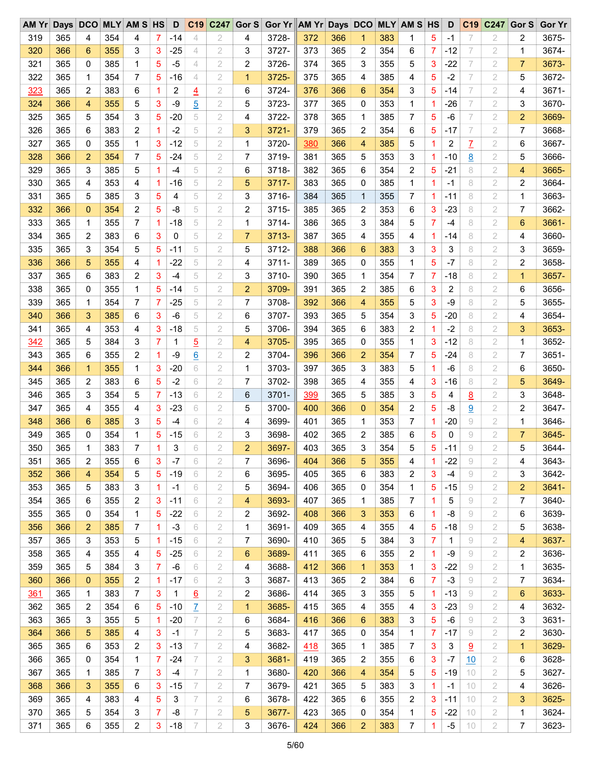| AM Yr | Days | DCO | MLY | AM S | HS | D | C19 | C247 | Gor S | Gor Yr | AM Yr | Days | DCO | MLY | AM S | HS | D | C19 | C247 | Gor S | Gor Yr |
|---|---|---|---|---|---|---|---|---|---|---|---|---|---|---|---|---|---|---|---|---|---|
| 319 | 365 | 4 | 354 | 4 | 7 | -14 | 4 | 2 | 4 | 3728- | 372 | 366 | 1 | 383 | 1 | 5 | -1 | 7 | 2 | 2 | 3675- |
| 320 | 366 | 6 | 355 | 3 | 3 | -25 | 4 | 2 | 3 | 3727- | 373 | 365 | 2 | 354 | 6 | 7 | -12 | 7 | 2 | 1 | 3674- |
| 321 | 365 | 0 | 385 | 1 | 5 | -5 | 4 | 2 | 2 | 3726- | 374 | 365 | 3 | 355 | 5 | 3 | -22 | 7 | 2 | 7 | 3673- |
| 322 | 365 | 1 | 354 | 7 | 5 | -16 | 4 | 2 | 1 | 3725- | 375 | 365 | 4 | 385 | 4 | 5 | -2 | 7 | 2 | 5 | 3672- |
| 323 | 365 | 2 | 383 | 6 | 1 | 2 | 4 | 2 | 6 | 3724- | 376 | 366 | 6 | 354 | 3 | 5 | -14 | 7 | 2 | 4 | 3671- |
| 324 | 366 | 4 | 355 | 5 | 3 | -9 | 5 | 2 | 5 | 3723- | 377 | 365 | 0 | 353 | 1 | 1 | -26 | 7 | 2 | 3 | 3670- |
| 325 | 365 | 5 | 354 | 3 | 5 | -20 | 5 | 2 | 4 | 3722- | 378 | 365 | 1 | 385 | 7 | 5 | -6 | 7 | 2 | 2 | 3669- |
| 326 | 365 | 6 | 383 | 2 | 1 | -2 | 5 | 2 | 3 | 3721- | 379 | 365 | 2 | 354 | 6 | 5 | -17 | 7 | 2 | 7 | 3668- |
| 327 | 365 | 0 | 355 | 1 | 3 | -12 | 5 | 2 | 1 | 3720- | 380 | 366 | 4 | 385 | 5 | 1 | 2 | 7 | 2 | 6 | 3667- |
| 328 | 366 | 2 | 354 | 7 | 5 | -24 | 5 | 2 | 7 | 3719- | 381 | 365 | 5 | 353 | 3 | 1 | -10 | 8 | 2 | 5 | 3666- |
| 329 | 365 | 3 | 385 | 5 | 1 | -4 | 5 | 2 | 6 | 3718- | 382 | 365 | 6 | 354 | 2 | 5 | -21 | 8 | 2 | 4 | 3665- |
| 330 | 365 | 4 | 353 | 4 | 1 | -16 | 5 | 2 | 5 | 3717- | 383 | 365 | 0 | 385 | 1 | 1 | -1 | 8 | 2 | 2 | 3664- |
| 331 | 365 | 5 | 385 | 3 | 5 | 4 | 5 | 2 | 3 | 3716- | 384 | 365 | 1 | 355 | 7 | 1 | -11 | 8 | 2 | 1 | 3663- |
| 332 | 366 | 0 | 354 | 2 | 5 | -8 | 5 | 2 | 2 | 3715- | 385 | 365 | 2 | 353 | 6 | 3 | -23 | 8 | 2 | 7 | 3662- |
| 333 | 365 | 1 | 355 | 7 | 1 | -18 | 5 | 2 | 1 | 3714- | 386 | 365 | 3 | 384 | 5 | 7 | -4 | 8 | 2 | 6 | 3661- |
| 334 | 365 | 2 | 383 | 6 | 3 | 0 | 5 | 2 | 7 | 3713- | 387 | 365 | 4 | 355 | 4 | 1 | -14 | 8 | 2 | 4 | 3660- |
| 335 | 365 | 3 | 354 | 5 | 5 | -11 | 5 | 2 | 5 | 3712- | 388 | 366 | 6 | 383 | 3 | 3 | 3 | 8 | 2 | 3 | 3659- |
| 336 | 366 | 5 | 355 | 4 | 1 | -22 | 5 | 2 | 4 | 3711- | 389 | 365 | 0 | 355 | 1 | 5 | -7 | 8 | 2 | 2 | 3658- |
| 337 | 365 | 6 | 383 | 2 | 3 | -4 | 5 | 2 | 3 | 3710- | 390 | 365 | 1 | 354 | 7 | 7 | -18 | 8 | 2 | 1 | 3657- |
| 338 | 365 | 0 | 355 | 1 | 5 | -14 | 5 | 2 | 2 | 3709- | 391 | 365 | 2 | 385 | 6 | 3 | 2 | 8 | 2 | 6 | 3656- |
| 339 | 365 | 1 | 354 | 7 | 7 | -25 | 5 | 2 | 7 | 3708- | 392 | 366 | 4 | 355 | 5 | 3 | -9 | 8 | 2 | 5 | 3655- |
| 340 | 366 | 3 | 385 | 6 | 3 | -6 | 5 | 2 | 6 | 3707- | 393 | 365 | 5 | 354 | 3 | 5 | -20 | 8 | 2 | 4 | 3654- |
| 341 | 365 | 4 | 353 | 4 | 3 | -18 | 5 | 2 | 5 | 3706- | 394 | 365 | 6 | 383 | 2 | 1 | -2 | 8 | 2 | 3 | 3653- |
| 342 | 365 | 5 | 384 | 3 | 7 | 1 | 5 | 2 | 4 | 3705- | 395 | 365 | 0 | 355 | 1 | 3 | -12 | 8 | 2 | 1 | 3652- |
| 343 | 365 | 6 | 355 | 2 | 1 | -9 | 6 | 2 | 2 | 3704- | 396 | 366 | 2 | 354 | 7 | 5 | -24 | 8 | 2 | 7 | 3651- |
| 344 | 366 | 1 | 355 | 1 | 3 | -20 | 6 | 2 | 1 | 3703- | 397 | 365 | 3 | 383 | 5 | 1 | -6 | 8 | 2 | 6 | 3650- |
| 345 | 365 | 2 | 383 | 6 | 5 | -2 | 6 | 2 | 7 | 3702- | 398 | 365 | 4 | 355 | 4 | 3 | -16 | 8 | 2 | 5 | 3649- |
| 346 | 365 | 3 | 354 | 5 | 7 | -13 | 6 | 2 | 6 | 3701- | 399 | 365 | 5 | 385 | 3 | 5 | 4 | 8 | 2 | 3 | 3648- |
| 347 | 365 | 4 | 355 | 4 | 3 | -23 | 6 | 2 | 5 | 3700- | 400 | 366 | 0 | 354 | 2 | 5 | -8 | 9 | 2 | 2 | 3647- |
| 348 | 366 | 6 | 385 | 3 | 5 | -4 | 6 | 2 | 4 | 3699- | 401 | 365 | 1 | 353 | 7 | 1 | -20 | 9 | 2 | 1 | 3646- |
| 349 | 365 | 0 | 354 | 1 | 5 | -15 | 6 | 2 | 3 | 3698- | 402 | 365 | 2 | 385 | 6 | 5 | 0 | 9 | 2 | 7 | 3645- |
| 350 | 365 | 1 | 383 | 7 | 1 | 3 | 6 | 2 | 2 | 3697- | 403 | 365 | 3 | 354 | 5 | 5 | -11 | 9 | 2 | 5 | 3644- |
| 351 | 365 | 2 | 355 | 6 | 3 | -7 | 6 | 2 | 7 | 3696- | 404 | 366 | 5 | 355 | 4 | 1 | -22 | 9 | 2 | 4 | 3643- |
| 352 | 366 | 4 | 354 | 5 | 5 | -19 | 6 | 2 | 6 | 3695- | 405 | 365 | 6 | 383 | 2 | 3 | -4 | 9 | 2 | 3 | 3642- |
| 353 | 365 | 5 | 383 | 3 | 1 | -1 | 6 | 2 | 5 | 3694- | 406 | 365 | 0 | 354 | 1 | 5 | -15 | 9 | 2 | 2 | 3641- |
| 354 | 365 | 6 | 355 | 2 | 3 | -11 | 6 | 2 | 4 | 3693- | 407 | 365 | 1 | 385 | 7 | 1 | 5 | 9 | 2 | 7 | 3640- |
| 355 | 365 | 0 | 354 | 1 | 5 | -22 | 6 | 2 | 2 | 3692- | 408 | 366 | 3 | 353 | 6 | 1 | -8 | 9 | 2 | 6 | 3639- |
| 356 | 366 | 2 | 385 | 7 | 1 | -3 | 6 | 2 | 1 | 3691- | 409 | 365 | 4 | 355 | 4 | 5 | -18 | 9 | 2 | 5 | 3638- |
| 357 | 365 | 3 | 353 | 5 | 1 | -15 | 6 | 2 | 7 | 3690- | 410 | 365 | 5 | 384 | 3 | 7 | 1 | 9 | 2 | 4 | 3637- |
| 358 | 365 | 4 | 355 | 4 | 5 | -25 | 6 | 2 | 6 | 3689- | 411 | 365 | 6 | 355 | 2 | 1 | -9 | 9 | 2 | 2 | 3636- |
| 359 | 365 | 5 | 384 | 3 | 7 | -6 | 6 | 2 | 4 | 3688- | 412 | 366 | 1 | 353 | 1 | 3 | -22 | 9 | 2 | 1 | 3635- |
| 360 | 366 | 0 | 355 | 2 | 1 | -17 | 6 | 2 | 3 | 3687- | 413 | 365 | 2 | 384 | 6 | 7 | -3 | 9 | 2 | 7 | 3634- |
| 361 | 365 | 1 | 383 | 7 | 3 | 1 | 6 | 2 | 2 | 3686- | 414 | 365 | 3 | 355 | 5 | 1 | -13 | 9 | 2 | 6 | 3633- |
| 362 | 365 | 2 | 354 | 6 | 5 | -10 | 7 | 2 | 1 | 3685- | 415 | 365 | 4 | 355 | 4 | 3 | -23 | 9 | 2 | 4 | 3632- |
| 363 | 365 | 3 | 355 | 5 | 1 | -20 | 7 | 2 | 6 | 3684- | 416 | 366 | 6 | 383 | 3 | 5 | -6 | 9 | 2 | 3 | 3631- |
| 364 | 366 | 5 | 385 | 4 | 3 | -1 | 7 | 2 | 5 | 3683- | 417 | 365 | 0 | 354 | 1 | 7 | -17 | 9 | 2 | 2 | 3630- |
| 365 | 365 | 6 | 353 | 2 | 3 | -13 | 7 | 2 | 4 | 3682- | 418 | 365 | 1 | 385 | 7 | 3 | 3 | 9 | 2 | 1 | 3629- |
| 366 | 365 | 0 | 354 | 1 | 7 | -24 | 7 | 2 | 3 | 3681- | 419 | 365 | 2 | 355 | 6 | 3 | -7 | 10 | 2 | 6 | 3628- |
| 367 | 365 | 1 | 385 | 7 | 3 | -4 | 7 | 2 | 1 | 3680- | 420 | 366 | 4 | 354 | 5 | 5 | -19 | 10 | 2 | 5 | 3627- |
| 368 | 366 | 3 | 355 | 6 | 3 | -15 | 7 | 2 | 7 | 3679- | 421 | 365 | 5 | 383 | 3 | 1 | -1 | 10 | 2 | 4 | 3626- |
| 369 | 365 | 4 | 383 | 4 | 5 | 3 | 7 | 2 | 6 | 3678- | 422 | 365 | 6 | 355 | 2 | 3 | -11 | 10 | 2 | 3 | 3625- |
| 370 | 365 | 5 | 354 | 3 | 7 | -8 | 7 | 2 | 5 | 3677- | 423 | 365 | 0 | 354 | 1 | 5 | -22 | 10 | 2 | 1 | 3624- |
| 371 | 365 | 6 | 355 | 2 | 3 | -18 | 7 | 2 | 3 | 3676- | 424 | 366 | 2 | 383 | 7 | 1 | -5 | 10 | 2 | 7 | 3623- |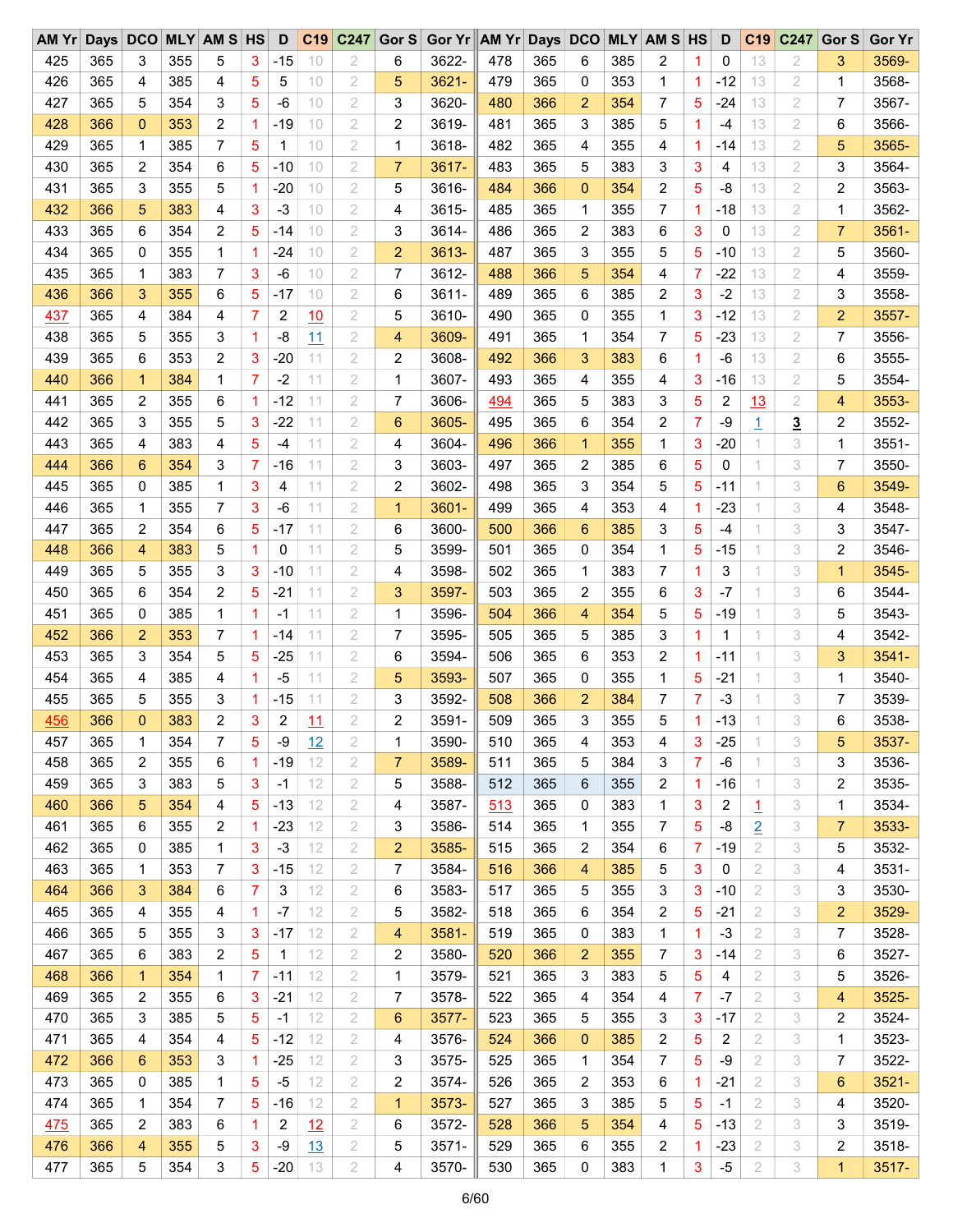| AM Yr | Days | DCO | MLY | AM S | HS | D | C19 | C247 | Gor S | Gor Yr |
|---|---|---|---|---|---|---|---|---|---|---|
| 425 | 365 | 3 | 355 | 5 | 3 | -15 | 10 | 2 | 6 | 3622- |
| 426 | 365 | 4 | 385 | 4 | 5 | 5 | 10 | 2 | 5 | 3621- |
| 427 | 365 | 5 | 354 | 3 | 5 | -6 | 10 | 2 | 3 | 3620- |
| 428 | 366 | 0 | 353 | 2 | 1 | -19 | 10 | 2 | 2 | 3619- |
| 429 | 365 | 1 | 385 | 7 | 5 | 1 | 10 | 2 | 1 | 3618- |
| 430 | 365 | 2 | 354 | 6 | 5 | -10 | 10 | 2 | 7 | 3617- |
| 431 | 365 | 3 | 355 | 5 | 1 | -20 | 10 | 2 | 5 | 3616- |
| 432 | 366 | 5 | 383 | 4 | 3 | -3 | 10 | 2 | 4 | 3615- |
| 433 | 365 | 6 | 354 | 2 | 5 | -14 | 10 | 2 | 3 | 3614- |
| 434 | 365 | 0 | 355 | 1 | 1 | -24 | 10 | 2 | 2 | 3613- |
| 435 | 365 | 1 | 383 | 7 | 3 | -6 | 10 | 2 | 7 | 3612- |
| 436 | 366 | 3 | 355 | 6 | 5 | -17 | 10 | 2 | 6 | 3611- |
| 437 | 365 | 4 | 384 | 4 | 7 | 2 | 10 | 2 | 5 | 3610- |
| 438 | 365 | 5 | 355 | 3 | 1 | -8 | 11 | 2 | 4 | 3609- |
| 439 | 365 | 6 | 353 | 2 | 3 | -20 | 11 | 2 | 2 | 3608- |
| 440 | 366 | 1 | 384 | 1 | 7 | -2 | 11 | 2 | 1 | 3607- |
| 441 | 365 | 2 | 355 | 6 | 1 | -12 | 11 | 2 | 7 | 3606- |
| 442 | 365 | 3 | 355 | 5 | 3 | -22 | 11 | 2 | 6 | 3605- |
| 443 | 365 | 4 | 383 | 4 | 5 | -4 | 11 | 2 | 4 | 3604- |
| 444 | 366 | 6 | 354 | 3 | 7 | -16 | 11 | 2 | 3 | 3603- |
| 445 | 365 | 0 | 385 | 1 | 3 | 4 | 11 | 2 | 2 | 3602- |
| 446 | 365 | 1 | 355 | 7 | 3 | -6 | 11 | 2 | 1 | 3601- |
| 447 | 365 | 2 | 354 | 6 | 5 | -17 | 11 | 2 | 6 | 3600- |
| 448 | 366 | 4 | 383 | 5 | 1 | 0 | 11 | 2 | 5 | 3599- |
| 449 | 365 | 5 | 355 | 3 | 3 | -10 | 11 | 2 | 4 | 3598- |
| 450 | 365 | 6 | 354 | 2 | 5 | -21 | 11 | 2 | 3 | 3597- |
| 451 | 365 | 0 | 385 | 1 | 1 | -1 | 11 | 2 | 1 | 3596- |
| 452 | 366 | 2 | 353 | 7 | 1 | -14 | 11 | 2 | 7 | 3595- |
| 453 | 365 | 3 | 354 | 5 | 5 | -25 | 11 | 2 | 6 | 3594- |
| 454 | 365 | 4 | 385 | 4 | 1 | -5 | 11 | 2 | 5 | 3593- |
| 455 | 365 | 5 | 355 | 3 | 1 | -15 | 11 | 2 | 3 | 3592- |
| 456 | 366 | 0 | 383 | 2 | 3 | 2 | 11 | 2 | 2 | 3591- |
| 457 | 365 | 1 | 354 | 7 | 5 | -9 | 12 | 2 | 1 | 3590- |
| 458 | 365 | 2 | 355 | 6 | 1 | -19 | 12 | 2 | 7 | 3589- |
| 459 | 365 | 3 | 383 | 5 | 3 | -1 | 12 | 2 | 5 | 3588- |
| 460 | 366 | 5 | 354 | 4 | 5 | -13 | 12 | 2 | 4 | 3587- |
| 461 | 365 | 6 | 355 | 2 | 1 | -23 | 12 | 2 | 3 | 3586- |
| 462 | 365 | 0 | 385 | 1 | 3 | -3 | 12 | 2 | 2 | 3585- |
| 463 | 365 | 1 | 353 | 7 | 3 | -15 | 12 | 2 | 7 | 3584- |
| 464 | 366 | 3 | 384 | 6 | 7 | 3 | 12 | 2 | 6 | 3583- |
| 465 | 365 | 4 | 355 | 4 | 1 | -7 | 12 | 2 | 5 | 3582- |
| 466 | 365 | 5 | 355 | 3 | 3 | -17 | 12 | 2 | 4 | 3581- |
| 467 | 365 | 6 | 383 | 2 | 5 | 1 | 12 | 2 | 2 | 3580- |
| 468 | 366 | 1 | 354 | 1 | 7 | -11 | 12 | 2 | 1 | 3579- |
| 469 | 365 | 2 | 355 | 6 | 3 | -21 | 12 | 2 | 7 | 3578- |
| 470 | 365 | 3 | 385 | 5 | 5 | -1 | 12 | 2 | 6 | 3577- |
| 471 | 365 | 4 | 354 | 4 | 5 | -12 | 12 | 2 | 4 | 3576- |
| 472 | 366 | 6 | 353 | 3 | 1 | -25 | 12 | 2 | 3 | 3575- |
| 473 | 365 | 0 | 385 | 1 | 5 | -5 | 12 | 2 | 2 | 3574- |
| 474 | 365 | 1 | 354 | 7 | 5 | -16 | 12 | 2 | 1 | 3573- |
| 475 | 365 | 2 | 383 | 6 | 1 | 2 | 12 | 2 | 6 | 3572- |
| 476 | 366 | 4 | 355 | 5 | 3 | -9 | 13 | 2 | 5 | 3571- |
| 477 | 365 | 5 | 354 | 3 | 5 | -20 | 13 | 2 | 4 | 3570- |
| 478 | 365 | 6 | 385 | 2 | 1 | 0 | 13 | 2 | 3 | 3569- |
| 479 | 365 | 0 | 353 | 1 | 1 | -12 | 13 | 2 | 1 | 3568- |
| 480 | 366 | 2 | 354 | 7 | 5 | -24 | 13 | 2 | 7 | 3567- |
| 481 | 365 | 3 | 385 | 5 | 1 | -4 | 13 | 2 | 6 | 3566- |
| 482 | 365 | 4 | 355 | 4 | 1 | -14 | 13 | 2 | 5 | 3565- |
| 483 | 365 | 5 | 383 | 3 | 3 | 4 | 13 | 2 | 3 | 3564- |
| 484 | 366 | 0 | 354 | 2 | 5 | -8 | 13 | 2 | 2 | 3563- |
| 485 | 365 | 1 | 355 | 7 | 1 | -18 | 13 | 2 | 1 | 3562- |
| 486 | 365 | 2 | 383 | 6 | 3 | 0 | 13 | 2 | 7 | 3561- |
| 487 | 365 | 3 | 355 | 5 | 5 | -10 | 13 | 2 | 5 | 3560- |
| 488 | 366 | 5 | 354 | 4 | 7 | -22 | 13 | 2 | 4 | 3559- |
| 489 | 365 | 6 | 385 | 2 | 3 | -2 | 13 | 2 | 3 | 3558- |
| 490 | 365 | 0 | 355 | 1 | 3 | -12 | 13 | 2 | 2 | 3557- |
| 491 | 365 | 1 | 354 | 7 | 5 | -23 | 13 | 2 | 7 | 3556- |
| 492 | 366 | 3 | 383 | 6 | 1 | -6 | 13 | 2 | 6 | 3555- |
| 493 | 365 | 4 | 355 | 4 | 3 | -16 | 13 | 2 | 5 | 3554- |
| 494 | 365 | 5 | 383 | 3 | 5 | 2 | 13 | 2 | 4 | 3553- |
| 495 | 365 | 6 | 354 | 2 | 7 | -9 | 1 | 3 | 2 | 3552- |
| 496 | 366 | 1 | 355 | 1 | 3 | -20 | 1 | 3 | 1 | 3551- |
| 497 | 365 | 2 | 385 | 6 | 5 | 0 | 1 | 3 | 7 | 3550- |
| 498 | 365 | 3 | 354 | 5 | 5 | -11 | 1 | 3 | 6 | 3549- |
| 499 | 365 | 4 | 353 | 4 | 1 | -23 | 1 | 3 | 4 | 3548- |
| 500 | 366 | 6 | 385 | 3 | 5 | -4 | 1 | 3 | 3 | 3547- |
| 501 | 365 | 0 | 354 | 1 | 5 | -15 | 1 | 3 | 2 | 3546- |
| 502 | 365 | 1 | 383 | 7 | 1 | 3 | 1 | 3 | 1 | 3545- |
| 503 | 365 | 2 | 355 | 6 | 3 | -7 | 1 | 3 | 6 | 3544- |
| 504 | 366 | 4 | 354 | 5 | 5 | -19 | 1 | 3 | 5 | 3543- |
| 505 | 365 | 5 | 385 | 3 | 1 | 1 | 1 | 3 | 4 | 3542- |
| 506 | 365 | 6 | 353 | 2 | 1 | -11 | 1 | 3 | 3 | 3541- |
| 507 | 365 | 0 | 355 | 1 | 5 | -21 | 1 | 3 | 1 | 3540- |
| 508 | 366 | 2 | 384 | 7 | 7 | -3 | 1 | 3 | 7 | 3539- |
| 509 | 365 | 3 | 355 | 5 | 1 | -13 | 1 | 3 | 6 | 3538- |
| 510 | 365 | 4 | 353 | 4 | 3 | -25 | 1 | 3 | 5 | 3537- |
| 511 | 365 | 5 | 384 | 3 | 7 | -6 | 1 | 3 | 3 | 3536- |
| 512 | 365 | 6 | 355 | 2 | 1 | -16 | 1 | 3 | 2 | 3535- |
| 513 | 365 | 0 | 383 | 1 | 3 | 2 | 1 | 3 | 1 | 3534- |
| 514 | 365 | 1 | 355 | 7 | 5 | -8 | 2 | 3 | 7 | 3533- |
| 515 | 365 | 2 | 354 | 6 | 7 | -19 | 2 | 3 | 5 | 3532- |
| 516 | 366 | 4 | 385 | 5 | 3 | 0 | 2 | 3 | 4 | 3531- |
| 517 | 365 | 5 | 355 | 3 | 3 | -10 | 2 | 3 | 3 | 3530- |
| 518 | 365 | 6 | 354 | 2 | 5 | -21 | 2 | 3 | 2 | 3529- |
| 519 | 365 | 0 | 383 | 1 | 1 | -3 | 2 | 3 | 7 | 3528- |
| 520 | 366 | 2 | 355 | 7 | 3 | -14 | 2 | 3 | 6 | 3527- |
| 521 | 365 | 3 | 383 | 5 | 5 | 4 | 2 | 3 | 5 | 3526- |
| 522 | 365 | 4 | 354 | 4 | 7 | -7 | 2 | 3 | 4 | 3525- |
| 523 | 365 | 5 | 355 | 3 | 3 | -17 | 2 | 3 | 2 | 3524- |
| 524 | 366 | 0 | 385 | 2 | 5 | 2 | 2 | 3 | 1 | 3523- |
| 525 | 365 | 1 | 354 | 7 | 5 | -9 | 2 | 3 | 7 | 3522- |
| 526 | 365 | 2 | 353 | 6 | 1 | -21 | 2 | 3 | 6 | 3521- |
| 527 | 365 | 3 | 385 | 5 | 5 | -1 | 2 | 3 | 4 | 3520- |
| 528 | 366 | 5 | 354 | 4 | 5 | -13 | 2 | 3 | 3 | 3519- |
| 529 | 365 | 6 | 355 | 2 | 1 | -23 | 2 | 3 | 2 | 3518- |
| 530 | 365 | 0 | 383 | 1 | 3 | -5 | 2 | 3 | 1 | 3517- |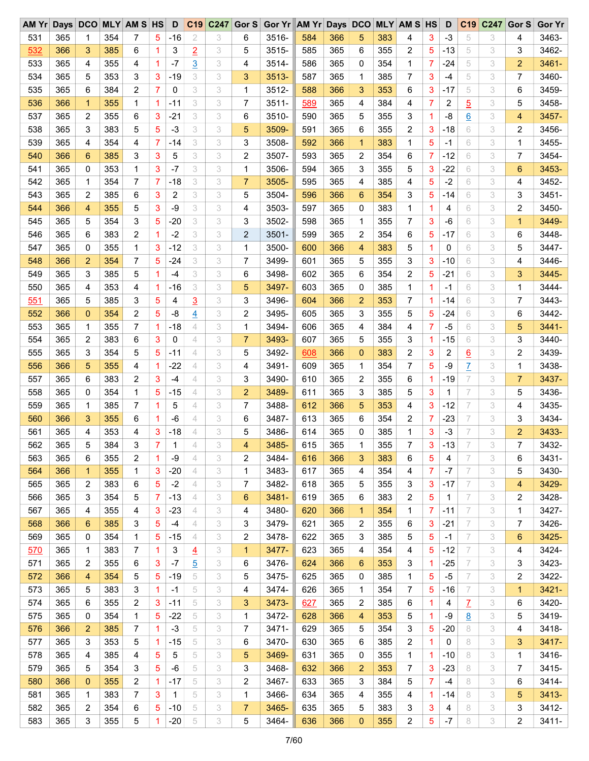| AM Yr | Days | DCO | MLY | AM S | HS | D | C19 | C247 | Gor S | Gor Yr | AM Yr | Days | DCO | MLY | AM S | HS | D | C19 | C247 | Gor S | Gor Yr |
|---|---|---|---|---|---|---|---|---|---|---|---|---|---|---|---|---|---|---|---|---|---|
| 531 | 365 | 1 | 354 | 7 | 5 | -16 | 2 | 3 | 6 | 3516- | 584 | 366 | 5 | 383 | 4 | 3 | -3 | 5 | 3 | 4 | 3463- |
| 532 | 366 | 3 | 385 | 6 | 1 | 3 | 2 | 3 | 5 | 3515- | 585 | 365 | 6 | 355 | 2 | 5 | -13 | 5 | 3 | 3 | 3462- |
| 533 | 365 | 4 | 355 | 4 | 1 | -7 | 3 | 3 | 4 | 3514- | 586 | 365 | 0 | 354 | 1 | 7 | -24 | 5 | 3 | 2 | 3461- |
| 534 | 365 | 5 | 353 | 3 | 3 | -19 | 3 | 3 | 3 | 3513- | 587 | 365 | 1 | 385 | 7 | 3 | -4 | 5 | 3 | 7 | 3460- |
| 535 | 365 | 6 | 384 | 2 | 7 | 0 | 3 | 3 | 1 | 3512- | 588 | 366 | 3 | 353 | 6 | 3 | -17 | 5 | 3 | 6 | 3459- |
| 536 | 366 | 1 | 355 | 1 | 1 | -11 | 3 | 3 | 7 | 3511- | 589 | 365 | 4 | 384 | 4 | 7 | 2 | 5 | 3 | 5 | 3458- |
| 537 | 365 | 2 | 355 | 6 | 3 | -21 | 3 | 3 | 6 | 3510- | 590 | 365 | 5 | 355 | 3 | 1 | -8 | 6 | 3 | 4 | 3457- |
| 538 | 365 | 3 | 383 | 5 | 5 | -3 | 3 | 3 | 5 | 3509- | 591 | 365 | 6 | 355 | 2 | 3 | -18 | 6 | 3 | 2 | 3456- |
| 539 | 365 | 4 | 354 | 4 | 7 | -14 | 3 | 3 | 3 | 3508- | 592 | 366 | 1 | 383 | 1 | 5 | -1 | 6 | 3 | 1 | 3455- |
| 540 | 366 | 6 | 385 | 3 | 3 | 5 | 3 | 3 | 2 | 3507- | 593 | 365 | 2 | 354 | 6 | 7 | -12 | 6 | 3 | 7 | 3454- |
| 541 | 365 | 0 | 353 | 1 | 3 | -7 | 3 | 3 | 1 | 3506- | 594 | 365 | 3 | 355 | 5 | 3 | -22 | 6 | 3 | 6 | 3453- |
| 542 | 365 | 1 | 354 | 7 | 7 | -18 | 3 | 3 | 7 | 3505- | 595 | 365 | 4 | 385 | 4 | 5 | -2 | 6 | 3 | 4 | 3452- |
| 543 | 365 | 2 | 385 | 6 | 3 | 2 | 3 | 3 | 5 | 3504- | 596 | 366 | 6 | 354 | 3 | 5 | -14 | 6 | 3 | 3 | 3451- |
| 544 | 366 | 4 | 355 | 5 | 3 | -9 | 3 | 3 | 4 | 3503- | 597 | 365 | 0 | 383 | 1 | 1 | 4 | 6 | 3 | 2 | 3450- |
| 545 | 365 | 5 | 354 | 3 | 5 | -20 | 3 | 3 | 3 | 3502- | 598 | 365 | 1 | 355 | 7 | 3 | -6 | 6 | 3 | 1 | 3449- |
| 546 | 365 | 6 | 383 | 2 | 1 | -2 | 3 | 3 | 2 | 3501- | 599 | 365 | 2 | 354 | 6 | 5 | -17 | 6 | 3 | 6 | 3448- |
| 547 | 365 | 0 | 355 | 1 | 3 | -12 | 3 | 3 | 1 | 3500- | 600 | 366 | 4 | 383 | 5 | 1 | 0 | 6 | 3 | 5 | 3447- |
| 548 | 366 | 2 | 354 | 7 | 5 | -24 | 3 | 3 | 7 | 3499- | 601 | 365 | 5 | 355 | 3 | 3 | -10 | 6 | 3 | 4 | 3446- |
| 549 | 365 | 3 | 385 | 5 | 1 | -4 | 3 | 3 | 6 | 3498- | 602 | 365 | 6 | 354 | 2 | 5 | -21 | 6 | 3 | 3 | 3445- |
| 550 | 365 | 4 | 353 | 4 | 1 | -16 | 3 | 3 | 5 | 3497- | 603 | 365 | 0 | 385 | 1 | 1 | -1 | 6 | 3 | 1 | 3444- |
| 551 | 365 | 5 | 385 | 3 | 5 | 4 | 3 | 3 | 3 | 3496- | 604 | 366 | 2 | 353 | 7 | 1 | -14 | 6 | 3 | 7 | 3443- |
| 552 | 366 | 0 | 354 | 2 | 5 | -8 | 4 | 3 | 2 | 3495- | 605 | 365 | 3 | 355 | 5 | 5 | -24 | 6 | 3 | 6 | 3442- |
| 553 | 365 | 1 | 355 | 7 | 1 | -18 | 4 | 3 | 1 | 3494- | 606 | 365 | 4 | 384 | 4 | 7 | -5 | 6 | 3 | 5 | 3441- |
| 554 | 365 | 2 | 383 | 6 | 3 | 0 | 4 | 3 | 7 | 3493- | 607 | 365 | 5 | 355 | 3 | 1 | -15 | 6 | 3 | 3 | 3440- |
| 555 | 365 | 3 | 354 | 5 | 5 | -11 | 4 | 3 | 5 | 3492- | 608 | 366 | 0 | 383 | 2 | 3 | 2 | 6 | 3 | 2 | 3439- |
| 556 | 366 | 5 | 355 | 4 | 1 | -22 | 4 | 3 | 4 | 3491- | 609 | 365 | 1 | 354 | 7 | 5 | -9 | 7 | 3 | 1 | 3438- |
| 557 | 365 | 6 | 383 | 2 | 3 | -4 | 4 | 3 | 3 | 3490- | 610 | 365 | 2 | 355 | 6 | 1 | -19 | 7 | 3 | 7 | 3437- |
| 558 | 365 | 0 | 354 | 1 | 5 | -15 | 4 | 3 | 2 | 3489- | 611 | 365 | 3 | 385 | 5 | 3 | 1 | 7 | 3 | 5 | 3436- |
| 559 | 365 | 1 | 385 | 7 | 1 | 5 | 4 | 3 | 7 | 3488- | 612 | 366 | 5 | 353 | 4 | 3 | -12 | 7 | 3 | 4 | 3435- |
| 560 | 366 | 3 | 355 | 6 | 1 | -6 | 4 | 3 | 6 | 3487- | 613 | 365 | 6 | 354 | 2 | 7 | -23 | 7 | 3 | 3 | 3434- |
| 561 | 365 | 4 | 353 | 4 | 3 | -18 | 4 | 3 | 5 | 3486- | 614 | 365 | 0 | 385 | 1 | 3 | -3 | 7 | 3 | 2 | 3433- |
| 562 | 365 | 5 | 384 | 3 | 7 | 1 | 4 | 3 | 4 | 3485- | 615 | 365 | 1 | 355 | 7 | 3 | -13 | 7 | 3 | 7 | 3432- |
| 563 | 365 | 6 | 355 | 2 | 1 | -9 | 4 | 3 | 2 | 3484- | 616 | 366 | 3 | 383 | 6 | 5 | 4 | 7 | 3 | 6 | 3431- |
| 564 | 366 | 1 | 355 | 1 | 3 | -20 | 4 | 3 | 1 | 3483- | 617 | 365 | 4 | 354 | 4 | 7 | -7 | 7 | 3 | 5 | 3430- |
| 565 | 365 | 2 | 383 | 6 | 5 | -2 | 4 | 3 | 7 | 3482- | 618 | 365 | 5 | 355 | 3 | 3 | -17 | 7 | 3 | 4 | 3429- |
| 566 | 365 | 3 | 354 | 5 | 7 | -13 | 4 | 3 | 6 | 3481- | 619 | 365 | 6 | 383 | 2 | 5 | 1 | 7 | 3 | 2 | 3428- |
| 567 | 365 | 4 | 355 | 4 | 3 | -23 | 4 | 3 | 4 | 3480- | 620 | 366 | 1 | 354 | 1 | 7 | -11 | 7 | 3 | 1 | 3427- |
| 568 | 366 | 6 | 385 | 3 | 5 | -4 | 4 | 3 | 3 | 3479- | 621 | 365 | 2 | 355 | 6 | 3 | -21 | 7 | 3 | 7 | 3426- |
| 569 | 365 | 0 | 354 | 1 | 5 | -15 | 4 | 3 | 2 | 3478- | 622 | 365 | 3 | 385 | 5 | 5 | -1 | 7 | 3 | 6 | 3425- |
| 570 | 365 | 1 | 383 | 7 | 1 | 3 | 4 | 3 | 1 | 3477- | 623 | 365 | 4 | 354 | 4 | 5 | -12 | 7 | 3 | 4 | 3424- |
| 571 | 365 | 2 | 355 | 6 | 3 | -7 | 5 | 3 | 6 | 3476- | 624 | 366 | 6 | 353 | 3 | 1 | -25 | 7 | 3 | 3 | 3423- |
| 572 | 366 | 4 | 354 | 5 | 5 | -19 | 5 | 3 | 5 | 3475- | 625 | 365 | 0 | 385 | 1 | 5 | -5 | 7 | 3 | 2 | 3422- |
| 573 | 365 | 5 | 383 | 3 | 1 | -1 | 5 | 3 | 4 | 3474- | 626 | 365 | 1 | 354 | 7 | 5 | -16 | 7 | 3 | 1 | 3421- |
| 574 | 365 | 6 | 355 | 2 | 3 | -11 | 5 | 3 | 3 | 3473- | 627 | 365 | 2 | 385 | 6 | 1 | 4 | 7 | 3 | 6 | 3420- |
| 575 | 365 | 0 | 354 | 1 | 5 | -22 | 5 | 3 | 1 | 3472- | 628 | 366 | 4 | 353 | 5 | 1 | -9 | 8 | 3 | 5 | 3419- |
| 576 | 366 | 2 | 385 | 7 | 1 | -3 | 5 | 3 | 7 | 3471- | 629 | 365 | 5 | 354 | 3 | 5 | -20 | 8 | 3 | 4 | 3418- |
| 577 | 365 | 3 | 353 | 5 | 1 | -15 | 5 | 3 | 6 | 3470- | 630 | 365 | 6 | 385 | 2 | 1 | 0 | 8 | 3 | 3 | 3417- |
| 578 | 365 | 4 | 385 | 4 | 5 | 5 | 5 | 3 | 5 | 3469- | 631 | 365 | 0 | 355 | 1 | 1 | -10 | 8 | 3 | 1 | 3416- |
| 579 | 365 | 5 | 354 | 3 | 5 | -6 | 5 | 3 | 3 | 3468- | 632 | 366 | 2 | 353 | 7 | 3 | -23 | 8 | 3 | 7 | 3415- |
| 580 | 366 | 0 | 355 | 2 | 1 | -17 | 5 | 3 | 2 | 3467- | 633 | 365 | 3 | 384 | 5 | 7 | -4 | 8 | 3 | 6 | 3414- |
| 581 | 365 | 1 | 383 | 7 | 3 | 1 | 5 | 3 | 1 | 3466- | 634 | 365 | 4 | 355 | 4 | 1 | -14 | 8 | 3 | 5 | 3413- |
| 582 | 365 | 2 | 354 | 6 | 5 | -10 | 5 | 3 | 7 | 3465- | 635 | 365 | 5 | 383 | 3 | 3 | 4 | 8 | 3 | 3 | 3412- |
| 583 | 365 | 3 | 355 | 5 | 1 | -20 | 5 | 3 | 5 | 3464- | 636 | 366 | 0 | 355 | 2 | 5 | -7 | 8 | 3 | 2 | 3411- |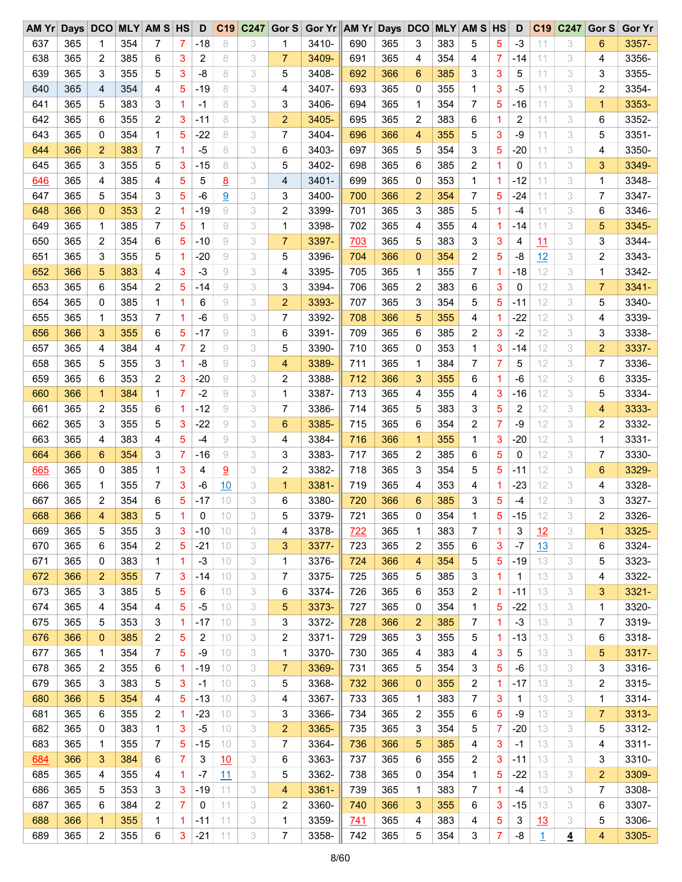| AM Yr | Days | DCO | MLY | AM S | HS | D | C19 | C247 | Gor S | Gor Yr | AM Yr | Days | DCO | MLY | AM S | HS | D | C19 | C247 | Gor S | Gor Yr |
|---|---|---|---|---|---|---|---|---|---|---|---|---|---|---|---|---|---|---|---|---|---|
| 637 | 365 | 1 | 354 | 7 | 7 | -18 | 8 | 3 | 1 | 3410- | 690 | 365 | 3 | 383 | 5 | 5 | -3 | 11 | 3 | 6 | 3357- |
| 638 | 365 | 2 | 385 | 6 | 3 | 2 | 8 | 3 | 7 | 3409- | 691 | 365 | 4 | 354 | 4 | 7 | -14 | 11 | 3 | 4 | 3356- |
| 639 | 365 | 3 | 355 | 5 | 3 | -8 | 8 | 3 | 5 | 3408- | 692 | 366 | 6 | 385 | 3 | 3 | 5 | 11 | 3 | 3 | 3355- |
| 640 | 365 | 4 | 354 | 4 | 5 | -19 | 8 | 3 | 4 | 3407- | 693 | 365 | 0 | 355 | 1 | 3 | -5 | 11 | 3 | 2 | 3354- |
| 641 | 365 | 5 | 383 | 3 | 1 | -1 | 8 | 3 | 3 | 3406- | 694 | 365 | 1 | 354 | 7 | 5 | -16 | 11 | 3 | 1 | 3353- |
| 642 | 365 | 6 | 355 | 2 | 3 | -11 | 8 | 3 | 2 | 3405- | 695 | 365 | 2 | 383 | 6 | 1 | 2 | 11 | 3 | 6 | 3352- |
| 643 | 365 | 0 | 354 | 1 | 5 | -22 | 8 | 3 | 7 | 3404- | 696 | 366 | 4 | 355 | 5 | 3 | -9 | 11 | 3 | 5 | 3351- |
| 644 | 366 | 2 | 383 | 7 | 1 | -5 | 8 | 3 | 6 | 3403- | 697 | 365 | 5 | 354 | 3 | 5 | -20 | 11 | 3 | 4 | 3350- |
| 645 | 365 | 3 | 355 | 5 | 3 | -15 | 8 | 3 | 5 | 3402- | 698 | 365 | 6 | 385 | 2 | 1 | 0 | 11 | 3 | 3 | 3349- |
| 646 | 365 | 4 | 385 | 4 | 5 | 5 | 8 | 3 | 4 | 3401- | 699 | 365 | 0 | 353 | 1 | 1 | -12 | 11 | 3 | 1 | 3348- |
| 647 | 365 | 5 | 354 | 3 | 5 | -6 | 9 | 3 | 3 | 3400- | 700 | 366 | 2 | 354 | 7 | 5 | -24 | 11 | 3 | 7 | 3347- |
| 648 | 366 | 0 | 353 | 2 | 1 | -19 | 9 | 3 | 2 | 3399- | 701 | 365 | 3 | 385 | 5 | 1 | -4 | 11 | 3 | 6 | 3346- |
| 649 | 365 | 1 | 385 | 7 | 5 | 1 | 9 | 3 | 1 | 3398- | 702 | 365 | 4 | 355 | 4 | 1 | -14 | 11 | 3 | 5 | 3345- |
| 650 | 365 | 2 | 354 | 6 | 5 | -10 | 9 | 3 | 7 | 3397- | 703 | 365 | 5 | 383 | 3 | 3 | 4 | 11 | 3 | 3 | 3344- |
| 651 | 365 | 3 | 355 | 5 | 1 | -20 | 9 | 3 | 5 | 3396- | 704 | 366 | 0 | 354 | 2 | 5 | -8 | 12 | 3 | 2 | 3343- |
| 652 | 366 | 5 | 383 | 4 | 3 | -3 | 9 | 3 | 4 | 3395- | 705 | 365 | 1 | 355 | 7 | 1 | -18 | 12 | 3 | 1 | 3342- |
| 653 | 365 | 6 | 354 | 2 | 5 | -14 | 9 | 3 | 3 | 3394- | 706 | 365 | 2 | 383 | 6 | 3 | 0 | 12 | 3 | 7 | 3341- |
| 654 | 365 | 0 | 385 | 1 | 1 | 6 | 9 | 3 | 2 | 3393- | 707 | 365 | 3 | 354 | 5 | 5 | -11 | 12 | 3 | 5 | 3340- |
| 655 | 365 | 1 | 353 | 7 | 1 | -6 | 9 | 3 | 7 | 3392- | 708 | 366 | 5 | 355 | 4 | 1 | -22 | 12 | 3 | 4 | 3339- |
| 656 | 366 | 3 | 355 | 6 | 5 | -17 | 9 | 3 | 6 | 3391- | 709 | 365 | 6 | 385 | 2 | 3 | -2 | 12 | 3 | 3 | 3338- |
| 657 | 365 | 4 | 384 | 4 | 7 | 2 | 9 | 3 | 5 | 3390- | 710 | 365 | 0 | 353 | 1 | 3 | -14 | 12 | 3 | 2 | 3337- |
| 658 | 365 | 5 | 355 | 3 | 1 | -8 | 9 | 3 | 4 | 3389- | 711 | 365 | 1 | 384 | 7 | 7 | 5 | 12 | 3 | 7 | 3336- |
| 659 | 365 | 6 | 353 | 2 | 3 | -20 | 9 | 3 | 2 | 3388- | 712 | 366 | 3 | 355 | 6 | 1 | -6 | 12 | 3 | 6 | 3335- |
| 660 | 366 | 1 | 384 | 1 | 7 | -2 | 9 | 3 | 1 | 3387- | 713 | 365 | 4 | 355 | 4 | 3 | -16 | 12 | 3 | 5 | 3334- |
| 661 | 365 | 2 | 355 | 6 | 1 | -12 | 9 | 3 | 7 | 3386- | 714 | 365 | 5 | 383 | 3 | 5 | 2 | 12 | 3 | 4 | 3333- |
| 662 | 365 | 3 | 355 | 5 | 3 | -22 | 9 | 3 | 6 | 3385- | 715 | 365 | 6 | 354 | 2 | 7 | -9 | 12 | 3 | 2 | 3332- |
| 663 | 365 | 4 | 383 | 4 | 5 | -4 | 9 | 3 | 4 | 3384- | 716 | 366 | 1 | 355 | 1 | 3 | -20 | 12 | 3 | 1 | 3331- |
| 664 | 366 | 6 | 354 | 3 | 7 | -16 | 9 | 3 | 3 | 3383- | 717 | 365 | 2 | 385 | 6 | 5 | 0 | 12 | 3 | 7 | 3330- |
| 665 | 365 | 0 | 385 | 1 | 3 | 4 | 9 | 3 | 2 | 3382- | 718 | 365 | 3 | 354 | 5 | 5 | -11 | 12 | 3 | 6 | 3329- |
| 666 | 365 | 1 | 355 | 7 | 3 | -6 | 10 | 3 | 1 | 3381- | 719 | 365 | 4 | 353 | 4 | 1 | -23 | 12 | 3 | 4 | 3328- |
| 667 | 365 | 2 | 354 | 6 | 5 | -17 | 10 | 3 | 6 | 3380- | 720 | 366 | 6 | 385 | 3 | 5 | -4 | 12 | 3 | 3 | 3327- |
| 668 | 366 | 4 | 383 | 5 | 1 | 0 | 10 | 3 | 5 | 3379- | 721 | 365 | 0 | 354 | 1 | 5 | -15 | 12 | 3 | 2 | 3326- |
| 669 | 365 | 5 | 355 | 3 | 3 | -10 | 10 | 3 | 4 | 3378- | 722 | 365 | 1 | 383 | 7 | 1 | 3 | 12 | 3 | 1 | 3325- |
| 670 | 365 | 6 | 354 | 2 | 5 | -21 | 10 | 3 | 3 | 3377- | 723 | 365 | 2 | 355 | 6 | 3 | -7 | 13 | 3 | 6 | 3324- |
| 671 | 365 | 0 | 383 | 1 | 1 | -3 | 10 | 3 | 1 | 3376- | 724 | 366 | 4 | 354 | 5 | 5 | -19 | 13 | 3 | 5 | 3323- |
| 672 | 366 | 2 | 355 | 7 | 3 | -14 | 10 | 3 | 7 | 3375- | 725 | 365 | 5 | 385 | 3 | 1 | 1 | 13 | 3 | 4 | 3322- |
| 673 | 365 | 3 | 385 | 5 | 5 | 6 | 10 | 3 | 6 | 3374- | 726 | 365 | 6 | 353 | 2 | 1 | -11 | 13 | 3 | 3 | 3321- |
| 674 | 365 | 4 | 354 | 4 | 5 | -5 | 10 | 3 | 5 | 3373- | 727 | 365 | 0 | 354 | 1 | 5 | -22 | 13 | 3 | 1 | 3320- |
| 675 | 365 | 5 | 353 | 3 | 1 | -17 | 10 | 3 | 3 | 3372- | 728 | 366 | 2 | 385 | 7 | 1 | -3 | 13 | 3 | 7 | 3319- |
| 676 | 366 | 0 | 385 | 2 | 5 | 2 | 10 | 3 | 2 | 3371- | 729 | 365 | 3 | 355 | 5 | 1 | -13 | 13 | 3 | 6 | 3318- |
| 677 | 365 | 1 | 354 | 7 | 5 | -9 | 10 | 3 | 1 | 3370- | 730 | 365 | 4 | 383 | 4 | 3 | 5 | 13 | 3 | 5 | 3317- |
| 678 | 365 | 2 | 355 | 6 | 1 | -19 | 10 | 3 | 7 | 3369- | 731 | 365 | 5 | 354 | 3 | 5 | -6 | 13 | 3 | 3 | 3316- |
| 679 | 365 | 3 | 383 | 5 | 3 | -1 | 10 | 3 | 5 | 3368- | 732 | 366 | 0 | 355 | 2 | 1 | -17 | 13 | 3 | 2 | 3315- |
| 680 | 366 | 5 | 354 | 4 | 5 | -13 | 10 | 3 | 4 | 3367- | 733 | 365 | 1 | 383 | 7 | 3 | 1 | 13 | 3 | 1 | 3314- |
| 681 | 365 | 6 | 355 | 2 | 1 | -23 | 10 | 3 | 3 | 3366- | 734 | 365 | 2 | 355 | 6 | 5 | -9 | 13 | 3 | 7 | 3313- |
| 682 | 365 | 0 | 383 | 1 | 3 | -5 | 10 | 3 | 2 | 3365- | 735 | 365 | 3 | 354 | 5 | 7 | -20 | 13 | 3 | 5 | 3312- |
| 683 | 365 | 1 | 355 | 7 | 5 | -15 | 10 | 3 | 7 | 3364- | 736 | 366 | 5 | 385 | 4 | 3 | -1 | 13 | 3 | 4 | 3311- |
| 684 | 366 | 3 | 384 | 6 | 7 | 3 | 10 | 3 | 6 | 3363- | 737 | 365 | 6 | 355 | 2 | 3 | -11 | 13 | 3 | 3 | 3310- |
| 685 | 365 | 4 | 355 | 4 | 1 | -7 | 11 | 3 | 5 | 3362- | 738 | 365 | 0 | 354 | 1 | 5 | -22 | 13 | 3 | 2 | 3309- |
| 686 | 365 | 5 | 353 | 3 | 3 | -19 | 11 | 3 | 4 | 3361- | 739 | 365 | 1 | 383 | 7 | 1 | -4 | 13 | 3 | 7 | 3308- |
| 687 | 365 | 6 | 384 | 2 | 7 | 0 | 11 | 3 | 2 | 3360- | 740 | 366 | 3 | 355 | 6 | 3 | -15 | 13 | 3 | 6 | 3307- |
| 688 | 366 | 1 | 355 | 1 | 1 | -11 | 11 | 3 | 1 | 3359- | 741 | 365 | 4 | 383 | 4 | 5 | 3 | 13 | 3 | 5 | 3306- |
| 689 | 365 | 2 | 355 | 6 | 3 | -21 | 11 | 3 | 7 | 3358- | 742 | 365 | 5 | 354 | 3 | 7 | -8 | 1 | 4 | 4 | 3305- |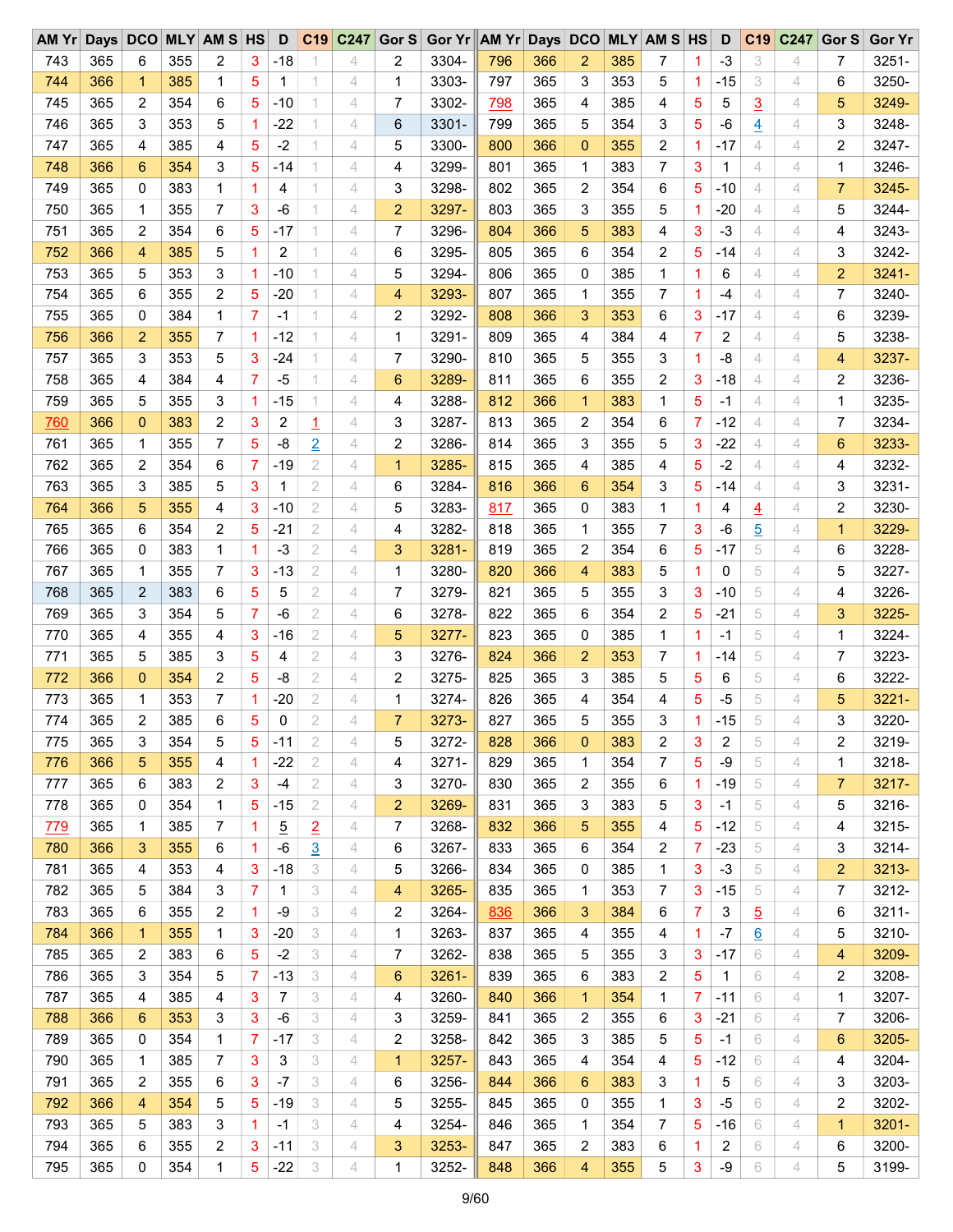| AM Yr | Days | DCO | MLY | AM S | HS | D | C19 | C247 | Gor S | Gor Yr | AM Yr | Days | DCO | MLY | AM S | HS | D | C19 | C247 | Gor S | Gor Yr |
|---|---|---|---|---|---|---|---|---|---|---|---|---|---|---|---|---|---|---|---|---|---|
| 743 | 365 | 6 | 355 | 2 | 3 | -18 | 1 | 4 | 2 | 3304- | 796 | 366 | 2 | 385 | 7 | 1 | -3 | 3 | 4 | 7 | 3251- |
| 744 | 366 | 1 | 385 | 1 | 5 | 1 | 1 | 4 | 1 | 3303- | 797 | 365 | 3 | 353 | 5 | 1 | -15 | 3 | 4 | 6 | 3250- |
| 745 | 365 | 2 | 354 | 6 | 5 | -10 | 1 | 4 | 7 | 3302- | 798 | 365 | 4 | 385 | 4 | 5 | 5 | 3 | 4 | 5 | 3249- |
| 746 | 365 | 3 | 353 | 5 | 1 | -22 | 1 | 4 | 6 | 3301- | 799 | 365 | 5 | 354 | 3 | 5 | -6 | 4 | 4 | 3 | 3248- |
| 747 | 365 | 4 | 385 | 4 | 5 | -2 | 1 | 4 | 5 | 3300- | 800 | 366 | 0 | 355 | 2 | 1 | -17 | 4 | 4 | 2 | 3247- |
| 748 | 366 | 6 | 354 | 3 | 5 | -14 | 1 | 4 | 4 | 3299- | 801 | 365 | 1 | 383 | 7 | 3 | 1 | 4 | 4 | 1 | 3246- |
| 749 | 365 | 0 | 383 | 1 | 1 | 4 | 1 | 4 | 3 | 3298- | 802 | 365 | 2 | 354 | 6 | 5 | -10 | 4 | 4 | 7 | 3245- |
| 750 | 365 | 1 | 355 | 7 | 3 | -6 | 1 | 4 | 2 | 3297- | 803 | 365 | 3 | 355 | 5 | 1 | -20 | 4 | 4 | 5 | 3244- |
| 751 | 365 | 2 | 354 | 6 | 5 | -17 | 1 | 4 | 7 | 3296- | 804 | 366 | 5 | 383 | 4 | 3 | -3 | 4 | 4 | 4 | 3243- |
| 752 | 366 | 4 | 385 | 5 | 1 | 2 | 1 | 4 | 6 | 3295- | 805 | 365 | 6 | 354 | 2 | 5 | -14 | 4 | 4 | 3 | 3242- |
| 753 | 365 | 5 | 353 | 3 | 1 | -10 | 1 | 4 | 5 | 3294- | 806 | 365 | 0 | 385 | 1 | 1 | 6 | 4 | 4 | 2 | 3241- |
| 754 | 365 | 6 | 355 | 2 | 5 | -20 | 1 | 4 | 4 | 3293- | 807 | 365 | 1 | 355 | 7 | 1 | -4 | 4 | 4 | 7 | 3240- |
| 755 | 365 | 0 | 384 | 1 | 7 | -1 | 1 | 4 | 2 | 3292- | 808 | 366 | 3 | 353 | 6 | 3 | -17 | 4 | 4 | 6 | 3239- |
| 756 | 366 | 2 | 355 | 7 | 1 | -12 | 1 | 4 | 1 | 3291- | 809 | 365 | 4 | 384 | 4 | 7 | 2 | 4 | 4 | 5 | 3238- |
| 757 | 365 | 3 | 353 | 5 | 3 | -24 | 1 | 4 | 7 | 3290- | 810 | 365 | 5 | 355 | 3 | 1 | -8 | 4 | 4 | 4 | 3237- |
| 758 | 365 | 4 | 384 | 4 | 7 | -5 | 1 | 4 | 6 | 3289- | 811 | 365 | 6 | 355 | 2 | 3 | -18 | 4 | 4 | 2 | 3236- |
| 759 | 365 | 5 | 355 | 3 | 1 | -15 | 1 | 4 | 4 | 3288- | 812 | 366 | 1 | 383 | 1 | 5 | -1 | 4 | 4 | 1 | 3235- |
| 760 | 366 | 0 | 383 | 2 | 3 | 2 | 1 | 4 | 3 | 3287- | 813 | 365 | 2 | 354 | 6 | 7 | -12 | 4 | 4 | 7 | 3234- |
| 761 | 365 | 1 | 355 | 7 | 5 | -8 | 2 | 4 | 2 | 3286- | 814 | 365 | 3 | 355 | 5 | 3 | -22 | 4 | 4 | 6 | 3233- |
| 762 | 365 | 2 | 354 | 6 | 7 | -19 | 2 | 4 | 1 | 3285- | 815 | 365 | 4 | 385 | 4 | 5 | -2 | 4 | 4 | 4 | 3232- |
| 763 | 365 | 3 | 385 | 5 | 3 | 1 | 2 | 4 | 6 | 3284- | 816 | 366 | 6 | 354 | 3 | 5 | -14 | 4 | 4 | 3 | 3231- |
| 764 | 366 | 5 | 355 | 4 | 3 | -10 | 2 | 4 | 5 | 3283- | 817 | 365 | 0 | 383 | 1 | 1 | 4 | 4 | 4 | 2 | 3230- |
| 765 | 365 | 6 | 354 | 2 | 5 | -21 | 2 | 4 | 4 | 3282- | 818 | 365 | 1 | 355 | 7 | 3 | -6 | 5 | 4 | 1 | 3229- |
| 766 | 365 | 0 | 383 | 1 | 1 | -3 | 2 | 4 | 3 | 3281- | 819 | 365 | 2 | 354 | 6 | 5 | -17 | 5 | 4 | 6 | 3228- |
| 767 | 365 | 1 | 355 | 7 | 3 | -13 | 2 | 4 | 1 | 3280- | 820 | 366 | 4 | 383 | 5 | 1 | 0 | 5 | 4 | 5 | 3227- |
| 768 | 365 | 2 | 383 | 6 | 5 | 5 | 2 | 4 | 7 | 3279- | 821 | 365 | 5 | 355 | 3 | 3 | -10 | 5 | 4 | 4 | 3226- |
| 769 | 365 | 3 | 354 | 5 | 7 | -6 | 2 | 4 | 6 | 3278- | 822 | 365 | 6 | 354 | 2 | 5 | -21 | 5 | 4 | 3 | 3225- |
| 770 | 365 | 4 | 355 | 4 | 3 | -16 | 2 | 4 | 5 | 3277- | 823 | 365 | 0 | 385 | 1 | 1 | -1 | 5 | 4 | 1 | 3224- |
| 771 | 365 | 5 | 385 | 3 | 5 | 4 | 2 | 4 | 3 | 3276- | 824 | 366 | 2 | 353 | 7 | 1 | -14 | 5 | 4 | 7 | 3223- |
| 772 | 366 | 0 | 354 | 2 | 5 | -8 | 2 | 4 | 2 | 3275- | 825 | 365 | 3 | 385 | 5 | 5 | 6 | 5 | 4 | 6 | 3222- |
| 773 | 365 | 1 | 353 | 7 | 1 | -20 | 2 | 4 | 1 | 3274- | 826 | 365 | 4 | 354 | 4 | 5 | -5 | 5 | 4 | 5 | 3221- |
| 774 | 365 | 2 | 385 | 6 | 5 | 0 | 2 | 4 | 7 | 3273- | 827 | 365 | 5 | 355 | 3 | 1 | -15 | 5 | 4 | 3 | 3220- |
| 775 | 365 | 3 | 354 | 5 | 5 | -11 | 2 | 4 | 5 | 3272- | 828 | 366 | 0 | 383 | 2 | 3 | 2 | 5 | 4 | 2 | 3219- |
| 776 | 366 | 5 | 355 | 4 | 1 | -22 | 2 | 4 | 4 | 3271- | 829 | 365 | 1 | 354 | 7 | 5 | -9 | 5 | 4 | 1 | 3218- |
| 777 | 365 | 6 | 383 | 2 | 3 | -4 | 2 | 4 | 3 | 3270- | 830 | 365 | 2 | 355 | 6 | 1 | -19 | 5 | 4 | 7 | 3217- |
| 778 | 365 | 0 | 354 | 1 | 5 | -15 | 2 | 4 | 2 | 3269- | 831 | 365 | 3 | 383 | 5 | 3 | -1 | 5 | 4 | 5 | 3216- |
| 779 | 365 | 1 | 385 | 7 | 1 | 5 | 2 | 4 | 7 | 3268- | 832 | 366 | 5 | 355 | 4 | 5 | -12 | 5 | 4 | 4 | 3215- |
| 780 | 366 | 3 | 355 | 6 | 1 | -6 | 3 | 4 | 6 | 3267- | 833 | 365 | 6 | 354 | 2 | 7 | -23 | 5 | 4 | 3 | 3214- |
| 781 | 365 | 4 | 353 | 4 | 3 | -18 | 3 | 4 | 5 | 3266- | 834 | 365 | 0 | 385 | 1 | 3 | -3 | 5 | 4 | 2 | 3213- |
| 782 | 365 | 5 | 384 | 3 | 7 | 1 | 3 | 4 | 4 | 3265- | 835 | 365 | 1 | 353 | 7 | 3 | -15 | 5 | 4 | 7 | 3212- |
| 783 | 365 | 6 | 355 | 2 | 1 | -9 | 3 | 4 | 2 | 3264- | 836 | 366 | 3 | 384 | 6 | 7 | 3 | 5 | 4 | 6 | 3211- |
| 784 | 366 | 1 | 355 | 1 | 3 | -20 | 3 | 4 | 1 | 3263- | 837 | 365 | 4 | 355 | 4 | 1 | -7 | 6 | 4 | 5 | 3210- |
| 785 | 365 | 2 | 383 | 6 | 5 | -2 | 3 | 4 | 7 | 3262- | 838 | 365 | 5 | 355 | 3 | 3 | -17 | 6 | 4 | 4 | 3209- |
| 786 | 365 | 3 | 354 | 5 | 7 | -13 | 3 | 4 | 6 | 3261- | 839 | 365 | 6 | 383 | 2 | 5 | 1 | 6 | 4 | 2 | 3208- |
| 787 | 365 | 4 | 385 | 4 | 3 | 7 | 3 | 4 | 4 | 3260- | 840 | 366 | 1 | 354 | 1 | 7 | -11 | 6 | 4 | 1 | 3207- |
| 788 | 366 | 6 | 353 | 3 | 3 | -6 | 3 | 4 | 3 | 3259- | 841 | 365 | 2 | 355 | 6 | 3 | -21 | 6 | 4 | 7 | 3206- |
| 789 | 365 | 0 | 354 | 1 | 7 | -17 | 3 | 4 | 2 | 3258- | 842 | 365 | 3 | 385 | 5 | 5 | -1 | 6 | 4 | 6 | 3205- |
| 790 | 365 | 1 | 385 | 7 | 3 | 3 | 3 | 4 | 1 | 3257- | 843 | 365 | 4 | 354 | 4 | 5 | -12 | 6 | 4 | 4 | 3204- |
| 791 | 365 | 2 | 355 | 6 | 3 | -7 | 3 | 4 | 6 | 3256- | 844 | 366 | 6 | 383 | 3 | 1 | 5 | 6 | 4 | 3 | 3203- |
| 792 | 366 | 4 | 354 | 5 | 5 | -19 | 3 | 4 | 5 | 3255- | 845 | 365 | 0 | 355 | 1 | 3 | -5 | 6 | 4 | 2 | 3202- |
| 793 | 365 | 5 | 383 | 3 | 1 | -1 | 3 | 4 | 4 | 3254- | 846 | 365 | 1 | 354 | 7 | 5 | -16 | 6 | 4 | 1 | 3201- |
| 794 | 365 | 6 | 355 | 2 | 3 | -11 | 3 | 4 | 3 | 3253- | 847 | 365 | 2 | 383 | 6 | 1 | 2 | 6 | 4 | 6 | 3200- |
| 795 | 365 | 0 | 354 | 1 | 5 | -22 | 3 | 4 | 1 | 3252- | 848 | 366 | 4 | 355 | 5 | 3 | -9 | 6 | 4 | 5 | 3199- |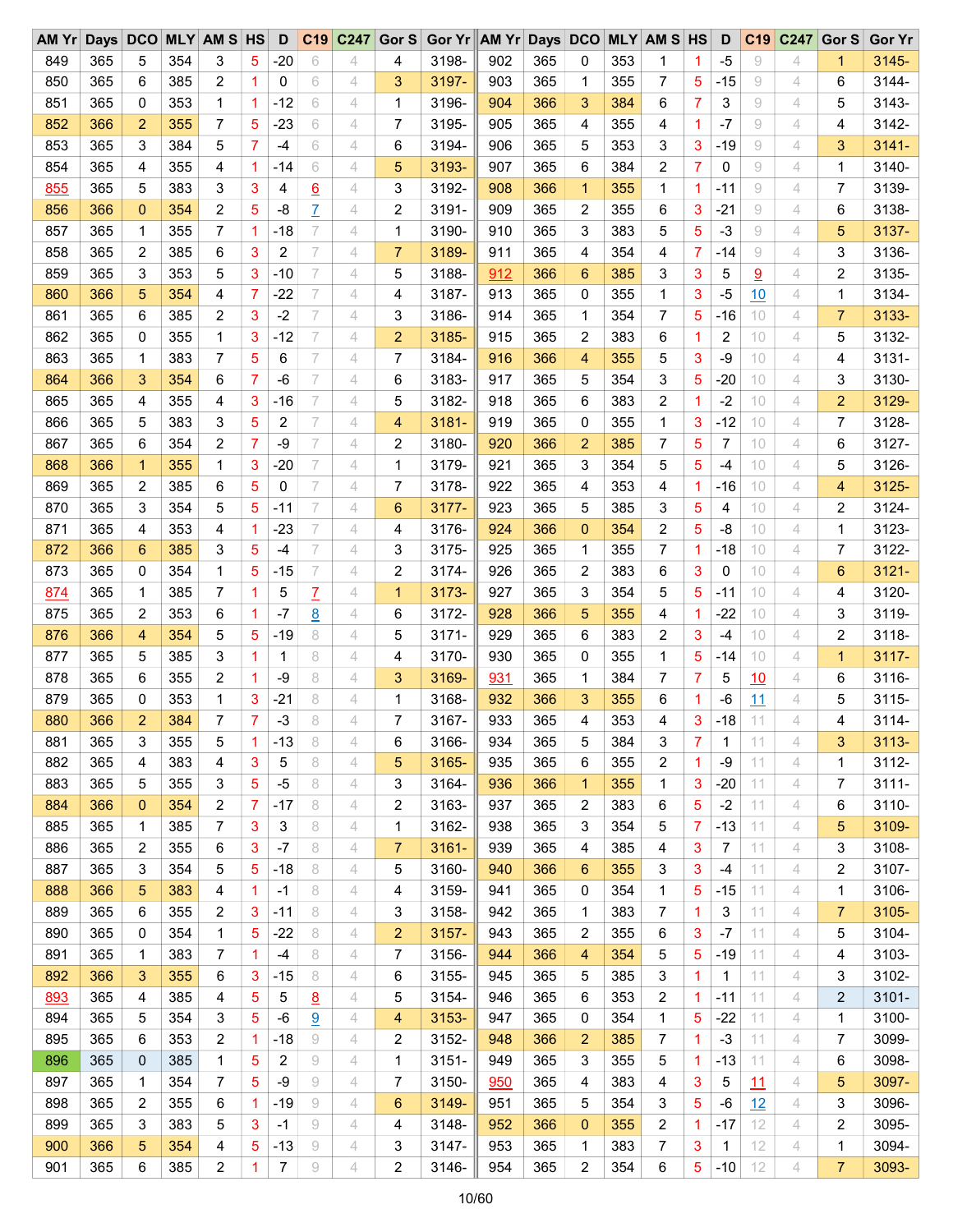| AM Yr | Days | DCO | MLY | AM S | HS | D | C19 | C247 | Gor S | Gor Yr | AM Yr | Days | DCO | MLY | AM S | HS | D | C19 | C247 | Gor S | Gor Yr |
|---|---|---|---|---|---|---|---|---|---|---|---|---|---|---|---|---|---|---|---|---|---|
| 849 | 365 | 5 | 354 | 3 | 5 | -20 | 6 | 4 | 4 | 3198- | 902 | 365 | 0 | 353 | 1 | 1 | -5 | 9 | 4 | 1 | 3145- |
| 850 | 365 | 6 | 385 | 2 | 1 | 0 | 6 | 4 | 3 | 3197- | 903 | 365 | 1 | 355 | 7 | 5 | -15 | 9 | 4 | 6 | 3144- |
| 851 | 365 | 0 | 353 | 1 | 1 | -12 | 6 | 4 | 1 | 3196- | 904 | 366 | 3 | 384 | 6 | 7 | 3 | 9 | 4 | 5 | 3143- |
| 852 | 366 | 2 | 355 | 7 | 5 | -23 | 6 | 4 | 7 | 3195- | 905 | 365 | 4 | 355 | 4 | 1 | -7 | 9 | 4 | 4 | 3142- |
| 853 | 365 | 3 | 384 | 5 | 7 | -4 | 6 | 4 | 6 | 3194- | 906 | 365 | 5 | 353 | 3 | 3 | -19 | 9 | 4 | 3 | 3141- |
| 854 | 365 | 4 | 355 | 4 | 1 | -14 | 6 | 4 | 5 | 3193- | 907 | 365 | 6 | 384 | 2 | 7 | 0 | 9 | 4 | 1 | 3140- |
| 855 | 365 | 5 | 383 | 3 | 3 | 4 | 6 | 4 | 3 | 3192- | 908 | 366 | 1 | 355 | 1 | 1 | -11 | 9 | 4 | 7 | 3139- |
| 856 | 366 | 0 | 354 | 2 | 5 | -8 | 7 | 4 | 2 | 3191- | 909 | 365 | 2 | 355 | 6 | 3 | -21 | 9 | 4 | 6 | 3138- |
| 857 | 365 | 1 | 355 | 7 | 1 | -18 | 7 | 4 | 1 | 3190- | 910 | 365 | 3 | 383 | 5 | 5 | -3 | 9 | 4 | 5 | 3137- |
| 858 | 365 | 2 | 385 | 6 | 3 | 2 | 7 | 4 | 7 | 3189- | 911 | 365 | 4 | 354 | 4 | 7 | -14 | 9 | 4 | 3 | 3136- |
| 859 | 365 | 3 | 353 | 5 | 3 | -10 | 7 | 4 | 5 | 3188- | 912 | 366 | 6 | 385 | 3 | 3 | 5 | 9 | 4 | 2 | 3135- |
| 860 | 366 | 5 | 354 | 4 | 7 | -22 | 7 | 4 | 4 | 3187- | 913 | 365 | 0 | 355 | 1 | 3 | -5 | 10 | 4 | 1 | 3134- |
| 861 | 365 | 6 | 385 | 2 | 3 | -2 | 7 | 4 | 3 | 3186- | 914 | 365 | 1 | 354 | 7 | 5 | -16 | 10 | 4 | 7 | 3133- |
| 862 | 365 | 0 | 355 | 1 | 3 | -12 | 7 | 4 | 2 | 3185- | 915 | 365 | 2 | 383 | 6 | 1 | 2 | 10 | 4 | 5 | 3132- |
| 863 | 365 | 1 | 383 | 7 | 5 | 6 | 7 | 4 | 7 | 3184- | 916 | 366 | 4 | 355 | 5 | 3 | -9 | 10 | 4 | 4 | 3131- |
| 864 | 366 | 3 | 354 | 6 | 7 | -6 | 7 | 4 | 6 | 3183- | 917 | 365 | 5 | 354 | 3 | 5 | -20 | 10 | 4 | 3 | 3130- |
| 865 | 365 | 4 | 355 | 4 | 3 | -16 | 7 | 4 | 5 | 3182- | 918 | 365 | 6 | 383 | 2 | 1 | -2 | 10 | 4 | 2 | 3129- |
| 866 | 365 | 5 | 383 | 3 | 5 | 2 | 7 | 4 | 4 | 3181- | 919 | 365 | 0 | 355 | 1 | 3 | -12 | 10 | 4 | 7 | 3128- |
| 867 | 365 | 6 | 354 | 2 | 7 | -9 | 7 | 4 | 2 | 3180- | 920 | 366 | 2 | 385 | 7 | 5 | 7 | 10 | 4 | 6 | 3127- |
| 868 | 366 | 1 | 355 | 1 | 3 | -20 | 7 | 4 | 1 | 3179- | 921 | 365 | 3 | 354 | 5 | 5 | -4 | 10 | 4 | 5 | 3126- |
| 869 | 365 | 2 | 385 | 6 | 5 | 0 | 7 | 4 | 7 | 3178- | 922 | 365 | 4 | 353 | 4 | 1 | -16 | 10 | 4 | 4 | 3125- |
| 870 | 365 | 3 | 354 | 5 | 5 | -11 | 7 | 4 | 6 | 3177- | 923 | 365 | 5 | 385 | 3 | 5 | 4 | 10 | 4 | 2 | 3124- |
| 871 | 365 | 4 | 353 | 4 | 1 | -23 | 7 | 4 | 4 | 3176- | 924 | 366 | 0 | 354 | 2 | 5 | -8 | 10 | 4 | 1 | 3123- |
| 872 | 366 | 6 | 385 | 3 | 5 | -4 | 7 | 4 | 3 | 3175- | 925 | 365 | 1 | 355 | 7 | 1 | -18 | 10 | 4 | 7 | 3122- |
| 873 | 365 | 0 | 354 | 1 | 5 | -15 | 7 | 4 | 2 | 3174- | 926 | 365 | 2 | 383 | 6 | 3 | 0 | 10 | 4 | 6 | 3121- |
| 874 | 365 | 1 | 385 | 7 | 1 | 5 | 7 | 4 | 1 | 3173- | 927 | 365 | 3 | 354 | 5 | 5 | -11 | 10 | 4 | 4 | 3120- |
| 875 | 365 | 2 | 353 | 6 | 1 | -7 | 8 | 4 | 6 | 3172- | 928 | 366 | 5 | 355 | 4 | 1 | -22 | 10 | 4 | 3 | 3119- |
| 876 | 366 | 4 | 354 | 5 | 5 | -19 | 8 | 4 | 5 | 3171- | 929 | 365 | 6 | 383 | 2 | 3 | -4 | 10 | 4 | 2 | 3118- |
| 877 | 365 | 5 | 385 | 3 | 1 | 1 | 8 | 4 | 4 | 3170- | 930 | 365 | 0 | 355 | 1 | 5 | -14 | 10 | 4 | 1 | 3117- |
| 878 | 365 | 6 | 355 | 2 | 1 | -9 | 8 | 4 | 3 | 3169- | 931 | 365 | 1 | 384 | 7 | 7 | 5 | 10 | 4 | 6 | 3116- |
| 879 | 365 | 0 | 353 | 1 | 3 | -21 | 8 | 4 | 1 | 3168- | 932 | 366 | 3 | 355 | 6 | 1 | -6 | 11 | 4 | 5 | 3115- |
| 880 | 366 | 2 | 384 | 7 | 7 | -3 | 8 | 4 | 7 | 3167- | 933 | 365 | 4 | 353 | 4 | 3 | -18 | 11 | 4 | 4 | 3114- |
| 881 | 365 | 3 | 355 | 5 | 1 | -13 | 8 | 4 | 6 | 3166- | 934 | 365 | 5 | 384 | 3 | 7 | 1 | 11 | 4 | 3 | 3113- |
| 882 | 365 | 4 | 383 | 4 | 3 | 5 | 8 | 4 | 5 | 3165- | 935 | 365 | 6 | 355 | 2 | 1 | -9 | 11 | 4 | 1 | 3112- |
| 883 | 365 | 5 | 355 | 3 | 5 | -5 | 8 | 4 | 3 | 3164- | 936 | 366 | 1 | 355 | 1 | 3 | -20 | 11 | 4 | 7 | 3111- |
| 884 | 366 | 0 | 354 | 2 | 7 | -17 | 8 | 4 | 2 | 3163- | 937 | 365 | 2 | 383 | 6 | 5 | -2 | 11 | 4 | 6 | 3110- |
| 885 | 365 | 1 | 385 | 7 | 3 | 3 | 8 | 4 | 1 | 3162- | 938 | 365 | 3 | 354 | 5 | 7 | -13 | 11 | 4 | 5 | 3109- |
| 886 | 365 | 2 | 355 | 6 | 3 | -7 | 8 | 4 | 7 | 3161- | 939 | 365 | 4 | 385 | 4 | 3 | 7 | 11 | 4 | 3 | 3108- |
| 887 | 365 | 3 | 354 | 5 | 5 | -18 | 8 | 4 | 5 | 3160- | 940 | 366 | 6 | 355 | 3 | 3 | -4 | 11 | 4 | 2 | 3107- |
| 888 | 366 | 5 | 383 | 4 | 1 | -1 | 8 | 4 | 4 | 3159- | 941 | 365 | 0 | 354 | 1 | 5 | -15 | 11 | 4 | 1 | 3106- |
| 889 | 365 | 6 | 355 | 2 | 3 | -11 | 8 | 4 | 3 | 3158- | 942 | 365 | 1 | 383 | 7 | 1 | 3 | 11 | 4 | 7 | 3105- |
| 890 | 365 | 0 | 354 | 1 | 5 | -22 | 8 | 4 | 2 | 3157- | 943 | 365 | 2 | 355 | 6 | 3 | -7 | 11 | 4 | 5 | 3104- |
| 891 | 365 | 1 | 383 | 7 | 1 | -4 | 8 | 4 | 7 | 3156- | 944 | 366 | 4 | 354 | 5 | 5 | -19 | 11 | 4 | 4 | 3103- |
| 892 | 366 | 3 | 355 | 6 | 3 | -15 | 8 | 4 | 6 | 3155- | 945 | 365 | 5 | 385 | 3 | 1 | 1 | 11 | 4 | 3 | 3102- |
| 893 | 365 | 4 | 385 | 4 | 5 | 5 | 8 | 4 | 5 | 3154- | 946 | 365 | 6 | 353 | 2 | 1 | -11 | 11 | 4 | 2 | 3101- |
| 894 | 365 | 5 | 354 | 3 | 5 | -6 | 9 | 4 | 4 | 3153- | 947 | 365 | 0 | 354 | 1 | 5 | -22 | 11 | 4 | 1 | 3100- |
| 895 | 365 | 6 | 353 | 2 | 1 | -18 | 9 | 4 | 2 | 3152- | 948 | 366 | 2 | 385 | 7 | 1 | -3 | 11 | 4 | 7 | 3099- |
| 896 | 365 | 0 | 385 | 1 | 5 | 2 | 9 | 4 | 1 | 3151- | 949 | 365 | 3 | 355 | 5 | 1 | -13 | 11 | 4 | 6 | 3098- |
| 897 | 365 | 1 | 354 | 7 | 5 | -9 | 9 | 4 | 7 | 3150- | 950 | 365 | 4 | 383 | 4 | 3 | 5 | 11 | 4 | 5 | 3097- |
| 898 | 365 | 2 | 355 | 6 | 1 | -19 | 9 | 4 | 6 | 3149- | 951 | 365 | 5 | 354 | 3 | 5 | -6 | 12 | 4 | 3 | 3096- |
| 899 | 365 | 3 | 383 | 5 | 3 | -1 | 9 | 4 | 4 | 3148- | 952 | 366 | 0 | 355 | 2 | 1 | -17 | 12 | 4 | 2 | 3095- |
| 900 | 366 | 5 | 354 | 4 | 5 | -13 | 9 | 4 | 3 | 3147- | 953 | 365 | 1 | 383 | 7 | 3 | 1 | 12 | 4 | 1 | 3094- |
| 901 | 365 | 6 | 385 | 2 | 1 | 7 | 9 | 4 | 2 | 3146- | 954 | 365 | 2 | 354 | 6 | 5 | -10 | 12 | 4 | 7 | 3093- |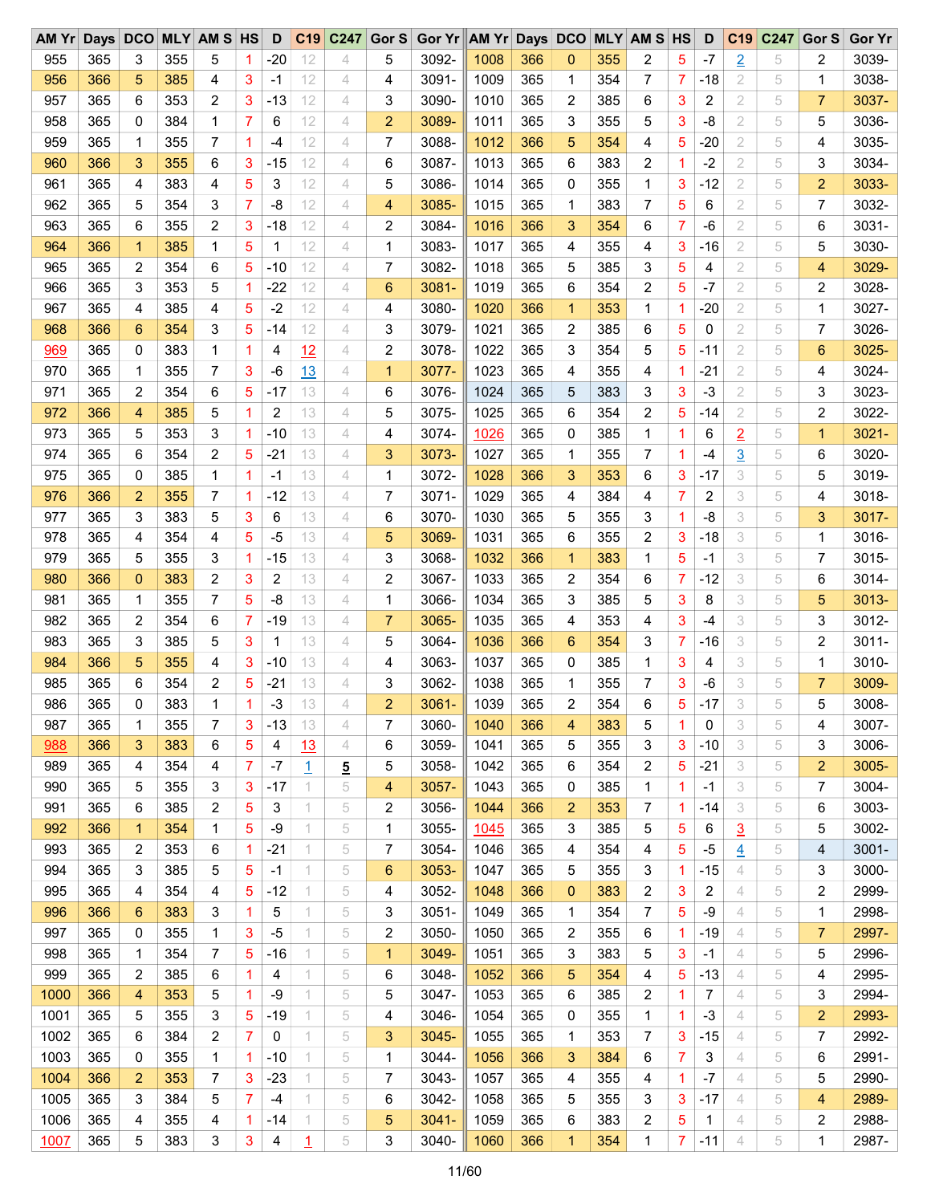| AM Yr | Days | DCO | MLY | AM S | HS | D | C19 | C247 | Gor S | Gor Yr | AM Yr | Days | DCO | MLY | AM S | HS | D | C19 | C247 | Gor S | Gor Yr |
|---|---|---|---|---|---|---|---|---|---|---|---|---|---|---|---|---|---|---|---|---|---|
| 955 | 365 | 3 | 355 | 5 | 1 | -20 | 12 | 4 | 5 | 3092- | 1008 | 366 | 0 | 355 | 2 | 5 | -7 | 2 | 5 | 2 | 3039- |
| 956 | 366 | 5 | 385 | 4 | 3 | -1 | 12 | 4 | 4 | 3091- | 1009 | 365 | 1 | 354 | 7 | 7 | -18 | 2 | 5 | 1 | 3038- |
| 957 | 365 | 6 | 353 | 2 | 3 | -13 | 12 | 4 | 3 | 3090- | 1010 | 365 | 2 | 385 | 6 | 3 | 2 | 2 | 5 | 7 | 3037- |
| 958 | 365 | 0 | 384 | 1 | 7 | 6 | 12 | 4 | 2 | 3089- | 1011 | 365 | 3 | 355 | 5 | 3 | -8 | 2 | 5 | 5 | 3036- |
| 959 | 365 | 1 | 355 | 7 | 1 | -4 | 12 | 4 | 7 | 3088- | 1012 | 366 | 5 | 354 | 4 | 5 | -20 | 2 | 5 | 4 | 3035- |
| 960 | 366 | 3 | 355 | 6 | 3 | -15 | 12 | 4 | 6 | 3087- | 1013 | 365 | 6 | 383 | 2 | 1 | -2 | 2 | 5 | 3 | 3034- |
| 961 | 365 | 4 | 383 | 4 | 5 | 3 | 12 | 4 | 5 | 3086- | 1014 | 365 | 0 | 355 | 1 | 3 | -12 | 2 | 5 | 2 | 3033- |
| 962 | 365 | 5 | 354 | 3 | 7 | -8 | 12 | 4 | 4 | 3085- | 1015 | 365 | 1 | 383 | 7 | 5 | 6 | 2 | 5 | 7 | 3032- |
| 963 | 365 | 6 | 355 | 2 | 3 | -18 | 12 | 4 | 2 | 3084- | 1016 | 366 | 3 | 354 | 6 | 7 | -6 | 2 | 5 | 6 | 3031- |
| 964 | 366 | 1 | 385 | 1 | 5 | 1 | 12 | 4 | 1 | 3083- | 1017 | 365 | 4 | 355 | 4 | 3 | -16 | 2 | 5 | 5 | 3030- |
| 965 | 365 | 2 | 354 | 6 | 5 | -10 | 12 | 4 | 7 | 3082- | 1018 | 365 | 5 | 385 | 3 | 5 | 4 | 2 | 5 | 4 | 3029- |
| 966 | 365 | 3 | 353 | 5 | 1 | -22 | 12 | 4 | 6 | 3081- | 1019 | 365 | 6 | 354 | 2 | 5 | -7 | 2 | 5 | 2 | 3028- |
| 967 | 365 | 4 | 385 | 4 | 5 | -2 | 12 | 4 | 4 | 3080- | 1020 | 366 | 1 | 353 | 1 | 1 | -20 | 2 | 5 | 1 | 3027- |
| 968 | 366 | 6 | 354 | 3 | 5 | -14 | 12 | 4 | 3 | 3079- | 1021 | 365 | 2 | 385 | 6 | 5 | 0 | 2 | 5 | 7 | 3026- |
| 969 | 365 | 0 | 383 | 1 | 1 | 4 | 12 | 4 | 2 | 3078- | 1022 | 365 | 3 | 354 | 5 | 5 | -11 | 2 | 5 | 6 | 3025- |
| 970 | 365 | 1 | 355 | 7 | 3 | -6 | 13 | 4 | 1 | 3077- | 1023 | 365 | 4 | 355 | 4 | 1 | -21 | 2 | 5 | 4 | 3024- |
| 971 | 365 | 2 | 354 | 6 | 5 | -17 | 13 | 4 | 6 | 3076- | 1024 | 365 | 5 | 383 | 3 | 3 | -3 | 2 | 5 | 3 | 3023- |
| 972 | 366 | 4 | 385 | 5 | 1 | 2 | 13 | 4 | 5 | 3075- | 1025 | 365 | 6 | 354 | 2 | 5 | -14 | 2 | 5 | 2 | 3022- |
| 973 | 365 | 5 | 353 | 3 | 1 | -10 | 13 | 4 | 4 | 3074- | 1026 | 365 | 0 | 385 | 1 | 1 | 6 | 2 | 5 | 1 | 3021- |
| 974 | 365 | 6 | 354 | 2 | 5 | -21 | 13 | 4 | 3 | 3073- | 1027 | 365 | 1 | 355 | 7 | 1 | -4 | 3 | 5 | 6 | 3020- |
| 975 | 365 | 0 | 385 | 1 | 1 | -1 | 13 | 4 | 1 | 3072- | 1028 | 366 | 3 | 353 | 6 | 3 | -17 | 3 | 5 | 5 | 3019- |
| 976 | 366 | 2 | 355 | 7 | 1 | -12 | 13 | 4 | 7 | 3071- | 1029 | 365 | 4 | 384 | 4 | 7 | 2 | 3 | 5 | 4 | 3018- |
| 977 | 365 | 3 | 383 | 5 | 3 | 6 | 13 | 4 | 6 | 3070- | 1030 | 365 | 5 | 355 | 3 | 1 | -8 | 3 | 5 | 3 | 3017- |
| 978 | 365 | 4 | 354 | 4 | 5 | -5 | 13 | 4 | 5 | 3069- | 1031 | 365 | 6 | 355 | 2 | 3 | -18 | 3 | 5 | 1 | 3016- |
| 979 | 365 | 5 | 355 | 3 | 1 | -15 | 13 | 4 | 3 | 3068- | 1032 | 366 | 1 | 383 | 1 | 5 | -1 | 3 | 5 | 7 | 3015- |
| 980 | 366 | 0 | 383 | 2 | 3 | 2 | 13 | 4 | 2 | 3067- | 1033 | 365 | 2 | 354 | 6 | 7 | -12 | 3 | 5 | 6 | 3014- |
| 981 | 365 | 1 | 355 | 7 | 5 | -8 | 13 | 4 | 1 | 3066- | 1034 | 365 | 3 | 385 | 5 | 3 | 8 | 3 | 5 | 5 | 3013- |
| 982 | 365 | 2 | 354 | 6 | 7 | -19 | 13 | 4 | 7 | 3065- | 1035 | 365 | 4 | 353 | 4 | 3 | -4 | 3 | 5 | 3 | 3012- |
| 983 | 365 | 3 | 385 | 5 | 3 | 1 | 13 | 4 | 5 | 3064- | 1036 | 366 | 6 | 354 | 3 | 7 | -16 | 3 | 5 | 2 | 3011- |
| 984 | 366 | 5 | 355 | 4 | 3 | -10 | 13 | 4 | 4 | 3063- | 1037 | 365 | 0 | 385 | 1 | 3 | 4 | 3 | 5 | 1 | 3010- |
| 985 | 365 | 6 | 354 | 2 | 5 | -21 | 13 | 4 | 3 | 3062- | 1038 | 365 | 1 | 355 | 7 | 3 | -6 | 3 | 5 | 7 | 3009- |
| 986 | 365 | 0 | 383 | 1 | 1 | -3 | 13 | 4 | 2 | 3061- | 1039 | 365 | 2 | 354 | 6 | 5 | -17 | 3 | 5 | 5 | 3008- |
| 987 | 365 | 1 | 355 | 7 | 3 | -13 | 13 | 4 | 7 | 3060- | 1040 | 366 | 4 | 383 | 5 | 1 | 0 | 3 | 5 | 4 | 3007- |
| 988 | 366 | 3 | 383 | 6 | 5 | 4 | 13 | 4 | 6 | 3059- | 1041 | 365 | 5 | 355 | 3 | 3 | -10 | 3 | 5 | 3 | 3006- |
| 989 | 365 | 4 | 354 | 4 | 7 | -7 | 1 | **5** | 5 | 3058- | 1042 | 365 | 6 | 354 | 2 | 5 | -21 | 3 | 5 | 2 | 3005- |
| 990 | 365 | 5 | 355 | 3 | 3 | -17 | 1 | 5 | 4 | 3057- | 1043 | 365 | 0 | 385 | 1 | 1 | -1 | 3 | 5 | 7 | 3004- |
| 991 | 365 | 6 | 385 | 2 | 5 | 3 | 1 | 5 | 2 | 3056- | 1044 | 366 | 2 | 353 | 7 | 1 | -14 | 3 | 5 | 6 | 3003- |
| 992 | 366 | 1 | 354 | 1 | 5 | -9 | 1 | 5 | 1 | 3055- | 1045 | 365 | 3 | 385 | 5 | 5 | 6 | 3 | 5 | 5 | 3002- |
| 993 | 365 | 2 | 353 | 6 | 1 | -21 | 1 | 5 | 7 | 3054- | 1046 | 365 | 4 | 354 | 4 | 5 | -5 | 4 | 5 | 4 | 3001- |
| 994 | 365 | 3 | 385 | 5 | 5 | -1 | 1 | 5 | 6 | 3053- | 1047 | 365 | 5 | 355 | 3 | 1 | -15 | 4 | 5 | 3 | 3000- |
| 995 | 365 | 4 | 354 | 4 | 5 | -12 | 1 | 5 | 4 | 3052- | 1048 | 366 | 0 | 383 | 2 | 3 | 2 | 4 | 5 | 2 | 2999- |
| 996 | 366 | 6 | 383 | 3 | 1 | 5 | 1 | 5 | 3 | 3051- | 1049 | 365 | 1 | 354 | 7 | 5 | -9 | 4 | 5 | 1 | 2998- |
| 997 | 365 | 0 | 355 | 1 | 3 | -5 | 1 | 5 | 2 | 3050- | 1050 | 365 | 2 | 355 | 6 | 1 | -19 | 4 | 5 | 7 | 2997- |
| 998 | 365 | 1 | 354 | 7 | 5 | -16 | 1 | 5 | 1 | 3049- | 1051 | 365 | 3 | 383 | 5 | 3 | -1 | 4 | 5 | 5 | 2996- |
| 999 | 365 | 2 | 385 | 6 | 1 | 4 | 1 | 5 | 6 | 3048- | 1052 | 366 | 5 | 354 | 4 | 5 | -13 | 4 | 5 | 4 | 2995- |
| 1000 | 366 | 4 | 353 | 5 | 1 | -9 | 1 | 5 | 5 | 3047- | 1053 | 365 | 6 | 385 | 2 | 1 | 7 | 4 | 5 | 3 | 2994- |
| 1001 | 365 | 5 | 355 | 3 | 5 | -19 | 1 | 5 | 4 | 3046- | 1054 | 365 | 0 | 355 | 1 | 1 | -3 | 4 | 5 | 2 | 2993- |
| 1002 | 365 | 6 | 384 | 2 | 7 | 0 | 1 | 5 | 3 | 3045- | 1055 | 365 | 1 | 353 | 7 | 3 | -15 | 4 | 5 | 7 | 2992- |
| 1003 | 365 | 0 | 355 | 1 | 1 | -10 | 1 | 5 | 1 | 3044- | 1056 | 366 | 3 | 384 | 6 | 7 | 3 | 4 | 5 | 6 | 2991- |
| 1004 | 366 | 2 | 353 | 7 | 3 | -23 | 1 | 5 | 7 | 3043- | 1057 | 365 | 4 | 355 | 4 | 1 | -7 | 4 | 5 | 5 | 2990- |
| 1005 | 365 | 3 | 384 | 5 | 7 | -4 | 1 | 5 | 6 | 3042- | 1058 | 365 | 5 | 355 | 3 | 3 | -17 | 4 | 5 | 4 | 2989- |
| 1006 | 365 | 4 | 355 | 4 | 1 | -14 | 1 | 5 | 5 | 3041- | 1059 | 365 | 6 | 383 | 2 | 5 | 1 | 4 | 5 | 2 | 2988- |
| 1007 | 365 | 5 | 383 | 3 | 3 | 4 | 1 | 5 | 3 | 3040- | 1060 | 366 | 1 | 354 | 1 | 7 | -11 | 4 | 5 | 1 | 2987- |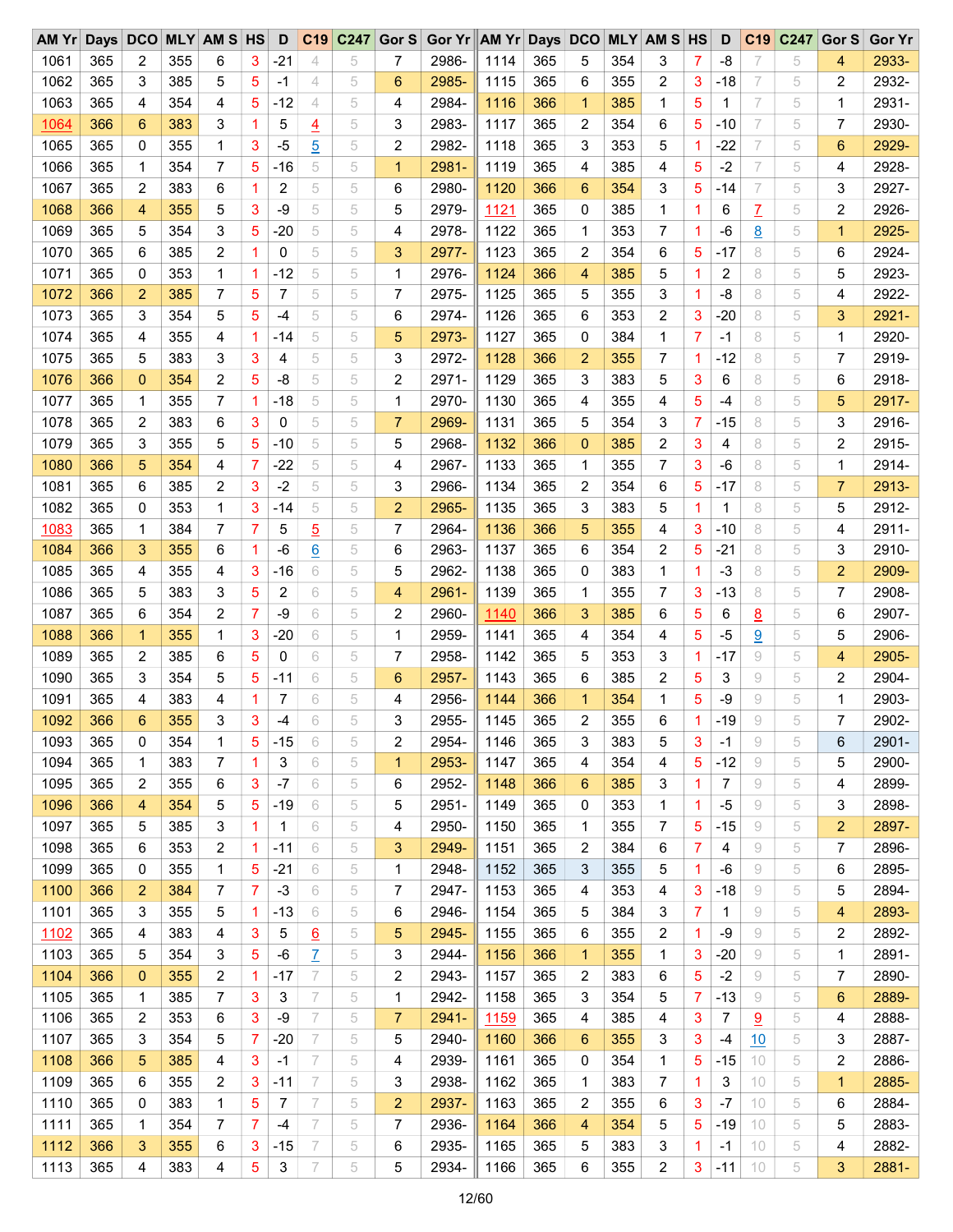| AM Yr | Days | DCO | MLY | AM S | HS | D | C19 | C247 | Gor S | Gor Yr | AM Yr | Days | DCO | MLY | AM S | HS | D | C19 | C247 | Gor S | Gor Yr |
|---|---|---|---|---|---|---|---|---|---|---|---|---|---|---|---|---|---|---|---|---|---|
| 1061 | 365 | 2 | 355 | 6 | 3 | -21 | 4 | 5 | 7 | 2986- | 1114 | 365 | 5 | 354 | 3 | 7 | -8 | 7 | 5 | 4 | 2933- |
| 1062 | 365 | 3 | 385 | 5 | 5 | -1 | 4 | 5 | 6 | 2985- | 1115 | 365 | 6 | 355 | 2 | 3 | -18 | 7 | 5 | 2 | 2932- |
| 1063 | 365 | 4 | 354 | 4 | 5 | -12 | 4 | 5 | 4 | 2984- | 1116 | 366 | 1 | 385 | 1 | 5 | 1 | 7 | 5 | 1 | 2931- |
| 1064 | 366 | 6 | 383 | 3 | 1 | 5 | 4 | 5 | 3 | 2983- | 1117 | 365 | 2 | 354 | 6 | 5 | -10 | 7 | 5 | 7 | 2930- |
| 1065 | 365 | 0 | 355 | 1 | 3 | -5 | 5 | 5 | 2 | 2982- | 1118 | 365 | 3 | 353 | 5 | 1 | -22 | 7 | 5 | 6 | 2929- |
| 1066 | 365 | 1 | 354 | 7 | 5 | -16 | 5 | 5 | 1 | 2981- | 1119 | 365 | 4 | 385 | 4 | 5 | -2 | 7 | 5 | 4 | 2928- |
| 1067 | 365 | 2 | 383 | 6 | 1 | 2 | 5 | 5 | 6 | 2980- | 1120 | 366 | 6 | 354 | 3 | 5 | -14 | 7 | 5 | 3 | 2927- |
| 1068 | 366 | 4 | 355 | 5 | 3 | -9 | 5 | 5 | 5 | 2979- | 1121 | 365 | 0 | 385 | 1 | 1 | 6 | 7 | 5 | 2 | 2926- |
| 1069 | 365 | 5 | 354 | 3 | 5 | -20 | 5 | 5 | 4 | 2978- | 1122 | 365 | 1 | 353 | 7 | 1 | -6 | 8 | 5 | 1 | 2925- |
| 1070 | 365 | 6 | 385 | 2 | 1 | 0 | 5 | 5 | 3 | 2977- | 1123 | 365 | 2 | 354 | 6 | 5 | -17 | 8 | 5 | 6 | 2924- |
| 1071 | 365 | 0 | 353 | 1 | 1 | -12 | 5 | 5 | 1 | 2976- | 1124 | 366 | 4 | 385 | 5 | 1 | 2 | 8 | 5 | 5 | 2923- |
| 1072 | 366 | 2 | 385 | 7 | 5 | 7 | 5 | 5 | 7 | 2975- | 1125 | 365 | 5 | 355 | 3 | 1 | -8 | 8 | 5 | 4 | 2922- |
| 1073 | 365 | 3 | 354 | 5 | 5 | -4 | 5 | 5 | 6 | 2974- | 1126 | 365 | 6 | 353 | 2 | 3 | -20 | 8 | 5 | 3 | 2921- |
| 1074 | 365 | 4 | 355 | 4 | 1 | -14 | 5 | 5 | 5 | 2973- | 1127 | 365 | 0 | 384 | 1 | 7 | -1 | 8 | 5 | 1 | 2920- |
| 1075 | 365 | 5 | 383 | 3 | 3 | 4 | 5 | 5 | 3 | 2972- | 1128 | 366 | 2 | 355 | 7 | 1 | -12 | 8 | 5 | 7 | 2919- |
| 1076 | 366 | 0 | 354 | 2 | 5 | -8 | 5 | 5 | 2 | 2971- | 1129 | 365 | 3 | 383 | 5 | 3 | 6 | 8 | 5 | 6 | 2918- |
| 1077 | 365 | 1 | 355 | 7 | 1 | -18 | 5 | 5 | 1 | 2970- | 1130 | 365 | 4 | 355 | 4 | 5 | -4 | 8 | 5 | 5 | 2917- |
| 1078 | 365 | 2 | 383 | 6 | 3 | 0 | 5 | 5 | 7 | 2969- | 1131 | 365 | 5 | 354 | 3 | 7 | -15 | 8 | 5 | 3 | 2916- |
| 1079 | 365 | 3 | 355 | 5 | 5 | -10 | 5 | 5 | 5 | 2968- | 1132 | 366 | 0 | 385 | 2 | 3 | 4 | 8 | 5 | 2 | 2915- |
| 1080 | 366 | 5 | 354 | 4 | 7 | -22 | 5 | 5 | 4 | 2967- | 1133 | 365 | 1 | 355 | 7 | 3 | -6 | 8 | 5 | 1 | 2914- |
| 1081 | 365 | 6 | 385 | 2 | 3 | -2 | 5 | 5 | 3 | 2966- | 1134 | 365 | 2 | 354 | 6 | 5 | -17 | 8 | 5 | 7 | 2913- |
| 1082 | 365 | 0 | 353 | 1 | 3 | -14 | 5 | 5 | 2 | 2965- | 1135 | 365 | 3 | 383 | 5 | 1 | 1 | 8 | 5 | 5 | 2912- |
| 1083 | 365 | 1 | 384 | 7 | 7 | 5 | 5 | 5 | 7 | 2964- | 1136 | 366 | 5 | 355 | 4 | 3 | -10 | 8 | 5 | 4 | 2911- |
| 1084 | 366 | 3 | 355 | 6 | 1 | -6 | 6 | 5 | 6 | 2963- | 1137 | 365 | 6 | 354 | 2 | 5 | -21 | 8 | 5 | 3 | 2910- |
| 1085 | 365 | 4 | 355 | 4 | 3 | -16 | 6 | 5 | 5 | 2962- | 1138 | 365 | 0 | 383 | 1 | 1 | -3 | 8 | 5 | 2 | 2909- |
| 1086 | 365 | 5 | 383 | 3 | 5 | 2 | 6 | 5 | 4 | 2961- | 1139 | 365 | 1 | 355 | 7 | 3 | -13 | 8 | 5 | 7 | 2908- |
| 1087 | 365 | 6 | 354 | 2 | 7 | -9 | 6 | 5 | 2 | 2960- | 1140 | 366 | 3 | 385 | 6 | 5 | 6 | 8 | 5 | 6 | 2907- |
| 1088 | 366 | 1 | 355 | 1 | 3 | -20 | 6 | 5 | 1 | 2959- | 1141 | 365 | 4 | 354 | 4 | 5 | -5 | 9 | 5 | 5 | 2906- |
| 1089 | 365 | 2 | 385 | 6 | 5 | 0 | 6 | 5 | 7 | 2958- | 1142 | 365 | 5 | 353 | 3 | 1 | -17 | 9 | 5 | 4 | 2905- |
| 1090 | 365 | 3 | 354 | 5 | 5 | -11 | 6 | 5 | 6 | 2957- | 1143 | 365 | 6 | 385 | 2 | 5 | 3 | 9 | 5 | 2 | 2904- |
| 1091 | 365 | 4 | 383 | 4 | 1 | 7 | 6 | 5 | 4 | 2956- | 1144 | 366 | 1 | 354 | 1 | 5 | -9 | 9 | 5 | 1 | 2903- |
| 1092 | 366 | 6 | 355 | 3 | 3 | -4 | 6 | 5 | 3 | 2955- | 1145 | 365 | 2 | 355 | 6 | 1 | -19 | 9 | 5 | 7 | 2902- |
| 1093 | 365 | 0 | 354 | 1 | 5 | -15 | 6 | 5 | 2 | 2954- | 1146 | 365 | 3 | 383 | 5 | 3 | -1 | 9 | 5 | 6 | 2901- |
| 1094 | 365 | 1 | 383 | 7 | 1 | 3 | 6 | 5 | 1 | 2953- | 1147 | 365 | 4 | 354 | 4 | 5 | -12 | 9 | 5 | 5 | 2900- |
| 1095 | 365 | 2 | 355 | 6 | 3 | -7 | 6 | 5 | 6 | 2952- | 1148 | 366 | 6 | 385 | 3 | 1 | 7 | 9 | 5 | 4 | 2899- |
| 1096 | 366 | 4 | 354 | 5 | 5 | -19 | 6 | 5 | 5 | 2951- | 1149 | 365 | 0 | 353 | 1 | 1 | -5 | 9 | 5 | 3 | 2898- |
| 1097 | 365 | 5 | 385 | 3 | 1 | 1 | 6 | 5 | 4 | 2950- | 1150 | 365 | 1 | 355 | 7 | 5 | -15 | 9 | 5 | 2 | 2897- |
| 1098 | 365 | 6 | 353 | 2 | 1 | -11 | 6 | 5 | 3 | 2949- | 1151 | 365 | 2 | 384 | 6 | 7 | 4 | 9 | 5 | 7 | 2896- |
| 1099 | 365 | 0 | 355 | 1 | 5 | -21 | 6 | 5 | 1 | 2948- | 1152 | 365 | 3 | 355 | 5 | 1 | -6 | 9 | 5 | 6 | 2895- |
| 1100 | 366 | 2 | 384 | 7 | 7 | -3 | 6 | 5 | 7 | 2947- | 1153 | 365 | 4 | 353 | 4 | 3 | -18 | 9 | 5 | 5 | 2894- |
| 1101 | 365 | 3 | 355 | 5 | 1 | -13 | 6 | 5 | 6 | 2946- | 1154 | 365 | 5 | 384 | 3 | 7 | 1 | 9 | 5 | 4 | 2893- |
| 1102 | 365 | 4 | 383 | 4 | 3 | 5 | 6 | 5 | 5 | 2945- | 1155 | 365 | 6 | 355 | 2 | 1 | -9 | 9 | 5 | 2 | 2892- |
| 1103 | 365 | 5 | 354 | 3 | 5 | -6 | 7 | 5 | 3 | 2944- | 1156 | 366 | 1 | 355 | 1 | 3 | -20 | 9 | 5 | 1 | 2891- |
| 1104 | 366 | 0 | 355 | 2 | 1 | -17 | 7 | 5 | 2 | 2943- | 1157 | 365 | 2 | 383 | 6 | 5 | -2 | 9 | 5 | 7 | 2890- |
| 1105 | 365 | 1 | 385 | 7 | 3 | 3 | 7 | 5 | 1 | 2942- | 1158 | 365 | 3 | 354 | 5 | 7 | -13 | 9 | 5 | 6 | 2889- |
| 1106 | 365 | 2 | 353 | 6 | 3 | -9 | 7 | 5 | 7 | 2941- | 1159 | 365 | 4 | 385 | 4 | 3 | 7 | 9 | 5 | 4 | 2888- |
| 1107 | 365 | 3 | 354 | 5 | 7 | -20 | 7 | 5 | 5 | 2940- | 1160 | 366 | 6 | 355 | 3 | 3 | -4 | 10 | 5 | 3 | 2887- |
| 1108 | 366 | 5 | 385 | 4 | 3 | -1 | 7 | 5 | 4 | 2939- | 1161 | 365 | 0 | 354 | 1 | 5 | -15 | 10 | 5 | 2 | 2886- |
| 1109 | 365 | 6 | 355 | 2 | 3 | -11 | 7 | 5 | 3 | 2938- | 1162 | 365 | 1 | 383 | 7 | 1 | 3 | 10 | 5 | 1 | 2885- |
| 1110 | 365 | 0 | 383 | 1 | 5 | 7 | 7 | 5 | 2 | 2937- | 1163 | 365 | 2 | 355 | 6 | 3 | -7 | 10 | 5 | 6 | 2884- |
| 1111 | 365 | 1 | 354 | 7 | 7 | -4 | 7 | 5 | 7 | 2936- | 1164 | 366 | 4 | 354 | 5 | 5 | -19 | 10 | 5 | 5 | 2883- |
| 1112 | 366 | 3 | 355 | 6 | 3 | -15 | 7 | 5 | 6 | 2935- | 1165 | 365 | 5 | 383 | 3 | 1 | -1 | 10 | 5 | 4 | 2882- |
| 1113 | 365 | 4 | 383 | 4 | 5 | 3 | 7 | 5 | 5 | 2934- | 1166 | 365 | 6 | 355 | 2 | 3 | -11 | 10 | 5 | 3 | 2881- |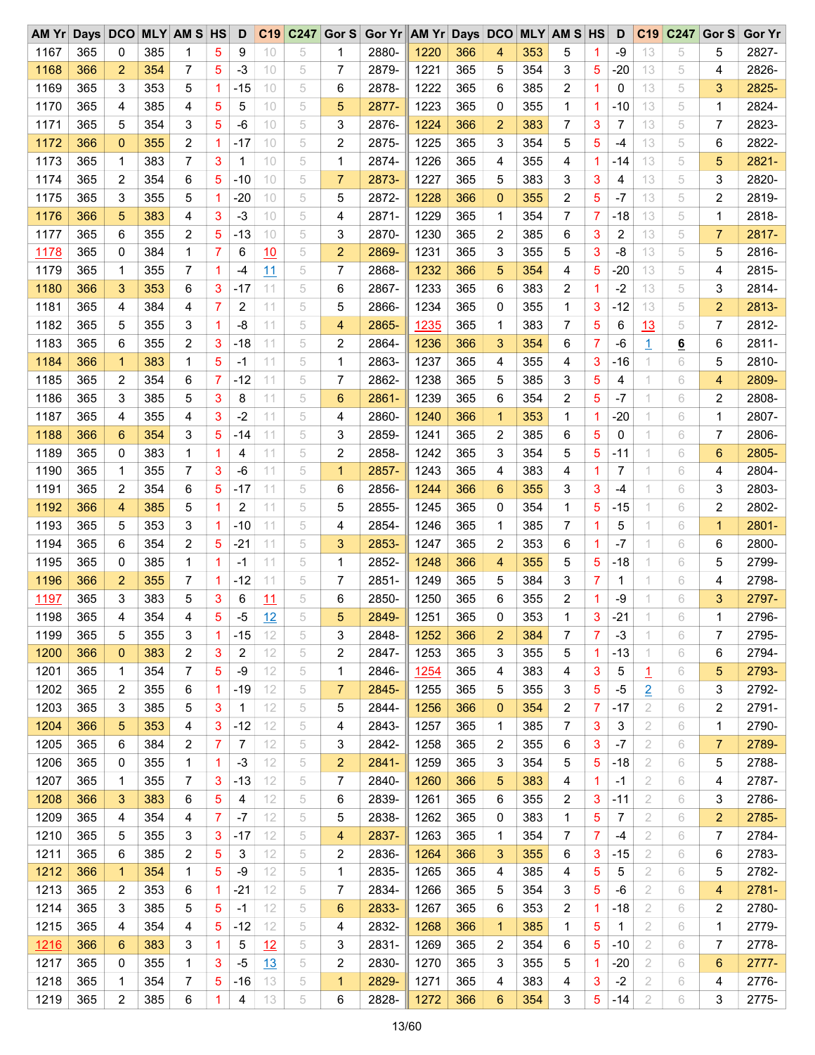| AM Yr | Days | DCO | MLY | AM S | HS | D | C19 | C247 | Gor S | Gor Yr | AM Yr | Days | DCO | MLY | AM S | HS | D | C19 | C247 | Gor S | Gor Yr |
|---|---|---|---|---|---|---|---|---|---|---|---|---|---|---|---|---|---|---|---|---|---|
| 1167 | 365 | 0 | 385 | 1 | 5 | 9 | 10 | 5 | 1 | 2880- | 1220 | 366 | 4 | 353 | 5 | 1 | -9 | 13 | 5 | 5 | 2827- |
| 1168 | 366 | 2 | 354 | 7 | 5 | -3 | 10 | 5 | 7 | 2879- | 1221 | 365 | 5 | 354 | 3 | 5 | -20 | 13 | 5 | 4 | 2826- |
| 1169 | 365 | 3 | 353 | 5 | 1 | -15 | 10 | 5 | 6 | 2878- | 1222 | 365 | 6 | 385 | 2 | 1 | 0 | 13 | 5 | 3 | 2825- |
| 1170 | 365 | 4 | 385 | 4 | 5 | 5 | 10 | 5 | 5 | 2877- | 1223 | 365 | 0 | 355 | 1 | 1 | -10 | 13 | 5 | 1 | 2824- |
| 1171 | 365 | 5 | 354 | 3 | 5 | -6 | 10 | 5 | 3 | 2876- | 1224 | 366 | 2 | 383 | 7 | 3 | 7 | 13 | 5 | 7 | 2823- |
| 1172 | 366 | 0 | 355 | 2 | 1 | -17 | 10 | 5 | 2 | 2875- | 1225 | 365 | 3 | 354 | 5 | 5 | -4 | 13 | 5 | 6 | 2822- |
| 1173 | 365 | 1 | 383 | 7 | 3 | 1 | 10 | 5 | 1 | 2874- | 1226 | 365 | 4 | 355 | 4 | 1 | -14 | 13 | 5 | 5 | 2821- |
| 1174 | 365 | 2 | 354 | 6 | 5 | -10 | 10 | 5 | 7 | 2873- | 1227 | 365 | 5 | 383 | 3 | 3 | 4 | 13 | 5 | 3 | 2820- |
| 1175 | 365 | 3 | 355 | 5 | 1 | -20 | 10 | 5 | 5 | 2872- | 1228 | 366 | 0 | 355 | 2 | 5 | -7 | 13 | 5 | 2 | 2819- |
| 1176 | 366 | 5 | 383 | 4 | 3 | -3 | 10 | 5 | 4 | 2871- | 1229 | 365 | 1 | 354 | 7 | 7 | -18 | 13 | 5 | 1 | 2818- |
| 1177 | 365 | 6 | 355 | 2 | 5 | -13 | 10 | 5 | 3 | 2870- | 1230 | 365 | 2 | 385 | 6 | 3 | 2 | 13 | 5 | 7 | 2817- |
| 1178 | 365 | 0 | 384 | 1 | 7 | 6 | 10 | 5 | 2 | 2869- | 1231 | 365 | 3 | 355 | 5 | 3 | -8 | 13 | 5 | 5 | 2816- |
| 1179 | 365 | 1 | 355 | 7 | 1 | -4 | 11 | 5 | 7 | 2868- | 1232 | 366 | 5 | 354 | 4 | 5 | -20 | 13 | 5 | 4 | 2815- |
| 1180 | 366 | 3 | 353 | 6 | 3 | -17 | 11 | 5 | 6 | 2867- | 1233 | 365 | 6 | 383 | 2 | 1 | -2 | 13 | 5 | 3 | 2814- |
| 1181 | 365 | 4 | 384 | 4 | 7 | 2 | 11 | 5 | 5 | 2866- | 1234 | 365 | 0 | 355 | 1 | 3 | -12 | 13 | 5 | 2 | 2813- |
| 1182 | 365 | 5 | 355 | 3 | 1 | -8 | 11 | 5 | 4 | 2865- | 1235 | 365 | 1 | 383 | 7 | 5 | 6 | 13 | 5 | 7 | 2812- |
| 1183 | 365 | 6 | 355 | 2 | 3 | -18 | 11 | 5 | 2 | 2864- | 1236 | 366 | 3 | 354 | 6 | 7 | -6 | 1 | 6 | 6 | 2811- |
| 1184 | 366 | 1 | 383 | 1 | 5 | -1 | 11 | 5 | 1 | 2863- | 1237 | 365 | 4 | 355 | 4 | 3 | -16 | 1 | 6 | 5 | 2810- |
| 1185 | 365 | 2 | 354 | 6 | 7 | -12 | 11 | 5 | 7 | 2862- | 1238 | 365 | 5 | 385 | 3 | 5 | 4 | 1 | 6 | 4 | 2809- |
| 1186 | 365 | 3 | 385 | 5 | 3 | 8 | 11 | 5 | 6 | 2861- | 1239 | 365 | 6 | 354 | 2 | 5 | -7 | 1 | 6 | 2 | 2808- |
| 1187 | 365 | 4 | 355 | 4 | 3 | -2 | 11 | 5 | 4 | 2860- | 1240 | 366 | 1 | 353 | 1 | 1 | -20 | 1 | 6 | 1 | 2807- |
| 1188 | 366 | 6 | 354 | 3 | 5 | -14 | 11 | 5 | 3 | 2859- | 1241 | 365 | 2 | 385 | 6 | 5 | 0 | 1 | 6 | 7 | 2806- |
| 1189 | 365 | 0 | 383 | 1 | 1 | 4 | 11 | 5 | 2 | 2858- | 1242 | 365 | 3 | 354 | 5 | 5 | -11 | 1 | 6 | 6 | 2805- |
| 1190 | 365 | 1 | 355 | 7 | 3 | -6 | 11 | 5 | 1 | 2857- | 1243 | 365 | 4 | 383 | 4 | 1 | 7 | 1 | 6 | 4 | 2804- |
| 1191 | 365 | 2 | 354 | 6 | 5 | -17 | 11 | 5 | 6 | 2856- | 1244 | 366 | 6 | 355 | 3 | 3 | -4 | 1 | 6 | 3 | 2803- |
| 1192 | 366 | 4 | 385 | 5 | 1 | 2 | 11 | 5 | 5 | 2855- | 1245 | 365 | 0 | 354 | 1 | 5 | -15 | 1 | 6 | 2 | 2802- |
| 1193 | 365 | 5 | 353 | 3 | 1 | -10 | 11 | 5 | 4 | 2854- | 1246 | 365 | 1 | 385 | 7 | 1 | 5 | 1 | 6 | 1 | 2801- |
| 1194 | 365 | 6 | 354 | 2 | 5 | -21 | 11 | 5 | 3 | 2853- | 1247 | 365 | 2 | 353 | 6 | 1 | -7 | 1 | 6 | 6 | 2800- |
| 1195 | 365 | 0 | 385 | 1 | 1 | -1 | 11 | 5 | 1 | 2852- | 1248 | 366 | 4 | 355 | 5 | 5 | -18 | 1 | 6 | 5 | 2799- |
| 1196 | 366 | 2 | 355 | 7 | 1 | -12 | 11 | 5 | 7 | 2851- | 1249 | 365 | 5 | 384 | 3 | 7 | 1 | 1 | 6 | 4 | 2798- |
| 1197 | 365 | 3 | 383 | 5 | 3 | 6 | 11 | 5 | 6 | 2850- | 1250 | 365 | 6 | 355 | 2 | 1 | -9 | 1 | 6 | 3 | 2797- |
| 1198 | 365 | 4 | 354 | 4 | 5 | -5 | 12 | 5 | 5 | 2849- | 1251 | 365 | 0 | 353 | 1 | 3 | -21 | 1 | 6 | 1 | 2796- |
| 1199 | 365 | 5 | 355 | 3 | 1 | -15 | 12 | 5 | 3 | 2848- | 1252 | 366 | 2 | 384 | 7 | 7 | -3 | 1 | 6 | 7 | 2795- |
| 1200 | 366 | 0 | 383 | 2 | 3 | 2 | 12 | 5 | 2 | 2847- | 1253 | 365 | 3 | 355 | 5 | 1 | -13 | 1 | 6 | 6 | 2794- |
| 1201 | 365 | 1 | 354 | 7 | 5 | -9 | 12 | 5 | 1 | 2846- | 1254 | 365 | 4 | 383 | 4 | 3 | 5 | 1 | 6 | 5 | 2793- |
| 1202 | 365 | 2 | 355 | 6 | 1 | -19 | 12 | 5 | 7 | 2845- | 1255 | 365 | 5 | 355 | 3 | 5 | -5 | 2 | 6 | 3 | 2792- |
| 1203 | 365 | 3 | 385 | 5 | 3 | 1 | 12 | 5 | 5 | 2844- | 1256 | 366 | 0 | 354 | 2 | 7 | -17 | 2 | 6 | 2 | 2791- |
| 1204 | 366 | 5 | 353 | 4 | 3 | -12 | 12 | 5 | 4 | 2843- | 1257 | 365 | 1 | 385 | 7 | 3 | 3 | 2 | 6 | 1 | 2790- |
| 1205 | 365 | 6 | 384 | 2 | 7 | 7 | 12 | 5 | 3 | 2842- | 1258 | 365 | 2 | 355 | 6 | 3 | -7 | 2 | 6 | 7 | 2789- |
| 1206 | 365 | 0 | 355 | 1 | 1 | -3 | 12 | 5 | 2 | 2841- | 1259 | 365 | 3 | 354 | 5 | 5 | -18 | 2 | 6 | 5 | 2788- |
| 1207 | 365 | 1 | 355 | 7 | 3 | -13 | 12 | 5 | 7 | 2840- | 1260 | 366 | 5 | 383 | 4 | 1 | -1 | 2 | 6 | 4 | 2787- |
| 1208 | 366 | 3 | 383 | 6 | 5 | 4 | 12 | 5 | 6 | 2839- | 1261 | 365 | 6 | 355 | 2 | 3 | -11 | 2 | 6 | 3 | 2786- |
| 1209 | 365 | 4 | 354 | 4 | 7 | -7 | 12 | 5 | 5 | 2838- | 1262 | 365 | 0 | 383 | 1 | 5 | 7 | 2 | 6 | 2 | 2785- |
| 1210 | 365 | 5 | 355 | 3 | 3 | -17 | 12 | 5 | 4 | 2837- | 1263 | 365 | 1 | 354 | 7 | 7 | -4 | 2 | 6 | 7 | 2784- |
| 1211 | 365 | 6 | 385 | 2 | 5 | 3 | 12 | 5 | 2 | 2836- | 1264 | 366 | 3 | 355 | 6 | 3 | -15 | 2 | 6 | 6 | 2783- |
| 1212 | 366 | 1 | 354 | 1 | 5 | -9 | 12 | 5 | 1 | 2835- | 1265 | 365 | 4 | 385 | 4 | 5 | 5 | 2 | 6 | 5 | 2782- |
| 1213 | 365 | 2 | 353 | 6 | 1 | -21 | 12 | 5 | 7 | 2834- | 1266 | 365 | 5 | 354 | 3 | 5 | -6 | 2 | 6 | 4 | 2781- |
| 1214 | 365 | 3 | 385 | 5 | 5 | -1 | 12 | 5 | 6 | 2833- | 1267 | 365 | 6 | 353 | 2 | 1 | -18 | 2 | 6 | 2 | 2780- |
| 1215 | 365 | 4 | 354 | 4 | 5 | -12 | 12 | 5 | 4 | 2832- | 1268 | 366 | 1 | 385 | 1 | 5 | 1 | 2 | 6 | 1 | 2779- |
| 1216 | 366 | 6 | 383 | 3 | 1 | 5 | 12 | 5 | 3 | 2831- | 1269 | 365 | 2 | 354 | 6 | 5 | -10 | 2 | 6 | 7 | 2778- |
| 1217 | 365 | 0 | 355 | 1 | 3 | -5 | 13 | 5 | 2 | 2830- | 1270 | 365 | 3 | 355 | 5 | 1 | -20 | 2 | 6 | 6 | 2777- |
| 1218 | 365 | 1 | 354 | 7 | 5 | -16 | 13 | 5 | 1 | 2829- | 1271 | 365 | 4 | 383 | 4 | 3 | -2 | 2 | 6 | 4 | 2776- |
| 1219 | 365 | 2 | 385 | 6 | 1 | 4 | 13 | 5 | 6 | 2828- | 1272 | 366 | 6 | 354 | 3 | 5 | -14 | 2 | 6 | 3 | 2775- |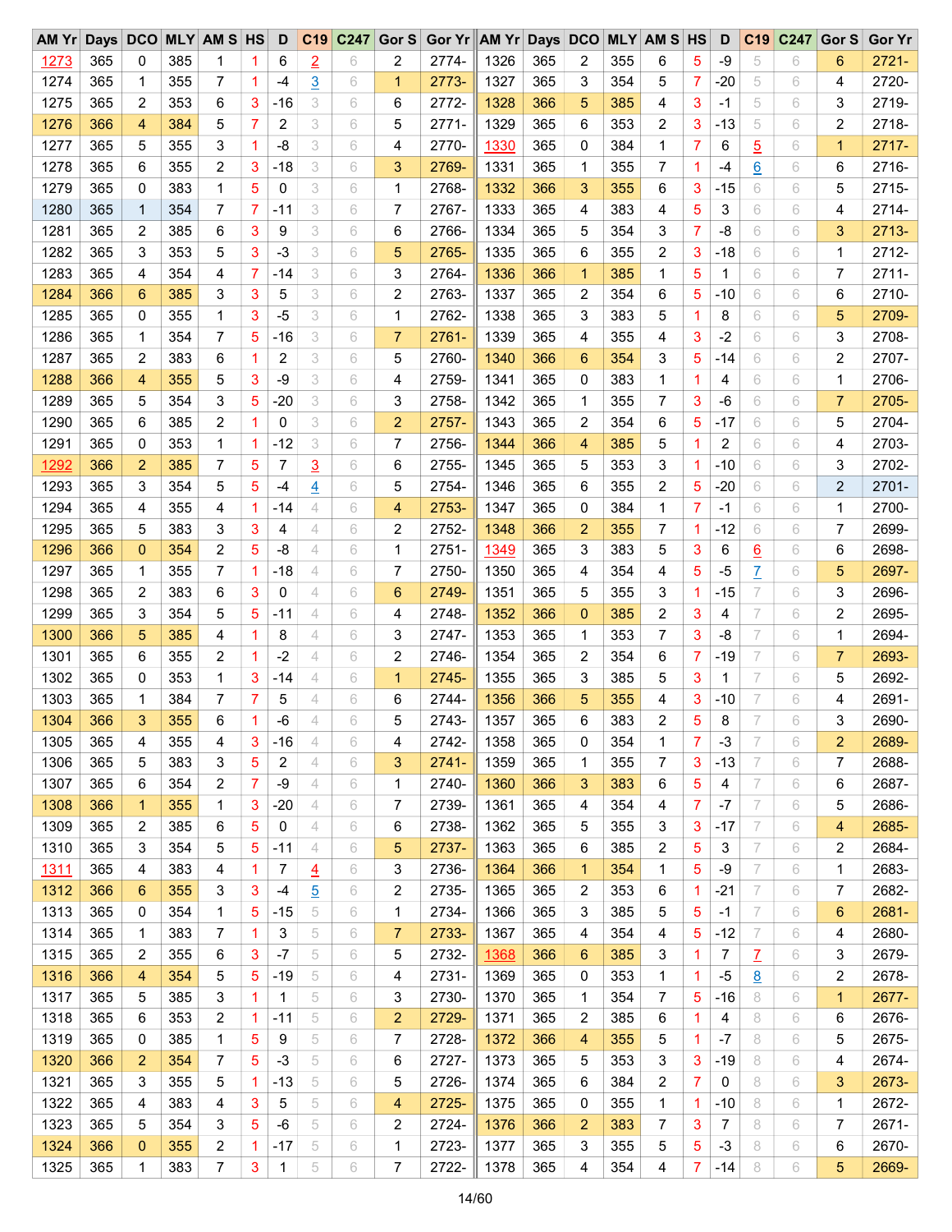| AM Yr | Days | DCO | MLY | AM S | HS | D | C19 | C247 | Gor S | Gor Yr | AM Yr | Days | DCO | MLY | AM S | HS | D | C19 | C247 | Gor S | Gor Yr |
|---|---|---|---|---|---|---|---|---|---|---|---|---|---|---|---|---|---|---|---|---|---|
| 1273 | 365 | 0 | 385 | 1 | 1 | 6 | 2 | 6 | 2 | 2774- | 1326 | 365 | 2 | 355 | 6 | 5 | -9 | 5 | 6 | 6 | 2721- |
| 1274 | 365 | 1 | 355 | 7 | 1 | -4 | 3 | 6 | 1 | 2773- | 1327 | 365 | 3 | 354 | 5 | 7 | -20 | 5 | 6 | 4 | 2720- |
| 1275 | 365 | 2 | 353 | 6 | 3 | -16 | 3 | 6 | 6 | 2772- | 1328 | 366 | 5 | 385 | 4 | 3 | -1 | 5 | 6 | 3 | 2719- |
| 1276 | 366 | 4 | 384 | 5 | 7 | 2 | 3 | 6 | 5 | 2771- | 1329 | 365 | 6 | 353 | 2 | 3 | -13 | 5 | 6 | 2 | 2718- |
| 1277 | 365 | 5 | 355 | 3 | 1 | -8 | 3 | 6 | 4 | 2770- | 1330 | 365 | 0 | 384 | 1 | 7 | 6 | 5 | 6 | 1 | 2717- |
| 1278 | 365 | 6 | 355 | 2 | 3 | -18 | 3 | 6 | 3 | 2769- | 1331 | 365 | 1 | 355 | 7 | 1 | -4 | 6 | 6 | 6 | 2716- |
| 1279 | 365 | 0 | 383 | 1 | 5 | 0 | 3 | 6 | 1 | 2768- | 1332 | 366 | 3 | 355 | 6 | 3 | -15 | 6 | 6 | 5 | 2715- |
| 1280 | 365 | 1 | 354 | 7 | 7 | -11 | 3 | 6 | 7 | 2767- | 1333 | 365 | 4 | 383 | 4 | 5 | 3 | 6 | 6 | 4 | 2714- |
| 1281 | 365 | 2 | 385 | 6 | 3 | 9 | 3 | 6 | 6 | 2766- | 1334 | 365 | 5 | 354 | 3 | 7 | -8 | 6 | 6 | 3 | 2713- |
| 1282 | 365 | 3 | 353 | 5 | 3 | -3 | 3 | 6 | 5 | 2765- | 1335 | 365 | 6 | 355 | 2 | 3 | -18 | 6 | 6 | 1 | 2712- |
| 1283 | 365 | 4 | 354 | 4 | 7 | -14 | 3 | 6 | 3 | 2764- | 1336 | 366 | 1 | 385 | 1 | 5 | 1 | 6 | 6 | 7 | 2711- |
| 1284 | 366 | 6 | 385 | 3 | 3 | 5 | 3 | 6 | 2 | 2763- | 1337 | 365 | 2 | 354 | 6 | 5 | -10 | 6 | 6 | 6 | 2710- |
| 1285 | 365 | 0 | 355 | 1 | 3 | -5 | 3 | 6 | 1 | 2762- | 1338 | 365 | 3 | 383 | 5 | 1 | 8 | 6 | 6 | 5 | 2709- |
| 1286 | 365 | 1 | 354 | 7 | 5 | -16 | 3 | 6 | 7 | 2761- | 1339 | 365 | 4 | 355 | 4 | 3 | -2 | 6 | 6 | 3 | 2708- |
| 1287 | 365 | 2 | 383 | 6 | 1 | 2 | 3 | 6 | 5 | 2760- | 1340 | 366 | 6 | 354 | 3 | 5 | -14 | 6 | 6 | 2 | 2707- |
| 1288 | 366 | 4 | 355 | 5 | 3 | -9 | 3 | 6 | 4 | 2759- | 1341 | 365 | 0 | 383 | 1 | 1 | 4 | 6 | 6 | 1 | 2706- |
| 1289 | 365 | 5 | 354 | 3 | 5 | -20 | 3 | 6 | 3 | 2758- | 1342 | 365 | 1 | 355 | 7 | 3 | -6 | 6 | 6 | 7 | 2705- |
| 1290 | 365 | 6 | 385 | 2 | 1 | 0 | 3 | 6 | 2 | 2757- | 1343 | 365 | 2 | 354 | 6 | 5 | -17 | 6 | 6 | 5 | 2704- |
| 1291 | 365 | 0 | 353 | 1 | 1 | -12 | 3 | 6 | 7 | 2756- | 1344 | 366 | 4 | 385 | 5 | 1 | 2 | 6 | 6 | 4 | 2703- |
| 1292 | 366 | 2 | 385 | 7 | 5 | 7 | 3 | 6 | 6 | 2755- | 1345 | 365 | 5 | 353 | 3 | 1 | -10 | 6 | 6 | 3 | 2702- |
| 1293 | 365 | 3 | 354 | 5 | 5 | -4 | 4 | 6 | 5 | 2754- | 1346 | 365 | 6 | 355 | 2 | 5 | -20 | 6 | 6 | 2 | 2701- |
| 1294 | 365 | 4 | 355 | 4 | 1 | -14 | 4 | 6 | 4 | 2753- | 1347 | 365 | 0 | 384 | 1 | 7 | -1 | 6 | 6 | 1 | 2700- |
| 1295 | 365 | 5 | 383 | 3 | 3 | 4 | 4 | 6 | 2 | 2752- | 1348 | 366 | 2 | 355 | 7 | 1 | -12 | 6 | 6 | 7 | 2699- |
| 1296 | 366 | 0 | 354 | 2 | 5 | -8 | 4 | 6 | 1 | 2751- | 1349 | 365 | 3 | 383 | 5 | 3 | 6 | 6 | 6 | 6 | 2698- |
| 1297 | 365 | 1 | 355 | 7 | 1 | -18 | 4 | 6 | 7 | 2750- | 1350 | 365 | 4 | 354 | 4 | 5 | -5 | 7 | 6 | 5 | 2697- |
| 1298 | 365 | 2 | 383 | 6 | 3 | 0 | 4 | 6 | 6 | 2749- | 1351 | 365 | 5 | 355 | 3 | 1 | -15 | 7 | 6 | 3 | 2696- |
| 1299 | 365 | 3 | 354 | 5 | 5 | -11 | 4 | 6 | 4 | 2748- | 1352 | 366 | 0 | 385 | 2 | 3 | 4 | 7 | 6 | 2 | 2695- |
| 1300 | 366 | 5 | 385 | 4 | 1 | 8 | 4 | 6 | 3 | 2747- | 1353 | 365 | 1 | 353 | 7 | 3 | -8 | 7 | 6 | 1 | 2694- |
| 1301 | 365 | 6 | 355 | 2 | 1 | -2 | 4 | 6 | 2 | 2746- | 1354 | 365 | 2 | 354 | 6 | 7 | -19 | 7 | 6 | 7 | 2693- |
| 1302 | 365 | 0 | 353 | 1 | 3 | -14 | 4 | 6 | 1 | 2745- | 1355 | 365 | 3 | 385 | 5 | 3 | 1 | 7 | 6 | 5 | 2692- |
| 1303 | 365 | 1 | 384 | 7 | 7 | 5 | 4 | 6 | 6 | 2744- | 1356 | 366 | 5 | 355 | 4 | 3 | -10 | 7 | 6 | 4 | 2691- |
| 1304 | 366 | 3 | 355 | 6 | 1 | -6 | 4 | 6 | 5 | 2743- | 1357 | 365 | 6 | 383 | 2 | 5 | 8 | 7 | 6 | 3 | 2690- |
| 1305 | 365 | 4 | 355 | 4 | 3 | -16 | 4 | 6 | 4 | 2742- | 1358 | 365 | 0 | 354 | 1 | 7 | -3 | 7 | 6 | 2 | 2689- |
| 1306 | 365 | 5 | 383 | 3 | 5 | 2 | 4 | 6 | 3 | 2741- | 1359 | 365 | 1 | 355 | 7 | 3 | -13 | 7 | 6 | 7 | 2688- |
| 1307 | 365 | 6 | 354 | 2 | 7 | -9 | 4 | 6 | 1 | 2740- | 1360 | 366 | 3 | 383 | 6 | 5 | 4 | 7 | 6 | 6 | 2687- |
| 1308 | 366 | 1 | 355 | 1 | 3 | -20 | 4 | 6 | 7 | 2739- | 1361 | 365 | 4 | 354 | 4 | 7 | -7 | 7 | 6 | 5 | 2686- |
| 1309 | 365 | 2 | 385 | 6 | 5 | 0 | 4 | 6 | 6 | 2738- | 1362 | 365 | 5 | 355 | 3 | 3 | -17 | 7 | 6 | 4 | 2685- |
| 1310 | 365 | 3 | 354 | 5 | 5 | -11 | 4 | 6 | 5 | 2737- | 1363 | 365 | 6 | 385 | 2 | 5 | 3 | 7 | 6 | 2 | 2684- |
| 1311 | 365 | 4 | 383 | 4 | 1 | 7 | 4 | 6 | 3 | 2736- | 1364 | 366 | 1 | 354 | 1 | 5 | -9 | 7 | 6 | 1 | 2683- |
| 1312 | 366 | 6 | 355 | 3 | 3 | -4 | 5 | 6 | 2 | 2735- | 1365 | 365 | 2 | 353 | 6 | 1 | -21 | 7 | 6 | 7 | 2682- |
| 1313 | 365 | 0 | 354 | 1 | 5 | -15 | 5 | 6 | 1 | 2734- | 1366 | 365 | 3 | 385 | 5 | 5 | -1 | 7 | 6 | 6 | 2681- |
| 1314 | 365 | 1 | 383 | 7 | 1 | 3 | 5 | 6 | 7 | 2733- | 1367 | 365 | 4 | 354 | 4 | 5 | -12 | 7 | 6 | 4 | 2680- |
| 1315 | 365 | 2 | 355 | 6 | 3 | -7 | 5 | 6 | 5 | 2732- | 1368 | 366 | 6 | 385 | 3 | 1 | 7 | 7 | 6 | 3 | 2679- |
| 1316 | 366 | 4 | 354 | 5 | 5 | -19 | 5 | 6 | 4 | 2731- | 1369 | 365 | 0 | 353 | 1 | 1 | -5 | 8 | 6 | 2 | 2678- |
| 1317 | 365 | 5 | 385 | 3 | 1 | 1 | 5 | 6 | 3 | 2730- | 1370 | 365 | 1 | 354 | 7 | 5 | -16 | 8 | 6 | 1 | 2677- |
| 1318 | 365 | 6 | 353 | 2 | 1 | -11 | 5 | 6 | 2 | 2729- | 1371 | 365 | 2 | 385 | 6 | 1 | 4 | 8 | 6 | 6 | 2676- |
| 1319 | 365 | 0 | 385 | 1 | 5 | 9 | 5 | 6 | 7 | 2728- | 1372 | 366 | 4 | 355 | 5 | 1 | -7 | 8 | 6 | 5 | 2675- |
| 1320 | 366 | 2 | 354 | 7 | 5 | -3 | 5 | 6 | 6 | 2727- | 1373 | 365 | 5 | 353 | 3 | 3 | -19 | 8 | 6 | 4 | 2674- |
| 1321 | 365 | 3 | 355 | 5 | 1 | -13 | 5 | 6 | 5 | 2726- | 1374 | 365 | 6 | 384 | 2 | 7 | 0 | 8 | 6 | 3 | 2673- |
| 1322 | 365 | 4 | 383 | 4 | 3 | 5 | 5 | 6 | 4 | 2725- | 1375 | 365 | 0 | 355 | 1 | 1 | -10 | 8 | 6 | 1 | 2672- |
| 1323 | 365 | 5 | 354 | 3 | 5 | -6 | 5 | 6 | 2 | 2724- | 1376 | 366 | 2 | 383 | 7 | 3 | 7 | 8 | 6 | 7 | 2671- |
| 1324 | 366 | 0 | 355 | 2 | 1 | -17 | 5 | 6 | 1 | 2723- | 1377 | 365 | 3 | 355 | 5 | 5 | -3 | 8 | 6 | 6 | 2670- |
| 1325 | 365 | 1 | 383 | 7 | 3 | 1 | 5 | 6 | 7 | 2722- | 1378 | 365 | 4 | 354 | 4 | 7 | -14 | 8 | 6 | 5 | 2669- |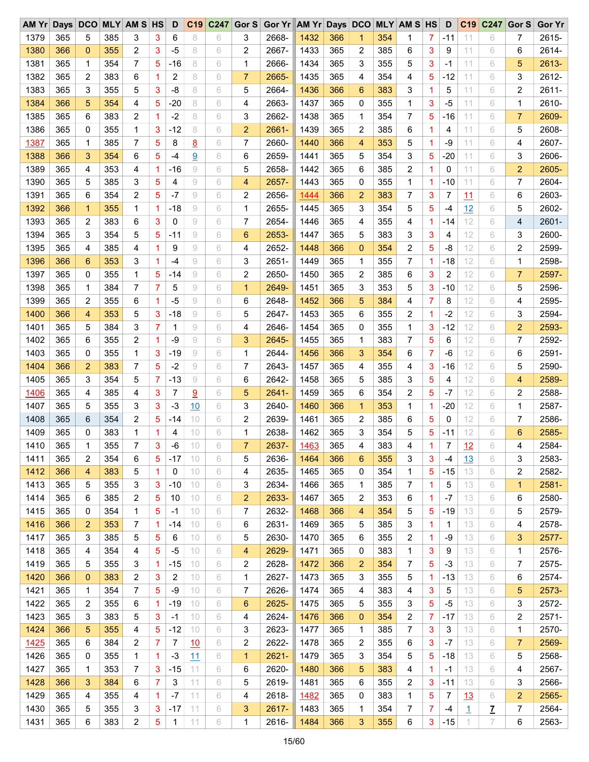| AM Yr | Days | DCO | MLY | AM S | HS | D | C19 | C247 | Gor S | Gor Yr |
|---|---|---|---|---|---|---|---|---|---|---|
| 1379 | 365 | 5 | 385 | 3 | 3 | 6 | 8 | 6 | 3 | 2668- |
| 1380 | 366 | 0 | 355 | 2 | 3 | -5 | 8 | 6 | 2 | 2667- |
| 1381 | 365 | 1 | 354 | 7 | 5 | -16 | 8 | 6 | 1 | 2666- |
| 1382 | 365 | 2 | 383 | 6 | 1 | 2 | 8 | 6 | 7 | 2665- |
| 1383 | 365 | 3 | 355 | 5 | 3 | -8 | 8 | 6 | 5 | 2664- |
| 1384 | 366 | 5 | 354 | 4 | 5 | -20 | 8 | 6 | 4 | 2663- |
| 1385 | 365 | 6 | 383 | 2 | 1 | -2 | 8 | 6 | 3 | 2662- |
| 1386 | 365 | 0 | 355 | 1 | 3 | -12 | 8 | 6 | 2 | 2661- |
| 1387 | 365 | 1 | 385 | 7 | 5 | 8 | 8 | 6 | 7 | 2660- |
| 1388 | 366 | 3 | 354 | 6 | 5 | -4 | 9 | 6 | 6 | 2659- |
| 1389 | 365 | 4 | 353 | 4 | 1 | -16 | 9 | 6 | 5 | 2658- |
| 1390 | 365 | 5 | 385 | 3 | 5 | 4 | 9 | 6 | 4 | 2657- |
| 1391 | 365 | 6 | 354 | 2 | 5 | -7 | 9 | 6 | 2 | 2656- |
| 1392 | 366 | 1 | 355 | 1 | 1 | -18 | 9 | 6 | 1 | 2655- |
| 1393 | 365 | 2 | 383 | 6 | 3 | 0 | 9 | 6 | 7 | 2654- |
| 1394 | 365 | 3 | 354 | 5 | 5 | -11 | 9 | 6 | 6 | 2653- |
| 1395 | 365 | 4 | 385 | 4 | 1 | 9 | 9 | 6 | 4 | 2652- |
| 1396 | 366 | 6 | 353 | 3 | 1 | -4 | 9 | 6 | 3 | 2651- |
| 1397 | 365 | 0 | 355 | 1 | 5 | -14 | 9 | 6 | 2 | 2650- |
| 1398 | 365 | 1 | 384 | 7 | 7 | 5 | 9 | 6 | 1 | 2649- |
| 1399 | 365 | 2 | 355 | 6 | 1 | -5 | 9 | 6 | 6 | 2648- |
| 1400 | 366 | 4 | 353 | 5 | 3 | -18 | 9 | 6 | 5 | 2647- |
| 1401 | 365 | 5 | 384 | 3 | 7 | 1 | 9 | 6 | 4 | 2646- |
| 1402 | 365 | 6 | 355 | 2 | 1 | -9 | 9 | 6 | 3 | 2645- |
| 1403 | 365 | 0 | 355 | 1 | 3 | -19 | 9 | 6 | 1 | 2644- |
| 1404 | 366 | 2 | 383 | 7 | 5 | -2 | 9 | 6 | 7 | 2643- |
| 1405 | 365 | 3 | 354 | 5 | 7 | -13 | 9 | 6 | 6 | 2642- |
| 1406 | 365 | 4 | 385 | 4 | 3 | 7 | 9 | 6 | 5 | 2641- |
| 1407 | 365 | 5 | 355 | 3 | 3 | -3 | 10 | 6 | 3 | 2640- |
| 1408 | 365 | 6 | 354 | 2 | 5 | -14 | 10 | 6 | 2 | 2639- |
| 1409 | 365 | 0 | 383 | 1 | 1 | 4 | 10 | 6 | 1 | 2638- |
| 1410 | 365 | 1 | 355 | 7 | 3 | -6 | 10 | 6 | 7 | 2637- |
| 1411 | 365 | 2 | 354 | 6 | 5 | -17 | 10 | 6 | 5 | 2636- |
| 1412 | 366 | 4 | 383 | 5 | 1 | 0 | 10 | 6 | 4 | 2635- |
| 1413 | 365 | 5 | 355 | 3 | 3 | -10 | 10 | 6 | 3 | 2634- |
| 1414 | 365 | 6 | 385 | 2 | 5 | 10 | 10 | 6 | 2 | 2633- |
| 1415 | 365 | 0 | 354 | 1 | 5 | -1 | 10 | 6 | 7 | 2632- |
| 1416 | 366 | 2 | 353 | 7 | 1 | -14 | 10 | 6 | 6 | 2631- |
| 1417 | 365 | 3 | 385 | 5 | 5 | 6 | 10 | 6 | 5 | 2630- |
| 1418 | 365 | 4 | 354 | 4 | 5 | -5 | 10 | 6 | 4 | 2629- |
| 1419 | 365 | 5 | 355 | 3 | 1 | -15 | 10 | 6 | 2 | 2628- |
| 1420 | 366 | 0 | 383 | 2 | 3 | 2 | 10 | 6 | 1 | 2627- |
| 1421 | 365 | 1 | 354 | 7 | 5 | -9 | 10 | 6 | 7 | 2626- |
| 1422 | 365 | 2 | 355 | 6 | 1 | -19 | 10 | 6 | 6 | 2625- |
| 1423 | 365 | 3 | 383 | 5 | 3 | -1 | 10 | 6 | 4 | 2624- |
| 1424 | 366 | 5 | 355 | 4 | 5 | -12 | 10 | 6 | 3 | 2623- |
| 1425 | 365 | 6 | 384 | 2 | 7 | 7 | 10 | 6 | 2 | 2622- |
| 1426 | 365 | 0 | 355 | 1 | 1 | -3 | 11 | 6 | 1 | 2621- |
| 1427 | 365 | 1 | 353 | 7 | 3 | -15 | 11 | 6 | 6 | 2620- |
| 1428 | 366 | 3 | 384 | 6 | 7 | 3 | 11 | 6 | 5 | 2619- |
| 1429 | 365 | 4 | 355 | 4 | 1 | -7 | 11 | 6 | 4 | 2618- |
| 1430 | 365 | 5 | 355 | 3 | 3 | -17 | 11 | 6 | 3 | 2617- |
| 1431 | 365 | 6 | 383 | 2 | 5 | 1 | 11 | 6 | 1 | 2616- |
| 1432 | 366 | 1 | 354 | 1 | 7 | -11 | 11 | 6 | 7 | 2615- |
| 1433 | 365 | 2 | 385 | 6 | 3 | 9 | 11 | 6 | 6 | 2614- |
| 1434 | 365 | 3 | 355 | 5 | 3 | -1 | 11 | 6 | 5 | 2613- |
| 1435 | 365 | 4 | 354 | 4 | 5 | -12 | 11 | 6 | 3 | 2612- |
| 1436 | 366 | 6 | 383 | 3 | 1 | 5 | 11 | 6 | 2 | 2611- |
| 1437 | 365 | 0 | 355 | 1 | 3 | -5 | 11 | 6 | 1 | 2610- |
| 1438 | 365 | 1 | 354 | 7 | 5 | -16 | 11 | 6 | 7 | 2609- |
| 1439 | 365 | 2 | 385 | 6 | 1 | 4 | 11 | 6 | 5 | 2608- |
| 1440 | 366 | 4 | 353 | 5 | 1 | -9 | 11 | 6 | 4 | 2607- |
| 1441 | 365 | 5 | 354 | 3 | 5 | -20 | 11 | 6 | 3 | 2606- |
| 1442 | 365 | 6 | 385 | 2 | 1 | 0 | 11 | 6 | 2 | 2605- |
| 1443 | 365 | 0 | 355 | 1 | 1 | -10 | 11 | 6 | 7 | 2604- |
| 1444 | 366 | 2 | 383 | 7 | 3 | 7 | 11 | 6 | 6 | 2603- |
| 1445 | 365 | 3 | 354 | 5 | 5 | -4 | 12 | 6 | 5 | 2602- |
| 1446 | 365 | 4 | 355 | 4 | 1 | -14 | 12 | 6 | 4 | 2601- |
| 1447 | 365 | 5 | 383 | 3 | 3 | 4 | 12 | 6 | 3 | 2600- |
| 1448 | 366 | 0 | 354 | 2 | 5 | -8 | 12 | 6 | 2 | 2599- |
| 1449 | 365 | 1 | 355 | 7 | 1 | -18 | 12 | 6 | 1 | 2598- |
| 1450 | 365 | 2 | 385 | 6 | 3 | 2 | 12 | 6 | 7 | 2597- |
| 1451 | 365 | 3 | 353 | 5 | 3 | -10 | 12 | 6 | 5 | 2596- |
| 1452 | 366 | 5 | 384 | 4 | 7 | 8 | 12 | 6 | 4 | 2595- |
| 1453 | 365 | 6 | 355 | 2 | 1 | -2 | 12 | 6 | 3 | 2594- |
| 1454 | 365 | 0 | 355 | 1 | 3 | -12 | 12 | 6 | 2 | 2593- |
| 1455 | 365 | 1 | 383 | 7 | 5 | 6 | 12 | 6 | 7 | 2592- |
| 1456 | 366 | 3 | 354 | 6 | 7 | -6 | 12 | 6 | 6 | 2591- |
| 1457 | 365 | 4 | 355 | 4 | 3 | -16 | 12 | 6 | 5 | 2590- |
| 1458 | 365 | 5 | 385 | 3 | 5 | 4 | 12 | 6 | 4 | 2589- |
| 1459 | 365 | 6 | 354 | 2 | 5 | -7 | 12 | 6 | 2 | 2588- |
| 1460 | 366 | 1 | 353 | 1 | 1 | -20 | 12 | 6 | 1 | 2587- |
| 1461 | 365 | 2 | 385 | 6 | 5 | 0 | 12 | 6 | 7 | 2586- |
| 1462 | 365 | 3 | 354 | 5 | 5 | -11 | 12 | 6 | 6 | 2585- |
| 1463 | 365 | 4 | 383 | 4 | 1 | 7 | 12 | 6 | 4 | 2584- |
| 1464 | 366 | 6 | 355 | 3 | 3 | -4 | 13 | 6 | 3 | 2583- |
| 1465 | 365 | 0 | 354 | 1 | 5 | -15 | 13 | 6 | 2 | 2582- |
| 1466 | 365 | 1 | 385 | 7 | 1 | 5 | 13 | 6 | 1 | 2581- |
| 1467 | 365 | 2 | 353 | 6 | 1 | -7 | 13 | 6 | 6 | 2580- |
| 1468 | 366 | 4 | 354 | 5 | 5 | -19 | 13 | 6 | 5 | 2579- |
| 1469 | 365 | 5 | 385 | 3 | 1 | 1 | 13 | 6 | 4 | 2578- |
| 1470 | 365 | 6 | 355 | 2 | 1 | -9 | 13 | 6 | 3 | 2577- |
| 1471 | 365 | 0 | 383 | 1 | 3 | 9 | 13 | 6 | 1 | 2576- |
| 1472 | 366 | 2 | 354 | 7 | 5 | -3 | 13 | 6 | 7 | 2575- |
| 1473 | 365 | 3 | 355 | 5 | 1 | -13 | 13 | 6 | 6 | 2574- |
| 1474 | 365 | 4 | 383 | 4 | 3 | 5 | 13 | 6 | 5 | 2573- |
| 1475 | 365 | 5 | 355 | 3 | 5 | -5 | 13 | 6 | 3 | 2572- |
| 1476 | 366 | 0 | 354 | 2 | 7 | -17 | 13 | 6 | 2 | 2571- |
| 1477 | 365 | 1 | 385 | 7 | 3 | 3 | 13 | 6 | 1 | 2570- |
| 1478 | 365 | 2 | 355 | 6 | 3 | -7 | 13 | 6 | 7 | 2569- |
| 1479 | 365 | 3 | 354 | 5 | 5 | -18 | 13 | 6 | 5 | 2568- |
| 1480 | 366 | 5 | 383 | 4 | 1 | -1 | 13 | 6 | 4 | 2567- |
| 1481 | 365 | 6 | 355 | 2 | 3 | -11 | 13 | 6 | 3 | 2566- |
| 1482 | 365 | 0 | 383 | 1 | 5 | 7 | 13 | 6 | 2 | 2565- |
| 1483 | 365 | 1 | 354 | 7 | 7 | -4 | 1 | 7 | 7 | 2564- |
| 1484 | 366 | 3 | 355 | 6 | 3 | -15 | 1 | 7 | 6 | 2563- |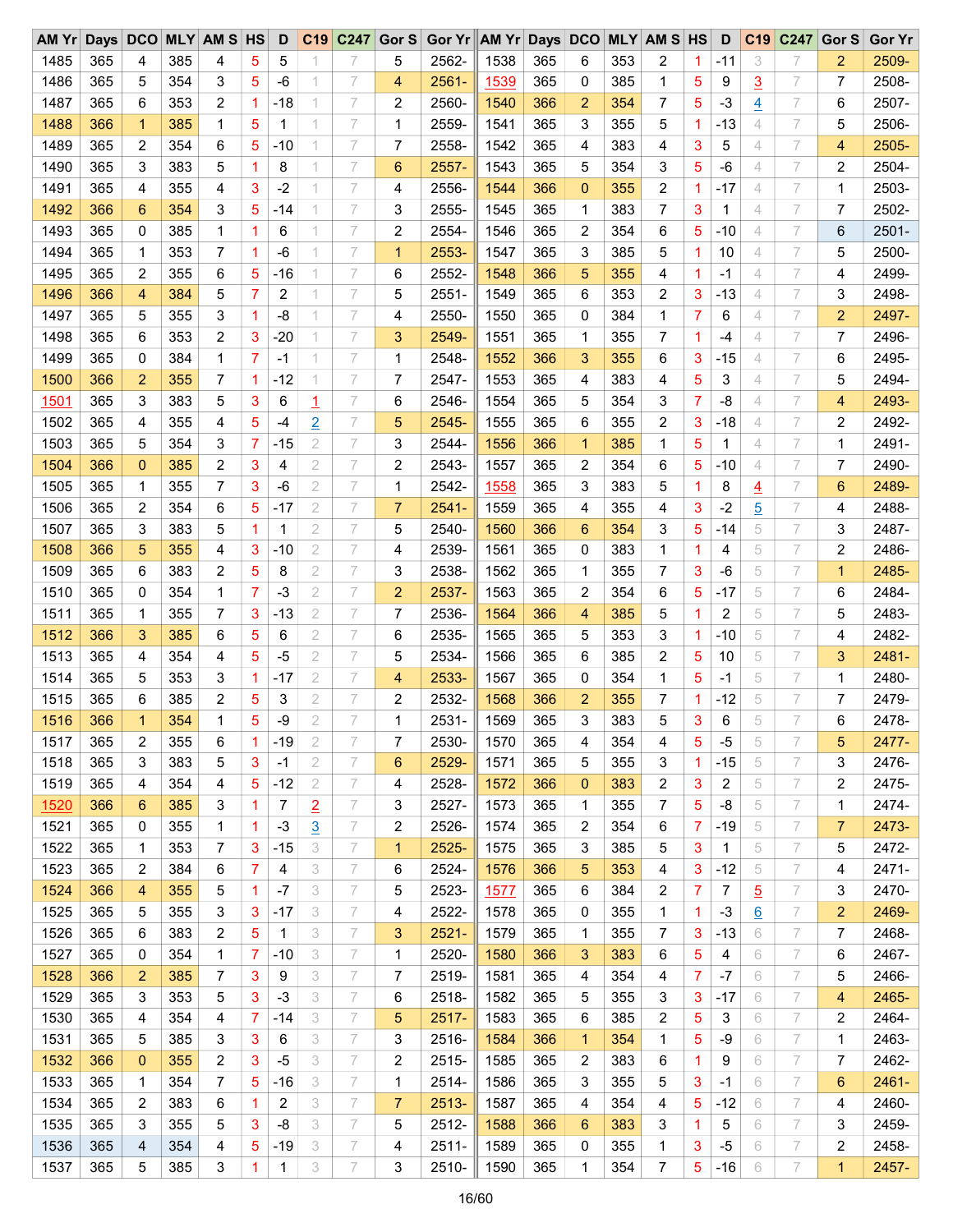| AM Yr | Days | DCO | MLY | AM S | HS | D | C19 | C247 | Gor S | Gor Yr | AM Yr | Days | DCO | MLY | AM S | HS | D | C19 | C247 | Gor S | Gor Yr |
|---|---|---|---|---|---|---|---|---|---|---|---|---|---|---|---|---|---|---|---|---|---|
| 1485 | 365 | 4 | 385 | 4 | 5 | 5 | 1 | 7 | 5 | 2562- | 1538 | 365 | 6 | 353 | 2 | 1 | -11 | 3 | 7 | 2 | 2509- |
| 1486 | 365 | 5 | 354 | 3 | 5 | -6 | 1 | 7 | 4 | 2561- | 1539 | 365 | 0 | 385 | 1 | 5 | 9 | 3 | 7 | 7 | 2508- |
| 1487 | 365 | 6 | 353 | 2 | 1 | -18 | 1 | 7 | 2 | 2560- | 1540 | 366 | 2 | 354 | 7 | 5 | -3 | 4 | 7 | 6 | 2507- |
| 1488 | 366 | 1 | 385 | 1 | 5 | 1 | 1 | 7 | 1 | 2559- | 1541 | 365 | 3 | 355 | 5 | 1 | -13 | 4 | 7 | 5 | 2506- |
| 1489 | 365 | 2 | 354 | 6 | 5 | -10 | 1 | 7 | 7 | 2558- | 1542 | 365 | 4 | 383 | 4 | 3 | 5 | 4 | 7 | 4 | 2505- |
| 1490 | 365 | 3 | 383 | 5 | 1 | 8 | 1 | 7 | 6 | 2557- | 1543 | 365 | 5 | 354 | 3 | 5 | -6 | 4 | 7 | 2 | 2504- |
| 1491 | 365 | 4 | 355 | 4 | 3 | -2 | 1 | 7 | 4 | 2556- | 1544 | 366 | 0 | 355 | 2 | 1 | -17 | 4 | 7 | 1 | 2503- |
| 1492 | 366 | 6 | 354 | 3 | 5 | -14 | 1 | 7 | 3 | 2555- | 1545 | 365 | 1 | 383 | 7 | 3 | 1 | 4 | 7 | 7 | 2502- |
| 1493 | 365 | 0 | 385 | 1 | 1 | 6 | 1 | 7 | 2 | 2554- | 1546 | 365 | 2 | 354 | 6 | 5 | -10 | 4 | 7 | 6 | 2501- |
| 1494 | 365 | 1 | 353 | 7 | 1 | -6 | 1 | 7 | 1 | 2553- | 1547 | 365 | 3 | 385 | 5 | 1 | 10 | 4 | 7 | 5 | 2500- |
| 1495 | 365 | 2 | 355 | 6 | 5 | -16 | 1 | 7 | 6 | 2552- | 1548 | 366 | 5 | 355 | 4 | 1 | -1 | 4 | 7 | 4 | 2499- |
| 1496 | 366 | 4 | 384 | 5 | 7 | 2 | 1 | 7 | 5 | 2551- | 1549 | 365 | 6 | 353 | 2 | 3 | -13 | 4 | 7 | 3 | 2498- |
| 1497 | 365 | 5 | 355 | 3 | 1 | -8 | 1 | 7 | 4 | 2550- | 1550 | 365 | 0 | 384 | 1 | 7 | 6 | 4 | 7 | 2 | 2497- |
| 1498 | 365 | 6 | 353 | 2 | 3 | -20 | 1 | 7 | 3 | 2549- | 1551 | 365 | 1 | 355 | 7 | 1 | -4 | 4 | 7 | 7 | 2496- |
| 1499 | 365 | 0 | 384 | 1 | 7 | -1 | 1 | 7 | 1 | 2548- | 1552 | 366 | 3 | 355 | 6 | 3 | -15 | 4 | 7 | 6 | 2495- |
| 1500 | 366 | 2 | 355 | 7 | 1 | -12 | 1 | 7 | 7 | 2547- | 1553 | 365 | 4 | 383 | 4 | 5 | 3 | 4 | 7 | 5 | 2494- |
| 1501 | 365 | 3 | 383 | 5 | 3 | 6 | 1 | 7 | 6 | 2546- | 1554 | 365 | 5 | 354 | 3 | 7 | -8 | 4 | 7 | 4 | 2493- |
| 1502 | 365 | 4 | 355 | 4 | 5 | -4 | 2 | 7 | 5 | 2545- | 1555 | 365 | 6 | 355 | 2 | 3 | -18 | 4 | 7 | 2 | 2492- |
| 1503 | 365 | 5 | 354 | 3 | 7 | -15 | 2 | 7 | 3 | 2544- | 1556 | 366 | 1 | 385 | 1 | 5 | 1 | 4 | 7 | 1 | 2491- |
| 1504 | 366 | 0 | 385 | 2 | 3 | 4 | 2 | 7 | 2 | 2543- | 1557 | 365 | 2 | 354 | 6 | 5 | -10 | 4 | 7 | 7 | 2490- |
| 1505 | 365 | 1 | 355 | 7 | 3 | -6 | 2 | 7 | 1 | 2542- | 1558 | 365 | 3 | 383 | 5 | 1 | 8 | 4 | 7 | 6 | 2489- |
| 1506 | 365 | 2 | 354 | 6 | 5 | -17 | 2 | 7 | 7 | 2541- | 1559 | 365 | 4 | 355 | 4 | 3 | -2 | 5 | 7 | 4 | 2488- |
| 1507 | 365 | 3 | 383 | 5 | 1 | 1 | 2 | 7 | 5 | 2540- | 1560 | 366 | 6 | 354 | 3 | 5 | -14 | 5 | 7 | 3 | 2487- |
| 1508 | 366 | 5 | 355 | 4 | 3 | -10 | 2 | 7 | 4 | 2539- | 1561 | 365 | 0 | 383 | 1 | 1 | 4 | 5 | 7 | 2 | 2486- |
| 1509 | 365 | 6 | 383 | 2 | 5 | 8 | 2 | 7 | 3 | 2538- | 1562 | 365 | 1 | 355 | 7 | 3 | -6 | 5 | 7 | 1 | 2485- |
| 1510 | 365 | 0 | 354 | 1 | 7 | -3 | 2 | 7 | 2 | 2537- | 1563 | 365 | 2 | 354 | 6 | 5 | -17 | 5 | 7 | 6 | 2484- |
| 1511 | 365 | 1 | 355 | 7 | 3 | -13 | 2 | 7 | 7 | 2536- | 1564 | 366 | 4 | 385 | 5 | 1 | 2 | 5 | 7 | 5 | 2483- |
| 1512 | 366 | 3 | 385 | 6 | 5 | 6 | 2 | 7 | 6 | 2535- | 1565 | 365 | 5 | 353 | 3 | 1 | -10 | 5 | 7 | 4 | 2482- |
| 1513 | 365 | 4 | 354 | 4 | 5 | -5 | 2 | 7 | 5 | 2534- | 1566 | 365 | 6 | 385 | 2 | 5 | 10 | 5 | 7 | 3 | 2481- |
| 1514 | 365 | 5 | 353 | 3 | 1 | -17 | 2 | 7 | 4 | 2533- | 1567 | 365 | 0 | 354 | 1 | 5 | -1 | 5 | 7 | 1 | 2480- |
| 1515 | 365 | 6 | 385 | 2 | 5 | 3 | 2 | 7 | 2 | 2532- | 1568 | 366 | 2 | 355 | 7 | 1 | -12 | 5 | 7 | 7 | 2479- |
| 1516 | 366 | 1 | 354 | 1 | 5 | -9 | 2 | 7 | 1 | 2531- | 1569 | 365 | 3 | 383 | 5 | 3 | 6 | 5 | 7 | 6 | 2478- |
| 1517 | 365 | 2 | 355 | 6 | 1 | -19 | 2 | 7 | 7 | 2530- | 1570 | 365 | 4 | 354 | 4 | 5 | -5 | 5 | 7 | 5 | 2477- |
| 1518 | 365 | 3 | 383 | 5 | 3 | -1 | 2 | 7 | 6 | 2529- | 1571 | 365 | 5 | 355 | 3 | 1 | -15 | 5 | 7 | 3 | 2476- |
| 1519 | 365 | 4 | 354 | 4 | 5 | -12 | 2 | 7 | 4 | 2528- | 1572 | 366 | 0 | 383 | 2 | 3 | 2 | 5 | 7 | 2 | 2475- |
| 1520 | 366 | 6 | 385 | 3 | 1 | 7 | 2 | 7 | 3 | 2527- | 1573 | 365 | 1 | 355 | 7 | 5 | -8 | 5 | 7 | 1 | 2474- |
| 1521 | 365 | 0 | 355 | 1 | 1 | -3 | 3 | 7 | 2 | 2526- | 1574 | 365 | 2 | 354 | 6 | 7 | -19 | 5 | 7 | 7 | 2473- |
| 1522 | 365 | 1 | 353 | 7 | 3 | -15 | 3 | 7 | 1 | 2525- | 1575 | 365 | 3 | 385 | 5 | 3 | 1 | 5 | 7 | 5 | 2472- |
| 1523 | 365 | 2 | 384 | 6 | 7 | 4 | 3 | 7 | 6 | 2524- | 1576 | 366 | 5 | 353 | 4 | 3 | -12 | 5 | 7 | 4 | 2471- |
| 1524 | 366 | 4 | 355 | 5 | 1 | -7 | 3 | 7 | 5 | 2523- | 1577 | 365 | 6 | 384 | 2 | 7 | 7 | 5 | 7 | 3 | 2470- |
| 1525 | 365 | 5 | 355 | 3 | 3 | -17 | 3 | 7 | 4 | 2522- | 1578 | 365 | 0 | 355 | 1 | 1 | -3 | 6 | 7 | 2 | 2469- |
| 1526 | 365 | 6 | 383 | 2 | 5 | 1 | 3 | 7 | 3 | 2521- | 1579 | 365 | 1 | 355 | 7 | 3 | -13 | 6 | 7 | 7 | 2468- |
| 1527 | 365 | 0 | 354 | 1 | 7 | -10 | 3 | 7 | 1 | 2520- | 1580 | 366 | 3 | 383 | 6 | 5 | 4 | 6 | 7 | 6 | 2467- |
| 1528 | 366 | 2 | 385 | 7 | 3 | 9 | 3 | 7 | 7 | 2519- | 1581 | 365 | 4 | 354 | 4 | 7 | -7 | 6 | 7 | 5 | 2466- |
| 1529 | 365 | 3 | 353 | 5 | 3 | -3 | 3 | 7 | 6 | 2518- | 1582 | 365 | 5 | 355 | 3 | 3 | -17 | 6 | 7 | 4 | 2465- |
| 1530 | 365 | 4 | 354 | 4 | 7 | -14 | 3 | 7 | 5 | 2517- | 1583 | 365 | 6 | 385 | 2 | 5 | 3 | 6 | 7 | 2 | 2464- |
| 1531 | 365 | 5 | 385 | 3 | 3 | 6 | 3 | 7 | 3 | 2516- | 1584 | 366 | 1 | 354 | 1 | 5 | -9 | 6 | 7 | 1 | 2463- |
| 1532 | 366 | 0 | 355 | 2 | 3 | -5 | 3 | 7 | 2 | 2515- | 1585 | 365 | 2 | 383 | 6 | 1 | 9 | 6 | 7 | 7 | 2462- |
| 1533 | 365 | 1 | 354 | 7 | 5 | -16 | 3 | 7 | 1 | 2514- | 1586 | 365 | 3 | 355 | 5 | 3 | -1 | 6 | 7 | 6 | 2461- |
| 1534 | 365 | 2 | 383 | 6 | 1 | 2 | 3 | 7 | 7 | 2513- | 1587 | 365 | 4 | 354 | 4 | 5 | -12 | 6 | 7 | 4 | 2460- |
| 1535 | 365 | 3 | 355 | 5 | 3 | -8 | 3 | 7 | 5 | 2512- | 1588 | 366 | 6 | 383 | 3 | 1 | 5 | 6 | 7 | 3 | 2459- |
| 1536 | 365 | 4 | 354 | 4 | 5 | -19 | 3 | 7 | 4 | 2511- | 1589 | 365 | 0 | 355 | 1 | 3 | -5 | 6 | 7 | 2 | 2458- |
| 1537 | 365 | 5 | 385 | 3 | 1 | 1 | 3 | 7 | 3 | 2510- | 1590 | 365 | 1 | 354 | 7 | 5 | -16 | 6 | 7 | 1 | 2457- |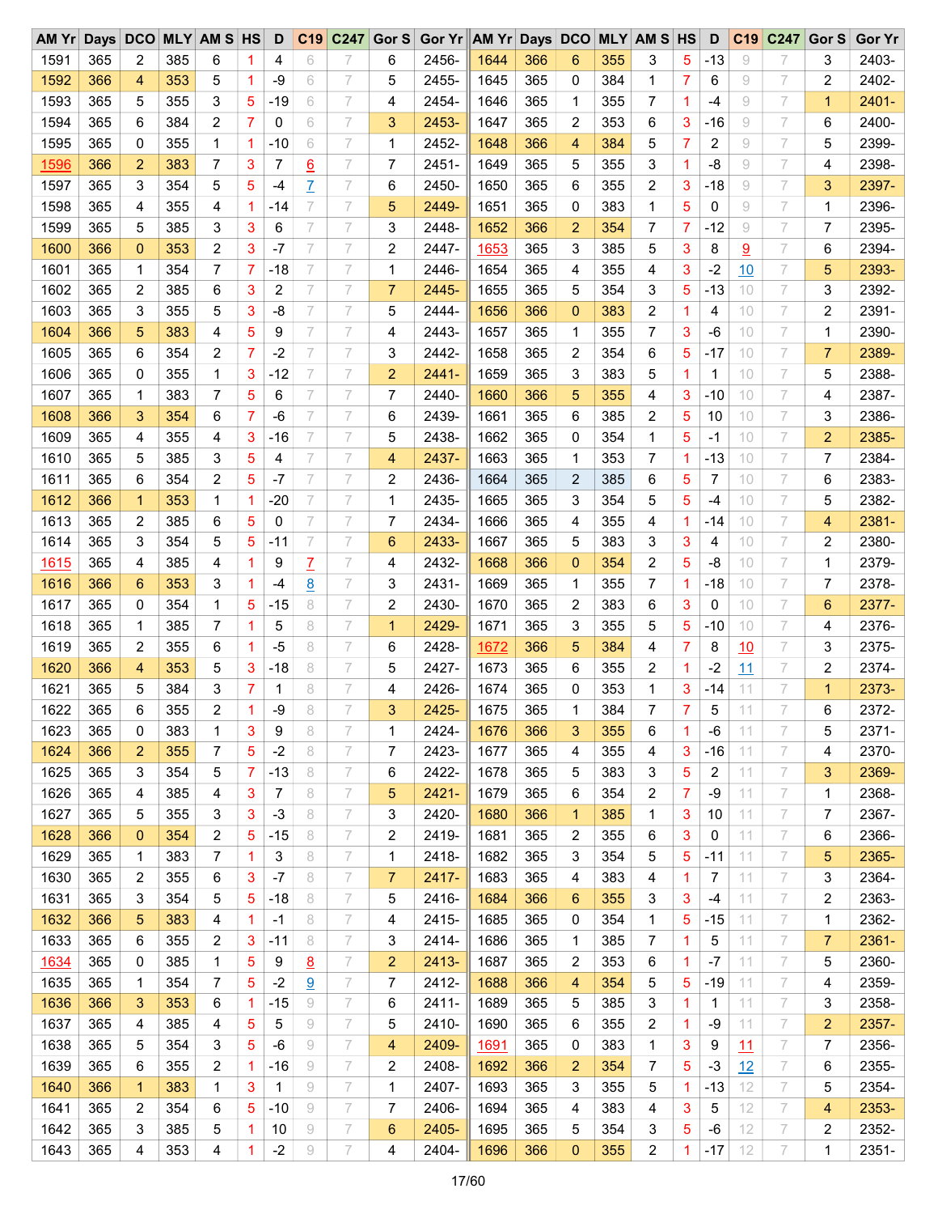| AM Yr | Days | DCO | MLY | AM S | HS | D | C19 | C247 | Gor S | Gor Yr | AM Yr | Days | DCO | MLY | AM S | HS | D | C19 | C247 | Gor S | Gor Yr |
|---|---|---|---|---|---|---|---|---|---|---|---|---|---|---|---|---|---|---|---|---|---|
| 1591 | 365 | 2 | 385 | 6 | 1 | 4 | 6 | 7 | 6 | 2456- | 1644 | 366 | 6 | 355 | 3 | 5 | -13 | 9 | 7 | 3 | 2403- |
| 1592 | 366 | 4 | 353 | 5 | 1 | -9 | 6 | 7 | 5 | 2455- | 1645 | 365 | 0 | 384 | 1 | 7 | 6 | 9 | 7 | 2 | 2402- |
| 1593 | 365 | 5 | 355 | 3 | 5 | -19 | 6 | 7 | 4 | 2454- | 1646 | 365 | 1 | 355 | 7 | 1 | -4 | 9 | 7 | 1 | 2401- |
| 1594 | 365 | 6 | 384 | 2 | 7 | 0 | 6 | 7 | 3 | 2453- | 1647 | 365 | 2 | 353 | 6 | 3 | -16 | 9 | 7 | 6 | 2400- |
| 1595 | 365 | 0 | 355 | 1 | 1 | -10 | 6 | 7 | 1 | 2452- | 1648 | 366 | 4 | 384 | 5 | 7 | 2 | 9 | 7 | 5 | 2399- |
| 1596 | 366 | 2 | 383 | 7 | 3 | 7 | 6 | 7 | 7 | 2451- | 1649 | 365 | 5 | 355 | 3 | 1 | -8 | 9 | 7 | 4 | 2398- |
| 1597 | 365 | 3 | 354 | 5 | 5 | -4 | 7 | 7 | 6 | 2450- | 1650 | 365 | 6 | 355 | 2 | 3 | -18 | 9 | 7 | 3 | 2397- |
| 1598 | 365 | 4 | 355 | 4 | 1 | -14 | 7 | 7 | 5 | 2449- | 1651 | 365 | 0 | 383 | 1 | 5 | 0 | 9 | 7 | 1 | 2396- |
| 1599 | 365 | 5 | 385 | 3 | 3 | 6 | 7 | 7 | 3 | 2448- | 1652 | 366 | 2 | 354 | 7 | 7 | -12 | 9 | 7 | 7 | 2395- |
| 1600 | 366 | 0 | 353 | 2 | 3 | -7 | 7 | 7 | 2 | 2447- | 1653 | 365 | 3 | 385 | 5 | 3 | 8 | 9 | 7 | 6 | 2394- |
| 1601 | 365 | 1 | 354 | 7 | 7 | -18 | 7 | 7 | 1 | 2446- | 1654 | 365 | 4 | 355 | 4 | 3 | -2 | 10 | 7 | 5 | 2393- |
| 1602 | 365 | 2 | 385 | 6 | 3 | 2 | 7 | 7 | 7 | 2445- | 1655 | 365 | 5 | 354 | 3 | 5 | -13 | 10 | 7 | 3 | 2392- |
| 1603 | 365 | 3 | 355 | 5 | 3 | -8 | 7 | 7 | 5 | 2444- | 1656 | 366 | 0 | 383 | 2 | 1 | 4 | 10 | 7 | 2 | 2391- |
| 1604 | 366 | 5 | 383 | 4 | 5 | 9 | 7 | 7 | 4 | 2443- | 1657 | 365 | 1 | 355 | 7 | 3 | -6 | 10 | 7 | 1 | 2390- |
| 1605 | 365 | 6 | 354 | 2 | 7 | -2 | 7 | 7 | 3 | 2442- | 1658 | 365 | 2 | 354 | 6 | 5 | -17 | 10 | 7 | 7 | 2389- |
| 1606 | 365 | 0 | 355 | 1 | 3 | -12 | 7 | 7 | 2 | 2441- | 1659 | 365 | 3 | 383 | 5 | 1 | 1 | 10 | 7 | 5 | 2388- |
| 1607 | 365 | 1 | 383 | 7 | 5 | 6 | 7 | 7 | 7 | 2440- | 1660 | 366 | 5 | 355 | 4 | 3 | -10 | 10 | 7 | 4 | 2387- |
| 1608 | 366 | 3 | 354 | 6 | 7 | -6 | 7 | 7 | 6 | 2439- | 1661 | 365 | 6 | 385 | 2 | 5 | 10 | 10 | 7 | 3 | 2386- |
| 1609 | 365 | 4 | 355 | 4 | 3 | -16 | 7 | 7 | 5 | 2438- | 1662 | 365 | 0 | 354 | 1 | 5 | -1 | 10 | 7 | 2 | 2385- |
| 1610 | 365 | 5 | 385 | 3 | 5 | 4 | 7 | 7 | 4 | 2437- | 1663 | 365 | 1 | 353 | 7 | 1 | -13 | 10 | 7 | 7 | 2384- |
| 1611 | 365 | 6 | 354 | 2 | 5 | -7 | 7 | 7 | 2 | 2436- | 1664 | 365 | 2 | 385 | 6 | 5 | 7 | 10 | 7 | 6 | 2383- |
| 1612 | 366 | 1 | 353 | 1 | 1 | -20 | 7 | 7 | 1 | 2435- | 1665 | 365 | 3 | 354 | 5 | 5 | -4 | 10 | 7 | 5 | 2382- |
| 1613 | 365 | 2 | 385 | 6 | 5 | 0 | 7 | 7 | 7 | 2434- | 1666 | 365 | 4 | 355 | 4 | 1 | -14 | 10 | 7 | 4 | 2381- |
| 1614 | 365 | 3 | 354 | 5 | 5 | -11 | 7 | 7 | 6 | 2433- | 1667 | 365 | 5 | 383 | 3 | 3 | 4 | 10 | 7 | 2 | 2380- |
| 1615 | 365 | 4 | 385 | 4 | 1 | 9 | 7 | 7 | 4 | 2432- | 1668 | 366 | 0 | 354 | 2 | 5 | -8 | 10 | 7 | 1 | 2379- |
| 1616 | 366 | 6 | 353 | 3 | 1 | -4 | 8 | 7 | 3 | 2431- | 1669 | 365 | 1 | 355 | 7 | 1 | -18 | 10 | 7 | 7 | 2378- |
| 1617 | 365 | 0 | 354 | 1 | 5 | -15 | 8 | 7 | 2 | 2430- | 1670 | 365 | 2 | 383 | 6 | 3 | 0 | 10 | 7 | 6 | 2377- |
| 1618 | 365 | 1 | 385 | 7 | 1 | 5 | 8 | 7 | 1 | 2429- | 1671 | 365 | 3 | 355 | 5 | 5 | -10 | 10 | 7 | 4 | 2376- |
| 1619 | 365 | 2 | 355 | 6 | 1 | -5 | 8 | 7 | 6 | 2428- | 1672 | 366 | 5 | 384 | 4 | 7 | 8 | 10 | 7 | 3 | 2375- |
| 1620 | 366 | 4 | 353 | 5 | 3 | -18 | 8 | 7 | 5 | 2427- | 1673 | 365 | 6 | 355 | 2 | 1 | -2 | 11 | 7 | 2 | 2374- |
| 1621 | 365 | 5 | 384 | 3 | 7 | 1 | 8 | 7 | 4 | 2426- | 1674 | 365 | 0 | 353 | 1 | 3 | -14 | 11 | 7 | 1 | 2373- |
| 1622 | 365 | 6 | 355 | 2 | 1 | -9 | 8 | 7 | 3 | 2425- | 1675 | 365 | 1 | 384 | 7 | 7 | 5 | 11 | 7 | 6 | 2372- |
| 1623 | 365 | 0 | 383 | 1 | 3 | 9 | 8 | 7 | 1 | 2424- | 1676 | 366 | 3 | 355 | 6 | 1 | -6 | 11 | 7 | 5 | 2371- |
| 1624 | 366 | 2 | 355 | 7 | 5 | -2 | 8 | 7 | 7 | 2423- | 1677 | 365 | 4 | 355 | 4 | 3 | -16 | 11 | 7 | 4 | 2370- |
| 1625 | 365 | 3 | 354 | 5 | 7 | -13 | 8 | 7 | 6 | 2422- | 1678 | 365 | 5 | 383 | 3 | 5 | 2 | 11 | 7 | 3 | 2369- |
| 1626 | 365 | 4 | 385 | 4 | 3 | 7 | 8 | 7 | 5 | 2421- | 1679 | 365 | 6 | 354 | 2 | 7 | -9 | 11 | 7 | 1 | 2368- |
| 1627 | 365 | 5 | 355 | 3 | 3 | -3 | 8 | 7 | 3 | 2420- | 1680 | 366 | 1 | 385 | 1 | 3 | 10 | 11 | 7 | 7 | 2367- |
| 1628 | 366 | 0 | 354 | 2 | 5 | -15 | 8 | 7 | 2 | 2419- | 1681 | 365 | 2 | 355 | 6 | 3 | 0 | 11 | 7 | 6 | 2366- |
| 1629 | 365 | 1 | 383 | 7 | 1 | 3 | 8 | 7 | 1 | 2418- | 1682 | 365 | 3 | 354 | 5 | 5 | -11 | 11 | 7 | 5 | 2365- |
| 1630 | 365 | 2 | 355 | 6 | 3 | -7 | 8 | 7 | 7 | 2417- | 1683 | 365 | 4 | 383 | 4 | 1 | 7 | 11 | 7 | 3 | 2364- |
| 1631 | 365 | 3 | 354 | 5 | 5 | -18 | 8 | 7 | 5 | 2416- | 1684 | 366 | 6 | 355 | 3 | 3 | -4 | 11 | 7 | 2 | 2363- |
| 1632 | 366 | 5 | 383 | 4 | 1 | -1 | 8 | 7 | 4 | 2415- | 1685 | 365 | 0 | 354 | 1 | 5 | -15 | 11 | 7 | 1 | 2362- |
| 1633 | 365 | 6 | 355 | 2 | 3 | -11 | 8 | 7 | 3 | 2414- | 1686 | 365 | 1 | 385 | 7 | 1 | 5 | 11 | 7 | 7 | 2361- |
| 1634 | 365 | 0 | 385 | 1 | 5 | 9 | 8 | 7 | 2 | 2413- | 1687 | 365 | 2 | 353 | 6 | 1 | -7 | 11 | 7 | 5 | 2360- |
| 1635 | 365 | 1 | 354 | 7 | 5 | -2 | 9 | 7 | 7 | 2412- | 1688 | 366 | 4 | 354 | 5 | 5 | -19 | 11 | 7 | 4 | 2359- |
| 1636 | 366 | 3 | 353 | 6 | 1 | -15 | 9 | 7 | 6 | 2411- | 1689 | 365 | 5 | 385 | 3 | 1 | 1 | 11 | 7 | 3 | 2358- |
| 1637 | 365 | 4 | 385 | 4 | 5 | 5 | 9 | 7 | 5 | 2410- | 1690 | 365 | 6 | 355 | 2 | 1 | -9 | 11 | 7 | 2 | 2357- |
| 1638 | 365 | 5 | 354 | 3 | 5 | -6 | 9 | 7 | 4 | 2409- | 1691 | 365 | 0 | 383 | 1 | 3 | 9 | 11 | 7 | 7 | 2356- |
| 1639 | 365 | 6 | 355 | 2 | 1 | -16 | 9 | 7 | 2 | 2408- | 1692 | 366 | 2 | 354 | 7 | 5 | -3 | 12 | 7 | 6 | 2355- |
| 1640 | 366 | 1 | 383 | 1 | 3 | 1 | 9 | 7 | 1 | 2407- | 1693 | 365 | 3 | 355 | 5 | 1 | -13 | 12 | 7 | 5 | 2354- |
| 1641 | 365 | 2 | 354 | 6 | 5 | -10 | 9 | 7 | 7 | 2406- | 1694 | 365 | 4 | 383 | 4 | 3 | 5 | 12 | 7 | 4 | 2353- |
| 1642 | 365 | 3 | 385 | 5 | 1 | 10 | 9 | 7 | 6 | 2405- | 1695 | 365 | 5 | 354 | 3 | 5 | -6 | 12 | 7 | 2 | 2352- |
| 1643 | 365 | 4 | 353 | 4 | 1 | -2 | 9 | 7 | 4 | 2404- | 1696 | 366 | 0 | 355 | 2 | 1 | -17 | 12 | 7 | 1 | 2351- |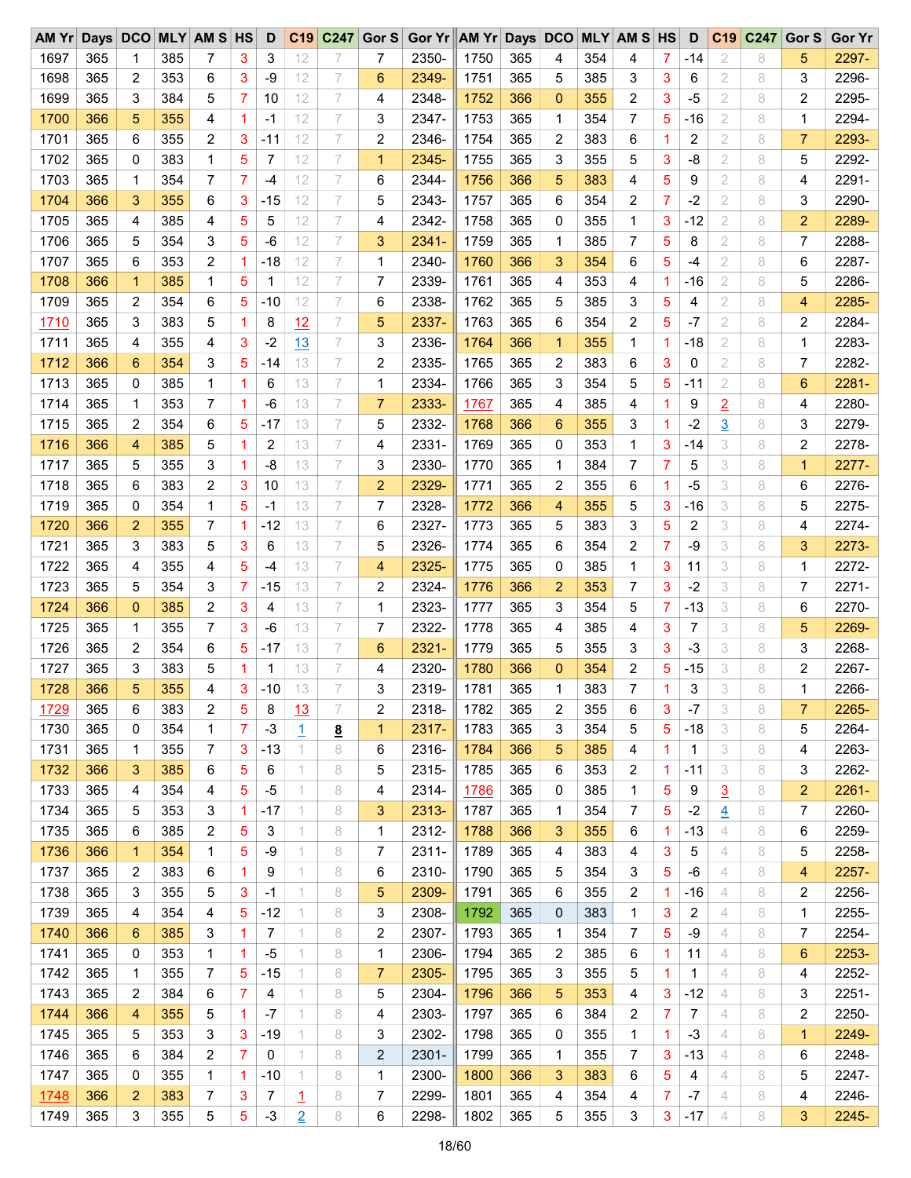| AM Yr | Days | DCO | MLY | AM S | HS | D | C19 | C247 | Gor S | Gor Yr | AM Yr | Days | DCO | MLY | AM S | HS | D | C19 | C247 | Gor S | Gor Yr |
|---|---|---|---|---|---|---|---|---|---|---|---|---|---|---|---|---|---|---|---|---|---|
| 1697 | 365 | 1 | 385 | 7 | 3 | 3 | 12 | 7 | 7 | 2350- | 1750 | 365 | 4 | 354 | 4 | 7 | -14 | 2 | 8 | 5 | 2297- |
| 1698 | 365 | 2 | 353 | 6 | 3 | -9 | 12 | 7 | 6 | 2349- | 1751 | 365 | 5 | 385 | 3 | 3 | 6 | 2 | 8 | 3 | 2296- |
| 1699 | 365 | 3 | 384 | 5 | 7 | 10 | 12 | 7 | 4 | 2348- | 1752 | 366 | 0 | 355 | 2 | 3 | -5 | 2 | 8 | 2 | 2295- |
| 1700 | 366 | 5 | 355 | 4 | 1 | -1 | 12 | 7 | 3 | 2347- | 1753 | 365 | 1 | 354 | 7 | 5 | -16 | 2 | 8 | 1 | 2294- |
| 1701 | 365 | 6 | 355 | 2 | 3 | -11 | 12 | 7 | 2 | 2346- | 1754 | 365 | 2 | 383 | 6 | 1 | 2 | 2 | 8 | 7 | 2293- |
| 1702 | 365 | 0 | 383 | 1 | 5 | 7 | 12 | 7 | 1 | 2345- | 1755 | 365 | 3 | 355 | 5 | 3 | -8 | 2 | 8 | 5 | 2292- |
| 1703 | 365 | 1 | 354 | 7 | 7 | -4 | 12 | 7 | 6 | 2344- | 1756 | 366 | 5 | 383 | 4 | 5 | 9 | 2 | 8 | 4 | 2291- |
| 1704 | 366 | 3 | 355 | 6 | 3 | -15 | 12 | 7 | 5 | 2343- | 1757 | 365 | 6 | 354 | 2 | 7 | -2 | 2 | 8 | 3 | 2290- |
| 1705 | 365 | 4 | 385 | 4 | 5 | 5 | 12 | 7 | 4 | 2342- | 1758 | 365 | 0 | 355 | 1 | 3 | -12 | 2 | 8 | 2 | 2289- |
| 1706 | 365 | 5 | 354 | 3 | 5 | -6 | 12 | 7 | 3 | 2341- | 1759 | 365 | 1 | 385 | 7 | 5 | 8 | 2 | 8 | 7 | 2288- |
| 1707 | 365 | 6 | 353 | 2 | 1 | -18 | 12 | 7 | 1 | 2340- | 1760 | 366 | 3 | 354 | 6 | 5 | -4 | 2 | 8 | 6 | 2287- |
| 1708 | 366 | 1 | 385 | 1 | 5 | 1 | 12 | 7 | 7 | 2339- | 1761 | 365 | 4 | 353 | 4 | 1 | -16 | 2 | 8 | 5 | 2286- |
| 1709 | 365 | 2 | 354 | 6 | 5 | -10 | 12 | 7 | 6 | 2338- | 1762 | 365 | 5 | 385 | 3 | 5 | 4 | 2 | 8 | 4 | 2285- |
| 1710 | 365 | 3 | 383 | 5 | 1 | 8 | 12 | 7 | 5 | 2337- | 1763 | 365 | 6 | 354 | 2 | 5 | -7 | 2 | 8 | 2 | 2284- |
| 1711 | 365 | 4 | 355 | 4 | 3 | -2 | 13 | 7 | 3 | 2336- | 1764 | 366 | 1 | 355 | 1 | 1 | -18 | 2 | 8 | 1 | 2283- |
| 1712 | 366 | 6 | 354 | 3 | 5 | -14 | 13 | 7 | 2 | 2335- | 1765 | 365 | 2 | 383 | 6 | 3 | 0 | 2 | 8 | 7 | 2282- |
| 1713 | 365 | 0 | 385 | 1 | 1 | 6 | 13 | 7 | 1 | 2334- | 1766 | 365 | 3 | 354 | 5 | 5 | -11 | 2 | 8 | 6 | 2281- |
| 1714 | 365 | 1 | 353 | 7 | 1 | -6 | 13 | 7 | 7 | 2333- | 1767 | 365 | 4 | 385 | 4 | 1 | 9 | 2 | 8 | 4 | 2280- |
| 1715 | 365 | 2 | 354 | 6 | 5 | -17 | 13 | 7 | 5 | 2332- | 1768 | 366 | 6 | 355 | 3 | 1 | -2 | 3 | 8 | 3 | 2279- |
| 1716 | 366 | 4 | 385 | 5 | 1 | 2 | 13 | 7 | 4 | 2331- | 1769 | 365 | 0 | 353 | 1 | 3 | -14 | 3 | 8 | 2 | 2278- |
| 1717 | 365 | 5 | 355 | 3 | 1 | -8 | 13 | 7 | 3 | 2330- | 1770 | 365 | 1 | 384 | 7 | 7 | 5 | 3 | 8 | 1 | 2277- |
| 1718 | 365 | 6 | 383 | 2 | 3 | 10 | 13 | 7 | 2 | 2329- | 1771 | 365 | 2 | 355 | 6 | 1 | -5 | 3 | 8 | 6 | 2276- |
| 1719 | 365 | 0 | 354 | 1 | 5 | -1 | 13 | 7 | 7 | 2328- | 1772 | 366 | 4 | 355 | 5 | 3 | -16 | 3 | 8 | 5 | 2275- |
| 1720 | 366 | 2 | 355 | 7 | 1 | -12 | 13 | 7 | 6 | 2327- | 1773 | 365 | 5 | 383 | 3 | 5 | 2 | 3 | 8 | 4 | 2274- |
| 1721 | 365 | 3 | 383 | 5 | 3 | 6 | 13 | 7 | 5 | 2326- | 1774 | 365 | 6 | 354 | 2 | 7 | -9 | 3 | 8 | 3 | 2273- |
| 1722 | 365 | 4 | 355 | 4 | 5 | -4 | 13 | 7 | 4 | 2325- | 1775 | 365 | 0 | 385 | 1 | 3 | 11 | 3 | 8 | 1 | 2272- |
| 1723 | 365 | 5 | 354 | 3 | 7 | -15 | 13 | 7 | 2 | 2324- | 1776 | 366 | 2 | 353 | 7 | 3 | -2 | 3 | 8 | 7 | 2271- |
| 1724 | 366 | 0 | 385 | 2 | 3 | 4 | 13 | 7 | 1 | 2323- | 1777 | 365 | 3 | 354 | 5 | 7 | -13 | 3 | 8 | 6 | 2270- |
| 1725 | 365 | 1 | 355 | 7 | 3 | -6 | 13 | 7 | 7 | 2322- | 1778 | 365 | 4 | 385 | 4 | 3 | 7 | 3 | 8 | 5 | 2269- |
| 1726 | 365 | 2 | 354 | 6 | 5 | -17 | 13 | 7 | 6 | 2321- | 1779 | 365 | 5 | 355 | 3 | 3 | -3 | 3 | 8 | 3 | 2268- |
| 1727 | 365 | 3 | 383 | 5 | 1 | 1 | 13 | 7 | 4 | 2320- | 1780 | 366 | 0 | 354 | 2 | 5 | -15 | 3 | 8 | 2 | 2267- |
| 1728 | 366 | 5 | 355 | 4 | 3 | -10 | 13 | 7 | 3 | 2319- | 1781 | 365 | 1 | 383 | 7 | 1 | 3 | 3 | 8 | 1 | 2266- |
| 1729 | 365 | 6 | 383 | 2 | 5 | 8 | 13 | 7 | 2 | 2318- | 1782 | 365 | 2 | 355 | 6 | 3 | -7 | 3 | 8 | 7 | 2265- |
| 1730 | 365 | 0 | 354 | 1 | 7 | -3 | 1 | 8 | 1 | 2317- | 1783 | 365 | 3 | 354 | 5 | 5 | -18 | 3 | 8 | 5 | 2264- |
| 1731 | 365 | 1 | 355 | 7 | 3 | -13 | 1 | 8 | 6 | 2316- | 1784 | 366 | 5 | 385 | 4 | 1 | 1 | 3 | 8 | 4 | 2263- |
| 1732 | 366 | 3 | 385 | 6 | 5 | 6 | 1 | 8 | 5 | 2315- | 1785 | 365 | 6 | 353 | 2 | 1 | -11 | 3 | 8 | 3 | 2262- |
| 1733 | 365 | 4 | 354 | 4 | 5 | -5 | 1 | 8 | 4 | 2314- | 1786 | 365 | 0 | 385 | 1 | 5 | 9 | 3 | 8 | 2 | 2261- |
| 1734 | 365 | 5 | 353 | 3 | 1 | -17 | 1 | 8 | 3 | 2313- | 1787 | 365 | 1 | 354 | 7 | 5 | -2 | 4 | 8 | 7 | 2260- |
| 1735 | 365 | 6 | 385 | 2 | 5 | 3 | 1 | 8 | 1 | 2312- | 1788 | 366 | 3 | 355 | 6 | 1 | -13 | 4 | 8 | 6 | 2259- |
| 1736 | 366 | 1 | 354 | 1 | 5 | -9 | 1 | 8 | 7 | 2311- | 1789 | 365 | 4 | 383 | 4 | 3 | 5 | 4 | 8 | 5 | 2258- |
| 1737 | 365 | 2 | 383 | 6 | 1 | 9 | 1 | 8 | 6 | 2310- | 1790 | 365 | 5 | 354 | 3 | 5 | -6 | 4 | 8 | 4 | 2257- |
| 1738 | 365 | 3 | 355 | 5 | 3 | -1 | 1 | 8 | 5 | 2309- | 1791 | 365 | 6 | 355 | 2 | 1 | -16 | 4 | 8 | 2 | 2256- |
| 1739 | 365 | 4 | 354 | 4 | 5 | -12 | 1 | 8 | 3 | 2308- | 1792 | 365 | 0 | 383 | 1 | 3 | 2 | 4 | 8 | 1 | 2255- |
| 1740 | 366 | 6 | 385 | 3 | 1 | 7 | 1 | 8 | 2 | 2307- | 1793 | 365 | 1 | 354 | 7 | 5 | -9 | 4 | 8 | 7 | 2254- |
| 1741 | 365 | 0 | 353 | 1 | 1 | -5 | 1 | 8 | 1 | 2306- | 1794 | 365 | 2 | 385 | 6 | 1 | 11 | 4 | 8 | 6 | 2253- |
| 1742 | 365 | 1 | 355 | 7 | 5 | -15 | 1 | 8 | 7 | 2305- | 1795 | 365 | 3 | 355 | 5 | 1 | 1 | 4 | 8 | 4 | 2252- |
| 1743 | 365 | 2 | 384 | 6 | 7 | 4 | 1 | 8 | 5 | 2304- | 1796 | 366 | 5 | 353 | 4 | 3 | -12 | 4 | 8 | 3 | 2251- |
| 1744 | 366 | 4 | 355 | 5 | 1 | -7 | 1 | 8 | 4 | 2303- | 1797 | 365 | 6 | 384 | 2 | 7 | 7 | 4 | 8 | 2 | 2250- |
| 1745 | 365 | 5 | 353 | 3 | 3 | -19 | 1 | 8 | 3 | 2302- | 1798 | 365 | 0 | 355 | 1 | 1 | -3 | 4 | 8 | 1 | 2249- |
| 1746 | 365 | 6 | 384 | 2 | 7 | 0 | 1 | 8 | 2 | 2301- | 1799 | 365 | 1 | 355 | 7 | 3 | -13 | 4 | 8 | 6 | 2248- |
| 1747 | 365 | 0 | 355 | 1 | 1 | -10 | 1 | 8 | 1 | 2300- | 1800 | 366 | 3 | 383 | 6 | 5 | 4 | 4 | 8 | 5 | 2247- |
| 1748 | 366 | 2 | 383 | 7 | 3 | 7 | 1 | 8 | 7 | 2299- | 1801 | 365 | 4 | 354 | 4 | 7 | -7 | 4 | 8 | 4 | 2246- |
| 1749 | 365 | 3 | 355 | 5 | 5 | -3 | 2 | 8 | 6 | 2298- | 1802 | 365 | 5 | 355 | 3 | 3 | -17 | 4 | 8 | 3 | 2245- |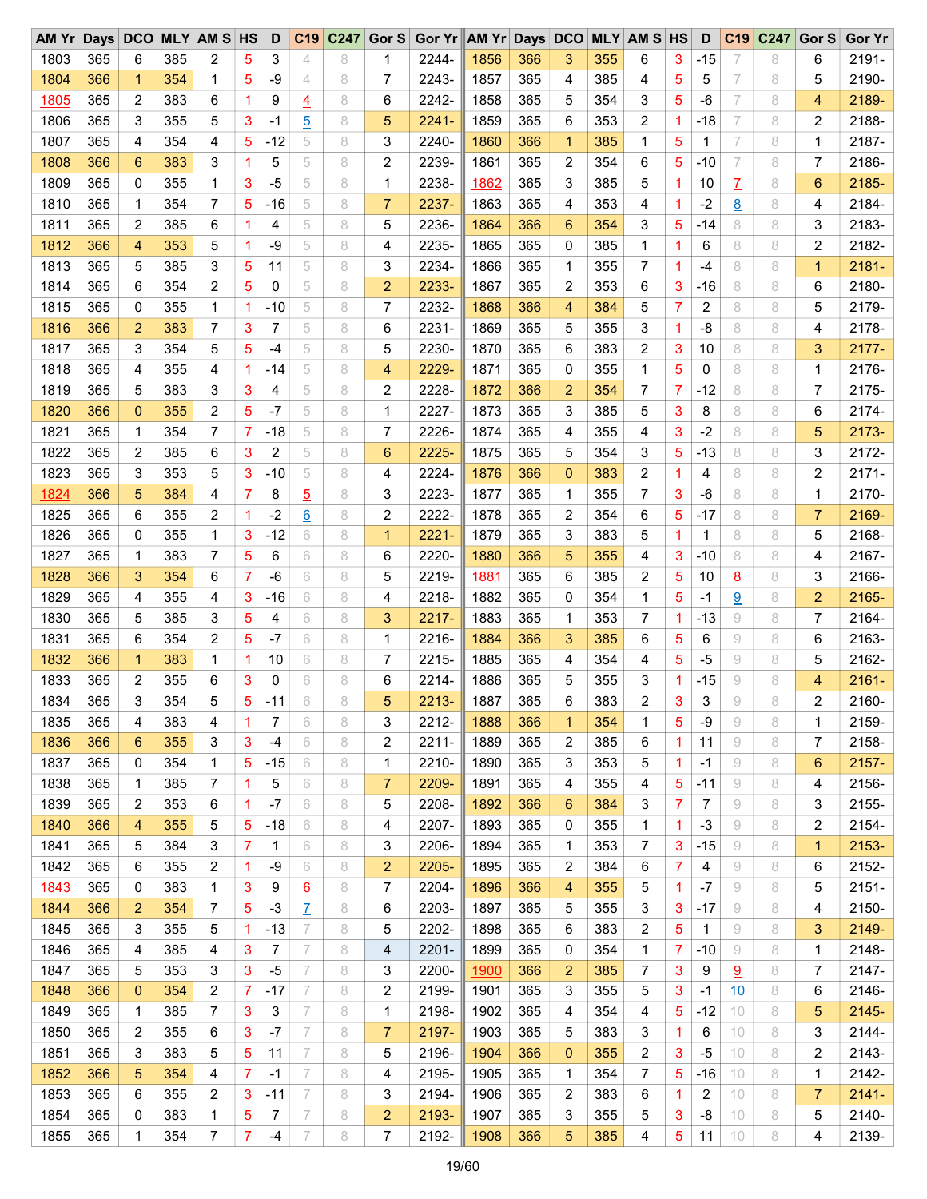| AM Yr | Days | DCO | MLY | AM S | HS | D | C19 | C247 | Gor S | Gor Yr | AM Yr | Days | DCO | MLY | AM S | HS | D | C19 | C247 | Gor S | Gor Yr |
|---|---|---|---|---|---|---|---|---|---|---|---|---|---|---|---|---|---|---|---|---|---|
| 1803 | 365 | 6 | 385 | 2 | 5 | 3 | 4 | 8 | 1 | 2244- | 1856 | 366 | 3 | 355 | 6 | 3 | -15 | 7 | 8 | 6 | 2191- |
| 1804 | 366 | 1 | 354 | 1 | 5 | -9 | 4 | 8 | 7 | 2243- | 1857 | 365 | 4 | 385 | 4 | 5 | 5 | 7 | 8 | 5 | 2190- |
| 1805 | 365 | 2 | 383 | 6 | 1 | 9 | 4 | 8 | 6 | 2242- | 1858 | 365 | 5 | 354 | 3 | 5 | -6 | 7 | 8 | 4 | 2189- |
| 1806 | 365 | 3 | 355 | 5 | 3 | -1 | 5 | 8 | 5 | 2241- | 1859 | 365 | 6 | 353 | 2 | 1 | -18 | 7 | 8 | 2 | 2188- |
| 1807 | 365 | 4 | 354 | 4 | 5 | -12 | 5 | 8 | 3 | 2240- | 1860 | 366 | 1 | 385 | 1 | 5 | 1 | 7 | 8 | 1 | 2187- |
| 1808 | 366 | 6 | 383 | 3 | 1 | 5 | 5 | 8 | 2 | 2239- | 1861 | 365 | 2 | 354 | 6 | 5 | -10 | 7 | 8 | 7 | 2186- |
| 1809 | 365 | 0 | 355 | 1 | 3 | -5 | 5 | 8 | 1 | 2238- | 1862 | 365 | 3 | 385 | 5 | 1 | 10 | 7 | 8 | 6 | 2185- |
| 1810 | 365 | 1 | 354 | 7 | 5 | -16 | 5 | 8 | 7 | 2237- | 1863 | 365 | 4 | 353 | 4 | 1 | -2 | 8 | 8 | 4 | 2184- |
| 1811 | 365 | 2 | 385 | 6 | 1 | 4 | 5 | 8 | 5 | 2236- | 1864 | 366 | 6 | 354 | 3 | 5 | -14 | 8 | 8 | 3 | 2183- |
| 1812 | 366 | 4 | 353 | 5 | 1 | -9 | 5 | 8 | 4 | 2235- | 1865 | 365 | 0 | 385 | 1 | 1 | 6 | 8 | 8 | 2 | 2182- |
| 1813 | 365 | 5 | 385 | 3 | 5 | 11 | 5 | 8 | 3 | 2234- | 1866 | 365 | 1 | 355 | 7 | 1 | -4 | 8 | 8 | 1 | 2181- |
| 1814 | 365 | 6 | 354 | 2 | 5 | 0 | 5 | 8 | 2 | 2233- | 1867 | 365 | 2 | 353 | 6 | 3 | -16 | 8 | 8 | 6 | 2180- |
| 1815 | 365 | 0 | 355 | 1 | 1 | -10 | 5 | 8 | 7 | 2232- | 1868 | 366 | 4 | 384 | 5 | 7 | 2 | 8 | 8 | 5 | 2179- |
| 1816 | 366 | 2 | 383 | 7 | 3 | 7 | 5 | 8 | 6 | 2231- | 1869 | 365 | 5 | 355 | 3 | 1 | -8 | 8 | 8 | 4 | 2178- |
| 1817 | 365 | 3 | 354 | 5 | 5 | -4 | 5 | 8 | 5 | 2230- | 1870 | 365 | 6 | 383 | 2 | 3 | 10 | 8 | 8 | 3 | 2177- |
| 1818 | 365 | 4 | 355 | 4 | 1 | -14 | 5 | 8 | 4 | 2229- | 1871 | 365 | 0 | 355 | 1 | 5 | 0 | 8 | 8 | 1 | 2176- |
| 1819 | 365 | 5 | 383 | 3 | 3 | 4 | 5 | 8 | 2 | 2228- | 1872 | 366 | 2 | 354 | 7 | 7 | -12 | 8 | 8 | 7 | 2175- |
| 1820 | 366 | 0 | 355 | 2 | 5 | -7 | 5 | 8 | 1 | 2227- | 1873 | 365 | 3 | 385 | 5 | 3 | 8 | 8 | 8 | 6 | 2174- |
| 1821 | 365 | 1 | 354 | 7 | 7 | -18 | 5 | 8 | 7 | 2226- | 1874 | 365 | 4 | 355 | 4 | 3 | -2 | 8 | 8 | 5 | 2173- |
| 1822 | 365 | 2 | 385 | 6 | 3 | 2 | 5 | 8 | 6 | 2225- | 1875 | 365 | 5 | 354 | 3 | 5 | -13 | 8 | 8 | 3 | 2172- |
| 1823 | 365 | 3 | 353 | 5 | 3 | -10 | 5 | 8 | 4 | 2224- | 1876 | 366 | 0 | 383 | 2 | 1 | 4 | 8 | 8 | 2 | 2171- |
| 1824 | 366 | 5 | 384 | 4 | 7 | 8 | 5 | 8 | 3 | 2223- | 1877 | 365 | 1 | 355 | 7 | 3 | -6 | 8 | 8 | 1 | 2170- |
| 1825 | 365 | 6 | 355 | 2 | 1 | -2 | 6 | 8 | 2 | 2222- | 1878 | 365 | 2 | 354 | 6 | 5 | -17 | 8 | 8 | 7 | 2169- |
| 1826 | 365 | 0 | 355 | 1 | 3 | -12 | 6 | 8 | 1 | 2221- | 1879 | 365 | 3 | 383 | 5 | 1 | 1 | 8 | 8 | 5 | 2168- |
| 1827 | 365 | 1 | 383 | 7 | 5 | 6 | 6 | 8 | 6 | 2220- | 1880 | 366 | 5 | 355 | 4 | 3 | -10 | 8 | 8 | 4 | 2167- |
| 1828 | 366 | 3 | 354 | 6 | 7 | -6 | 6 | 8 | 5 | 2219- | 1881 | 365 | 6 | 385 | 2 | 5 | 10 | 8 | 8 | 3 | 2166- |
| 1829 | 365 | 4 | 355 | 4 | 3 | -16 | 6 | 8 | 4 | 2218- | 1882 | 365 | 0 | 354 | 1 | 5 | -1 | 9 | 8 | 2 | 2165- |
| 1830 | 365 | 5 | 385 | 3 | 5 | 4 | 6 | 8 | 3 | 2217- | 1883 | 365 | 1 | 353 | 7 | 1 | -13 | 9 | 8 | 7 | 2164- |
| 1831 | 365 | 6 | 354 | 2 | 5 | -7 | 6 | 8 | 1 | 2216- | 1884 | 366 | 3 | 385 | 6 | 5 | 6 | 9 | 8 | 6 | 2163- |
| 1832 | 366 | 1 | 383 | 1 | 1 | 10 | 6 | 8 | 7 | 2215- | 1885 | 365 | 4 | 354 | 4 | 5 | -5 | 9 | 8 | 5 | 2162- |
| 1833 | 365 | 2 | 355 | 6 | 3 | 0 | 6 | 8 | 6 | 2214- | 1886 | 365 | 5 | 355 | 3 | 1 | -15 | 9 | 8 | 4 | 2161- |
| 1834 | 365 | 3 | 354 | 5 | 5 | -11 | 6 | 8 | 5 | 2213- | 1887 | 365 | 6 | 383 | 2 | 3 | 3 | 9 | 8 | 2 | 2160- |
| 1835 | 365 | 4 | 383 | 4 | 1 | 7 | 6 | 8 | 3 | 2212- | 1888 | 366 | 1 | 354 | 1 | 5 | -9 | 9 | 8 | 1 | 2159- |
| 1836 | 366 | 6 | 355 | 3 | 3 | -4 | 6 | 8 | 2 | 2211- | 1889 | 365 | 2 | 385 | 6 | 1 | 11 | 9 | 8 | 7 | 2158- |
| 1837 | 365 | 0 | 354 | 1 | 5 | -15 | 6 | 8 | 1 | 2210- | 1890 | 365 | 3 | 353 | 5 | 1 | -1 | 9 | 8 | 6 | 2157- |
| 1838 | 365 | 1 | 385 | 7 | 1 | 5 | 6 | 8 | 7 | 2209- | 1891 | 365 | 4 | 355 | 4 | 5 | -11 | 9 | 8 | 4 | 2156- |
| 1839 | 365 | 2 | 353 | 6 | 1 | -7 | 6 | 8 | 5 | 2208- | 1892 | 366 | 6 | 384 | 3 | 7 | 7 | 9 | 8 | 3 | 2155- |
| 1840 | 366 | 4 | 355 | 5 | 5 | -18 | 6 | 8 | 4 | 2207- | 1893 | 365 | 0 | 355 | 1 | 1 | -3 | 9 | 8 | 2 | 2154- |
| 1841 | 365 | 5 | 384 | 3 | 7 | 1 | 6 | 8 | 3 | 2206- | 1894 | 365 | 1 | 353 | 7 | 3 | -15 | 9 | 8 | 1 | 2153- |
| 1842 | 365 | 6 | 355 | 2 | 1 | -9 | 6 | 8 | 2 | 2205- | 1895 | 365 | 2 | 384 | 6 | 7 | 4 | 9 | 8 | 6 | 2152- |
| 1843 | 365 | 0 | 383 | 1 | 3 | 9 | 6 | 8 | 7 | 2204- | 1896 | 366 | 4 | 355 | 5 | 1 | -7 | 9 | 8 | 5 | 2151- |
| 1844 | 366 | 2 | 354 | 7 | 5 | -3 | 7 | 8 | 6 | 2203- | 1897 | 365 | 5 | 355 | 3 | 3 | -17 | 9 | 8 | 4 | 2150- |
| 1845 | 365 | 3 | 355 | 5 | 1 | -13 | 7 | 8 | 5 | 2202- | 1898 | 365 | 6 | 383 | 2 | 5 | 1 | 9 | 8 | 3 | 2149- |
| 1846 | 365 | 4 | 385 | 4 | 3 | 7 | 7 | 8 | 4 | 2201- | 1899 | 365 | 0 | 354 | 1 | 7 | -10 | 9 | 8 | 1 | 2148- |
| 1847 | 365 | 5 | 353 | 3 | 3 | -5 | 7 | 8 | 3 | 2200- | 1900 | 366 | 2 | 385 | 7 | 3 | 9 | 9 | 8 | 7 | 2147- |
| 1848 | 366 | 0 | 354 | 2 | 7 | -17 | 7 | 8 | 2 | 2199- | 1901 | 365 | 3 | 355 | 5 | 3 | -1 | 10 | 8 | 6 | 2146- |
| 1849 | 365 | 1 | 385 | 7 | 3 | 3 | 7 | 8 | 1 | 2198- | 1902 | 365 | 4 | 354 | 4 | 5 | -12 | 10 | 8 | 5 | 2145- |
| 1850 | 365 | 2 | 355 | 6 | 3 | -7 | 7 | 8 | 7 | 2197- | 1903 | 365 | 5 | 383 | 3 | 1 | 6 | 10 | 8 | 3 | 2144- |
| 1851 | 365 | 3 | 383 | 5 | 5 | 11 | 7 | 8 | 5 | 2196- | 1904 | 366 | 0 | 355 | 2 | 3 | -5 | 10 | 8 | 2 | 2143- |
| 1852 | 366 | 5 | 354 | 4 | 7 | -1 | 7 | 8 | 4 | 2195- | 1905 | 365 | 1 | 354 | 7 | 5 | -16 | 10 | 8 | 1 | 2142- |
| 1853 | 365 | 6 | 355 | 2 | 3 | -11 | 7 | 8 | 3 | 2194- | 1906 | 365 | 2 | 383 | 6 | 1 | 2 | 10 | 8 | 7 | 2141- |
| 1854 | 365 | 0 | 383 | 1 | 5 | 7 | 7 | 8 | 2 | 2193- | 1907 | 365 | 3 | 355 | 5 | 3 | -8 | 10 | 8 | 5 | 2140- |
| 1855 | 365 | 1 | 354 | 7 | 7 | -4 | 7 | 8 | 7 | 2192- | 1908 | 366 | 5 | 385 | 4 | 5 | 11 | 10 | 8 | 4 | 2139- |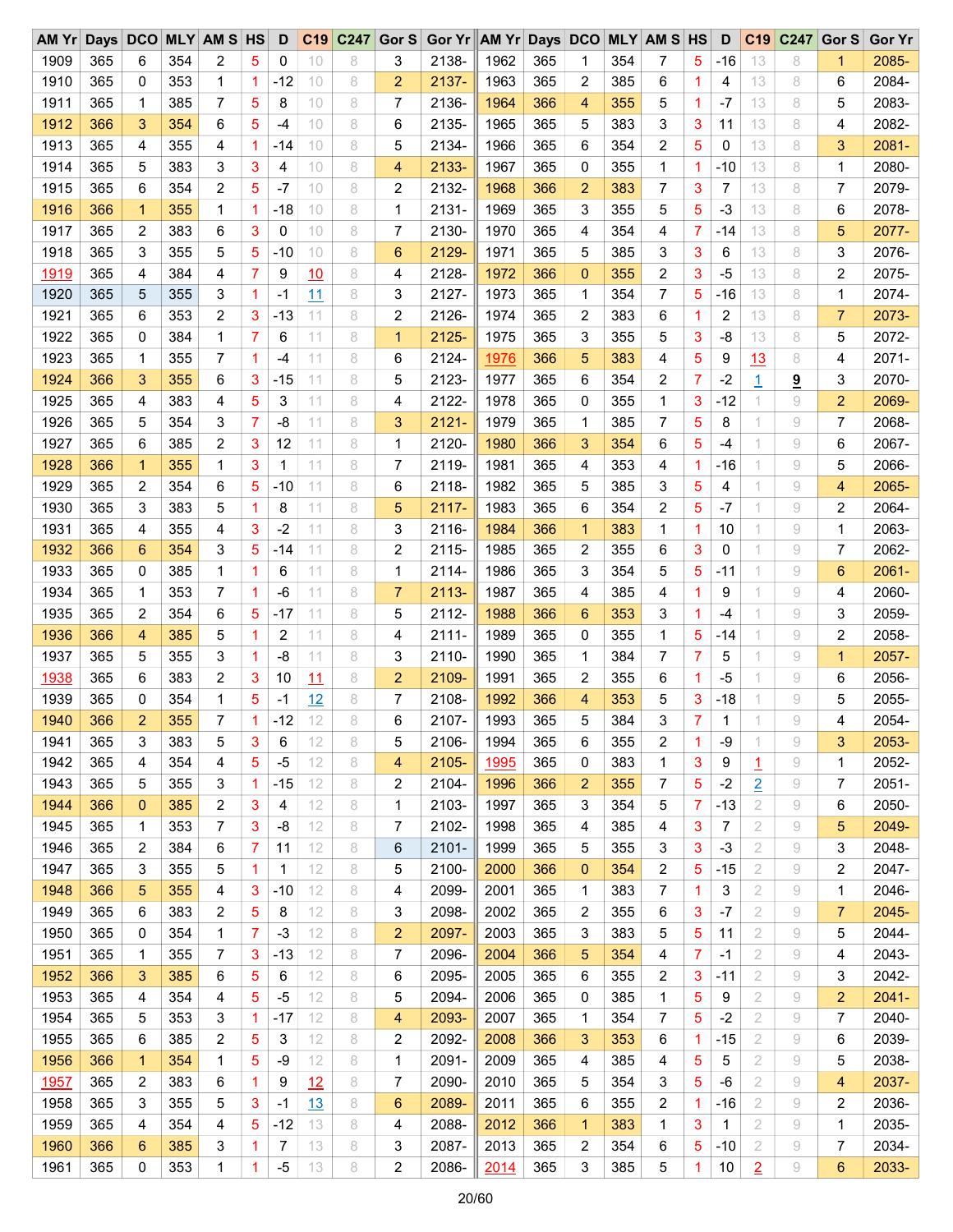| AM Yr | Days | DCO | MLY | AM S | HS | D | C19 | C247 | Gor S | Gor Yr | AM Yr | Days | DCO | MLY | AM S | HS | D | C19 | C247 | Gor S | Gor Yr |
|---|---|---|---|---|---|---|---|---|---|---|---|---|---|---|---|---|---|---|---|---|---|
| 1909 | 365 | 6 | 354 | 2 | 5 | 0 | 10 | 8 | 3 | 2138- | 1962 | 365 | 1 | 354 | 7 | 5 | -16 | 13 | 8 | 1 | 2085- |
| 1910 | 365 | 0 | 353 | 1 | 1 | -12 | 10 | 8 | 2 | 2137- | 1963 | 365 | 2 | 385 | 6 | 1 | 4 | 13 | 8 | 6 | 2084- |
| 1911 | 365 | 1 | 385 | 7 | 5 | 8 | 10 | 8 | 7 | 2136- | 1964 | 366 | 4 | 355 | 5 | 1 | -7 | 13 | 8 | 5 | 2083- |
| 1912 | 366 | 3 | 354 | 6 | 5 | -4 | 10 | 8 | 6 | 2135- | 1965 | 365 | 5 | 383 | 3 | 3 | 11 | 13 | 8 | 4 | 2082- |
| 1913 | 365 | 4 | 355 | 4 | 1 | -14 | 10 | 8 | 5 | 2134- | 1966 | 365 | 6 | 354 | 2 | 5 | 0 | 13 | 8 | 3 | 2081- |
| 1914 | 365 | 5 | 383 | 3 | 3 | 4 | 10 | 8 | 4 | 2133- | 1967 | 365 | 0 | 355 | 1 | 1 | -10 | 13 | 8 | 1 | 2080- |
| 1915 | 365 | 6 | 354 | 2 | 5 | -7 | 10 | 8 | 2 | 2132- | 1968 | 366 | 2 | 383 | 7 | 3 | 7 | 13 | 8 | 7 | 2079- |
| 1916 | 366 | 1 | 355 | 1 | 1 | -18 | 10 | 8 | 1 | 2131- | 1969 | 365 | 3 | 355 | 5 | 5 | -3 | 13 | 8 | 6 | 2078- |
| 1917 | 365 | 2 | 383 | 6 | 3 | 0 | 10 | 8 | 7 | 2130- | 1970 | 365 | 4 | 354 | 4 | 7 | -14 | 13 | 8 | 5 | 2077- |
| 1918 | 365 | 3 | 355 | 5 | 5 | -10 | 10 | 8 | 6 | 2129- | 1971 | 365 | 5 | 385 | 3 | 3 | 6 | 13 | 8 | 3 | 2076- |
| 1919 | 365 | 4 | 384 | 4 | 7 | 9 | 10 | 8 | 4 | 2128- | 1972 | 366 | 0 | 355 | 2 | 3 | -5 | 13 | 8 | 2 | 2075- |
| 1920 | 365 | 5 | 355 | 3 | 1 | -1 | 11 | 8 | 3 | 2127- | 1973 | 365 | 1 | 354 | 7 | 5 | -16 | 13 | 8 | 1 | 2074- |
| 1921 | 365 | 6 | 353 | 2 | 3 | -13 | 11 | 8 | 2 | 2126- | 1974 | 365 | 2 | 383 | 6 | 1 | 2 | 13 | 8 | 7 | 2073- |
| 1922 | 365 | 0 | 384 | 1 | 7 | 6 | 11 | 8 | 1 | 2125- | 1975 | 365 | 3 | 355 | 5 | 3 | -8 | 13 | 8 | 5 | 2072- |
| 1923 | 365 | 1 | 355 | 7 | 1 | -4 | 11 | 8 | 6 | 2124- | 1976 | 366 | 5 | 383 | 4 | 5 | 9 | 13 | 8 | 4 | 2071- |
| 1924 | 366 | 3 | 355 | 6 | 3 | -15 | 11 | 8 | 5 | 2123- | 1977 | 365 | 6 | 354 | 2 | 7 | -2 | 1 | 9 | 3 | 2070- |
| 1925 | 365 | 4 | 383 | 4 | 5 | 3 | 11 | 8 | 4 | 2122- | 1978 | 365 | 0 | 355 | 1 | 3 | -12 | 1 | 9 | 2 | 2069- |
| 1926 | 365 | 5 | 354 | 3 | 7 | -8 | 11 | 8 | 3 | 2121- | 1979 | 365 | 1 | 385 | 7 | 5 | 8 | 1 | 9 | 7 | 2068- |
| 1927 | 365 | 6 | 385 | 2 | 3 | 12 | 11 | 8 | 1 | 2120- | 1980 | 366 | 3 | 354 | 6 | 5 | -4 | 1 | 9 | 6 | 2067- |
| 1928 | 366 | 1 | 355 | 1 | 3 | 1 | 11 | 8 | 7 | 2119- | 1981 | 365 | 4 | 353 | 4 | 1 | -16 | 1 | 9 | 5 | 2066- |
| 1929 | 365 | 2 | 354 | 6 | 5 | -10 | 11 | 8 | 6 | 2118- | 1982 | 365 | 5 | 385 | 3 | 5 | 4 | 1 | 9 | 4 | 2065- |
| 1930 | 365 | 3 | 383 | 5 | 1 | 8 | 11 | 8 | 5 | 2117- | 1983 | 365 | 6 | 354 | 2 | 5 | -7 | 1 | 9 | 2 | 2064- |
| 1931 | 365 | 4 | 355 | 4 | 3 | -2 | 11 | 8 | 3 | 2116- | 1984 | 366 | 1 | 383 | 1 | 1 | 10 | 1 | 9 | 1 | 2063- |
| 1932 | 366 | 6 | 354 | 3 | 5 | -14 | 11 | 8 | 2 | 2115- | 1985 | 365 | 2 | 355 | 6 | 3 | 0 | 1 | 9 | 7 | 2062- |
| 1933 | 365 | 0 | 385 | 1 | 1 | 6 | 11 | 8 | 1 | 2114- | 1986 | 365 | 3 | 354 | 5 | 5 | -11 | 1 | 9 | 6 | 2061- |
| 1934 | 365 | 1 | 353 | 7 | 1 | -6 | 11 | 8 | 7 | 2113- | 1987 | 365 | 4 | 385 | 4 | 1 | 9 | 1 | 9 | 4 | 2060- |
| 1935 | 365 | 2 | 354 | 6 | 5 | -17 | 11 | 8 | 5 | 2112- | 1988 | 366 | 6 | 353 | 3 | 1 | -4 | 1 | 9 | 3 | 2059- |
| 1936 | 366 | 4 | 385 | 5 | 1 | 2 | 11 | 8 | 4 | 2111- | 1989 | 365 | 0 | 355 | 1 | 5 | -14 | 1 | 9 | 2 | 2058- |
| 1937 | 365 | 5 | 355 | 3 | 1 | -8 | 11 | 8 | 3 | 2110- | 1990 | 365 | 1 | 384 | 7 | 7 | 5 | 1 | 9 | 1 | 2057- |
| 1938 | 365 | 6 | 383 | 2 | 3 | 10 | 11 | 8 | 2 | 2109- | 1991 | 365 | 2 | 355 | 6 | 1 | -5 | 1 | 9 | 6 | 2056- |
| 1939 | 365 | 0 | 354 | 1 | 5 | -1 | 12 | 8 | 7 | 2108- | 1992 | 366 | 4 | 353 | 5 | 3 | -18 | 1 | 9 | 5 | 2055- |
| 1940 | 366 | 2 | 355 | 7 | 1 | -12 | 12 | 8 | 6 | 2107- | 1993 | 365 | 5 | 384 | 3 | 7 | 1 | 1 | 9 | 4 | 2054- |
| 1941 | 365 | 3 | 383 | 5 | 3 | 6 | 12 | 8 | 5 | 2106- | 1994 | 365 | 6 | 355 | 2 | 1 | -9 | 1 | 9 | 3 | 2053- |
| 1942 | 365 | 4 | 354 | 4 | 5 | -5 | 12 | 8 | 4 | 2105- | 1995 | 365 | 0 | 383 | 1 | 3 | 9 | 1 | 9 | 1 | 2052- |
| 1943 | 365 | 5 | 355 | 3 | 1 | -15 | 12 | 8 | 2 | 2104- | 1996 | 366 | 2 | 355 | 7 | 5 | -2 | 2 | 9 | 7 | 2051- |
| 1944 | 366 | 0 | 385 | 2 | 3 | 4 | 12 | 8 | 1 | 2103- | 1997 | 365 | 3 | 354 | 5 | 7 | -13 | 2 | 9 | 6 | 2050- |
| 1945 | 365 | 1 | 353 | 7 | 3 | -8 | 12 | 8 | 7 | 2102- | 1998 | 365 | 4 | 385 | 4 | 3 | 7 | 2 | 9 | 5 | 2049- |
| 1946 | 365 | 2 | 384 | 6 | 7 | 11 | 12 | 8 | 6 | 2101- | 1999 | 365 | 5 | 355 | 3 | 3 | -3 | 2 | 9 | 3 | 2048- |
| 1947 | 365 | 3 | 355 | 5 | 1 | 1 | 12 | 8 | 5 | 2100- | 2000 | 366 | 0 | 354 | 2 | 5 | -15 | 2 | 9 | 2 | 2047- |
| 1948 | 366 | 5 | 355 | 4 | 3 | -10 | 12 | 8 | 4 | 2099- | 2001 | 365 | 1 | 383 | 7 | 1 | 3 | 2 | 9 | 1 | 2046- |
| 1949 | 365 | 6 | 383 | 2 | 5 | 8 | 12 | 8 | 3 | 2098- | 2002 | 365 | 2 | 355 | 6 | 3 | -7 | 2 | 9 | 7 | 2045- |
| 1950 | 365 | 0 | 354 | 1 | 7 | -3 | 12 | 8 | 2 | 2097- | 2003 | 365 | 3 | 383 | 5 | 5 | 11 | 2 | 9 | 5 | 2044- |
| 1951 | 365 | 1 | 355 | 7 | 3 | -13 | 12 | 8 | 7 | 2096- | 2004 | 366 | 5 | 354 | 4 | 7 | -1 | 2 | 9 | 4 | 2043- |
| 1952 | 366 | 3 | 385 | 6 | 5 | 6 | 12 | 8 | 6 | 2095- | 2005 | 365 | 6 | 355 | 2 | 3 | -11 | 2 | 9 | 3 | 2042- |
| 1953 | 365 | 4 | 354 | 4 | 5 | -5 | 12 | 8 | 5 | 2094- | 2006 | 365 | 0 | 385 | 1 | 5 | 9 | 2 | 9 | 2 | 2041- |
| 1954 | 365 | 5 | 353 | 3 | 1 | -17 | 12 | 8 | 4 | 2093- | 2007 | 365 | 1 | 354 | 7 | 5 | -2 | 2 | 9 | 7 | 2040- |
| 1955 | 365 | 6 | 385 | 2 | 5 | 3 | 12 | 8 | 2 | 2092- | 2008 | 366 | 3 | 353 | 6 | 1 | -15 | 2 | 9 | 6 | 2039- |
| 1956 | 366 | 1 | 354 | 1 | 5 | -9 | 12 | 8 | 1 | 2091- | 2009 | 365 | 4 | 385 | 4 | 5 | 5 | 2 | 9 | 5 | 2038- |
| 1957 | 365 | 2 | 383 | 6 | 1 | 9 | 12 | 8 | 7 | 2090- | 2010 | 365 | 5 | 354 | 3 | 5 | -6 | 2 | 9 | 4 | 2037- |
| 1958 | 365 | 3 | 355 | 5 | 3 | -1 | 13 | 8 | 6 | 2089- | 2011 | 365 | 6 | 355 | 2 | 1 | -16 | 2 | 9 | 2 | 2036- |
| 1959 | 365 | 4 | 354 | 4 | 5 | -12 | 13 | 8 | 4 | 2088- | 2012 | 366 | 1 | 383 | 1 | 3 | 1 | 2 | 9 | 1 | 2035- |
| 1960 | 366 | 6 | 385 | 3 | 1 | 7 | 13 | 8 | 3 | 2087- | 2013 | 365 | 2 | 354 | 6 | 5 | -10 | 2 | 9 | 7 | 2034- |
| 1961 | 365 | 0 | 353 | 1 | 1 | -5 | 13 | 8 | 2 | 2086- | 2014 | 365 | 3 | 385 | 5 | 1 | 10 | 2 | 9 | 6 | 2033- |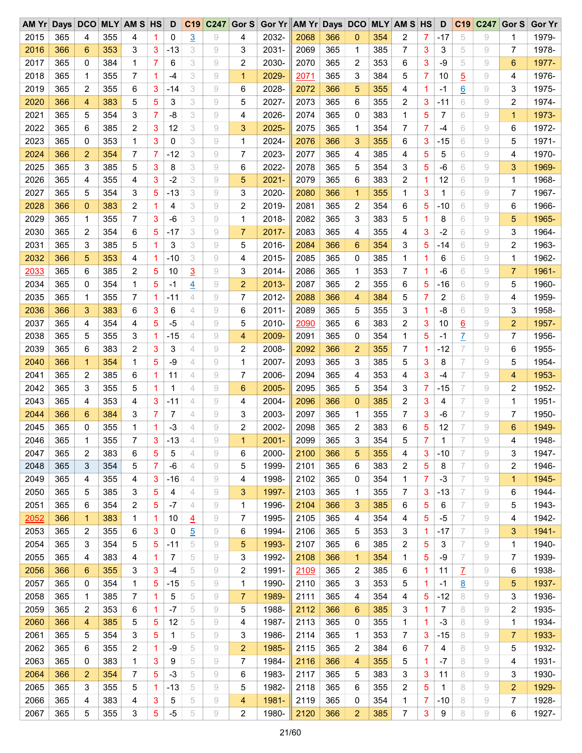| AM Yr | Days | DCO | MLY | AM S | HS | D | C19 | C247 | Gor S | Gor Yr | AM Yr | Days | DCO | MLY | AM S | HS | D | C19 | C247 | Gor S | Gor Yr |
|---|---|---|---|---|---|---|---|---|---|---|---|---|---|---|---|---|---|---|---|---|---|
| 2015 | 365 | 4 | 355 | 4 | 1 | 0 | 3 | 9 | 4 | 2032- | 2068 | 366 | 0 | 354 | 2 | 7 | -17 | 5 | 9 | 1 | 1979- |
| 2016 | 366 | 6 | 353 | 3 | 3 | -13 | 3 | 9 | 3 | 2031- | 2069 | 365 | 1 | 385 | 7 | 3 | 3 | 5 | 9 | 7 | 1978- |
| 2017 | 365 | 0 | 384 | 1 | 7 | 6 | 3 | 9 | 2 | 2030- | 2070 | 365 | 2 | 353 | 6 | 3 | -9 | 5 | 9 | 6 | 1977- |
| 2018 | 365 | 1 | 355 | 7 | 1 | -4 | 3 | 9 | 1 | 2029- | 2071 | 365 | 3 | 384 | 5 | 7 | 10 | 5 | 9 | 4 | 1976- |
| 2019 | 365 | 2 | 355 | 6 | 3 | -14 | 3 | 9 | 6 | 2028- | 2072 | 366 | 5 | 355 | 4 | 1 | -1 | 6 | 9 | 3 | 1975- |
| 2020 | 366 | 4 | 383 | 5 | 5 | 3 | 3 | 9 | 5 | 2027- | 2073 | 365 | 6 | 355 | 2 | 3 | -11 | 6 | 9 | 2 | 1974- |
| 2021 | 365 | 5 | 354 | 3 | 7 | -8 | 3 | 9 | 4 | 2026- | 2074 | 365 | 0 | 383 | 1 | 5 | 7 | 6 | 9 | 1 | 1973- |
| 2022 | 365 | 6 | 385 | 2 | 3 | 12 | 3 | 9 | 3 | 2025- | 2075 | 365 | 1 | 354 | 7 | 7 | -4 | 6 | 9 | 6 | 1972- |
| 2023 | 365 | 0 | 353 | 1 | 3 | 0 | 3 | 9 | 1 | 2024- | 2076 | 366 | 3 | 355 | 6 | 3 | -15 | 6 | 9 | 5 | 1971- |
| 2024 | 366 | 2 | 354 | 7 | 7 | -12 | 3 | 9 | 7 | 2023- | 2077 | 365 | 4 | 385 | 4 | 5 | 5 | 6 | 9 | 4 | 1970- |
| 2025 | 365 | 3 | 385 | 5 | 3 | 8 | 3 | 9 | 6 | 2022- | 2078 | 365 | 5 | 354 | 3 | 5 | -6 | 6 | 9 | 3 | 1969- |
| 2026 | 365 | 4 | 355 | 4 | 3 | -2 | 3 | 9 | 5 | 2021- | 2079 | 365 | 6 | 383 | 2 | 1 | 12 | 6 | 9 | 1 | 1968- |
| 2027 | 365 | 5 | 354 | 3 | 5 | -13 | 3 | 9 | 3 | 2020- | 2080 | 366 | 1 | 355 | 1 | 3 | 1 | 6 | 9 | 7 | 1967- |
| 2028 | 366 | 0 | 383 | 2 | 1 | 4 | 3 | 9 | 2 | 2019- | 2081 | 365 | 2 | 354 | 6 | 5 | -10 | 6 | 9 | 6 | 1966- |
| 2029 | 365 | 1 | 355 | 7 | 3 | -6 | 3 | 9 | 1 | 2018- | 2082 | 365 | 3 | 383 | 5 | 1 | 8 | 6 | 9 | 5 | 1965- |
| 2030 | 365 | 2 | 354 | 6 | 5 | -17 | 3 | 9 | 7 | 2017- | 2083 | 365 | 4 | 355 | 4 | 3 | -2 | 6 | 9 | 3 | 1964- |
| 2031 | 365 | 3 | 385 | 5 | 1 | 3 | 3 | 9 | 5 | 2016- | 2084 | 366 | 6 | 354 | 3 | 5 | -14 | 6 | 9 | 2 | 1963- |
| 2032 | 366 | 5 | 353 | 4 | 1 | -10 | 3 | 9 | 4 | 2015- | 2085 | 365 | 0 | 385 | 1 | 1 | 6 | 6 | 9 | 1 | 1962- |
| 2033 | 365 | 6 | 385 | 2 | 5 | 10 | 3 | 9 | 3 | 2014- | 2086 | 365 | 1 | 353 | 7 | 1 | -6 | 6 | 9 | 7 | 1961- |
| 2034 | 365 | 0 | 354 | 1 | 5 | -1 | 4 | 9 | 2 | 2013- | 2087 | 365 | 2 | 355 | 6 | 5 | -16 | 6 | 9 | 5 | 1960- |
| 2035 | 365 | 1 | 355 | 7 | 1 | -11 | 4 | 9 | 7 | 2012- | 2088 | 366 | 4 | 384 | 5 | 7 | 2 | 6 | 9 | 4 | 1959- |
| 2036 | 366 | 3 | 383 | 6 | 3 | 6 | 4 | 9 | 6 | 2011- | 2089 | 365 | 5 | 355 | 3 | 1 | -8 | 6 | 9 | 3 | 1958- |
| 2037 | 365 | 4 | 354 | 4 | 5 | -5 | 4 | 9 | 5 | 2010- | 2090 | 365 | 6 | 383 | 2 | 3 | 10 | 6 | 9 | 2 | 1957- |
| 2038 | 365 | 5 | 355 | 3 | 1 | -15 | 4 | 9 | 4 | 2009- | 2091 | 365 | 0 | 354 | 1 | 5 | -1 | 7 | 9 | 7 | 1956- |
| 2039 | 365 | 6 | 383 | 2 | 3 | 3 | 4 | 9 | 2 | 2008- | 2092 | 366 | 2 | 355 | 7 | 1 | -12 | 7 | 9 | 6 | 1955- |
| 2040 | 366 | 1 | 354 | 1 | 5 | -9 | 4 | 9 | 1 | 2007- | 2093 | 365 | 3 | 385 | 5 | 3 | 8 | 7 | 9 | 5 | 1954- |
| 2041 | 365 | 2 | 385 | 6 | 1 | 11 | 4 | 9 | 7 | 2006- | 2094 | 365 | 4 | 353 | 4 | 3 | -4 | 7 | 9 | 4 | 1953- |
| 2042 | 365 | 3 | 355 | 5 | 1 | 1 | 4 | 9 | 6 | 2005- | 2095 | 365 | 5 | 354 | 3 | 7 | -15 | 7 | 9 | 2 | 1952- |
| 2043 | 365 | 4 | 353 | 4 | 3 | -11 | 4 | 9 | 4 | 2004- | 2096 | 366 | 0 | 385 | 2 | 3 | 4 | 7 | 9 | 1 | 1951- |
| 2044 | 366 | 6 | 384 | 3 | 7 | 7 | 4 | 9 | 3 | 2003- | 2097 | 365 | 1 | 355 | 7 | 3 | -6 | 7 | 9 | 7 | 1950- |
| 2045 | 365 | 0 | 355 | 1 | 1 | -3 | 4 | 9 | 2 | 2002- | 2098 | 365 | 2 | 383 | 6 | 5 | 12 | 7 | 9 | 6 | 1949- |
| 2046 | 365 | 1 | 355 | 7 | 3 | -13 | 4 | 9 | 1 | 2001- | 2099 | 365 | 3 | 354 | 5 | 7 | 1 | 7 | 9 | 4 | 1948- |
| 2047 | 365 | 2 | 383 | 6 | 5 | 5 | 4 | 9 | 6 | 2000- | 2100 | 366 | 5 | 355 | 4 | 3 | -10 | 7 | 9 | 3 | 1947- |
| 2048 | 365 | 3 | 354 | 5 | 7 | -6 | 4 | 9 | 5 | 1999- | 2101 | 365 | 6 | 383 | 2 | 5 | 8 | 7 | 9 | 2 | 1946- |
| 2049 | 365 | 4 | 355 | 4 | 3 | -16 | 4 | 9 | 4 | 1998- | 2102 | 365 | 0 | 354 | 1 | 7 | -3 | 7 | 9 | 1 | 1945- |
| 2050 | 365 | 5 | 385 | 3 | 5 | 4 | 4 | 9 | 3 | 1997- | 2103 | 365 | 1 | 355 | 7 | 3 | -13 | 7 | 9 | 6 | 1944- |
| 2051 | 365 | 6 | 354 | 2 | 5 | -7 | 4 | 9 | 1 | 1996- | 2104 | 366 | 3 | 385 | 6 | 5 | 6 | 7 | 9 | 5 | 1943- |
| 2052 | 366 | 1 | 383 | 1 | 1 | 10 | 4 | 9 | 7 | 1995- | 2105 | 365 | 4 | 354 | 4 | 5 | -5 | 7 | 9 | 4 | 1942- |
| 2053 | 365 | 2 | 355 | 6 | 3 | 0 | 5 | 9 | 6 | 1994- | 2106 | 365 | 5 | 353 | 3 | 1 | -17 | 7 | 9 | 3 | 1941- |
| 2054 | 365 | 3 | 354 | 5 | 5 | -11 | 5 | 9 | 5 | 1993- | 2107 | 365 | 6 | 385 | 2 | 5 | 3 | 7 | 9 | 1 | 1940- |
| 2055 | 365 | 4 | 383 | 4 | 1 | 7 | 5 | 9 | 3 | 1992- | 2108 | 366 | 1 | 354 | 1 | 5 | -9 | 7 | 9 | 7 | 1939- |
| 2056 | 366 | 6 | 355 | 3 | 3 | -4 | 5 | 9 | 2 | 1991- | 2109 | 365 | 2 | 385 | 6 | 1 | 11 | 7 | 9 | 6 | 1938- |
| 2057 | 365 | 0 | 354 | 1 | 5 | -15 | 5 | 9 | 1 | 1990- | 2110 | 365 | 3 | 353 | 5 | 1 | -1 | 8 | 9 | 5 | 1937- |
| 2058 | 365 | 1 | 385 | 7 | 1 | 5 | 5 | 9 | 7 | 1989- | 2111 | 365 | 4 | 354 | 4 | 5 | -12 | 8 | 9 | 3 | 1936- |
| 2059 | 365 | 2 | 353 | 6 | 1 | -7 | 5 | 9 | 5 | 1988- | 2112 | 366 | 6 | 385 | 3 | 1 | 7 | 8 | 9 | 2 | 1935- |
| 2060 | 366 | 4 | 385 | 5 | 5 | 12 | 5 | 9 | 4 | 1987- | 2113 | 365 | 0 | 355 | 1 | 1 | -3 | 8 | 9 | 1 | 1934- |
| 2061 | 365 | 5 | 354 | 3 | 5 | 1 | 5 | 9 | 3 | 1986- | 2114 | 365 | 1 | 353 | 7 | 3 | -15 | 8 | 9 | 7 | 1933- |
| 2062 | 365 | 6 | 355 | 2 | 1 | -9 | 5 | 9 | 2 | 1985- | 2115 | 365 | 2 | 384 | 6 | 7 | 4 | 8 | 9 | 5 | 1932- |
| 2063 | 365 | 0 | 383 | 1 | 3 | 9 | 5 | 9 | 7 | 1984- | 2116 | 366 | 4 | 355 | 5 | 1 | -7 | 8 | 9 | 4 | 1931- |
| 2064 | 366 | 2 | 354 | 7 | 5 | -3 | 5 | 9 | 6 | 1983- | 2117 | 365 | 5 | 383 | 3 | 3 | 11 | 8 | 9 | 3 | 1930- |
| 2065 | 365 | 3 | 355 | 5 | 1 | -13 | 5 | 9 | 5 | 1982- | 2118 | 365 | 6 | 355 | 2 | 5 | 1 | 8 | 9 | 2 | 1929- |
| 2066 | 365 | 4 | 383 | 4 | 3 | 5 | 5 | 9 | 4 | 1981- | 2119 | 365 | 0 | 354 | 1 | 7 | -10 | 8 | 9 | 7 | 1928- |
| 2067 | 365 | 5 | 355 | 3 | 5 | -5 | 5 | 9 | 2 | 1980- | 2120 | 366 | 2 | 385 | 7 | 3 | 9 | 8 | 9 | 6 | 1927- |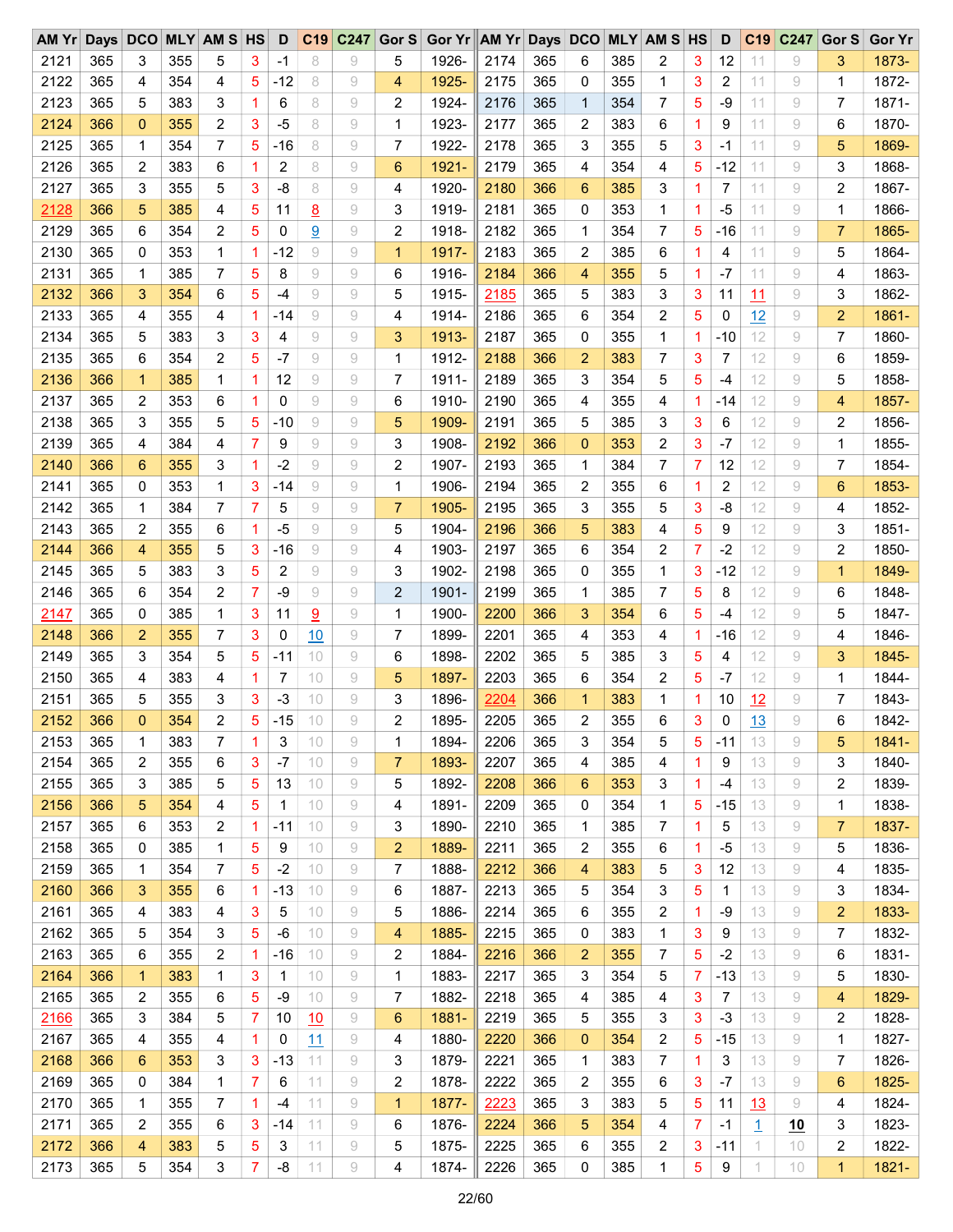| AM Yr | Days | DCO | MLY | AM S | HS | D | C19 | C247 | Gor S | Gor Yr | AM Yr | Days | DCO | MLY | AM S | HS | D | C19 | C247 | Gor S | Gor Yr |
|---|---|---|---|---|---|---|---|---|---|---|---|---|---|---|---|---|---|---|---|---|---|
| 2121 | 365 | 3 | 355 | 5 | 3 | -1 | 8 | 9 | 5 | 1926- | 2174 | 365 | 6 | 385 | 2 | 3 | 12 | 11 | 9 | 3 | 1873- |
| 2122 | 365 | 4 | 354 | 4 | 5 | -12 | 8 | 9 | 4 | 1925- | 2175 | 365 | 0 | 355 | 1 | 3 | 2 | 11 | 9 | 1 | 1872- |
| 2123 | 365 | 5 | 383 | 3 | 1 | 6 | 8 | 9 | 2 | 1924- | 2176 | 365 | 1 | 354 | 7 | 5 | -9 | 11 | 9 | 7 | 1871- |
| 2124 | 366 | 0 | 355 | 2 | 3 | -5 | 8 | 9 | 1 | 1923- | 2177 | 365 | 2 | 383 | 6 | 1 | 9 | 11 | 9 | 6 | 1870- |
| 2125 | 365 | 1 | 354 | 7 | 5 | -16 | 8 | 9 | 7 | 1922- | 2178 | 365 | 3 | 355 | 5 | 3 | -1 | 11 | 9 | 5 | 1869- |
| 2126 | 365 | 2 | 383 | 6 | 1 | 2 | 8 | 9 | 6 | 1921- | 2179 | 365 | 4 | 354 | 4 | 5 | -12 | 11 | 9 | 3 | 1868- |
| 2127 | 365 | 3 | 355 | 5 | 3 | -8 | 8 | 9 | 4 | 1920- | 2180 | 366 | 6 | 385 | 3 | 1 | 7 | 11 | 9 | 2 | 1867- |
| 2128 | 366 | 5 | 385 | 4 | 5 | 11 | 8 | 9 | 3 | 1919- | 2181 | 365 | 0 | 353 | 1 | 1 | -5 | 11 | 9 | 1 | 1866- |
| 2129 | 365 | 6 | 354 | 2 | 5 | 0 | 9 | 9 | 2 | 1918- | 2182 | 365 | 1 | 354 | 7 | 5 | -16 | 11 | 9 | 7 | 1865- |
| 2130 | 365 | 0 | 353 | 1 | 1 | -12 | 9 | 9 | 1 | 1917- | 2183 | 365 | 2 | 385 | 6 | 1 | 4 | 11 | 9 | 5 | 1864- |
| 2131 | 365 | 1 | 385 | 7 | 5 | 8 | 9 | 9 | 6 | 1916- | 2184 | 366 | 4 | 355 | 5 | 1 | -7 | 11 | 9 | 4 | 1863- |
| 2132 | 366 | 3 | 354 | 6 | 5 | -4 | 9 | 9 | 5 | 1915- | 2185 | 365 | 5 | 383 | 3 | 3 | 11 | 11 | 9 | 3 | 1862- |
| 2133 | 365 | 4 | 355 | 4 | 1 | -14 | 9 | 9 | 4 | 1914- | 2186 | 365 | 6 | 354 | 2 | 5 | 0 | 12 | 9 | 2 | 1861- |
| 2134 | 365 | 5 | 383 | 3 | 3 | 4 | 9 | 9 | 3 | 1913- | 2187 | 365 | 0 | 355 | 1 | 1 | -10 | 12 | 9 | 7 | 1860- |
| 2135 | 365 | 6 | 354 | 2 | 5 | -7 | 9 | 9 | 1 | 1912- | 2188 | 366 | 2 | 383 | 7 | 3 | 7 | 12 | 9 | 6 | 1859- |
| 2136 | 366 | 1 | 385 | 1 | 1 | 12 | 9 | 9 | 7 | 1911- | 2189 | 365 | 3 | 354 | 5 | 5 | -4 | 12 | 9 | 5 | 1858- |
| 2137 | 365 | 2 | 353 | 6 | 1 | 0 | 9 | 9 | 6 | 1910- | 2190 | 365 | 4 | 355 | 4 | 1 | -14 | 12 | 9 | 4 | 1857- |
| 2138 | 365 | 3 | 355 | 5 | 5 | -10 | 9 | 9 | 5 | 1909- | 2191 | 365 | 5 | 385 | 3 | 3 | 6 | 12 | 9 | 2 | 1856- |
| 2139 | 365 | 4 | 384 | 4 | 7 | 9 | 9 | 9 | 3 | 1908- | 2192 | 366 | 0 | 353 | 2 | 3 | -7 | 12 | 9 | 1 | 1855- |
| 2140 | 366 | 6 | 355 | 3 | 1 | -2 | 9 | 9 | 2 | 1907- | 2193 | 365 | 1 | 384 | 7 | 7 | 12 | 12 | 9 | 7 | 1854- |
| 2141 | 365 | 0 | 353 | 1 | 3 | -14 | 9 | 9 | 1 | 1906- | 2194 | 365 | 2 | 355 | 6 | 1 | 2 | 12 | 9 | 6 | 1853- |
| 2142 | 365 | 1 | 384 | 7 | 7 | 5 | 9 | 9 | 7 | 1905- | 2195 | 365 | 3 | 355 | 5 | 3 | -8 | 12 | 9 | 4 | 1852- |
| 2143 | 365 | 2 | 355 | 6 | 1 | -5 | 9 | 9 | 5 | 1904- | 2196 | 366 | 5 | 383 | 4 | 5 | 9 | 12 | 9 | 3 | 1851- |
| 2144 | 366 | 4 | 355 | 5 | 3 | -16 | 9 | 9 | 4 | 1903- | 2197 | 365 | 6 | 354 | 2 | 7 | -2 | 12 | 9 | 2 | 1850- |
| 2145 | 365 | 5 | 383 | 3 | 5 | 2 | 9 | 9 | 3 | 1902- | 2198 | 365 | 0 | 355 | 1 | 3 | -12 | 12 | 9 | 1 | 1849- |
| 2146 | 365 | 6 | 354 | 2 | 7 | -9 | 9 | 9 | 2 | 1901- | 2199 | 365 | 1 | 385 | 7 | 5 | 8 | 12 | 9 | 6 | 1848- |
| 2147 | 365 | 0 | 385 | 1 | 3 | 11 | 9 | 9 | 1 | 1900- | 2200 | 366 | 3 | 354 | 6 | 5 | -4 | 12 | 9 | 5 | 1847- |
| 2148 | 366 | 2 | 355 | 7 | 3 | 0 | 10 | 9 | 7 | 1899- | 2201 | 365 | 4 | 353 | 4 | 1 | -16 | 12 | 9 | 4 | 1846- |
| 2149 | 365 | 3 | 354 | 5 | 5 | -11 | 10 | 9 | 6 | 1898- | 2202 | 365 | 5 | 385 | 3 | 5 | 4 | 12 | 9 | 3 | 1845- |
| 2150 | 365 | 4 | 383 | 4 | 1 | 7 | 10 | 9 | 5 | 1897- | 2203 | 365 | 6 | 354 | 2 | 5 | -7 | 12 | 9 | 1 | 1844- |
| 2151 | 365 | 5 | 355 | 3 | 3 | -3 | 10 | 9 | 3 | 1896- | 2204 | 366 | 1 | 383 | 1 | 1 | 10 | 12 | 9 | 7 | 1843- |
| 2152 | 366 | 0 | 354 | 2 | 5 | -15 | 10 | 9 | 2 | 1895- | 2205 | 365 | 2 | 355 | 6 | 3 | 0 | 13 | 9 | 6 | 1842- |
| 2153 | 365 | 1 | 383 | 7 | 1 | 3 | 10 | 9 | 1 | 1894- | 2206 | 365 | 3 | 354 | 5 | 5 | -11 | 13 | 9 | 5 | 1841- |
| 2154 | 365 | 2 | 355 | 6 | 3 | -7 | 10 | 9 | 7 | 1893- | 2207 | 365 | 4 | 385 | 4 | 1 | 9 | 13 | 9 | 3 | 1840- |
| 2155 | 365 | 3 | 385 | 5 | 5 | 13 | 10 | 9 | 5 | 1892- | 2208 | 366 | 6 | 353 | 3 | 1 | -4 | 13 | 9 | 2 | 1839- |
| 2156 | 366 | 5 | 354 | 4 | 5 | 1 | 10 | 9 | 4 | 1891- | 2209 | 365 | 0 | 354 | 1 | 5 | -15 | 13 | 9 | 1 | 1838- |
| 2157 | 365 | 6 | 353 | 2 | 1 | -11 | 10 | 9 | 3 | 1890- | 2210 | 365 | 1 | 385 | 7 | 1 | 5 | 13 | 9 | 7 | 1837- |
| 2158 | 365 | 0 | 385 | 1 | 5 | 9 | 10 | 9 | 2 | 1889- | 2211 | 365 | 2 | 355 | 6 | 1 | -5 | 13 | 9 | 5 | 1836- |
| 2159 | 365 | 1 | 354 | 7 | 5 | -2 | 10 | 9 | 7 | 1888- | 2212 | 366 | 4 | 383 | 5 | 3 | 12 | 13 | 9 | 4 | 1835- |
| 2160 | 366 | 3 | 355 | 6 | 1 | -13 | 10 | 9 | 6 | 1887- | 2213 | 365 | 5 | 354 | 3 | 5 | 1 | 13 | 9 | 3 | 1834- |
| 2161 | 365 | 4 | 383 | 4 | 3 | 5 | 10 | 9 | 5 | 1886- | 2214 | 365 | 6 | 355 | 2 | 1 | -9 | 13 | 9 | 2 | 1833- |
| 2162 | 365 | 5 | 354 | 3 | 5 | -6 | 10 | 9 | 4 | 1885- | 2215 | 365 | 0 | 383 | 1 | 3 | 9 | 13 | 9 | 7 | 1832- |
| 2163 | 365 | 6 | 355 | 2 | 1 | -16 | 10 | 9 | 2 | 1884- | 2216 | 366 | 2 | 355 | 7 | 5 | -2 | 13 | 9 | 6 | 1831- |
| 2164 | 366 | 1 | 383 | 1 | 3 | 1 | 10 | 9 | 1 | 1883- | 2217 | 365 | 3 | 354 | 5 | 7 | -13 | 13 | 9 | 5 | 1830- |
| 2165 | 365 | 2 | 355 | 6 | 5 | -9 | 10 | 9 | 7 | 1882- | 2218 | 365 | 4 | 385 | 4 | 3 | 7 | 13 | 9 | 4 | 1829- |
| 2166 | 365 | 3 | 384 | 5 | 7 | 10 | 10 | 9 | 6 | 1881- | 2219 | 365 | 5 | 355 | 3 | 3 | -3 | 13 | 9 | 2 | 1828- |
| 2167 | 365 | 4 | 355 | 4 | 1 | 0 | 11 | 9 | 4 | 1880- | 2220 | 366 | 0 | 354 | 2 | 5 | -15 | 13 | 9 | 1 | 1827- |
| 2168 | 366 | 6 | 353 | 3 | 3 | -13 | 11 | 9 | 3 | 1879- | 2221 | 365 | 1 | 383 | 7 | 1 | 3 | 13 | 9 | 7 | 1826- |
| 2169 | 365 | 0 | 384 | 1 | 7 | 6 | 11 | 9 | 2 | 1878- | 2222 | 365 | 2 | 355 | 6 | 3 | -7 | 13 | 9 | 6 | 1825- |
| 2170 | 365 | 1 | 355 | 7 | 1 | -4 | 11 | 9 | 1 | 1877- | 2223 | 365 | 3 | 383 | 5 | 5 | 11 | 13 | 9 | 4 | 1824- |
| 2171 | 365 | 2 | 355 | 6 | 3 | -14 | 11 | 9 | 6 | 1876- | 2224 | 366 | 5 | 354 | 4 | 7 | -1 | 1 | 10 | 3 | 1823- |
| 2172 | 366 | 4 | 383 | 5 | 5 | 3 | 11 | 9 | 5 | 1875- | 2225 | 365 | 6 | 355 | 2 | 3 | -11 | 1 | 10 | 2 | 1822- |
| 2173 | 365 | 5 | 354 | 3 | 7 | -8 | 11 | 9 | 4 | 1874- | 2226 | 365 | 0 | 385 | 1 | 5 | 9 | 1 | 10 | 1 | 1821- |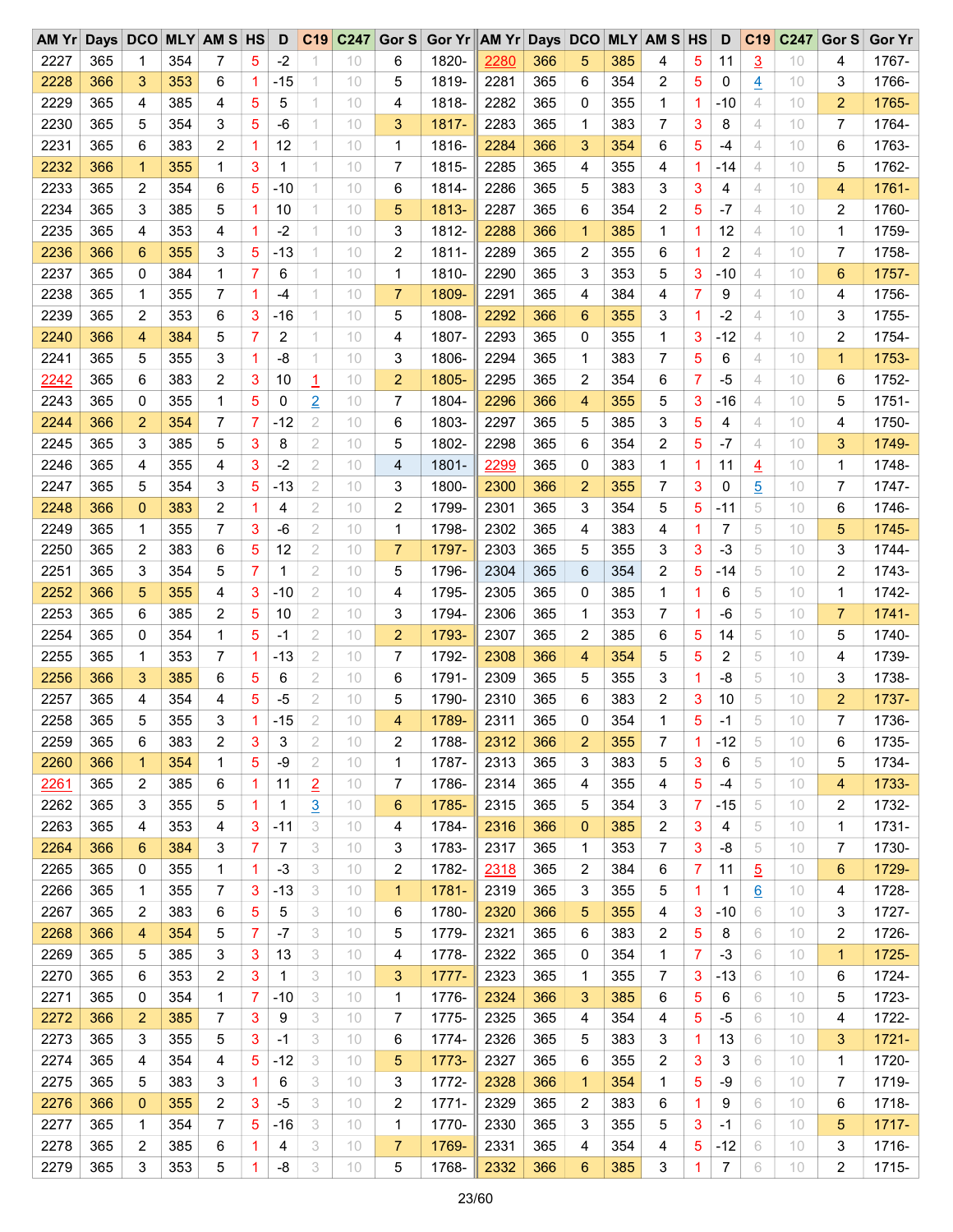| AM Yr | Days | DCO | MLY | AM S | HS | D | C19 | C247 | Gor S | Gor Yr | AM Yr | Days | DCO | MLY | AM S | HS | D | C19 | C247 | Gor S | Gor Yr |
|---|---|---|---|---|---|---|---|---|---|---|---|---|---|---|---|---|---|---|---|---|---|
| 2227 | 365 | 1 | 354 | 7 | 5 | -2 | 1 | 10 | 6 | 1820- | 2280 | 366 | 5 | 385 | 4 | 5 | 11 | 3 | 10 | 4 | 1767- |
| 2228 | 366 | 3 | 353 | 6 | 1 | -15 | 1 | 10 | 5 | 1819- | 2281 | 365 | 6 | 354 | 2 | 5 | 0 | 4 | 10 | 3 | 1766- |
| 2229 | 365 | 4 | 385 | 4 | 5 | 5 | 1 | 10 | 4 | 1818- | 2282 | 365 | 0 | 355 | 1 | 1 | -10 | 4 | 10 | 2 | 1765- |
| 2230 | 365 | 5 | 354 | 3 | 5 | -6 | 1 | 10 | 3 | 1817- | 2283 | 365 | 1 | 383 | 7 | 3 | 8 | 4 | 10 | 7 | 1764- |
| 2231 | 365 | 6 | 383 | 2 | 1 | 12 | 1 | 10 | 1 | 1816- | 2284 | 366 | 3 | 354 | 6 | 5 | -4 | 4 | 10 | 6 | 1763- |
| 2232 | 366 | 1 | 355 | 1 | 3 | 1 | 1 | 10 | 7 | 1815- | 2285 | 365 | 4 | 355 | 4 | 1 | -14 | 4 | 10 | 5 | 1762- |
| 2233 | 365 | 2 | 354 | 6 | 5 | -10 | 1 | 10 | 6 | 1814- | 2286 | 365 | 5 | 383 | 3 | 3 | 4 | 4 | 10 | 4 | 1761- |
| 2234 | 365 | 3 | 385 | 5 | 1 | 10 | 1 | 10 | 5 | 1813- | 2287 | 365 | 6 | 354 | 2 | 5 | -7 | 4 | 10 | 2 | 1760- |
| 2235 | 365 | 4 | 353 | 4 | 1 | -2 | 1 | 10 | 3 | 1812- | 2288 | 366 | 1 | 385 | 1 | 1 | 12 | 4 | 10 | 1 | 1759- |
| 2236 | 366 | 6 | 355 | 3 | 5 | -13 | 1 | 10 | 2 | 1811- | 2289 | 365 | 2 | 355 | 6 | 1 | 2 | 4 | 10 | 7 | 1758- |
| 2237 | 365 | 0 | 384 | 1 | 7 | 6 | 1 | 10 | 1 | 1810- | 2290 | 365 | 3 | 353 | 5 | 3 | -10 | 4 | 10 | 6 | 1757- |
| 2238 | 365 | 1 | 355 | 7 | 1 | -4 | 1 | 10 | 7 | 1809- | 2291 | 365 | 4 | 384 | 4 | 7 | 9 | 4 | 10 | 4 | 1756- |
| 2239 | 365 | 2 | 353 | 6 | 3 | -16 | 1 | 10 | 5 | 1808- | 2292 | 366 | 6 | 355 | 3 | 1 | -2 | 4 | 10 | 3 | 1755- |
| 2240 | 366 | 4 | 384 | 5 | 7 | 2 | 1 | 10 | 4 | 1807- | 2293 | 365 | 0 | 355 | 1 | 3 | -12 | 4 | 10 | 2 | 1754- |
| 2241 | 365 | 5 | 355 | 3 | 1 | -8 | 1 | 10 | 3 | 1806- | 2294 | 365 | 1 | 383 | 7 | 5 | 6 | 4 | 10 | 1 | 1753- |
| 2242 | 365 | 6 | 383 | 2 | 3 | 10 | 1 | 10 | 2 | 1805- | 2295 | 365 | 2 | 354 | 6 | 7 | -5 | 4 | 10 | 6 | 1752- |
| 2243 | 365 | 0 | 355 | 1 | 5 | 0 | 2 | 10 | 7 | 1804- | 2296 | 366 | 4 | 355 | 5 | 3 | -16 | 4 | 10 | 5 | 1751- |
| 2244 | 366 | 2 | 354 | 7 | 7 | -12 | 2 | 10 | 6 | 1803- | 2297 | 365 | 5 | 385 | 3 | 5 | 4 | 4 | 10 | 4 | 1750- |
| 2245 | 365 | 3 | 385 | 5 | 3 | 8 | 2 | 10 | 5 | 1802- | 2298 | 365 | 6 | 354 | 2 | 5 | -7 | 4 | 10 | 3 | 1749- |
| 2246 | 365 | 4 | 355 | 4 | 3 | -2 | 2 | 10 | 4 | 1801- | 2299 | 365 | 0 | 383 | 1 | 1 | 11 | 4 | 10 | 1 | 1748- |
| 2247 | 365 | 5 | 354 | 3 | 5 | -13 | 2 | 10 | 3 | 1800- | 2300 | 366 | 2 | 355 | 7 | 3 | 0 | 5 | 10 | 7 | 1747- |
| 2248 | 366 | 0 | 383 | 2 | 1 | 4 | 2 | 10 | 2 | 1799- | 2301 | 365 | 3 | 354 | 5 | 5 | -11 | 5 | 10 | 6 | 1746- |
| 2249 | 365 | 1 | 355 | 7 | 3 | -6 | 2 | 10 | 1 | 1798- | 2302 | 365 | 4 | 383 | 4 | 1 | 7 | 5 | 10 | 5 | 1745- |
| 2250 | 365 | 2 | 383 | 6 | 5 | 12 | 2 | 10 | 7 | 1797- | 2303 | 365 | 5 | 355 | 3 | 3 | -3 | 5 | 10 | 3 | 1744- |
| 2251 | 365 | 3 | 354 | 5 | 7 | 1 | 2 | 10 | 5 | 1796- | 2304 | 365 | 6 | 354 | 2 | 5 | -14 | 5 | 10 | 2 | 1743- |
| 2252 | 366 | 5 | 355 | 4 | 3 | -10 | 2 | 10 | 4 | 1795- | 2305 | 365 | 0 | 385 | 1 | 1 | 6 | 5 | 10 | 1 | 1742- |
| 2253 | 365 | 6 | 385 | 2 | 5 | 10 | 2 | 10 | 3 | 1794- | 2306 | 365 | 1 | 353 | 7 | 1 | -6 | 5 | 10 | 7 | 1741- |
| 2254 | 365 | 0 | 354 | 1 | 5 | -1 | 2 | 10 | 2 | 1793- | 2307 | 365 | 2 | 385 | 6 | 5 | 14 | 5 | 10 | 5 | 1740- |
| 2255 | 365 | 1 | 353 | 7 | 1 | -13 | 2 | 10 | 7 | 1792- | 2308 | 366 | 4 | 354 | 5 | 5 | 2 | 5 | 10 | 4 | 1739- |
| 2256 | 366 | 3 | 385 | 6 | 5 | 6 | 2 | 10 | 6 | 1791- | 2309 | 365 | 5 | 355 | 3 | 1 | -8 | 5 | 10 | 3 | 1738- |
| 2257 | 365 | 4 | 354 | 4 | 5 | -5 | 2 | 10 | 5 | 1790- | 2310 | 365 | 6 | 383 | 2 | 3 | 10 | 5 | 10 | 2 | 1737- |
| 2258 | 365 | 5 | 355 | 3 | 1 | -15 | 2 | 10 | 4 | 1789- | 2311 | 365 | 0 | 354 | 1 | 5 | -1 | 5 | 10 | 7 | 1736- |
| 2259 | 365 | 6 | 383 | 2 | 3 | 3 | 2 | 10 | 2 | 1788- | 2312 | 366 | 2 | 355 | 7 | 1 | -12 | 5 | 10 | 6 | 1735- |
| 2260 | 366 | 1 | 354 | 1 | 5 | -9 | 2 | 10 | 1 | 1787- | 2313 | 365 | 3 | 383 | 5 | 3 | 6 | 5 | 10 | 5 | 1734- |
| 2261 | 365 | 2 | 385 | 6 | 1 | 11 | 2 | 10 | 7 | 1786- | 2314 | 365 | 4 | 355 | 4 | 5 | -4 | 5 | 10 | 4 | 1733- |
| 2262 | 365 | 3 | 355 | 5 | 1 | 1 | 3 | 10 | 6 | 1785- | 2315 | 365 | 5 | 354 | 3 | 7 | -15 | 5 | 10 | 2 | 1732- |
| 2263 | 365 | 4 | 353 | 4 | 3 | -11 | 3 | 10 | 4 | 1784- | 2316 | 366 | 0 | 385 | 2 | 3 | 4 | 5 | 10 | 1 | 1731- |
| 2264 | 366 | 6 | 384 | 3 | 7 | 7 | 3 | 10 | 3 | 1783- | 2317 | 365 | 1 | 353 | 7 | 3 | -8 | 5 | 10 | 7 | 1730- |
| 2265 | 365 | 0 | 355 | 1 | 1 | -3 | 3 | 10 | 2 | 1782- | 2318 | 365 | 2 | 384 | 6 | 7 | 11 | 5 | 10 | 6 | 1729- |
| 2266 | 365 | 1 | 355 | 7 | 3 | -13 | 3 | 10 | 1 | 1781- | 2319 | 365 | 3 | 355 | 5 | 1 | 1 | 6 | 10 | 4 | 1728- |
| 2267 | 365 | 2 | 383 | 6 | 5 | 5 | 3 | 10 | 6 | 1780- | 2320 | 366 | 5 | 355 | 4 | 3 | -10 | 6 | 10 | 3 | 1727- |
| 2268 | 366 | 4 | 354 | 5 | 7 | -7 | 3 | 10 | 5 | 1779- | 2321 | 365 | 6 | 383 | 2 | 5 | 8 | 6 | 10 | 2 | 1726- |
| 2269 | 365 | 5 | 385 | 3 | 3 | 13 | 3 | 10 | 4 | 1778- | 2322 | 365 | 0 | 354 | 1 | 7 | -3 | 6 | 10 | 1 | 1725- |
| 2270 | 365 | 6 | 353 | 2 | 3 | 1 | 3 | 10 | 3 | 1777- | 2323 | 365 | 1 | 355 | 7 | 3 | -13 | 6 | 10 | 6 | 1724- |
| 2271 | 365 | 0 | 354 | 1 | 7 | -10 | 3 | 10 | 1 | 1776- | 2324 | 366 | 3 | 385 | 6 | 5 | 6 | 6 | 10 | 5 | 1723- |
| 2272 | 366 | 2 | 385 | 7 | 3 | 9 | 3 | 10 | 7 | 1775- | 2325 | 365 | 4 | 354 | 4 | 5 | -5 | 6 | 10 | 4 | 1722- |
| 2273 | 365 | 3 | 355 | 5 | 3 | -1 | 3 | 10 | 6 | 1774- | 2326 | 365 | 5 | 383 | 3 | 1 | 13 | 6 | 10 | 3 | 1721- |
| 2274 | 365 | 4 | 354 | 4 | 5 | -12 | 3 | 10 | 5 | 1773- | 2327 | 365 | 6 | 355 | 2 | 3 | 3 | 6 | 10 | 1 | 1720- |
| 2275 | 365 | 5 | 383 | 3 | 1 | 6 | 3 | 10 | 3 | 1772- | 2328 | 366 | 1 | 354 | 1 | 5 | -9 | 6 | 10 | 7 | 1719- |
| 2276 | 366 | 0 | 355 | 2 | 3 | -5 | 3 | 10 | 2 | 1771- | 2329 | 365 | 2 | 383 | 6 | 1 | 9 | 6 | 10 | 6 | 1718- |
| 2277 | 365 | 1 | 354 | 7 | 5 | -16 | 3 | 10 | 1 | 1770- | 2330 | 365 | 3 | 355 | 5 | 3 | -1 | 6 | 10 | 5 | 1717- |
| 2278 | 365 | 2 | 385 | 6 | 1 | 4 | 3 | 10 | 7 | 1769- | 2331 | 365 | 4 | 354 | 4 | 5 | -12 | 6 | 10 | 3 | 1716- |
| 2279 | 365 | 3 | 353 | 5 | 1 | -8 | 3 | 10 | 5 | 1768- | 2332 | 366 | 6 | 385 | 3 | 1 | 7 | 6 | 10 | 2 | 1715- |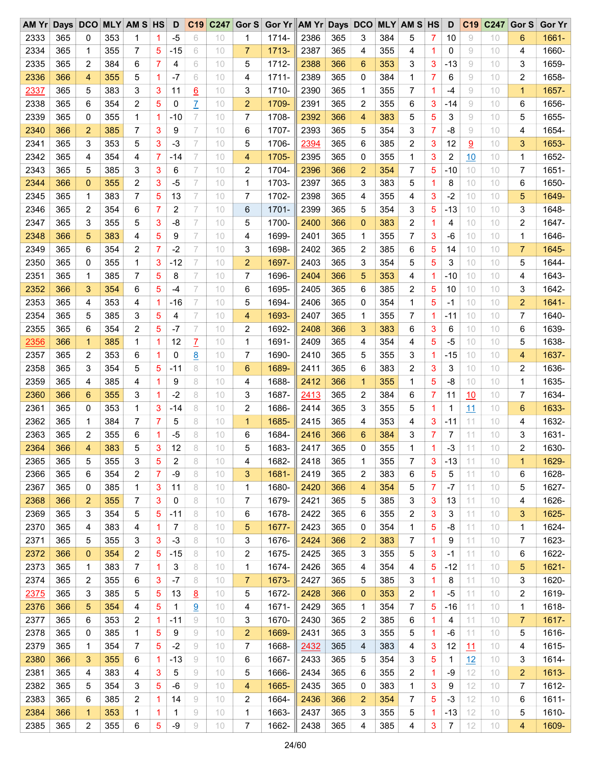| AM Yr | Days | DCO | MLY | AM S | HS | D | C19 | C247 | Gor S | Gor Yr | AM Yr | Days | DCO | MLY | AM S | HS | D | C19 | C247 | Gor S | Gor Yr |
|---|---|---|---|---|---|---|---|---|---|---|---|---|---|---|---|---|---|---|---|---|---|
| 2333 | 365 | 0 | 353 | 1 | 1 | -5 | 6 | 10 | 1 | 1714- | 2386 | 365 | 3 | 384 | 5 | 7 | 10 | 9 | 10 | 6 | 1661- |
| 2334 | 365 | 1 | 355 | 7 | 5 | -15 | 6 | 10 | 7 | 1713- | 2387 | 365 | 4 | 355 | 4 | 1 | 0 | 9 | 10 | 4 | 1660- |
| 2335 | 365 | 2 | 384 | 6 | 7 | 4 | 6 | 10 | 5 | 1712- | 2388 | 366 | 6 | 353 | 3 | 3 | -13 | 9 | 10 | 3 | 1659- |
| 2336 | 366 | 4 | 355 | 5 | 1 | -7 | 6 | 10 | 4 | 1711- | 2389 | 365 | 0 | 384 | 1 | 7 | 6 | 9 | 10 | 2 | 1658- |
| 2337 | 365 | 5 | 383 | 3 | 3 | 11 | 6 | 10 | 3 | 1710- | 2390 | 365 | 1 | 355 | 7 | 1 | -4 | 9 | 10 | 1 | 1657- |
| 2338 | 365 | 6 | 354 | 2 | 5 | 0 | 7 | 10 | 2 | 1709- | 2391 | 365 | 2 | 355 | 6 | 3 | -14 | 9 | 10 | 6 | 1656- |
| 2339 | 365 | 0 | 355 | 1 | 1 | -10 | 7 | 10 | 7 | 1708- | 2392 | 366 | 4 | 383 | 5 | 5 | 3 | 9 | 10 | 5 | 1655- |
| 2340 | 366 | 2 | 385 | 7 | 3 | 9 | 7 | 10 | 6 | 1707- | 2393 | 365 | 5 | 354 | 3 | 7 | -8 | 9 | 10 | 4 | 1654- |
| 2341 | 365 | 3 | 353 | 5 | 3 | -3 | 7 | 10 | 5 | 1706- | 2394 | 365 | 6 | 385 | 2 | 3 | 12 | 9 | 10 | 3 | 1653- |
| 2342 | 365 | 4 | 354 | 4 | 7 | -14 | 7 | 10 | 4 | 1705- | 2395 | 365 | 0 | 355 | 1 | 3 | 2 | 10 | 10 | 1 | 1652- |
| 2343 | 365 | 5 | 385 | 3 | 3 | 6 | 7 | 10 | 2 | 1704- | 2396 | 366 | 2 | 354 | 7 | 5 | -10 | 10 | 10 | 7 | 1651- |
| 2344 | 366 | 0 | 355 | 2 | 3 | -5 | 7 | 10 | 1 | 1703- | 2397 | 365 | 3 | 383 | 5 | 1 | 8 | 10 | 10 | 6 | 1650- |
| 2345 | 365 | 1 | 383 | 7 | 5 | 13 | 7 | 10 | 7 | 1702- | 2398 | 365 | 4 | 355 | 4 | 3 | -2 | 10 | 10 | 5 | 1649- |
| 2346 | 365 | 2 | 354 | 6 | 7 | 2 | 7 | 10 | 6 | 1701- | 2399 | 365 | 5 | 354 | 3 | 5 | -13 | 10 | 10 | 3 | 1648- |
| 2347 | 365 | 3 | 355 | 5 | 3 | -8 | 7 | 10 | 5 | 1700- | 2400 | 366 | 0 | 383 | 2 | 1 | 4 | 10 | 10 | 2 | 1647- |
| 2348 | 366 | 5 | 383 | 4 | 5 | 9 | 7 | 10 | 4 | 1699- | 2401 | 365 | 1 | 355 | 7 | 3 | -6 | 10 | 10 | 1 | 1646- |
| 2349 | 365 | 6 | 354 | 2 | 7 | -2 | 7 | 10 | 3 | 1698- | 2402 | 365 | 2 | 385 | 6 | 5 | 14 | 10 | 10 | 7 | 1645- |
| 2350 | 365 | 0 | 355 | 1 | 3 | -12 | 7 | 10 | 2 | 1697- | 2403 | 365 | 3 | 354 | 5 | 5 | 3 | 10 | 10 | 5 | 1644- |
| 2351 | 365 | 1 | 385 | 7 | 5 | 8 | 7 | 10 | 7 | 1696- | 2404 | 366 | 5 | 353 | 4 | 1 | -10 | 10 | 10 | 4 | 1643- |
| 2352 | 366 | 3 | 354 | 6 | 5 | -4 | 7 | 10 | 6 | 1695- | 2405 | 365 | 6 | 385 | 2 | 5 | 10 | 10 | 10 | 3 | 1642- |
| 2353 | 365 | 4 | 353 | 4 | 1 | -16 | 7 | 10 | 5 | 1694- | 2406 | 365 | 0 | 354 | 1 | 5 | -1 | 10 | 10 | 2 | 1641- |
| 2354 | 365 | 5 | 385 | 3 | 5 | 4 | 7 | 10 | 4 | 1693- | 2407 | 365 | 1 | 355 | 7 | 1 | -11 | 10 | 10 | 7 | 1640- |
| 2355 | 365 | 6 | 354 | 2 | 5 | -7 | 7 | 10 | 2 | 1692- | 2408 | 366 | 3 | 383 | 6 | 3 | 6 | 10 | 10 | 6 | 1639- |
| 2356 | 366 | 1 | 385 | 1 | 1 | 12 | 7 | 10 | 1 | 1691- | 2409 | 365 | 4 | 354 | 4 | 5 | -5 | 10 | 10 | 5 | 1638- |
| 2357 | 365 | 2 | 353 | 6 | 1 | 0 | 8 | 10 | 7 | 1690- | 2410 | 365 | 5 | 355 | 3 | 1 | -15 | 10 | 10 | 4 | 1637- |
| 2358 | 365 | 3 | 354 | 5 | 5 | -11 | 8 | 10 | 6 | 1689- | 2411 | 365 | 6 | 383 | 2 | 3 | 3 | 10 | 10 | 2 | 1636- |
| 2359 | 365 | 4 | 385 | 4 | 1 | 9 | 8 | 10 | 4 | 1688- | 2412 | 366 | 1 | 355 | 1 | 5 | -8 | 10 | 10 | 1 | 1635- |
| 2360 | 366 | 6 | 355 | 3 | 1 | -2 | 8 | 10 | 3 | 1687- | 2413 | 365 | 2 | 384 | 6 | 7 | 11 | 10 | 10 | 7 | 1634- |
| 2361 | 365 | 0 | 353 | 1 | 3 | -14 | 8 | 10 | 2 | 1686- | 2414 | 365 | 3 | 355 | 5 | 1 | 1 | 11 | 10 | 6 | 1633- |
| 2362 | 365 | 1 | 384 | 7 | 7 | 5 | 8 | 10 | 1 | 1685- | 2415 | 365 | 4 | 353 | 4 | 3 | -11 | 11 | 10 | 4 | 1632- |
| 2363 | 365 | 2 | 355 | 6 | 1 | -5 | 8 | 10 | 6 | 1684- | 2416 | 366 | 6 | 384 | 3 | 7 | 7 | 11 | 10 | 3 | 1631- |
| 2364 | 366 | 4 | 383 | 5 | 3 | 12 | 8 | 10 | 5 | 1683- | 2417 | 365 | 0 | 355 | 1 | 1 | -3 | 11 | 10 | 2 | 1630- |
| 2365 | 365 | 5 | 355 | 3 | 5 | 2 | 8 | 10 | 4 | 1682- | 2418 | 365 | 1 | 355 | 7 | 3 | -13 | 11 | 10 | 1 | 1629- |
| 2366 | 365 | 6 | 354 | 2 | 7 | -9 | 8 | 10 | 3 | 1681- | 2419 | 365 | 2 | 383 | 6 | 5 | 5 | 11 | 10 | 6 | 1628- |
| 2367 | 365 | 0 | 385 | 1 | 3 | 11 | 8 | 10 | 1 | 1680- | 2420 | 366 | 4 | 354 | 5 | 7 | -7 | 11 | 10 | 5 | 1627- |
| 2368 | 366 | 2 | 355 | 7 | 3 | 0 | 8 | 10 | 7 | 1679- | 2421 | 365 | 5 | 385 | 3 | 3 | 13 | 11 | 10 | 4 | 1626- |
| 2369 | 365 | 3 | 354 | 5 | 5 | -11 | 8 | 10 | 6 | 1678- | 2422 | 365 | 6 | 355 | 2 | 3 | 3 | 11 | 10 | 3 | 1625- |
| 2370 | 365 | 4 | 383 | 4 | 1 | 7 | 8 | 10 | 5 | 1677- | 2423 | 365 | 0 | 354 | 1 | 5 | -8 | 11 | 10 | 1 | 1624- |
| 2371 | 365 | 5 | 355 | 3 | 3 | -3 | 8 | 10 | 3 | 1676- | 2424 | 366 | 2 | 383 | 7 | 1 | 9 | 11 | 10 | 7 | 1623- |
| 2372 | 366 | 0 | 354 | 2 | 5 | -15 | 8 | 10 | 2 | 1675- | 2425 | 365 | 3 | 355 | 5 | 3 | -1 | 11 | 10 | 6 | 1622- |
| 2373 | 365 | 1 | 383 | 7 | 1 | 3 | 8 | 10 | 1 | 1674- | 2426 | 365 | 4 | 354 | 4 | 5 | -12 | 11 | 10 | 5 | 1621- |
| 2374 | 365 | 2 | 355 | 6 | 3 | -7 | 8 | 10 | 7 | 1673- | 2427 | 365 | 5 | 385 | 3 | 1 | 8 | 11 | 10 | 3 | 1620- |
| 2375 | 365 | 3 | 385 | 5 | 5 | 13 | 8 | 10 | 5 | 1672- | 2428 | 366 | 0 | 353 | 2 | 1 | -5 | 11 | 10 | 2 | 1619- |
| 2376 | 366 | 5 | 354 | 4 | 5 | 1 | 9 | 10 | 4 | 1671- | 2429 | 365 | 1 | 354 | 7 | 5 | -16 | 11 | 10 | 1 | 1618- |
| 2377 | 365 | 6 | 353 | 2 | 1 | -11 | 9 | 10 | 3 | 1670- | 2430 | 365 | 2 | 385 | 6 | 1 | 4 | 11 | 10 | 7 | 1617- |
| 2378 | 365 | 0 | 385 | 1 | 5 | 9 | 9 | 10 | 2 | 1669- | 2431 | 365 | 3 | 355 | 5 | 1 | -6 | 11 | 10 | 5 | 1616- |
| 2379 | 365 | 1 | 354 | 7 | 5 | -2 | 9 | 10 | 7 | 1668- | 2432 | 365 | 4 | 383 | 4 | 3 | 12 | 11 | 10 | 4 | 1615- |
| 2380 | 366 | 3 | 355 | 6 | 1 | -13 | 9 | 10 | 6 | 1667- | 2433 | 365 | 5 | 354 | 3 | 5 | 1 | 12 | 10 | 3 | 1614- |
| 2381 | 365 | 4 | 383 | 4 | 3 | 5 | 9 | 10 | 5 | 1666- | 2434 | 365 | 6 | 355 | 2 | 1 | -9 | 12 | 10 | 2 | 1613- |
| 2382 | 365 | 5 | 354 | 3 | 5 | -6 | 9 | 10 | 4 | 1665- | 2435 | 365 | 0 | 383 | 1 | 3 | 9 | 12 | 10 | 7 | 1612- |
| 2383 | 365 | 6 | 385 | 2 | 1 | 14 | 9 | 10 | 2 | 1664- | 2436 | 366 | 2 | 354 | 7 | 5 | -3 | 12 | 10 | 6 | 1611- |
| 2384 | 366 | 1 | 353 | 1 | 1 | 1 | 9 | 10 | 1 | 1663- | 2437 | 365 | 3 | 355 | 5 | 1 | -13 | 12 | 10 | 5 | 1610- |
| 2385 | 365 | 2 | 355 | 6 | 5 | -9 | 9 | 10 | 7 | 1662- | 2438 | 365 | 4 | 385 | 4 | 3 | 7 | 12 | 10 | 4 | 1609- |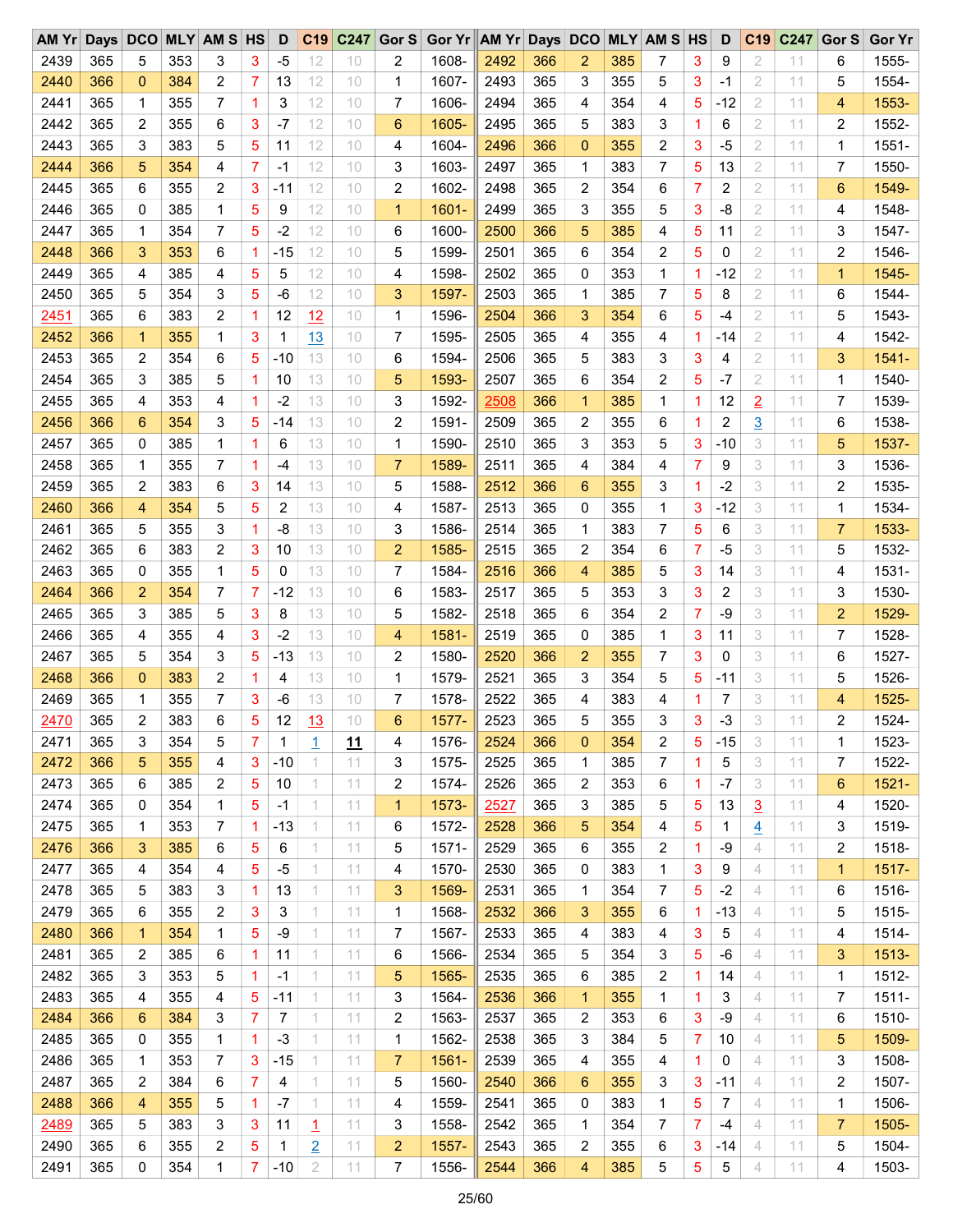| AM Yr | Days | DCO | MLY | AM S | HS | D | C19 | C247 | Gor S | Gor Yr | AM Yr | Days | DCO | MLY | AM S | HS | D | C19 | C247 | Gor S | Gor Yr |
|---|---|---|---|---|---|---|---|---|---|---|---|---|---|---|---|---|---|---|---|---|---|
| 2439 | 365 | 5 | 353 | 3 | 3 | -5 | 12 | 10 | 2 | 1608- | 2492 | 366 | 2 | 385 | 7 | 3 | 9 | 2 | 11 | 6 | 1555- |
| 2440 | 366 | 0 | 384 | 2 | 7 | 13 | 12 | 10 | 1 | 1607- | 2493 | 365 | 3 | 355 | 5 | 3 | -1 | 2 | 11 | 5 | 1554- |
| 2441 | 365 | 1 | 355 | 7 | 1 | 3 | 12 | 10 | 7 | 1606- | 2494 | 365 | 4 | 354 | 4 | 5 | -12 | 2 | 11 | 4 | 1553- |
| 2442 | 365 | 2 | 355 | 6 | 3 | -7 | 12 | 10 | 6 | 1605- | 2495 | 365 | 5 | 383 | 3 | 1 | 6 | 2 | 11 | 2 | 1552- |
| 2443 | 365 | 3 | 383 | 5 | 5 | 11 | 12 | 10 | 4 | 1604- | 2496 | 366 | 0 | 355 | 2 | 3 | -5 | 2 | 11 | 1 | 1551- |
| 2444 | 366 | 5 | 354 | 4 | 7 | -1 | 12 | 10 | 3 | 1603- | 2497 | 365 | 1 | 383 | 7 | 5 | 13 | 2 | 11 | 7 | 1550- |
| 2445 | 365 | 6 | 355 | 2 | 3 | -11 | 12 | 10 | 2 | 1602- | 2498 | 365 | 2 | 354 | 6 | 7 | 2 | 2 | 11 | 6 | 1549- |
| 2446 | 365 | 0 | 385 | 1 | 5 | 9 | 12 | 10 | 1 | 1601- | 2499 | 365 | 3 | 355 | 5 | 3 | -8 | 2 | 11 | 4 | 1548- |
| 2447 | 365 | 1 | 354 | 7 | 5 | -2 | 12 | 10 | 6 | 1600- | 2500 | 366 | 5 | 385 | 4 | 5 | 11 | 2 | 11 | 3 | 1547- |
| 2448 | 366 | 3 | 353 | 6 | 1 | -15 | 12 | 10 | 5 | 1599- | 2501 | 365 | 6 | 354 | 2 | 5 | 0 | 2 | 11 | 2 | 1546- |
| 2449 | 365 | 4 | 385 | 4 | 5 | 5 | 12 | 10 | 4 | 1598- | 2502 | 365 | 0 | 353 | 1 | 1 | -12 | 2 | 11 | 1 | 1545- |
| 2450 | 365 | 5 | 354 | 3 | 5 | -6 | 12 | 10 | 3 | 1597- | 2503 | 365 | 1 | 385 | 7 | 5 | 8 | 2 | 11 | 6 | 1544- |
| 2451 | 365 | 6 | 383 | 2 | 1 | 12 | 12 | 10 | 1 | 1596- | 2504 | 366 | 3 | 354 | 6 | 5 | -4 | 2 | 11 | 5 | 1543- |
| 2452 | 366 | 1 | 355 | 1 | 3 | 1 | 13 | 10 | 7 | 1595- | 2505 | 365 | 4 | 355 | 4 | 1 | -14 | 2 | 11 | 4 | 1542- |
| 2453 | 365 | 2 | 354 | 6 | 5 | -10 | 13 | 10 | 6 | 1594- | 2506 | 365 | 5 | 383 | 3 | 3 | 4 | 2 | 11 | 3 | 1541- |
| 2454 | 365 | 3 | 385 | 5 | 1 | 10 | 13 | 10 | 5 | 1593- | 2507 | 365 | 6 | 354 | 2 | 5 | -7 | 2 | 11 | 1 | 1540- |
| 2455 | 365 | 4 | 353 | 4 | 1 | -2 | 13 | 10 | 3 | 1592- | 2508 | 366 | 1 | 385 | 1 | 1 | 12 | 2 | 11 | 7 | 1539- |
| 2456 | 366 | 6 | 354 | 3 | 5 | -14 | 13 | 10 | 2 | 1591- | 2509 | 365 | 2 | 355 | 6 | 1 | 2 | 3 | 11 | 6 | 1538- |
| 2457 | 365 | 0 | 385 | 1 | 1 | 6 | 13 | 10 | 1 | 1590- | 2510 | 365 | 3 | 353 | 5 | 3 | -10 | 3 | 11 | 5 | 1537- |
| 2458 | 365 | 1 | 355 | 7 | 1 | -4 | 13 | 10 | 7 | 1589- | 2511 | 365 | 4 | 384 | 4 | 7 | 9 | 3 | 11 | 3 | 1536- |
| 2459 | 365 | 2 | 383 | 6 | 3 | 14 | 13 | 10 | 5 | 1588- | 2512 | 366 | 6 | 355 | 3 | 1 | -2 | 3 | 11 | 2 | 1535- |
| 2460 | 366 | 4 | 354 | 5 | 5 | 2 | 13 | 10 | 4 | 1587- | 2513 | 365 | 0 | 355 | 1 | 3 | -12 | 3 | 11 | 1 | 1534- |
| 2461 | 365 | 5 | 355 | 3 | 1 | -8 | 13 | 10 | 3 | 1586- | 2514 | 365 | 1 | 383 | 7 | 5 | 6 | 3 | 11 | 7 | 1533- |
| 2462 | 365 | 6 | 383 | 2 | 3 | 10 | 13 | 10 | 2 | 1585- | 2515 | 365 | 2 | 354 | 6 | 7 | -5 | 3 | 11 | 5 | 1532- |
| 2463 | 365 | 0 | 355 | 1 | 5 | 0 | 13 | 10 | 7 | 1584- | 2516 | 366 | 4 | 385 | 5 | 3 | 14 | 3 | 11 | 4 | 1531- |
| 2464 | 366 | 2 | 354 | 7 | 7 | -12 | 13 | 10 | 6 | 1583- | 2517 | 365 | 5 | 353 | 3 | 3 | 2 | 3 | 11 | 3 | 1530- |
| 2465 | 365 | 3 | 385 | 5 | 3 | 8 | 13 | 10 | 5 | 1582- | 2518 | 365 | 6 | 354 | 2 | 7 | -9 | 3 | 11 | 2 | 1529- |
| 2466 | 365 | 4 | 355 | 4 | 3 | -2 | 13 | 10 | 4 | 1581- | 2519 | 365 | 0 | 385 | 1 | 3 | 11 | 3 | 11 | 7 | 1528- |
| 2467 | 365 | 5 | 354 | 3 | 5 | -13 | 13 | 10 | 2 | 1580- | 2520 | 366 | 2 | 355 | 7 | 3 | 0 | 3 | 11 | 6 | 1527- |
| 2468 | 366 | 0 | 383 | 2 | 1 | 4 | 13 | 10 | 1 | 1579- | 2521 | 365 | 3 | 354 | 5 | 5 | -11 | 3 | 11 | 5 | 1526- |
| 2469 | 365 | 1 | 355 | 7 | 3 | -6 | 13 | 10 | 7 | 1578- | 2522 | 365 | 4 | 383 | 4 | 1 | 7 | 3 | 11 | 4 | 1525- |
| 2470 | 365 | 2 | 383 | 6 | 5 | 12 | 13 | 10 | 6 | 1577- | 2523 | 365 | 5 | 355 | 3 | 3 | -3 | 3 | 11 | 2 | 1524- |
| 2471 | 365 | 3 | 354 | 5 | 7 | 1 | 1 | 11 | 4 | 1576- | 2524 | 366 | 0 | 354 | 2 | 5 | -15 | 3 | 11 | 1 | 1523- |
| 2472 | 366 | 5 | 355 | 4 | 3 | -10 | 1 | 11 | 3 | 1575- | 2525 | 365 | 1 | 385 | 7 | 1 | 5 | 3 | 11 | 7 | 1522- |
| 2473 | 365 | 6 | 385 | 2 | 5 | 10 | 1 | 11 | 2 | 1574- | 2526 | 365 | 2 | 353 | 6 | 1 | -7 | 3 | 11 | 6 | 1521- |
| 2474 | 365 | 0 | 354 | 1 | 5 | -1 | 1 | 11 | 1 | 1573- | 2527 | 365 | 3 | 385 | 5 | 5 | 13 | 3 | 11 | 4 | 1520- |
| 2475 | 365 | 1 | 353 | 7 | 1 | -13 | 1 | 11 | 6 | 1572- | 2528 | 366 | 5 | 354 | 4 | 5 | 1 | 4 | 11 | 3 | 1519- |
| 2476 | 366 | 3 | 385 | 6 | 5 | 6 | 1 | 11 | 5 | 1571- | 2529 | 365 | 6 | 355 | 2 | 1 | -9 | 4 | 11 | 2 | 1518- |
| 2477 | 365 | 4 | 354 | 4 | 5 | -5 | 1 | 11 | 4 | 1570- | 2530 | 365 | 0 | 383 | 1 | 3 | 9 | 4 | 11 | 1 | 1517- |
| 2478 | 365 | 5 | 383 | 3 | 1 | 13 | 1 | 11 | 3 | 1569- | 2531 | 365 | 1 | 354 | 7 | 5 | -2 | 4 | 11 | 6 | 1516- |
| 2479 | 365 | 6 | 355 | 2 | 3 | 3 | 1 | 11 | 1 | 1568- | 2532 | 366 | 3 | 355 | 6 | 1 | -13 | 4 | 11 | 5 | 1515- |
| 2480 | 366 | 1 | 354 | 1 | 5 | -9 | 1 | 11 | 7 | 1567- | 2533 | 365 | 4 | 383 | 4 | 3 | 5 | 4 | 11 | 4 | 1514- |
| 2481 | 365 | 2 | 385 | 6 | 1 | 11 | 1 | 11 | 6 | 1566- | 2534 | 365 | 5 | 354 | 3 | 5 | -6 | 4 | 11 | 3 | 1513- |
| 2482 | 365 | 3 | 353 | 5 | 1 | -1 | 1 | 11 | 5 | 1565- | 2535 | 365 | 6 | 385 | 2 | 1 | 14 | 4 | 11 | 1 | 1512- |
| 2483 | 365 | 4 | 355 | 4 | 5 | -11 | 1 | 11 | 3 | 1564- | 2536 | 366 | 1 | 355 | 1 | 1 | 3 | 4 | 11 | 7 | 1511- |
| 2484 | 366 | 6 | 384 | 3 | 7 | 7 | 1 | 11 | 2 | 1563- | 2537 | 365 | 2 | 353 | 6 | 3 | -9 | 4 | 11 | 6 | 1510- |
| 2485 | 365 | 0 | 355 | 1 | 1 | -3 | 1 | 11 | 1 | 1562- | 2538 | 365 | 3 | 384 | 5 | 7 | 10 | 4 | 11 | 5 | 1509- |
| 2486 | 365 | 1 | 353 | 7 | 3 | -15 | 1 | 11 | 7 | 1561- | 2539 | 365 | 4 | 355 | 4 | 1 | 0 | 4 | 11 | 3 | 1508- |
| 2487 | 365 | 2 | 384 | 6 | 7 | 4 | 1 | 11 | 5 | 1560- | 2540 | 366 | 6 | 355 | 3 | 3 | -11 | 4 | 11 | 2 | 1507- |
| 2488 | 366 | 4 | 355 | 5 | 1 | -7 | 1 | 11 | 4 | 1559- | 2541 | 365 | 0 | 383 | 1 | 5 | 7 | 4 | 11 | 1 | 1506- |
| 2489 | 365 | 5 | 383 | 3 | 3 | 11 | 1 | 11 | 3 | 1558- | 2542 | 365 | 1 | 354 | 7 | 7 | -4 | 4 | 11 | 7 | 1505- |
| 2490 | 365 | 6 | 355 | 2 | 5 | 1 | 2 | 11 | 2 | 1557- | 2543 | 365 | 2 | 355 | 6 | 3 | -14 | 4 | 11 | 5 | 1504- |
| 2491 | 365 | 0 | 354 | 1 | 7 | -10 | 2 | 11 | 7 | 1556- | 2544 | 366 | 4 | 385 | 5 | 5 | 5 | 4 | 11 | 4 | 1503- |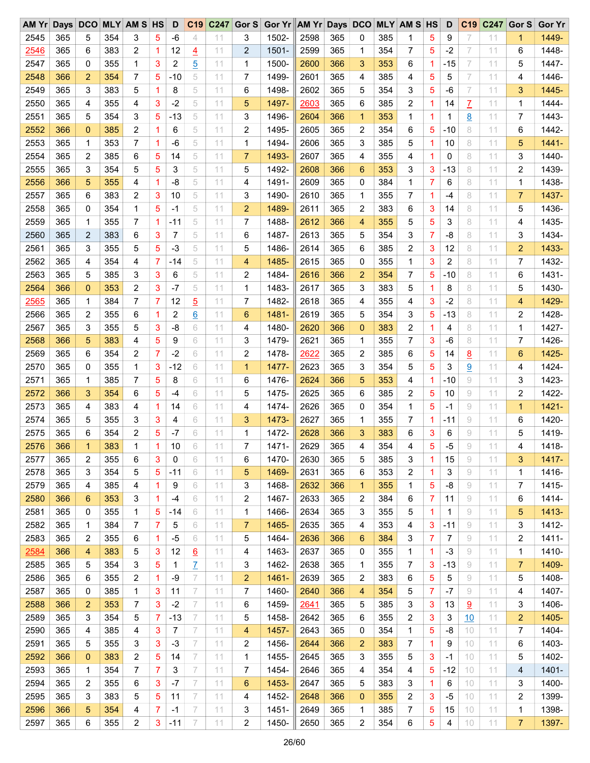| AM Yr | Days | DCO | MLY | AM S | HS | D | C19 | C247 | Gor S | Gor Yr | AM Yr | Days | DCO | MLY | AM S | HS | D | C19 | C247 | Gor S | Gor Yr |
|---|---|---|---|---|---|---|---|---|---|---|---|---|---|---|---|---|---|---|---|---|---|
| 2545 | 365 | 5 | 354 | 3 | 5 | -6 | 4 | 11 | 3 | 1502- | 2598 | 365 | 0 | 385 | 1 | 5 | 9 | 7 | 11 | 1 | 1449- |
| 2546 | 365 | 6 | 383 | 2 | 1 | 12 | 4 | 11 | 2 | 1501- | 2599 | 365 | 1 | 354 | 7 | 5 | -2 | 7 | 11 | 6 | 1448- |
| 2547 | 365 | 0 | 355 | 1 | 3 | 2 | 5 | 11 | 1 | 1500- | 2600 | 366 | 3 | 353 | 6 | 1 | -15 | 7 | 11 | 5 | 1447- |
| 2548 | 366 | 2 | 354 | 7 | 5 | -10 | 5 | 11 | 7 | 1499- | 2601 | 365 | 4 | 385 | 4 | 5 | 5 | 7 | 11 | 4 | 1446- |
| 2549 | 365 | 3 | 383 | 5 | 1 | 8 | 5 | 11 | 6 | 1498- | 2602 | 365 | 5 | 354 | 3 | 5 | -6 | 7 | 11 | 3 | 1445- |
| 2550 | 365 | 4 | 355 | 4 | 3 | -2 | 5 | 11 | 5 | 1497- | 2603 | 365 | 6 | 385 | 2 | 1 | 14 | 7 | 11 | 1 | 1444- |
| 2551 | 365 | 5 | 354 | 3 | 5 | -13 | 5 | 11 | 3 | 1496- | 2604 | 366 | 1 | 353 | 1 | 1 | 1 | 8 | 11 | 7 | 1443- |
| 2552 | 366 | 0 | 385 | 2 | 1 | 6 | 5 | 11 | 2 | 1495- | 2605 | 365 | 2 | 354 | 6 | 5 | -10 | 8 | 11 | 6 | 1442- |
| 2553 | 365 | 1 | 353 | 7 | 1 | -6 | 5 | 11 | 1 | 1494- | 2606 | 365 | 3 | 385 | 5 | 1 | 10 | 8 | 11 | 5 | 1441- |
| 2554 | 365 | 2 | 385 | 6 | 5 | 14 | 5 | 11 | 7 | 1493- | 2607 | 365 | 4 | 355 | 4 | 1 | 0 | 8 | 11 | 3 | 1440- |
| 2555 | 365 | 3 | 354 | 5 | 5 | 3 | 5 | 11 | 5 | 1492- | 2608 | 366 | 6 | 353 | 3 | 3 | -13 | 8 | 11 | 2 | 1439- |
| 2556 | 366 | 5 | 355 | 4 | 1 | -8 | 5 | 11 | 4 | 1491- | 2609 | 365 | 0 | 384 | 1 | 7 | 6 | 8 | 11 | 1 | 1438- |
| 2557 | 365 | 6 | 383 | 2 | 3 | 10 | 5 | 11 | 3 | 1490- | 2610 | 365 | 1 | 355 | 7 | 1 | -4 | 8 | 11 | 7 | 1437- |
| 2558 | 365 | 0 | 354 | 1 | 5 | -1 | 5 | 11 | 2 | 1489- | 2611 | 365 | 2 | 383 | 6 | 3 | 14 | 8 | 11 | 5 | 1436- |
| 2559 | 365 | 1 | 355 | 7 | 1 | -11 | 5 | 11 | 7 | 1488- | 2612 | 366 | 4 | 355 | 5 | 5 | 3 | 8 | 11 | 4 | 1435- |
| 2560 | 365 | 2 | 383 | 6 | 3 | 7 | 5 | 11 | 6 | 1487- | 2613 | 365 | 5 | 354 | 3 | 7 | -8 | 8 | 11 | 3 | 1434- |
| 2561 | 365 | 3 | 355 | 5 | 5 | -3 | 5 | 11 | 5 | 1486- | 2614 | 365 | 6 | 385 | 2 | 3 | 12 | 8 | 11 | 2 | 1433- |
| 2562 | 365 | 4 | 354 | 4 | 7 | -14 | 5 | 11 | 4 | 1485- | 2615 | 365 | 0 | 355 | 1 | 3 | 2 | 8 | 11 | 7 | 1432- |
| 2563 | 365 | 5 | 385 | 3 | 3 | 6 | 5 | 11 | 2 | 1484- | 2616 | 366 | 2 | 354 | 7 | 5 | -10 | 8 | 11 | 6 | 1431- |
| 2564 | 366 | 0 | 353 | 2 | 3 | -7 | 5 | 11 | 1 | 1483- | 2617 | 365 | 3 | 383 | 5 | 1 | 8 | 8 | 11 | 5 | 1430- |
| 2565 | 365 | 1 | 384 | 7 | 7 | 12 | 5 | 11 | 7 | 1482- | 2618 | 365 | 4 | 355 | 4 | 3 | -2 | 8 | 11 | 4 | 1429- |
| 2566 | 365 | 2 | 355 | 6 | 1 | 2 | 6 | 11 | 6 | 1481- | 2619 | 365 | 5 | 354 | 3 | 5 | -13 | 8 | 11 | 2 | 1428- |
| 2567 | 365 | 3 | 355 | 5 | 3 | -8 | 6 | 11 | 4 | 1480- | 2620 | 366 | 0 | 383 | 2 | 1 | 4 | 8 | 11 | 1 | 1427- |
| 2568 | 366 | 5 | 383 | 4 | 5 | 9 | 6 | 11 | 3 | 1479- | 2621 | 365 | 1 | 355 | 7 | 3 | -6 | 8 | 11 | 7 | 1426- |
| 2569 | 365 | 6 | 354 | 2 | 7 | -2 | 6 | 11 | 2 | 1478- | 2622 | 365 | 2 | 385 | 6 | 5 | 14 | 8 | 11 | 6 | 1425- |
| 2570 | 365 | 0 | 355 | 1 | 3 | -12 | 6 | 11 | 1 | 1477- | 2623 | 365 | 3 | 354 | 5 | 5 | 3 | 9 | 11 | 4 | 1424- |
| 2571 | 365 | 1 | 385 | 7 | 5 | 8 | 6 | 11 | 6 | 1476- | 2624 | 366 | 5 | 353 | 4 | 1 | -10 | 9 | 11 | 3 | 1423- |
| 2572 | 366 | 3 | 354 | 6 | 5 | -4 | 6 | 11 | 5 | 1475- | 2625 | 365 | 6 | 385 | 2 | 5 | 10 | 9 | 11 | 2 | 1422- |
| 2573 | 365 | 4 | 383 | 4 | 1 | 14 | 6 | 11 | 4 | 1474- | 2626 | 365 | 0 | 354 | 1 | 5 | -1 | 9 | 11 | 1 | 1421- |
| 2574 | 365 | 5 | 355 | 3 | 3 | 4 | 6 | 11 | 3 | 1473- | 2627 | 365 | 1 | 355 | 7 | 1 | -11 | 9 | 11 | 6 | 1420- |
| 2575 | 365 | 6 | 354 | 2 | 5 | -7 | 6 | 11 | 1 | 1472- | 2628 | 366 | 3 | 383 | 6 | 3 | 6 | 9 | 11 | 5 | 1419- |
| 2576 | 366 | 1 | 383 | 1 | 1 | 10 | 6 | 11 | 7 | 1471- | 2629 | 365 | 4 | 354 | 4 | 5 | -5 | 9 | 11 | 4 | 1418- |
| 2577 | 365 | 2 | 355 | 6 | 3 | 0 | 6 | 11 | 6 | 1470- | 2630 | 365 | 5 | 385 | 3 | 1 | 15 | 9 | 11 | 3 | 1417- |
| 2578 | 365 | 3 | 354 | 5 | 5 | -11 | 6 | 11 | 5 | 1469- | 2631 | 365 | 6 | 353 | 2 | 1 | 3 | 9 | 11 | 1 | 1416- |
| 2579 | 365 | 4 | 385 | 4 | 1 | 9 | 6 | 11 | 3 | 1468- | 2632 | 366 | 1 | 355 | 1 | 5 | -8 | 9 | 11 | 7 | 1415- |
| 2580 | 366 | 6 | 353 | 3 | 1 | -4 | 6 | 11 | 2 | 1467- | 2633 | 365 | 2 | 384 | 6 | 7 | 11 | 9 | 11 | 6 | 1414- |
| 2581 | 365 | 0 | 355 | 1 | 5 | -14 | 6 | 11 | 1 | 1466- | 2634 | 365 | 3 | 355 | 5 | 1 | 1 | 9 | 11 | 5 | 1413- |
| 2582 | 365 | 1 | 384 | 7 | 7 | 5 | 6 | 11 | 7 | 1465- | 2635 | 365 | 4 | 353 | 4 | 3 | -11 | 9 | 11 | 3 | 1412- |
| 2583 | 365 | 2 | 355 | 6 | 1 | -5 | 6 | 11 | 5 | 1464- | 2636 | 366 | 6 | 384 | 3 | 7 | 7 | 9 | 11 | 2 | 1411- |
| 2584 | 366 | 4 | 383 | 5 | 3 | 12 | 6 | 11 | 4 | 1463- | 2637 | 365 | 0 | 355 | 1 | 1 | -3 | 9 | 11 | 1 | 1410- |
| 2585 | 365 | 5 | 354 | 3 | 5 | 1 | 7 | 11 | 3 | 1462- | 2638 | 365 | 1 | 355 | 7 | 3 | -13 | 9 | 11 | 7 | 1409- |
| 2586 | 365 | 6 | 355 | 2 | 1 | -9 | 7 | 11 | 2 | 1461- | 2639 | 365 | 2 | 383 | 6 | 5 | 5 | 9 | 11 | 5 | 1408- |
| 2587 | 365 | 0 | 385 | 1 | 3 | 11 | 7 | 11 | 7 | 1460- | 2640 | 366 | 4 | 354 | 5 | 7 | -7 | 9 | 11 | 4 | 1407- |
| 2588 | 366 | 2 | 353 | 7 | 3 | -2 | 7 | 11 | 6 | 1459- | 2641 | 365 | 5 | 385 | 3 | 3 | 13 | 9 | 11 | 3 | 1406- |
| 2589 | 365 | 3 | 354 | 5 | 7 | -13 | 7 | 11 | 5 | 1458- | 2642 | 365 | 6 | 355 | 2 | 3 | 3 | 10 | 11 | 2 | 1405- |
| 2590 | 365 | 4 | 385 | 4 | 3 | 7 | 7 | 11 | 4 | 1457- | 2643 | 365 | 0 | 354 | 1 | 5 | -8 | 10 | 11 | 7 | 1404- |
| 2591 | 365 | 5 | 355 | 3 | 3 | -3 | 7 | 11 | 2 | 1456- | 2644 | 366 | 2 | 383 | 7 | 1 | 9 | 10 | 11 | 6 | 1403- |
| 2592 | 366 | 0 | 383 | 2 | 5 | 14 | 7 | 11 | 1 | 1455- | 2645 | 365 | 3 | 355 | 5 | 3 | -1 | 10 | 11 | 5 | 1402- |
| 2593 | 365 | 1 | 354 | 7 | 7 | 3 | 7 | 11 | 7 | 1454- | 2646 | 365 | 4 | 354 | 4 | 5 | -12 | 10 | 11 | 4 | 1401- |
| 2594 | 365 | 2 | 355 | 6 | 3 | -7 | 7 | 11 | 6 | 1453- | 2647 | 365 | 5 | 383 | 3 | 1 | 6 | 10 | 11 | 3 | 1400- |
| 2595 | 365 | 3 | 383 | 5 | 5 | 11 | 7 | 11 | 4 | 1452- | 2648 | 366 | 0 | 355 | 2 | 3 | -5 | 10 | 11 | 2 | 1399- |
| 2596 | 366 | 5 | 354 | 4 | 7 | -1 | 7 | 11 | 3 | 1451- | 2649 | 365 | 1 | 385 | 7 | 5 | 15 | 10 | 11 | 1 | 1398- |
| 2597 | 365 | 6 | 355 | 2 | 3 | -11 | 7 | 11 | 2 | 1450- | 2650 | 365 | 2 | 354 | 6 | 5 | 4 | 10 | 11 | 7 | 1397- |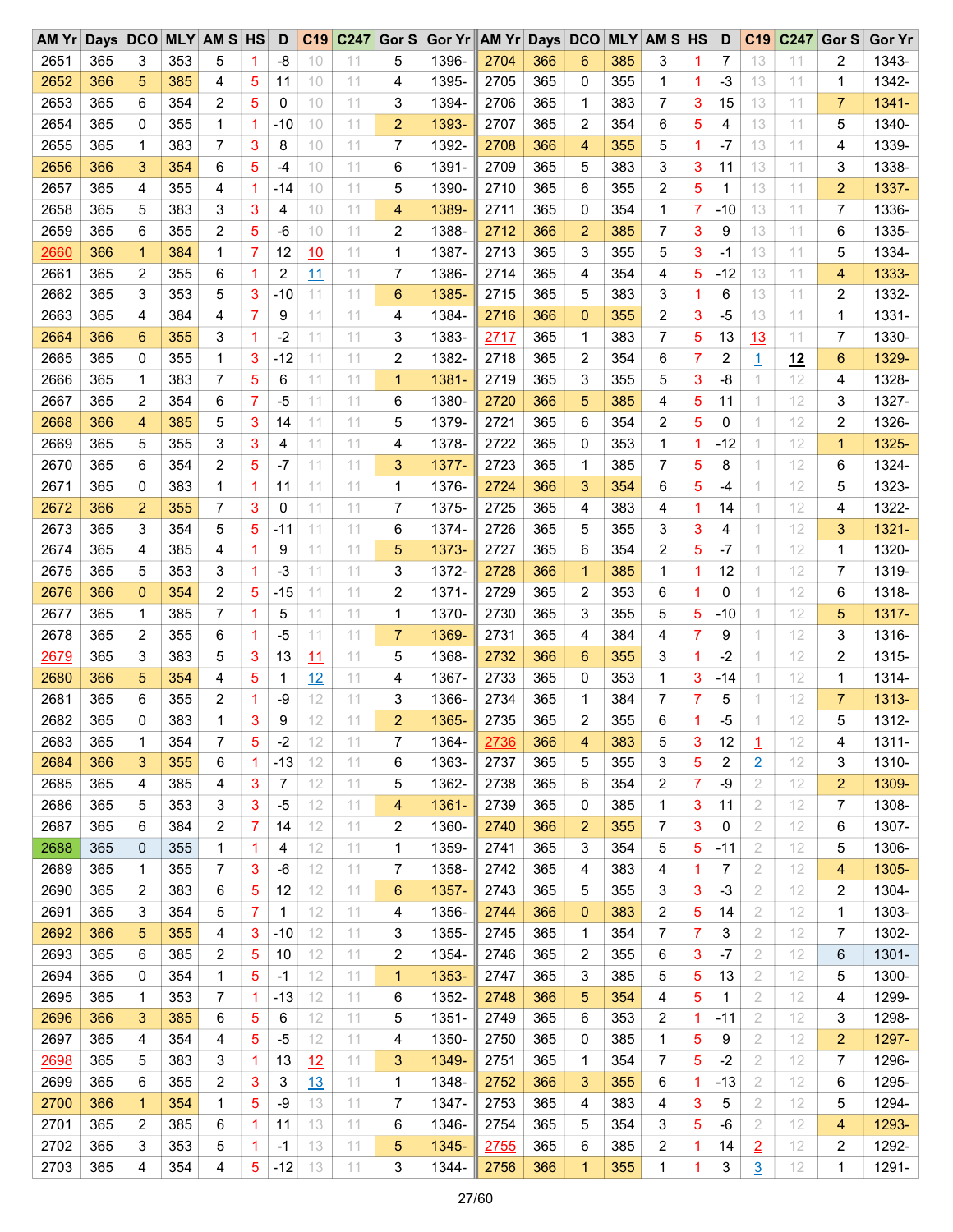| AM Yr | Days | DCO | MLY | AM S | HS | D | C19 | C247 | Gor S | Gor Yr | AM Yr | Days | DCO | MLY | AM S | HS | D | C19 | C247 | Gor S | Gor Yr |
|---|---|---|---|---|---|---|---|---|---|---|---|---|---|---|---|---|---|---|---|---|---|
| 2651 | 365 | 3 | 353 | 5 | 1 | -8 | 10 | 11 | 5 | 1396- | 2704 | 366 | 6 | 385 | 3 | 1 | 7 | 13 | 11 | 2 | 1343- |
| 2652 | 366 | 5 | 385 | 4 | 5 | 11 | 10 | 11 | 4 | 1395- | 2705 | 365 | 0 | 355 | 1 | 1 | -3 | 13 | 11 | 1 | 1342- |
| 2653 | 365 | 6 | 354 | 2 | 5 | 0 | 10 | 11 | 3 | 1394- | 2706 | 365 | 1 | 383 | 7 | 3 | 15 | 13 | 11 | 7 | 1341- |
| 2654 | 365 | 0 | 355 | 1 | 1 | -10 | 10 | 11 | 2 | 1393- | 2707 | 365 | 2 | 354 | 6 | 5 | 4 | 13 | 11 | 5 | 1340- |
| 2655 | 365 | 1 | 383 | 7 | 3 | 8 | 10 | 11 | 7 | 1392- | 2708 | 366 | 4 | 355 | 5 | 1 | -7 | 13 | 11 | 4 | 1339- |
| 2656 | 366 | 3 | 354 | 6 | 5 | -4 | 10 | 11 | 6 | 1391- | 2709 | 365 | 5 | 383 | 3 | 3 | 11 | 13 | 11 | 3 | 1338- |
| 2657 | 365 | 4 | 355 | 4 | 1 | -14 | 10 | 11 | 5 | 1390- | 2710 | 365 | 6 | 355 | 2 | 5 | 1 | 13 | 11 | 2 | 1337- |
| 2658 | 365 | 5 | 383 | 3 | 3 | 4 | 10 | 11 | 4 | 1389- | 2711 | 365 | 0 | 354 | 1 | 7 | -10 | 13 | 11 | 7 | 1336- |
| 2659 | 365 | 6 | 355 | 2 | 5 | -6 | 10 | 11 | 2 | 1388- | 2712 | 366 | 2 | 385 | 7 | 3 | 9 | 13 | 11 | 6 | 1335- |
| 2660 | 366 | 1 | 384 | 1 | 7 | 12 | 10 | 11 | 1 | 1387- | 2713 | 365 | 3 | 355 | 5 | 3 | -1 | 13 | 11 | 5 | 1334- |
| 2661 | 365 | 2 | 355 | 6 | 1 | 2 | 11 | 11 | 7 | 1386- | 2714 | 365 | 4 | 354 | 4 | 5 | -12 | 13 | 11 | 4 | 1333- |
| 2662 | 365 | 3 | 353 | 5 | 3 | -10 | 11 | 11 | 6 | 1385- | 2715 | 365 | 5 | 383 | 3 | 1 | 6 | 13 | 11 | 2 | 1332- |
| 2663 | 365 | 4 | 384 | 4 | 7 | 9 | 11 | 11 | 4 | 1384- | 2716 | 366 | 0 | 355 | 2 | 3 | -5 | 13 | 11 | 1 | 1331- |
| 2664 | 366 | 6 | 355 | 3 | 1 | -2 | 11 | 11 | 3 | 1383- | 2717 | 365 | 1 | 383 | 7 | 5 | 13 | 13 | 11 | 7 | 1330- |
| 2665 | 365 | 0 | 355 | 1 | 3 | -12 | 11 | 11 | 2 | 1382- | 2718 | 365 | 2 | 354 | 6 | 7 | 2 | 1 | 12 | 6 | 1329- |
| 2666 | 365 | 1 | 383 | 7 | 5 | 6 | 11 | 11 | 1 | 1381- | 2719 | 365 | 3 | 355 | 5 | 3 | -8 | 1 | 12 | 4 | 1328- |
| 2667 | 365 | 2 | 354 | 6 | 7 | -5 | 11 | 11 | 6 | 1380- | 2720 | 366 | 5 | 385 | 4 | 5 | 11 | 1 | 12 | 3 | 1327- |
| 2668 | 366 | 4 | 385 | 5 | 3 | 14 | 11 | 11 | 5 | 1379- | 2721 | 365 | 6 | 354 | 2 | 5 | 0 | 1 | 12 | 2 | 1326- |
| 2669 | 365 | 5 | 355 | 3 | 3 | 4 | 11 | 11 | 4 | 1378- | 2722 | 365 | 0 | 353 | 1 | 1 | -12 | 1 | 12 | 1 | 1325- |
| 2670 | 365 | 6 | 354 | 2 | 5 | -7 | 11 | 11 | 3 | 1377- | 2723 | 365 | 1 | 385 | 7 | 5 | 8 | 1 | 12 | 6 | 1324- |
| 2671 | 365 | 0 | 383 | 1 | 1 | 11 | 11 | 11 | 1 | 1376- | 2724 | 366 | 3 | 354 | 6 | 5 | -4 | 1 | 12 | 5 | 1323- |
| 2672 | 366 | 2 | 355 | 7 | 3 | 0 | 11 | 11 | 7 | 1375- | 2725 | 365 | 4 | 383 | 4 | 1 | 14 | 1 | 12 | 4 | 1322- |
| 2673 | 365 | 3 | 354 | 5 | 5 | -11 | 11 | 11 | 6 | 1374- | 2726 | 365 | 5 | 355 | 3 | 3 | 4 | 1 | 12 | 3 | 1321- |
| 2674 | 365 | 4 | 385 | 4 | 1 | 9 | 11 | 11 | 5 | 1373- | 2727 | 365 | 6 | 354 | 2 | 5 | -7 | 1 | 12 | 1 | 1320- |
| 2675 | 365 | 5 | 353 | 3 | 1 | -3 | 11 | 11 | 3 | 1372- | 2728 | 366 | 1 | 385 | 1 | 1 | 12 | 1 | 12 | 7 | 1319- |
| 2676 | 366 | 0 | 354 | 2 | 5 | -15 | 11 | 11 | 2 | 1371- | 2729 | 365 | 2 | 353 | 6 | 1 | 0 | 1 | 12 | 6 | 1318- |
| 2677 | 365 | 1 | 385 | 7 | 1 | 5 | 11 | 11 | 1 | 1370- | 2730 | 365 | 3 | 355 | 5 | 5 | -10 | 1 | 12 | 5 | 1317- |
| 2678 | 365 | 2 | 355 | 6 | 1 | -5 | 11 | 11 | 7 | 1369- | 2731 | 365 | 4 | 384 | 4 | 7 | 9 | 1 | 12 | 3 | 1316- |
| 2679 | 365 | 3 | 383 | 5 | 3 | 13 | 11 | 11 | 5 | 1368- | 2732 | 366 | 6 | 355 | 3 | 1 | -2 | 1 | 12 | 2 | 1315- |
| 2680 | 366 | 5 | 354 | 4 | 5 | 1 | 12 | 11 | 4 | 1367- | 2733 | 365 | 0 | 353 | 1 | 3 | -14 | 1 | 12 | 1 | 1314- |
| 2681 | 365 | 6 | 355 | 2 | 1 | -9 | 12 | 11 | 3 | 1366- | 2734 | 365 | 1 | 384 | 7 | 7 | 5 | 1 | 12 | 7 | 1313- |
| 2682 | 365 | 0 | 383 | 1 | 3 | 9 | 12 | 11 | 2 | 1365- | 2735 | 365 | 2 | 355 | 6 | 1 | -5 | 1 | 12 | 5 | 1312- |
| 2683 | 365 | 1 | 354 | 7 | 5 | -2 | 12 | 11 | 7 | 1364- | 2736 | 366 | 4 | 383 | 5 | 3 | 12 | 1 | 12 | 4 | 1311- |
| 2684 | 366 | 3 | 355 | 6 | 1 | -13 | 12 | 11 | 6 | 1363- | 2737 | 365 | 5 | 355 | 3 | 5 | 2 | 2 | 12 | 3 | 1310- |
| 2685 | 365 | 4 | 385 | 4 | 3 | 7 | 12 | 11 | 5 | 1362- | 2738 | 365 | 6 | 354 | 2 | 7 | -9 | 2 | 12 | 2 | 1309- |
| 2686 | 365 | 5 | 353 | 3 | 3 | -5 | 12 | 11 | 4 | 1361- | 2739 | 365 | 0 | 385 | 1 | 3 | 11 | 2 | 12 | 7 | 1308- |
| 2687 | 365 | 6 | 384 | 2 | 7 | 14 | 12 | 11 | 2 | 1360- | 2740 | 366 | 2 | 355 | 7 | 3 | 0 | 2 | 12 | 6 | 1307- |
| 2688 | 365 | 0 | 355 | 1 | 1 | 4 | 12 | 11 | 1 | 1359- | 2741 | 365 | 3 | 354 | 5 | 5 | -11 | 2 | 12 | 5 | 1306- |
| 2689 | 365 | 1 | 355 | 7 | 3 | -6 | 12 | 11 | 7 | 1358- | 2742 | 365 | 4 | 383 | 4 | 1 | 7 | 2 | 12 | 4 | 1305- |
| 2690 | 365 | 2 | 383 | 6 | 5 | 12 | 12 | 11 | 6 | 1357- | 2743 | 365 | 5 | 355 | 3 | 3 | -3 | 2 | 12 | 2 | 1304- |
| 2691 | 365 | 3 | 354 | 5 | 7 | 1 | 12 | 11 | 4 | 1356- | 2744 | 366 | 0 | 383 | 2 | 5 | 14 | 2 | 12 | 1 | 1303- |
| 2692 | 366 | 5 | 355 | 4 | 3 | -10 | 12 | 11 | 3 | 1355- | 2745 | 365 | 1 | 354 | 7 | 7 | 3 | 2 | 12 | 7 | 1302- |
| 2693 | 365 | 6 | 385 | 2 | 5 | 10 | 12 | 11 | 2 | 1354- | 2746 | 365 | 2 | 355 | 6 | 3 | -7 | 2 | 12 | 6 | 1301- |
| 2694 | 365 | 0 | 354 | 1 | 5 | -1 | 12 | 11 | 1 | 1353- | 2747 | 365 | 3 | 385 | 5 | 5 | 13 | 2 | 12 | 5 | 1300- |
| 2695 | 365 | 1 | 353 | 7 | 1 | -13 | 12 | 11 | 6 | 1352- | 2748 | 366 | 5 | 354 | 4 | 5 | 1 | 2 | 12 | 4 | 1299- |
| 2696 | 366 | 3 | 385 | 6 | 5 | 6 | 12 | 11 | 5 | 1351- | 2749 | 365 | 6 | 353 | 2 | 1 | -11 | 2 | 12 | 3 | 1298- |
| 2697 | 365 | 4 | 354 | 4 | 5 | -5 | 12 | 11 | 4 | 1350- | 2750 | 365 | 0 | 385 | 1 | 5 | 9 | 2 | 12 | 2 | 1297- |
| 2698 | 365 | 5 | 383 | 3 | 1 | 13 | 12 | 11 | 3 | 1349- | 2751 | 365 | 1 | 354 | 7 | 5 | -2 | 2 | 12 | 7 | 1296- |
| 2699 | 365 | 6 | 355 | 2 | 3 | 3 | 13 | 11 | 1 | 1348- | 2752 | 366 | 3 | 355 | 6 | 1 | -13 | 2 | 12 | 6 | 1295- |
| 2700 | 366 | 1 | 354 | 1 | 5 | -9 | 13 | 11 | 7 | 1347- | 2753 | 365 | 4 | 383 | 4 | 3 | 5 | 2 | 12 | 5 | 1294- |
| 2701 | 365 | 2 | 385 | 6 | 1 | 11 | 13 | 11 | 6 | 1346- | 2754 | 365 | 5 | 354 | 3 | 5 | -6 | 2 | 12 | 4 | 1293- |
| 2702 | 365 | 3 | 353 | 5 | 1 | -1 | 13 | 11 | 5 | 1345- | 2755 | 365 | 6 | 385 | 2 | 1 | 14 | 2 | 12 | 2 | 1292- |
| 2703 | 365 | 4 | 354 | 4 | 5 | -12 | 13 | 11 | 3 | 1344- | 2756 | 366 | 1 | 355 | 1 | 1 | 3 | 3 | 12 | 1 | 1291- |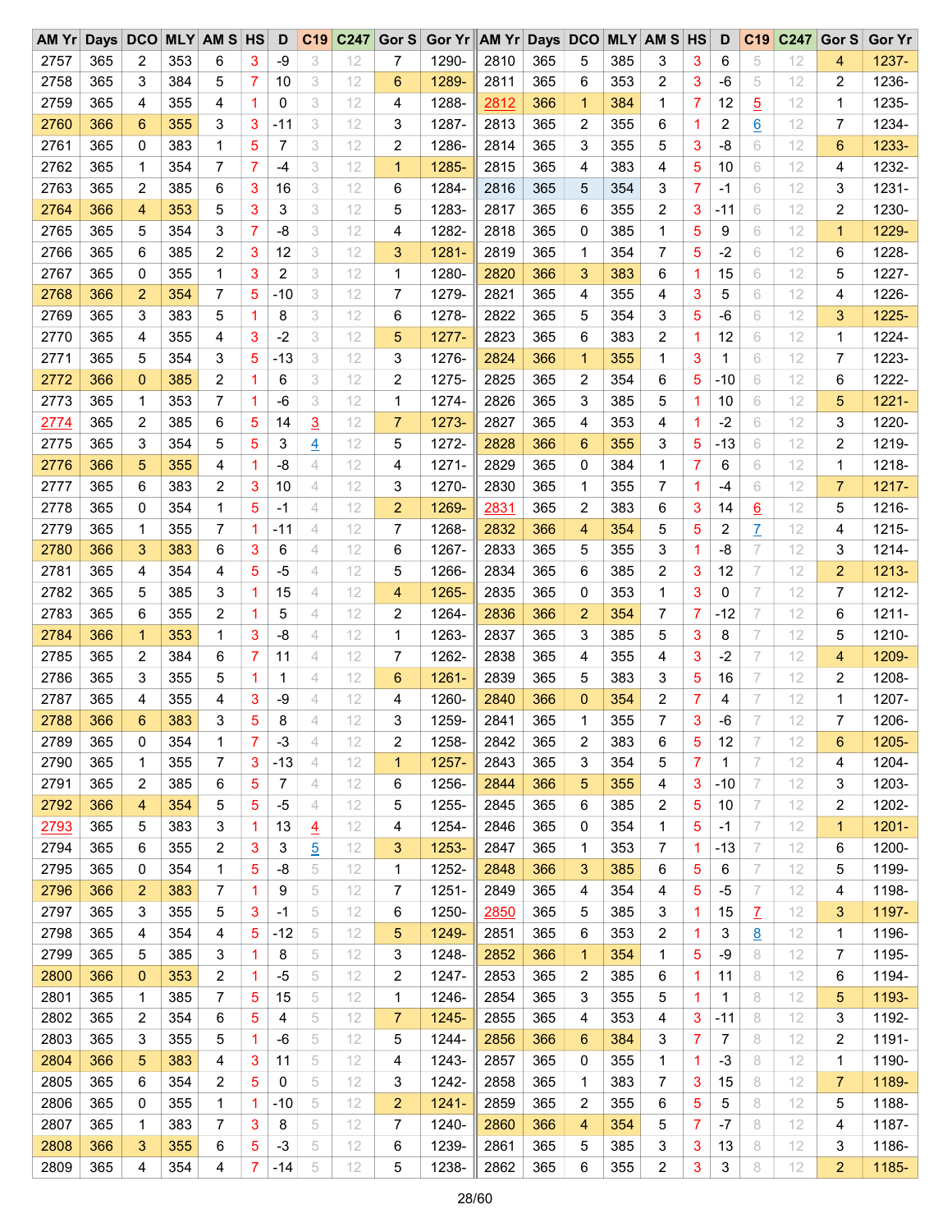| AM Yr | Days | DCO | MLY | AM S | HS | D | C19 | C247 | Gor S | Gor Yr | AM Yr | Days | DCO | MLY | AM S | HS | D | C19 | C247 | Gor S | Gor Yr |
|---|---|---|---|---|---|---|---|---|---|---|---|---|---|---|---|---|---|---|---|---|---|
| 2757 | 365 | 2 | 353 | 6 | 3 | -9 | 3 | 12 | 7 | 1290- | 2810 | 365 | 5 | 385 | 3 | 3 | 6 | 5 | 12 | 4 | 1237- |
| 2758 | 365 | 3 | 384 | 5 | 7 | 10 | 3 | 12 | 6 | 1289- | 2811 | 365 | 6 | 353 | 2 | 3 | -6 | 5 | 12 | 2 | 1236- |
| 2759 | 365 | 4 | 355 | 4 | 1 | 0 | 3 | 12 | 4 | 1288- | 2812 | 366 | 1 | 384 | 1 | 7 | 12 | 5 | 12 | 1 | 1235- |
| 2760 | 366 | 6 | 355 | 3 | 3 | -11 | 3 | 12 | 3 | 1287- | 2813 | 365 | 2 | 355 | 6 | 1 | 2 | 6 | 12 | 7 | 1234- |
| 2761 | 365 | 0 | 383 | 1 | 5 | 7 | 3 | 12 | 2 | 1286- | 2814 | 365 | 3 | 355 | 5 | 3 | -8 | 6 | 12 | 6 | 1233- |
| 2762 | 365 | 1 | 354 | 7 | 7 | -4 | 3 | 12 | 1 | 1285- | 2815 | 365 | 4 | 383 | 4 | 5 | 10 | 6 | 12 | 4 | 1232- |
| 2763 | 365 | 2 | 385 | 6 | 3 | 16 | 3 | 12 | 6 | 1284- | 2816 | 365 | 5 | 354 | 3 | 7 | -1 | 6 | 12 | 3 | 1231- |
| 2764 | 366 | 4 | 353 | 5 | 3 | 3 | 3 | 12 | 5 | 1283- | 2817 | 365 | 6 | 355 | 2 | 3 | -11 | 6 | 12 | 2 | 1230- |
| 2765 | 365 | 5 | 354 | 3 | 7 | -8 | 3 | 12 | 4 | 1282- | 2818 | 365 | 0 | 385 | 1 | 5 | 9 | 6 | 12 | 1 | 1229- |
| 2766 | 365 | 6 | 385 | 2 | 3 | 12 | 3 | 12 | 3 | 1281- | 2819 | 365 | 1 | 354 | 7 | 5 | -2 | 6 | 12 | 6 | 1228- |
| 2767 | 365 | 0 | 355 | 1 | 3 | 2 | 3 | 12 | 1 | 1280- | 2820 | 366 | 3 | 383 | 6 | 1 | 15 | 6 | 12 | 5 | 1227- |
| 2768 | 366 | 2 | 354 | 7 | 5 | -10 | 3 | 12 | 7 | 1279- | 2821 | 365 | 4 | 355 | 4 | 3 | 5 | 6 | 12 | 4 | 1226- |
| 2769 | 365 | 3 | 383 | 5 | 1 | 8 | 3 | 12 | 6 | 1278- | 2822 | 365 | 5 | 354 | 3 | 5 | -6 | 6 | 12 | 3 | 1225- |
| 2770 | 365 | 4 | 355 | 4 | 3 | -2 | 3 | 12 | 5 | 1277- | 2823 | 365 | 6 | 383 | 2 | 1 | 12 | 6 | 12 | 1 | 1224- |
| 2771 | 365 | 5 | 354 | 3 | 5 | -13 | 3 | 12 | 3 | 1276- | 2824 | 366 | 1 | 355 | 1 | 3 | 1 | 6 | 12 | 7 | 1223- |
| 2772 | 366 | 0 | 385 | 2 | 1 | 6 | 3 | 12 | 2 | 1275- | 2825 | 365 | 2 | 354 | 6 | 5 | -10 | 6 | 12 | 6 | 1222- |
| 2773 | 365 | 1 | 353 | 7 | 1 | -6 | 3 | 12 | 1 | 1274- | 2826 | 365 | 3 | 385 | 5 | 1 | 10 | 6 | 12 | 5 | 1221- |
| 2774 | 365 | 2 | 385 | 6 | 5 | 14 | 3 | 12 | 7 | 1273- | 2827 | 365 | 4 | 353 | 4 | 1 | -2 | 6 | 12 | 3 | 1220- |
| 2775 | 365 | 3 | 354 | 5 | 5 | 3 | 4 | 12 | 5 | 1272- | 2828 | 366 | 6 | 355 | 3 | 5 | -13 | 6 | 12 | 2 | 1219- |
| 2776 | 366 | 5 | 355 | 4 | 1 | -8 | 4 | 12 | 4 | 1271- | 2829 | 365 | 0 | 384 | 1 | 7 | 6 | 6 | 12 | 1 | 1218- |
| 2777 | 365 | 6 | 383 | 2 | 3 | 10 | 4 | 12 | 3 | 1270- | 2830 | 365 | 1 | 355 | 7 | 1 | -4 | 6 | 12 | 7 | 1217- |
| 2778 | 365 | 0 | 354 | 1 | 5 | -1 | 4 | 12 | 2 | 1269- | 2831 | 365 | 2 | 383 | 6 | 3 | 14 | 6 | 12 | 5 | 1216- |
| 2779 | 365 | 1 | 355 | 7 | 1 | -11 | 4 | 12 | 7 | 1268- | 2832 | 366 | 4 | 354 | 5 | 5 | 2 | 7 | 12 | 4 | 1215- |
| 2780 | 366 | 3 | 383 | 6 | 3 | 6 | 4 | 12 | 6 | 1267- | 2833 | 365 | 5 | 355 | 3 | 1 | -8 | 7 | 12 | 3 | 1214- |
| 2781 | 365 | 4 | 354 | 4 | 5 | -5 | 4 | 12 | 5 | 1266- | 2834 | 365 | 6 | 385 | 2 | 3 | 12 | 7 | 12 | 2 | 1213- |
| 2782 | 365 | 5 | 385 | 3 | 1 | 15 | 4 | 12 | 4 | 1265- | 2835 | 365 | 0 | 353 | 1 | 3 | 0 | 7 | 12 | 7 | 1212- |
| 2783 | 365 | 6 | 355 | 2 | 1 | 5 | 4 | 12 | 2 | 1264- | 2836 | 366 | 2 | 354 | 7 | 7 | -12 | 7 | 12 | 6 | 1211- |
| 2784 | 366 | 1 | 353 | 1 | 3 | -8 | 4 | 12 | 1 | 1263- | 2837 | 365 | 3 | 385 | 5 | 3 | 8 | 7 | 12 | 5 | 1210- |
| 2785 | 365 | 2 | 384 | 6 | 7 | 11 | 4 | 12 | 7 | 1262- | 2838 | 365 | 4 | 355 | 4 | 3 | -2 | 7 | 12 | 4 | 1209- |
| 2786 | 365 | 3 | 355 | 5 | 1 | 1 | 4 | 12 | 6 | 1261- | 2839 | 365 | 5 | 383 | 3 | 5 | 16 | 7 | 12 | 2 | 1208- |
| 2787 | 365 | 4 | 355 | 4 | 3 | -9 | 4 | 12 | 4 | 1260- | 2840 | 366 | 0 | 354 | 2 | 7 | 4 | 7 | 12 | 1 | 1207- |
| 2788 | 366 | 6 | 383 | 3 | 5 | 8 | 4 | 12 | 3 | 1259- | 2841 | 365 | 1 | 355 | 7 | 3 | -6 | 7 | 12 | 7 | 1206- |
| 2789 | 365 | 0 | 354 | 1 | 7 | -3 | 4 | 12 | 2 | 1258- | 2842 | 365 | 2 | 383 | 6 | 5 | 12 | 7 | 12 | 6 | 1205- |
| 2790 | 365 | 1 | 355 | 7 | 3 | -13 | 4 | 12 | 1 | 1257- | 2843 | 365 | 3 | 354 | 5 | 7 | 1 | 7 | 12 | 4 | 1204- |
| 2791 | 365 | 2 | 385 | 6 | 5 | 7 | 4 | 12 | 6 | 1256- | 2844 | 366 | 5 | 355 | 4 | 3 | -10 | 7 | 12 | 3 | 1203- |
| 2792 | 366 | 4 | 354 | 5 | 5 | -5 | 4 | 12 | 5 | 1255- | 2845 | 365 | 6 | 385 | 2 | 5 | 10 | 7 | 12 | 2 | 1202- |
| 2793 | 365 | 5 | 383 | 3 | 1 | 13 | 4 | 12 | 4 | 1254- | 2846 | 365 | 0 | 354 | 1 | 5 | -1 | 7 | 12 | 1 | 1201- |
| 2794 | 365 | 6 | 355 | 2 | 3 | 3 | 5 | 12 | 3 | 1253- | 2847 | 365 | 1 | 353 | 7 | 1 | -13 | 7 | 12 | 6 | 1200- |
| 2795 | 365 | 0 | 354 | 1 | 5 | -8 | 5 | 12 | 1 | 1252- | 2848 | 366 | 3 | 385 | 6 | 5 | 6 | 7 | 12 | 5 | 1199- |
| 2796 | 366 | 2 | 383 | 7 | 1 | 9 | 5 | 12 | 7 | 1251- | 2849 | 365 | 4 | 354 | 4 | 5 | -5 | 7 | 12 | 4 | 1198- |
| 2797 | 365 | 3 | 355 | 5 | 3 | -1 | 5 | 12 | 6 | 1250- | 2850 | 365 | 5 | 385 | 3 | 1 | 15 | 7 | 12 | 3 | 1197- |
| 2798 | 365 | 4 | 354 | 4 | 5 | -12 | 5 | 12 | 5 | 1249- | 2851 | 365 | 6 | 353 | 2 | 1 | 3 | 8 | 12 | 1 | 1196- |
| 2799 | 365 | 5 | 385 | 3 | 1 | 8 | 5 | 12 | 3 | 1248- | 2852 | 366 | 1 | 354 | 1 | 5 | -9 | 8 | 12 | 7 | 1195- |
| 2800 | 366 | 0 | 353 | 2 | 1 | -5 | 5 | 12 | 2 | 1247- | 2853 | 365 | 2 | 385 | 6 | 1 | 11 | 8 | 12 | 6 | 1194- |
| 2801 | 365 | 1 | 385 | 7 | 5 | 15 | 5 | 12 | 1 | 1246- | 2854 | 365 | 3 | 355 | 5 | 1 | 1 | 8 | 12 | 5 | 1193- |
| 2802 | 365 | 2 | 354 | 6 | 5 | 4 | 5 | 12 | 7 | 1245- | 2855 | 365 | 4 | 353 | 4 | 3 | -11 | 8 | 12 | 3 | 1192- |
| 2803 | 365 | 3 | 355 | 5 | 1 | -6 | 5 | 12 | 5 | 1244- | 2856 | 366 | 6 | 384 | 3 | 7 | 7 | 8 | 12 | 2 | 1191- |
| 2804 | 366 | 5 | 383 | 4 | 3 | 11 | 5 | 12 | 4 | 1243- | 2857 | 365 | 0 | 355 | 1 | 1 | -3 | 8 | 12 | 1 | 1190- |
| 2805 | 365 | 6 | 354 | 2 | 5 | 0 | 5 | 12 | 3 | 1242- | 2858 | 365 | 1 | 383 | 7 | 3 | 15 | 8 | 12 | 7 | 1189- |
| 2806 | 365 | 0 | 355 | 1 | 1 | -10 | 5 | 12 | 2 | 1241- | 2859 | 365 | 2 | 355 | 6 | 5 | 5 | 8 | 12 | 5 | 1188- |
| 2807 | 365 | 1 | 383 | 7 | 3 | 8 | 5 | 12 | 7 | 1240- | 2860 | 366 | 4 | 354 | 5 | 7 | -7 | 8 | 12 | 4 | 1187- |
| 2808 | 366 | 3 | 355 | 6 | 5 | -3 | 5 | 12 | 6 | 1239- | 2861 | 365 | 5 | 385 | 3 | 3 | 13 | 8 | 12 | 3 | 1186- |
| 2809 | 365 | 4 | 354 | 4 | 7 | -14 | 5 | 12 | 5 | 1238- | 2862 | 365 | 6 | 355 | 2 | 3 | 3 | 8 | 12 | 2 | 1185- |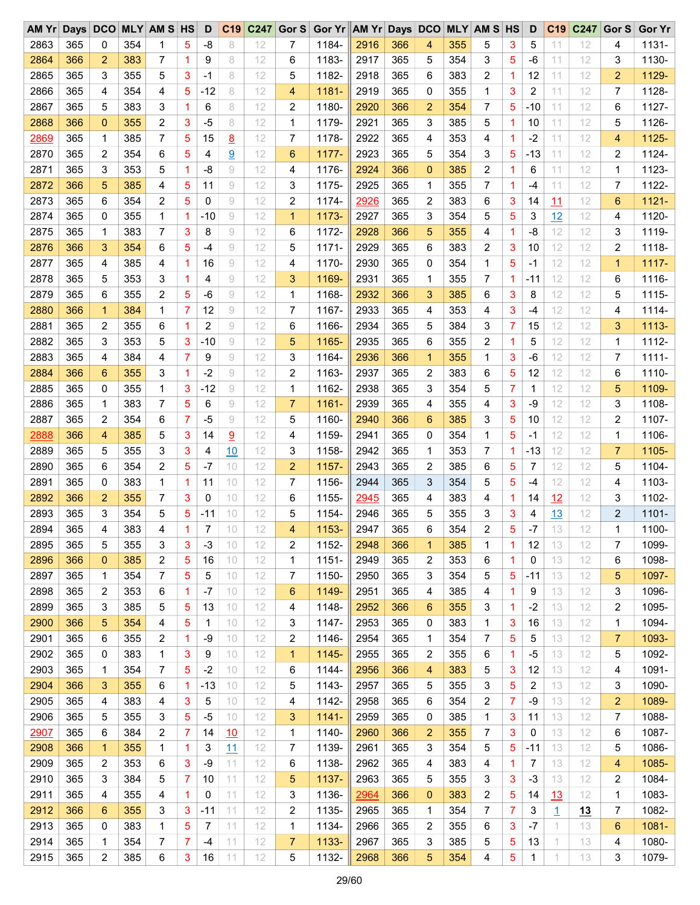| AM Yr | Days | DCO | MLY | AM S | HS | D | C19 | C247 | Gor S | Gor Yr | AM Yr | Days | DCO | MLY | AM S | HS | D | C19 | C247 | Gor S | Gor Yr |
|---|---|---|---|---|---|---|---|---|---|---|---|---|---|---|---|---|---|---|---|---|---|
| 2863 | 365 | 0 | 354 | 1 | 5 | -8 | 8 | 12 | 7 | 1184- | 2916 | 366 | 4 | 355 | 5 | 3 | 5 | 11 | 12 | 4 | 1131- |
| 2864 | 366 | 2 | 383 | 7 | 1 | 9 | 8 | 12 | 6 | 1183- | 2917 | 365 | 5 | 354 | 3 | 5 | -6 | 11 | 12 | 3 | 1130- |
| 2865 | 365 | 3 | 355 | 5 | 3 | -1 | 8 | 12 | 5 | 1182- | 2918 | 365 | 6 | 383 | 2 | 1 | 12 | 11 | 12 | 2 | 1129- |
| 2866 | 365 | 4 | 354 | 4 | 5 | -12 | 8 | 12 | 4 | 1181- | 2919 | 365 | 0 | 355 | 1 | 3 | 2 | 11 | 12 | 7 | 1128- |
| 2867 | 365 | 5 | 383 | 3 | 1 | 6 | 8 | 12 | 2 | 1180- | 2920 | 366 | 2 | 354 | 7 | 5 | -10 | 11 | 12 | 6 | 1127- |
| 2868 | 366 | 0 | 355 | 2 | 3 | -5 | 8 | 12 | 1 | 1179- | 2921 | 365 | 3 | 385 | 5 | 1 | 10 | 11 | 12 | 5 | 1126- |
| 2869 | 365 | 1 | 385 | 7 | 5 | 15 | 8 | 12 | 7 | 1178- | 2922 | 365 | 4 | 353 | 4 | 1 | -2 | 11 | 12 | 4 | 1125- |
| 2870 | 365 | 2 | 354 | 6 | 5 | 4 | 9 | 12 | 6 | 1177- | 2923 | 365 | 5 | 354 | 3 | 5 | -13 | 11 | 12 | 2 | 1124- |
| 2871 | 365 | 3 | 353 | 5 | 1 | -8 | 9 | 12 | 4 | 1176- | 2924 | 366 | 0 | 385 | 2 | 1 | 6 | 11 | 12 | 1 | 1123- |
| 2872 | 366 | 5 | 385 | 4 | 5 | 11 | 9 | 12 | 3 | 1175- | 2925 | 365 | 1 | 355 | 7 | 1 | -4 | 11 | 12 | 7 | 1122- |
| 2873 | 365 | 6 | 354 | 2 | 5 | 0 | 9 | 12 | 2 | 1174- | 2926 | 365 | 2 | 383 | 6 | 3 | 14 | 11 | 12 | 6 | 1121- |
| 2874 | 365 | 0 | 355 | 1 | 1 | -10 | 9 | 12 | 1 | 1173- | 2927 | 365 | 3 | 354 | 5 | 5 | 3 | 12 | 12 | 4 | 1120- |
| 2875 | 365 | 1 | 383 | 7 | 3 | 8 | 9 | 12 | 6 | 1172- | 2928 | 366 | 5 | 355 | 4 | 1 | -8 | 12 | 12 | 3 | 1119- |
| 2876 | 366 | 3 | 354 | 6 | 5 | -4 | 9 | 12 | 5 | 1171- | 2929 | 365 | 6 | 383 | 2 | 3 | 10 | 12 | 12 | 2 | 1118- |
| 2877 | 365 | 4 | 385 | 4 | 1 | 16 | 9 | 12 | 4 | 1170- | 2930 | 365 | 0 | 354 | 1 | 5 | -1 | 12 | 12 | 1 | 1117- |
| 2878 | 365 | 5 | 353 | 3 | 1 | 4 | 9 | 12 | 3 | 1169- | 2931 | 365 | 1 | 355 | 7 | 1 | -11 | 12 | 12 | 6 | 1116- |
| 2879 | 365 | 6 | 355 | 2 | 5 | -6 | 9 | 12 | 1 | 1168- | 2932 | 366 | 3 | 385 | 6 | 3 | 8 | 12 | 12 | 5 | 1115- |
| 2880 | 366 | 1 | 384 | 1 | 7 | 12 | 9 | 12 | 7 | 1167- | 2933 | 365 | 4 | 353 | 4 | 3 | -4 | 12 | 12 | 4 | 1114- |
| 2881 | 365 | 2 | 355 | 6 | 1 | 2 | 9 | 12 | 6 | 1166- | 2934 | 365 | 5 | 384 | 3 | 7 | 15 | 12 | 12 | 3 | 1113- |
| 2882 | 365 | 3 | 353 | 5 | 3 | -10 | 9 | 12 | 5 | 1165- | 2935 | 365 | 6 | 355 | 2 | 1 | 5 | 12 | 12 | 1 | 1112- |
| 2883 | 365 | 4 | 384 | 4 | 7 | 9 | 9 | 12 | 3 | 1164- | 2936 | 366 | 1 | 355 | 1 | 3 | -6 | 12 | 12 | 7 | 1111- |
| 2884 | 366 | 6 | 355 | 3 | 1 | -2 | 9 | 12 | 2 | 1163- | 2937 | 365 | 2 | 383 | 6 | 5 | 12 | 12 | 12 | 6 | 1110- |
| 2885 | 365 | 0 | 355 | 1 | 3 | -12 | 9 | 12 | 1 | 1162- | 2938 | 365 | 3 | 354 | 5 | 7 | 1 | 12 | 12 | 5 | 1109- |
| 2886 | 365 | 1 | 383 | 7 | 5 | 6 | 9 | 12 | 7 | 1161- | 2939 | 365 | 4 | 355 | 4 | 3 | -9 | 12 | 12 | 3 | 1108- |
| 2887 | 365 | 2 | 354 | 6 | 7 | -5 | 9 | 12 | 5 | 1160- | 2940 | 366 | 6 | 385 | 3 | 5 | 10 | 12 | 12 | 2 | 1107- |
| 2888 | 366 | 4 | 385 | 5 | 3 | 14 | 9 | 12 | 4 | 1159- | 2941 | 365 | 0 | 354 | 1 | 5 | -1 | 12 | 12 | 1 | 1106- |
| 2889 | 365 | 5 | 355 | 3 | 3 | 4 | 10 | 12 | 3 | 1158- | 2942 | 365 | 1 | 353 | 7 | 1 | -13 | 12 | 12 | 7 | 1105- |
| 2890 | 365 | 6 | 354 | 2 | 5 | -7 | 10 | 12 | 2 | 1157- | 2943 | 365 | 2 | 385 | 6 | 5 | 7 | 12 | 12 | 5 | 1104- |
| 2891 | 365 | 0 | 383 | 1 | 1 | 11 | 10 | 12 | 7 | 1156- | 2944 | 365 | 3 | 354 | 5 | 5 | -4 | 12 | 12 | 4 | 1103- |
| 2892 | 366 | 2 | 355 | 7 | 3 | 0 | 10 | 12 | 6 | 1155- | 2945 | 365 | 4 | 383 | 4 | 1 | 14 | 12 | 12 | 3 | 1102- |
| 2893 | 365 | 3 | 354 | 5 | 5 | -11 | 10 | 12 | 5 | 1154- | 2946 | 365 | 5 | 355 | 3 | 3 | 4 | 13 | 12 | 2 | 1101- |
| 2894 | 365 | 4 | 383 | 4 | 1 | 7 | 10 | 12 | 4 | 1153- | 2947 | 365 | 6 | 354 | 2 | 5 | -7 | 13 | 12 | 1 | 1100- |
| 2895 | 365 | 5 | 355 | 3 | 3 | -3 | 10 | 12 | 2 | 1152- | 2948 | 366 | 1 | 385 | 1 | 1 | 12 | 13 | 12 | 7 | 1099- |
| 2896 | 366 | 0 | 385 | 2 | 5 | 16 | 10 | 12 | 1 | 1151- | 2949 | 365 | 2 | 353 | 6 | 1 | 0 | 13 | 12 | 6 | 1098- |
| 2897 | 365 | 1 | 354 | 7 | 5 | 5 | 10 | 12 | 7 | 1150- | 2950 | 365 | 3 | 354 | 5 | 5 | -11 | 13 | 12 | 5 | 1097- |
| 2898 | 365 | 2 | 353 | 6 | 1 | -7 | 10 | 12 | 6 | 1149- | 2951 | 365 | 4 | 385 | 4 | 1 | 9 | 13 | 12 | 3 | 1096- |
| 2899 | 365 | 3 | 385 | 5 | 5 | 13 | 10 | 12 | 4 | 1148- | 2952 | 366 | 6 | 355 | 3 | 1 | -2 | 13 | 12 | 2 | 1095- |
| 2900 | 366 | 5 | 354 | 4 | 5 | 1 | 10 | 12 | 3 | 1147- | 2953 | 365 | 0 | 383 | 1 | 3 | 16 | 13 | 12 | 1 | 1094- |
| 2901 | 365 | 6 | 355 | 2 | 1 | -9 | 10 | 12 | 2 | 1146- | 2954 | 365 | 1 | 354 | 7 | 5 | 5 | 13 | 12 | 7 | 1093- |
| 2902 | 365 | 0 | 383 | 1 | 3 | 9 | 10 | 12 | 1 | 1145- | 2955 | 365 | 2 | 355 | 6 | 1 | -5 | 13 | 12 | 5 | 1092- |
| 2903 | 365 | 1 | 354 | 7 | 5 | -2 | 10 | 12 | 6 | 1144- | 2956 | 366 | 4 | 383 | 5 | 3 | 12 | 13 | 12 | 4 | 1091- |
| 2904 | 366 | 3 | 355 | 6 | 1 | -13 | 10 | 12 | 5 | 1143- | 2957 | 365 | 5 | 355 | 3 | 5 | 2 | 13 | 12 | 3 | 1090- |
| 2905 | 365 | 4 | 383 | 4 | 3 | 5 | 10 | 12 | 4 | 1142- | 2958 | 365 | 6 | 354 | 2 | 7 | -9 | 13 | 12 | 2 | 1089- |
| 2906 | 365 | 5 | 355 | 3 | 5 | -5 | 10 | 12 | 3 | 1141- | 2959 | 365 | 0 | 385 | 1 | 3 | 11 | 13 | 12 | 7 | 1088- |
| 2907 | 365 | 6 | 384 | 2 | 7 | 14 | 10 | 12 | 1 | 1140- | 2960 | 366 | 2 | 355 | 7 | 3 | 0 | 13 | 12 | 6 | 1087- |
| 2908 | 366 | 1 | 355 | 1 | 1 | 3 | 11 | 12 | 7 | 1139- | 2961 | 365 | 3 | 354 | 5 | 5 | -11 | 13 | 12 | 5 | 1086- |
| 2909 | 365 | 2 | 353 | 6 | 3 | -9 | 11 | 12 | 6 | 1138- | 2962 | 365 | 4 | 383 | 4 | 1 | 7 | 13 | 12 | 4 | 1085- |
| 2910 | 365 | 3 | 384 | 5 | 7 | 10 | 11 | 12 | 5 | 1137- | 2963 | 365 | 5 | 355 | 3 | 3 | -3 | 13 | 12 | 2 | 1084- |
| 2911 | 365 | 4 | 355 | 4 | 1 | 0 | 11 | 12 | 3 | 1136- | 2964 | 366 | 0 | 383 | 2 | 5 | 14 | 13 | 12 | 1 | 1083- |
| 2912 | 366 | 6 | 355 | 3 | 3 | -11 | 11 | 12 | 2 | 1135- | 2965 | 365 | 1 | 354 | 7 | 7 | 3 | 1 | **13** | 7 | 1082- |
| 2913 | 365 | 0 | 383 | 1 | 5 | 7 | 11 | 12 | 1 | 1134- | 2966 | 365 | 2 | 355 | 6 | 3 | -7 | 1 | 13 | 6 | 1081- |
| 2914 | 365 | 1 | 354 | 7 | 7 | -4 | 11 | 12 | 7 | 1133- | 2967 | 365 | 3 | 385 | 5 | 5 | 13 | 1 | 13 | 4 | 1080- |
| 2915 | 365 | 2 | 385 | 6 | 3 | 16 | 11 | 12 | 5 | 1132- | 2968 | 366 | 5 | 354 | 4 | 5 | 1 | 1 | 13 | 3 | 1079- |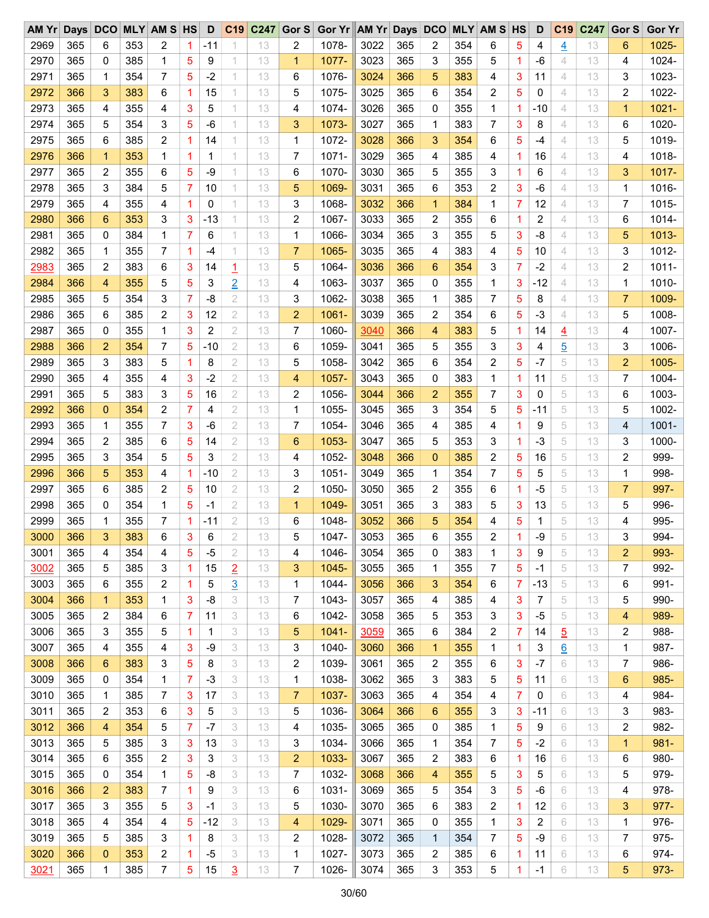| AM Yr | Days | DCO | MLY | AM S | HS | D | C19 | C247 | Gor S | Gor Yr | AM Yr | Days | DCO | MLY | AM S | HS | D | C19 | C247 | Gor S | Gor Yr |
|---|---|---|---|---|---|---|---|---|---|---|---|---|---|---|---|---|---|---|---|---|---|
| 2969 | 365 | 6 | 353 | 2 | 1 | -11 | 1 | 13 | 2 | 1078- | 3022 | 365 | 2 | 354 | 6 | 5 | 4 | 4 | 13 | 6 | 1025- |
| 2970 | 365 | 0 | 385 | 1 | 5 | 9 | 1 | 13 | 1 | 1077- | 3023 | 365 | 3 | 355 | 5 | 1 | -6 | 4 | 13 | 4 | 1024- |
| 2971 | 365 | 1 | 354 | 7 | 5 | -2 | 1 | 13 | 6 | 1076- | 3024 | 366 | 5 | 383 | 4 | 3 | 11 | 4 | 13 | 3 | 1023- |
| 2972 | 366 | 3 | 383 | 6 | 1 | 15 | 1 | 13 | 5 | 1075- | 3025 | 365 | 6 | 354 | 2 | 5 | 0 | 4 | 13 | 2 | 1022- |
| 2973 | 365 | 4 | 355 | 4 | 3 | 5 | 1 | 13 | 4 | 1074- | 3026 | 365 | 0 | 355 | 1 | 1 | -10 | 4 | 13 | 1 | 1021- |
| 2974 | 365 | 5 | 354 | 3 | 5 | -6 | 1 | 13 | 3 | 1073- | 3027 | 365 | 1 | 383 | 7 | 3 | 8 | 4 | 13 | 6 | 1020- |
| 2975 | 365 | 6 | 385 | 2 | 1 | 14 | 1 | 13 | 1 | 1072- | 3028 | 366 | 3 | 354 | 6 | 5 | -4 | 4 | 13 | 5 | 1019- |
| 2976 | 366 | 1 | 353 | 1 | 1 | 1 | 1 | 13 | 7 | 1071- | 3029 | 365 | 4 | 385 | 4 | 1 | 16 | 4 | 13 | 4 | 1018- |
| 2977 | 365 | 2 | 355 | 6 | 5 | -9 | 1 | 13 | 6 | 1070- | 3030 | 365 | 5 | 355 | 3 | 1 | 6 | 4 | 13 | 3 | 1017- |
| 2978 | 365 | 3 | 384 | 5 | 7 | 10 | 1 | 13 | 5 | 1069- | 3031 | 365 | 6 | 353 | 2 | 3 | -6 | 4 | 13 | 1 | 1016- |
| 2979 | 365 | 4 | 355 | 4 | 1 | 0 | 1 | 13 | 3 | 1068- | 3032 | 366 | 1 | 384 | 1 | 7 | 12 | 4 | 13 | 7 | 1015- |
| 2980 | 366 | 6 | 353 | 3 | 3 | -13 | 1 | 13 | 2 | 1067- | 3033 | 365 | 2 | 355 | 6 | 1 | 2 | 4 | 13 | 6 | 1014- |
| 2981 | 365 | 0 | 384 | 1 | 7 | 6 | 1 | 13 | 1 | 1066- | 3034 | 365 | 3 | 355 | 5 | 3 | -8 | 4 | 13 | 5 | 1013- |
| 2982 | 365 | 1 | 355 | 7 | 1 | -4 | 1 | 13 | 7 | 1065- | 3035 | 365 | 4 | 383 | 4 | 5 | 10 | 4 | 13 | 3 | 1012- |
| 2983 | 365 | 2 | 383 | 6 | 3 | 14 | 1 | 13 | 5 | 1064- | 3036 | 366 | 6 | 354 | 3 | 7 | -2 | 4 | 13 | 2 | 1011- |
| 2984 | 366 | 4 | 355 | 5 | 5 | 3 | 2 | 13 | 4 | 1063- | 3037 | 365 | 0 | 355 | 1 | 3 | -12 | 4 | 13 | 1 | 1010- |
| 2985 | 365 | 5 | 354 | 3 | 7 | -8 | 2 | 13 | 3 | 1062- | 3038 | 365 | 1 | 385 | 7 | 5 | 8 | 4 | 13 | 7 | 1009- |
| 2986 | 365 | 6 | 385 | 2 | 3 | 12 | 2 | 13 | 2 | 1061- | 3039 | 365 | 2 | 354 | 6 | 5 | -3 | 4 | 13 | 5 | 1008- |
| 2987 | 365 | 0 | 355 | 1 | 3 | 2 | 2 | 13 | 7 | 1060- | 3040 | 366 | 4 | 383 | 5 | 1 | 14 | 4 | 13 | 4 | 1007- |
| 2988 | 366 | 2 | 354 | 7 | 5 | -10 | 2 | 13 | 6 | 1059- | 3041 | 365 | 5 | 355 | 3 | 3 | 4 | 5 | 13 | 3 | 1006- |
| 2989 | 365 | 3 | 383 | 5 | 1 | 8 | 2 | 13 | 5 | 1058- | 3042 | 365 | 6 | 354 | 2 | 5 | -7 | 5 | 13 | 2 | 1005- |
| 2990 | 365 | 4 | 355 | 4 | 3 | -2 | 2 | 13 | 4 | 1057- | 3043 | 365 | 0 | 383 | 1 | 1 | 11 | 5 | 13 | 7 | 1004- |
| 2991 | 365 | 5 | 383 | 3 | 5 | 16 | 2 | 13 | 2 | 1056- | 3044 | 366 | 2 | 355 | 7 | 3 | 0 | 5 | 13 | 6 | 1003- |
| 2992 | 366 | 0 | 354 | 2 | 7 | 4 | 2 | 13 | 1 | 1055- | 3045 | 365 | 3 | 354 | 5 | 5 | -11 | 5 | 13 | 5 | 1002- |
| 2993 | 365 | 1 | 355 | 7 | 3 | -6 | 2 | 13 | 7 | 1054- | 3046 | 365 | 4 | 385 | 4 | 1 | 9 | 5 | 13 | 4 | 1001- |
| 2994 | 365 | 2 | 385 | 6 | 5 | 14 | 2 | 13 | 6 | 1053- | 3047 | 365 | 5 | 353 | 3 | 1 | -3 | 5 | 13 | 3 | 1000- |
| 2995 | 365 | 3 | 354 | 5 | 5 | 3 | 2 | 13 | 4 | 1052- | 3048 | 366 | 0 | 385 | 2 | 5 | 16 | 5 | 13 | 2 | 999- |
| 2996 | 366 | 5 | 353 | 4 | 1 | -10 | 2 | 13 | 3 | 1051- | 3049 | 365 | 1 | 354 | 7 | 5 | 5 | 5 | 13 | 1 | 998- |
| 2997 | 365 | 6 | 385 | 2 | 5 | 10 | 2 | 13 | 2 | 1050- | 3050 | 365 | 2 | 355 | 6 | 1 | -5 | 5 | 13 | 7 | 997- |
| 2998 | 365 | 0 | 354 | 1 | 5 | -1 | 2 | 13 | 1 | 1049- | 3051 | 365 | 3 | 383 | 5 | 3 | 13 | 5 | 13 | 5 | 996- |
| 2999 | 365 | 1 | 355 | 7 | 1 | -11 | 2 | 13 | 6 | 1048- | 3052 | 366 | 5 | 354 | 4 | 5 | 1 | 5 | 13 | 4 | 995- |
| 3000 | 366 | 3 | 383 | 6 | 3 | 6 | 2 | 13 | 5 | 1047- | 3053 | 365 | 6 | 355 | 2 | 1 | -9 | 5 | 13 | 3 | 994- |
| 3001 | 365 | 4 | 354 | 4 | 5 | -5 | 2 | 13 | 4 | 1046- | 3054 | 365 | 0 | 383 | 1 | 3 | 9 | 5 | 13 | 2 | 993- |
| 3002 | 365 | 5 | 385 | 3 | 1 | 15 | 2 | 13 | 3 | 1045- | 3055 | 365 | 1 | 355 | 7 | 5 | -1 | 5 | 13 | 7 | 992- |
| 3003 | 365 | 6 | 355 | 2 | 1 | 5 | 3 | 13 | 1 | 1044- | 3056 | 366 | 3 | 354 | 6 | 7 | -13 | 5 | 13 | 6 | 991- |
| 3004 | 366 | 1 | 353 | 1 | 3 | -8 | 3 | 13 | 7 | 1043- | 3057 | 365 | 4 | 385 | 4 | 3 | 7 | 5 | 13 | 5 | 990- |
| 3005 | 365 | 2 | 384 | 6 | 7 | 11 | 3 | 13 | 6 | 1042- | 3058 | 365 | 5 | 353 | 3 | 3 | -5 | 5 | 13 | 4 | 989- |
| 3006 | 365 | 3 | 355 | 5 | 1 | 1 | 3 | 13 | 5 | 1041- | 3059 | 365 | 6 | 384 | 2 | 7 | 14 | 5 | 13 | 2 | 988- |
| 3007 | 365 | 4 | 355 | 4 | 3 | -9 | 3 | 13 | 3 | 1040- | 3060 | 366 | 1 | 355 | 1 | 1 | 3 | 6 | 13 | 1 | 987- |
| 3008 | 366 | 6 | 383 | 3 | 5 | 8 | 3 | 13 | 2 | 1039- | 3061 | 365 | 2 | 355 | 6 | 3 | -7 | 6 | 13 | 7 | 986- |
| 3009 | 365 | 0 | 354 | 1 | 7 | -3 | 3 | 13 | 1 | 1038- | 3062 | 365 | 3 | 383 | 5 | 5 | 11 | 6 | 13 | 6 | 985- |
| 3010 | 365 | 1 | 385 | 7 | 3 | 17 | 3 | 13 | 7 | 1037- | 3063 | 365 | 4 | 354 | 4 | 7 | 0 | 6 | 13 | 4 | 984- |
| 3011 | 365 | 2 | 353 | 6 | 3 | 5 | 3 | 13 | 5 | 1036- | 3064 | 366 | 6 | 355 | 3 | 3 | -11 | 6 | 13 | 3 | 983- |
| 3012 | 366 | 4 | 354 | 5 | 7 | -7 | 3 | 13 | 4 | 1035- | 3065 | 365 | 0 | 385 | 1 | 5 | 9 | 6 | 13 | 2 | 982- |
| 3013 | 365 | 5 | 385 | 3 | 3 | 13 | 3 | 13 | 3 | 1034- | 3066 | 365 | 1 | 354 | 7 | 5 | -2 | 6 | 13 | 1 | 981- |
| 3014 | 365 | 6 | 355 | 2 | 3 | 3 | 3 | 13 | 2 | 1033- | 3067 | 365 | 2 | 383 | 6 | 1 | 16 | 6 | 13 | 6 | 980- |
| 3015 | 365 | 0 | 354 | 1 | 5 | -8 | 3 | 13 | 7 | 1032- | 3068 | 366 | 4 | 355 | 5 | 3 | 5 | 6 | 13 | 5 | 979- |
| 3016 | 366 | 2 | 383 | 7 | 1 | 9 | 3 | 13 | 6 | 1031- | 3069 | 365 | 5 | 354 | 3 | 5 | -6 | 6 | 13 | 4 | 978- |
| 3017 | 365 | 3 | 355 | 5 | 3 | -1 | 3 | 13 | 5 | 1030- | 3070 | 365 | 6 | 383 | 2 | 1 | 12 | 6 | 13 | 3 | 977- |
| 3018 | 365 | 4 | 354 | 4 | 5 | -12 | 3 | 13 | 4 | 1029- | 3071 | 365 | 0 | 355 | 1 | 3 | 2 | 6 | 13 | 1 | 976- |
| 3019 | 365 | 5 | 385 | 3 | 1 | 8 | 3 | 13 | 2 | 1028- | 3072 | 365 | 1 | 354 | 7 | 5 | -9 | 6 | 13 | 7 | 975- |
| 3020 | 366 | 0 | 353 | 2 | 1 | -5 | 3 | 13 | 1 | 1027- | 3073 | 365 | 2 | 385 | 6 | 1 | 11 | 6 | 13 | 6 | 974- |
| 3021 | 365 | 1 | 385 | 7 | 5 | 15 | 3 | 13 | 7 | 1026- | 3074 | 365 | 3 | 353 | 5 | 1 | -1 | 6 | 13 | 5 | 973- |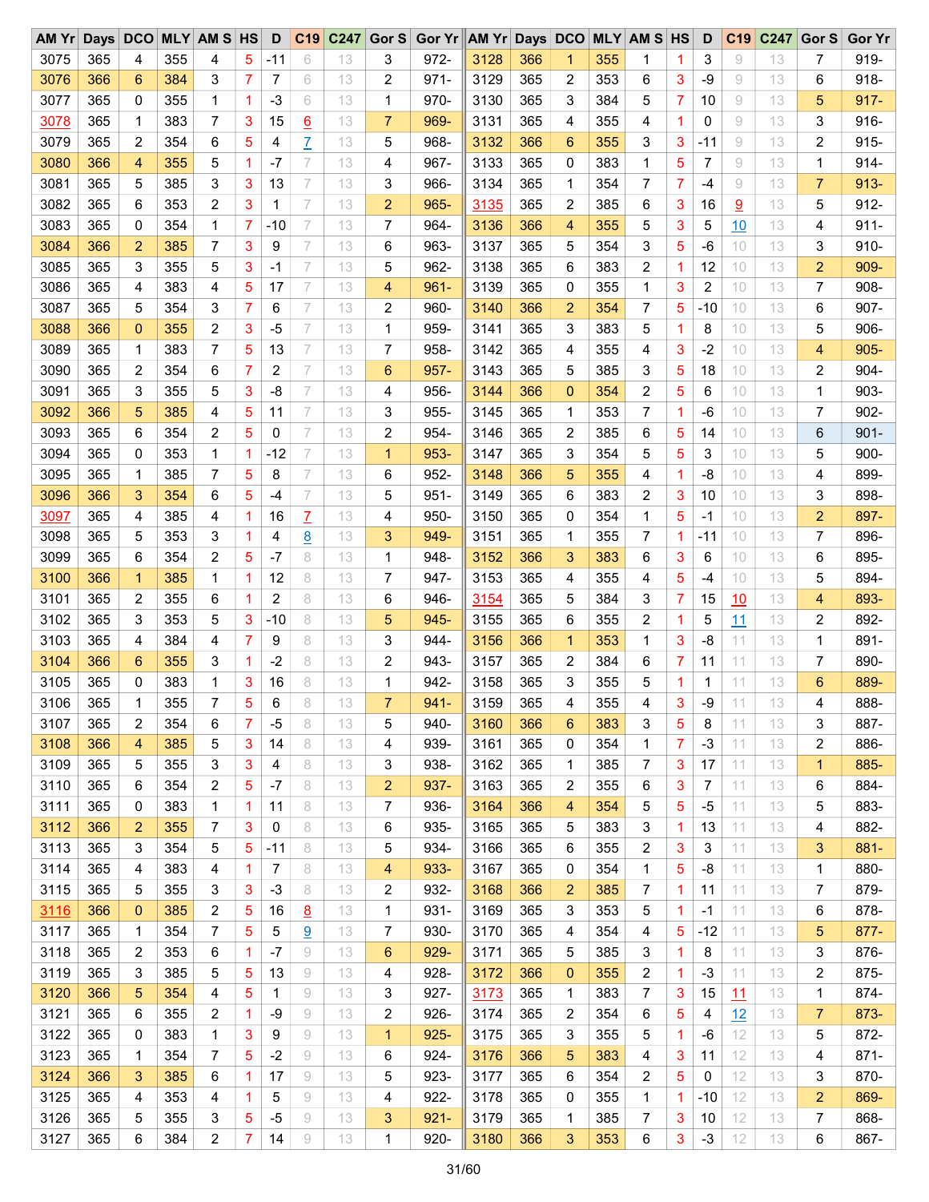| AM Yr | Days | DCO | MLY | AM S | HS | D | C19 | C247 | Gor S | Gor Yr |
|---|---|---|---|---|---|---|---|---|---|---|
| 3075 | 365 | 4 | 355 | 4 | 5 | -11 | 6 | 13 | 3 | 972- |
| 3076 | 366 | 6 | 384 | 3 | 7 | 7 | 6 | 13 | 2 | 971- |
| 3077 | 365 | 0 | 355 | 1 | 1 | -3 | 6 | 13 | 1 | 970- |
| 3078 | 365 | 1 | 383 | 7 | 3 | 15 | 6 | 13 | 7 | 969- |
| 3079 | 365 | 2 | 354 | 6 | 5 | 4 | 7 | 13 | 5 | 968- |
| 3080 | 366 | 4 | 355 | 5 | 1 | -7 | 7 | 13 | 4 | 967- |
| 3081 | 365 | 5 | 385 | 3 | 3 | 13 | 7 | 13 | 3 | 966- |
| 3082 | 365 | 6 | 353 | 2 | 3 | 1 | 7 | 13 | 2 | 965- |
| 3083 | 365 | 0 | 354 | 1 | 7 | -10 | 7 | 13 | 7 | 964- |
| 3084 | 366 | 2 | 385 | 7 | 3 | 9 | 7 | 13 | 6 | 963- |
| 3085 | 365 | 3 | 355 | 5 | 3 | -1 | 7 | 13 | 5 | 962- |
| 3086 | 365 | 4 | 383 | 4 | 5 | 17 | 7 | 13 | 4 | 961- |
| 3087 | 365 | 5 | 354 | 3 | 7 | 6 | 7 | 13 | 2 | 960- |
| 3088 | 366 | 0 | 355 | 2 | 3 | -5 | 7 | 13 | 1 | 959- |
| 3089 | 365 | 1 | 383 | 7 | 5 | 13 | 7 | 13 | 7 | 958- |
| 3090 | 365 | 2 | 354 | 6 | 7 | 2 | 7 | 13 | 6 | 957- |
| 3091 | 365 | 3 | 355 | 5 | 3 | -8 | 7 | 13 | 4 | 956- |
| 3092 | 366 | 5 | 385 | 4 | 5 | 11 | 7 | 13 | 3 | 955- |
| 3093 | 365 | 6 | 354 | 2 | 5 | 0 | 7 | 13 | 2 | 954- |
| 3094 | 365 | 0 | 353 | 1 | 1 | -12 | 7 | 13 | 1 | 953- |
| 3095 | 365 | 1 | 385 | 7 | 5 | 8 | 7 | 13 | 6 | 952- |
| 3096 | 366 | 3 | 354 | 6 | 5 | -4 | 7 | 13 | 5 | 951- |
| 3097 | 365 | 4 | 385 | 4 | 1 | 16 | 7 | 13 | 4 | 950- |
| 3098 | 365 | 5 | 353 | 3 | 1 | 4 | 8 | 13 | 3 | 949- |
| 3099 | 365 | 6 | 354 | 2 | 5 | -7 | 8 | 13 | 1 | 948- |
| 3100 | 366 | 1 | 385 | 1 | 1 | 12 | 8 | 13 | 7 | 947- |
| 3101 | 365 | 2 | 355 | 6 | 1 | 2 | 8 | 13 | 6 | 946- |
| 3102 | 365 | 3 | 353 | 5 | 3 | -10 | 8 | 13 | 5 | 945- |
| 3103 | 365 | 4 | 384 | 4 | 7 | 9 | 8 | 13 | 3 | 944- |
| 3104 | 366 | 6 | 355 | 3 | 1 | -2 | 8 | 13 | 2 | 943- |
| 3105 | 365 | 0 | 383 | 1 | 3 | 16 | 8 | 13 | 1 | 942- |
| 3106 | 365 | 1 | 355 | 7 | 5 | 6 | 8 | 13 | 7 | 941- |
| 3107 | 365 | 2 | 354 | 6 | 7 | -5 | 8 | 13 | 5 | 940- |
| 3108 | 366 | 4 | 385 | 5 | 3 | 14 | 8 | 13 | 4 | 939- |
| 3109 | 365 | 5 | 355 | 3 | 3 | 4 | 8 | 13 | 3 | 938- |
| 3110 | 365 | 6 | 354 | 2 | 5 | -7 | 8 | 13 | 2 | 937- |
| 3111 | 365 | 0 | 383 | 1 | 1 | 11 | 8 | 13 | 7 | 936- |
| 3112 | 366 | 2 | 355 | 7 | 3 | 0 | 8 | 13 | 6 | 935- |
| 3113 | 365 | 3 | 354 | 5 | 5 | -11 | 8 | 13 | 5 | 934- |
| 3114 | 365 | 4 | 383 | 4 | 1 | 7 | 8 | 13 | 4 | 933- |
| 3115 | 365 | 5 | 355 | 3 | 3 | -3 | 8 | 13 | 2 | 932- |
| 3116 | 366 | 0 | 385 | 2 | 5 | 16 | 8 | 13 | 1 | 931- |
| 3117 | 365 | 1 | 354 | 7 | 5 | 5 | 9 | 13 | 7 | 930- |
| 3118 | 365 | 2 | 353 | 6 | 1 | -7 | 9 | 13 | 6 | 929- |
| 3119 | 365 | 3 | 385 | 5 | 5 | 13 | 9 | 13 | 4 | 928- |
| 3120 | 366 | 5 | 354 | 4 | 5 | 1 | 9 | 13 | 3 | 927- |
| 3121 | 365 | 6 | 355 | 2 | 1 | -9 | 9 | 13 | 2 | 926- |
| 3122 | 365 | 0 | 383 | 1 | 3 | 9 | 9 | 13 | 1 | 925- |
| 3123 | 365 | 1 | 354 | 7 | 5 | -2 | 9 | 13 | 6 | 924- |
| 3124 | 366 | 3 | 385 | 6 | 1 | 17 | 9 | 13 | 5 | 923- |
| 3125 | 365 | 4 | 353 | 4 | 1 | 5 | 9 | 13 | 4 | 922- |
| 3126 | 365 | 5 | 355 | 3 | 5 | -5 | 9 | 13 | 3 | 921- |
| 3127 | 365 | 6 | 384 | 2 | 7 | 14 | 9 | 13 | 1 | 920- |
| 3128 | 366 | 1 | 355 | 1 | 1 | 3 | 9 | 13 | 7 | 919- |
| 3129 | 365 | 2 | 353 | 6 | 3 | -9 | 9 | 13 | 6 | 918- |
| 3130 | 365 | 3 | 384 | 5 | 7 | 10 | 9 | 13 | 5 | 917- |
| 3131 | 365 | 4 | 355 | 4 | 1 | 0 | 9 | 13 | 3 | 916- |
| 3132 | 366 | 6 | 355 | 3 | 3 | -11 | 9 | 13 | 2 | 915- |
| 3133 | 365 | 0 | 383 | 1 | 5 | 7 | 9 | 13 | 1 | 914- |
| 3134 | 365 | 1 | 354 | 7 | 7 | -4 | 9 | 13 | 7 | 913- |
| 3135 | 365 | 2 | 385 | 6 | 3 | 16 | 9 | 13 | 5 | 912- |
| 3136 | 366 | 4 | 355 | 5 | 3 | 5 | 10 | 13 | 4 | 911- |
| 3137 | 365 | 5 | 354 | 3 | 5 | -6 | 10 | 13 | 3 | 910- |
| 3138 | 365 | 6 | 383 | 2 | 1 | 12 | 10 | 13 | 2 | 909- |
| 3139 | 365 | 0 | 355 | 1 | 3 | 2 | 10 | 13 | 7 | 908- |
| 3140 | 366 | 2 | 354 | 7 | 5 | -10 | 10 | 13 | 6 | 907- |
| 3141 | 365 | 3 | 383 | 5 | 1 | 8 | 10 | 13 | 5 | 906- |
| 3142 | 365 | 4 | 355 | 4 | 3 | -2 | 10 | 13 | 4 | 905- |
| 3143 | 365 | 5 | 385 | 3 | 5 | 18 | 10 | 13 | 2 | 904- |
| 3144 | 366 | 0 | 354 | 2 | 5 | 6 | 10 | 13 | 1 | 903- |
| 3145 | 365 | 1 | 353 | 7 | 1 | -6 | 10 | 13 | 7 | 902- |
| 3146 | 365 | 2 | 385 | 6 | 5 | 14 | 10 | 13 | 6 | 901- |
| 3147 | 365 | 3 | 354 | 5 | 5 | 3 | 10 | 13 | 5 | 900- |
| 3148 | 366 | 5 | 355 | 4 | 1 | -8 | 10 | 13 | 4 | 899- |
| 3149 | 365 | 6 | 383 | 2 | 3 | 10 | 10 | 13 | 3 | 898- |
| 3150 | 365 | 0 | 354 | 1 | 5 | -1 | 10 | 13 | 2 | 897- |
| 3151 | 365 | 1 | 355 | 7 | 1 | -11 | 10 | 13 | 7 | 896- |
| 3152 | 366 | 3 | 383 | 6 | 3 | 6 | 10 | 13 | 6 | 895- |
| 3153 | 365 | 4 | 355 | 4 | 5 | -4 | 10 | 13 | 5 | 894- |
| 3154 | 365 | 5 | 384 | 3 | 7 | 15 | 10 | 13 | 4 | 893- |
| 3155 | 365 | 6 | 355 | 2 | 1 | 5 | 11 | 13 | 2 | 892- |
| 3156 | 366 | 1 | 353 | 1 | 3 | -8 | 11 | 13 | 1 | 891- |
| 3157 | 365 | 2 | 384 | 6 | 7 | 11 | 11 | 13 | 7 | 890- |
| 3158 | 365 | 3 | 355 | 5 | 1 | 1 | 11 | 13 | 6 | 889- |
| 3159 | 365 | 4 | 355 | 4 | 3 | -9 | 11 | 13 | 4 | 888- |
| 3160 | 366 | 6 | 383 | 3 | 5 | 8 | 11 | 13 | 3 | 887- |
| 3161 | 365 | 0 | 354 | 1 | 7 | -3 | 11 | 13 | 2 | 886- |
| 3162 | 365 | 1 | 385 | 7 | 3 | 17 | 11 | 13 | 1 | 885- |
| 3163 | 365 | 2 | 355 | 6 | 3 | 7 | 11 | 13 | 6 | 884- |
| 3164 | 366 | 4 | 354 | 5 | 5 | -5 | 11 | 13 | 5 | 883- |
| 3165 | 365 | 5 | 383 | 3 | 1 | 13 | 11 | 13 | 4 | 882- |
| 3166 | 365 | 6 | 355 | 2 | 3 | 3 | 11 | 13 | 3 | 881- |
| 3167 | 365 | 0 | 354 | 1 | 5 | -8 | 11 | 13 | 1 | 880- |
| 3168 | 366 | 2 | 385 | 7 | 1 | 11 | 11 | 13 | 7 | 879- |
| 3169 | 365 | 3 | 353 | 5 | 1 | -1 | 11 | 13 | 6 | 878- |
| 3170 | 365 | 4 | 354 | 4 | 5 | -12 | 11 | 13 | 5 | 877- |
| 3171 | 365 | 5 | 385 | 3 | 1 | 8 | 11 | 13 | 3 | 876- |
| 3172 | 366 | 0 | 355 | 2 | 1 | -3 | 11 | 13 | 2 | 875- |
| 3173 | 365 | 1 | 383 | 7 | 3 | 15 | 11 | 13 | 1 | 874- |
| 3174 | 365 | 2 | 354 | 6 | 5 | 4 | 12 | 13 | 7 | 873- |
| 3175 | 365 | 3 | 355 | 5 | 1 | -6 | 12 | 13 | 5 | 872- |
| 3176 | 366 | 5 | 383 | 4 | 3 | 11 | 12 | 13 | 4 | 871- |
| 3177 | 365 | 6 | 354 | 2 | 5 | 0 | 12 | 13 | 3 | 870- |
| 3178 | 365 | 0 | 355 | 1 | 1 | -10 | 12 | 13 | 2 | 869- |
| 3179 | 365 | 1 | 385 | 7 | 3 | 10 | 12 | 13 | 7 | 868- |
| 3180 | 366 | 3 | 353 | 6 | 3 | -3 | 12 | 13 | 6 | 867- |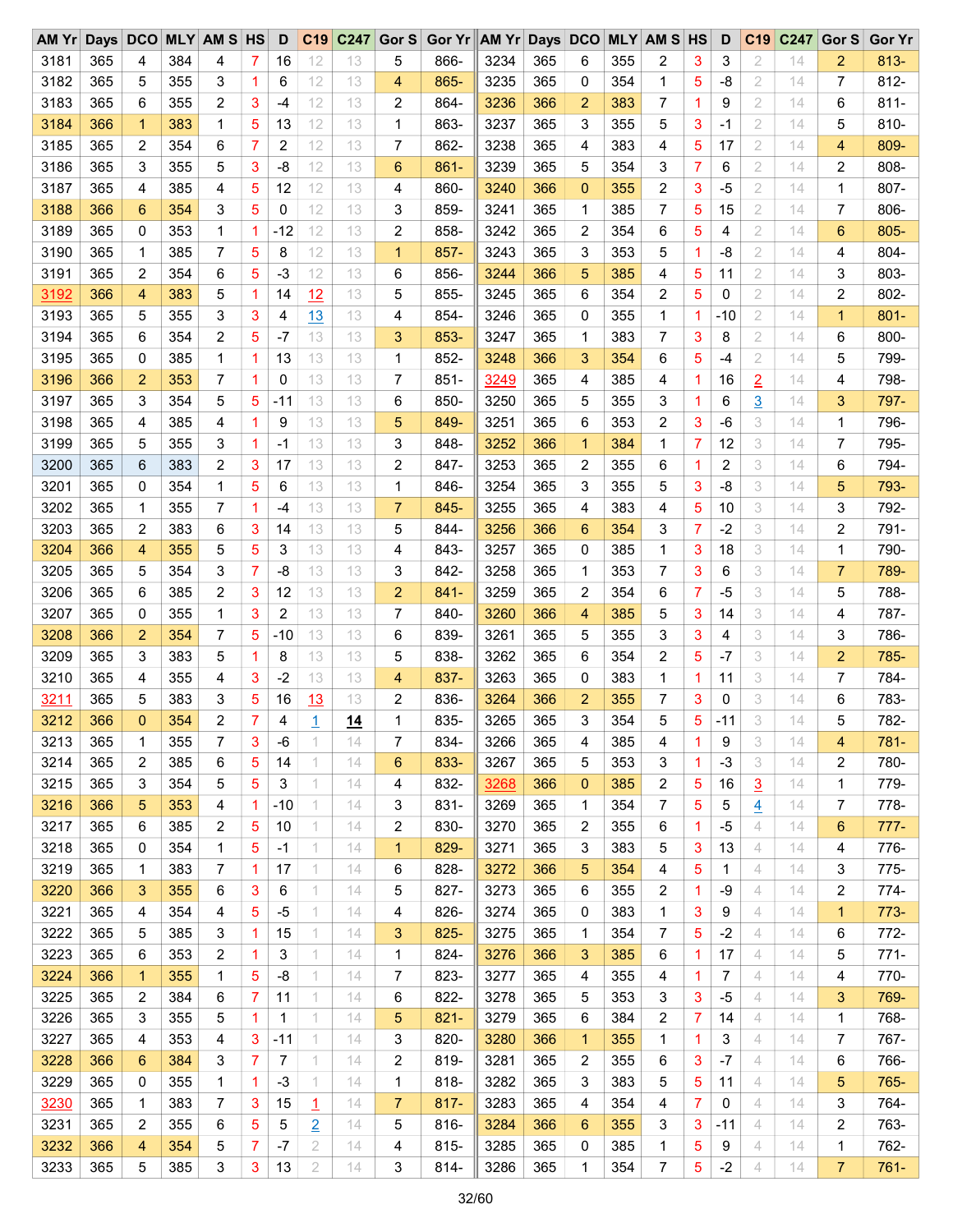| AM Yr | Days | DCO | MLY | AM S | HS | D | C19 | C247 | Gor S | Gor Yr | AM Yr | Days | DCO | MLY | AM S | HS | D | C19 | C247 | Gor S | Gor Yr |
|---|---|---|---|---|---|---|---|---|---|---|---|---|---|---|---|---|---|---|---|---|---|
| 3181 | 365 | 4 | 384 | 4 | 7 | 16 | 12 | 13 | 5 | 866- | 3234 | 365 | 6 | 355 | 2 | 3 | 3 | 2 | 14 | 2 | 813- |
| 3182 | 365 | 5 | 355 | 3 | 1 | 6 | 12 | 13 | 4 | 865- | 3235 | 365 | 0 | 354 | 1 | 5 | -8 | 2 | 14 | 7 | 812- |
| 3183 | 365 | 6 | 355 | 2 | 3 | -4 | 12 | 13 | 2 | 864- | 3236 | 366 | 2 | 383 | 7 | 1 | 9 | 2 | 14 | 6 | 811- |
| 3184 | 366 | 1 | 383 | 1 | 5 | 13 | 12 | 13 | 1 | 863- | 3237 | 365 | 3 | 355 | 5 | 3 | -1 | 2 | 14 | 5 | 810- |
| 3185 | 365 | 2 | 354 | 6 | 7 | 2 | 12 | 13 | 7 | 862- | 3238 | 365 | 4 | 383 | 4 | 5 | 17 | 2 | 14 | 4 | 809- |
| 3186 | 365 | 3 | 355 | 5 | 3 | -8 | 12 | 13 | 6 | 861- | 3239 | 365 | 5 | 354 | 3 | 7 | 6 | 2 | 14 | 2 | 808- |
| 3187 | 365 | 4 | 385 | 4 | 5 | 12 | 12 | 13 | 4 | 860- | 3240 | 366 | 0 | 355 | 2 | 3 | -5 | 2 | 14 | 1 | 807- |
| 3188 | 366 | 6 | 354 | 3 | 5 | 0 | 12 | 13 | 3 | 859- | 3241 | 365 | 1 | 385 | 7 | 5 | 15 | 2 | 14 | 7 | 806- |
| 3189 | 365 | 0 | 353 | 1 | 1 | -12 | 12 | 13 | 2 | 858- | 3242 | 365 | 2 | 354 | 6 | 5 | 4 | 2 | 14 | 6 | 805- |
| 3190 | 365 | 1 | 385 | 7 | 5 | 8 | 12 | 13 | 1 | 857- | 3243 | 365 | 3 | 353 | 5 | 1 | -8 | 2 | 14 | 4 | 804- |
| 3191 | 365 | 2 | 354 | 6 | 5 | -3 | 12 | 13 | 6 | 856- | 3244 | 366 | 5 | 385 | 4 | 5 | 11 | 2 | 14 | 3 | 803- |
| 3192 | 366 | 4 | 383 | 5 | 1 | 14 | 12 | 13 | 5 | 855- | 3245 | 365 | 6 | 354 | 2 | 5 | 0 | 2 | 14 | 2 | 802- |
| 3193 | 365 | 5 | 355 | 3 | 3 | 4 | 13 | 13 | 4 | 854- | 3246 | 365 | 0 | 355 | 1 | 1 | -10 | 2 | 14 | 1 | 801- |
| 3194 | 365 | 6 | 354 | 2 | 5 | -7 | 13 | 13 | 3 | 853- | 3247 | 365 | 1 | 383 | 7 | 3 | 8 | 2 | 14 | 6 | 800- |
| 3195 | 365 | 0 | 385 | 1 | 1 | 13 | 13 | 13 | 1 | 852- | 3248 | 366 | 3 | 354 | 6 | 5 | -4 | 2 | 14 | 5 | 799- |
| 3196 | 366 | 2 | 353 | 7 | 1 | 0 | 13 | 13 | 7 | 851- | 3249 | 365 | 4 | 385 | 4 | 1 | 16 | 2 | 14 | 4 | 798- |
| 3197 | 365 | 3 | 354 | 5 | 5 | -11 | 13 | 13 | 6 | 850- | 3250 | 365 | 5 | 355 | 3 | 1 | 6 | 3 | 14 | 3 | 797- |
| 3198 | 365 | 4 | 385 | 4 | 1 | 9 | 13 | 13 | 5 | 849- | 3251 | 365 | 6 | 353 | 2 | 3 | -6 | 3 | 14 | 1 | 796- |
| 3199 | 365 | 5 | 355 | 3 | 1 | -1 | 13 | 13 | 3 | 848- | 3252 | 366 | 1 | 384 | 1 | 7 | 12 | 3 | 14 | 7 | 795- |
| 3200 | 365 | 6 | 383 | 2 | 3 | 17 | 13 | 13 | 2 | 847- | 3253 | 365 | 2 | 355 | 6 | 1 | 2 | 3 | 14 | 6 | 794- |
| 3201 | 365 | 0 | 354 | 1 | 5 | 6 | 13 | 13 | 1 | 846- | 3254 | 365 | 3 | 355 | 5 | 3 | -8 | 3 | 14 | 5 | 793- |
| 3202 | 365 | 1 | 355 | 7 | 1 | -4 | 13 | 13 | 7 | 845- | 3255 | 365 | 4 | 383 | 4 | 5 | 10 | 3 | 14 | 3 | 792- |
| 3203 | 365 | 2 | 383 | 6 | 3 | 14 | 13 | 13 | 5 | 844- | 3256 | 366 | 6 | 354 | 3 | 7 | -2 | 3 | 14 | 2 | 791- |
| 3204 | 366 | 4 | 355 | 5 | 5 | 3 | 13 | 13 | 4 | 843- | 3257 | 365 | 0 | 385 | 1 | 3 | 18 | 3 | 14 | 1 | 790- |
| 3205 | 365 | 5 | 354 | 3 | 7 | -8 | 13 | 13 | 3 | 842- | 3258 | 365 | 1 | 353 | 7 | 3 | 6 | 3 | 14 | 7 | 789- |
| 3206 | 365 | 6 | 385 | 2 | 3 | 12 | 13 | 13 | 2 | 841- | 3259 | 365 | 2 | 354 | 6 | 7 | -5 | 3 | 14 | 5 | 788- |
| 3207 | 365 | 0 | 355 | 1 | 3 | 2 | 13 | 13 | 7 | 840- | 3260 | 366 | 4 | 385 | 5 | 3 | 14 | 3 | 14 | 4 | 787- |
| 3208 | 366 | 2 | 354 | 7 | 5 | -10 | 13 | 13 | 6 | 839- | 3261 | 365 | 5 | 355 | 3 | 3 | 4 | 3 | 14 | 3 | 786- |
| 3209 | 365 | 3 | 383 | 5 | 1 | 8 | 13 | 13 | 5 | 838- | 3262 | 365 | 6 | 354 | 2 | 5 | -7 | 3 | 14 | 2 | 785- |
| 3210 | 365 | 4 | 355 | 4 | 3 | -2 | 13 | 13 | 4 | 837- | 3263 | 365 | 0 | 383 | 1 | 1 | 11 | 3 | 14 | 7 | 784- |
| 3211 | 365 | 5 | 383 | 3 | 5 | 16 | 13 | 13 | 2 | 836- | 3264 | 366 | 2 | 355 | 7 | 3 | 0 | 3 | 14 | 6 | 783- |
| 3212 | 366 | 0 | 354 | 2 | 7 | 4 | 1 | **14** | 1 | 835- | 3265 | 365 | 3 | 354 | 5 | 5 | -11 | 3 | 14 | 5 | 782- |
| 3213 | 365 | 1 | 355 | 7 | 3 | -6 | 1 | 14 | 7 | 834- | 3266 | 365 | 4 | 385 | 4 | 1 | 9 | 3 | 14 | 4 | 781- |
| 3214 | 365 | 2 | 385 | 6 | 5 | 14 | 1 | 14 | 6 | 833- | 3267 | 365 | 5 | 353 | 3 | 1 | -3 | 3 | 14 | 2 | 780- |
| 3215 | 365 | 3 | 354 | 5 | 5 | 3 | 1 | 14 | 4 | 832- | 3268 | 366 | 0 | 385 | 2 | 5 | 16 | 3 | 14 | 1 | 779- |
| 3216 | 366 | 5 | 353 | 4 | 1 | -10 | 1 | 14 | 3 | 831- | 3269 | 365 | 1 | 354 | 7 | 5 | 5 | 4 | 14 | 7 | 778- |
| 3217 | 365 | 6 | 385 | 2 | 5 | 10 | 1 | 14 | 2 | 830- | 3270 | 365 | 2 | 355 | 6 | 1 | -5 | 4 | 14 | 6 | 777- |
| 3218 | 365 | 0 | 354 | 1 | 5 | -1 | 1 | 14 | 1 | 829- | 3271 | 365 | 3 | 383 | 5 | 3 | 13 | 4 | 14 | 4 | 776- |
| 3219 | 365 | 1 | 383 | 7 | 1 | 17 | 1 | 14 | 6 | 828- | 3272 | 366 | 5 | 354 | 4 | 5 | 1 | 4 | 14 | 3 | 775- |
| 3220 | 366 | 3 | 355 | 6 | 3 | 6 | 1 | 14 | 5 | 827- | 3273 | 365 | 6 | 355 | 2 | 1 | -9 | 4 | 14 | 2 | 774- |
| 3221 | 365 | 4 | 354 | 4 | 5 | -5 | 1 | 14 | 4 | 826- | 3274 | 365 | 0 | 383 | 1 | 3 | 9 | 4 | 14 | 1 | 773- |
| 3222 | 365 | 5 | 385 | 3 | 1 | 15 | 1 | 14 | 3 | 825- | 3275 | 365 | 1 | 354 | 7 | 5 | -2 | 4 | 14 | 6 | 772- |
| 3223 | 365 | 6 | 353 | 2 | 1 | 3 | 1 | 14 | 1 | 824- | 3276 | 366 | 3 | 385 | 6 | 1 | 17 | 4 | 14 | 5 | 771- |
| 3224 | 366 | 1 | 355 | 1 | 5 | -8 | 1 | 14 | 7 | 823- | 3277 | 365 | 4 | 355 | 4 | 1 | 7 | 4 | 14 | 4 | 770- |
| 3225 | 365 | 2 | 384 | 6 | 7 | 11 | 1 | 14 | 6 | 822- | 3278 | 365 | 5 | 353 | 3 | 3 | -5 | 4 | 14 | 3 | 769- |
| 3226 | 365 | 3 | 355 | 5 | 1 | 1 | 1 | 14 | 5 | 821- | 3279 | 365 | 6 | 384 | 2 | 7 | 14 | 4 | 14 | 1 | 768- |
| 3227 | 365 | 4 | 353 | 4 | 3 | -11 | 1 | 14 | 3 | 820- | 3280 | 366 | 1 | 355 | 1 | 1 | 3 | 4 | 14 | 7 | 767- |
| 3228 | 366 | 6 | 384 | 3 | 7 | 7 | 1 | 14 | 2 | 819- | 3281 | 365 | 2 | 355 | 6 | 3 | -7 | 4 | 14 | 6 | 766- |
| 3229 | 365 | 0 | 355 | 1 | 1 | -3 | 1 | 14 | 1 | 818- | 3282 | 365 | 3 | 383 | 5 | 5 | 11 | 4 | 14 | 5 | 765- |
| 3230 | 365 | 1 | 383 | 7 | 3 | 15 | 1 | 14 | 7 | 817- | 3283 | 365 | 4 | 354 | 4 | 7 | 0 | 4 | 14 | 3 | 764- |
| 3231 | 365 | 2 | 355 | 6 | 5 | 5 | 2 | 14 | 5 | 816- | 3284 | 366 | 6 | 355 | 3 | 3 | -11 | 4 | 14 | 2 | 763- |
| 3232 | 366 | 4 | 354 | 5 | 7 | -7 | 2 | 14 | 4 | 815- | 3285 | 365 | 0 | 385 | 1 | 5 | 9 | 4 | 14 | 1 | 762- |
| 3233 | 365 | 5 | 385 | 3 | 3 | 13 | 2 | 14 | 3 | 814- | 3286 | 365 | 1 | 354 | 7 | 5 | -2 | 4 | 14 | 7 | 761- |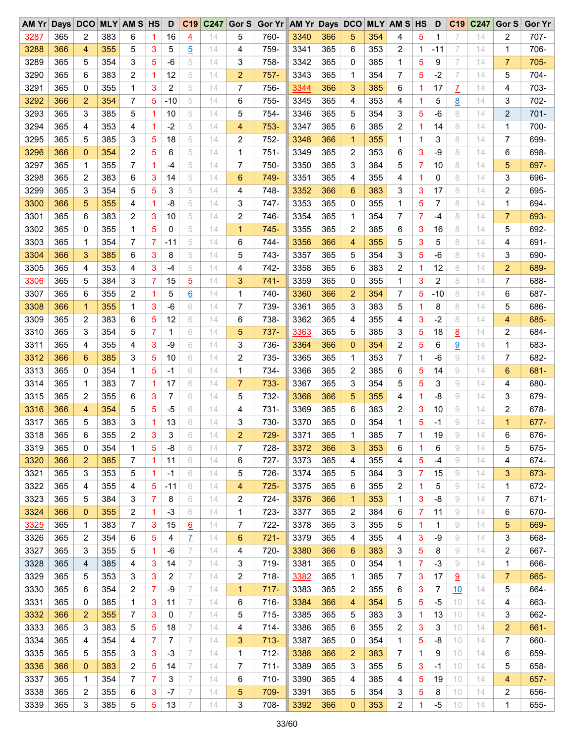| AM Yr | Days | DCO | MLY | AM S | HS | D | C19 | C247 | Gor S | Gor Yr | AM Yr | Days | DCO | MLY | AM S | HS | D | C19 | C247 | Gor S | Gor Yr |
|---|---|---|---|---|---|---|---|---|---|---|---|---|---|---|---|---|---|---|---|---|---|
| 3287 | 365 | 2 | 383 | 6 | 1 | 16 | 4 | 14 | 5 | 760- | 3340 | 366 | 5 | 354 | 4 | 5 | 1 | 7 | 14 | 2 | 707- |
| 3288 | 366 | 4 | 355 | 5 | 3 | 5 | 5 | 14 | 4 | 759- | 3341 | 365 | 6 | 353 | 2 | 1 | -11 | 7 | 14 | 1 | 706- |
| 3289 | 365 | 5 | 354 | 3 | 5 | -6 | 5 | 14 | 3 | 758- | 3342 | 365 | 0 | 385 | 1 | 5 | 9 | 7 | 14 | 7 | 705- |
| 3290 | 365 | 6 | 383 | 2 | 1 | 12 | 5 | 14 | 2 | 757- | 3343 | 365 | 1 | 354 | 7 | 5 | -2 | 7 | 14 | 5 | 704- |
| 3291 | 365 | 0 | 355 | 1 | 3 | 2 | 5 | 14 | 7 | 756- | 3344 | 366 | 3 | 385 | 6 | 1 | 17 | 7 | 14 | 4 | 703- |
| 3292 | 366 | 2 | 354 | 7 | 5 | -10 | 5 | 14 | 6 | 755- | 3345 | 365 | 4 | 353 | 4 | 1 | 5 | 8 | 14 | 3 | 702- |
| 3293 | 365 | 3 | 385 | 5 | 1 | 10 | 5 | 14 | 5 | 754- | 3346 | 365 | 5 | 354 | 3 | 5 | -6 | 8 | 14 | 2 | 701- |
| 3294 | 365 | 4 | 353 | 4 | 1 | -2 | 5 | 14 | 4 | 753- | 3347 | 365 | 6 | 385 | 2 | 1 | 14 | 8 | 14 | 1 | 700- |
| 3295 | 365 | 5 | 385 | 3 | 5 | 18 | 5 | 14 | 2 | 752- | 3348 | 366 | 1 | 355 | 1 | 1 | 3 | 8 | 14 | 7 | 699- |
| 3296 | 366 | 0 | 354 | 2 | 5 | 6 | 5 | 14 | 1 | 751- | 3349 | 365 | 2 | 353 | 6 | 3 | -9 | 8 | 14 | 6 | 698- |
| 3297 | 365 | 1 | 355 | 7 | 1 | -4 | 5 | 14 | 7 | 750- | 3350 | 365 | 3 | 384 | 5 | 7 | 10 | 8 | 14 | 5 | 697- |
| 3298 | 365 | 2 | 383 | 6 | 3 | 14 | 5 | 14 | 6 | 749- | 3351 | 365 | 4 | 355 | 4 | 1 | 0 | 8 | 14 | 3 | 696- |
| 3299 | 365 | 3 | 354 | 5 | 5 | 3 | 5 | 14 | 4 | 748- | 3352 | 366 | 6 | 383 | 3 | 3 | 17 | 8 | 14 | 2 | 695- |
| 3300 | 366 | 5 | 355 | 4 | 1 | -8 | 5 | 14 | 3 | 747- | 3353 | 365 | 0 | 355 | 1 | 5 | 7 | 8 | 14 | 1 | 694- |
| 3301 | 365 | 6 | 383 | 2 | 3 | 10 | 5 | 14 | 2 | 746- | 3354 | 365 | 1 | 354 | 7 | 7 | -4 | 8 | 14 | 7 | 693- |
| 3302 | 365 | 0 | 355 | 1 | 5 | 0 | 5 | 14 | 1 | 745- | 3355 | 365 | 2 | 385 | 6 | 3 | 16 | 8 | 14 | 5 | 692- |
| 3303 | 365 | 1 | 354 | 7 | 7 | -11 | 5 | 14 | 6 | 744- | 3356 | 366 | 4 | 355 | 5 | 3 | 5 | 8 | 14 | 4 | 691- |
| 3304 | 366 | 3 | 385 | 6 | 3 | 8 | 5 | 14 | 5 | 743- | 3357 | 365 | 5 | 354 | 3 | 5 | -6 | 8 | 14 | 3 | 690- |
| 3305 | 365 | 4 | 353 | 4 | 3 | -4 | 5 | 14 | 4 | 742- | 3358 | 365 | 6 | 383 | 2 | 1 | 12 | 8 | 14 | 2 | 689- |
| 3306 | 365 | 5 | 384 | 3 | 7 | 15 | 5 | 14 | 3 | 741- | 3359 | 365 | 0 | 355 | 1 | 3 | 2 | 8 | 14 | 7 | 688- |
| 3307 | 365 | 6 | 355 | 2 | 1 | 5 | 6 | 14 | 1 | 740- | 3360 | 366 | 2 | 354 | 7 | 5 | -10 | 8 | 14 | 6 | 687- |
| 3308 | 366 | 1 | 355 | 1 | 3 | -6 | 6 | 14 | 7 | 739- | 3361 | 365 | 3 | 383 | 5 | 1 | 8 | 8 | 14 | 5 | 686- |
| 3309 | 365 | 2 | 383 | 6 | 5 | 12 | 6 | 14 | 6 | 738- | 3362 | 365 | 4 | 355 | 4 | 3 | -2 | 8 | 14 | 4 | 685- |
| 3310 | 365 | 3 | 354 | 5 | 7 | 1 | 6 | 14 | 5 | 737- | 3363 | 365 | 5 | 385 | 3 | 5 | 18 | 8 | 14 | 2 | 684- |
| 3311 | 365 | 4 | 355 | 4 | 3 | -9 | 6 | 14 | 3 | 736- | 3364 | 366 | 0 | 354 | 2 | 5 | 6 | 9 | 14 | 1 | 683- |
| 3312 | 366 | 6 | 385 | 3 | 5 | 10 | 6 | 14 | 2 | 735- | 3365 | 365 | 1 | 353 | 7 | 1 | -6 | 9 | 14 | 7 | 682- |
| 3313 | 365 | 0 | 354 | 1 | 5 | -1 | 6 | 14 | 1 | 734- | 3366 | 365 | 2 | 385 | 6 | 5 | 14 | 9 | 14 | 6 | 681- |
| 3314 | 365 | 1 | 383 | 7 | 1 | 17 | 6 | 14 | 7 | 733- | 3367 | 365 | 3 | 354 | 5 | 5 | 3 | 9 | 14 | 4 | 680- |
| 3315 | 365 | 2 | 355 | 6 | 3 | 7 | 6 | 14 | 5 | 732- | 3368 | 366 | 5 | 355 | 4 | 1 | -8 | 9 | 14 | 3 | 679- |
| 3316 | 366 | 4 | 354 | 5 | 5 | -5 | 6 | 14 | 4 | 731- | 3369 | 365 | 6 | 383 | 2 | 3 | 10 | 9 | 14 | 2 | 678- |
| 3317 | 365 | 5 | 383 | 3 | 1 | 13 | 6 | 14 | 3 | 730- | 3370 | 365 | 0 | 354 | 1 | 5 | -1 | 9 | 14 | 1 | 677- |
| 3318 | 365 | 6 | 355 | 2 | 3 | 3 | 6 | 14 | 2 | 729- | 3371 | 365 | 1 | 385 | 7 | 1 | 19 | 9 | 14 | 6 | 676- |
| 3319 | 365 | 0 | 354 | 1 | 5 | -8 | 6 | 14 | 7 | 728- | 3372 | 366 | 3 | 353 | 6 | 1 | 6 | 9 | 14 | 5 | 675- |
| 3320 | 366 | 2 | 385 | 7 | 1 | 11 | 6 | 14 | 6 | 727- | 3373 | 365 | 4 | 355 | 4 | 5 | -4 | 9 | 14 | 4 | 674- |
| 3321 | 365 | 3 | 353 | 5 | 1 | -1 | 6 | 14 | 5 | 726- | 3374 | 365 | 5 | 384 | 3 | 7 | 15 | 9 | 14 | 3 | 673- |
| 3322 | 365 | 4 | 355 | 4 | 5 | -11 | 6 | 14 | 4 | 725- | 3375 | 365 | 6 | 355 | 2 | 1 | 5 | 9 | 14 | 1 | 672- |
| 3323 | 365 | 5 | 384 | 3 | 7 | 8 | 6 | 14 | 2 | 724- | 3376 | 366 | 1 | 353 | 1 | 3 | -8 | 9 | 14 | 7 | 671- |
| 3324 | 366 | 0 | 355 | 2 | 1 | -3 | 6 | 14 | 1 | 723- | 3377 | 365 | 2 | 384 | 6 | 7 | 11 | 9 | 14 | 6 | 670- |
| 3325 | 365 | 1 | 383 | 7 | 3 | 15 | 6 | 14 | 7 | 722- | 3378 | 365 | 3 | 355 | 5 | 1 | 1 | 9 | 14 | 5 | 669- |
| 3326 | 365 | 2 | 354 | 6 | 5 | 4 | 7 | 14 | 6 | 721- | 3379 | 365 | 4 | 355 | 4 | 3 | -9 | 9 | 14 | 3 | 668- |
| 3327 | 365 | 3 | 355 | 5 | 1 | -6 | 7 | 14 | 4 | 720- | 3380 | 366 | 6 | 383 | 3 | 5 | 8 | 9 | 14 | 2 | 667- |
| 3328 | 365 | 4 | 385 | 4 | 3 | 14 | 7 | 14 | 3 | 719- | 3381 | 365 | 0 | 354 | 1 | 7 | -3 | 9 | 14 | 1 | 666- |
| 3329 | 365 | 5 | 353 | 3 | 3 | 2 | 7 | 14 | 2 | 718- | 3382 | 365 | 1 | 385 | 7 | 3 | 17 | 9 | 14 | 7 | 665- |
| 3330 | 365 | 6 | 354 | 2 | 7 | -9 | 7 | 14 | 1 | 717- | 3383 | 365 | 2 | 355 | 6 | 3 | 7 | 10 | 14 | 5 | 664- |
| 3331 | 365 | 0 | 385 | 1 | 3 | 11 | 7 | 14 | 6 | 716- | 3384 | 366 | 4 | 354 | 5 | 5 | -5 | 10 | 14 | 4 | 663- |
| 3332 | 366 | 2 | 355 | 7 | 3 | 0 | 7 | 14 | 5 | 715- | 3385 | 365 | 5 | 383 | 3 | 1 | 13 | 10 | 14 | 3 | 662- |
| 3333 | 365 | 3 | 383 | 5 | 5 | 18 | 7 | 14 | 4 | 714- | 3386 | 365 | 6 | 355 | 2 | 3 | 3 | 10 | 14 | 2 | 661- |
| 3334 | 365 | 4 | 354 | 4 | 7 | 7 | 7 | 14 | 3 | 713- | 3387 | 365 | 0 | 354 | 1 | 5 | -8 | 10 | 14 | 7 | 660- |
| 3335 | 365 | 5 | 355 | 3 | 3 | -3 | 7 | 14 | 1 | 712- | 3388 | 366 | 2 | 383 | 7 | 1 | 9 | 10 | 14 | 6 | 659- |
| 3336 | 366 | 0 | 383 | 2 | 5 | 14 | 7 | 14 | 7 | 711- | 3389 | 365 | 3 | 355 | 5 | 3 | -1 | 10 | 14 | 5 | 658- |
| 3337 | 365 | 1 | 354 | 7 | 7 | 3 | 7 | 14 | 6 | 710- | 3390 | 365 | 4 | 385 | 4 | 5 | 19 | 10 | 14 | 4 | 657- |
| 3338 | 365 | 2 | 355 | 6 | 3 | -7 | 7 | 14 | 5 | 709- | 3391 | 365 | 5 | 354 | 3 | 5 | 8 | 10 | 14 | 2 | 656- |
| 3339 | 365 | 3 | 385 | 5 | 5 | 13 | 7 | 14 | 3 | 708- | 3392 | 366 | 0 | 353 | 2 | 1 | -5 | 10 | 14 | 1 | 655- |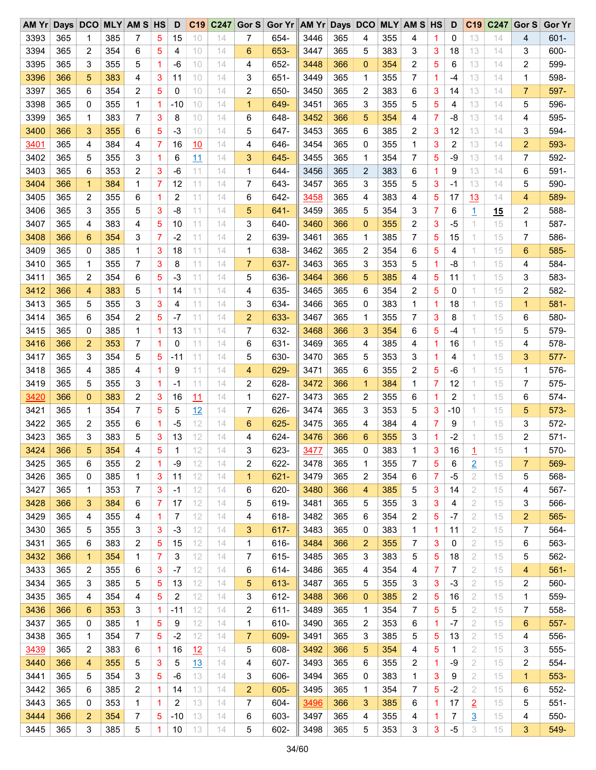| AM Yr | Days | DCO | MLY | AM S | HS | D | C19 | C247 | Gor S | Gor Yr | AM Yr | Days | DCO | MLY | AM S | HS | D | C19 | C247 | Gor S | Gor Yr |
|---|---|---|---|---|---|---|---|---|---|---|---|---|---|---|---|---|---|---|---|---|---|
| 3393 | 365 | 1 | 385 | 7 | 5 | 15 | 10 | 14 | 7 | 654- | 3446 | 365 | 4 | 355 | 4 | 1 | 0 | 13 | 14 | 4 | 601- |
| 3394 | 365 | 2 | 354 | 6 | 5 | 4 | 10 | 14 | 6 | 653- | 3447 | 365 | 5 | 383 | 3 | 3 | 18 | 13 | 14 | 3 | 600- |
| 3395 | 365 | 3 | 355 | 5 | 1 | -6 | 10 | 14 | 4 | 652- | 3448 | 366 | 0 | 354 | 2 | 5 | 6 | 13 | 14 | 2 | 599- |
| 3396 | 366 | 5 | 383 | 4 | 3 | 11 | 10 | 14 | 3 | 651- | 3449 | 365 | 1 | 355 | 7 | 1 | -4 | 13 | 14 | 1 | 598- |
| 3397 | 365 | 6 | 354 | 2 | 5 | 0 | 10 | 14 | 2 | 650- | 3450 | 365 | 2 | 383 | 6 | 3 | 14 | 13 | 14 | 7 | 597- |
| 3398 | 365 | 0 | 355 | 1 | 1 | -10 | 10 | 14 | 1 | 649- | 3451 | 365 | 3 | 355 | 5 | 5 | 4 | 13 | 14 | 5 | 596- |
| 3399 | 365 | 1 | 383 | 7 | 3 | 8 | 10 | 14 | 6 | 648- | 3452 | 366 | 5 | 354 | 4 | 7 | -8 | 13 | 14 | 4 | 595- |
| 3400 | 366 | 3 | 355 | 6 | 5 | -3 | 10 | 14 | 5 | 647- | 3453 | 365 | 6 | 385 | 2 | 3 | 12 | 13 | 14 | 3 | 594- |
| 3401 | 365 | 4 | 384 | 4 | 7 | 16 | 10 | 14 | 4 | 646- | 3454 | 365 | 0 | 355 | 1 | 3 | 2 | 13 | 14 | 2 | 593- |
| 3402 | 365 | 5 | 355 | 3 | 1 | 6 | 11 | 14 | 3 | 645- | 3455 | 365 | 1 | 354 | 7 | 5 | -9 | 13 | 14 | 7 | 592- |
| 3403 | 365 | 6 | 353 | 2 | 3 | -6 | 11 | 14 | 1 | 644- | 3456 | 365 | 2 | 383 | 6 | 1 | 9 | 13 | 14 | 6 | 591- |
| 3404 | 366 | 1 | 384 | 1 | 7 | 12 | 11 | 14 | 7 | 643- | 3457 | 365 | 3 | 355 | 5 | 3 | -1 | 13 | 14 | 5 | 590- |
| 3405 | 365 | 2 | 355 | 6 | 1 | 2 | 11 | 14 | 6 | 642- | 3458 | 365 | 4 | 383 | 4 | 5 | 17 | 13 | 14 | 4 | 589- |
| 3406 | 365 | 3 | 355 | 5 | 3 | -8 | 11 | 14 | 5 | 641- | 3459 | 365 | 5 | 354 | 3 | 7 | 6 | 1 | 15 | 2 | 588- |
| 3407 | 365 | 4 | 383 | 4 | 5 | 10 | 11 | 14 | 3 | 640- | 3460 | 366 | 0 | 355 | 2 | 3 | -5 | 1 | 15 | 1 | 587- |
| 3408 | 366 | 6 | 354 | 3 | 7 | -2 | 11 | 14 | 2 | 639- | 3461 | 365 | 1 | 385 | 7 | 5 | 15 | 1 | 15 | 7 | 586- |
| 3409 | 365 | 0 | 385 | 1 | 3 | 18 | 11 | 14 | 1 | 638- | 3462 | 365 | 2 | 354 | 6 | 5 | 4 | 1 | 15 | 6 | 585- |
| 3410 | 365 | 1 | 355 | 7 | 3 | 8 | 11 | 14 | 7 | 637- | 3463 | 365 | 3 | 353 | 5 | 1 | -8 | 1 | 15 | 4 | 584- |
| 3411 | 365 | 2 | 354 | 6 | 5 | -3 | 11 | 14 | 5 | 636- | 3464 | 366 | 5 | 385 | 4 | 5 | 11 | 1 | 15 | 3 | 583- |
| 3412 | 366 | 4 | 383 | 5 | 1 | 14 | 11 | 14 | 4 | 635- | 3465 | 365 | 6 | 354 | 2 | 5 | 0 | 1 | 15 | 2 | 582- |
| 3413 | 365 | 5 | 355 | 3 | 3 | 4 | 11 | 14 | 3 | 634- | 3466 | 365 | 0 | 383 | 1 | 1 | 18 | 1 | 15 | 1 | 581- |
| 3414 | 365 | 6 | 354 | 2 | 5 | -7 | 11 | 14 | 2 | 633- | 3467 | 365 | 1 | 355 | 7 | 3 | 8 | 1 | 15 | 6 | 580- |
| 3415 | 365 | 0 | 385 | 1 | 1 | 13 | 11 | 14 | 7 | 632- | 3468 | 366 | 3 | 354 | 6 | 5 | -4 | 1 | 15 | 5 | 579- |
| 3416 | 366 | 2 | 353 | 7 | 1 | 0 | 11 | 14 | 6 | 631- | 3469 | 365 | 4 | 385 | 4 | 1 | 16 | 1 | 15 | 4 | 578- |
| 3417 | 365 | 3 | 354 | 5 | 5 | -11 | 11 | 14 | 5 | 630- | 3470 | 365 | 5 | 353 | 3 | 1 | 4 | 1 | 15 | 3 | 577- |
| 3418 | 365 | 4 | 385 | 4 | 1 | 9 | 11 | 14 | 4 | 629- | 3471 | 365 | 6 | 355 | 2 | 5 | -6 | 1 | 15 | 1 | 576- |
| 3419 | 365 | 5 | 355 | 3 | 1 | -1 | 11 | 14 | 2 | 628- | 3472 | 366 | 1 | 384 | 1 | 7 | 12 | 1 | 15 | 7 | 575- |
| 3420 | 366 | 0 | 383 | 2 | 3 | 16 | 11 | 14 | 1 | 627- | 3473 | 365 | 2 | 355 | 6 | 1 | 2 | 1 | 15 | 6 | 574- |
| 3421 | 365 | 1 | 354 | 7 | 5 | 5 | 12 | 14 | 7 | 626- | 3474 | 365 | 3 | 353 | 5 | 3 | -10 | 1 | 15 | 5 | 573- |
| 3422 | 365 | 2 | 355 | 6 | 1 | -5 | 12 | 14 | 6 | 625- | 3475 | 365 | 4 | 384 | 4 | 7 | 9 | 1 | 15 | 3 | 572- |
| 3423 | 365 | 3 | 383 | 5 | 3 | 13 | 12 | 14 | 4 | 624- | 3476 | 366 | 6 | 355 | 3 | 1 | -2 | 1 | 15 | 2 | 571- |
| 3424 | 366 | 5 | 354 | 4 | 5 | 1 | 12 | 14 | 3 | 623- | 3477 | 365 | 0 | 383 | 1 | 3 | 16 | 1 | 15 | 1 | 570- |
| 3425 | 365 | 6 | 355 | 2 | 1 | -9 | 12 | 14 | 2 | 622- | 3478 | 365 | 1 | 355 | 7 | 5 | 6 | 2 | 15 | 7 | 569- |
| 3426 | 365 | 0 | 385 | 1 | 3 | 11 | 12 | 14 | 1 | 621- | 3479 | 365 | 2 | 354 | 6 | 7 | -5 | 2 | 15 | 5 | 568- |
| 3427 | 365 | 1 | 353 | 7 | 3 | -1 | 12 | 14 | 6 | 620- | 3480 | 366 | 4 | 385 | 5 | 3 | 14 | 2 | 15 | 4 | 567- |
| 3428 | 366 | 3 | 384 | 6 | 7 | 17 | 12 | 14 | 5 | 619- | 3481 | 365 | 5 | 355 | 3 | 3 | 4 | 2 | 15 | 3 | 566- |
| 3429 | 365 | 4 | 355 | 4 | 1 | 7 | 12 | 14 | 4 | 618- | 3482 | 365 | 6 | 354 | 2 | 5 | -7 | 2 | 15 | 2 | 565- |
| 3430 | 365 | 5 | 355 | 3 | 3 | -3 | 12 | 14 | 3 | 617- | 3483 | 365 | 0 | 383 | 1 | 1 | 11 | 2 | 15 | 7 | 564- |
| 3431 | 365 | 6 | 383 | 2 | 5 | 15 | 12 | 14 | 1 | 616- | 3484 | 366 | 2 | 355 | 7 | 3 | 0 | 2 | 15 | 6 | 563- |
| 3432 | 366 | 1 | 354 | 1 | 7 | 3 | 12 | 14 | 7 | 615- | 3485 | 365 | 3 | 383 | 5 | 5 | 18 | 2 | 15 | 5 | 562- |
| 3433 | 365 | 2 | 355 | 6 | 3 | -7 | 12 | 14 | 6 | 614- | 3486 | 365 | 4 | 354 | 4 | 7 | 7 | 2 | 15 | 4 | 561- |
| 3434 | 365 | 3 | 385 | 5 | 5 | 13 | 12 | 14 | 5 | 613- | 3487 | 365 | 5 | 355 | 3 | 3 | -3 | 2 | 15 | 2 | 560- |
| 3435 | 365 | 4 | 354 | 4 | 5 | 2 | 12 | 14 | 3 | 612- | 3488 | 366 | 0 | 385 | 2 | 5 | 16 | 2 | 15 | 1 | 559- |
| 3436 | 366 | 6 | 353 | 3 | 1 | -11 | 12 | 14 | 2 | 611- | 3489 | 365 | 1 | 354 | 7 | 5 | 5 | 2 | 15 | 7 | 558- |
| 3437 | 365 | 0 | 385 | 1 | 5 | 9 | 12 | 14 | 1 | 610- | 3490 | 365 | 2 | 353 | 6 | 1 | -7 | 2 | 15 | 6 | 557- |
| 3438 | 365 | 1 | 354 | 7 | 5 | -2 | 12 | 14 | 7 | 609- | 3491 | 365 | 3 | 385 | 5 | 5 | 13 | 2 | 15 | 4 | 556- |
| 3439 | 365 | 2 | 383 | 6 | 1 | 16 | 12 | 14 | 5 | 608- | 3492 | 366 | 5 | 354 | 4 | 5 | 1 | 2 | 15 | 3 | 555- |
| 3440 | 366 | 4 | 355 | 5 | 3 | 5 | 13 | 14 | 4 | 607- | 3493 | 365 | 6 | 355 | 2 | 1 | -9 | 2 | 15 | 2 | 554- |
| 3441 | 365 | 5 | 354 | 3 | 5 | -6 | 13 | 14 | 3 | 606- | 3494 | 365 | 0 | 383 | 1 | 3 | 9 | 2 | 15 | 1 | 553- |
| 3442 | 365 | 6 | 385 | 2 | 1 | 14 | 13 | 14 | 2 | 605- | 3495 | 365 | 1 | 354 | 7 | 5 | -2 | 2 | 15 | 6 | 552- |
| 3443 | 365 | 0 | 353 | 1 | 1 | 2 | 13 | 14 | 7 | 604- | 3496 | 366 | 3 | 385 | 6 | 1 | 17 | 2 | 15 | 5 | 551- |
| 3444 | 366 | 2 | 354 | 7 | 5 | -10 | 13 | 14 | 6 | 603- | 3497 | 365 | 4 | 355 | 4 | 1 | 7 | 3 | 15 | 4 | 550- |
| 3445 | 365 | 3 | 385 | 5 | 1 | 10 | 13 | 14 | 5 | 602- | 3498 | 365 | 5 | 353 | 3 | 3 | -5 | 3 | 15 | 3 | 549- |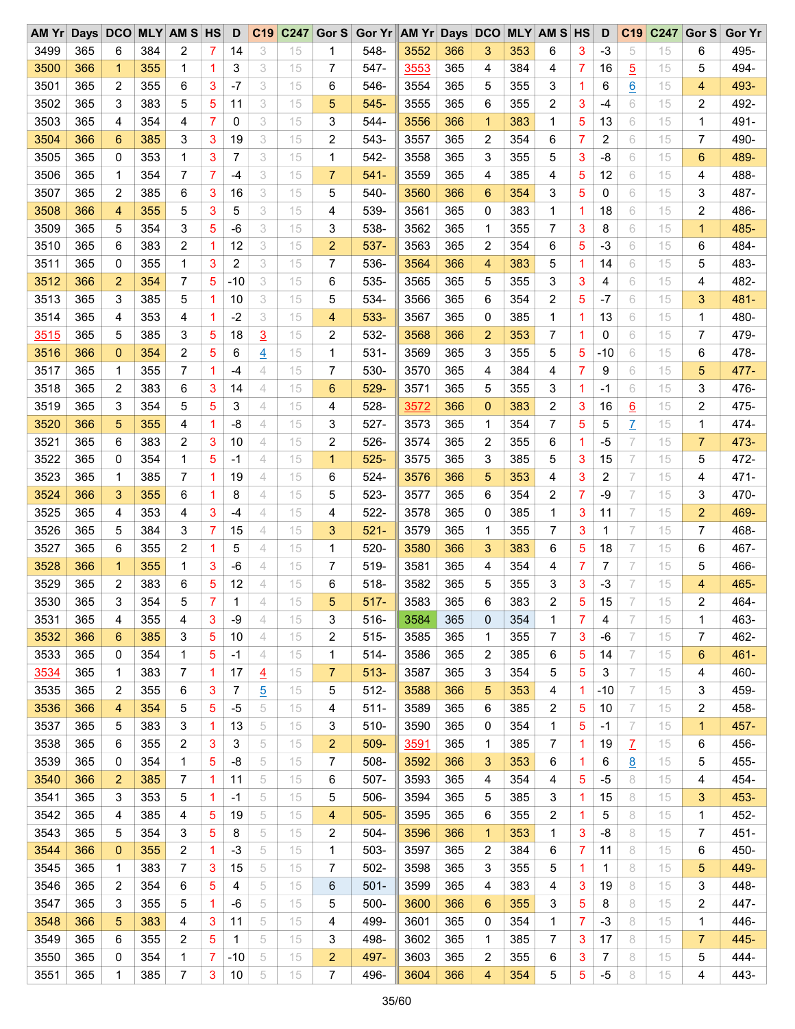| AM Yr | Days | DCO | MLY | AM S | HS | D | C19 | C247 | Gor S | Gor Yr | AM Yr | Days | DCO | MLY | AM S | HS | D | C19 | C247 | Gor S | Gor Yr |
|---|---|---|---|---|---|---|---|---|---|---|---|---|---|---|---|---|---|---|---|---|---|
| 3499 | 365 | 6 | 384 | 2 | 7 | 14 | 3 | 15 | 1 | 548- | 3552 | 366 | 3 | 353 | 6 | 3 | -3 | 5 | 15 | 6 | 495- |
| 3500 | 366 | 1 | 355 | 1 | 1 | 3 | 3 | 15 | 7 | 547- | 3553 | 365 | 4 | 384 | 4 | 7 | 16 | 5 | 15 | 5 | 494- |
| 3501 | 365 | 2 | 355 | 6 | 3 | -7 | 3 | 15 | 6 | 546- | 3554 | 365 | 5 | 355 | 3 | 1 | 6 | 6 | 15 | 4 | 493- |
| 3502 | 365 | 3 | 383 | 5 | 5 | 11 | 3 | 15 | 5 | 545- | 3555 | 365 | 6 | 355 | 2 | 3 | -4 | 6 | 15 | 2 | 492- |
| 3503 | 365 | 4 | 354 | 4 | 7 | 0 | 3 | 15 | 3 | 544- | 3556 | 366 | 1 | 383 | 1 | 5 | 13 | 6 | 15 | 1 | 491- |
| 3504 | 366 | 6 | 385 | 3 | 3 | 19 | 3 | 15 | 2 | 543- | 3557 | 365 | 2 | 354 | 6 | 7 | 2 | 6 | 15 | 7 | 490- |
| 3505 | 365 | 0 | 353 | 1 | 3 | 7 | 3 | 15 | 1 | 542- | 3558 | 365 | 3 | 355 | 5 | 3 | -8 | 6 | 15 | 6 | 489- |
| 3506 | 365 | 1 | 354 | 7 | 7 | -4 | 3 | 15 | 7 | 541- | 3559 | 365 | 4 | 385 | 4 | 5 | 12 | 6 | 15 | 4 | 488- |
| 3507 | 365 | 2 | 385 | 6 | 3 | 16 | 3 | 15 | 5 | 540- | 3560 | 366 | 6 | 354 | 3 | 5 | 0 | 6 | 15 | 3 | 487- |
| 3508 | 366 | 4 | 355 | 5 | 3 | 5 | 3 | 15 | 4 | 539- | 3561 | 365 | 0 | 383 | 1 | 1 | 18 | 6 | 15 | 2 | 486- |
| 3509 | 365 | 5 | 354 | 3 | 5 | -6 | 3 | 15 | 3 | 538- | 3562 | 365 | 1 | 355 | 7 | 3 | 8 | 6 | 15 | 1 | 485- |
| 3510 | 365 | 6 | 383 | 2 | 1 | 12 | 3 | 15 | 2 | 537- | 3563 | 365 | 2 | 354 | 6 | 5 | -3 | 6 | 15 | 6 | 484- |
| 3511 | 365 | 0 | 355 | 1 | 3 | 2 | 3 | 15 | 7 | 536- | 3564 | 366 | 4 | 383 | 5 | 1 | 14 | 6 | 15 | 5 | 483- |
| 3512 | 366 | 2 | 354 | 7 | 5 | -10 | 3 | 15 | 6 | 535- | 3565 | 365 | 5 | 355 | 3 | 3 | 4 | 6 | 15 | 4 | 482- |
| 3513 | 365 | 3 | 385 | 5 | 1 | 10 | 3 | 15 | 5 | 534- | 3566 | 365 | 6 | 354 | 2 | 5 | -7 | 6 | 15 | 3 | 481- |
| 3514 | 365 | 4 | 353 | 4 | 1 | -2 | 3 | 15 | 4 | 533- | 3567 | 365 | 0 | 385 | 1 | 1 | 13 | 6 | 15 | 1 | 480- |
| 3515 | 365 | 5 | 385 | 3 | 5 | 18 | 3 | 15 | 2 | 532- | 3568 | 366 | 2 | 353 | 7 | 1 | 0 | 6 | 15 | 7 | 479- |
| 3516 | 366 | 0 | 354 | 2 | 5 | 6 | 4 | 15 | 1 | 531- | 3569 | 365 | 3 | 355 | 5 | 5 | -10 | 6 | 15 | 6 | 478- |
| 3517 | 365 | 1 | 355 | 7 | 1 | -4 | 4 | 15 | 7 | 530- | 3570 | 365 | 4 | 384 | 4 | 7 | 9 | 6 | 15 | 5 | 477- |
| 3518 | 365 | 2 | 383 | 6 | 3 | 14 | 4 | 15 | 6 | 529- | 3571 | 365 | 5 | 355 | 3 | 1 | -1 | 6 | 15 | 3 | 476- |
| 3519 | 365 | 3 | 354 | 5 | 5 | 3 | 4 | 15 | 4 | 528- | 3572 | 366 | 0 | 383 | 2 | 3 | 16 | 6 | 15 | 2 | 475- |
| 3520 | 366 | 5 | 355 | 4 | 1 | -8 | 4 | 15 | 3 | 527- | 3573 | 365 | 1 | 354 | 7 | 5 | 5 | 7 | 15 | 1 | 474- |
| 3521 | 365 | 6 | 383 | 2 | 3 | 10 | 4 | 15 | 2 | 526- | 3574 | 365 | 2 | 355 | 6 | 1 | -5 | 7 | 15 | 7 | 473- |
| 3522 | 365 | 0 | 354 | 1 | 5 | -1 | 4 | 15 | 1 | 525- | 3575 | 365 | 3 | 385 | 5 | 3 | 15 | 7 | 15 | 5 | 472- |
| 3523 | 365 | 1 | 385 | 7 | 1 | 19 | 4 | 15 | 6 | 524- | 3576 | 366 | 5 | 353 | 4 | 3 | 2 | 7 | 15 | 4 | 471- |
| 3524 | 366 | 3 | 355 | 6 | 1 | 8 | 4 | 15 | 5 | 523- | 3577 | 365 | 6 | 354 | 2 | 7 | -9 | 7 | 15 | 3 | 470- |
| 3525 | 365 | 4 | 353 | 4 | 3 | -4 | 4 | 15 | 4 | 522- | 3578 | 365 | 0 | 385 | 1 | 3 | 11 | 7 | 15 | 2 | 469- |
| 3526 | 365 | 5 | 384 | 3 | 7 | 15 | 4 | 15 | 3 | 521- | 3579 | 365 | 1 | 355 | 7 | 3 | 1 | 7 | 15 | 7 | 468- |
| 3527 | 365 | 6 | 355 | 2 | 1 | 5 | 4 | 15 | 1 | 520- | 3580 | 366 | 3 | 383 | 6 | 5 | 18 | 7 | 15 | 6 | 467- |
| 3528 | 366 | 1 | 355 | 1 | 3 | -6 | 4 | 15 | 7 | 519- | 3581 | 365 | 4 | 354 | 4 | 7 | 7 | 7 | 15 | 5 | 466- |
| 3529 | 365 | 2 | 383 | 6 | 5 | 12 | 4 | 15 | 6 | 518- | 3582 | 365 | 5 | 355 | 3 | 3 | -3 | 7 | 15 | 4 | 465- |
| 3530 | 365 | 3 | 354 | 5 | 7 | 1 | 4 | 15 | 5 | 517- | 3583 | 365 | 6 | 383 | 2 | 5 | 15 | 7 | 15 | 2 | 464- |
| 3531 | 365 | 4 | 355 | 4 | 3 | -9 | 4 | 15 | 3 | 516- | 3584 | 365 | 0 | 354 | 1 | 7 | 4 | 7 | 15 | 1 | 463- |
| 3532 | 366 | 6 | 385 | 3 | 5 | 10 | 4 | 15 | 2 | 515- | 3585 | 365 | 1 | 355 | 7 | 3 | -6 | 7 | 15 | 7 | 462- |
| 3533 | 365 | 0 | 354 | 1 | 5 | -1 | 4 | 15 | 1 | 514- | 3586 | 365 | 2 | 385 | 6 | 5 | 14 | 7 | 15 | 6 | 461- |
| 3534 | 365 | 1 | 383 | 7 | 1 | 17 | 4 | 15 | 7 | 513- | 3587 | 365 | 3 | 354 | 5 | 5 | 3 | 7 | 15 | 4 | 460- |
| 3535 | 365 | 2 | 355 | 6 | 3 | 7 | 5 | 15 | 5 | 512- | 3588 | 366 | 5 | 353 | 4 | 1 | -10 | 7 | 15 | 3 | 459- |
| 3536 | 366 | 4 | 354 | 5 | 5 | -5 | 5 | 15 | 4 | 511- | 3589 | 365 | 6 | 385 | 2 | 5 | 10 | 7 | 15 | 2 | 458- |
| 3537 | 365 | 5 | 383 | 3 | 1 | 13 | 5 | 15 | 3 | 510- | 3590 | 365 | 0 | 354 | 1 | 5 | -1 | 7 | 15 | 1 | 457- |
| 3538 | 365 | 6 | 355 | 2 | 3 | 3 | 5 | 15 | 2 | 509- | 3591 | 365 | 1 | 385 | 7 | 1 | 19 | 7 | 15 | 6 | 456- |
| 3539 | 365 | 0 | 354 | 1 | 5 | -8 | 5 | 15 | 7 | 508- | 3592 | 366 | 3 | 353 | 6 | 1 | 6 | 8 | 15 | 5 | 455- |
| 3540 | 366 | 2 | 385 | 7 | 1 | 11 | 5 | 15 | 6 | 507- | 3593 | 365 | 4 | 354 | 4 | 5 | -5 | 8 | 15 | 4 | 454- |
| 3541 | 365 | 3 | 353 | 5 | 1 | -1 | 5 | 15 | 5 | 506- | 3594 | 365 | 5 | 385 | 3 | 1 | 15 | 8 | 15 | 3 | 453- |
| 3542 | 365 | 4 | 385 | 4 | 5 | 19 | 5 | 15 | 4 | 505- | 3595 | 365 | 6 | 355 | 2 | 1 | 5 | 8 | 15 | 1 | 452- |
| 3543 | 365 | 5 | 354 | 3 | 5 | 8 | 5 | 15 | 2 | 504- | 3596 | 366 | 1 | 353 | 1 | 3 | -8 | 8 | 15 | 7 | 451- |
| 3544 | 366 | 0 | 355 | 2 | 1 | -3 | 5 | 15 | 1 | 503- | 3597 | 365 | 2 | 384 | 6 | 7 | 11 | 8 | 15 | 6 | 450- |
| 3545 | 365 | 1 | 383 | 7 | 3 | 15 | 5 | 15 | 7 | 502- | 3598 | 365 | 3 | 355 | 5 | 1 | 1 | 8 | 15 | 5 | 449- |
| 3546 | 365 | 2 | 354 | 6 | 5 | 4 | 5 | 15 | 6 | 501- | 3599 | 365 | 4 | 383 | 4 | 3 | 19 | 8 | 15 | 3 | 448- |
| 3547 | 365 | 3 | 355 | 5 | 1 | -6 | 5 | 15 | 5 | 500- | 3600 | 366 | 6 | 355 | 3 | 5 | 8 | 8 | 15 | 2 | 447- |
| 3548 | 366 | 5 | 383 | 4 | 3 | 11 | 5 | 15 | 4 | 499- | 3601 | 365 | 0 | 354 | 1 | 7 | -3 | 8 | 15 | 1 | 446- |
| 3549 | 365 | 6 | 355 | 2 | 5 | 1 | 5 | 15 | 3 | 498- | 3602 | 365 | 1 | 385 | 7 | 3 | 17 | 8 | 15 | 7 | 445- |
| 3550 | 365 | 0 | 354 | 1 | 7 | -10 | 5 | 15 | 2 | 497- | 3603 | 365 | 2 | 355 | 6 | 3 | 7 | 8 | 15 | 5 | 444- |
| 3551 | 365 | 1 | 385 | 7 | 3 | 10 | 5 | 15 | 7 | 496- | 3604 | 366 | 4 | 354 | 5 | 5 | -5 | 8 | 15 | 4 | 443- |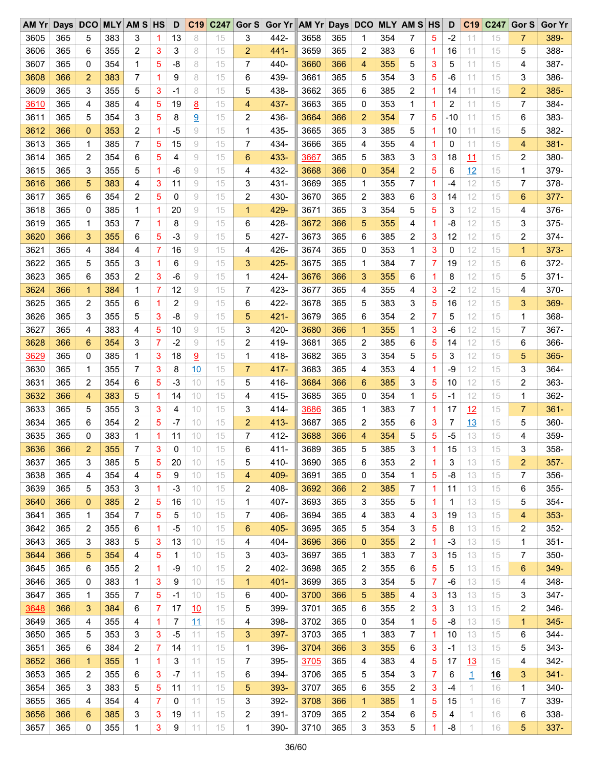| AM Yr | Days | DCO | MLY | AM S | HS | D | C19 | C247 | Gor S | Gor Yr |
|---|---|---|---|---|---|---|---|---|---|---|
| 3605 | 365 | 5 | 383 | 3 | 1 | 13 | 8 | 15 | 3 | 442- |
| 3606 | 365 | 6 | 355 | 2 | 3 | 3 | 8 | 15 | 2 | 441- |
| 3607 | 365 | 0 | 354 | 1 | 5 | -8 | 8 | 15 | 7 | 440- |
| 3608 | 366 | 2 | 383 | 7 | 1 | 9 | 8 | 15 | 6 | 439- |
| 3609 | 365 | 3 | 355 | 5 | 3 | -1 | 8 | 15 | 5 | 438- |
| 3610 | 365 | 4 | 385 | 4 | 5 | 19 | 8 | 15 | 4 | 437- |
| 3611 | 365 | 5 | 354 | 3 | 5 | 8 | 9 | 15 | 2 | 436- |
| 3612 | 366 | 0 | 353 | 2 | 1 | -5 | 9 | 15 | 1 | 435- |
| 3613 | 365 | 1 | 385 | 7 | 5 | 15 | 9 | 15 | 7 | 434- |
| 3614 | 365 | 2 | 354 | 6 | 5 | 4 | 9 | 15 | 6 | 433- |
| 3615 | 365 | 3 | 355 | 5 | 1 | -6 | 9 | 15 | 4 | 432- |
| 3616 | 366 | 5 | 383 | 4 | 3 | 11 | 9 | 15 | 3 | 431- |
| 3617 | 365 | 6 | 354 | 2 | 5 | 0 | 9 | 15 | 2 | 430- |
| 3618 | 365 | 0 | 385 | 1 | 1 | 20 | 9 | 15 | 1 | 429- |
| 3619 | 365 | 1 | 353 | 7 | 1 | 8 | 9 | 15 | 6 | 428- |
| 3620 | 366 | 3 | 355 | 6 | 5 | -3 | 9 | 15 | 5 | 427- |
| 3621 | 365 | 4 | 384 | 4 | 7 | 16 | 9 | 15 | 4 | 426- |
| 3622 | 365 | 5 | 355 | 3 | 1 | 6 | 9 | 15 | 3 | 425- |
| 3623 | 365 | 6 | 353 | 2 | 3 | -6 | 9 | 15 | 1 | 424- |
| 3624 | 366 | 1 | 384 | 1 | 7 | 12 | 9 | 15 | 7 | 423- |
| 3625 | 365 | 2 | 355 | 6 | 1 | 2 | 9 | 15 | 6 | 422- |
| 3626 | 365 | 3 | 355 | 5 | 3 | -8 | 9 | 15 | 5 | 421- |
| 3627 | 365 | 4 | 383 | 4 | 5 | 10 | 9 | 15 | 3 | 420- |
| 3628 | 366 | 6 | 354 | 3 | 7 | -2 | 9 | 15 | 2 | 419- |
| 3629 | 365 | 0 | 385 | 1 | 3 | 18 | 9 | 15 | 1 | 418- |
| 3630 | 365 | 1 | 355 | 7 | 3 | 8 | 10 | 15 | 7 | 417- |
| 3631 | 365 | 2 | 354 | 6 | 5 | -3 | 10 | 15 | 5 | 416- |
| 3632 | 366 | 4 | 383 | 5 | 1 | 14 | 10 | 15 | 4 | 415- |
| 3633 | 365 | 5 | 355 | 3 | 3 | 4 | 10 | 15 | 3 | 414- |
| 3634 | 365 | 6 | 354 | 2 | 5 | -7 | 10 | 15 | 2 | 413- |
| 3635 | 365 | 0 | 383 | 1 | 1 | 11 | 10 | 15 | 7 | 412- |
| 3636 | 366 | 2 | 355 | 7 | 3 | 0 | 10 | 15 | 6 | 411- |
| 3637 | 365 | 3 | 385 | 5 | 5 | 20 | 10 | 15 | 5 | 410- |
| 3638 | 365 | 4 | 354 | 4 | 5 | 9 | 10 | 15 | 4 | 409- |
| 3639 | 365 | 5 | 353 | 3 | 1 | -3 | 10 | 15 | 2 | 408- |
| 3640 | 366 | 0 | 385 | 2 | 5 | 16 | 10 | 15 | 1 | 407- |
| 3641 | 365 | 1 | 354 | 7 | 5 | 5 | 10 | 15 | 7 | 406- |
| 3642 | 365 | 2 | 355 | 6 | 1 | -5 | 10 | 15 | 6 | 405- |
| 3643 | 365 | 3 | 383 | 5 | 3 | 13 | 10 | 15 | 4 | 404- |
| 3644 | 366 | 5 | 354 | 4 | 5 | 1 | 10 | 15 | 3 | 403- |
| 3645 | 365 | 6 | 355 | 2 | 1 | -9 | 10 | 15 | 2 | 402- |
| 3646 | 365 | 0 | 383 | 1 | 3 | 9 | 10 | 15 | 1 | 401- |
| 3647 | 365 | 1 | 355 | 7 | 5 | -1 | 10 | 15 | 6 | 400- |
| 3648 | 366 | 3 | 384 | 6 | 7 | 17 | 10 | 15 | 5 | 399- |
| 3649 | 365 | 4 | 355 | 4 | 1 | 7 | 11 | 15 | 4 | 398- |
| 3650 | 365 | 5 | 353 | 3 | 3 | -5 | 11 | 15 | 3 | 397- |
| 3651 | 365 | 6 | 384 | 2 | 7 | 14 | 11 | 15 | 1 | 396- |
| 3652 | 366 | 1 | 355 | 1 | 1 | 3 | 11 | 15 | 7 | 395- |
| 3653 | 365 | 2 | 355 | 6 | 3 | -7 | 11 | 15 | 6 | 394- |
| 3654 | 365 | 3 | 383 | 5 | 5 | 11 | 11 | 15 | 5 | 393- |
| 3655 | 365 | 4 | 354 | 4 | 7 | 0 | 11 | 15 | 3 | 392- |
| 3656 | 366 | 6 | 385 | 3 | 3 | 19 | 11 | 15 | 2 | 391- |
| 3657 | 365 | 0 | 355 | 1 | 3 | 9 | 11 | 15 | 1 | 390- |
| 3658 | 365 | 1 | 354 | 7 | 5 | -2 | 11 | 15 | 7 | 389- |
| 3659 | 365 | 2 | 383 | 6 | 1 | 16 | 11 | 15 | 5 | 388- |
| 3660 | 366 | 4 | 355 | 5 | 3 | 5 | 11 | 15 | 4 | 387- |
| 3661 | 365 | 5 | 354 | 3 | 5 | -6 | 11 | 15 | 3 | 386- |
| 3662 | 365 | 6 | 385 | 2 | 1 | 14 | 11 | 15 | 2 | 385- |
| 3663 | 365 | 0 | 353 | 1 | 1 | 2 | 11 | 15 | 7 | 384- |
| 3664 | 366 | 2 | 354 | 7 | 5 | -10 | 11 | 15 | 6 | 383- |
| 3665 | 365 | 3 | 385 | 5 | 1 | 10 | 11 | 15 | 5 | 382- |
| 3666 | 365 | 4 | 355 | 4 | 1 | 0 | 11 | 15 | 4 | 381- |
| 3667 | 365 | 5 | 383 | 3 | 3 | 18 | 11 | 15 | 2 | 380- |
| 3668 | 366 | 0 | 354 | 2 | 5 | 6 | 12 | 15 | 1 | 379- |
| 3669 | 365 | 1 | 355 | 7 | 1 | -4 | 12 | 15 | 7 | 378- |
| 3670 | 365 | 2 | 383 | 6 | 3 | 14 | 12 | 15 | 6 | 377- |
| 3671 | 365 | 3 | 354 | 5 | 5 | 3 | 12 | 15 | 4 | 376- |
| 3672 | 366 | 5 | 355 | 4 | 1 | -8 | 12 | 15 | 3 | 375- |
| 3673 | 365 | 6 | 385 | 2 | 3 | 12 | 12 | 15 | 2 | 374- |
| 3674 | 365 | 0 | 353 | 1 | 3 | 0 | 12 | 15 | 1 | 373- |
| 3675 | 365 | 1 | 384 | 7 | 7 | 19 | 12 | 15 | 6 | 372- |
| 3676 | 366 | 3 | 355 | 6 | 1 | 8 | 12 | 15 | 5 | 371- |
| 3677 | 365 | 4 | 355 | 4 | 3 | -2 | 12 | 15 | 4 | 370- |
| 3678 | 365 | 5 | 383 | 3 | 5 | 16 | 12 | 15 | 3 | 369- |
| 3679 | 365 | 6 | 354 | 2 | 7 | 5 | 12 | 15 | 1 | 368- |
| 3680 | 366 | 1 | 355 | 1 | 3 | -6 | 12 | 15 | 7 | 367- |
| 3681 | 365 | 2 | 385 | 6 | 5 | 14 | 12 | 15 | 6 | 366- |
| 3682 | 365 | 3 | 354 | 5 | 5 | 3 | 12 | 15 | 5 | 365- |
| 3683 | 365 | 4 | 353 | 4 | 1 | -9 | 12 | 15 | 3 | 364- |
| 3684 | 366 | 6 | 385 | 3 | 5 | 10 | 12 | 15 | 2 | 363- |
| 3685 | 365 | 0 | 354 | 1 | 5 | -1 | 12 | 15 | 1 | 362- |
| 3686 | 365 | 1 | 383 | 7 | 1 | 17 | 12 | 15 | 7 | 361- |
| 3687 | 365 | 2 | 355 | 6 | 3 | 7 | 13 | 15 | 5 | 360- |
| 3688 | 366 | 4 | 354 | 5 | 5 | -5 | 13 | 15 | 4 | 359- |
| 3689 | 365 | 5 | 385 | 3 | 1 | 15 | 13 | 15 | 3 | 358- |
| 3690 | 365 | 6 | 353 | 2 | 1 | 3 | 13 | 15 | 2 | 357- |
| 3691 | 365 | 0 | 354 | 1 | 5 | -8 | 13 | 15 | 7 | 356- |
| 3692 | 366 | 2 | 385 | 7 | 1 | 11 | 13 | 15 | 6 | 355- |
| 3693 | 365 | 3 | 355 | 5 | 1 | 1 | 13 | 15 | 5 | 354- |
| 3694 | 365 | 4 | 383 | 4 | 3 | 19 | 13 | 15 | 4 | 353- |
| 3695 | 365 | 5 | 354 | 3 | 5 | 8 | 13 | 15 | 2 | 352- |
| 3696 | 366 | 0 | 355 | 2 | 1 | -3 | 13 | 15 | 1 | 351- |
| 3697 | 365 | 1 | 383 | 7 | 3 | 15 | 13 | 15 | 7 | 350- |
| 3698 | 365 | 2 | 355 | 6 | 5 | 5 | 13 | 15 | 6 | 349- |
| 3699 | 365 | 3 | 354 | 5 | 7 | -6 | 13 | 15 | 4 | 348- |
| 3700 | 366 | 5 | 385 | 4 | 3 | 13 | 13 | 15 | 3 | 347- |
| 3701 | 365 | 6 | 355 | 2 | 3 | 3 | 13 | 15 | 2 | 346- |
| 3702 | 365 | 0 | 354 | 1 | 5 | -8 | 13 | 15 | 1 | 345- |
| 3703 | 365 | 1 | 383 | 7 | 1 | 10 | 13 | 15 | 6 | 344- |
| 3704 | 366 | 3 | 355 | 6 | 3 | -1 | 13 | 15 | 5 | 343- |
| 3705 | 365 | 4 | 383 | 4 | 5 | 17 | 13 | 15 | 4 | 342- |
| 3706 | 365 | 5 | 354 | 3 | 7 | 6 | 1 | 16 | 3 | 341- |
| 3707 | 365 | 6 | 355 | 2 | 3 | -4 | 1 | 16 | 1 | 340- |
| 3708 | 366 | 1 | 385 | 1 | 5 | 15 | 1 | 16 | 7 | 339- |
| 3709 | 365 | 2 | 354 | 6 | 5 | 4 | 1 | 16 | 6 | 338- |
| 3710 | 365 | 3 | 353 | 5 | 1 | -8 | 1 | 16 | 5 | 337- |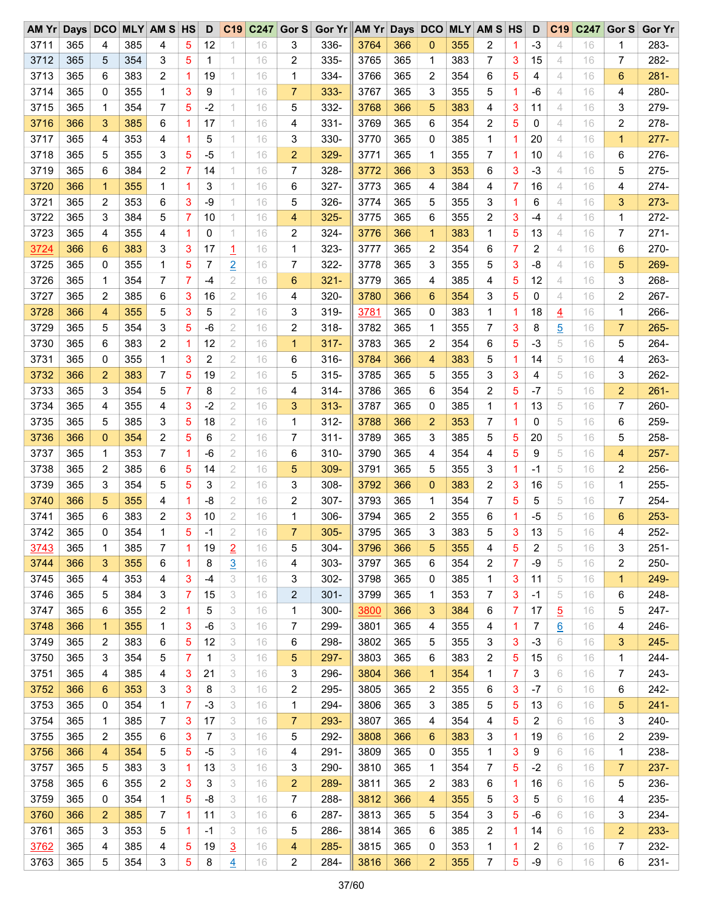| AM Yr | Days | DCO | MLY | AM S | HS | D | C19 | C247 | Gor S | Gor Yr |
|---|---|---|---|---|---|---|---|---|---|---|
| 3711 | 365 | 4 | 385 | 4 | 5 | 12 | 1 | 16 | 3 | 336- |
| 3712 | 365 | 5 | 354 | 3 | 5 | 1 | 1 | 16 | 2 | 335- |
| 3713 | 365 | 6 | 383 | 2 | 1 | 19 | 1 | 16 | 1 | 334- |
| 3714 | 365 | 0 | 355 | 1 | 3 | 9 | 1 | 16 | 7 | 333- |
| 3715 | 365 | 1 | 354 | 7 | 5 | -2 | 1 | 16 | 5 | 332- |
| 3716 | 366 | 3 | 385 | 6 | 1 | 17 | 1 | 16 | 4 | 331- |
| 3717 | 365 | 4 | 353 | 4 | 1 | 5 | 1 | 16 | 3 | 330- |
| 3718 | 365 | 5 | 355 | 3 | 5 | -5 | 1 | 16 | 2 | 329- |
| 3719 | 365 | 6 | 384 | 2 | 7 | 14 | 1 | 16 | 7 | 328- |
| 3720 | 366 | 1 | 355 | 1 | 1 | 3 | 1 | 16 | 6 | 327- |
| 3721 | 365 | 2 | 353 | 6 | 3 | -9 | 1 | 16 | 5 | 326- |
| 3722 | 365 | 3 | 384 | 5 | 7 | 10 | 1 | 16 | 4 | 325- |
| 3723 | 365 | 4 | 355 | 4 | 1 | 0 | 1 | 16 | 2 | 324- |
| 3724 | 366 | 6 | 383 | 3 | 3 | 17 | 1 | 16 | 1 | 323- |
| 3725 | 365 | 0 | 355 | 1 | 5 | 7 | 2 | 16 | 7 | 322- |
| 3726 | 365 | 1 | 354 | 7 | 7 | -4 | 2 | 16 | 6 | 321- |
| 3727 | 365 | 2 | 385 | 6 | 3 | 16 | 2 | 16 | 4 | 320- |
| 3728 | 366 | 4 | 355 | 5 | 3 | 5 | 2 | 16 | 3 | 319- |
| 3729 | 365 | 5 | 354 | 3 | 5 | -6 | 2 | 16 | 2 | 318- |
| 3730 | 365 | 6 | 383 | 2 | 1 | 12 | 2 | 16 | 1 | 317- |
| 3731 | 365 | 0 | 355 | 1 | 3 | 2 | 2 | 16 | 6 | 316- |
| 3732 | 366 | 2 | 383 | 7 | 5 | 19 | 2 | 16 | 5 | 315- |
| 3733 | 365 | 3 | 354 | 5 | 7 | 8 | 2 | 16 | 4 | 314- |
| 3734 | 365 | 4 | 355 | 4 | 3 | -2 | 2 | 16 | 3 | 313- |
| 3735 | 365 | 5 | 385 | 3 | 5 | 18 | 2 | 16 | 1 | 312- |
| 3736 | 366 | 0 | 354 | 2 | 5 | 6 | 2 | 16 | 7 | 311- |
| 3737 | 365 | 1 | 353 | 7 | 1 | -6 | 2 | 16 | 6 | 310- |
| 3738 | 365 | 2 | 385 | 6 | 5 | 14 | 2 | 16 | 5 | 309- |
| 3739 | 365 | 3 | 354 | 5 | 5 | 3 | 2 | 16 | 3 | 308- |
| 3740 | 366 | 5 | 355 | 4 | 1 | -8 | 2 | 16 | 2 | 307- |
| 3741 | 365 | 6 | 383 | 2 | 3 | 10 | 2 | 16 | 1 | 306- |
| 3742 | 365 | 0 | 354 | 1 | 5 | -1 | 2 | 16 | 7 | 305- |
| 3743 | 365 | 1 | 385 | 7 | 1 | 19 | 2 | 16 | 5 | 304- |
| 3744 | 366 | 3 | 355 | 6 | 1 | 8 | 3 | 16 | 4 | 303- |
| 3745 | 365 | 4 | 353 | 4 | 3 | -4 | 3 | 16 | 3 | 302- |
| 3746 | 365 | 5 | 384 | 3 | 7 | 15 | 3 | 16 | 2 | 301- |
| 3747 | 365 | 6 | 355 | 2 | 1 | 5 | 3 | 16 | 1 | 300- |
| 3748 | 366 | 1 | 355 | 1 | 3 | -6 | 3 | 16 | 7 | 299- |
| 3749 | 365 | 2 | 383 | 6 | 5 | 12 | 3 | 16 | 6 | 298- |
| 3750 | 365 | 3 | 354 | 5 | 7 | 1 | 3 | 16 | 5 | 297- |
| 3751 | 365 | 4 | 385 | 4 | 3 | 21 | 3 | 16 | 3 | 296- |
| 3752 | 366 | 6 | 353 | 3 | 3 | 8 | 3 | 16 | 2 | 295- |
| 3753 | 365 | 0 | 354 | 1 | 7 | -3 | 3 | 16 | 1 | 294- |
| 3754 | 365 | 1 | 385 | 7 | 3 | 17 | 3 | 16 | 7 | 293- |
| 3755 | 365 | 2 | 355 | 6 | 3 | 7 | 3 | 16 | 5 | 292- |
| 3756 | 366 | 4 | 354 | 5 | 5 | -5 | 3 | 16 | 4 | 291- |
| 3757 | 365 | 5 | 383 | 3 | 1 | 13 | 3 | 16 | 3 | 290- |
| 3758 | 365 | 6 | 355 | 2 | 3 | 3 | 3 | 16 | 2 | 289- |
| 3759 | 365 | 0 | 354 | 1 | 5 | -8 | 3 | 16 | 7 | 288- |
| 3760 | 366 | 2 | 385 | 7 | 1 | 11 | 3 | 16 | 6 | 287- |
| 3761 | 365 | 3 | 353 | 5 | 1 | -1 | 3 | 16 | 5 | 286- |
| 3762 | 365 | 4 | 385 | 4 | 5 | 19 | 3 | 16 | 4 | 285- |
| 3763 | 365 | 5 | 354 | 3 | 5 | 8 | 4 | 16 | 2 | 284- |
| 3764 | 366 | 0 | 355 | 2 | 1 | -3 | 4 | 16 | 1 | 283- |
| 3765 | 365 | 1 | 383 | 7 | 3 | 15 | 4 | 16 | 7 | 282- |
| 3766 | 365 | 2 | 354 | 6 | 5 | 4 | 4 | 16 | 6 | 281- |
| 3767 | 365 | 3 | 355 | 5 | 1 | -6 | 4 | 16 | 4 | 280- |
| 3768 | 366 | 5 | 383 | 4 | 3 | 11 | 4 | 16 | 3 | 279- |
| 3769 | 365 | 6 | 354 | 2 | 5 | 0 | 4 | 16 | 2 | 278- |
| 3770 | 365 | 0 | 385 | 1 | 1 | 20 | 4 | 16 | 1 | 277- |
| 3771 | 365 | 1 | 355 | 7 | 1 | 10 | 4 | 16 | 6 | 276- |
| 3772 | 366 | 3 | 353 | 6 | 3 | -3 | 4 | 16 | 5 | 275- |
| 3773 | 365 | 4 | 384 | 4 | 7 | 16 | 4 | 16 | 4 | 274- |
| 3774 | 365 | 5 | 355 | 3 | 1 | 6 | 4 | 16 | 3 | 273- |
| 3775 | 365 | 6 | 355 | 2 | 3 | -4 | 4 | 16 | 1 | 272- |
| 3776 | 366 | 1 | 383 | 1 | 5 | 13 | 4 | 16 | 7 | 271- |
| 3777 | 365 | 2 | 354 | 6 | 7 | 2 | 4 | 16 | 6 | 270- |
| 3778 | 365 | 3 | 355 | 5 | 3 | -8 | 4 | 16 | 5 | 269- |
| 3779 | 365 | 4 | 385 | 4 | 5 | 12 | 4 | 16 | 3 | 268- |
| 3780 | 366 | 6 | 354 | 3 | 5 | 0 | 4 | 16 | 2 | 267- |
| 3781 | 365 | 0 | 383 | 1 | 1 | 18 | 4 | 16 | 1 | 266- |
| 3782 | 365 | 1 | 355 | 7 | 3 | 8 | 5 | 16 | 7 | 265- |
| 3783 | 365 | 2 | 354 | 6 | 5 | -3 | 5 | 16 | 5 | 264- |
| 3784 | 366 | 4 | 383 | 5 | 1 | 14 | 5 | 16 | 4 | 263- |
| 3785 | 365 | 5 | 355 | 3 | 3 | 4 | 5 | 16 | 3 | 262- |
| 3786 | 365 | 6 | 354 | 2 | 5 | -7 | 5 | 16 | 2 | 261- |
| 3787 | 365 | 0 | 385 | 1 | 1 | 13 | 5 | 16 | 7 | 260- |
| 3788 | 366 | 2 | 353 | 7 | 1 | 0 | 5 | 16 | 6 | 259- |
| 3789 | 365 | 3 | 385 | 5 | 5 | 20 | 5 | 16 | 5 | 258- |
| 3790 | 365 | 4 | 354 | 4 | 5 | 9 | 5 | 16 | 4 | 257- |
| 3791 | 365 | 5 | 355 | 3 | 1 | -1 | 5 | 16 | 2 | 256- |
| 3792 | 366 | 0 | 383 | 2 | 3 | 16 | 5 | 16 | 1 | 255- |
| 3793 | 365 | 1 | 354 | 7 | 5 | 5 | 5 | 16 | 7 | 254- |
| 3794 | 365 | 2 | 355 | 6 | 1 | -5 | 5 | 16 | 6 | 253- |
| 3795 | 365 | 3 | 383 | 5 | 3 | 13 | 5 | 16 | 4 | 252- |
| 3796 | 366 | 5 | 355 | 4 | 5 | 2 | 5 | 16 | 3 | 251- |
| 3797 | 365 | 6 | 354 | 2 | 7 | -9 | 5 | 16 | 2 | 250- |
| 3798 | 365 | 0 | 385 | 1 | 3 | 11 | 5 | 16 | 1 | 249- |
| 3799 | 365 | 1 | 353 | 7 | 3 | -1 | 5 | 16 | 6 | 248- |
| 3800 | 366 | 3 | 384 | 6 | 7 | 17 | 5 | 16 | 5 | 247- |
| 3801 | 365 | 4 | 355 | 4 | 1 | 7 | 6 | 16 | 4 | 246- |
| 3802 | 365 | 5 | 355 | 3 | 3 | -3 | 6 | 16 | 3 | 245- |
| 3803 | 365 | 6 | 383 | 2 | 5 | 15 | 6 | 16 | 1 | 244- |
| 3804 | 366 | 1 | 354 | 1 | 7 | 3 | 6 | 16 | 7 | 243- |
| 3805 | 365 | 2 | 355 | 6 | 3 | -7 | 6 | 16 | 6 | 242- |
| 3806 | 365 | 3 | 385 | 5 | 5 | 13 | 6 | 16 | 5 | 241- |
| 3807 | 365 | 4 | 354 | 4 | 5 | 2 | 6 | 16 | 3 | 240- |
| 3808 | 366 | 6 | 383 | 3 | 1 | 19 | 6 | 16 | 2 | 239- |
| 3809 | 365 | 0 | 355 | 1 | 3 | 9 | 6 | 16 | 1 | 238- |
| 3810 | 365 | 1 | 354 | 7 | 5 | -2 | 6 | 16 | 7 | 237- |
| 3811 | 365 | 2 | 383 | 6 | 1 | 16 | 6 | 16 | 5 | 236- |
| 3812 | 366 | 4 | 355 | 5 | 3 | 5 | 6 | 16 | 4 | 235- |
| 3813 | 365 | 5 | 354 | 3 | 5 | -6 | 6 | 16 | 3 | 234- |
| 3814 | 365 | 6 | 385 | 2 | 1 | 14 | 6 | 16 | 2 | 233- |
| 3815 | 365 | 0 | 353 | 1 | 1 | 2 | 6 | 16 | 7 | 232- |
| 3816 | 366 | 2 | 355 | 7 | 5 | -9 | 6 | 16 | 6 | 231- |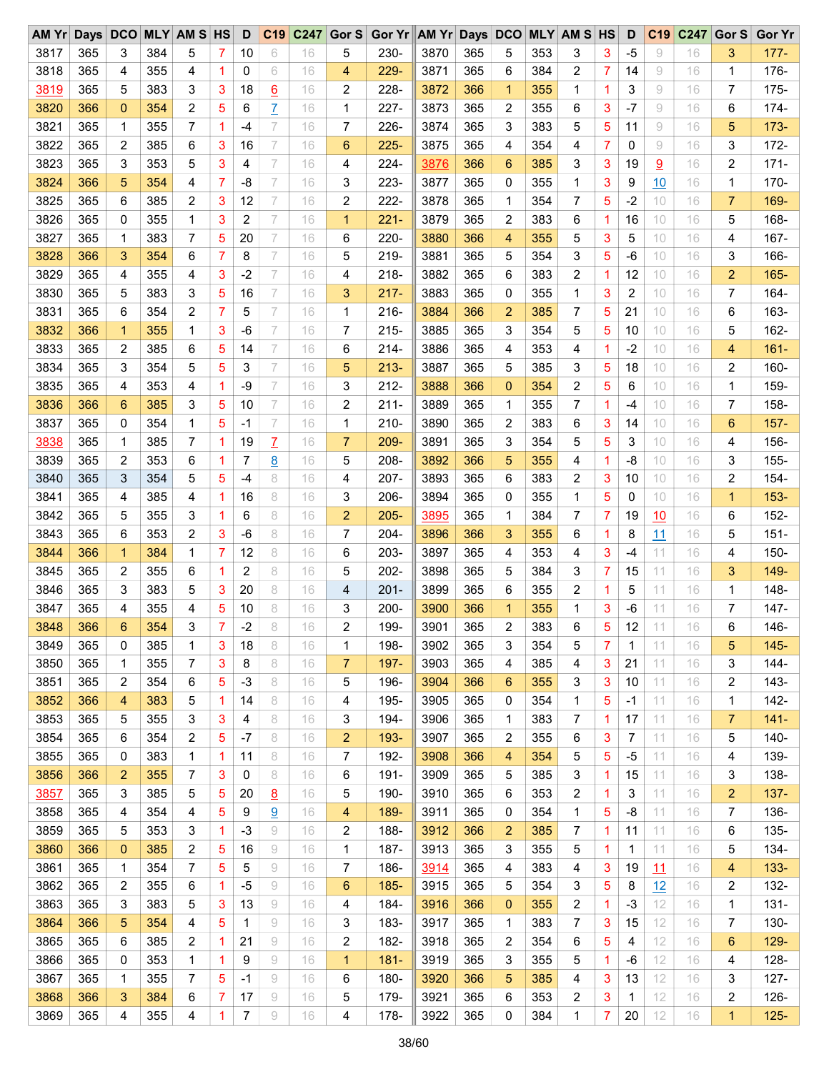| AM Yr | Days | DCO | MLY | AM S | HS | D | C19 | C247 | Gor S | Gor Yr | AM Yr | Days | DCO | MLY | AM S | HS | D | C19 | C247 | Gor S | Gor Yr |
|---|---|---|---|---|---|---|---|---|---|---|---|---|---|---|---|---|---|---|---|---|---|
| 3817 | 365 | 3 | 384 | 5 | 7 | 10 | 6 | 16 | 5 | 230- | 3870 | 365 | 5 | 353 | 3 | 3 | -5 | 9 | 16 | 3 | 177- |
| 3818 | 365 | 4 | 355 | 4 | 1 | 0 | 6 | 16 | 4 | 229- | 3871 | 365 | 6 | 384 | 2 | 7 | 14 | 9 | 16 | 1 | 176- |
| 3819 | 365 | 5 | 383 | 3 | 3 | 18 | 6 | 16 | 2 | 228- | 3872 | 366 | 1 | 355 | 1 | 1 | 3 | 9 | 16 | 7 | 175- |
| 3820 | 366 | 0 | 354 | 2 | 5 | 6 | 7 | 16 | 1 | 227- | 3873 | 365 | 2 | 355 | 6 | 3 | -7 | 9 | 16 | 6 | 174- |
| 3821 | 365 | 1 | 355 | 7 | 1 | -4 | 7 | 16 | 7 | 226- | 3874 | 365 | 3 | 383 | 5 | 5 | 11 | 9 | 16 | 5 | 173- |
| 3822 | 365 | 2 | 385 | 6 | 3 | 16 | 7 | 16 | 6 | 225- | 3875 | 365 | 4 | 354 | 4 | 7 | 0 | 9 | 16 | 3 | 172- |
| 3823 | 365 | 3 | 353 | 5 | 3 | 4 | 7 | 16 | 4 | 224- | 3876 | 366 | 6 | 385 | 3 | 3 | 19 | 9 | 16 | 2 | 171- |
| 3824 | 366 | 5 | 354 | 4 | 7 | -8 | 7 | 16 | 3 | 223- | 3877 | 365 | 0 | 355 | 1 | 3 | 9 | 10 | 16 | 1 | 170- |
| 3825 | 365 | 6 | 385 | 2 | 3 | 12 | 7 | 16 | 2 | 222- | 3878 | 365 | 1 | 354 | 7 | 5 | -2 | 10 | 16 | 7 | 169- |
| 3826 | 365 | 0 | 355 | 1 | 3 | 2 | 7 | 16 | 1 | 221- | 3879 | 365 | 2 | 383 | 6 | 1 | 16 | 10 | 16 | 5 | 168- |
| 3827 | 365 | 1 | 383 | 7 | 5 | 20 | 7 | 16 | 6 | 220- | 3880 | 366 | 4 | 355 | 5 | 3 | 5 | 10 | 16 | 4 | 167- |
| 3828 | 366 | 3 | 354 | 6 | 7 | 8 | 7 | 16 | 5 | 219- | 3881 | 365 | 5 | 354 | 3 | 5 | -6 | 10 | 16 | 3 | 166- |
| 3829 | 365 | 4 | 355 | 4 | 3 | -2 | 7 | 16 | 4 | 218- | 3882 | 365 | 6 | 383 | 2 | 1 | 12 | 10 | 16 | 2 | 165- |
| 3830 | 365 | 5 | 383 | 3 | 5 | 16 | 7 | 16 | 3 | 217- | 3883 | 365 | 0 | 355 | 1 | 3 | 2 | 10 | 16 | 7 | 164- |
| 3831 | 365 | 6 | 354 | 2 | 7 | 5 | 7 | 16 | 1 | 216- | 3884 | 366 | 2 | 385 | 7 | 5 | 21 | 10 | 16 | 6 | 163- |
| 3832 | 366 | 1 | 355 | 1 | 3 | -6 | 7 | 16 | 7 | 215- | 3885 | 365 | 3 | 354 | 5 | 5 | 10 | 10 | 16 | 5 | 162- |
| 3833 | 365 | 2 | 385 | 6 | 5 | 14 | 7 | 16 | 6 | 214- | 3886 | 365 | 4 | 353 | 4 | 1 | -2 | 10 | 16 | 4 | 161- |
| 3834 | 365 | 3 | 354 | 5 | 5 | 3 | 7 | 16 | 5 | 213- | 3887 | 365 | 5 | 385 | 3 | 5 | 18 | 10 | 16 | 2 | 160- |
| 3835 | 365 | 4 | 353 | 4 | 1 | -9 | 7 | 16 | 3 | 212- | 3888 | 366 | 0 | 354 | 2 | 5 | 6 | 10 | 16 | 1 | 159- |
| 3836 | 366 | 6 | 385 | 3 | 5 | 10 | 7 | 16 | 2 | 211- | 3889 | 365 | 1 | 355 | 7 | 1 | -4 | 10 | 16 | 7 | 158- |
| 3837 | 365 | 0 | 354 | 1 | 5 | -1 | 7 | 16 | 1 | 210- | 3890 | 365 | 2 | 383 | 6 | 3 | 14 | 10 | 16 | 6 | 157- |
| 3838 | 365 | 1 | 385 | 7 | 1 | 19 | 7 | 16 | 7 | 209- | 3891 | 365 | 3 | 354 | 5 | 5 | 3 | 10 | 16 | 4 | 156- |
| 3839 | 365 | 2 | 353 | 6 | 1 | 7 | 8 | 16 | 5 | 208- | 3892 | 366 | 5 | 355 | 4 | 1 | -8 | 10 | 16 | 3 | 155- |
| 3840 | 365 | 3 | 354 | 5 | 5 | -4 | 8 | 16 | 4 | 207- | 3893 | 365 | 6 | 383 | 2 | 3 | 10 | 10 | 16 | 2 | 154- |
| 3841 | 365 | 4 | 385 | 4 | 1 | 16 | 8 | 16 | 3 | 206- | 3894 | 365 | 0 | 355 | 1 | 5 | 0 | 10 | 16 | 1 | 153- |
| 3842 | 365 | 5 | 355 | 3 | 1 | 6 | 8 | 16 | 2 | 205- | 3895 | 365 | 1 | 384 | 7 | 7 | 19 | 10 | 16 | 6 | 152- |
| 3843 | 365 | 6 | 353 | 2 | 3 | -6 | 8 | 16 | 7 | 204- | 3896 | 366 | 3 | 355 | 6 | 1 | 8 | 11 | 16 | 5 | 151- |
| 3844 | 366 | 1 | 384 | 1 | 7 | 12 | 8 | 16 | 6 | 203- | 3897 | 365 | 4 | 353 | 4 | 3 | -4 | 11 | 16 | 4 | 150- |
| 3845 | 365 | 2 | 355 | 6 | 1 | 2 | 8 | 16 | 5 | 202- | 3898 | 365 | 5 | 384 | 3 | 7 | 15 | 11 | 16 | 3 | 149- |
| 3846 | 365 | 3 | 383 | 5 | 3 | 20 | 8 | 16 | 4 | 201- | 3899 | 365 | 6 | 355 | 2 | 1 | 5 | 11 | 16 | 1 | 148- |
| 3847 | 365 | 4 | 355 | 4 | 5 | 10 | 8 | 16 | 3 | 200- | 3900 | 366 | 1 | 355 | 1 | 3 | -6 | 11 | 16 | 7 | 147- |
| 3848 | 366 | 6 | 354 | 3 | 7 | -2 | 8 | 16 | 2 | 199- | 3901 | 365 | 2 | 383 | 6 | 5 | 12 | 11 | 16 | 6 | 146- |
| 3849 | 365 | 0 | 385 | 1 | 3 | 18 | 8 | 16 | 1 | 198- | 3902 | 365 | 3 | 354 | 5 | 7 | 1 | 11 | 16 | 5 | 145- |
| 3850 | 365 | 1 | 355 | 7 | 3 | 8 | 8 | 16 | 7 | 197- | 3903 | 365 | 4 | 385 | 4 | 3 | 21 | 11 | 16 | 3 | 144- |
| 3851 | 365 | 2 | 354 | 6 | 5 | -3 | 8 | 16 | 5 | 196- | 3904 | 366 | 6 | 355 | 3 | 3 | 10 | 11 | 16 | 2 | 143- |
| 3852 | 366 | 4 | 383 | 5 | 1 | 14 | 8 | 16 | 4 | 195- | 3905 | 365 | 0 | 354 | 1 | 5 | -1 | 11 | 16 | 1 | 142- |
| 3853 | 365 | 5 | 355 | 3 | 3 | 4 | 8 | 16 | 3 | 194- | 3906 | 365 | 1 | 383 | 7 | 1 | 17 | 11 | 16 | 7 | 141- |
| 3854 | 365 | 6 | 354 | 2 | 5 | -7 | 8 | 16 | 2 | 193- | 3907 | 365 | 2 | 355 | 6 | 3 | 7 | 11 | 16 | 5 | 140- |
| 3855 | 365 | 0 | 383 | 1 | 1 | 11 | 8 | 16 | 7 | 192- | 3908 | 366 | 4 | 354 | 5 | 5 | -5 | 11 | 16 | 4 | 139- |
| 3856 | 366 | 2 | 355 | 7 | 3 | 0 | 8 | 16 | 6 | 191- | 3909 | 365 | 5 | 385 | 3 | 1 | 15 | 11 | 16 | 3 | 138- |
| 3857 | 365 | 3 | 385 | 5 | 5 | 20 | 8 | 16 | 5 | 190- | 3910 | 365 | 6 | 353 | 2 | 1 | 3 | 11 | 16 | 2 | 137- |
| 3858 | 365 | 4 | 354 | 4 | 5 | 9 | 9 | 16 | 4 | 189- | 3911 | 365 | 0 | 354 | 1 | 5 | -8 | 11 | 16 | 7 | 136- |
| 3859 | 365 | 5 | 353 | 3 | 1 | -3 | 9 | 16 | 2 | 188- | 3912 | 366 | 2 | 385 | 7 | 1 | 11 | 11 | 16 | 6 | 135- |
| 3860 | 366 | 0 | 385 | 2 | 5 | 16 | 9 | 16 | 1 | 187- | 3913 | 365 | 3 | 355 | 5 | 1 | 1 | 11 | 16 | 5 | 134- |
| 3861 | 365 | 1 | 354 | 7 | 5 | 5 | 9 | 16 | 7 | 186- | 3914 | 365 | 4 | 383 | 4 | 3 | 19 | 11 | 16 | 4 | 133- |
| 3862 | 365 | 2 | 355 | 6 | 1 | -5 | 9 | 16 | 6 | 185- | 3915 | 365 | 5 | 354 | 3 | 5 | 8 | 12 | 16 | 2 | 132- |
| 3863 | 365 | 3 | 383 | 5 | 3 | 13 | 9 | 16 | 4 | 184- | 3916 | 366 | 0 | 355 | 2 | 1 | -3 | 12 | 16 | 1 | 131- |
| 3864 | 366 | 5 | 354 | 4 | 5 | 1 | 9 | 16 | 3 | 183- | 3917 | 365 | 1 | 383 | 7 | 3 | 15 | 12 | 16 | 7 | 130- |
| 3865 | 365 | 6 | 385 | 2 | 1 | 21 | 9 | 16 | 2 | 182- | 3918 | 365 | 2 | 354 | 6 | 5 | 4 | 12 | 16 | 6 | 129- |
| 3866 | 365 | 0 | 353 | 1 | 1 | 9 | 9 | 16 | 1 | 181- | 3919 | 365 | 3 | 355 | 5 | 1 | -6 | 12 | 16 | 4 | 128- |
| 3867 | 365 | 1 | 355 | 7 | 5 | -1 | 9 | 16 | 6 | 180- | 3920 | 366 | 5 | 385 | 4 | 3 | 13 | 12 | 16 | 3 | 127- |
| 3868 | 366 | 3 | 384 | 6 | 7 | 17 | 9 | 16 | 5 | 179- | 3921 | 365 | 6 | 353 | 2 | 3 | 1 | 12 | 16 | 2 | 126- |
| 3869 | 365 | 4 | 355 | 4 | 1 | 7 | 9 | 16 | 4 | 178- | 3922 | 365 | 0 | 384 | 1 | 7 | 20 | 12 | 16 | 1 | 125- |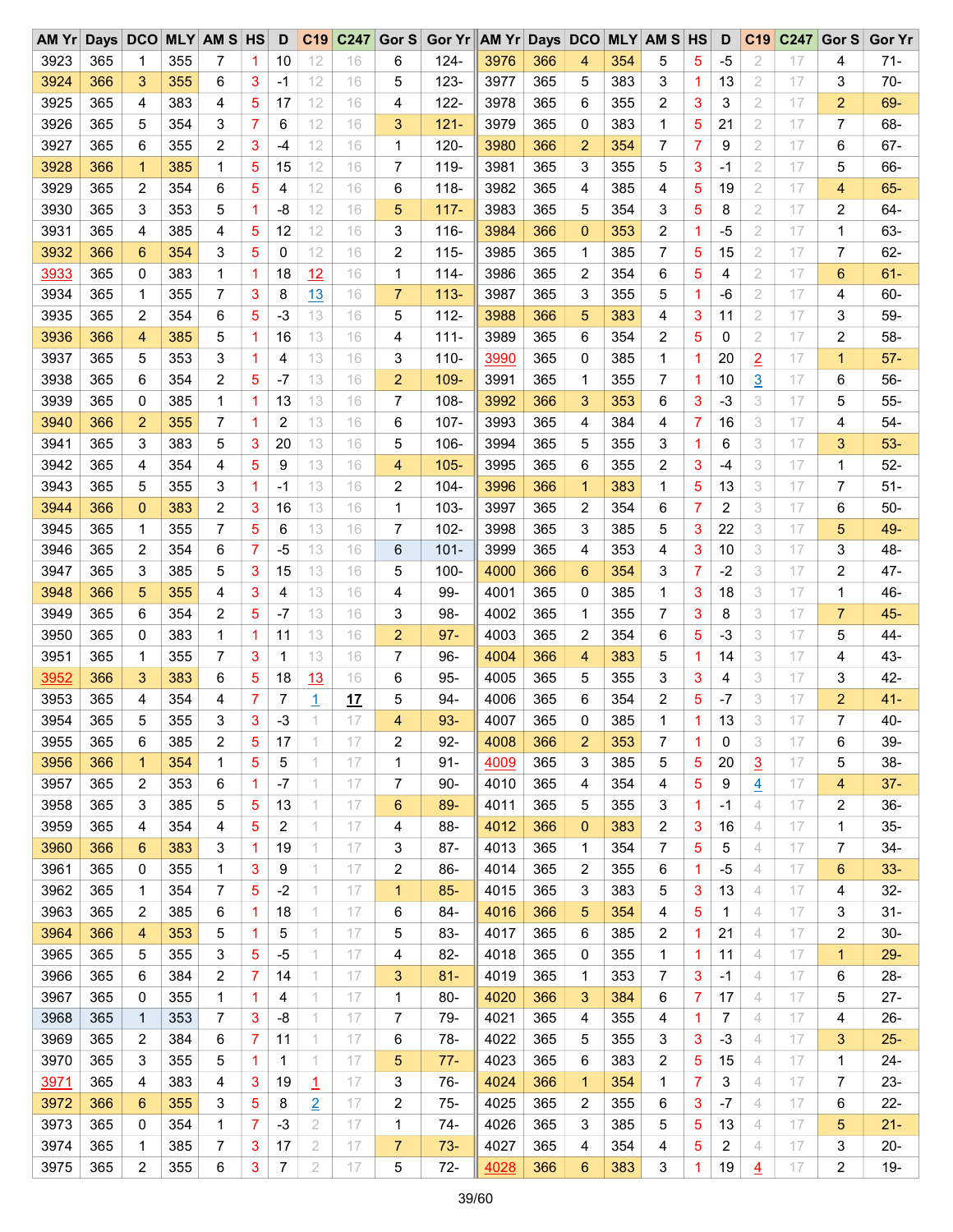| AM Yr | Days | DCO | MLY | AM S | HS | D | C19 | C247 | Gor S | Gor Yr | AM Yr | Days | DCO | MLY | AM S | HS | D | C19 | C247 | Gor S | Gor Yr |
|---|---|---|---|---|---|---|---|---|---|---|---|---|---|---|---|---|---|---|---|---|---|
| 3923 | 365 | 1 | 355 | 7 | 1 | 10 | 12 | 16 | 6 | 124- | 3976 | 366 | 4 | 354 | 5 | 5 | -5 | 2 | 17 | 4 | 71- |
| 3924 | 366 | 3 | 355 | 6 | 3 | -1 | 12 | 16 | 5 | 123- | 3977 | 365 | 5 | 383 | 3 | 1 | 13 | 2 | 17 | 3 | 70- |
| 3925 | 365 | 4 | 383 | 4 | 5 | 17 | 12 | 16 | 4 | 122- | 3978 | 365 | 6 | 355 | 2 | 3 | 3 | 2 | 17 | 2 | 69- |
| 3926 | 365 | 5 | 354 | 3 | 7 | 6 | 12 | 16 | 3 | 121- | 3979 | 365 | 0 | 383 | 1 | 5 | 21 | 2 | 17 | 7 | 68- |
| 3927 | 365 | 6 | 355 | 2 | 3 | -4 | 12 | 16 | 1 | 120- | 3980 | 366 | 2 | 354 | 7 | 7 | 9 | 2 | 17 | 6 | 67- |
| 3928 | 366 | 1 | 385 | 1 | 5 | 15 | 12 | 16 | 7 | 119- | 3981 | 365 | 3 | 355 | 5 | 3 | -1 | 2 | 17 | 5 | 66- |
| 3929 | 365 | 2 | 354 | 6 | 5 | 4 | 12 | 16 | 6 | 118- | 3982 | 365 | 4 | 385 | 4 | 5 | 19 | 2 | 17 | 4 | 65- |
| 3930 | 365 | 3 | 353 | 5 | 1 | -8 | 12 | 16 | 5 | 117- | 3983 | 365 | 5 | 354 | 3 | 5 | 8 | 2 | 17 | 2 | 64- |
| 3931 | 365 | 4 | 385 | 4 | 5 | 12 | 12 | 16 | 3 | 116- | 3984 | 366 | 0 | 353 | 2 | 1 | -5 | 2 | 17 | 1 | 63- |
| 3932 | 366 | 6 | 354 | 3 | 5 | 0 | 12 | 16 | 2 | 115- | 3985 | 365 | 1 | 385 | 7 | 5 | 15 | 2 | 17 | 7 | 62- |
| 3933 | 365 | 0 | 383 | 1 | 1 | 18 | 12 | 16 | 1 | 114- | 3986 | 365 | 2 | 354 | 6 | 5 | 4 | 2 | 17 | 6 | 61- |
| 3934 | 365 | 1 | 355 | 7 | 3 | 8 | 13 | 16 | 7 | 113- | 3987 | 365 | 3 | 355 | 5 | 1 | -6 | 2 | 17 | 4 | 60- |
| 3935 | 365 | 2 | 354 | 6 | 5 | -3 | 13 | 16 | 5 | 112- | 3988 | 366 | 5 | 383 | 4 | 3 | 11 | 2 | 17 | 3 | 59- |
| 3936 | 366 | 4 | 385 | 5 | 1 | 16 | 13 | 16 | 4 | 111- | 3989 | 365 | 6 | 354 | 2 | 5 | 0 | 2 | 17 | 2 | 58- |
| 3937 | 365 | 5 | 353 | 3 | 1 | 4 | 13 | 16 | 3 | 110- | 3990 | 365 | 0 | 385 | 1 | 1 | 20 | 2 | 17 | 1 | 57- |
| 3938 | 365 | 6 | 354 | 2 | 5 | -7 | 13 | 16 | 2 | 109- | 3991 | 365 | 1 | 355 | 7 | 1 | 10 | 3 | 17 | 6 | 56- |
| 3939 | 365 | 0 | 385 | 1 | 1 | 13 | 13 | 16 | 7 | 108- | 3992 | 366 | 3 | 353 | 6 | 3 | -3 | 3 | 17 | 5 | 55- |
| 3940 | 366 | 2 | 355 | 7 | 1 | 2 | 13 | 16 | 6 | 107- | 3993 | 365 | 4 | 384 | 4 | 7 | 16 | 3 | 17 | 4 | 54- |
| 3941 | 365 | 3 | 383 | 5 | 3 | 20 | 13 | 16 | 5 | 106- | 3994 | 365 | 5 | 355 | 3 | 1 | 6 | 3 | 17 | 3 | 53- |
| 3942 | 365 | 4 | 354 | 4 | 5 | 9 | 13 | 16 | 4 | 105- | 3995 | 365 | 6 | 355 | 2 | 3 | -4 | 3 | 17 | 1 | 52- |
| 3943 | 365 | 5 | 355 | 3 | 1 | -1 | 13 | 16 | 2 | 104- | 3996 | 366 | 1 | 383 | 1 | 5 | 13 | 3 | 17 | 7 | 51- |
| 3944 | 366 | 0 | 383 | 2 | 3 | 16 | 13 | 16 | 1 | 103- | 3997 | 365 | 2 | 354 | 6 | 7 | 2 | 3 | 17 | 6 | 50- |
| 3945 | 365 | 1 | 355 | 7 | 5 | 6 | 13 | 16 | 7 | 102- | 3998 | 365 | 3 | 385 | 5 | 3 | 22 | 3 | 17 | 5 | 49- |
| 3946 | 365 | 2 | 354 | 6 | 7 | -5 | 13 | 16 | 6 | 101- | 3999 | 365 | 4 | 353 | 4 | 3 | 10 | 3 | 17 | 3 | 48- |
| 3947 | 365 | 3 | 385 | 5 | 3 | 15 | 13 | 16 | 5 | 100- | 4000 | 366 | 6 | 354 | 3 | 7 | -2 | 3 | 17 | 2 | 47- |
| 3948 | 366 | 5 | 355 | 4 | 3 | 4 | 13 | 16 | 4 | 99- | 4001 | 365 | 0 | 385 | 1 | 3 | 18 | 3 | 17 | 1 | 46- |
| 3949 | 365 | 6 | 354 | 2 | 5 | -7 | 13 | 16 | 3 | 98- | 4002 | 365 | 1 | 355 | 7 | 3 | 8 | 3 | 17 | 7 | 45- |
| 3950 | 365 | 0 | 383 | 1 | 1 | 11 | 13 | 16 | 2 | 97- | 4003 | 365 | 2 | 354 | 6 | 5 | -3 | 3 | 17 | 5 | 44- |
| 3951 | 365 | 1 | 355 | 7 | 3 | 1 | 13 | 16 | 7 | 96- | 4004 | 366 | 4 | 383 | 5 | 1 | 14 | 3 | 17 | 4 | 43- |
| 3952 | 366 | 3 | 383 | 6 | 5 | 18 | 13 | 16 | 6 | 95- | 4005 | 365 | 5 | 355 | 3 | 3 | 4 | 3 | 17 | 3 | 42- |
| 3953 | 365 | 4 | 354 | 4 | 7 | 7 | 1 | **17** | 5 | 94- | 4006 | 365 | 6 | 354 | 2 | 5 | -7 | 3 | 17 | 2 | 41- |
| 3954 | 365 | 5 | 355 | 3 | 3 | -3 | 1 | 17 | 4 | 93- | 4007 | 365 | 0 | 385 | 1 | 1 | 13 | 3 | 17 | 7 | 40- |
| 3955 | 365 | 6 | 385 | 2 | 5 | 17 | 1 | 17 | 2 | 92- | 4008 | 366 | 2 | 353 | 7 | 1 | 0 | 3 | 17 | 6 | 39- |
| 3956 | 366 | 1 | 354 | 1 | 5 | 5 | 1 | 17 | 1 | 91- | 4009 | 365 | 3 | 385 | 5 | 5 | 20 | 3 | 17 | 5 | 38- |
| 3957 | 365 | 2 | 353 | 6 | 1 | -7 | 1 | 17 | 7 | 90- | 4010 | 365 | 4 | 354 | 4 | 5 | 9 | 4 | 17 | 4 | 37- |
| 3958 | 365 | 3 | 385 | 5 | 5 | 13 | 1 | 17 | 6 | 89- | 4011 | 365 | 5 | 355 | 3 | 1 | -1 | 4 | 17 | 2 | 36- |
| 3959 | 365 | 4 | 354 | 4 | 5 | 2 | 1 | 17 | 4 | 88- | 4012 | 366 | 0 | 383 | 2 | 3 | 16 | 4 | 17 | 1 | 35- |
| 3960 | 366 | 6 | 383 | 3 | 1 | 19 | 1 | 17 | 3 | 87- | 4013 | 365 | 1 | 354 | 7 | 5 | 5 | 4 | 17 | 7 | 34- |
| 3961 | 365 | 0 | 355 | 1 | 3 | 9 | 1 | 17 | 2 | 86- | 4014 | 365 | 2 | 355 | 6 | 1 | -5 | 4 | 17 | 6 | 33- |
| 3962 | 365 | 1 | 354 | 7 | 5 | -2 | 1 | 17 | 1 | 85- | 4015 | 365 | 3 | 383 | 5 | 3 | 13 | 4 | 17 | 4 | 32- |
| 3963 | 365 | 2 | 385 | 6 | 1 | 18 | 1 | 17 | 6 | 84- | 4016 | 366 | 5 | 354 | 4 | 5 | 1 | 4 | 17 | 3 | 31- |
| 3964 | 366 | 4 | 353 | 5 | 1 | 5 | 1 | 17 | 5 | 83- | 4017 | 365 | 6 | 385 | 2 | 1 | 21 | 4 | 17 | 2 | 30- |
| 3965 | 365 | 5 | 355 | 3 | 5 | -5 | 1 | 17 | 4 | 82- | 4018 | 365 | 0 | 355 | 1 | 1 | 11 | 4 | 17 | 1 | 29- |
| 3966 | 365 | 6 | 384 | 2 | 7 | 14 | 1 | 17 | 3 | 81- | 4019 | 365 | 1 | 353 | 7 | 3 | -1 | 4 | 17 | 6 | 28- |
| 3967 | 365 | 0 | 355 | 1 | 1 | 4 | 1 | 17 | 1 | 80- | 4020 | 366 | 3 | 384 | 6 | 7 | 17 | 4 | 17 | 5 | 27- |
| 3968 | 365 | 1 | 353 | 7 | 3 | -8 | 1 | 17 | 7 | 79- | 4021 | 365 | 4 | 355 | 4 | 1 | 7 | 4 | 17 | 4 | 26- |
| 3969 | 365 | 2 | 384 | 6 | 7 | 11 | 1 | 17 | 6 | 78- | 4022 | 365 | 5 | 355 | 3 | 3 | -3 | 4 | 17 | 3 | 25- |
| 3970 | 365 | 3 | 355 | 5 | 1 | 1 | 1 | 17 | 5 | 77- | 4023 | 365 | 6 | 383 | 2 | 5 | 15 | 4 | 17 | 1 | 24- |
| 3971 | 365 | 4 | 383 | 4 | 3 | 19 | 1 | 17 | 3 | 76- | 4024 | 366 | 1 | 354 | 1 | 7 | 3 | 4 | 17 | 7 | 23- |
| 3972 | 366 | 6 | 355 | 3 | 5 | 8 | 2 | 17 | 2 | 75- | 4025 | 365 | 2 | 355 | 6 | 3 | -7 | 4 | 17 | 6 | 22- |
| 3973 | 365 | 0 | 354 | 1 | 7 | -3 | 2 | 17 | 1 | 74- | 4026 | 365 | 3 | 385 | 5 | 5 | 13 | 4 | 17 | 5 | 21- |
| 3974 | 365 | 1 | 385 | 7 | 3 | 17 | 2 | 17 | 7 | 73- | 4027 | 365 | 4 | 354 | 4 | 5 | 2 | 4 | 17 | 3 | 20- |
| 3975 | 365 | 2 | 355 | 6 | 3 | 7 | 2 | 17 | 5 | 72- | 4028 | 366 | 6 | 383 | 3 | 1 | 19 | 4 | 17 | 2 | 19- |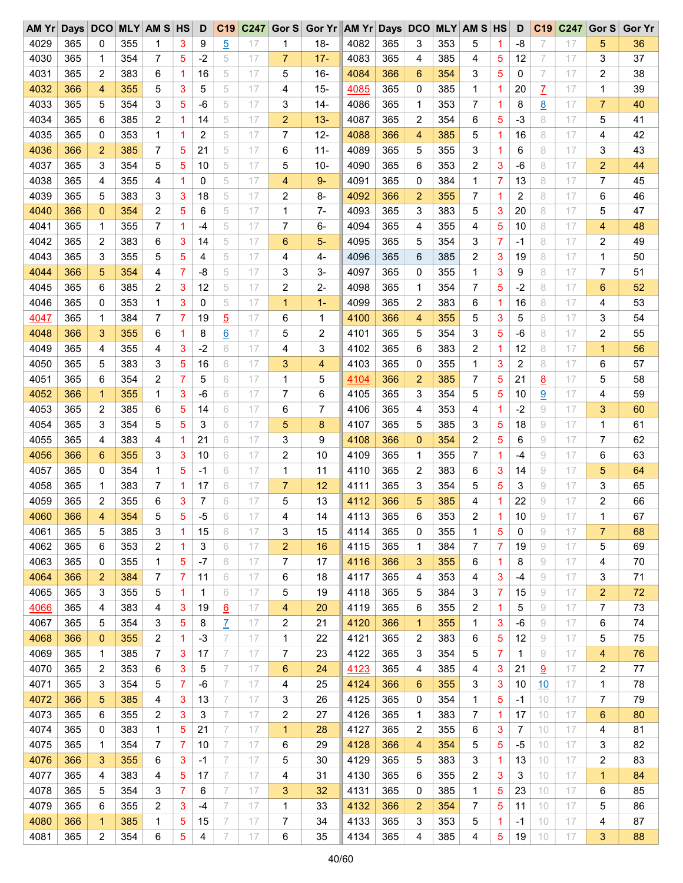| AM Yr | Days | DCO | MLY | AM S | HS | D | C19 | C247 | Gor S | Gor Yr | AM Yr | Days | DCO | MLY | AM S | HS | D | C19 | C247 | Gor S | Gor Yr |
|---|---|---|---|---|---|---|---|---|---|---|---|---|---|---|---|---|---|---|---|---|---|
| 4029 | 365 | 0 | 355 | 1 | 3 | 9 | 5 | 17 | 1 | 18- | 4082 | 365 | 3 | 353 | 5 | 1 | -8 | 7 | 17 | 5 | 36 |
| 4030 | 365 | 1 | 354 | 7 | 5 | -2 | 5 | 17 | 7 | 17- | 4083 | 365 | 4 | 385 | 4 | 5 | 12 | 7 | 17 | 3 | 37 |
| 4031 | 365 | 2 | 383 | 6 | 1 | 16 | 5 | 17 | 5 | 16- | 4084 | 366 | 6 | 354 | 3 | 5 | 0 | 7 | 17 | 2 | 38 |
| 4032 | 366 | 4 | 355 | 5 | 3 | 5 | 5 | 17 | 4 | 15- | 4085 | 365 | 0 | 385 | 1 | 1 | 20 | 7 | 17 | 1 | 39 |
| 4033 | 365 | 5 | 354 | 3 | 5 | -6 | 5 | 17 | 3 | 14- | 4086 | 365 | 1 | 353 | 7 | 1 | 8 | 8 | 17 | 7 | 40 |
| 4034 | 365 | 6 | 385 | 2 | 1 | 14 | 5 | 17 | 2 | 13- | 4087 | 365 | 2 | 354 | 6 | 5 | -3 | 8 | 17 | 5 | 41 |
| 4035 | 365 | 0 | 353 | 1 | 1 | 2 | 5 | 17 | 7 | 12- | 4088 | 366 | 4 | 385 | 5 | 1 | 16 | 8 | 17 | 4 | 42 |
| 4036 | 366 | 2 | 385 | 7 | 5 | 21 | 5 | 17 | 6 | 11- | 4089 | 365 | 5 | 355 | 3 | 1 | 6 | 8 | 17 | 3 | 43 |
| 4037 | 365 | 3 | 354 | 5 | 5 | 10 | 5 | 17 | 5 | 10- | 4090 | 365 | 6 | 353 | 2 | 3 | -6 | 8 | 17 | 2 | 44 |
| 4038 | 365 | 4 | 355 | 4 | 1 | 0 | 5 | 17 | 4 | 9- | 4091 | 365 | 0 | 384 | 1 | 7 | 13 | 8 | 17 | 7 | 45 |
| 4039 | 365 | 5 | 383 | 3 | 3 | 18 | 5 | 17 | 2 | 8- | 4092 | 366 | 2 | 355 | 7 | 1 | 2 | 8 | 17 | 6 | 46 |
| 4040 | 366 | 0 | 354 | 2 | 5 | 6 | 5 | 17 | 1 | 7- | 4093 | 365 | 3 | 383 | 5 | 3 | 20 | 8 | 17 | 5 | 47 |
| 4041 | 365 | 1 | 355 | 7 | 1 | -4 | 5 | 17 | 7 | 6- | 4094 | 365 | 4 | 355 | 4 | 5 | 10 | 8 | 17 | 4 | 48 |
| 4042 | 365 | 2 | 383 | 6 | 3 | 14 | 5 | 17 | 6 | 5- | 4095 | 365 | 5 | 354 | 3 | 7 | -1 | 8 | 17 | 2 | 49 |
| 4043 | 365 | 3 | 355 | 5 | 5 | 4 | 5 | 17 | 4 | 4- | 4096 | 365 | 6 | 385 | 2 | 3 | 19 | 8 | 17 | 1 | 50 |
| 4044 | 366 | 5 | 354 | 4 | 7 | -8 | 5 | 17 | 3 | 3- | 4097 | 365 | 0 | 355 | 1 | 3 | 9 | 8 | 17 | 7 | 51 |
| 4045 | 365 | 6 | 385 | 2 | 3 | 12 | 5 | 17 | 2 | 2- | 4098 | 365 | 1 | 354 | 7 | 5 | -2 | 8 | 17 | 6 | 52 |
| 4046 | 365 | 0 | 353 | 1 | 3 | 0 | 5 | 17 | 1 | 1- | 4099 | 365 | 2 | 383 | 6 | 1 | 16 | 8 | 17 | 4 | 53 |
| 4047 | 365 | 1 | 384 | 7 | 7 | 19 | 5 | 17 | 6 | 1 | 4100 | 366 | 4 | 355 | 5 | 3 | 5 | 8 | 17 | 3 | 54 |
| 4048 | 366 | 3 | 355 | 6 | 1 | 8 | 6 | 17 | 5 | 2 | 4101 | 365 | 5 | 354 | 3 | 5 | -6 | 8 | 17 | 2 | 55 |
| 4049 | 365 | 4 | 355 | 4 | 3 | -2 | 6 | 17 | 4 | 3 | 4102 | 365 | 6 | 383 | 2 | 1 | 12 | 8 | 17 | 1 | 56 |
| 4050 | 365 | 5 | 383 | 3 | 5 | 16 | 6 | 17 | 3 | 4 | 4103 | 365 | 0 | 355 | 1 | 3 | 2 | 8 | 17 | 6 | 57 |
| 4051 | 365 | 6 | 354 | 2 | 7 | 5 | 6 | 17 | 1 | 5 | 4104 | 366 | 2 | 385 | 7 | 5 | 21 | 8 | 17 | 5 | 58 |
| 4052 | 366 | 1 | 355 | 1 | 3 | -6 | 6 | 17 | 7 | 6 | 4105 | 365 | 3 | 354 | 5 | 5 | 10 | 9 | 17 | 4 | 59 |
| 4053 | 365 | 2 | 385 | 6 | 5 | 14 | 6 | 17 | 6 | 7 | 4106 | 365 | 4 | 353 | 4 | 1 | -2 | 9 | 17 | 3 | 60 |
| 4054 | 365 | 3 | 354 | 5 | 5 | 3 | 6 | 17 | 5 | 8 | 4107 | 365 | 5 | 385 | 3 | 5 | 18 | 9 | 17 | 1 | 61 |
| 4055 | 365 | 4 | 383 | 4 | 1 | 21 | 6 | 17 | 3 | 9 | 4108 | 366 | 0 | 354 | 2 | 5 | 6 | 9 | 17 | 7 | 62 |
| 4056 | 366 | 6 | 355 | 3 | 3 | 10 | 6 | 17 | 2 | 10 | 4109 | 365 | 1 | 355 | 7 | 1 | -4 | 9 | 17 | 6 | 63 |
| 4057 | 365 | 0 | 354 | 1 | 5 | -1 | 6 | 17 | 1 | 11 | 4110 | 365 | 2 | 383 | 6 | 3 | 14 | 9 | 17 | 5 | 64 |
| 4058 | 365 | 1 | 383 | 7 | 1 | 17 | 6 | 17 | 7 | 12 | 4111 | 365 | 3 | 354 | 5 | 5 | 3 | 9 | 17 | 3 | 65 |
| 4059 | 365 | 2 | 355 | 6 | 3 | 7 | 6 | 17 | 5 | 13 | 4112 | 366 | 5 | 385 | 4 | 1 | 22 | 9 | 17 | 2 | 66 |
| 4060 | 366 | 4 | 354 | 5 | 5 | -5 | 6 | 17 | 4 | 14 | 4113 | 365 | 6 | 353 | 2 | 1 | 10 | 9 | 17 | 1 | 67 |
| 4061 | 365 | 5 | 385 | 3 | 1 | 15 | 6 | 17 | 3 | 15 | 4114 | 365 | 0 | 355 | 1 | 5 | 0 | 9 | 17 | 7 | 68 |
| 4062 | 365 | 6 | 353 | 2 | 1 | 3 | 6 | 17 | 2 | 16 | 4115 | 365 | 1 | 384 | 7 | 7 | 19 | 9 | 17 | 5 | 69 |
| 4063 | 365 | 0 | 355 | 1 | 5 | -7 | 6 | 17 | 7 | 17 | 4116 | 366 | 3 | 355 | 6 | 1 | 8 | 9 | 17 | 4 | 70 |
| 4064 | 366 | 2 | 384 | 7 | 7 | 11 | 6 | 17 | 6 | 18 | 4117 | 365 | 4 | 353 | 4 | 3 | -4 | 9 | 17 | 3 | 71 |
| 4065 | 365 | 3 | 355 | 5 | 1 | 1 | 6 | 17 | 5 | 19 | 4118 | 365 | 5 | 384 | 3 | 7 | 15 | 9 | 17 | 2 | 72 |
| 4066 | 365 | 4 | 383 | 4 | 3 | 19 | 6 | 17 | 4 | 20 | 4119 | 365 | 6 | 355 | 2 | 1 | 5 | 9 | 17 | 7 | 73 |
| 4067 | 365 | 5 | 354 | 3 | 5 | 8 | 7 | 17 | 2 | 21 | 4120 | 366 | 1 | 355 | 1 | 3 | -6 | 9 | 17 | 6 | 74 |
| 4068 | 366 | 0 | 355 | 2 | 1 | -3 | 7 | 17 | 1 | 22 | 4121 | 365 | 2 | 383 | 6 | 5 | 12 | 9 | 17 | 5 | 75 |
| 4069 | 365 | 1 | 385 | 7 | 3 | 17 | 7 | 17 | 7 | 23 | 4122 | 365 | 3 | 354 | 5 | 7 | 1 | 9 | 17 | 4 | 76 |
| 4070 | 365 | 2 | 353 | 6 | 3 | 5 | 7 | 17 | 6 | 24 | 4123 | 365 | 4 | 385 | 4 | 3 | 21 | 9 | 17 | 2 | 77 |
| 4071 | 365 | 3 | 354 | 5 | 7 | -6 | 7 | 17 | 4 | 25 | 4124 | 366 | 6 | 355 | 3 | 3 | 10 | 10 | 17 | 1 | 78 |
| 4072 | 366 | 5 | 385 | 4 | 3 | 13 | 7 | 17 | 3 | 26 | 4125 | 365 | 0 | 354 | 1 | 5 | -1 | 10 | 17 | 7 | 79 |
| 4073 | 365 | 6 | 355 | 2 | 3 | 3 | 7 | 17 | 2 | 27 | 4126 | 365 | 1 | 383 | 7 | 1 | 17 | 10 | 17 | 6 | 80 |
| 4074 | 365 | 0 | 383 | 1 | 5 | 21 | 7 | 17 | 1 | 28 | 4127 | 365 | 2 | 355 | 6 | 3 | 7 | 10 | 17 | 4 | 81 |
| 4075 | 365 | 1 | 354 | 7 | 7 | 10 | 7 | 17 | 6 | 29 | 4128 | 366 | 4 | 354 | 5 | 5 | -5 | 10 | 17 | 3 | 82 |
| 4076 | 366 | 3 | 355 | 6 | 3 | -1 | 7 | 17 | 5 | 30 | 4129 | 365 | 5 | 383 | 3 | 1 | 13 | 10 | 17 | 2 | 83 |
| 4077 | 365 | 4 | 383 | 4 | 5 | 17 | 7 | 17 | 4 | 31 | 4130 | 365 | 6 | 355 | 2 | 3 | 3 | 10 | 17 | 1 | 84 |
| 4078 | 365 | 5 | 354 | 3 | 7 | 6 | 7 | 17 | 3 | 32 | 4131 | 365 | 0 | 385 | 1 | 5 | 23 | 10 | 17 | 6 | 85 |
| 4079 | 365 | 6 | 355 | 2 | 3 | -4 | 7 | 17 | 1 | 33 | 4132 | 366 | 2 | 354 | 7 | 5 | 11 | 10 | 17 | 5 | 86 |
| 4080 | 366 | 1 | 385 | 1 | 5 | 15 | 7 | 17 | 7 | 34 | 4133 | 365 | 3 | 353 | 5 | 1 | -1 | 10 | 17 | 4 | 87 |
| 4081 | 365 | 2 | 354 | 6 | 5 | 4 | 7 | 17 | 6 | 35 | 4134 | 365 | 4 | 385 | 4 | 5 | 19 | 10 | 17 | 3 | 88 |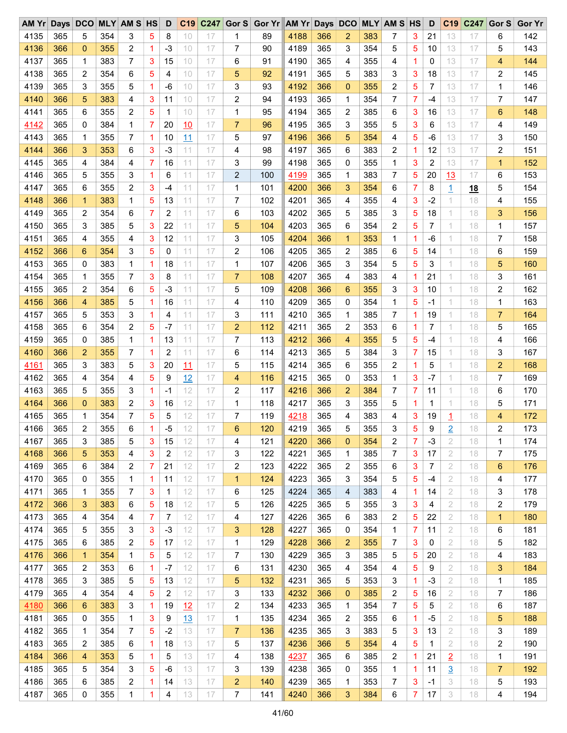| AM Yr | Days | DCO | MLY | AM S | HS | D | C19 | C247 | Gor S | Gor Yr | AM Yr | Days | DCO | MLY | AM S | HS | D | C19 | C247 | Gor S | Gor Yr |
|---|---|---|---|---|---|---|---|---|---|---|---|---|---|---|---|---|---|---|---|---|---|
| 4135 | 365 | 5 | 354 | 3 | 5 | 8 | 10 | 17 | 1 | 89 | 4188 | 366 | 2 | 383 | 7 | 3 | 21 | 13 | 17 | 6 | 142 |
| 4136 | 366 | 0 | 355 | 2 | 1 | -3 | 10 | 17 | 7 | 90 | 4189 | 365 | 3 | 354 | 5 | 5 | 10 | 13 | 17 | 5 | 143 |
| 4137 | 365 | 1 | 383 | 7 | 3 | 15 | 10 | 17 | 6 | 91 | 4190 | 365 | 4 | 355 | 4 | 1 | 0 | 13 | 17 | 4 | 144 |
| 4138 | 365 | 2 | 354 | 6 | 5 | 4 | 10 | 17 | 5 | 92 | 4191 | 365 | 5 | 383 | 3 | 3 | 18 | 13 | 17 | 2 | 145 |
| 4139 | 365 | 3 | 355 | 5 | 1 | -6 | 10 | 17 | 3 | 93 | 4192 | 366 | 0 | 355 | 2 | 5 | 7 | 13 | 17 | 1 | 146 |
| 4140 | 366 | 5 | 383 | 4 | 3 | 11 | 10 | 17 | 2 | 94 | 4193 | 365 | 1 | 354 | 7 | 7 | -4 | 13 | 17 | 7 | 147 |
| 4141 | 365 | 6 | 355 | 2 | 5 | 1 | 10 | 17 | 1 | 95 | 4194 | 365 | 2 | 385 | 6 | 3 | 16 | 13 | 17 | 6 | 148 |
| 4142 | 365 | 0 | 384 | 1 | 7 | 20 | 10 | 17 | 7 | 96 | 4195 | 365 | 3 | 355 | 5 | 3 | 6 | 13 | 17 | 4 | 149 |
| 4143 | 365 | 1 | 355 | 7 | 1 | 10 | 11 | 17 | 5 | 97 | 4196 | 366 | 5 | 354 | 4 | 5 | -6 | 13 | 17 | 3 | 150 |
| 4144 | 366 | 3 | 353 | 6 | 3 | -3 | 11 | 17 | 4 | 98 | 4197 | 365 | 6 | 383 | 2 | 1 | 12 | 13 | 17 | 2 | 151 |
| 4145 | 365 | 4 | 384 | 4 | 7 | 16 | 11 | 17 | 3 | 99 | 4198 | 365 | 0 | 355 | 1 | 3 | 2 | 13 | 17 | 1 | 152 |
| 4146 | 365 | 5 | 355 | 3 | 1 | 6 | 11 | 17 | 2 | 100 | 4199 | 365 | 1 | 383 | 7 | 5 | 20 | 13 | 17 | 6 | 153 |
| 4147 | 365 | 6 | 355 | 2 | 3 | -4 | 11 | 17 | 1 | 101 | 4200 | 366 | 3 | 354 | 6 | 7 | 8 | 1 | **18** | 5 | 154 |
| 4148 | 366 | 1 | 383 | 1 | 5 | 13 | 11 | 17 | 7 | 102 | 4201 | 365 | 4 | 355 | 4 | 3 | -2 | 1 | 18 | 4 | 155 |
| 4149 | 365 | 2 | 354 | 6 | 7 | 2 | 11 | 17 | 6 | 103 | 4202 | 365 | 5 | 385 | 3 | 5 | 18 | 1 | 18 | 3 | 156 |
| 4150 | 365 | 3 | 385 | 5 | 3 | 22 | 11 | 17 | 5 | 104 | 4203 | 365 | 6 | 354 | 2 | 5 | 7 | 1 | 18 | 1 | 157 |
| 4151 | 365 | 4 | 355 | 4 | 3 | 12 | 11 | 17 | 3 | 105 | 4204 | 366 | 1 | 353 | 1 | 1 | -6 | 1 | 18 | 7 | 158 |
| 4152 | 366 | 6 | 354 | 3 | 5 | 0 | 11 | 17 | 2 | 106 | 4205 | 365 | 2 | 385 | 6 | 5 | 14 | 1 | 18 | 6 | 159 |
| 4153 | 365 | 0 | 383 | 1 | 1 | 18 | 11 | 17 | 1 | 107 | 4206 | 365 | 3 | 354 | 5 | 5 | 3 | 1 | 18 | 5 | 160 |
| 4154 | 365 | 1 | 355 | 7 | 3 | 8 | 11 | 17 | 7 | 108 | 4207 | 365 | 4 | 383 | 4 | 1 | 21 | 1 | 18 | 3 | 161 |
| 4155 | 365 | 2 | 354 | 6 | 5 | -3 | 11 | 17 | 5 | 109 | 4208 | 366 | 6 | 355 | 3 | 3 | 10 | 1 | 18 | 2 | 162 |
| 4156 | 366 | 4 | 385 | 5 | 1 | 16 | 11 | 17 | 4 | 110 | 4209 | 365 | 0 | 354 | 1 | 5 | -1 | 1 | 18 | 1 | 163 |
| 4157 | 365 | 5 | 353 | 3 | 1 | 4 | 11 | 17 | 3 | 111 | 4210 | 365 | 1 | 385 | 7 | 1 | 19 | 1 | 18 | 7 | 164 |
| 4158 | 365 | 6 | 354 | 2 | 5 | -7 | 11 | 17 | 2 | 112 | 4211 | 365 | 2 | 353 | 6 | 1 | 7 | 1 | 18 | 5 | 165 |
| 4159 | 365 | 0 | 385 | 1 | 1 | 13 | 11 | 17 | 7 | 113 | 4212 | 366 | 4 | 355 | 5 | 5 | -4 | 1 | 18 | 4 | 166 |
| 4160 | 366 | 2 | 355 | 7 | 1 | 2 | 11 | 17 | 6 | 114 | 4213 | 365 | 5 | 384 | 3 | 7 | 15 | 1 | 18 | 3 | 167 |
| 4161 | 365 | 3 | 383 | 5 | 3 | 20 | 11 | 17 | 5 | 115 | 4214 | 365 | 6 | 355 | 2 | 1 | 5 | 1 | 18 | 2 | 168 |
| 4162 | 365 | 4 | 354 | 4 | 5 | 9 | 12 | 17 | 4 | 116 | 4215 | 365 | 0 | 353 | 1 | 3 | -7 | 1 | 18 | 7 | 169 |
| 4163 | 365 | 5 | 355 | 3 | 1 | -1 | 12 | 17 | 2 | 117 | 4216 | 366 | 2 | 384 | 7 | 7 | 11 | 1 | 18 | 6 | 170 |
| 4164 | 366 | 0 | 383 | 2 | 3 | 16 | 12 | 17 | 1 | 118 | 4217 | 365 | 3 | 355 | 5 | 1 | 1 | 1 | 18 | 5 | 171 |
| 4165 | 365 | 1 | 354 | 7 | 5 | 5 | 12 | 17 | 7 | 119 | 4218 | 365 | 4 | 383 | 4 | 3 | 19 | 1 | 18 | 4 | 172 |
| 4166 | 365 | 2 | 355 | 6 | 1 | -5 | 12 | 17 | 6 | 120 | 4219 | 365 | 5 | 355 | 3 | 5 | 9 | 2 | 18 | 2 | 173 |
| 4167 | 365 | 3 | 385 | 5 | 3 | 15 | 12 | 17 | 4 | 121 | 4220 | 366 | 0 | 354 | 2 | 7 | -3 | 2 | 18 | 1 | 174 |
| 4168 | 366 | 5 | 353 | 4 | 3 | 2 | 12 | 17 | 3 | 122 | 4221 | 365 | 1 | 385 | 7 | 3 | 17 | 2 | 18 | 7 | 175 |
| 4169 | 365 | 6 | 384 | 2 | 7 | 21 | 12 | 17 | 2 | 123 | 4222 | 365 | 2 | 355 | 6 | 3 | 7 | 2 | 18 | 6 | 176 |
| 4170 | 365 | 0 | 355 | 1 | 1 | 11 | 12 | 17 | 1 | 124 | 4223 | 365 | 3 | 354 | 5 | 5 | -4 | 2 | 18 | 4 | 177 |
| 4171 | 365 | 1 | 355 | 7 | 3 | 1 | 12 | 17 | 6 | 125 | 4224 | 365 | 4 | 383 | 4 | 1 | 14 | 2 | 18 | 3 | 178 |
| 4172 | 366 | 3 | 383 | 6 | 5 | 18 | 12 | 17 | 5 | 126 | 4225 | 365 | 5 | 355 | 3 | 3 | 4 | 2 | 18 | 2 | 179 |
| 4173 | 365 | 4 | 354 | 4 | 7 | 7 | 12 | 17 | 4 | 127 | 4226 | 365 | 6 | 383 | 2 | 5 | 22 | 2 | 18 | 1 | 180 |
| 4174 | 365 | 5 | 355 | 3 | 3 | -3 | 12 | 17 | 3 | 128 | 4227 | 365 | 0 | 354 | 1 | 7 | 11 | 2 | 18 | 6 | 181 |
| 4175 | 365 | 6 | 385 | 2 | 5 | 17 | 12 | 17 | 1 | 129 | 4228 | 366 | 2 | 355 | 7 | 3 | 0 | 2 | 18 | 5 | 182 |
| 4176 | 366 | 1 | 354 | 1 | 5 | 5 | 12 | 17 | 7 | 130 | 4229 | 365 | 3 | 385 | 5 | 5 | 20 | 2 | 18 | 4 | 183 |
| 4177 | 365 | 2 | 353 | 6 | 1 | -7 | 12 | 17 | 6 | 131 | 4230 | 365 | 4 | 354 | 4 | 5 | 9 | 2 | 18 | 3 | 184 |
| 4178 | 365 | 3 | 385 | 5 | 5 | 13 | 12 | 17 | 5 | 132 | 4231 | 365 | 5 | 353 | 3 | 1 | -3 | 2 | 18 | 1 | 185 |
| 4179 | 365 | 4 | 354 | 4 | 5 | 2 | 12 | 17 | 3 | 133 | 4232 | 366 | 0 | 385 | 2 | 5 | 16 | 2 | 18 | 7 | 186 |
| 4180 | 366 | 6 | 383 | 3 | 1 | 19 | 12 | 17 | 2 | 134 | 4233 | 365 | 1 | 354 | 7 | 5 | 5 | 2 | 18 | 6 | 187 |
| 4181 | 365 | 0 | 355 | 1 | 3 | 9 | 13 | 17 | 1 | 135 | 4234 | 365 | 2 | 355 | 6 | 1 | -5 | 2 | 18 | 5 | 188 |
| 4182 | 365 | 1 | 354 | 7 | 5 | -2 | 13 | 17 | 7 | 136 | 4235 | 365 | 3 | 383 | 5 | 3 | 13 | 2 | 18 | 3 | 189 |
| 4183 | 365 | 2 | 385 | 6 | 1 | 18 | 13 | 17 | 5 | 137 | 4236 | 366 | 5 | 354 | 4 | 5 | 1 | 2 | 18 | 2 | 190 |
| 4184 | 366 | 4 | 353 | 5 | 1 | 5 | 13 | 17 | 4 | 138 | 4237 | 365 | 6 | 385 | 2 | 1 | 21 | 2 | 18 | 1 | 191 |
| 4185 | 365 | 5 | 354 | 3 | 5 | -6 | 13 | 17 | 3 | 139 | 4238 | 365 | 0 | 355 | 1 | 1 | 11 | 3 | 18 | 7 | 192 |
| 4186 | 365 | 6 | 385 | 2 | 1 | 14 | 13 | 17 | 2 | 140 | 4239 | 365 | 1 | 353 | 7 | 3 | -1 | 3 | 18 | 5 | 193 |
| 4187 | 365 | 0 | 355 | 1 | 1 | 4 | 13 | 17 | 7 | 141 | 4240 | 366 | 3 | 384 | 6 | 7 | 17 | 3 | 18 | 4 | 194 |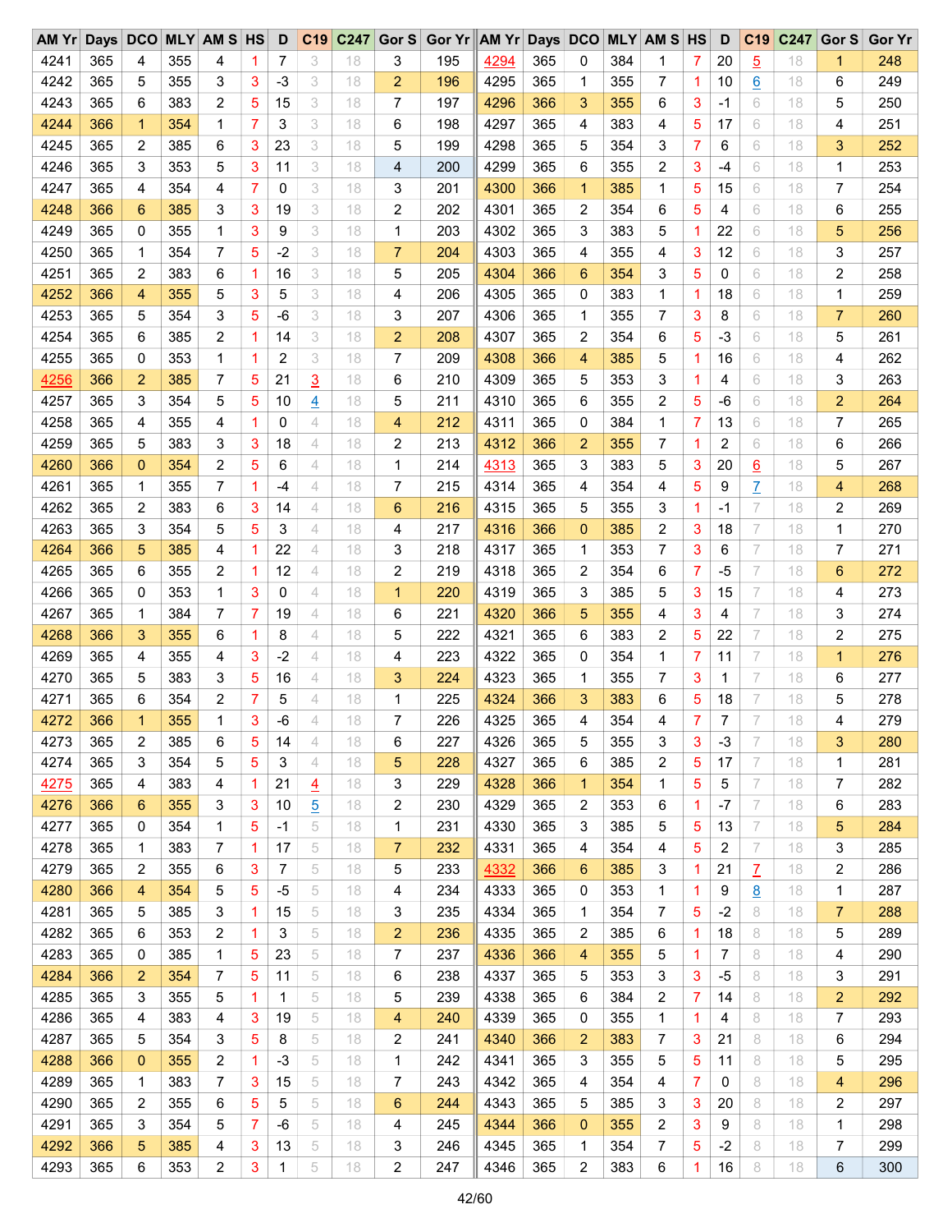| AM Yr | Days | DCO | MLY | AM S | HS | D | C19 | C247 | Gor S | Gor Yr | AM Yr | Days | DCO | MLY | AM S | HS | D | C19 | C247 | Gor S | Gor Yr |
|---|---|---|---|---|---|---|---|---|---|---|---|---|---|---|---|---|---|---|---|---|---|
| 4241 | 365 | 4 | 355 | 4 | 1 | 7 | 3 | 18 | 3 | 195 | 4294 | 365 | 0 | 384 | 1 | 7 | 20 | 5 | 18 | 1 | 248 |
| 4242 | 365 | 5 | 355 | 3 | 3 | -3 | 3 | 18 | 2 | 196 | 4295 | 365 | 1 | 355 | 7 | 1 | 10 | 6 | 18 | 6 | 249 |
| 4243 | 365 | 6 | 383 | 2 | 5 | 15 | 3 | 18 | 7 | 197 | 4296 | 366 | 3 | 355 | 6 | 3 | -1 | 6 | 18 | 5 | 250 |
| 4244 | 366 | 1 | 354 | 1 | 7 | 3 | 3 | 18 | 6 | 198 | 4297 | 365 | 4 | 383 | 4 | 5 | 17 | 6 | 18 | 4 | 251 |
| 4245 | 365 | 2 | 385 | 6 | 3 | 23 | 3 | 18 | 5 | 199 | 4298 | 365 | 5 | 354 | 3 | 7 | 6 | 6 | 18 | 3 | 252 |
| 4246 | 365 | 3 | 353 | 5 | 3 | 11 | 3 | 18 | 4 | 200 | 4299 | 365 | 6 | 355 | 2 | 3 | -4 | 6 | 18 | 1 | 253 |
| 4247 | 365 | 4 | 354 | 4 | 7 | 0 | 3 | 18 | 3 | 201 | 4300 | 366 | 1 | 385 | 1 | 5 | 15 | 6 | 18 | 7 | 254 |
| 4248 | 366 | 6 | 385 | 3 | 3 | 19 | 3 | 18 | 2 | 202 | 4301 | 365 | 2 | 354 | 6 | 5 | 4 | 6 | 18 | 6 | 255 |
| 4249 | 365 | 0 | 355 | 1 | 3 | 9 | 3 | 18 | 1 | 203 | 4302 | 365 | 3 | 383 | 5 | 1 | 22 | 6 | 18 | 5 | 256 |
| 4250 | 365 | 1 | 354 | 7 | 5 | -2 | 3 | 18 | 7 | 204 | 4303 | 365 | 4 | 355 | 4 | 3 | 12 | 6 | 18 | 3 | 257 |
| 4251 | 365 | 2 | 383 | 6 | 1 | 16 | 3 | 18 | 5 | 205 | 4304 | 366 | 6 | 354 | 3 | 5 | 0 | 6 | 18 | 2 | 258 |
| 4252 | 366 | 4 | 355 | 5 | 3 | 5 | 3 | 18 | 4 | 206 | 4305 | 365 | 0 | 383 | 1 | 1 | 18 | 6 | 18 | 1 | 259 |
| 4253 | 365 | 5 | 354 | 3 | 5 | -6 | 3 | 18 | 3 | 207 | 4306 | 365 | 1 | 355 | 7 | 3 | 8 | 6 | 18 | 7 | 260 |
| 4254 | 365 | 6 | 385 | 2 | 1 | 14 | 3 | 18 | 2 | 208 | 4307 | 365 | 2 | 354 | 6 | 5 | -3 | 6 | 18 | 5 | 261 |
| 4255 | 365 | 0 | 353 | 1 | 1 | 2 | 3 | 18 | 7 | 209 | 4308 | 366 | 4 | 385 | 5 | 1 | 16 | 6 | 18 | 4 | 262 |
| 4256 | 366 | 2 | 385 | 7 | 5 | 21 | 3 | 18 | 6 | 210 | 4309 | 365 | 5 | 353 | 3 | 1 | 4 | 6 | 18 | 3 | 263 |
| 4257 | 365 | 3 | 354 | 5 | 5 | 10 | 4 | 18 | 5 | 211 | 4310 | 365 | 6 | 355 | 2 | 5 | -6 | 6 | 18 | 2 | 264 |
| 4258 | 365 | 4 | 355 | 4 | 1 | 0 | 4 | 18 | 4 | 212 | 4311 | 365 | 0 | 384 | 1 | 7 | 13 | 6 | 18 | 7 | 265 |
| 4259 | 365 | 5 | 383 | 3 | 3 | 18 | 4 | 18 | 2 | 213 | 4312 | 366 | 2 | 355 | 7 | 1 | 2 | 6 | 18 | 6 | 266 |
| 4260 | 366 | 0 | 354 | 2 | 5 | 6 | 4 | 18 | 1 | 214 | 4313 | 365 | 3 | 383 | 5 | 3 | 20 | 6 | 18 | 5 | 267 |
| 4261 | 365 | 1 | 355 | 7 | 1 | -4 | 4 | 18 | 7 | 215 | 4314 | 365 | 4 | 354 | 4 | 5 | 9 | 7 | 18 | 4 | 268 |
| 4262 | 365 | 2 | 383 | 6 | 3 | 14 | 4 | 18 | 6 | 216 | 4315 | 365 | 5 | 355 | 3 | 1 | -1 | 7 | 18 | 2 | 269 |
| 4263 | 365 | 3 | 354 | 5 | 5 | 3 | 4 | 18 | 4 | 217 | 4316 | 366 | 0 | 385 | 2 | 3 | 18 | 7 | 18 | 1 | 270 |
| 4264 | 366 | 5 | 385 | 4 | 1 | 22 | 4 | 18 | 3 | 218 | 4317 | 365 | 1 | 353 | 7 | 3 | 6 | 7 | 18 | 7 | 271 |
| 4265 | 365 | 6 | 355 | 2 | 1 | 12 | 4 | 18 | 2 | 219 | 4318 | 365 | 2 | 354 | 6 | 7 | -5 | 7 | 18 | 6 | 272 |
| 4266 | 365 | 0 | 353 | 1 | 3 | 0 | 4 | 18 | 1 | 220 | 4319 | 365 | 3 | 385 | 5 | 3 | 15 | 7 | 18 | 4 | 273 |
| 4267 | 365 | 1 | 384 | 7 | 7 | 19 | 4 | 18 | 6 | 221 | 4320 | 366 | 5 | 355 | 4 | 3 | 4 | 7 | 18 | 3 | 274 |
| 4268 | 366 | 3 | 355 | 6 | 1 | 8 | 4 | 18 | 5 | 222 | 4321 | 365 | 6 | 383 | 2 | 5 | 22 | 7 | 18 | 2 | 275 |
| 4269 | 365 | 4 | 355 | 4 | 3 | -2 | 4 | 18 | 4 | 223 | 4322 | 365 | 0 | 354 | 1 | 7 | 11 | 7 | 18 | 1 | 276 |
| 4270 | 365 | 5 | 383 | 3 | 5 | 16 | 4 | 18 | 3 | 224 | 4323 | 365 | 1 | 355 | 7 | 3 | 1 | 7 | 18 | 6 | 277 |
| 4271 | 365 | 6 | 354 | 2 | 7 | 5 | 4 | 18 | 1 | 225 | 4324 | 366 | 3 | 383 | 6 | 5 | 18 | 7 | 18 | 5 | 278 |
| 4272 | 366 | 1 | 355 | 1 | 3 | -6 | 4 | 18 | 7 | 226 | 4325 | 365 | 4 | 354 | 4 | 7 | 7 | 7 | 18 | 4 | 279 |
| 4273 | 365 | 2 | 385 | 6 | 5 | 14 | 4 | 18 | 6 | 227 | 4326 | 365 | 5 | 355 | 3 | 3 | -3 | 7 | 18 | 3 | 280 |
| 4274 | 365 | 3 | 354 | 5 | 5 | 3 | 4 | 18 | 5 | 228 | 4327 | 365 | 6 | 385 | 2 | 5 | 17 | 7 | 18 | 1 | 281 |
| 4275 | 365 | 4 | 383 | 4 | 1 | 21 | 4 | 18 | 3 | 229 | 4328 | 366 | 1 | 354 | 1 | 5 | 5 | 7 | 18 | 7 | 282 |
| 4276 | 366 | 6 | 355 | 3 | 3 | 10 | 5 | 18 | 2 | 230 | 4329 | 365 | 2 | 353 | 6 | 1 | -7 | 7 | 18 | 6 | 283 |
| 4277 | 365 | 0 | 354 | 1 | 5 | -1 | 5 | 18 | 1 | 231 | 4330 | 365 | 3 | 385 | 5 | 5 | 13 | 7 | 18 | 5 | 284 |
| 4278 | 365 | 1 | 383 | 7 | 1 | 17 | 5 | 18 | 7 | 232 | 4331 | 365 | 4 | 354 | 4 | 5 | 2 | 7 | 18 | 3 | 285 |
| 4279 | 365 | 2 | 355 | 6 | 3 | 7 | 5 | 18 | 5 | 233 | 4332 | 366 | 6 | 385 | 3 | 1 | 21 | 7 | 18 | 2 | 286 |
| 4280 | 366 | 4 | 354 | 5 | 5 | -5 | 5 | 18 | 4 | 234 | 4333 | 365 | 0 | 353 | 1 | 1 | 9 | 8 | 18 | 1 | 287 |
| 4281 | 365 | 5 | 385 | 3 | 1 | 15 | 5 | 18 | 3 | 235 | 4334 | 365 | 1 | 354 | 7 | 5 | -2 | 8 | 18 | 7 | 288 |
| 4282 | 365 | 6 | 353 | 2 | 1 | 3 | 5 | 18 | 2 | 236 | 4335 | 365 | 2 | 385 | 6 | 1 | 18 | 8 | 18 | 5 | 289 |
| 4283 | 365 | 0 | 385 | 1 | 5 | 23 | 5 | 18 | 7 | 237 | 4336 | 366 | 4 | 355 | 5 | 1 | 7 | 8 | 18 | 4 | 290 |
| 4284 | 366 | 2 | 354 | 7 | 5 | 11 | 5 | 18 | 6 | 238 | 4337 | 365 | 5 | 353 | 3 | 3 | -5 | 8 | 18 | 3 | 291 |
| 4285 | 365 | 3 | 355 | 5 | 1 | 1 | 5 | 18 | 5 | 239 | 4338 | 365 | 6 | 384 | 2 | 7 | 14 | 8 | 18 | 2 | 292 |
| 4286 | 365 | 4 | 383 | 4 | 3 | 19 | 5 | 18 | 4 | 240 | 4339 | 365 | 0 | 355 | 1 | 1 | 4 | 8 | 18 | 7 | 293 |
| 4287 | 365 | 5 | 354 | 3 | 5 | 8 | 5 | 18 | 2 | 241 | 4340 | 366 | 2 | 383 | 7 | 3 | 21 | 8 | 18 | 6 | 294 |
| 4288 | 366 | 0 | 355 | 2 | 1 | -3 | 5 | 18 | 1 | 242 | 4341 | 365 | 3 | 355 | 5 | 5 | 11 | 8 | 18 | 5 | 295 |
| 4289 | 365 | 1 | 383 | 7 | 3 | 15 | 5 | 18 | 7 | 243 | 4342 | 365 | 4 | 354 | 4 | 7 | 0 | 8 | 18 | 4 | 296 |
| 4290 | 365 | 2 | 355 | 6 | 5 | 5 | 5 | 18 | 6 | 244 | 4343 | 365 | 5 | 385 | 3 | 3 | 20 | 8 | 18 | 2 | 297 |
| 4291 | 365 | 3 | 354 | 5 | 7 | -6 | 5 | 18 | 4 | 245 | 4344 | 366 | 0 | 355 | 2 | 3 | 9 | 8 | 18 | 1 | 298 |
| 4292 | 366 | 5 | 385 | 4 | 3 | 13 | 5 | 18 | 3 | 246 | 4345 | 365 | 1 | 354 | 7 | 5 | -2 | 8 | 18 | 7 | 299 |
| 4293 | 365 | 6 | 353 | 2 | 3 | 1 | 5 | 18 | 2 | 247 | 4346 | 365 | 2 | 383 | 6 | 1 | 16 | 8 | 18 | 6 | 300 |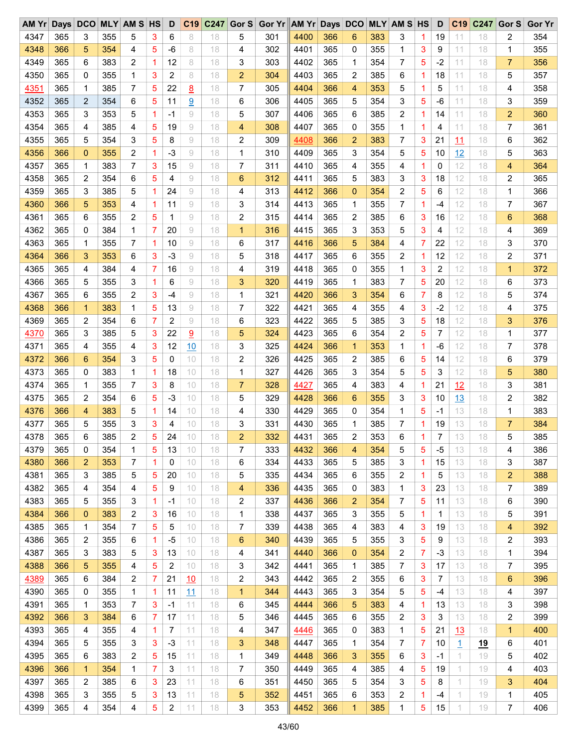| AM Yr | Days | DCO | MLY | AM S | HS | D | C19 | C247 | Gor S | Gor Yr | AM Yr | Days | DCO | MLY | AM S | HS | D | C19 | C247 | Gor S | Gor Yr |
|---|---|---|---|---|---|---|---|---|---|---|---|---|---|---|---|---|---|---|---|---|---|
| 4347 | 365 | 3 | 355 | 5 | 3 | 6 | 8 | 18 | 5 | 301 | 4400 | 366 | 6 | 383 | 3 | 1 | 19 | 11 | 18 | 2 | 354 |
| 4348 | 366 | 5 | 354 | 4 | 5 | -6 | 8 | 18 | 4 | 302 | 4401 | 365 | 0 | 355 | 1 | 3 | 9 | 11 | 18 | 1 | 355 |
| 4349 | 365 | 6 | 383 | 2 | 1 | 12 | 8 | 18 | 3 | 303 | 4402 | 365 | 1 | 354 | 7 | 5 | -2 | 11 | 18 | 7 | 356 |
| 4350 | 365 | 0 | 355 | 1 | 3 | 2 | 8 | 18 | 2 | 304 | 4403 | 365 | 2 | 385 | 6 | 1 | 18 | 11 | 18 | 5 | 357 |
| 4351 | 365 | 1 | 385 | 7 | 5 | 22 | 8 | 18 | 7 | 305 | 4404 | 366 | 4 | 353 | 5 | 1 | 5 | 11 | 18 | 4 | 358 |
| 4352 | 365 | 2 | 354 | 6 | 5 | 11 | 9 | 18 | 6 | 306 | 4405 | 365 | 5 | 354 | 3 | 5 | -6 | 11 | 18 | 3 | 359 |
| 4353 | 365 | 3 | 353 | 5 | 1 | -1 | 9 | 18 | 5 | 307 | 4406 | 365 | 6 | 385 | 2 | 1 | 14 | 11 | 18 | 2 | 360 |
| 4354 | 365 | 4 | 385 | 4 | 5 | 19 | 9 | 18 | 4 | 308 | 4407 | 365 | 0 | 355 | 1 | 1 | 4 | 11 | 18 | 7 | 361 |
| 4355 | 365 | 5 | 354 | 3 | 5 | 8 | 9 | 18 | 2 | 309 | 4408 | 366 | 2 | 383 | 7 | 3 | 21 | 11 | 18 | 6 | 362 |
| 4356 | 366 | 0 | 355 | 2 | 1 | -3 | 9 | 18 | 1 | 310 | 4409 | 365 | 3 | 354 | 5 | 5 | 10 | 12 | 18 | 5 | 363 |
| 4357 | 365 | 1 | 383 | 7 | 3 | 15 | 9 | 18 | 7 | 311 | 4410 | 365 | 4 | 355 | 4 | 1 | 0 | 12 | 18 | 4 | 364 |
| 4358 | 365 | 2 | 354 | 6 | 5 | 4 | 9 | 18 | 6 | 312 | 4411 | 365 | 5 | 383 | 3 | 3 | 18 | 12 | 18 | 2 | 365 |
| 4359 | 365 | 3 | 385 | 5 | 1 | 24 | 9 | 18 | 4 | 313 | 4412 | 366 | 0 | 354 | 2 | 5 | 6 | 12 | 18 | 1 | 366 |
| 4360 | 366 | 5 | 353 | 4 | 1 | 11 | 9 | 18 | 3 | 314 | 4413 | 365 | 1 | 355 | 7 | 1 | -4 | 12 | 18 | 7 | 367 |
| 4361 | 365 | 6 | 355 | 2 | 5 | 1 | 9 | 18 | 2 | 315 | 4414 | 365 | 2 | 385 | 6 | 3 | 16 | 12 | 18 | 6 | 368 |
| 4362 | 365 | 0 | 384 | 1 | 7 | 20 | 9 | 18 | 1 | 316 | 4415 | 365 | 3 | 353 | 5 | 3 | 4 | 12 | 18 | 4 | 369 |
| 4363 | 365 | 1 | 355 | 7 | 1 | 10 | 9 | 18 | 6 | 317 | 4416 | 366 | 5 | 384 | 4 | 7 | 22 | 12 | 18 | 3 | 370 |
| 4364 | 366 | 3 | 353 | 6 | 3 | -3 | 9 | 18 | 5 | 318 | 4417 | 365 | 6 | 355 | 2 | 1 | 12 | 12 | 18 | 2 | 371 |
| 4365 | 365 | 4 | 384 | 4 | 7 | 16 | 9 | 18 | 4 | 319 | 4418 | 365 | 0 | 355 | 1 | 3 | 2 | 12 | 18 | 1 | 372 |
| 4366 | 365 | 5 | 355 | 3 | 1 | 6 | 9 | 18 | 3 | 320 | 4419 | 365 | 1 | 383 | 7 | 5 | 20 | 12 | 18 | 6 | 373 |
| 4367 | 365 | 6 | 355 | 2 | 3 | -4 | 9 | 18 | 1 | 321 | 4420 | 366 | 3 | 354 | 6 | 7 | 8 | 12 | 18 | 5 | 374 |
| 4368 | 366 | 1 | 383 | 1 | 5 | 13 | 9 | 18 | 7 | 322 | 4421 | 365 | 4 | 355 | 4 | 3 | -2 | 12 | 18 | 4 | 375 |
| 4369 | 365 | 2 | 354 | 6 | 7 | 2 | 9 | 18 | 6 | 323 | 4422 | 365 | 5 | 385 | 3 | 5 | 18 | 12 | 18 | 3 | 376 |
| 4370 | 365 | 3 | 385 | 5 | 3 | 22 | 9 | 18 | 5 | 324 | 4423 | 365 | 6 | 354 | 2 | 5 | 7 | 12 | 18 | 1 | 377 |
| 4371 | 365 | 4 | 355 | 4 | 3 | 12 | 10 | 18 | 3 | 325 | 4424 | 366 | 1 | 353 | 1 | 1 | -6 | 12 | 18 | 7 | 378 |
| 4372 | 366 | 6 | 354 | 3 | 5 | 0 | 10 | 18 | 2 | 326 | 4425 | 365 | 2 | 385 | 6 | 5 | 14 | 12 | 18 | 6 | 379 |
| 4373 | 365 | 0 | 383 | 1 | 1 | 18 | 10 | 18 | 1 | 327 | 4426 | 365 | 3 | 354 | 5 | 5 | 3 | 12 | 18 | 5 | 380 |
| 4374 | 365 | 1 | 355 | 7 | 3 | 8 | 10 | 18 | 7 | 328 | 4427 | 365 | 4 | 383 | 4 | 1 | 21 | 12 | 18 | 3 | 381 |
| 4375 | 365 | 2 | 354 | 6 | 5 | -3 | 10 | 18 | 5 | 329 | 4428 | 366 | 6 | 355 | 3 | 3 | 10 | 13 | 18 | 2 | 382 |
| 4376 | 366 | 4 | 383 | 5 | 1 | 14 | 10 | 18 | 4 | 330 | 4429 | 365 | 0 | 354 | 1 | 5 | -1 | 13 | 18 | 1 | 383 |
| 4377 | 365 | 5 | 355 | 3 | 3 | 4 | 10 | 18 | 3 | 331 | 4430 | 365 | 1 | 385 | 7 | 1 | 19 | 13 | 18 | 7 | 384 |
| 4378 | 365 | 6 | 385 | 2 | 5 | 24 | 10 | 18 | 2 | 332 | 4431 | 365 | 2 | 353 | 6 | 1 | 7 | 13 | 18 | 5 | 385 |
| 4379 | 365 | 0 | 354 | 1 | 5 | 13 | 10 | 18 | 7 | 333 | 4432 | 366 | 4 | 354 | 5 | 5 | -5 | 13 | 18 | 4 | 386 |
| 4380 | 366 | 2 | 353 | 7 | 1 | 0 | 10 | 18 | 6 | 334 | 4433 | 365 | 5 | 385 | 3 | 1 | 15 | 13 | 18 | 3 | 387 |
| 4381 | 365 | 3 | 385 | 5 | 5 | 20 | 10 | 18 | 5 | 335 | 4434 | 365 | 6 | 355 | 2 | 1 | 5 | 13 | 18 | 2 | 388 |
| 4382 | 365 | 4 | 354 | 4 | 5 | 9 | 10 | 18 | 4 | 336 | 4435 | 365 | 0 | 383 | 1 | 3 | 23 | 13 | 18 | 7 | 389 |
| 4383 | 365 | 5 | 355 | 3 | 1 | -1 | 10 | 18 | 2 | 337 | 4436 | 366 | 2 | 354 | 7 | 5 | 11 | 13 | 18 | 6 | 390 |
| 4384 | 366 | 0 | 383 | 2 | 3 | 16 | 10 | 18 | 1 | 338 | 4437 | 365 | 3 | 355 | 5 | 1 | 1 | 13 | 18 | 5 | 391 |
| 4385 | 365 | 1 | 354 | 7 | 5 | 5 | 10 | 18 | 7 | 339 | 4438 | 365 | 4 | 383 | 4 | 3 | 19 | 13 | 18 | 4 | 392 |
| 4386 | 365 | 2 | 355 | 6 | 1 | -5 | 10 | 18 | 6 | 340 | 4439 | 365 | 5 | 355 | 3 | 5 | 9 | 13 | 18 | 2 | 393 |
| 4387 | 365 | 3 | 383 | 5 | 3 | 13 | 10 | 18 | 4 | 341 | 4440 | 366 | 0 | 354 | 2 | 7 | -3 | 13 | 18 | 1 | 394 |
| 4388 | 366 | 5 | 355 | 4 | 5 | 2 | 10 | 18 | 3 | 342 | 4441 | 365 | 1 | 385 | 7 | 3 | 17 | 13 | 18 | 7 | 395 |
| 4389 | 365 | 6 | 384 | 2 | 7 | 21 | 10 | 18 | 2 | 343 | 4442 | 365 | 2 | 355 | 6 | 3 | 7 | 13 | 18 | 6 | 396 |
| 4390 | 365 | 0 | 355 | 1 | 1 | 11 | 11 | 18 | 1 | 344 | 4443 | 365 | 3 | 354 | 5 | 5 | -4 | 13 | 18 | 4 | 397 |
| 4391 | 365 | 1 | 353 | 7 | 3 | -1 | 11 | 18 | 6 | 345 | 4444 | 366 | 5 | 383 | 4 | 1 | 13 | 13 | 18 | 3 | 398 |
| 4392 | 366 | 3 | 384 | 6 | 7 | 17 | 11 | 18 | 5 | 346 | 4445 | 365 | 6 | 355 | 2 | 3 | 3 | 13 | 18 | 2 | 399 |
| 4393 | 365 | 4 | 355 | 4 | 1 | 7 | 11 | 18 | 4 | 347 | 4446 | 365 | 0 | 383 | 1 | 5 | 21 | 13 | 18 | 1 | 400 |
| 4394 | 365 | 5 | 355 | 3 | 3 | -3 | 11 | 18 | 3 | 348 | 4447 | 365 | 1 | 354 | 7 | 7 | 10 | 1 | **19** | 6 | 401 |
| 4395 | 365 | 6 | 383 | 2 | 5 | 15 | 11 | 18 | 1 | 349 | 4448 | 366 | 3 | 355 | 6 | 3 | -1 | 1 | 19 | 5 | 402 |
| 4396 | 366 | 1 | 354 | 1 | 7 | 3 | 11 | 18 | 7 | 350 | 4449 | 365 | 4 | 385 | 4 | 5 | 19 | 1 | 19 | 4 | 403 |
| 4397 | 365 | 2 | 385 | 6 | 3 | 23 | 11 | 18 | 6 | 351 | 4450 | 365 | 5 | 354 | 3 | 5 | 8 | 1 | 19 | 3 | 404 |
| 4398 | 365 | 3 | 355 | 5 | 3 | 13 | 11 | 18 | 5 | 352 | 4451 | 365 | 6 | 353 | 2 | 1 | -4 | 1 | 19 | 1 | 405 |
| 4399 | 365 | 4 | 354 | 4 | 5 | 2 | 11 | 18 | 3 | 353 | 4452 | 366 | 1 | 385 | 1 | 5 | 15 | 1 | 19 | 7 | 406 |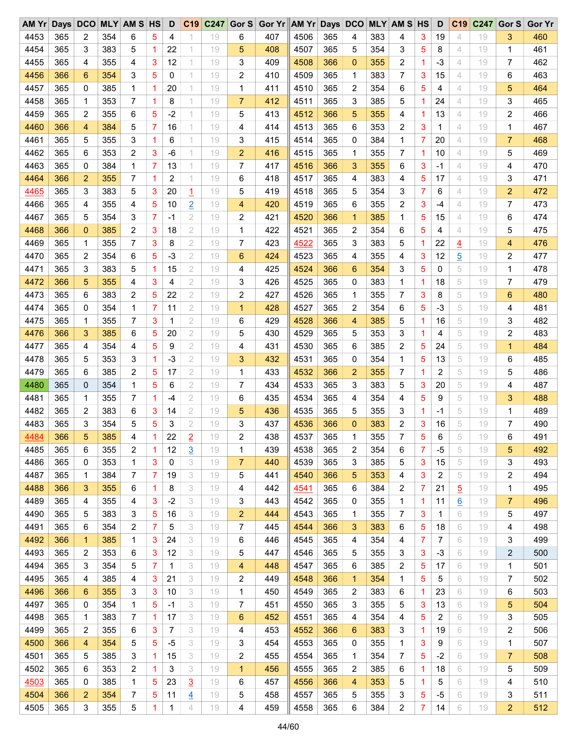| AM Yr | Days | DCO | MLY | AM S | HS | D | C19 | C247 | Gor S | Gor Yr | AM Yr | Days | DCO | MLY | AM S | HS | D | C19 | C247 | Gor S | Gor Yr |
|---|---|---|---|---|---|---|---|---|---|---|---|---|---|---|---|---|---|---|---|---|---|
| 4453 | 365 | 2 | 354 | 6 | 5 | 4 | 1 | 19 | 6 | 407 | 4506 | 365 | 4 | 383 | 4 | 3 | 19 | 4 | 19 | 3 | 460 |
| 4454 | 365 | 3 | 383 | 5 | 1 | 22 | 1 | 19 | 5 | 408 | 4507 | 365 | 5 | 354 | 3 | 5 | 8 | 4 | 19 | 1 | 461 |
| 4455 | 365 | 4 | 355 | 4 | 3 | 12 | 1 | 19 | 3 | 409 | 4508 | 366 | 0 | 355 | 2 | 1 | -3 | 4 | 19 | 7 | 462 |
| 4456 | 366 | 6 | 354 | 3 | 5 | 0 | 1 | 19 | 2 | 410 | 4509 | 365 | 1 | 383 | 7 | 3 | 15 | 4 | 19 | 6 | 463 |
| 4457 | 365 | 0 | 385 | 1 | 1 | 20 | 1 | 19 | 1 | 411 | 4510 | 365 | 2 | 354 | 6 | 5 | 4 | 4 | 19 | 5 | 464 |
| 4458 | 365 | 1 | 353 | 7 | 1 | 8 | 1 | 19 | 7 | 412 | 4511 | 365 | 3 | 385 | 5 | 1 | 24 | 4 | 19 | 3 | 465 |
| 4459 | 365 | 2 | 355 | 6 | 5 | -2 | 1 | 19 | 5 | 413 | 4512 | 366 | 5 | 355 | 4 | 1 | 13 | 4 | 19 | 2 | 466 |
| 4460 | 366 | 4 | 384 | 5 | 7 | 16 | 1 | 19 | 4 | 414 | 4513 | 365 | 6 | 353 | 2 | 3 | 1 | 4 | 19 | 1 | 467 |
| 4461 | 365 | 5 | 355 | 3 | 1 | 6 | 1 | 19 | 3 | 415 | 4514 | 365 | 0 | 384 | 1 | 7 | 20 | 4 | 19 | 7 | 468 |
| 4462 | 365 | 6 | 353 | 2 | 3 | -6 | 1 | 19 | 2 | 416 | 4515 | 365 | 1 | 355 | 7 | 1 | 10 | 4 | 19 | 5 | 469 |
| 4463 | 365 | 0 | 384 | 1 | 7 | 13 | 1 | 19 | 7 | 417 | 4516 | 366 | 3 | 355 | 6 | 3 | -1 | 4 | 19 | 4 | 470 |
| 4464 | 366 | 2 | 355 | 7 | 1 | 2 | 1 | 19 | 6 | 418 | 4517 | 365 | 4 | 383 | 4 | 5 | 17 | 4 | 19 | 3 | 471 |
| 4465 | 365 | 3 | 383 | 5 | 3 | 20 | 1 | 19 | 5 | 419 | 4518 | 365 | 5 | 354 | 3 | 7 | 6 | 4 | 19 | 2 | 472 |
| 4466 | 365 | 4 | 355 | 4 | 5 | 10 | 2 | 19 | 4 | 420 | 4519 | 365 | 6 | 355 | 2 | 3 | -4 | 4 | 19 | 7 | 473 |
| 4467 | 365 | 5 | 354 | 3 | 7 | -1 | 2 | 19 | 2 | 421 | 4520 | 366 | 1 | 385 | 1 | 5 | 15 | 4 | 19 | 6 | 474 |
| 4468 | 366 | 0 | 385 | 2 | 3 | 18 | 2 | 19 | 1 | 422 | 4521 | 365 | 2 | 354 | 6 | 5 | 4 | 4 | 19 | 5 | 475 |
| 4469 | 365 | 1 | 355 | 7 | 3 | 8 | 2 | 19 | 7 | 423 | 4522 | 365 | 3 | 383 | 5 | 1 | 22 | 4 | 19 | 4 | 476 |
| 4470 | 365 | 2 | 354 | 6 | 5 | -3 | 2 | 19 | 6 | 424 | 4523 | 365 | 4 | 355 | 4 | 3 | 12 | 5 | 19 | 2 | 477 |
| 4471 | 365 | 3 | 383 | 5 | 1 | 15 | 2 | 19 | 4 | 425 | 4524 | 366 | 6 | 354 | 3 | 5 | 0 | 5 | 19 | 1 | 478 |
| 4472 | 366 | 5 | 355 | 4 | 3 | 4 | 2 | 19 | 3 | 426 | 4525 | 365 | 0 | 383 | 1 | 1 | 18 | 5 | 19 | 7 | 479 |
| 4473 | 365 | 6 | 383 | 2 | 5 | 22 | 2 | 19 | 2 | 427 | 4526 | 365 | 1 | 355 | 7 | 3 | 8 | 5 | 19 | 6 | 480 |
| 4474 | 365 | 0 | 354 | 1 | 7 | 11 | 2 | 19 | 1 | 428 | 4527 | 365 | 2 | 354 | 6 | 5 | -3 | 5 | 19 | 4 | 481 |
| 4475 | 365 | 1 | 355 | 7 | 3 | 1 | 2 | 19 | 6 | 429 | 4528 | 366 | 4 | 385 | 5 | 1 | 16 | 5 | 19 | 3 | 482 |
| 4476 | 366 | 3 | 385 | 6 | 5 | 20 | 2 | 19 | 5 | 430 | 4529 | 365 | 5 | 353 | 3 | 1 | 4 | 5 | 19 | 2 | 483 |
| 4477 | 365 | 4 | 354 | 4 | 5 | 9 | 2 | 19 | 4 | 431 | 4530 | 365 | 6 | 385 | 2 | 5 | 24 | 5 | 19 | 1 | 484 |
| 4478 | 365 | 5 | 353 | 3 | 1 | -3 | 2 | 19 | 3 | 432 | 4531 | 365 | 0 | 354 | 1 | 5 | 13 | 5 | 19 | 6 | 485 |
| 4479 | 365 | 6 | 385 | 2 | 5 | 17 | 2 | 19 | 1 | 433 | 4532 | 366 | 2 | 355 | 7 | 1 | 2 | 5 | 19 | 5 | 486 |
| 4480 | 365 | 0 | 354 | 1 | 5 | 6 | 2 | 19 | 7 | 434 | 4533 | 365 | 3 | 383 | 5 | 3 | 20 | 5 | 19 | 4 | 487 |
| 4481 | 365 | 1 | 355 | 7 | 1 | -4 | 2 | 19 | 6 | 435 | 4534 | 365 | 4 | 354 | 4 | 5 | 9 | 5 | 19 | 3 | 488 |
| 4482 | 365 | 2 | 383 | 6 | 3 | 14 | 2 | 19 | 5 | 436 | 4535 | 365 | 5 | 355 | 3 | 1 | -1 | 5 | 19 | 1 | 489 |
| 4483 | 365 | 3 | 354 | 5 | 5 | 3 | 2 | 19 | 3 | 437 | 4536 | 366 | 0 | 383 | 2 | 3 | 16 | 5 | 19 | 7 | 490 |
| 4484 | 366 | 5 | 385 | 4 | 1 | 22 | 2 | 19 | 2 | 438 | 4537 | 365 | 1 | 355 | 7 | 5 | 6 | 5 | 19 | 6 | 491 |
| 4485 | 365 | 6 | 355 | 2 | 1 | 12 | 3 | 19 | 1 | 439 | 4538 | 365 | 2 | 354 | 6 | 7 | -5 | 5 | 19 | 5 | 492 |
| 4486 | 365 | 0 | 353 | 1 | 3 | 0 | 3 | 19 | 7 | 440 | 4539 | 365 | 3 | 385 | 5 | 3 | 15 | 5 | 19 | 3 | 493 |
| 4487 | 365 | 1 | 384 | 7 | 7 | 19 | 3 | 19 | 5 | 441 | 4540 | 366 | 5 | 353 | 4 | 3 | 2 | 5 | 19 | 2 | 494 |
| 4488 | 366 | 3 | 355 | 6 | 1 | 8 | 3 | 19 | 4 | 442 | 4541 | 365 | 6 | 384 | 2 | 7 | 21 | 5 | 19 | 1 | 495 |
| 4489 | 365 | 4 | 355 | 4 | 3 | -2 | 3 | 19 | 3 | 443 | 4542 | 365 | 0 | 355 | 1 | 1 | 11 | 6 | 19 | 7 | 496 |
| 4490 | 365 | 5 | 383 | 3 | 5 | 16 | 3 | 19 | 2 | 444 | 4543 | 365 | 1 | 355 | 7 | 3 | 1 | 6 | 19 | 5 | 497 |
| 4491 | 365 | 6 | 354 | 2 | 7 | 5 | 3 | 19 | 7 | 445 | 4544 | 366 | 3 | 383 | 6 | 5 | 18 | 6 | 19 | 4 | 498 |
| 4492 | 366 | 1 | 385 | 1 | 3 | 24 | 3 | 19 | 6 | 446 | 4545 | 365 | 4 | 354 | 4 | 7 | 7 | 6 | 19 | 3 | 499 |
| 4493 | 365 | 2 | 353 | 6 | 3 | 12 | 3 | 19 | 5 | 447 | 4546 | 365 | 5 | 355 | 3 | 3 | -3 | 6 | 19 | 2 | 500 |
| 4494 | 365 | 3 | 354 | 5 | 7 | 1 | 3 | 19 | 4 | 448 | 4547 | 365 | 6 | 385 | 2 | 5 | 17 | 6 | 19 | 1 | 501 |
| 4495 | 365 | 4 | 385 | 4 | 3 | 21 | 3 | 19 | 2 | 449 | 4548 | 366 | 1 | 354 | 1 | 5 | 5 | 6 | 19 | 7 | 502 |
| 4496 | 366 | 6 | 355 | 3 | 3 | 10 | 3 | 19 | 1 | 450 | 4549 | 365 | 2 | 383 | 6 | 1 | 23 | 6 | 19 | 6 | 503 |
| 4497 | 365 | 0 | 354 | 1 | 5 | -1 | 3 | 19 | 7 | 451 | 4550 | 365 | 3 | 355 | 5 | 3 | 13 | 6 | 19 | 5 | 504 |
| 4498 | 365 | 1 | 383 | 7 | 1 | 17 | 3 | 19 | 6 | 452 | 4551 | 365 | 4 | 354 | 4 | 5 | 2 | 6 | 19 | 3 | 505 |
| 4499 | 365 | 2 | 355 | 6 | 3 | 7 | 3 | 19 | 4 | 453 | 4552 | 366 | 6 | 383 | 3 | 1 | 19 | 6 | 19 | 2 | 506 |
| 4500 | 366 | 4 | 354 | 5 | 5 | -5 | 3 | 19 | 3 | 454 | 4553 | 365 | 0 | 355 | 1 | 3 | 9 | 6 | 19 | 1 | 507 |
| 4501 | 365 | 5 | 385 | 3 | 1 | 15 | 3 | 19 | 2 | 455 | 4554 | 365 | 1 | 354 | 7 | 5 | -2 | 6 | 19 | 7 | 508 |
| 4502 | 365 | 6 | 353 | 2 | 1 | 3 | 3 | 19 | 1 | 456 | 4555 | 365 | 2 | 385 | 6 | 1 | 18 | 6 | 19 | 5 | 509 |
| 4503 | 365 | 0 | 385 | 1 | 5 | 23 | 3 | 19 | 6 | 457 | 4556 | 366 | 4 | 353 | 5 | 1 | 5 | 6 | 19 | 4 | 510 |
| 4504 | 366 | 2 | 354 | 7 | 5 | 11 | 4 | 19 | 5 | 458 | 4557 | 365 | 5 | 355 | 3 | 5 | -5 | 6 | 19 | 3 | 511 |
| 4505 | 365 | 3 | 355 | 5 | 1 | 1 | 4 | 19 | 4 | 459 | 4558 | 365 | 6 | 384 | 2 | 7 | 14 | 6 | 19 | 2 | 512 |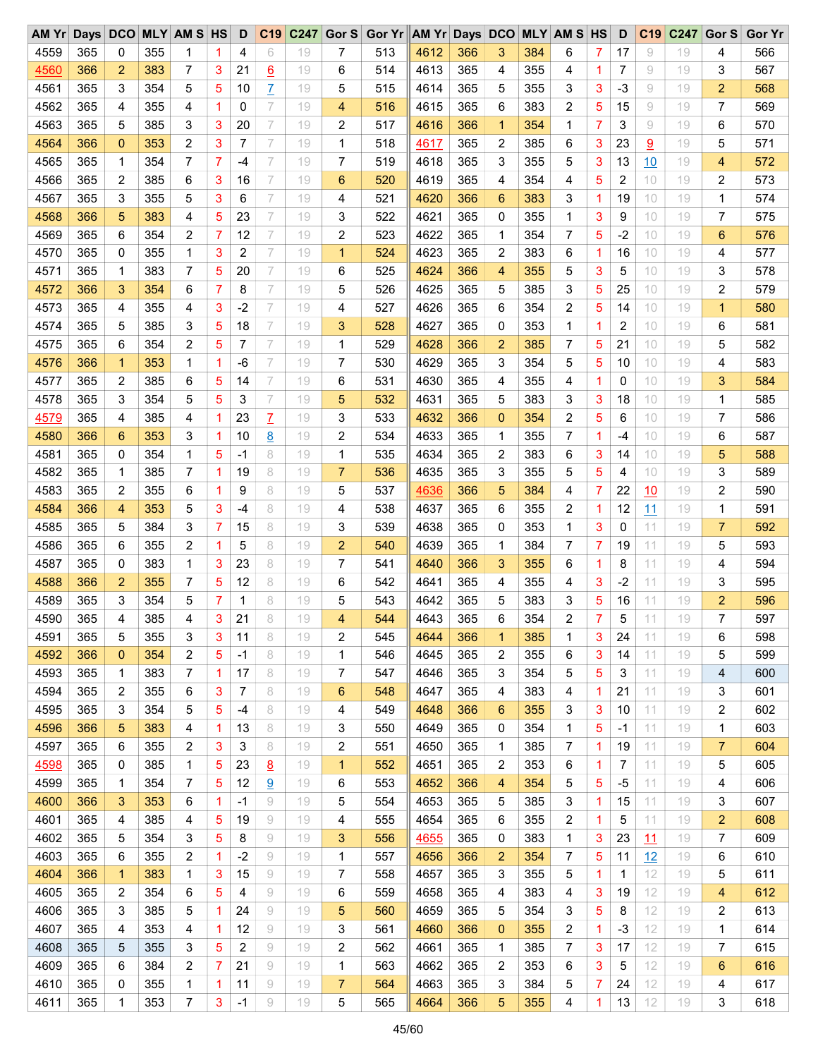| AM Yr | Days | DCO | MLY | AM S | HS | D | C19 | C247 | Gor S | Gor Yr | AM Yr | Days | DCO | MLY | AM S | HS | D | C19 | C247 | Gor S | Gor Yr |
|---|---|---|---|---|---|---|---|---|---|---|---|---|---|---|---|---|---|---|---|---|---|
| 4559 | 365 | 0 | 355 | 1 | 1 | 4 | 6 | 19 | 7 | 513 | 4612 | 366 | 3 | 384 | 6 | 7 | 17 | 9 | 19 | 4 | 566 |
| 4560 | 366 | 2 | 383 | 7 | 3 | 21 | 6 | 19 | 6 | 514 | 4613 | 365 | 4 | 355 | 4 | 1 | 7 | 9 | 19 | 3 | 567 |
| 4561 | 365 | 3 | 354 | 5 | 5 | 10 | 7 | 19 | 5 | 515 | 4614 | 365 | 5 | 355 | 3 | 3 | -3 | 9 | 19 | 2 | 568 |
| 4562 | 365 | 4 | 355 | 4 | 1 | 0 | 7 | 19 | 4 | 516 | 4615 | 365 | 6 | 383 | 2 | 5 | 15 | 9 | 19 | 7 | 569 |
| 4563 | 365 | 5 | 385 | 3 | 3 | 20 | 7 | 19 | 2 | 517 | 4616 | 366 | 1 | 354 | 1 | 7 | 3 | 9 | 19 | 6 | 570 |
| 4564 | 366 | 0 | 353 | 2 | 3 | 7 | 7 | 19 | 1 | 518 | 4617 | 365 | 2 | 385 | 6 | 3 | 23 | 9 | 19 | 5 | 571 |
| 4565 | 365 | 1 | 354 | 7 | 7 | -4 | 7 | 19 | 7 | 519 | 4618 | 365 | 3 | 355 | 5 | 3 | 13 | 10 | 19 | 4 | 572 |
| 4566 | 365 | 2 | 385 | 6 | 3 | 16 | 7 | 19 | 6 | 520 | 4619 | 365 | 4 | 354 | 4 | 5 | 2 | 10 | 19 | 2 | 573 |
| 4567 | 365 | 3 | 355 | 5 | 3 | 6 | 7 | 19 | 4 | 521 | 4620 | 366 | 6 | 383 | 3 | 1 | 19 | 10 | 19 | 1 | 574 |
| 4568 | 366 | 5 | 383 | 4 | 5 | 23 | 7 | 19 | 3 | 522 | 4621 | 365 | 0 | 355 | 1 | 3 | 9 | 10 | 19 | 7 | 575 |
| 4569 | 365 | 6 | 354 | 2 | 7 | 12 | 7 | 19 | 2 | 523 | 4622 | 365 | 1 | 354 | 7 | 5 | -2 | 10 | 19 | 6 | 576 |
| 4570 | 365 | 0 | 355 | 1 | 3 | 2 | 7 | 19 | 1 | 524 | 4623 | 365 | 2 | 383 | 6 | 1 | 16 | 10 | 19 | 4 | 577 |
| 4571 | 365 | 1 | 383 | 7 | 5 | 20 | 7 | 19 | 6 | 525 | 4624 | 366 | 4 | 355 | 5 | 3 | 5 | 10 | 19 | 3 | 578 |
| 4572 | 366 | 3 | 354 | 6 | 7 | 8 | 7 | 19 | 5 | 526 | 4625 | 365 | 5 | 385 | 3 | 5 | 25 | 10 | 19 | 2 | 579 |
| 4573 | 365 | 4 | 355 | 4 | 3 | -2 | 7 | 19 | 4 | 527 | 4626 | 365 | 6 | 354 | 2 | 5 | 14 | 10 | 19 | 1 | 580 |
| 4574 | 365 | 5 | 385 | 3 | 5 | 18 | 7 | 19 | 3 | 528 | 4627 | 365 | 0 | 353 | 1 | 1 | 2 | 10 | 19 | 6 | 581 |
| 4575 | 365 | 6 | 354 | 2 | 5 | 7 | 7 | 19 | 1 | 529 | 4628 | 366 | 2 | 385 | 7 | 5 | 21 | 10 | 19 | 5 | 582 |
| 4576 | 366 | 1 | 353 | 1 | 1 | -6 | 7 | 19 | 7 | 530 | 4629 | 365 | 3 | 354 | 5 | 5 | 10 | 10 | 19 | 4 | 583 |
| 4577 | 365 | 2 | 385 | 6 | 5 | 14 | 7 | 19 | 6 | 531 | 4630 | 365 | 4 | 355 | 4 | 1 | 0 | 10 | 19 | 3 | 584 |
| 4578 | 365 | 3 | 354 | 5 | 5 | 3 | 7 | 19 | 5 | 532 | 4631 | 365 | 5 | 383 | 3 | 3 | 18 | 10 | 19 | 1 | 585 |
| 4579 | 365 | 4 | 385 | 4 | 1 | 23 | 7 | 19 | 3 | 533 | 4632 | 366 | 0 | 354 | 2 | 5 | 6 | 10 | 19 | 7 | 586 |
| 4580 | 366 | 6 | 353 | 3 | 1 | 10 | 8 | 19 | 2 | 534 | 4633 | 365 | 1 | 355 | 7 | 1 | -4 | 10 | 19 | 6 | 587 |
| 4581 | 365 | 0 | 354 | 1 | 5 | -1 | 8 | 19 | 1 | 535 | 4634 | 365 | 2 | 383 | 6 | 3 | 14 | 10 | 19 | 5 | 588 |
| 4582 | 365 | 1 | 385 | 7 | 1 | 19 | 8 | 19 | 7 | 536 | 4635 | 365 | 3 | 355 | 5 | 5 | 4 | 10 | 19 | 3 | 589 |
| 4583 | 365 | 2 | 355 | 6 | 1 | 9 | 8 | 19 | 5 | 537 | 4636 | 366 | 5 | 384 | 4 | 7 | 22 | 10 | 19 | 2 | 590 |
| 4584 | 366 | 4 | 353 | 5 | 3 | -4 | 8 | 19 | 4 | 538 | 4637 | 365 | 6 | 355 | 2 | 1 | 12 | 11 | 19 | 1 | 591 |
| 4585 | 365 | 5 | 384 | 3 | 7 | 15 | 8 | 19 | 3 | 539 | 4638 | 365 | 0 | 353 | 1 | 3 | 0 | 11 | 19 | 7 | 592 |
| 4586 | 365 | 6 | 355 | 2 | 1 | 5 | 8 | 19 | 2 | 540 | 4639 | 365 | 1 | 384 | 7 | 7 | 19 | 11 | 19 | 5 | 593 |
| 4587 | 365 | 0 | 383 | 1 | 3 | 23 | 8 | 19 | 7 | 541 | 4640 | 366 | 3 | 355 | 6 | 1 | 8 | 11 | 19 | 4 | 594 |
| 4588 | 366 | 2 | 355 | 7 | 5 | 12 | 8 | 19 | 6 | 542 | 4641 | 365 | 4 | 355 | 4 | 3 | -2 | 11 | 19 | 3 | 595 |
| 4589 | 365 | 3 | 354 | 5 | 7 | 1 | 8 | 19 | 5 | 543 | 4642 | 365 | 5 | 383 | 3 | 5 | 16 | 11 | 19 | 2 | 596 |
| 4590 | 365 | 4 | 385 | 4 | 3 | 21 | 8 | 19 | 4 | 544 | 4643 | 365 | 6 | 354 | 2 | 7 | 5 | 11 | 19 | 7 | 597 |
| 4591 | 365 | 5 | 355 | 3 | 3 | 11 | 8 | 19 | 2 | 545 | 4644 | 366 | 1 | 385 | 1 | 3 | 24 | 11 | 19 | 6 | 598 |
| 4592 | 366 | 0 | 354 | 2 | 5 | -1 | 8 | 19 | 1 | 546 | 4645 | 365 | 2 | 355 | 6 | 3 | 14 | 11 | 19 | 5 | 599 |
| 4593 | 365 | 1 | 383 | 7 | 1 | 17 | 8 | 19 | 7 | 547 | 4646 | 365 | 3 | 354 | 5 | 5 | 3 | 11 | 19 | 4 | 600 |
| 4594 | 365 | 2 | 355 | 6 | 3 | 7 | 8 | 19 | 6 | 548 | 4647 | 365 | 4 | 383 | 4 | 1 | 21 | 11 | 19 | 3 | 601 |
| 4595 | 365 | 3 | 354 | 5 | 5 | -4 | 8 | 19 | 4 | 549 | 4648 | 366 | 6 | 355 | 3 | 3 | 10 | 11 | 19 | 2 | 602 |
| 4596 | 366 | 5 | 383 | 4 | 1 | 13 | 8 | 19 | 3 | 550 | 4649 | 365 | 0 | 354 | 1 | 5 | -1 | 11 | 19 | 1 | 603 |
| 4597 | 365 | 6 | 355 | 2 | 3 | 3 | 8 | 19 | 2 | 551 | 4650 | 365 | 1 | 385 | 7 | 1 | 19 | 11 | 19 | 7 | 604 |
| 4598 | 365 | 0 | 385 | 1 | 5 | 23 | 8 | 19 | 1 | 552 | 4651 | 365 | 2 | 353 | 6 | 1 | 7 | 11 | 19 | 5 | 605 |
| 4599 | 365 | 1 | 354 | 7 | 5 | 12 | 9 | 19 | 6 | 553 | 4652 | 366 | 4 | 354 | 5 | 5 | -5 | 11 | 19 | 4 | 606 |
| 4600 | 366 | 3 | 353 | 6 | 1 | -1 | 9 | 19 | 5 | 554 | 4653 | 365 | 5 | 385 | 3 | 1 | 15 | 11 | 19 | 3 | 607 |
| 4601 | 365 | 4 | 385 | 4 | 5 | 19 | 9 | 19 | 4 | 555 | 4654 | 365 | 6 | 355 | 2 | 1 | 5 | 11 | 19 | 2 | 608 |
| 4602 | 365 | 5 | 354 | 3 | 5 | 8 | 9 | 19 | 3 | 556 | 4655 | 365 | 0 | 383 | 1 | 3 | 23 | 11 | 19 | 7 | 609 |
| 4603 | 365 | 6 | 355 | 2 | 1 | -2 | 9 | 19 | 1 | 557 | 4656 | 366 | 2 | 354 | 7 | 5 | 11 | 12 | 19 | 6 | 610 |
| 4604 | 366 | 1 | 383 | 1 | 3 | 15 | 9 | 19 | 7 | 558 | 4657 | 365 | 3 | 355 | 5 | 1 | 1 | 12 | 19 | 5 | 611 |
| 4605 | 365 | 2 | 354 | 6 | 5 | 4 | 9 | 19 | 6 | 559 | 4658 | 365 | 4 | 383 | 4 | 3 | 19 | 12 | 19 | 4 | 612 |
| 4606 | 365 | 3 | 385 | 5 | 1 | 24 | 9 | 19 | 5 | 560 | 4659 | 365 | 5 | 354 | 3 | 5 | 8 | 12 | 19 | 2 | 613 |
| 4607 | 365 | 4 | 353 | 4 | 1 | 12 | 9 | 19 | 3 | 561 | 4660 | 366 | 0 | 355 | 2 | 1 | -3 | 12 | 19 | 1 | 614 |
| 4608 | 365 | 5 | 355 | 3 | 5 | 2 | 9 | 19 | 2 | 562 | 4661 | 365 | 1 | 385 | 7 | 3 | 17 | 12 | 19 | 7 | 615 |
| 4609 | 365 | 6 | 384 | 2 | 7 | 21 | 9 | 19 | 1 | 563 | 4662 | 365 | 2 | 353 | 6 | 3 | 5 | 12 | 19 | 6 | 616 |
| 4610 | 365 | 0 | 355 | 1 | 1 | 11 | 9 | 19 | 7 | 564 | 4663 | 365 | 3 | 384 | 5 | 7 | 24 | 12 | 19 | 4 | 617 |
| 4611 | 365 | 1 | 353 | 7 | 3 | -1 | 9 | 19 | 5 | 565 | 4664 | 366 | 5 | 355 | 4 | 1 | 13 | 12 | 19 | 3 | 618 |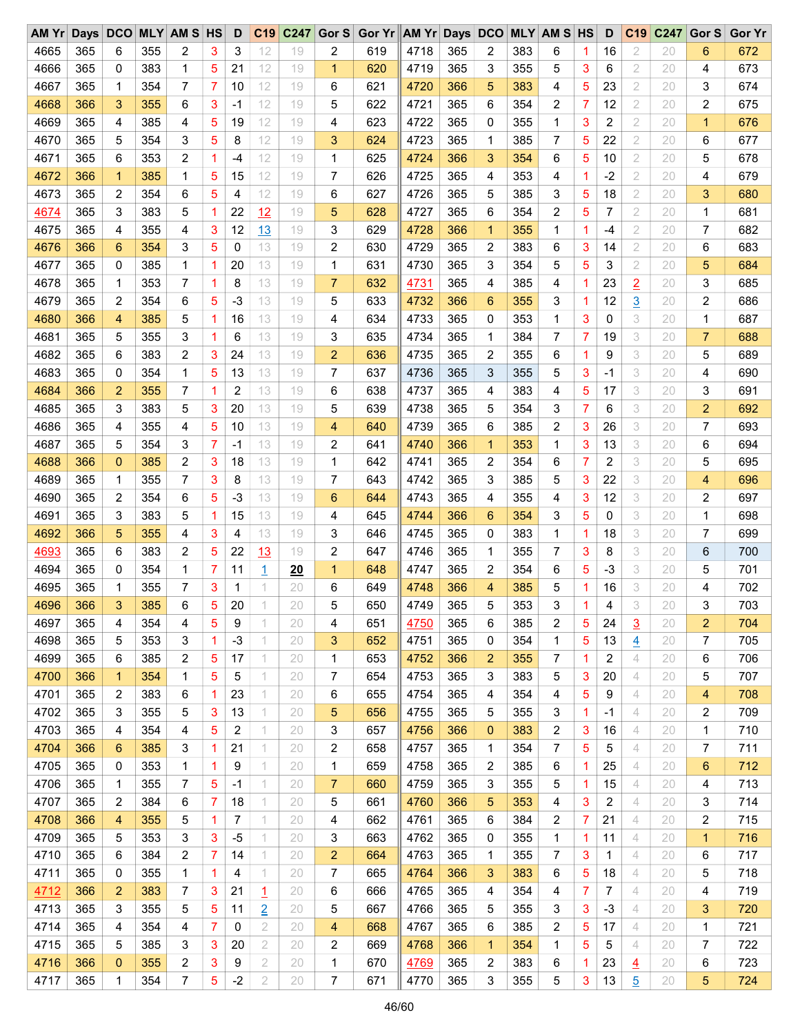| AM Yr | Days | DCO | MLY | AM S | HS | D | C19 | C247 | Gor S | Gor Yr | AM Yr | Days | DCO | MLY | AM S | HS | D | C19 | C247 | Gor S | Gor Yr |
|---|---|---|---|---|---|---|---|---|---|---|---|---|---|---|---|---|---|---|---|---|---|
| 4665 | 365 | 6 | 355 | 2 | 3 | 3 | 12 | 19 | 2 | 619 | 4718 | 365 | 2 | 383 | 6 | 1 | 16 | 2 | 20 | 6 | 672 |
| 4666 | 365 | 0 | 383 | 1 | 5 | 21 | 12 | 19 | 1 | 620 | 4719 | 365 | 3 | 355 | 5 | 3 | 6 | 2 | 20 | 4 | 673 |
| 4667 | 365 | 1 | 354 | 7 | 7 | 10 | 12 | 19 | 6 | 621 | 4720 | 366 | 5 | 383 | 4 | 5 | 23 | 2 | 20 | 3 | 674 |
| 4668 | 366 | 3 | 355 | 6 | 3 | -1 | 12 | 19 | 5 | 622 | 4721 | 365 | 6 | 354 | 2 | 7 | 12 | 2 | 20 | 2 | 675 |
| 4669 | 365 | 4 | 385 | 4 | 5 | 19 | 12 | 19 | 4 | 623 | 4722 | 365 | 0 | 355 | 1 | 3 | 2 | 2 | 20 | 1 | 676 |
| 4670 | 365 | 5 | 354 | 3 | 5 | 8 | 12 | 19 | 3 | 624 | 4723 | 365 | 1 | 385 | 7 | 5 | 22 | 2 | 20 | 6 | 677 |
| 4671 | 365 | 6 | 353 | 2 | 1 | -4 | 12 | 19 | 1 | 625 | 4724 | 366 | 3 | 354 | 6 | 5 | 10 | 2 | 20 | 5 | 678 |
| 4672 | 366 | 1 | 385 | 1 | 5 | 15 | 12 | 19 | 7 | 626 | 4725 | 365 | 4 | 353 | 4 | 1 | -2 | 2 | 20 | 4 | 679 |
| 4673 | 365 | 2 | 354 | 6 | 5 | 4 | 12 | 19 | 6 | 627 | 4726 | 365 | 5 | 385 | 3 | 5 | 18 | 2 | 20 | 3 | 680 |
| 4674 | 365 | 3 | 383 | 5 | 1 | 22 | 12 | 19 | 5 | 628 | 4727 | 365 | 6 | 354 | 2 | 5 | 7 | 2 | 20 | 1 | 681 |
| 4675 | 365 | 4 | 355 | 4 | 3 | 12 | 13 | 19 | 3 | 629 | 4728 | 366 | 1 | 355 | 1 | 1 | -4 | 2 | 20 | 7 | 682 |
| 4676 | 366 | 6 | 354 | 3 | 5 | 0 | 13 | 19 | 2 | 630 | 4729 | 365 | 2 | 383 | 6 | 3 | 14 | 2 | 20 | 6 | 683 |
| 4677 | 365 | 0 | 385 | 1 | 1 | 20 | 13 | 19 | 1 | 631 | 4730 | 365 | 3 | 354 | 5 | 5 | 3 | 2 | 20 | 5 | 684 |
| 4678 | 365 | 1 | 353 | 7 | 1 | 8 | 13 | 19 | 7 | 632 | 4731 | 365 | 4 | 385 | 4 | 1 | 23 | 2 | 20 | 3 | 685 |
| 4679 | 365 | 2 | 354 | 6 | 5 | -3 | 13 | 19 | 5 | 633 | 4732 | 366 | 6 | 355 | 3 | 1 | 12 | 3 | 20 | 2 | 686 |
| 4680 | 366 | 4 | 385 | 5 | 1 | 16 | 13 | 19 | 4 | 634 | 4733 | 365 | 0 | 353 | 1 | 3 | 0 | 3 | 20 | 1 | 687 |
| 4681 | 365 | 5 | 355 | 3 | 1 | 6 | 13 | 19 | 3 | 635 | 4734 | 365 | 1 | 384 | 7 | 7 | 19 | 3 | 20 | 7 | 688 |
| 4682 | 365 | 6 | 383 | 2 | 3 | 24 | 13 | 19 | 2 | 636 | 4735 | 365 | 2 | 355 | 6 | 1 | 9 | 3 | 20 | 5 | 689 |
| 4683 | 365 | 0 | 354 | 1 | 5 | 13 | 13 | 19 | 7 | 637 | 4736 | 365 | 3 | 355 | 5 | 3 | -1 | 3 | 20 | 4 | 690 |
| 4684 | 366 | 2 | 355 | 7 | 1 | 2 | 13 | 19 | 6 | 638 | 4737 | 365 | 4 | 383 | 4 | 5 | 17 | 3 | 20 | 3 | 691 |
| 4685 | 365 | 3 | 383 | 5 | 3 | 20 | 13 | 19 | 5 | 639 | 4738 | 365 | 5 | 354 | 3 | 7 | 6 | 3 | 20 | 2 | 692 |
| 4686 | 365 | 4 | 355 | 4 | 5 | 10 | 13 | 19 | 4 | 640 | 4739 | 365 | 6 | 385 | 2 | 3 | 26 | 3 | 20 | 7 | 693 |
| 4687 | 365 | 5 | 354 | 3 | 7 | -1 | 13 | 19 | 2 | 641 | 4740 | 366 | 1 | 353 | 1 | 3 | 13 | 3 | 20 | 6 | 694 |
| 4688 | 366 | 0 | 385 | 2 | 3 | 18 | 13 | 19 | 1 | 642 | 4741 | 365 | 2 | 354 | 6 | 7 | 2 | 3 | 20 | 5 | 695 |
| 4689 | 365 | 1 | 355 | 7 | 3 | 8 | 13 | 19 | 7 | 643 | 4742 | 365 | 3 | 385 | 5 | 3 | 22 | 3 | 20 | 4 | 696 |
| 4690 | 365 | 2 | 354 | 6 | 5 | -3 | 13 | 19 | 6 | 644 | 4743 | 365 | 4 | 355 | 4 | 3 | 12 | 3 | 20 | 2 | 697 |
| 4691 | 365 | 3 | 383 | 5 | 1 | 15 | 13 | 19 | 4 | 645 | 4744 | 366 | 6 | 354 | 3 | 5 | 0 | 3 | 20 | 1 | 698 |
| 4692 | 366 | 5 | 355 | 4 | 3 | 4 | 13 | 19 | 3 | 646 | 4745 | 365 | 0 | 383 | 1 | 1 | 18 | 3 | 20 | 7 | 699 |
| 4693 | 365 | 6 | 383 | 2 | 5 | 22 | 13 | 19 | 2 | 647 | 4746 | 365 | 1 | 355 | 7 | 3 | 8 | 3 | 20 | 6 | 700 |
| 4694 | 365 | 0 | 354 | 1 | 7 | 11 | 1 | **20** | 1 | 648 | 4747 | 365 | 2 | 354 | 6 | 5 | -3 | 3 | 20 | 5 | 701 |
| 4695 | 365 | 1 | 355 | 7 | 3 | 1 | 1 | 20 | 6 | 649 | 4748 | 366 | 4 | 385 | 5 | 1 | 16 | 3 | 20 | 4 | 702 |
| 4696 | 366 | 3 | 385 | 6 | 5 | 20 | 1 | 20 | 5 | 650 | 4749 | 365 | 5 | 353 | 3 | 1 | 4 | 3 | 20 | 3 | 703 |
| 4697 | 365 | 4 | 354 | 4 | 5 | 9 | 1 | 20 | 4 | 651 | 4750 | 365 | 6 | 385 | 2 | 5 | 24 | 3 | 20 | 2 | 704 |
| 4698 | 365 | 5 | 353 | 3 | 1 | -3 | 1 | 20 | 3 | 652 | 4751 | 365 | 0 | 354 | 1 | 5 | 13 | 4 | 20 | 7 | 705 |
| 4699 | 365 | 6 | 385 | 2 | 5 | 17 | 1 | 20 | 1 | 653 | 4752 | 366 | 2 | 355 | 7 | 1 | 2 | 4 | 20 | 6 | 706 |
| 4700 | 366 | 1 | 354 | 1 | 5 | 5 | 1 | 20 | 7 | 654 | 4753 | 365 | 3 | 383 | 5 | 3 | 20 | 4 | 20 | 5 | 707 |
| 4701 | 365 | 2 | 383 | 6 | 1 | 23 | 1 | 20 | 6 | 655 | 4754 | 365 | 4 | 354 | 4 | 5 | 9 | 4 | 20 | 4 | 708 |
| 4702 | 365 | 3 | 355 | 5 | 3 | 13 | 1 | 20 | 5 | 656 | 4755 | 365 | 5 | 355 | 3 | 1 | -1 | 4 | 20 | 2 | 709 |
| 4703 | 365 | 4 | 354 | 4 | 5 | 2 | 1 | 20 | 3 | 657 | 4756 | 366 | 0 | 383 | 2 | 3 | 16 | 4 | 20 | 1 | 710 |
| 4704 | 366 | 6 | 385 | 3 | 1 | 21 | 1 | 20 | 2 | 658 | 4757 | 365 | 1 | 354 | 7 | 5 | 5 | 4 | 20 | 7 | 711 |
| 4705 | 365 | 0 | 353 | 1 | 1 | 9 | 1 | 20 | 1 | 659 | 4758 | 365 | 2 | 385 | 6 | 1 | 25 | 4 | 20 | 6 | 712 |
| 4706 | 365 | 1 | 355 | 7 | 5 | -1 | 1 | 20 | 7 | 660 | 4759 | 365 | 3 | 355 | 5 | 1 | 15 | 4 | 20 | 4 | 713 |
| 4707 | 365 | 2 | 384 | 6 | 7 | 18 | 1 | 20 | 5 | 661 | 4760 | 366 | 5 | 353 | 4 | 3 | 2 | 4 | 20 | 3 | 714 |
| 4708 | 366 | 4 | 355 | 5 | 1 | 7 | 1 | 20 | 4 | 662 | 4761 | 365 | 6 | 384 | 2 | 7 | 21 | 4 | 20 | 2 | 715 |
| 4709 | 365 | 5 | 353 | 3 | 3 | -5 | 1 | 20 | 3 | 663 | 4762 | 365 | 0 | 355 | 1 | 1 | 11 | 4 | 20 | 1 | 716 |
| 4710 | 365 | 6 | 384 | 2 | 7 | 14 | 1 | 20 | 2 | 664 | 4763 | 365 | 1 | 355 | 7 | 3 | 1 | 4 | 20 | 6 | 717 |
| 4711 | 365 | 0 | 355 | 1 | 1 | 4 | 1 | 20 | 7 | 665 | 4764 | 366 | 3 | 383 | 6 | 5 | 18 | 4 | 20 | 5 | 718 |
| 4712 | 366 | 2 | 383 | 7 | 3 | 21 | 1 | 20 | 6 | 666 | 4765 | 365 | 4 | 354 | 4 | 7 | 7 | 4 | 20 | 4 | 719 |
| 4713 | 365 | 3 | 355 | 5 | 5 | 11 | 2 | 20 | 5 | 667 | 4766 | 365 | 5 | 355 | 3 | 3 | -3 | 4 | 20 | 3 | 720 |
| 4714 | 365 | 4 | 354 | 4 | 7 | 0 | 2 | 20 | 4 | 668 | 4767 | 365 | 6 | 385 | 2 | 5 | 17 | 4 | 20 | 1 | 721 |
| 4715 | 365 | 5 | 385 | 3 | 3 | 20 | 2 | 20 | 2 | 669 | 4768 | 366 | 1 | 354 | 1 | 5 | 5 | 4 | 20 | 7 | 722 |
| 4716 | 366 | 0 | 355 | 2 | 3 | 9 | 2 | 20 | 1 | 670 | 4769 | 365 | 2 | 383 | 6 | 1 | 23 | 4 | 20 | 6 | 723 |
| 4717 | 365 | 1 | 354 | 7 | 5 | -2 | 2 | 20 | 7 | 671 | 4770 | 365 | 3 | 355 | 5 | 3 | 13 | 5 | 20 | 5 | 724 |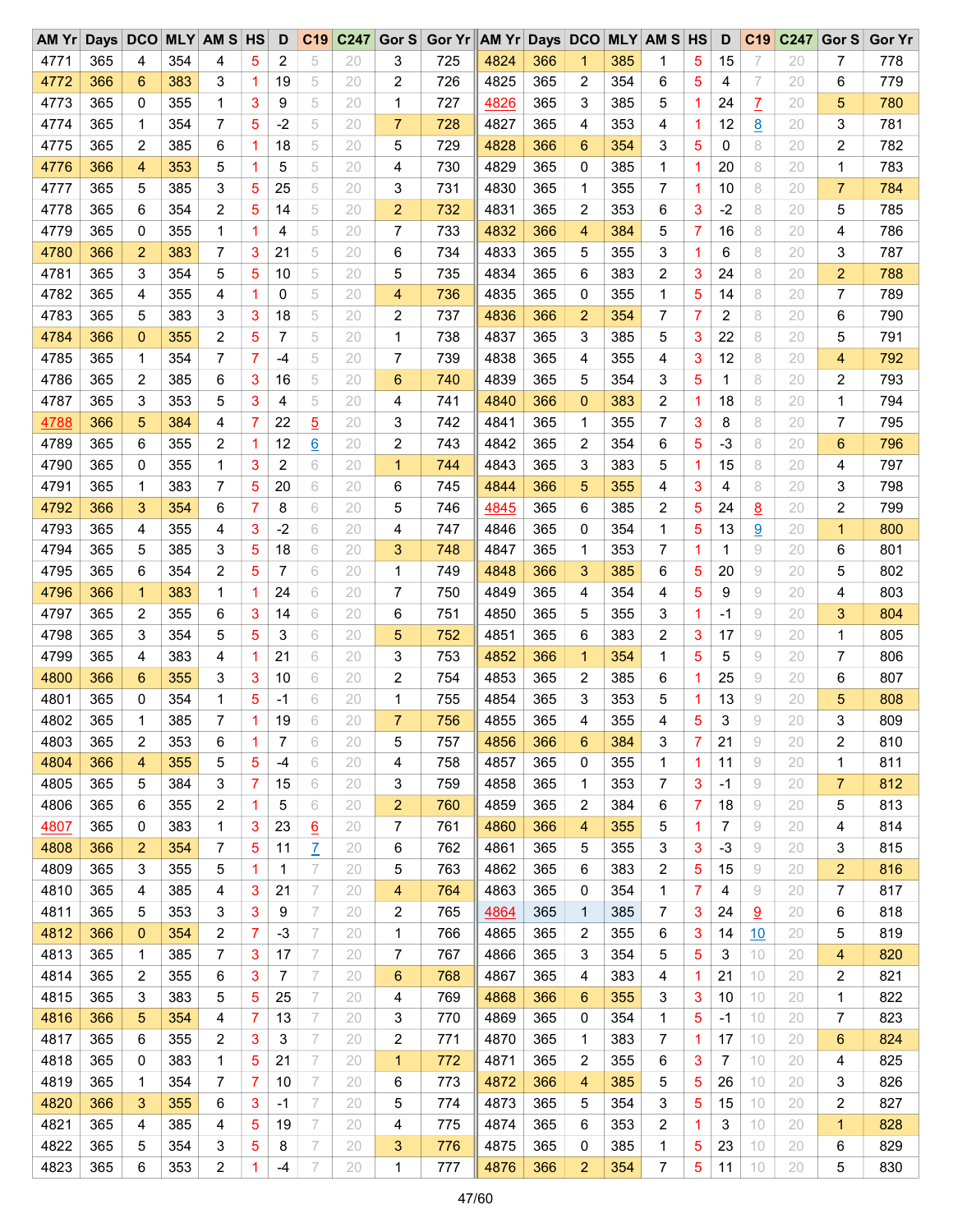| AM Yr | Days | DCO | MLY | AM S | HS | D | C19 | C247 | Gor S | Gor Yr |
|---|---|---|---|---|---|---|---|---|---|---|
| 4771 | 365 | 4 | 354 | 4 | 5 | 2 | 5 | 20 | 3 | 725 |
| 4772 | 366 | 6 | 383 | 3 | 1 | 19 | 5 | 20 | 2 | 726 |
| 4773 | 365 | 0 | 355 | 1 | 3 | 9 | 5 | 20 | 1 | 727 |
| 4774 | 365 | 1 | 354 | 7 | 5 | -2 | 5 | 20 | 7 | 728 |
| 4775 | 365 | 2 | 385 | 6 | 1 | 18 | 5 | 20 | 5 | 729 |
| 4776 | 366 | 4 | 353 | 5 | 1 | 5 | 5 | 20 | 4 | 730 |
| 4777 | 365 | 5 | 385 | 3 | 5 | 25 | 5 | 20 | 3 | 731 |
| 4778 | 365 | 6 | 354 | 2 | 5 | 14 | 5 | 20 | 2 | 732 |
| 4779 | 365 | 0 | 355 | 1 | 1 | 4 | 5 | 20 | 7 | 733 |
| 4780 | 366 | 2 | 383 | 7 | 3 | 21 | 5 | 20 | 6 | 734 |
| 4781 | 365 | 3 | 354 | 5 | 5 | 10 | 5 | 20 | 5 | 735 |
| 4782 | 365 | 4 | 355 | 4 | 1 | 0 | 5 | 20 | 4 | 736 |
| 4783 | 365 | 5 | 383 | 3 | 3 | 18 | 5 | 20 | 2 | 737 |
| 4784 | 366 | 0 | 355 | 2 | 5 | 7 | 5 | 20 | 1 | 738 |
| 4785 | 365 | 1 | 354 | 7 | 7 | -4 | 5 | 20 | 7 | 739 |
| 4786 | 365 | 2 | 385 | 6 | 3 | 16 | 5 | 20 | 6 | 740 |
| 4787 | 365 | 3 | 353 | 5 | 3 | 4 | 5 | 20 | 4 | 741 |
| 4788 | 366 | 5 | 384 | 4 | 7 | 22 | 5 | 20 | 3 | 742 |
| 4789 | 365 | 6 | 355 | 2 | 1 | 12 | 6 | 20 | 2 | 743 |
| 4790 | 365 | 0 | 355 | 1 | 3 | 2 | 6 | 20 | 1 | 744 |
| 4791 | 365 | 1 | 383 | 7 | 5 | 20 | 6 | 20 | 6 | 745 |
| 4792 | 366 | 3 | 354 | 6 | 7 | 8 | 6 | 20 | 5 | 746 |
| 4793 | 365 | 4 | 355 | 4 | 3 | -2 | 6 | 20 | 4 | 747 |
| 4794 | 365 | 5 | 385 | 3 | 5 | 18 | 6 | 20 | 3 | 748 |
| 4795 | 365 | 6 | 354 | 2 | 5 | 7 | 6 | 20 | 1 | 749 |
| 4796 | 366 | 1 | 383 | 1 | 1 | 24 | 6 | 20 | 7 | 750 |
| 4797 | 365 | 2 | 355 | 6 | 3 | 14 | 6 | 20 | 6 | 751 |
| 4798 | 365 | 3 | 354 | 5 | 5 | 3 | 6 | 20 | 5 | 752 |
| 4799 | 365 | 4 | 383 | 4 | 1 | 21 | 6 | 20 | 3 | 753 |
| 4800 | 366 | 6 | 355 | 3 | 3 | 10 | 6 | 20 | 2 | 754 |
| 4801 | 365 | 0 | 354 | 1 | 5 | -1 | 6 | 20 | 1 | 755 |
| 4802 | 365 | 1 | 385 | 7 | 1 | 19 | 6 | 20 | 7 | 756 |
| 4803 | 365 | 2 | 353 | 6 | 1 | 7 | 6 | 20 | 5 | 757 |
| 4804 | 366 | 4 | 355 | 5 | 5 | -4 | 6 | 20 | 4 | 758 |
| 4805 | 365 | 5 | 384 | 3 | 7 | 15 | 6 | 20 | 3 | 759 |
| 4806 | 365 | 6 | 355 | 2 | 1 | 5 | 6 | 20 | 2 | 760 |
| 4807 | 365 | 0 | 383 | 1 | 3 | 23 | 6 | 20 | 7 | 761 |
| 4808 | 366 | 2 | 354 | 7 | 5 | 11 | 7 | 20 | 6 | 762 |
| 4809 | 365 | 3 | 355 | 5 | 1 | 1 | 7 | 20 | 5 | 763 |
| 4810 | 365 | 4 | 385 | 4 | 3 | 21 | 7 | 20 | 4 | 764 |
| 4811 | 365 | 5 | 353 | 3 | 3 | 9 | 7 | 20 | 2 | 765 |
| 4812 | 366 | 0 | 354 | 2 | 7 | -3 | 7 | 20 | 1 | 766 |
| 4813 | 365 | 1 | 385 | 7 | 3 | 17 | 7 | 20 | 7 | 767 |
| 4814 | 365 | 2 | 355 | 6 | 3 | 7 | 7 | 20 | 6 | 768 |
| 4815 | 365 | 3 | 383 | 5 | 5 | 25 | 7 | 20 | 4 | 769 |
| 4816 | 366 | 5 | 354 | 4 | 7 | 13 | 7 | 20 | 3 | 770 |
| 4817 | 365 | 6 | 355 | 2 | 3 | 3 | 7 | 20 | 2 | 771 |
| 4818 | 365 | 0 | 383 | 1 | 5 | 21 | 7 | 20 | 1 | 772 |
| 4819 | 365 | 1 | 354 | 7 | 7 | 10 | 7 | 20 | 6 | 773 |
| 4820 | 366 | 3 | 355 | 6 | 3 | -1 | 7 | 20 | 5 | 774 |
| 4821 | 365 | 4 | 385 | 4 | 5 | 19 | 7 | 20 | 4 | 775 |
| 4822 | 365 | 5 | 354 | 3 | 5 | 8 | 7 | 20 | 3 | 776 |
| 4823 | 365 | 6 | 353 | 2 | 1 | -4 | 7 | 20 | 1 | 777 |
| 4824 | 366 | 1 | 385 | 1 | 5 | 15 | 7 | 20 | 7 | 778 |
| 4825 | 365 | 2 | 354 | 6 | 5 | 4 | 7 | 20 | 6 | 779 |
| 4826 | 365 | 3 | 385 | 5 | 1 | 24 | 7 | 20 | 5 | 780 |
| 4827 | 365 | 4 | 353 | 4 | 1 | 12 | 8 | 20 | 3 | 781 |
| 4828 | 366 | 6 | 354 | 3 | 5 | 0 | 8 | 20 | 2 | 782 |
| 4829 | 365 | 0 | 385 | 1 | 1 | 20 | 8 | 20 | 1 | 783 |
| 4830 | 365 | 1 | 355 | 7 | 1 | 10 | 8 | 20 | 7 | 784 |
| 4831 | 365 | 2 | 353 | 6 | 3 | -2 | 8 | 20 | 5 | 785 |
| 4832 | 366 | 4 | 384 | 5 | 7 | 16 | 8 | 20 | 4 | 786 |
| 4833 | 365 | 5 | 355 | 3 | 1 | 6 | 8 | 20 | 3 | 787 |
| 4834 | 365 | 6 | 383 | 2 | 3 | 24 | 8 | 20 | 2 | 788 |
| 4835 | 365 | 0 | 355 | 1 | 5 | 14 | 8 | 20 | 7 | 789 |
| 4836 | 366 | 2 | 354 | 7 | 7 | 2 | 8 | 20 | 6 | 790 |
| 4837 | 365 | 3 | 385 | 5 | 3 | 22 | 8 | 20 | 5 | 791 |
| 4838 | 365 | 4 | 355 | 4 | 3 | 12 | 8 | 20 | 4 | 792 |
| 4839 | 365 | 5 | 354 | 3 | 5 | 1 | 8 | 20 | 2 | 793 |
| 4840 | 366 | 0 | 383 | 2 | 1 | 18 | 8 | 20 | 1 | 794 |
| 4841 | 365 | 1 | 355 | 7 | 3 | 8 | 8 | 20 | 7 | 795 |
| 4842 | 365 | 2 | 354 | 6 | 5 | -3 | 8 | 20 | 6 | 796 |
| 4843 | 365 | 3 | 383 | 5 | 1 | 15 | 8 | 20 | 4 | 797 |
| 4844 | 366 | 5 | 355 | 4 | 3 | 4 | 8 | 20 | 3 | 798 |
| 4845 | 365 | 6 | 385 | 2 | 5 | 24 | 8 | 20 | 2 | 799 |
| 4846 | 365 | 0 | 354 | 1 | 5 | 13 | 9 | 20 | 1 | 800 |
| 4847 | 365 | 1 | 353 | 7 | 1 | 1 | 9 | 20 | 6 | 801 |
| 4848 | 366 | 3 | 385 | 6 | 5 | 20 | 9 | 20 | 5 | 802 |
| 4849 | 365 | 4 | 354 | 4 | 5 | 9 | 9 | 20 | 4 | 803 |
| 4850 | 365 | 5 | 355 | 3 | 1 | -1 | 9 | 20 | 3 | 804 |
| 4851 | 365 | 6 | 383 | 2 | 3 | 17 | 9 | 20 | 1 | 805 |
| 4852 | 366 | 1 | 354 | 1 | 5 | 5 | 9 | 20 | 7 | 806 |
| 4853 | 365 | 2 | 385 | 6 | 1 | 25 | 9 | 20 | 6 | 807 |
| 4854 | 365 | 3 | 353 | 5 | 1 | 13 | 9 | 20 | 5 | 808 |
| 4855 | 365 | 4 | 355 | 4 | 5 | 3 | 9 | 20 | 3 | 809 |
| 4856 | 366 | 6 | 384 | 3 | 7 | 21 | 9 | 20 | 2 | 810 |
| 4857 | 365 | 0 | 355 | 1 | 1 | 11 | 9 | 20 | 1 | 811 |
| 4858 | 365 | 1 | 353 | 7 | 3 | -1 | 9 | 20 | 7 | 812 |
| 4859 | 365 | 2 | 384 | 6 | 7 | 18 | 9 | 20 | 5 | 813 |
| 4860 | 366 | 4 | 355 | 5 | 1 | 7 | 9 | 20 | 4 | 814 |
| 4861 | 365 | 5 | 355 | 3 | 3 | -3 | 9 | 20 | 3 | 815 |
| 4862 | 365 | 6 | 383 | 2 | 5 | 15 | 9 | 20 | 2 | 816 |
| 4863 | 365 | 0 | 354 | 1 | 7 | 4 | 9 | 20 | 7 | 817 |
| 4864 | 365 | 1 | 385 | 7 | 3 | 24 | 9 | 20 | 6 | 818 |
| 4865 | 365 | 2 | 355 | 6 | 3 | 14 | 10 | 20 | 5 | 819 |
| 4866 | 365 | 3 | 354 | 5 | 5 | 3 | 10 | 20 | 4 | 820 |
| 4867 | 365 | 4 | 383 | 4 | 1 | 21 | 10 | 20 | 2 | 821 |
| 4868 | 366 | 6 | 355 | 3 | 3 | 10 | 10 | 20 | 1 | 822 |
| 4869 | 365 | 0 | 354 | 1 | 5 | -1 | 10 | 20 | 7 | 823 |
| 4870 | 365 | 1 | 383 | 7 | 1 | 17 | 10 | 20 | 6 | 824 |
| 4871 | 365 | 2 | 355 | 6 | 3 | 7 | 10 | 20 | 4 | 825 |
| 4872 | 366 | 4 | 385 | 5 | 5 | 26 | 10 | 20 | 3 | 826 |
| 4873 | 365 | 5 | 354 | 3 | 5 | 15 | 10 | 20 | 2 | 827 |
| 4874 | 365 | 6 | 353 | 2 | 1 | 3 | 10 | 20 | 1 | 828 |
| 4875 | 365 | 0 | 385 | 1 | 5 | 23 | 10 | 20 | 6 | 829 |
| 4876 | 366 | 2 | 354 | 7 | 5 | 11 | 10 | 20 | 5 | 830 |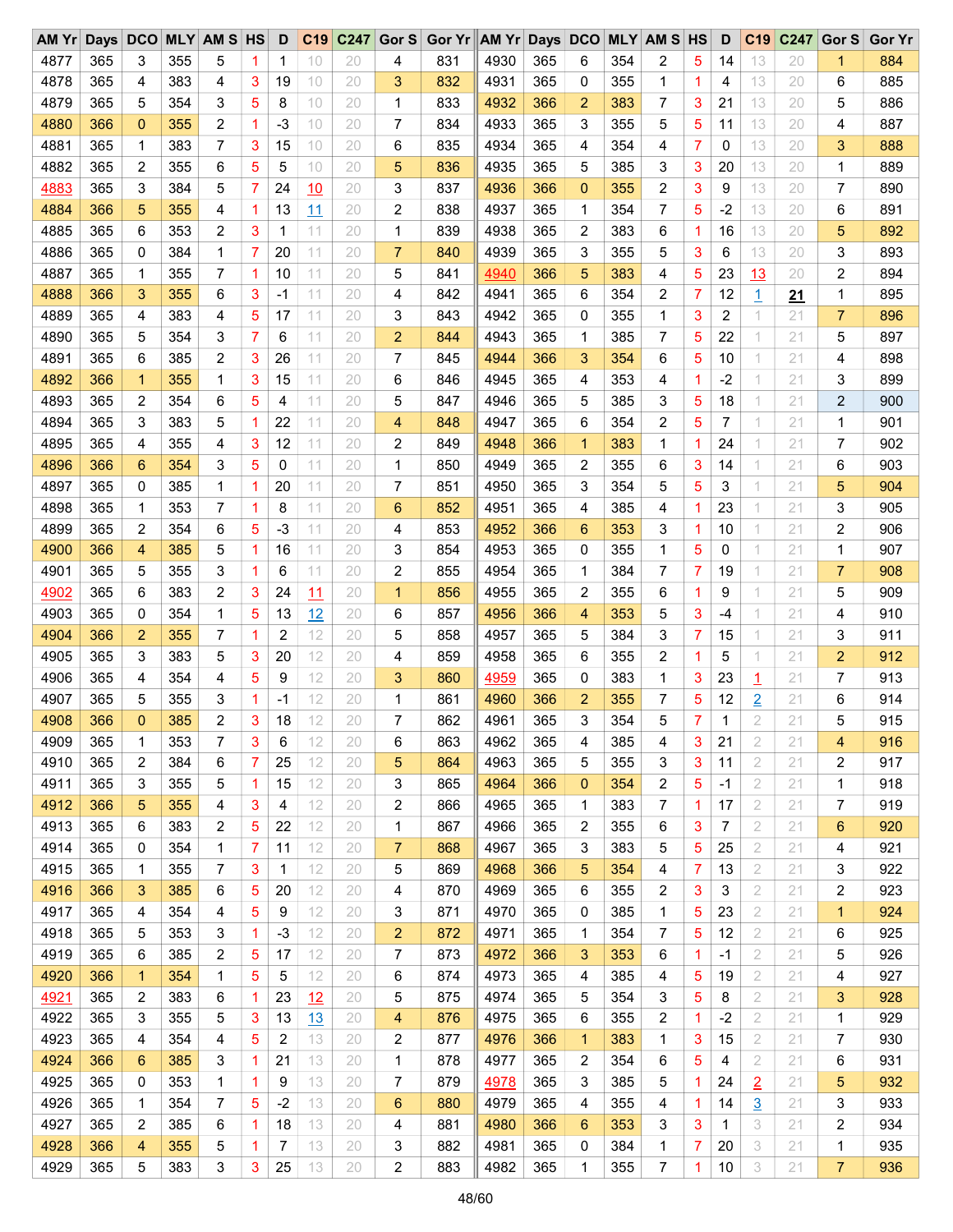| AM Yr | Days | DCO | MLY | AM S | HS | D | C19 | C247 | Gor S | Gor Yr | AM Yr | Days | DCO | MLY | AM S | HS | D | C19 | C247 | Gor S | Gor Yr |
|---|---|---|---|---|---|---|---|---|---|---|---|---|---|---|---|---|---|---|---|---|---|
| 4877 | 365 | 3 | 355 | 5 | 1 | 1 | 10 | 20 | 4 | 831 | 4930 | 365 | 6 | 354 | 2 | 5 | 14 | 13 | 20 | 1 | 884 |
| 4878 | 365 | 4 | 383 | 4 | 3 | 19 | 10 | 20 | 3 | 832 | 4931 | 365 | 0 | 355 | 1 | 1 | 4 | 13 | 20 | 6 | 885 |
| 4879 | 365 | 5 | 354 | 3 | 5 | 8 | 10 | 20 | 1 | 833 | 4932 | 366 | 2 | 383 | 7 | 3 | 21 | 13 | 20 | 5 | 886 |
| 4880 | 366 | 0 | 355 | 2 | 1 | -3 | 10 | 20 | 7 | 834 | 4933 | 365 | 3 | 355 | 5 | 5 | 11 | 13 | 20 | 4 | 887 |
| 4881 | 365 | 1 | 383 | 7 | 3 | 15 | 10 | 20 | 6 | 835 | 4934 | 365 | 4 | 354 | 4 | 7 | 0 | 13 | 20 | 3 | 888 |
| 4882 | 365 | 2 | 355 | 6 | 5 | 5 | 10 | 20 | 5 | 836 | 4935 | 365 | 5 | 385 | 3 | 3 | 20 | 13 | 20 | 1 | 889 |
| 4883 | 365 | 3 | 384 | 5 | 7 | 24 | 10 | 20 | 3 | 837 | 4936 | 366 | 0 | 355 | 2 | 3 | 9 | 13 | 20 | 7 | 890 |
| 4884 | 366 | 5 | 355 | 4 | 1 | 13 | 11 | 20 | 2 | 838 | 4937 | 365 | 1 | 354 | 7 | 5 | -2 | 13 | 20 | 6 | 891 |
| 4885 | 365 | 6 | 353 | 2 | 3 | 1 | 11 | 20 | 1 | 839 | 4938 | 365 | 2 | 383 | 6 | 1 | 16 | 13 | 20 | 5 | 892 |
| 4886 | 365 | 0 | 384 | 1 | 7 | 20 | 11 | 20 | 7 | 840 | 4939 | 365 | 3 | 355 | 5 | 3 | 6 | 13 | 20 | 3 | 893 |
| 4887 | 365 | 1 | 355 | 7 | 1 | 10 | 11 | 20 | 5 | 841 | 4940 | 366 | 5 | 383 | 4 | 5 | 23 | 13 | 20 | 2 | 894 |
| 4888 | 366 | 3 | 355 | 6 | 3 | -1 | 11 | 20 | 4 | 842 | 4941 | 365 | 6 | 354 | 2 | 7 | 12 | 1 | 21 | 1 | 895 |
| 4889 | 365 | 4 | 383 | 4 | 5 | 17 | 11 | 20 | 3 | 843 | 4942 | 365 | 0 | 355 | 1 | 3 | 2 | 1 | 21 | 7 | 896 |
| 4890 | 365 | 5 | 354 | 3 | 7 | 6 | 11 | 20 | 2 | 844 | 4943 | 365 | 1 | 385 | 7 | 5 | 22 | 1 | 21 | 5 | 897 |
| 4891 | 365 | 6 | 385 | 2 | 3 | 26 | 11 | 20 | 7 | 845 | 4944 | 366 | 3 | 354 | 6 | 5 | 10 | 1 | 21 | 4 | 898 |
| 4892 | 366 | 1 | 355 | 1 | 3 | 15 | 11 | 20 | 6 | 846 | 4945 | 365 | 4 | 353 | 4 | 1 | -2 | 1 | 21 | 3 | 899 |
| 4893 | 365 | 2 | 354 | 6 | 5 | 4 | 11 | 20 | 5 | 847 | 4946 | 365 | 5 | 385 | 3 | 5 | 18 | 1 | 21 | 2 | 900 |
| 4894 | 365 | 3 | 383 | 5 | 1 | 22 | 11 | 20 | 4 | 848 | 4947 | 365 | 6 | 354 | 2 | 5 | 7 | 1 | 21 | 1 | 901 |
| 4895 | 365 | 4 | 355 | 4 | 3 | 12 | 11 | 20 | 2 | 849 | 4948 | 366 | 1 | 383 | 1 | 1 | 24 | 1 | 21 | 7 | 902 |
| 4896 | 366 | 6 | 354 | 3 | 5 | 0 | 11 | 20 | 1 | 850 | 4949 | 365 | 2 | 355 | 6 | 3 | 14 | 1 | 21 | 6 | 903 |
| 4897 | 365 | 0 | 385 | 1 | 1 | 20 | 11 | 20 | 7 | 851 | 4950 | 365 | 3 | 354 | 5 | 5 | 3 | 1 | 21 | 5 | 904 |
| 4898 | 365 | 1 | 353 | 7 | 1 | 8 | 11 | 20 | 6 | 852 | 4951 | 365 | 4 | 385 | 4 | 1 | 23 | 1 | 21 | 3 | 905 |
| 4899 | 365 | 2 | 354 | 6 | 5 | -3 | 11 | 20 | 4 | 853 | 4952 | 366 | 6 | 353 | 3 | 1 | 10 | 1 | 21 | 2 | 906 |
| 4900 | 366 | 4 | 385 | 5 | 1 | 16 | 11 | 20 | 3 | 854 | 4953 | 365 | 0 | 355 | 1 | 5 | 0 | 1 | 21 | 1 | 907 |
| 4901 | 365 | 5 | 355 | 3 | 1 | 6 | 11 | 20 | 2 | 855 | 4954 | 365 | 1 | 384 | 7 | 7 | 19 | 1 | 21 | 7 | 908 |
| 4902 | 365 | 6 | 383 | 2 | 3 | 24 | 11 | 20 | 1 | 856 | 4955 | 365 | 2 | 355 | 6 | 1 | 9 | 1 | 21 | 5 | 909 |
| 4903 | 365 | 0 | 354 | 1 | 5 | 13 | 12 | 20 | 6 | 857 | 4956 | 366 | 4 | 353 | 5 | 3 | -4 | 1 | 21 | 4 | 910 |
| 4904 | 366 | 2 | 355 | 7 | 1 | 2 | 12 | 20 | 5 | 858 | 4957 | 365 | 5 | 384 | 3 | 7 | 15 | 1 | 21 | 3 | 911 |
| 4905 | 365 | 3 | 383 | 5 | 3 | 20 | 12 | 20 | 4 | 859 | 4958 | 365 | 6 | 355 | 2 | 1 | 5 | 1 | 21 | 2 | 912 |
| 4906 | 365 | 4 | 354 | 4 | 5 | 9 | 12 | 20 | 3 | 860 | 4959 | 365 | 0 | 383 | 1 | 3 | 23 | 1 | 21 | 7 | 913 |
| 4907 | 365 | 5 | 355 | 3 | 1 | -1 | 12 | 20 | 1 | 861 | 4960 | 366 | 2 | 355 | 7 | 5 | 12 | 2 | 21 | 6 | 914 |
| 4908 | 366 | 0 | 385 | 2 | 3 | 18 | 12 | 20 | 7 | 862 | 4961 | 365 | 3 | 354 | 5 | 7 | 1 | 2 | 21 | 5 | 915 |
| 4909 | 365 | 1 | 353 | 7 | 3 | 6 | 12 | 20 | 6 | 863 | 4962 | 365 | 4 | 385 | 4 | 3 | 21 | 2 | 21 | 4 | 916 |
| 4910 | 365 | 2 | 384 | 6 | 7 | 25 | 12 | 20 | 5 | 864 | 4963 | 365 | 5 | 355 | 3 | 3 | 11 | 2 | 21 | 2 | 917 |
| 4911 | 365 | 3 | 355 | 5 | 1 | 15 | 12 | 20 | 3 | 865 | 4964 | 366 | 0 | 354 | 2 | 5 | -1 | 2 | 21 | 1 | 918 |
| 4912 | 366 | 5 | 355 | 4 | 3 | 4 | 12 | 20 | 2 | 866 | 4965 | 365 | 1 | 383 | 7 | 1 | 17 | 2 | 21 | 7 | 919 |
| 4913 | 365 | 6 | 383 | 2 | 5 | 22 | 12 | 20 | 1 | 867 | 4966 | 365 | 2 | 355 | 6 | 3 | 7 | 2 | 21 | 6 | 920 |
| 4914 | 365 | 0 | 354 | 1 | 7 | 11 | 12 | 20 | 7 | 868 | 4967 | 365 | 3 | 383 | 5 | 5 | 25 | 2 | 21 | 4 | 921 |
| 4915 | 365 | 1 | 355 | 7 | 3 | 1 | 12 | 20 | 5 | 869 | 4968 | 366 | 5 | 354 | 4 | 7 | 13 | 2 | 21 | 3 | 922 |
| 4916 | 366 | 3 | 385 | 6 | 5 | 20 | 12 | 20 | 4 | 870 | 4969 | 365 | 6 | 355 | 2 | 3 | 3 | 2 | 21 | 2 | 923 |
| 4917 | 365 | 4 | 354 | 4 | 5 | 9 | 12 | 20 | 3 | 871 | 4970 | 365 | 0 | 385 | 1 | 5 | 23 | 2 | 21 | 1 | 924 |
| 4918 | 365 | 5 | 353 | 3 | 1 | -3 | 12 | 20 | 2 | 872 | 4971 | 365 | 1 | 354 | 7 | 5 | 12 | 2 | 21 | 6 | 925 |
| 4919 | 365 | 6 | 385 | 2 | 5 | 17 | 12 | 20 | 7 | 873 | 4972 | 366 | 3 | 353 | 6 | 1 | -1 | 2 | 21 | 5 | 926 |
| 4920 | 366 | 1 | 354 | 1 | 5 | 5 | 12 | 20 | 6 | 874 | 4973 | 365 | 4 | 385 | 4 | 5 | 19 | 2 | 21 | 4 | 927 |
| 4921 | 365 | 2 | 383 | 6 | 1 | 23 | 12 | 20 | 5 | 875 | 4974 | 365 | 5 | 354 | 3 | 5 | 8 | 2 | 21 | 3 | 928 |
| 4922 | 365 | 3 | 355 | 5 | 3 | 13 | 13 | 20 | 4 | 876 | 4975 | 365 | 6 | 355 | 2 | 1 | -2 | 2 | 21 | 1 | 929 |
| 4923 | 365 | 4 | 354 | 4 | 5 | 2 | 13 | 20 | 2 | 877 | 4976 | 366 | 1 | 383 | 1 | 3 | 15 | 2 | 21 | 7 | 930 |
| 4924 | 366 | 6 | 385 | 3 | 1 | 21 | 13 | 20 | 1 | 878 | 4977 | 365 | 2 | 354 | 6 | 5 | 4 | 2 | 21 | 6 | 931 |
| 4925 | 365 | 0 | 353 | 1 | 1 | 9 | 13 | 20 | 7 | 879 | 4978 | 365 | 3 | 385 | 5 | 1 | 24 | 2 | 21 | 5 | 932 |
| 4926 | 365 | 1 | 354 | 7 | 5 | -2 | 13 | 20 | 6 | 880 | 4979 | 365 | 4 | 355 | 4 | 1 | 14 | 3 | 21 | 3 | 933 |
| 4927 | 365 | 2 | 385 | 6 | 1 | 18 | 13 | 20 | 4 | 881 | 4980 | 366 | 6 | 353 | 3 | 3 | 1 | 3 | 21 | 2 | 934 |
| 4928 | 366 | 4 | 355 | 5 | 1 | 7 | 13 | 20 | 3 | 882 | 4981 | 365 | 0 | 384 | 1 | 7 | 20 | 3 | 21 | 1 | 935 |
| 4929 | 365 | 5 | 383 | 3 | 3 | 25 | 13 | 20 | 2 | 883 | 4982 | 365 | 1 | 355 | 7 | 1 | 10 | 3 | 21 | 7 | 936 |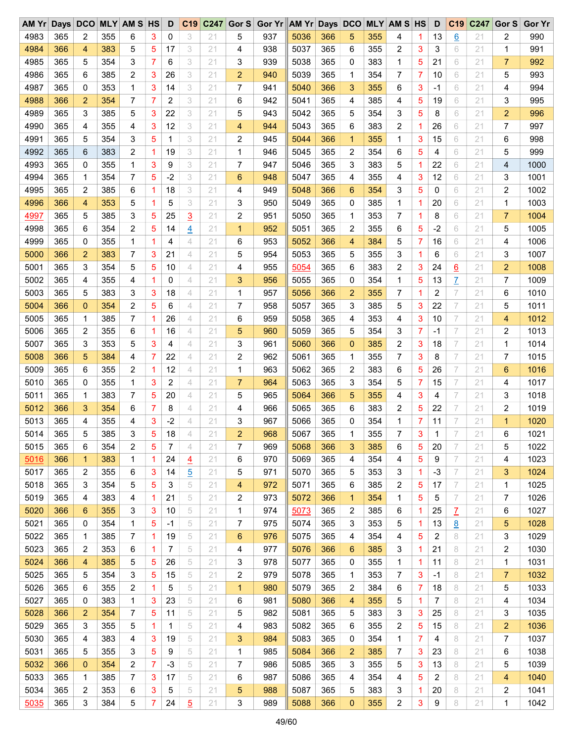| AM Yr | Days | DCO | MLY | AM S | HS | D | C19 | C247 | Gor S | Gor Yr | AM Yr | Days | DCO | MLY | AM S | HS | D | C19 | C247 | Gor S | Gor Yr |
|---|---|---|---|---|---|---|---|---|---|---|---|---|---|---|---|---|---|---|---|---|---|
| 4983 | 365 | 2 | 355 | 6 | 3 | 0 | 3 | 21 | 5 | 937 | 5036 | 366 | 5 | 355 | 4 | 1 | 13 | 6 | 21 | 2 | 990 |
| 4984 | 366 | 4 | 383 | 5 | 5 | 17 | 3 | 21 | 4 | 938 | 5037 | 365 | 6 | 355 | 2 | 3 | 3 | 6 | 21 | 1 | 991 |
| 4985 | 365 | 5 | 354 | 3 | 7 | 6 | 3 | 21 | 3 | 939 | 5038 | 365 | 0 | 383 | 1 | 5 | 21 | 6 | 21 | 7 | 992 |
| 4986 | 365 | 6 | 385 | 2 | 3 | 26 | 3 | 21 | 2 | 940 | 5039 | 365 | 1 | 354 | 7 | 7 | 10 | 6 | 21 | 5 | 993 |
| 4987 | 365 | 0 | 353 | 1 | 3 | 14 | 3 | 21 | 7 | 941 | 5040 | 366 | 3 | 355 | 6 | 3 | -1 | 6 | 21 | 4 | 994 |
| 4988 | 366 | 2 | 354 | 7 | 7 | 2 | 3 | 21 | 6 | 942 | 5041 | 365 | 4 | 385 | 4 | 5 | 19 | 6 | 21 | 3 | 995 |
| 4989 | 365 | 3 | 385 | 5 | 3 | 22 | 3 | 21 | 5 | 943 | 5042 | 365 | 5 | 354 | 3 | 5 | 8 | 6 | 21 | 2 | 996 |
| 4990 | 365 | 4 | 355 | 4 | 3 | 12 | 3 | 21 | 4 | 944 | 5043 | 365 | 6 | 383 | 2 | 1 | 26 | 6 | 21 | 7 | 997 |
| 4991 | 365 | 5 | 354 | 3 | 5 | 1 | 3 | 21 | 2 | 945 | 5044 | 366 | 1 | 355 | 1 | 3 | 15 | 6 | 21 | 6 | 998 |
| 4992 | 365 | 6 | 383 | 2 | 1 | 19 | 3 | 21 | 1 | 946 | 5045 | 365 | 2 | 354 | 6 | 5 | 4 | 6 | 21 | 5 | 999 |
| 4993 | 365 | 0 | 355 | 1 | 3 | 9 | 3 | 21 | 7 | 947 | 5046 | 365 | 3 | 383 | 5 | 1 | 22 | 6 | 21 | 4 | 1000 |
| 4994 | 365 | 1 | 354 | 7 | 5 | -2 | 3 | 21 | 6 | 948 | 5047 | 365 | 4 | 355 | 4 | 3 | 12 | 6 | 21 | 3 | 1001 |
| 4995 | 365 | 2 | 385 | 6 | 1 | 18 | 3 | 21 | 4 | 949 | 5048 | 366 | 6 | 354 | 3 | 5 | 0 | 6 | 21 | 2 | 1002 |
| 4996 | 366 | 4 | 353 | 5 | 1 | 5 | 3 | 21 | 3 | 950 | 5049 | 365 | 0 | 385 | 1 | 1 | 20 | 6 | 21 | 1 | 1003 |
| 4997 | 365 | 5 | 385 | 3 | 5 | 25 | 3 | 21 | 2 | 951 | 5050 | 365 | 1 | 353 | 7 | 1 | 8 | 6 | 21 | 7 | 1004 |
| 4998 | 365 | 6 | 354 | 2 | 5 | 14 | 4 | 21 | 1 | 952 | 5051 | 365 | 2 | 355 | 6 | 5 | -2 | 6 | 21 | 5 | 1005 |
| 4999 | 365 | 0 | 355 | 1 | 1 | 4 | 4 | 21 | 6 | 953 | 5052 | 366 | 4 | 384 | 5 | 7 | 16 | 6 | 21 | 4 | 1006 |
| 5000 | 366 | 2 | 383 | 7 | 3 | 21 | 4 | 21 | 5 | 954 | 5053 | 365 | 5 | 355 | 3 | 1 | 6 | 6 | 21 | 3 | 1007 |
| 5001 | 365 | 3 | 354 | 5 | 5 | 10 | 4 | 21 | 4 | 955 | 5054 | 365 | 6 | 383 | 2 | 3 | 24 | 6 | 21 | 2 | 1008 |
| 5002 | 365 | 4 | 355 | 4 | 1 | 0 | 4 | 21 | 3 | 956 | 5055 | 365 | 0 | 354 | 1 | 5 | 13 | 7 | 21 | 7 | 1009 |
| 5003 | 365 | 5 | 383 | 3 | 3 | 18 | 4 | 21 | 1 | 957 | 5056 | 366 | 2 | 355 | 7 | 1 | 2 | 7 | 21 | 6 | 1010 |
| 5004 | 366 | 0 | 354 | 2 | 5 | 6 | 4 | 21 | 7 | 958 | 5057 | 365 | 3 | 385 | 5 | 3 | 22 | 7 | 21 | 5 | 1011 |
| 5005 | 365 | 1 | 385 | 7 | 1 | 26 | 4 | 21 | 6 | 959 | 5058 | 365 | 4 | 353 | 4 | 3 | 10 | 7 | 21 | 4 | 1012 |
| 5006 | 365 | 2 | 355 | 6 | 1 | 16 | 4 | 21 | 5 | 960 | 5059 | 365 | 5 | 354 | 3 | 7 | -1 | 7 | 21 | 2 | 1013 |
| 5007 | 365 | 3 | 353 | 5 | 3 | 4 | 4 | 21 | 3 | 961 | 5060 | 366 | 0 | 385 | 2 | 3 | 18 | 7 | 21 | 1 | 1014 |
| 5008 | 366 | 5 | 384 | 4 | 7 | 22 | 4 | 21 | 2 | 962 | 5061 | 365 | 1 | 355 | 7 | 3 | 8 | 7 | 21 | 7 | 1015 |
| 5009 | 365 | 6 | 355 | 2 | 1 | 12 | 4 | 21 | 1 | 963 | 5062 | 365 | 2 | 383 | 6 | 5 | 26 | 7 | 21 | 6 | 1016 |
| 5010 | 365 | 0 | 355 | 1 | 3 | 2 | 4 | 21 | 7 | 964 | 5063 | 365 | 3 | 354 | 5 | 7 | 15 | 7 | 21 | 4 | 1017 |
| 5011 | 365 | 1 | 383 | 7 | 5 | 20 | 4 | 21 | 5 | 965 | 5064 | 366 | 5 | 355 | 4 | 3 | 4 | 7 | 21 | 3 | 1018 |
| 5012 | 366 | 3 | 354 | 6 | 7 | 8 | 4 | 21 | 4 | 966 | 5065 | 365 | 6 | 383 | 2 | 5 | 22 | 7 | 21 | 2 | 1019 |
| 5013 | 365 | 4 | 355 | 4 | 3 | -2 | 4 | 21 | 3 | 967 | 5066 | 365 | 0 | 354 | 1 | 7 | 11 | 7 | 21 | 1 | 1020 |
| 5014 | 365 | 5 | 385 | 3 | 5 | 18 | 4 | 21 | 2 | 968 | 5067 | 365 | 1 | 355 | 7 | 3 | 1 | 7 | 21 | 6 | 1021 |
| 5015 | 365 | 6 | 354 | 2 | 5 | 7 | 4 | 21 | 7 | 969 | 5068 | 366 | 3 | 385 | 6 | 5 | 20 | 7 | 21 | 5 | 1022 |
| 5016 | 366 | 1 | 383 | 1 | 1 | 24 | 4 | 21 | 6 | 970 | 5069 | 365 | 4 | 354 | 4 | 5 | 9 | 7 | 21 | 4 | 1023 |
| 5017 | 365 | 2 | 355 | 6 | 3 | 14 | 5 | 21 | 5 | 971 | 5070 | 365 | 5 | 353 | 3 | 1 | -3 | 7 | 21 | 3 | 1024 |
| 5018 | 365 | 3 | 354 | 5 | 5 | 3 | 5 | 21 | 4 | 972 | 5071 | 365 | 6 | 385 | 2 | 5 | 17 | 7 | 21 | 1 | 1025 |
| 5019 | 365 | 4 | 383 | 4 | 1 | 21 | 5 | 21 | 2 | 973 | 5072 | 366 | 1 | 354 | 1 | 5 | 5 | 7 | 21 | 7 | 1026 |
| 5020 | 366 | 6 | 355 | 3 | 3 | 10 | 5 | 21 | 1 | 974 | 5073 | 365 | 2 | 385 | 6 | 1 | 25 | 7 | 21 | 6 | 1027 |
| 5021 | 365 | 0 | 354 | 1 | 5 | -1 | 5 | 21 | 7 | 975 | 5074 | 365 | 3 | 353 | 5 | 1 | 13 | 8 | 21 | 5 | 1028 |
| 5022 | 365 | 1 | 385 | 7 | 1 | 19 | 5 | 21 | 6 | 976 | 5075 | 365 | 4 | 354 | 4 | 5 | 2 | 8 | 21 | 3 | 1029 |
| 5023 | 365 | 2 | 353 | 6 | 1 | 7 | 5 | 21 | 4 | 977 | 5076 | 366 | 6 | 385 | 3 | 1 | 21 | 8 | 21 | 2 | 1030 |
| 5024 | 366 | 4 | 385 | 5 | 5 | 26 | 5 | 21 | 3 | 978 | 5077 | 365 | 0 | 355 | 1 | 1 | 11 | 8 | 21 | 1 | 1031 |
| 5025 | 365 | 5 | 354 | 3 | 5 | 15 | 5 | 21 | 2 | 979 | 5078 | 365 | 1 | 353 | 7 | 3 | -1 | 8 | 21 | 7 | 1032 |
| 5026 | 365 | 6 | 355 | 2 | 1 | 5 | 5 | 21 | 1 | 980 | 5079 | 365 | 2 | 384 | 6 | 7 | 18 | 8 | 21 | 5 | 1033 |
| 5027 | 365 | 0 | 383 | 1 | 3 | 23 | 5 | 21 | 6 | 981 | 5080 | 366 | 4 | 355 | 5 | 1 | 7 | 8 | 21 | 4 | 1034 |
| 5028 | 366 | 2 | 354 | 7 | 5 | 11 | 5 | 21 | 5 | 982 | 5081 | 365 | 5 | 383 | 3 | 3 | 25 | 8 | 21 | 3 | 1035 |
| 5029 | 365 | 3 | 355 | 5 | 1 | 1 | 5 | 21 | 4 | 983 | 5082 | 365 | 6 | 355 | 2 | 5 | 15 | 8 | 21 | 2 | 1036 |
| 5030 | 365 | 4 | 383 | 4 | 3 | 19 | 5 | 21 | 3 | 984 | 5083 | 365 | 0 | 354 | 1 | 7 | 4 | 8 | 21 | 7 | 1037 |
| 5031 | 365 | 5 | 355 | 3 | 5 | 9 | 5 | 21 | 1 | 985 | 5084 | 366 | 2 | 385 | 7 | 3 | 23 | 8 | 21 | 6 | 1038 |
| 5032 | 366 | 0 | 354 | 2 | 7 | -3 | 5 | 21 | 7 | 986 | 5085 | 365 | 3 | 355 | 5 | 3 | 13 | 8 | 21 | 5 | 1039 |
| 5033 | 365 | 1 | 385 | 7 | 3 | 17 | 5 | 21 | 6 | 987 | 5086 | 365 | 4 | 354 | 4 | 5 | 2 | 8 | 21 | 4 | 1040 |
| 5034 | 365 | 2 | 353 | 6 | 3 | 5 | 5 | 21 | 5 | 988 | 5087 | 365 | 5 | 383 | 3 | 1 | 20 | 8 | 21 | 2 | 1041 |
| 5035 | 365 | 3 | 384 | 5 | 7 | 24 | 5 | 21 | 3 | 989 | 5088 | 366 | 0 | 355 | 2 | 3 | 9 | 8 | 21 | 1 | 1042 |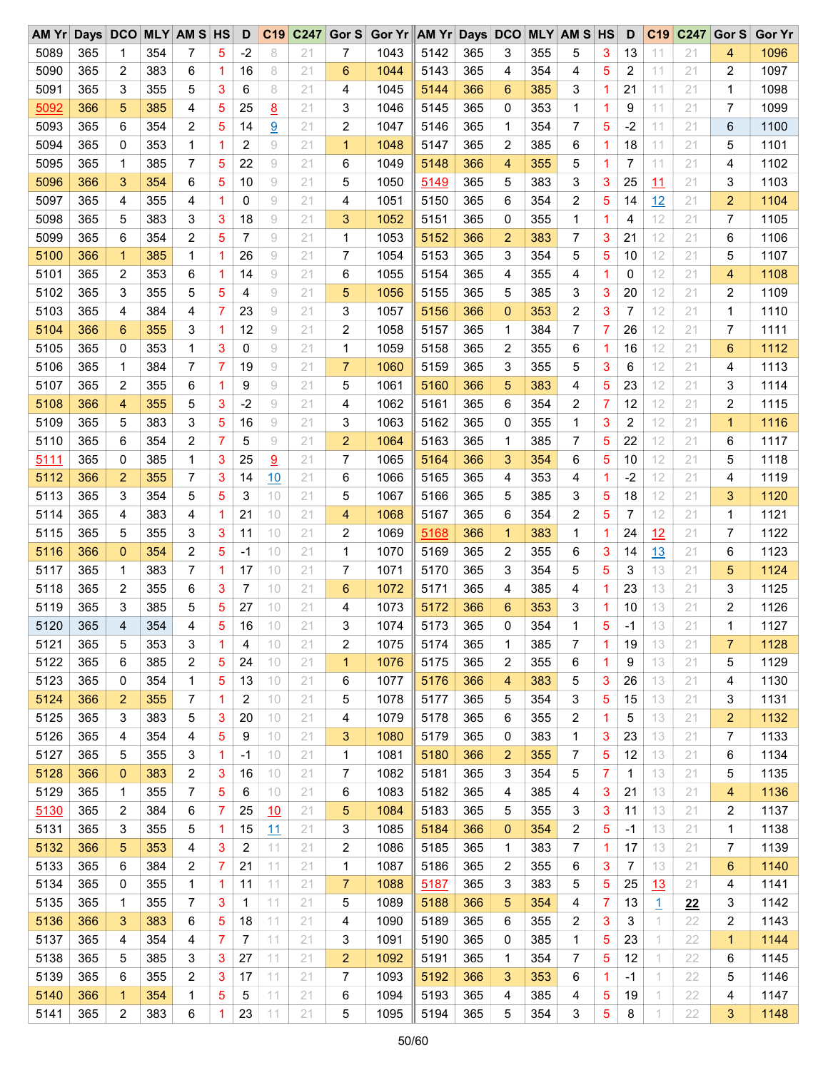| AM Yr | Days | DCO | MLY | AM S | HS | D | C19 | C247 | Gor S | Gor Yr | AM Yr | Days | DCO | MLY | AM S | HS | D | C19 | C247 | Gor S | Gor Yr |
|---|---|---|---|---|---|---|---|---|---|---|---|---|---|---|---|---|---|---|---|---|---|
| 5089 | 365 | 1 | 354 | 7 | 5 | -2 | 8 | 21 | 7 | 1043 | 5142 | 365 | 3 | 355 | 5 | 3 | 13 | 11 | 21 | 4 | 1096 |
| 5090 | 365 | 2 | 383 | 6 | 1 | 16 | 8 | 21 | 6 | 1044 | 5143 | 365 | 4 | 354 | 4 | 5 | 2 | 11 | 21 | 2 | 1097 |
| 5091 | 365 | 3 | 355 | 5 | 3 | 6 | 8 | 21 | 4 | 1045 | 5144 | 366 | 6 | 385 | 3 | 1 | 21 | 11 | 21 | 1 | 1098 |
| 5092 | 366 | 5 | 385 | 4 | 5 | 25 | 8 | 21 | 3 | 1046 | 5145 | 365 | 0 | 353 | 1 | 1 | 9 | 11 | 21 | 7 | 1099 |
| 5093 | 365 | 6 | 354 | 2 | 5 | 14 | 9 | 21 | 2 | 1047 | 5146 | 365 | 1 | 354 | 7 | 5 | -2 | 11 | 21 | 6 | 1100 |
| 5094 | 365 | 0 | 353 | 1 | 1 | 2 | 9 | 21 | 1 | 1048 | 5147 | 365 | 2 | 385 | 6 | 1 | 18 | 11 | 21 | 5 | 1101 |
| 5095 | 365 | 1 | 385 | 7 | 5 | 22 | 9 | 21 | 6 | 1049 | 5148 | 366 | 4 | 355 | 5 | 1 | 7 | 11 | 21 | 4 | 1102 |
| 5096 | 366 | 3 | 354 | 6 | 5 | 10 | 9 | 21 | 5 | 1050 | 5149 | 365 | 5 | 383 | 3 | 3 | 25 | 11 | 21 | 3 | 1103 |
| 5097 | 365 | 4 | 355 | 4 | 1 | 0 | 9 | 21 | 4 | 1051 | 5150 | 365 | 6 | 354 | 2 | 5 | 14 | 12 | 21 | 2 | 1104 |
| 5098 | 365 | 5 | 383 | 3 | 3 | 18 | 9 | 21 | 3 | 1052 | 5151 | 365 | 0 | 355 | 1 | 1 | 4 | 12 | 21 | 7 | 1105 |
| 5099 | 365 | 6 | 354 | 2 | 5 | 7 | 9 | 21 | 1 | 1053 | 5152 | 366 | 2 | 383 | 7 | 3 | 21 | 12 | 21 | 6 | 1106 |
| 5100 | 366 | 1 | 385 | 1 | 1 | 26 | 9 | 21 | 7 | 1054 | 5153 | 365 | 3 | 354 | 5 | 5 | 10 | 12 | 21 | 5 | 1107 |
| 5101 | 365 | 2 | 353 | 6 | 1 | 14 | 9 | 21 | 6 | 1055 | 5154 | 365 | 4 | 355 | 4 | 1 | 0 | 12 | 21 | 4 | 1108 |
| 5102 | 365 | 3 | 355 | 5 | 5 | 4 | 9 | 21 | 5 | 1056 | 5155 | 365 | 5 | 385 | 3 | 3 | 20 | 12 | 21 | 2 | 1109 |
| 5103 | 365 | 4 | 384 | 4 | 7 | 23 | 9 | 21 | 3 | 1057 | 5156 | 366 | 0 | 353 | 2 | 3 | 7 | 12 | 21 | 1 | 1110 |
| 5104 | 366 | 6 | 355 | 3 | 1 | 12 | 9 | 21 | 2 | 1058 | 5157 | 365 | 1 | 384 | 7 | 7 | 26 | 12 | 21 | 7 | 1111 |
| 5105 | 365 | 0 | 353 | 1 | 3 | 0 | 9 | 21 | 1 | 1059 | 5158 | 365 | 2 | 355 | 6 | 1 | 16 | 12 | 21 | 6 | 1112 |
| 5106 | 365 | 1 | 384 | 7 | 7 | 19 | 9 | 21 | 7 | 1060 | 5159 | 365 | 3 | 355 | 5 | 3 | 6 | 12 | 21 | 4 | 1113 |
| 5107 | 365 | 2 | 355 | 6 | 1 | 9 | 9 | 21 | 5 | 1061 | 5160 | 366 | 5 | 383 | 4 | 5 | 23 | 12 | 21 | 3 | 1114 |
| 5108 | 366 | 4 | 355 | 5 | 3 | -2 | 9 | 21 | 4 | 1062 | 5161 | 365 | 6 | 354 | 2 | 7 | 12 | 12 | 21 | 2 | 1115 |
| 5109 | 365 | 5 | 383 | 3 | 5 | 16 | 9 | 21 | 3 | 1063 | 5162 | 365 | 0 | 355 | 1 | 3 | 2 | 12 | 21 | 1 | 1116 |
| 5110 | 365 | 6 | 354 | 2 | 7 | 5 | 9 | 21 | 2 | 1064 | 5163 | 365 | 1 | 385 | 7 | 5 | 22 | 12 | 21 | 6 | 1117 |
| 5111 | 365 | 0 | 385 | 1 | 3 | 25 | 9 | 21 | 7 | 1065 | 5164 | 366 | 3 | 354 | 6 | 5 | 10 | 12 | 21 | 5 | 1118 |
| 5112 | 366 | 2 | 355 | 7 | 3 | 14 | 10 | 21 | 6 | 1066 | 5165 | 365 | 4 | 353 | 4 | 1 | -2 | 12 | 21 | 4 | 1119 |
| 5113 | 365 | 3 | 354 | 5 | 5 | 3 | 10 | 21 | 5 | 1067 | 5166 | 365 | 5 | 385 | 3 | 5 | 18 | 12 | 21 | 3 | 1120 |
| 5114 | 365 | 4 | 383 | 4 | 1 | 21 | 10 | 21 | 4 | 1068 | 5167 | 365 | 6 | 354 | 2 | 5 | 7 | 12 | 21 | 1 | 1121 |
| 5115 | 365 | 5 | 355 | 3 | 3 | 11 | 10 | 21 | 2 | 1069 | 5168 | 366 | 1 | 383 | 1 | 1 | 24 | 12 | 21 | 7 | 1122 |
| 5116 | 366 | 0 | 354 | 2 | 5 | -1 | 10 | 21 | 1 | 1070 | 5169 | 365 | 2 | 355 | 6 | 3 | 14 | 13 | 21 | 6 | 1123 |
| 5117 | 365 | 1 | 383 | 7 | 1 | 17 | 10 | 21 | 7 | 1071 | 5170 | 365 | 3 | 354 | 5 | 5 | 3 | 13 | 21 | 5 | 1124 |
| 5118 | 365 | 2 | 355 | 6 | 3 | 7 | 10 | 21 | 6 | 1072 | 5171 | 365 | 4 | 385 | 4 | 1 | 23 | 13 | 21 | 3 | 1125 |
| 5119 | 365 | 3 | 385 | 5 | 5 | 27 | 10 | 21 | 4 | 1073 | 5172 | 366 | 6 | 353 | 3 | 1 | 10 | 13 | 21 | 2 | 1126 |
| 5120 | 365 | 4 | 354 | 4 | 5 | 16 | 10 | 21 | 3 | 1074 | 5173 | 365 | 0 | 354 | 1 | 5 | -1 | 13 | 21 | 1 | 1127 |
| 5121 | 365 | 5 | 353 | 3 | 1 | 4 | 10 | 21 | 2 | 1075 | 5174 | 365 | 1 | 385 | 7 | 1 | 19 | 13 | 21 | 7 | 1128 |
| 5122 | 365 | 6 | 385 | 2 | 5 | 24 | 10 | 21 | 1 | 1076 | 5175 | 365 | 2 | 355 | 6 | 1 | 9 | 13 | 21 | 5 | 1129 |
| 5123 | 365 | 0 | 354 | 1 | 5 | 13 | 10 | 21 | 6 | 1077 | 5176 | 366 | 4 | 383 | 5 | 3 | 26 | 13 | 21 | 4 | 1130 |
| 5124 | 366 | 2 | 355 | 7 | 1 | 2 | 10 | 21 | 5 | 1078 | 5177 | 365 | 5 | 354 | 3 | 5 | 15 | 13 | 21 | 3 | 1131 |
| 5125 | 365 | 3 | 383 | 5 | 3 | 20 | 10 | 21 | 4 | 1079 | 5178 | 365 | 6 | 355 | 2 | 1 | 5 | 13 | 21 | 2 | 1132 |
| 5126 | 365 | 4 | 354 | 4 | 5 | 9 | 10 | 21 | 3 | 1080 | 5179 | 365 | 0 | 383 | 1 | 3 | 23 | 13 | 21 | 7 | 1133 |
| 5127 | 365 | 5 | 355 | 3 | 1 | -1 | 10 | 21 | 1 | 1081 | 5180 | 366 | 2 | 355 | 7 | 5 | 12 | 13 | 21 | 6 | 1134 |
| 5128 | 366 | 0 | 383 | 2 | 3 | 16 | 10 | 21 | 7 | 1082 | 5181 | 365 | 3 | 354 | 5 | 7 | 1 | 13 | 21 | 5 | 1135 |
| 5129 | 365 | 1 | 355 | 7 | 5 | 6 | 10 | 21 | 6 | 1083 | 5182 | 365 | 4 | 385 | 4 | 3 | 21 | 13 | 21 | 4 | 1136 |
| 5130 | 365 | 2 | 384 | 6 | 7 | 25 | 10 | 21 | 5 | 1084 | 5183 | 365 | 5 | 355 | 3 | 3 | 11 | 13 | 21 | 2 | 1137 |
| 5131 | 365 | 3 | 355 | 5 | 1 | 15 | 11 | 21 | 3 | 1085 | 5184 | 366 | 0 | 354 | 2 | 5 | -1 | 13 | 21 | 1 | 1138 |
| 5132 | 366 | 5 | 353 | 4 | 3 | 2 | 11 | 21 | 2 | 1086 | 5185 | 365 | 1 | 383 | 7 | 1 | 17 | 13 | 21 | 7 | 1139 |
| 5133 | 365 | 6 | 384 | 2 | 7 | 21 | 11 | 21 | 1 | 1087 | 5186 | 365 | 2 | 355 | 6 | 3 | 7 | 13 | 21 | 6 | 1140 |
| 5134 | 365 | 0 | 355 | 1 | 1 | 11 | 11 | 21 | 7 | 1088 | 5187 | 365 | 3 | 383 | 5 | 5 | 25 | 13 | 21 | 4 | 1141 |
| 5135 | 365 | 1 | 355 | 7 | 3 | 1 | 11 | 21 | 5 | 1089 | 5188 | 366 | 5 | 354 | 4 | 7 | 13 | 1 | 22 | 3 | 1142 |
| 5136 | 366 | 3 | 383 | 6 | 5 | 18 | 11 | 21 | 4 | 1090 | 5189 | 365 | 6 | 355 | 2 | 3 | 3 | 1 | 22 | 2 | 1143 |
| 5137 | 365 | 4 | 354 | 4 | 7 | 7 | 11 | 21 | 3 | 1091 | 5190 | 365 | 0 | 385 | 1 | 5 | 23 | 1 | 22 | 1 | 1144 |
| 5138 | 365 | 5 | 385 | 3 | 3 | 27 | 11 | 21 | 2 | 1092 | 5191 | 365 | 1 | 354 | 7 | 5 | 12 | 1 | 22 | 6 | 1145 |
| 5139 | 365 | 6 | 355 | 2 | 3 | 17 | 11 | 21 | 7 | 1093 | 5192 | 366 | 3 | 353 | 6 | 1 | -1 | 1 | 22 | 5 | 1146 |
| 5140 | 366 | 1 | 354 | 1 | 5 | 5 | 11 | 21 | 6 | 1094 | 5193 | 365 | 4 | 385 | 4 | 5 | 19 | 1 | 22 | 4 | 1147 |
| 5141 | 365 | 2 | 383 | 6 | 1 | 23 | 11 | 21 | 5 | 1095 | 5194 | 365 | 5 | 354 | 3 | 5 | 8 | 1 | 22 | 3 | 1148 |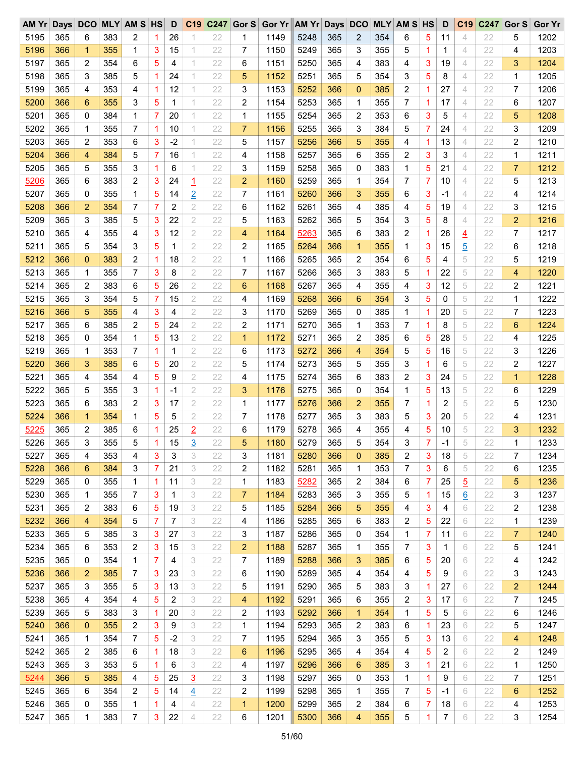| AM Yr | Days | DCO | MLY | AM S | HS | D | C19 | C247 | Gor S | Gor Yr | AM Yr | Days | DCO | MLY | AM S | HS | D | C19 | C247 | Gor S | Gor Yr |
|---|---|---|---|---|---|---|---|---|---|---|---|---|---|---|---|---|---|---|---|---|---|
| 5195 | 365 | 6 | 383 | 2 | 1 | 26 | 1 | 22 | 1 | 1149 | 5248 | 365 | 2 | 354 | 6 | 5 | 11 | 4 | 22 | 5 | 1202 |
| 5196 | 366 | 1 | 355 | 1 | 3 | 15 | 1 | 22 | 7 | 1150 | 5249 | 365 | 3 | 355 | 5 | 1 | 1 | 4 | 22 | 4 | 1203 |
| 5197 | 365 | 2 | 354 | 6 | 5 | 4 | 1 | 22 | 6 | 1151 | 5250 | 365 | 4 | 383 | 4 | 3 | 19 | 4 | 22 | 3 | 1204 |
| 5198 | 365 | 3 | 385 | 5 | 1 | 24 | 1 | 22 | 5 | 1152 | 5251 | 365 | 5 | 354 | 3 | 5 | 8 | 4 | 22 | 1 | 1205 |
| 5199 | 365 | 4 | 353 | 4 | 1 | 12 | 1 | 22 | 3 | 1153 | 5252 | 366 | 0 | 385 | 2 | 1 | 27 | 4 | 22 | 7 | 1206 |
| 5200 | 366 | 6 | 355 | 3 | 5 | 1 | 1 | 22 | 2 | 1154 | 5253 | 365 | 1 | 355 | 7 | 1 | 17 | 4 | 22 | 6 | 1207 |
| 5201 | 365 | 0 | 384 | 1 | 7 | 20 | 1 | 22 | 1 | 1155 | 5254 | 365 | 2 | 353 | 6 | 3 | 5 | 4 | 22 | 5 | 1208 |
| 5202 | 365 | 1 | 355 | 7 | 1 | 10 | 1 | 22 | 7 | 1156 | 5255 | 365 | 3 | 384 | 5 | 7 | 24 | 4 | 22 | 3 | 1209 |
| 5203 | 365 | 2 | 353 | 6 | 3 | -2 | 1 | 22 | 5 | 1157 | 5256 | 366 | 5 | 355 | 4 | 1 | 13 | 4 | 22 | 2 | 1210 |
| 5204 | 366 | 4 | 384 | 5 | 7 | 16 | 1 | 22 | 4 | 1158 | 5257 | 365 | 6 | 355 | 2 | 3 | 3 | 4 | 22 | 1 | 1211 |
| 5205 | 365 | 5 | 355 | 3 | 1 | 6 | 1 | 22 | 3 | 1159 | 5258 | 365 | 0 | 383 | 1 | 5 | 21 | 4 | 22 | 7 | 1212 |
| 5206 | 365 | 6 | 383 | 2 | 3 | 24 | 1 | 22 | 2 | 1160 | 5259 | 365 | 1 | 354 | 7 | 7 | 10 | 4 | 22 | 5 | 1213 |
| 5207 | 365 | 0 | 355 | 1 | 5 | 14 | 2 | 22 | 7 | 1161 | 5260 | 366 | 3 | 355 | 6 | 3 | -1 | 4 | 22 | 4 | 1214 |
| 5208 | 366 | 2 | 354 | 7 | 7 | 2 | 2 | 22 | 6 | 1162 | 5261 | 365 | 4 | 385 | 4 | 5 | 19 | 4 | 22 | 3 | 1215 |
| 5209 | 365 | 3 | 385 | 5 | 3 | 22 | 2 | 22 | 5 | 1163 | 5262 | 365 | 5 | 354 | 3 | 5 | 8 | 4 | 22 | 2 | 1216 |
| 5210 | 365 | 4 | 355 | 4 | 3 | 12 | 2 | 22 | 4 | 1164 | 5263 | 365 | 6 | 383 | 2 | 1 | 26 | 4 | 22 | 7 | 1217 |
| 5211 | 365 | 5 | 354 | 3 | 5 | 1 | 2 | 22 | 2 | 1165 | 5264 | 366 | 1 | 355 | 1 | 3 | 15 | 5 | 22 | 6 | 1218 |
| 5212 | 366 | 0 | 383 | 2 | 1 | 18 | 2 | 22 | 1 | 1166 | 5265 | 365 | 2 | 354 | 6 | 5 | 4 | 5 | 22 | 5 | 1219 |
| 5213 | 365 | 1 | 355 | 7 | 3 | 8 | 2 | 22 | 7 | 1167 | 5266 | 365 | 3 | 383 | 5 | 1 | 22 | 5 | 22 | 4 | 1220 |
| 5214 | 365 | 2 | 383 | 6 | 5 | 26 | 2 | 22 | 6 | 1168 | 5267 | 365 | 4 | 355 | 4 | 3 | 12 | 5 | 22 | 2 | 1221 |
| 5215 | 365 | 3 | 354 | 5 | 7 | 15 | 2 | 22 | 4 | 1169 | 5268 | 366 | 6 | 354 | 3 | 5 | 0 | 5 | 22 | 1 | 1222 |
| 5216 | 366 | 5 | 355 | 4 | 3 | 4 | 2 | 22 | 3 | 1170 | 5269 | 365 | 0 | 385 | 1 | 1 | 20 | 5 | 22 | 7 | 1223 |
| 5217 | 365 | 6 | 385 | 2 | 5 | 24 | 2 | 22 | 2 | 1171 | 5270 | 365 | 1 | 353 | 7 | 1 | 8 | 5 | 22 | 6 | 1224 |
| 5218 | 365 | 0 | 354 | 1 | 5 | 13 | 2 | 22 | 1 | 1172 | 5271 | 365 | 2 | 385 | 6 | 5 | 28 | 5 | 22 | 4 | 1225 |
| 5219 | 365 | 1 | 353 | 7 | 1 | 1 | 2 | 22 | 6 | 1173 | 5272 | 366 | 4 | 354 | 5 | 5 | 16 | 5 | 22 | 3 | 1226 |
| 5220 | 366 | 3 | 385 | 6 | 5 | 20 | 2 | 22 | 5 | 1174 | 5273 | 365 | 5 | 355 | 3 | 1 | 6 | 5 | 22 | 2 | 1227 |
| 5221 | 365 | 4 | 354 | 4 | 5 | 9 | 2 | 22 | 4 | 1175 | 5274 | 365 | 6 | 383 | 2 | 3 | 24 | 5 | 22 | 1 | 1228 |
| 5222 | 365 | 5 | 355 | 3 | 1 | -1 | 2 | 22 | 3 | 1176 | 5275 | 365 | 0 | 354 | 1 | 5 | 13 | 5 | 22 | 6 | 1229 |
| 5223 | 365 | 6 | 383 | 2 | 3 | 17 | 2 | 22 | 1 | 1177 | 5276 | 366 | 2 | 355 | 7 | 1 | 2 | 5 | 22 | 5 | 1230 |
| 5224 | 366 | 1 | 354 | 1 | 5 | 5 | 2 | 22 | 7 | 1178 | 5277 | 365 | 3 | 383 | 5 | 3 | 20 | 5 | 22 | 4 | 1231 |
| 5225 | 365 | 2 | 385 | 6 | 1 | 25 | 2 | 22 | 6 | 1179 | 5278 | 365 | 4 | 355 | 4 | 5 | 10 | 5 | 22 | 3 | 1232 |
| 5226 | 365 | 3 | 355 | 5 | 1 | 15 | 3 | 22 | 5 | 1180 | 5279 | 365 | 5 | 354 | 3 | 7 | -1 | 5 | 22 | 1 | 1233 |
| 5227 | 365 | 4 | 353 | 4 | 3 | 3 | 3 | 22 | 3 | 1181 | 5280 | 366 | 0 | 385 | 2 | 3 | 18 | 5 | 22 | 7 | 1234 |
| 5228 | 366 | 6 | 384 | 3 | 7 | 21 | 3 | 22 | 2 | 1182 | 5281 | 365 | 1 | 353 | 7 | 3 | 6 | 5 | 22 | 6 | 1235 |
| 5229 | 365 | 0 | 355 | 1 | 1 | 11 | 3 | 22 | 1 | 1183 | 5282 | 365 | 2 | 384 | 6 | 7 | 25 | 5 | 22 | 5 | 1236 |
| 5230 | 365 | 1 | 355 | 7 | 3 | 1 | 3 | 22 | 7 | 1184 | 5283 | 365 | 3 | 355 | 5 | 1 | 15 | 6 | 22 | 3 | 1237 |
| 5231 | 365 | 2 | 383 | 6 | 5 | 19 | 3 | 22 | 5 | 1185 | 5284 | 366 | 5 | 355 | 4 | 3 | 4 | 6 | 22 | 2 | 1238 |
| 5232 | 366 | 4 | 354 | 5 | 7 | 7 | 3 | 22 | 4 | 1186 | 5285 | 365 | 6 | 383 | 2 | 5 | 22 | 6 | 22 | 1 | 1239 |
| 5233 | 365 | 5 | 385 | 3 | 3 | 27 | 3 | 22 | 3 | 1187 | 5286 | 365 | 0 | 354 | 1 | 7 | 11 | 6 | 22 | 7 | 1240 |
| 5234 | 365 | 6 | 353 | 2 | 3 | 15 | 3 | 22 | 2 | 1188 | 5287 | 365 | 1 | 355 | 7 | 3 | 1 | 6 | 22 | 5 | 1241 |
| 5235 | 365 | 0 | 354 | 1 | 7 | 4 | 3 | 22 | 7 | 1189 | 5288 | 366 | 3 | 385 | 6 | 5 | 20 | 6 | 22 | 4 | 1242 |
| 5236 | 366 | 2 | 385 | 7 | 3 | 23 | 3 | 22 | 6 | 1190 | 5289 | 365 | 4 | 354 | 4 | 5 | 9 | 6 | 22 | 3 | 1243 |
| 5237 | 365 | 3 | 355 | 5 | 3 | 13 | 3 | 22 | 5 | 1191 | 5290 | 365 | 5 | 383 | 3 | 1 | 27 | 6 | 22 | 2 | 1244 |
| 5238 | 365 | 4 | 354 | 4 | 5 | 2 | 3 | 22 | 4 | 1192 | 5291 | 365 | 6 | 355 | 2 | 3 | 17 | 6 | 22 | 7 | 1245 |
| 5239 | 365 | 5 | 383 | 3 | 1 | 20 | 3 | 22 | 2 | 1193 | 5292 | 366 | 1 | 354 | 1 | 5 | 5 | 6 | 22 | 6 | 1246 |
| 5240 | 366 | 0 | 355 | 2 | 3 | 9 | 3 | 22 | 1 | 1194 | 5293 | 365 | 2 | 383 | 6 | 1 | 23 | 6 | 22 | 5 | 1247 |
| 5241 | 365 | 1 | 354 | 7 | 5 | -2 | 3 | 22 | 7 | 1195 | 5294 | 365 | 3 | 355 | 5 | 3 | 13 | 6 | 22 | 4 | 1248 |
| 5242 | 365 | 2 | 385 | 6 | 1 | 18 | 3 | 22 | 6 | 1196 | 5295 | 365 | 4 | 354 | 4 | 5 | 2 | 6 | 22 | 2 | 1249 |
| 5243 | 365 | 3 | 353 | 5 | 1 | 6 | 3 | 22 | 4 | 1197 | 5296 | 366 | 6 | 385 | 3 | 1 | 21 | 6 | 22 | 1 | 1250 |
| 5244 | 366 | 5 | 385 | 4 | 5 | 25 | 3 | 22 | 3 | 1198 | 5297 | 365 | 0 | 353 | 1 | 1 | 9 | 6 | 22 | 7 | 1251 |
| 5245 | 365 | 6 | 354 | 2 | 5 | 14 | 4 | 22 | 2 | 1199 | 5298 | 365 | 1 | 355 | 7 | 5 | -1 | 6 | 22 | 6 | 1252 |
| 5246 | 365 | 0 | 355 | 1 | 1 | 4 | 4 | 22 | 1 | 1200 | 5299 | 365 | 2 | 384 | 6 | 7 | 18 | 6 | 22 | 4 | 1253 |
| 5247 | 365 | 1 | 383 | 7 | 3 | 22 | 4 | 22 | 6 | 1201 | 5300 | 366 | 4 | 355 | 5 | 1 | 7 | 6 | 22 | 3 | 1254 |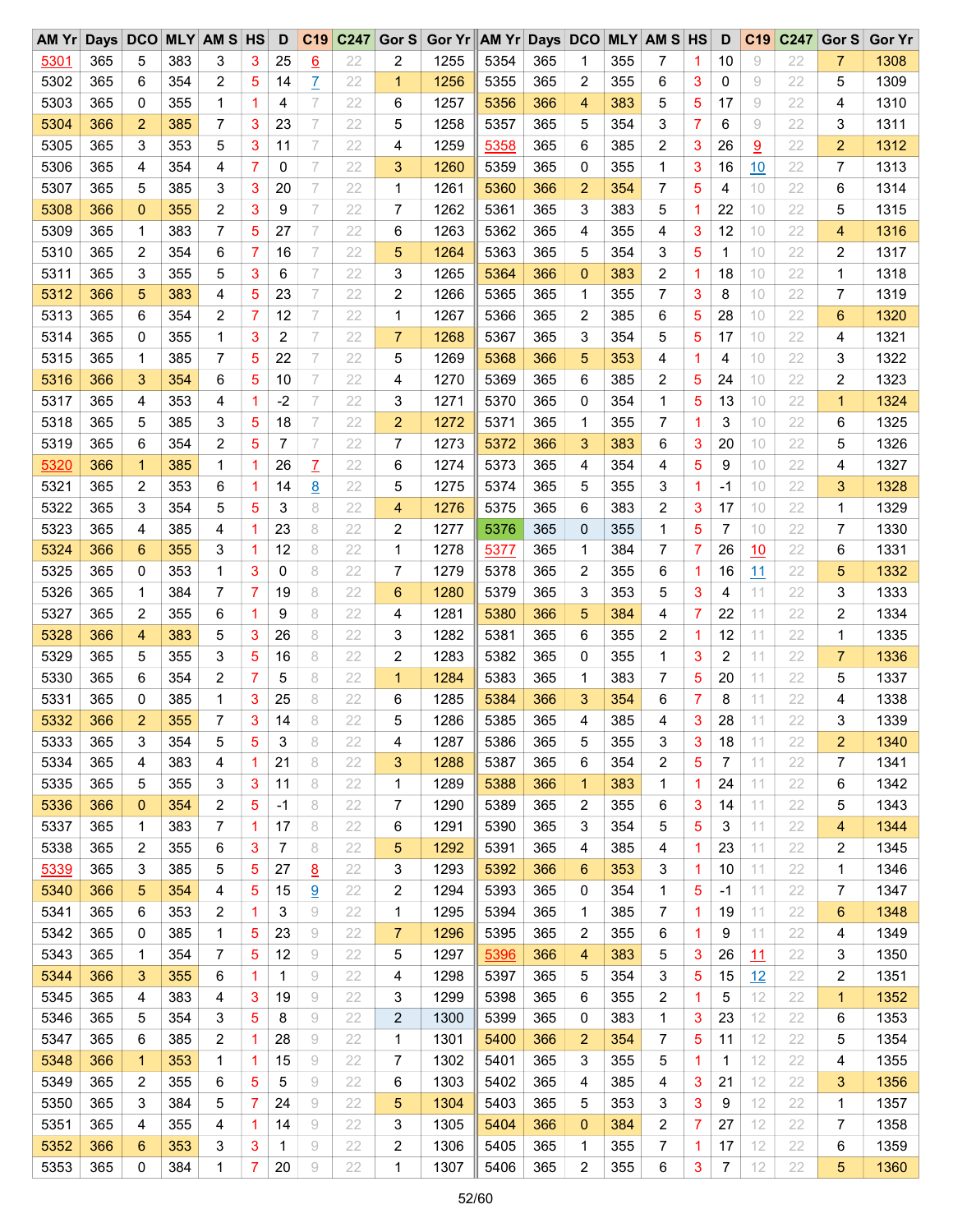| AM Yr | Days | DCO | MLY | AM S | HS | D | C19 | C247 | Gor S | Gor Yr | AM Yr | Days | DCO | MLY | AM S | HS | D | C19 | C247 | Gor S | Gor Yr |
|---|---|---|---|---|---|---|---|---|---|---|---|---|---|---|---|---|---|---|---|---|---|
| 5301 | 365 | 5 | 383 | 3 | 3 | 25 | 6 | 22 | 2 | 1255 | 5354 | 365 | 1 | 355 | 7 | 1 | 10 | 9 | 22 | 7 | 1308 |
| 5302 | 365 | 6 | 354 | 2 | 5 | 14 | 7 | 22 | 1 | 1256 | 5355 | 365 | 2 | 355 | 6 | 3 | 0 | 9 | 22 | 5 | 1309 |
| 5303 | 365 | 0 | 355 | 1 | 1 | 4 | 7 | 22 | 6 | 1257 | 5356 | 366 | 4 | 383 | 5 | 5 | 17 | 9 | 22 | 4 | 1310 |
| 5304 | 366 | 2 | 385 | 7 | 3 | 23 | 7 | 22 | 5 | 1258 | 5357 | 365 | 5 | 354 | 3 | 7 | 6 | 9 | 22 | 3 | 1311 |
| 5305 | 365 | 3 | 353 | 5 | 3 | 11 | 7 | 22 | 4 | 1259 | 5358 | 365 | 6 | 385 | 2 | 3 | 26 | 9 | 22 | 2 | 1312 |
| 5306 | 365 | 4 | 354 | 4 | 7 | 0 | 7 | 22 | 3 | 1260 | 5359 | 365 | 0 | 355 | 1 | 3 | 16 | 10 | 22 | 7 | 1313 |
| 5307 | 365 | 5 | 385 | 3 | 3 | 20 | 7 | 22 | 1 | 1261 | 5360 | 366 | 2 | 354 | 7 | 5 | 4 | 10 | 22 | 6 | 1314 |
| 5308 | 366 | 0 | 355 | 2 | 3 | 9 | 7 | 22 | 7 | 1262 | 5361 | 365 | 3 | 383 | 5 | 1 | 22 | 10 | 22 | 5 | 1315 |
| 5309 | 365 | 1 | 383 | 7 | 5 | 27 | 7 | 22 | 6 | 1263 | 5362 | 365 | 4 | 355 | 4 | 3 | 12 | 10 | 22 | 4 | 1316 |
| 5310 | 365 | 2 | 354 | 6 | 7 | 16 | 7 | 22 | 5 | 1264 | 5363 | 365 | 5 | 354 | 3 | 5 | 1 | 10 | 22 | 2 | 1317 |
| 5311 | 365 | 3 | 355 | 5 | 3 | 6 | 7 | 22 | 3 | 1265 | 5364 | 366 | 0 | 383 | 2 | 1 | 18 | 10 | 22 | 1 | 1318 |
| 5312 | 366 | 5 | 383 | 4 | 5 | 23 | 7 | 22 | 2 | 1266 | 5365 | 365 | 1 | 355 | 7 | 3 | 8 | 10 | 22 | 7 | 1319 |
| 5313 | 365 | 6 | 354 | 2 | 7 | 12 | 7 | 22 | 1 | 1267 | 5366 | 365 | 2 | 385 | 6 | 5 | 28 | 10 | 22 | 6 | 1320 |
| 5314 | 365 | 0 | 355 | 1 | 3 | 2 | 7 | 22 | 7 | 1268 | 5367 | 365 | 3 | 354 | 5 | 5 | 17 | 10 | 22 | 4 | 1321 |
| 5315 | 365 | 1 | 385 | 7 | 5 | 22 | 7 | 22 | 5 | 1269 | 5368 | 366 | 5 | 353 | 4 | 1 | 4 | 10 | 22 | 3 | 1322 |
| 5316 | 366 | 3 | 354 | 6 | 5 | 10 | 7 | 22 | 4 | 1270 | 5369 | 365 | 6 | 385 | 2 | 5 | 24 | 10 | 22 | 2 | 1323 |
| 5317 | 365 | 4 | 353 | 4 | 1 | -2 | 7 | 22 | 3 | 1271 | 5370 | 365 | 0 | 354 | 1 | 5 | 13 | 10 | 22 | 1 | 1324 |
| 5318 | 365 | 5 | 385 | 3 | 5 | 18 | 7 | 22 | 2 | 1272 | 5371 | 365 | 1 | 355 | 7 | 1 | 3 | 10 | 22 | 6 | 1325 |
| 5319 | 365 | 6 | 354 | 2 | 5 | 7 | 7 | 22 | 7 | 1273 | 5372 | 366 | 3 | 383 | 6 | 3 | 20 | 10 | 22 | 5 | 1326 |
| 5320 | 366 | 1 | 385 | 1 | 1 | 26 | 7 | 22 | 6 | 1274 | 5373 | 365 | 4 | 354 | 4 | 5 | 9 | 10 | 22 | 4 | 1327 |
| 5321 | 365 | 2 | 353 | 6 | 1 | 14 | 8 | 22 | 5 | 1275 | 5374 | 365 | 5 | 355 | 3 | 1 | -1 | 10 | 22 | 3 | 1328 |
| 5322 | 365 | 3 | 354 | 5 | 5 | 3 | 8 | 22 | 4 | 1276 | 5375 | 365 | 6 | 383 | 2 | 3 | 17 | 10 | 22 | 1 | 1329 |
| 5323 | 365 | 4 | 385 | 4 | 1 | 23 | 8 | 22 | 2 | 1277 | 5376 | 365 | 0 | 355 | 1 | 5 | 7 | 10 | 22 | 7 | 1330 |
| 5324 | 366 | 6 | 355 | 3 | 1 | 12 | 8 | 22 | 1 | 1278 | 5377 | 365 | 1 | 384 | 7 | 7 | 26 | 10 | 22 | 6 | 1331 |
| 5325 | 365 | 0 | 353 | 1 | 3 | 0 | 8 | 22 | 7 | 1279 | 5378 | 365 | 2 | 355 | 6 | 1 | 16 | 11 | 22 | 5 | 1332 |
| 5326 | 365 | 1 | 384 | 7 | 7 | 19 | 8 | 22 | 6 | 1280 | 5379 | 365 | 3 | 353 | 5 | 3 | 4 | 11 | 22 | 3 | 1333 |
| 5327 | 365 | 2 | 355 | 6 | 1 | 9 | 8 | 22 | 4 | 1281 | 5380 | 366 | 5 | 384 | 4 | 7 | 22 | 11 | 22 | 2 | 1334 |
| 5328 | 366 | 4 | 383 | 5 | 3 | 26 | 8 | 22 | 3 | 1282 | 5381 | 365 | 6 | 355 | 2 | 1 | 12 | 11 | 22 | 1 | 1335 |
| 5329 | 365 | 5 | 355 | 3 | 5 | 16 | 8 | 22 | 2 | 1283 | 5382 | 365 | 0 | 355 | 1 | 3 | 2 | 11 | 22 | 7 | 1336 |
| 5330 | 365 | 6 | 354 | 2 | 7 | 5 | 8 | 22 | 1 | 1284 | 5383 | 365 | 1 | 383 | 7 | 5 | 20 | 11 | 22 | 5 | 1337 |
| 5331 | 365 | 0 | 385 | 1 | 3 | 25 | 8 | 22 | 6 | 1285 | 5384 | 366 | 3 | 354 | 6 | 7 | 8 | 11 | 22 | 4 | 1338 |
| 5332 | 366 | 2 | 355 | 7 | 3 | 14 | 8 | 22 | 5 | 1286 | 5385 | 365 | 4 | 385 | 4 | 3 | 28 | 11 | 22 | 3 | 1339 |
| 5333 | 365 | 3 | 354 | 5 | 5 | 3 | 8 | 22 | 4 | 1287 | 5386 | 365 | 5 | 355 | 3 | 3 | 18 | 11 | 22 | 2 | 1340 |
| 5334 | 365 | 4 | 383 | 4 | 1 | 21 | 8 | 22 | 3 | 1288 | 5387 | 365 | 6 | 354 | 2 | 5 | 7 | 11 | 22 | 7 | 1341 |
| 5335 | 365 | 5 | 355 | 3 | 3 | 11 | 8 | 22 | 1 | 1289 | 5388 | 366 | 1 | 383 | 1 | 1 | 24 | 11 | 22 | 6 | 1342 |
| 5336 | 366 | 0 | 354 | 2 | 5 | -1 | 8 | 22 | 7 | 1290 | 5389 | 365 | 2 | 355 | 6 | 3 | 14 | 11 | 22 | 5 | 1343 |
| 5337 | 365 | 1 | 383 | 7 | 1 | 17 | 8 | 22 | 6 | 1291 | 5390 | 365 | 3 | 354 | 5 | 5 | 3 | 11 | 22 | 4 | 1344 |
| 5338 | 365 | 2 | 355 | 6 | 3 | 7 | 8 | 22 | 5 | 1292 | 5391 | 365 | 4 | 385 | 4 | 1 | 23 | 11 | 22 | 2 | 1345 |
| 5339 | 365 | 3 | 385 | 5 | 5 | 27 | 8 | 22 | 3 | 1293 | 5392 | 366 | 6 | 353 | 3 | 1 | 10 | 11 | 22 | 1 | 1346 |
| 5340 | 366 | 5 | 354 | 4 | 5 | 15 | 9 | 22 | 2 | 1294 | 5393 | 365 | 0 | 354 | 1 | 5 | -1 | 11 | 22 | 7 | 1347 |
| 5341 | 365 | 6 | 353 | 2 | 1 | 3 | 9 | 22 | 1 | 1295 | 5394 | 365 | 1 | 385 | 7 | 1 | 19 | 11 | 22 | 6 | 1348 |
| 5342 | 365 | 0 | 385 | 1 | 5 | 23 | 9 | 22 | 7 | 1296 | 5395 | 365 | 2 | 355 | 6 | 1 | 9 | 11 | 22 | 4 | 1349 |
| 5343 | 365 | 1 | 354 | 7 | 5 | 12 | 9 | 22 | 5 | 1297 | 5396 | 366 | 4 | 383 | 5 | 3 | 26 | 11 | 22 | 3 | 1350 |
| 5344 | 366 | 3 | 355 | 6 | 1 | 1 | 9 | 22 | 4 | 1298 | 5397 | 365 | 5 | 354 | 3 | 5 | 15 | 12 | 22 | 2 | 1351 |
| 5345 | 365 | 4 | 383 | 4 | 3 | 19 | 9 | 22 | 3 | 1299 | 5398 | 365 | 6 | 355 | 2 | 1 | 5 | 12 | 22 | 1 | 1352 |
| 5346 | 365 | 5 | 354 | 3 | 5 | 8 | 9 | 22 | 2 | 1300 | 5399 | 365 | 0 | 383 | 1 | 3 | 23 | 12 | 22 | 6 | 1353 |
| 5347 | 365 | 6 | 385 | 2 | 1 | 28 | 9 | 22 | 1 | 1301 | 5400 | 366 | 2 | 354 | 7 | 5 | 11 | 12 | 22 | 5 | 1354 |
| 5348 | 366 | 1 | 353 | 1 | 1 | 15 | 9 | 22 | 7 | 1302 | 5401 | 365 | 3 | 355 | 5 | 1 | 1 | 12 | 22 | 4 | 1355 |
| 5349 | 365 | 2 | 355 | 6 | 5 | 5 | 9 | 22 | 6 | 1303 | 5402 | 365 | 4 | 385 | 4 | 3 | 21 | 12 | 22 | 3 | 1356 |
| 5350 | 365 | 3 | 384 | 5 | 7 | 24 | 9 | 22 | 5 | 1304 | 5403 | 365 | 5 | 353 | 3 | 3 | 9 | 12 | 22 | 1 | 1357 |
| 5351 | 365 | 4 | 355 | 4 | 1 | 14 | 9 | 22 | 3 | 1305 | 5404 | 366 | 0 | 384 | 2 | 7 | 27 | 12 | 22 | 7 | 1358 |
| 5352 | 366 | 6 | 353 | 3 | 3 | 1 | 9 | 22 | 2 | 1306 | 5405 | 365 | 1 | 355 | 7 | 1 | 17 | 12 | 22 | 6 | 1359 |
| 5353 | 365 | 0 | 384 | 1 | 7 | 20 | 9 | 22 | 1 | 1307 | 5406 | 365 | 2 | 355 | 6 | 3 | 7 | 12 | 22 | 5 | 1360 |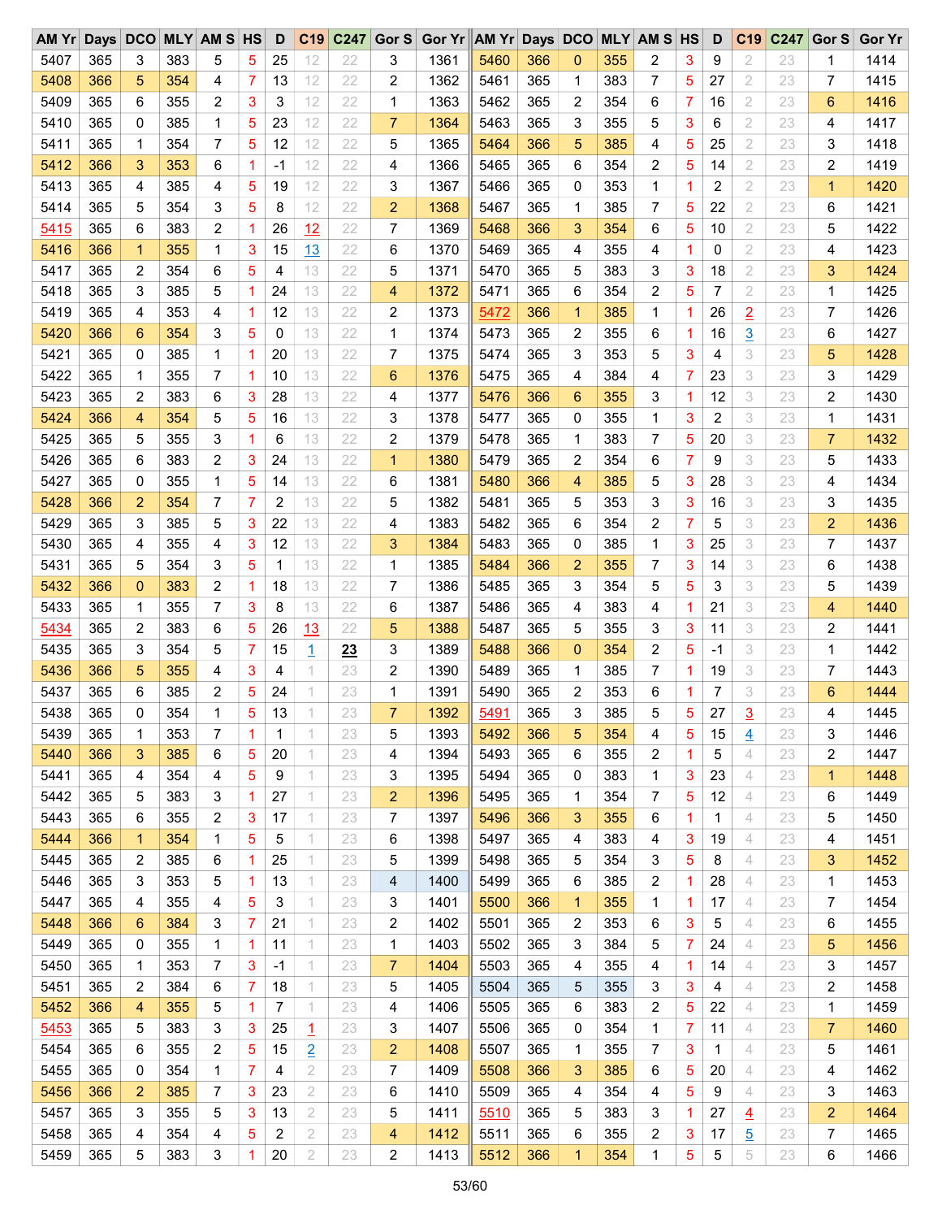| AM Yr | Days | DCO | MLY | AM S | HS | D | C19 | C247 | Gor S | Gor Yr | AM Yr | Days | DCO | MLY | AM S | HS | D | C19 | C247 | Gor S | Gor Yr |
|---|---|---|---|---|---|---|---|---|---|---|---|---|---|---|---|---|---|---|---|---|---|
| 5407 | 365 | 3 | 383 | 5 | 5 | 25 | 12 | 22 | 3 | 1361 | 5460 | 366 | 0 | 355 | 2 | 3 | 9 | 2 | 23 | 1 | 1414 |
| 5408 | 366 | 5 | 354 | 4 | 7 | 13 | 12 | 22 | 2 | 1362 | 5461 | 365 | 1 | 383 | 7 | 5 | 27 | 2 | 23 | 7 | 1415 |
| 5409 | 365 | 6 | 355 | 2 | 3 | 3 | 12 | 22 | 1 | 1363 | 5462 | 365 | 2 | 354 | 6 | 7 | 16 | 2 | 23 | 6 | 1416 |
| 5410 | 365 | 0 | 385 | 1 | 5 | 23 | 12 | 22 | 7 | 1364 | 5463 | 365 | 3 | 355 | 5 | 3 | 6 | 2 | 23 | 4 | 1417 |
| 5411 | 365 | 1 | 354 | 7 | 5 | 12 | 12 | 22 | 5 | 1365 | 5464 | 366 | 5 | 385 | 4 | 5 | 25 | 2 | 23 | 3 | 1418 |
| 5412 | 366 | 3 | 353 | 6 | 1 | -1 | 12 | 22 | 4 | 1366 | 5465 | 365 | 6 | 354 | 2 | 5 | 14 | 2 | 23 | 2 | 1419 |
| 5413 | 365 | 4 | 385 | 4 | 5 | 19 | 12 | 22 | 3 | 1367 | 5466 | 365 | 0 | 353 | 1 | 1 | 2 | 2 | 23 | 1 | 1420 |
| 5414 | 365 | 5 | 354 | 3 | 5 | 8 | 12 | 22 | 2 | 1368 | 5467 | 365 | 1 | 385 | 7 | 5 | 22 | 2 | 23 | 6 | 1421 |
| 5415 | 365 | 6 | 383 | 2 | 1 | 26 | 12 | 22 | 7 | 1369 | 5468 | 366 | 3 | 354 | 6 | 5 | 10 | 2 | 23 | 5 | 1422 |
| 5416 | 366 | 1 | 355 | 1 | 3 | 15 | 13 | 22 | 6 | 1370 | 5469 | 365 | 4 | 355 | 4 | 1 | 0 | 2 | 23 | 4 | 1423 |
| 5417 | 365 | 2 | 354 | 6 | 5 | 4 | 13 | 22 | 5 | 1371 | 5470 | 365 | 5 | 383 | 3 | 3 | 18 | 2 | 23 | 3 | 1424 |
| 5418 | 365 | 3 | 385 | 5 | 1 | 24 | 13 | 22 | 4 | 1372 | 5471 | 365 | 6 | 354 | 2 | 5 | 7 | 2 | 23 | 1 | 1425 |
| 5419 | 365 | 4 | 353 | 4 | 1 | 12 | 13 | 22 | 2 | 1373 | 5472 | 366 | 1 | 385 | 1 | 1 | 26 | 2 | 23 | 7 | 1426 |
| 5420 | 366 | 6 | 354 | 3 | 5 | 0 | 13 | 22 | 1 | 1374 | 5473 | 365 | 2 | 355 | 6 | 1 | 16 | 3 | 23 | 6 | 1427 |
| 5421 | 365 | 0 | 385 | 1 | 1 | 20 | 13 | 22 | 7 | 1375 | 5474 | 365 | 3 | 353 | 5 | 3 | 4 | 3 | 23 | 5 | 1428 |
| 5422 | 365 | 1 | 355 | 7 | 1 | 10 | 13 | 22 | 6 | 1376 | 5475 | 365 | 4 | 384 | 4 | 7 | 23 | 3 | 23 | 3 | 1429 |
| 5423 | 365 | 2 | 383 | 6 | 3 | 28 | 13 | 22 | 4 | 1377 | 5476 | 366 | 6 | 355 | 3 | 1 | 12 | 3 | 23 | 2 | 1430 |
| 5424 | 366 | 4 | 354 | 5 | 5 | 16 | 13 | 22 | 3 | 1378 | 5477 | 365 | 0 | 355 | 1 | 3 | 2 | 3 | 23 | 1 | 1431 |
| 5425 | 365 | 5 | 355 | 3 | 1 | 6 | 13 | 22 | 2 | 1379 | 5478 | 365 | 1 | 383 | 7 | 5 | 20 | 3 | 23 | 7 | 1432 |
| 5426 | 365 | 6 | 383 | 2 | 3 | 24 | 13 | 22 | 1 | 1380 | 5479 | 365 | 2 | 354 | 6 | 7 | 9 | 3 | 23 | 5 | 1433 |
| 5427 | 365 | 0 | 355 | 1 | 5 | 14 | 13 | 22 | 6 | 1381 | 5480 | 366 | 4 | 385 | 5 | 3 | 28 | 3 | 23 | 4 | 1434 |
| 5428 | 366 | 2 | 354 | 7 | 7 | 2 | 13 | 22 | 5 | 1382 | 5481 | 365 | 5 | 353 | 3 | 3 | 16 | 3 | 23 | 3 | 1435 |
| 5429 | 365 | 3 | 385 | 5 | 3 | 22 | 13 | 22 | 4 | 1383 | 5482 | 365 | 6 | 354 | 2 | 7 | 5 | 3 | 23 | 2 | 1436 |
| 5430 | 365 | 4 | 355 | 4 | 3 | 12 | 13 | 22 | 3 | 1384 | 5483 | 365 | 0 | 385 | 1 | 3 | 25 | 3 | 23 | 7 | 1437 |
| 5431 | 365 | 5 | 354 | 3 | 5 | 1 | 13 | 22 | 1 | 1385 | 5484 | 366 | 2 | 355 | 7 | 3 | 14 | 3 | 23 | 6 | 1438 |
| 5432 | 366 | 0 | 383 | 2 | 1 | 18 | 13 | 22 | 7 | 1386 | 5485 | 365 | 3 | 354 | 5 | 5 | 3 | 3 | 23 | 5 | 1439 |
| 5433 | 365 | 1 | 355 | 7 | 3 | 8 | 13 | 22 | 6 | 1387 | 5486 | 365 | 4 | 383 | 4 | 1 | 21 | 3 | 23 | 4 | 1440 |
| 5434 | 365 | 2 | 383 | 6 | 5 | 26 | 13 | 22 | 5 | 1388 | 5487 | 365 | 5 | 355 | 3 | 3 | 11 | 3 | 23 | 2 | 1441 |
| 5435 | 365 | 3 | 354 | 5 | 7 | 15 | 1 | **23** | 3 | 1389 | 5488 | 366 | 0 | 354 | 2 | 5 | -1 | 3 | 23 | 1 | 1442 |
| 5436 | 366 | 5 | 355 | 4 | 3 | 4 | 1 | 23 | 2 | 1390 | 5489 | 365 | 1 | 385 | 7 | 1 | 19 | 3 | 23 | 7 | 1443 |
| 5437 | 365 | 6 | 385 | 2 | 5 | 24 | 1 | 23 | 1 | 1391 | 5490 | 365 | 2 | 353 | 6 | 1 | 7 | 3 | 23 | 6 | 1444 |
| 5438 | 365 | 0 | 354 | 1 | 5 | 13 | 1 | 23 | 7 | 1392 | 5491 | 365 | 3 | 385 | 5 | 5 | 27 | 3 | 23 | 4 | 1445 |
| 5439 | 365 | 1 | 353 | 7 | 1 | 1 | 1 | 23 | 5 | 1393 | 5492 | 366 | 5 | 354 | 4 | 5 | 15 | 4 | 23 | 3 | 1446 |
| 5440 | 366 | 3 | 385 | 6 | 5 | 20 | 1 | 23 | 4 | 1394 | 5493 | 365 | 6 | 355 | 2 | 1 | 5 | 4 | 23 | 2 | 1447 |
| 5441 | 365 | 4 | 354 | 4 | 5 | 9 | 1 | 23 | 3 | 1395 | 5494 | 365 | 0 | 383 | 1 | 3 | 23 | 4 | 23 | 1 | 1448 |
| 5442 | 365 | 5 | 383 | 3 | 1 | 27 | 1 | 23 | 2 | 1396 | 5495 | 365 | 1 | 354 | 7 | 5 | 12 | 4 | 23 | 6 | 1449 |
| 5443 | 365 | 6 | 355 | 2 | 3 | 17 | 1 | 23 | 7 | 1397 | 5496 | 366 | 3 | 355 | 6 | 1 | 1 | 4 | 23 | 5 | 1450 |
| 5444 | 366 | 1 | 354 | 1 | 5 | 5 | 1 | 23 | 6 | 1398 | 5497 | 365 | 4 | 383 | 4 | 3 | 19 | 4 | 23 | 4 | 1451 |
| 5445 | 365 | 2 | 385 | 6 | 1 | 25 | 1 | 23 | 5 | 1399 | 5498 | 365 | 5 | 354 | 3 | 5 | 8 | 4 | 23 | 3 | 1452 |
| 5446 | 365 | 3 | 353 | 5 | 1 | 13 | 1 | 23 | 4 | 1400 | 5499 | 365 | 6 | 385 | 2 | 1 | 28 | 4 | 23 | 1 | 1453 |
| 5447 | 365 | 4 | 355 | 4 | 5 | 3 | 1 | 23 | 3 | 1401 | 5500 | 366 | 1 | 355 | 1 | 1 | 17 | 4 | 23 | 7 | 1454 |
| 5448 | 366 | 6 | 384 | 3 | 7 | 21 | 1 | 23 | 2 | 1402 | 5501 | 365 | 2 | 353 | 6 | 3 | 5 | 4 | 23 | 6 | 1455 |
| 5449 | 365 | 0 | 355 | 1 | 1 | 11 | 1 | 23 | 1 | 1403 | 5502 | 365 | 3 | 384 | 5 | 7 | 24 | 4 | 23 | 5 | 1456 |
| 5450 | 365 | 1 | 353 | 7 | 3 | -1 | 1 | 23 | 7 | 1404 | 5503 | 365 | 4 | 355 | 4 | 1 | 14 | 4 | 23 | 3 | 1457 |
| 5451 | 365 | 2 | 384 | 6 | 7 | 18 | 1 | 23 | 5 | 1405 | 5504 | 365 | 5 | 355 | 3 | 3 | 4 | 4 | 23 | 2 | 1458 |
| 5452 | 366 | 4 | 355 | 5 | 1 | 7 | 1 | 23 | 4 | 1406 | 5505 | 365 | 6 | 383 | 2 | 5 | 22 | 4 | 23 | 1 | 1459 |
| 5453 | 365 | 5 | 383 | 3 | 3 | 25 | 1 | 23 | 3 | 1407 | 5506 | 365 | 0 | 354 | 1 | 7 | 11 | 4 | 23 | 7 | 1460 |
| 5454 | 365 | 6 | 355 | 2 | 5 | 15 | 2 | 23 | 2 | 1408 | 5507 | 365 | 1 | 355 | 7 | 3 | 1 | 4 | 23 | 5 | 1461 |
| 5455 | 365 | 0 | 354 | 1 | 7 | 4 | 2 | 23 | 7 | 1409 | 5508 | 366 | 3 | 385 | 6 | 5 | 20 | 4 | 23 | 4 | 1462 |
| 5456 | 366 | 2 | 385 | 7 | 3 | 23 | 2 | 23 | 6 | 1410 | 5509 | 365 | 4 | 354 | 4 | 5 | 9 | 4 | 23 | 3 | 1463 |
| 5457 | 365 | 3 | 355 | 5 | 3 | 13 | 2 | 23 | 5 | 1411 | 5510 | 365 | 5 | 383 | 3 | 1 | 27 | 4 | 23 | 2 | 1464 |
| 5458 | 365 | 4 | 354 | 4 | 5 | 2 | 2 | 23 | 4 | 1412 | 5511 | 365 | 6 | 355 | 2 | 3 | 17 | 5 | 23 | 7 | 1465 |
| 5459 | 365 | 5 | 383 | 3 | 1 | 20 | 2 | 23 | 2 | 1413 | 5512 | 366 | 1 | 354 | 1 | 5 | 5 | 5 | 23 | 6 | 1466 |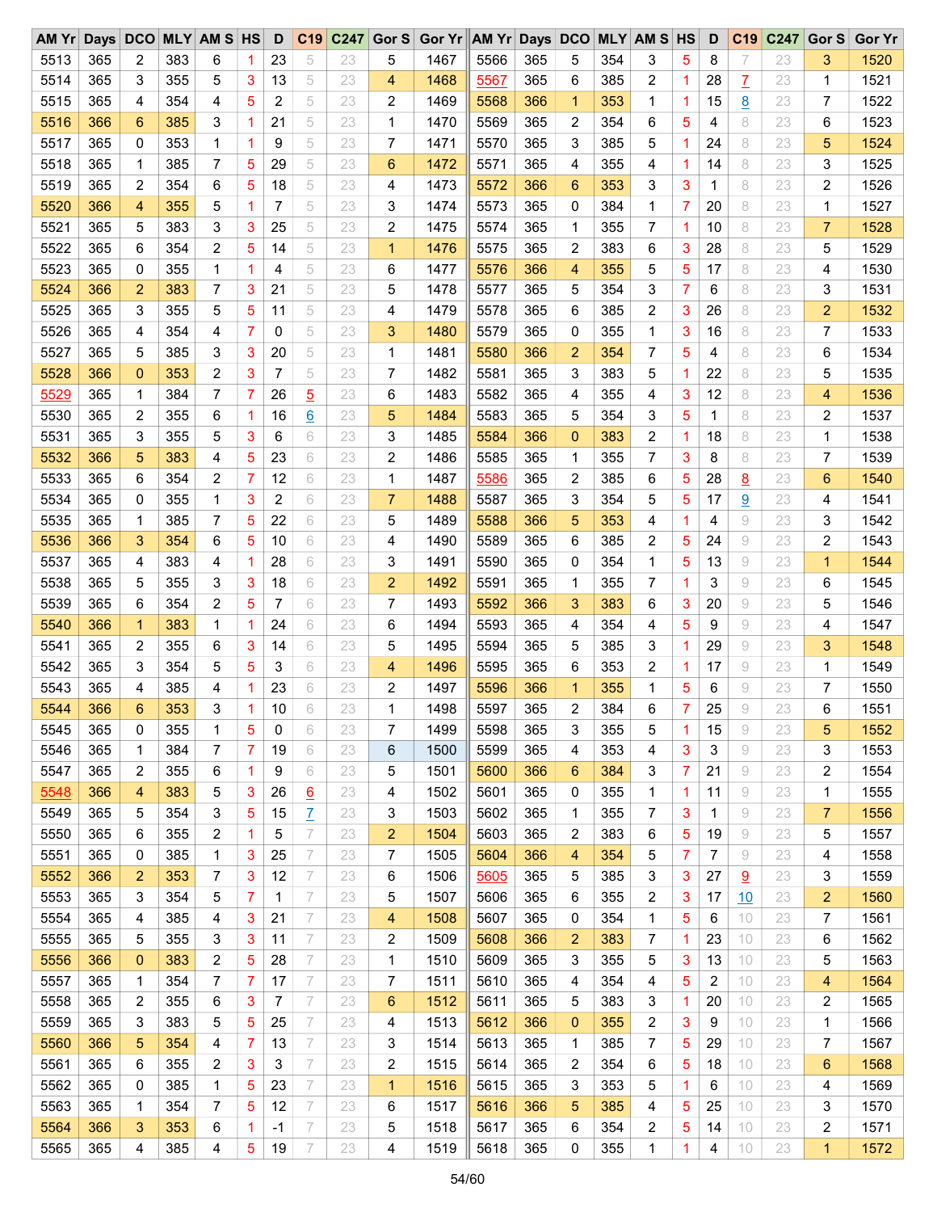| AM Yr | Days | DCO | MLY | AM S | HS | D | C19 | C247 | Gor S | Gor Yr | AM Yr | Days | DCO | MLY | AM S | HS | D | C19 | C247 | Gor S | Gor Yr |
|---|---|---|---|---|---|---|---|---|---|---|---|---|---|---|---|---|---|---|---|---|---|
| 5513 | 365 | 2 | 383 | 6 | 1 | 23 | 5 | 23 | 5 | 1467 | 5566 | 365 | 5 | 354 | 3 | 5 | 8 | 7 | 23 | 3 | 1520 |
| 5514 | 365 | 3 | 355 | 5 | 3 | 13 | 5 | 23 | 4 | 1468 | 5567 | 365 | 6 | 385 | 2 | 1 | 28 | 7 | 23 | 1 | 1521 |
| 5515 | 365 | 4 | 354 | 4 | 5 | 2 | 5 | 23 | 2 | 1469 | 5568 | 366 | 1 | 353 | 1 | 1 | 15 | 8 | 23 | 7 | 1522 |
| 5516 | 366 | 6 | 385 | 3 | 1 | 21 | 5 | 23 | 1 | 1470 | 5569 | 365 | 2 | 354 | 6 | 5 | 4 | 8 | 23 | 6 | 1523 |
| 5517 | 365 | 0 | 353 | 1 | 1 | 9 | 5 | 23 | 7 | 1471 | 5570 | 365 | 3 | 385 | 5 | 1 | 24 | 8 | 23 | 5 | 1524 |
| 5518 | 365 | 1 | 385 | 7 | 5 | 29 | 5 | 23 | 6 | 1472 | 5571 | 365 | 4 | 355 | 4 | 1 | 14 | 8 | 23 | 3 | 1525 |
| 5519 | 365 | 2 | 354 | 6 | 5 | 18 | 5 | 23 | 4 | 1473 | 5572 | 366 | 6 | 353 | 3 | 3 | 1 | 8 | 23 | 2 | 1526 |
| 5520 | 366 | 4 | 355 | 5 | 1 | 7 | 5 | 23 | 3 | 1474 | 5573 | 365 | 0 | 384 | 1 | 7 | 20 | 8 | 23 | 1 | 1527 |
| 5521 | 365 | 5 | 383 | 3 | 3 | 25 | 5 | 23 | 2 | 1475 | 5574 | 365 | 1 | 355 | 7 | 1 | 10 | 8 | 23 | 7 | 1528 |
| 5522 | 365 | 6 | 354 | 2 | 5 | 14 | 5 | 23 | 1 | 1476 | 5575 | 365 | 2 | 383 | 6 | 3 | 28 | 8 | 23 | 5 | 1529 |
| 5523 | 365 | 0 | 355 | 1 | 1 | 4 | 5 | 23 | 6 | 1477 | 5576 | 366 | 4 | 355 | 5 | 5 | 17 | 8 | 23 | 4 | 1530 |
| 5524 | 366 | 2 | 383 | 7 | 3 | 21 | 5 | 23 | 5 | 1478 | 5577 | 365 | 5 | 354 | 3 | 7 | 6 | 8 | 23 | 3 | 1531 |
| 5525 | 365 | 3 | 355 | 5 | 5 | 11 | 5 | 23 | 4 | 1479 | 5578 | 365 | 6 | 385 | 2 | 3 | 26 | 8 | 23 | 2 | 1532 |
| 5526 | 365 | 4 | 354 | 4 | 7 | 0 | 5 | 23 | 3 | 1480 | 5579 | 365 | 0 | 355 | 1 | 3 | 16 | 8 | 23 | 7 | 1533 |
| 5527 | 365 | 5 | 385 | 3 | 3 | 20 | 5 | 23 | 1 | 1481 | 5580 | 366 | 2 | 354 | 7 | 5 | 4 | 8 | 23 | 6 | 1534 |
| 5528 | 366 | 0 | 353 | 2 | 3 | 7 | 5 | 23 | 7 | 1482 | 5581 | 365 | 3 | 383 | 5 | 1 | 22 | 8 | 23 | 5 | 1535 |
| 5529 | 365 | 1 | 384 | 7 | 7 | 26 | 5 | 23 | 6 | 1483 | 5582 | 365 | 4 | 355 | 4 | 3 | 12 | 8 | 23 | 4 | 1536 |
| 5530 | 365 | 2 | 355 | 6 | 1 | 16 | 6 | 23 | 5 | 1484 | 5583 | 365 | 5 | 354 | 3 | 5 | 1 | 8 | 23 | 2 | 1537 |
| 5531 | 365 | 3 | 355 | 5 | 3 | 6 | 6 | 23 | 3 | 1485 | 5584 | 366 | 0 | 383 | 2 | 1 | 18 | 8 | 23 | 1 | 1538 |
| 5532 | 366 | 5 | 383 | 4 | 5 | 23 | 6 | 23 | 2 | 1486 | 5585 | 365 | 1 | 355 | 7 | 3 | 8 | 8 | 23 | 7 | 1539 |
| 5533 | 365 | 6 | 354 | 2 | 7 | 12 | 6 | 23 | 1 | 1487 | 5586 | 365 | 2 | 385 | 6 | 5 | 28 | 8 | 23 | 6 | 1540 |
| 5534 | 365 | 0 | 355 | 1 | 3 | 2 | 6 | 23 | 7 | 1488 | 5587 | 365 | 3 | 354 | 5 | 5 | 17 | 9 | 23 | 4 | 1541 |
| 5535 | 365 | 1 | 385 | 7 | 5 | 22 | 6 | 23 | 5 | 1489 | 5588 | 366 | 5 | 353 | 4 | 1 | 4 | 9 | 23 | 3 | 1542 |
| 5536 | 366 | 3 | 354 | 6 | 5 | 10 | 6 | 23 | 4 | 1490 | 5589 | 365 | 6 | 385 | 2 | 5 | 24 | 9 | 23 | 2 | 1543 |
| 5537 | 365 | 4 | 383 | 4 | 1 | 28 | 6 | 23 | 3 | 1491 | 5590 | 365 | 0 | 354 | 1 | 5 | 13 | 9 | 23 | 1 | 1544 |
| 5538 | 365 | 5 | 355 | 3 | 3 | 18 | 6 | 23 | 2 | 1492 | 5591 | 365 | 1 | 355 | 7 | 1 | 3 | 9 | 23 | 6 | 1545 |
| 5539 | 365 | 6 | 354 | 2 | 5 | 7 | 6 | 23 | 7 | 1493 | 5592 | 366 | 3 | 383 | 6 | 3 | 20 | 9 | 23 | 5 | 1546 |
| 5540 | 366 | 1 | 383 | 1 | 1 | 24 | 6 | 23 | 6 | 1494 | 5593 | 365 | 4 | 354 | 4 | 5 | 9 | 9 | 23 | 4 | 1547 |
| 5541 | 365 | 2 | 355 | 6 | 3 | 14 | 6 | 23 | 5 | 1495 | 5594 | 365 | 5 | 385 | 3 | 1 | 29 | 9 | 23 | 3 | 1548 |
| 5542 | 365 | 3 | 354 | 5 | 5 | 3 | 6 | 23 | 4 | 1496 | 5595 | 365 | 6 | 353 | 2 | 1 | 17 | 9 | 23 | 1 | 1549 |
| 5543 | 365 | 4 | 385 | 4 | 1 | 23 | 6 | 23 | 2 | 1497 | 5596 | 366 | 1 | 355 | 1 | 5 | 6 | 9 | 23 | 7 | 1550 |
| 5544 | 366 | 6 | 353 | 3 | 1 | 10 | 6 | 23 | 1 | 1498 | 5597 | 365 | 2 | 384 | 6 | 7 | 25 | 9 | 23 | 6 | 1551 |
| 5545 | 365 | 0 | 355 | 1 | 5 | 0 | 6 | 23 | 7 | 1499 | 5598 | 365 | 3 | 355 | 5 | 1 | 15 | 9 | 23 | 5 | 1552 |
| 5546 | 365 | 1 | 384 | 7 | 7 | 19 | 6 | 23 | 6 | 1500 | 5599 | 365 | 4 | 353 | 4 | 3 | 3 | 9 | 23 | 3 | 1553 |
| 5547 | 365 | 2 | 355 | 6 | 1 | 9 | 6 | 23 | 5 | 1501 | 5600 | 366 | 6 | 384 | 3 | 7 | 21 | 9 | 23 | 2 | 1554 |
| 5548 | 366 | 4 | 383 | 5 | 3 | 26 | 6 | 23 | 4 | 1502 | 5601 | 365 | 0 | 355 | 1 | 1 | 11 | 9 | 23 | 1 | 1555 |
| 5549 | 365 | 5 | 354 | 3 | 5 | 15 | 7 | 23 | 3 | 1503 | 5602 | 365 | 1 | 355 | 7 | 3 | 1 | 9 | 23 | 7 | 1556 |
| 5550 | 365 | 6 | 355 | 2 | 1 | 5 | 7 | 23 | 2 | 1504 | 5603 | 365 | 2 | 383 | 6 | 5 | 19 | 9 | 23 | 5 | 1557 |
| 5551 | 365 | 0 | 385 | 1 | 3 | 25 | 7 | 23 | 7 | 1505 | 5604 | 366 | 4 | 354 | 5 | 7 | 7 | 9 | 23 | 4 | 1558 |
| 5552 | 366 | 2 | 353 | 7 | 3 | 12 | 7 | 23 | 6 | 1506 | 5605 | 365 | 5 | 385 | 3 | 3 | 27 | 9 | 23 | 3 | 1559 |
| 5553 | 365 | 3 | 354 | 5 | 7 | 1 | 7 | 23 | 5 | 1507 | 5606 | 365 | 6 | 355 | 2 | 3 | 17 | 10 | 23 | 2 | 1560 |
| 5554 | 365 | 4 | 385 | 4 | 3 | 21 | 7 | 23 | 4 | 1508 | 5607 | 365 | 0 | 354 | 1 | 5 | 6 | 10 | 23 | 7 | 1561 |
| 5555 | 365 | 5 | 355 | 3 | 3 | 11 | 7 | 23 | 2 | 1509 | 5608 | 366 | 2 | 383 | 7 | 1 | 23 | 10 | 23 | 6 | 1562 |
| 5556 | 366 | 0 | 383 | 2 | 5 | 28 | 7 | 23 | 1 | 1510 | 5609 | 365 | 3 | 355 | 5 | 3 | 13 | 10 | 23 | 5 | 1563 |
| 5557 | 365 | 1 | 354 | 7 | 7 | 17 | 7 | 23 | 7 | 1511 | 5610 | 365 | 4 | 354 | 4 | 5 | 2 | 10 | 23 | 4 | 1564 |
| 5558 | 365 | 2 | 355 | 6 | 3 | 7 | 7 | 23 | 6 | 1512 | 5611 | 365 | 5 | 383 | 3 | 1 | 20 | 10 | 23 | 2 | 1565 |
| 5559 | 365 | 3 | 383 | 5 | 5 | 25 | 7 | 23 | 4 | 1513 | 5612 | 366 | 0 | 355 | 2 | 3 | 9 | 10 | 23 | 1 | 1566 |
| 5560 | 366 | 5 | 354 | 4 | 7 | 13 | 7 | 23 | 3 | 1514 | 5613 | 365 | 1 | 385 | 7 | 5 | 29 | 10 | 23 | 7 | 1567 |
| 5561 | 365 | 6 | 355 | 2 | 3 | 3 | 7 | 23 | 2 | 1515 | 5614 | 365 | 2 | 354 | 6 | 5 | 18 | 10 | 23 | 6 | 1568 |
| 5562 | 365 | 0 | 385 | 1 | 5 | 23 | 7 | 23 | 1 | 1516 | 5615 | 365 | 3 | 353 | 5 | 1 | 6 | 10 | 23 | 4 | 1569 |
| 5563 | 365 | 1 | 354 | 7 | 5 | 12 | 7 | 23 | 6 | 1517 | 5616 | 366 | 5 | 385 | 4 | 5 | 25 | 10 | 23 | 3 | 1570 |
| 5564 | 366 | 3 | 353 | 6 | 1 | -1 | 7 | 23 | 5 | 1518 | 5617 | 365 | 6 | 354 | 2 | 5 | 14 | 10 | 23 | 2 | 1571 |
| 5565 | 365 | 4 | 385 | 4 | 5 | 19 | 7 | 23 | 4 | 1519 | 5618 | 365 | 0 | 355 | 1 | 1 | 4 | 10 | 23 | 1 | 1572 |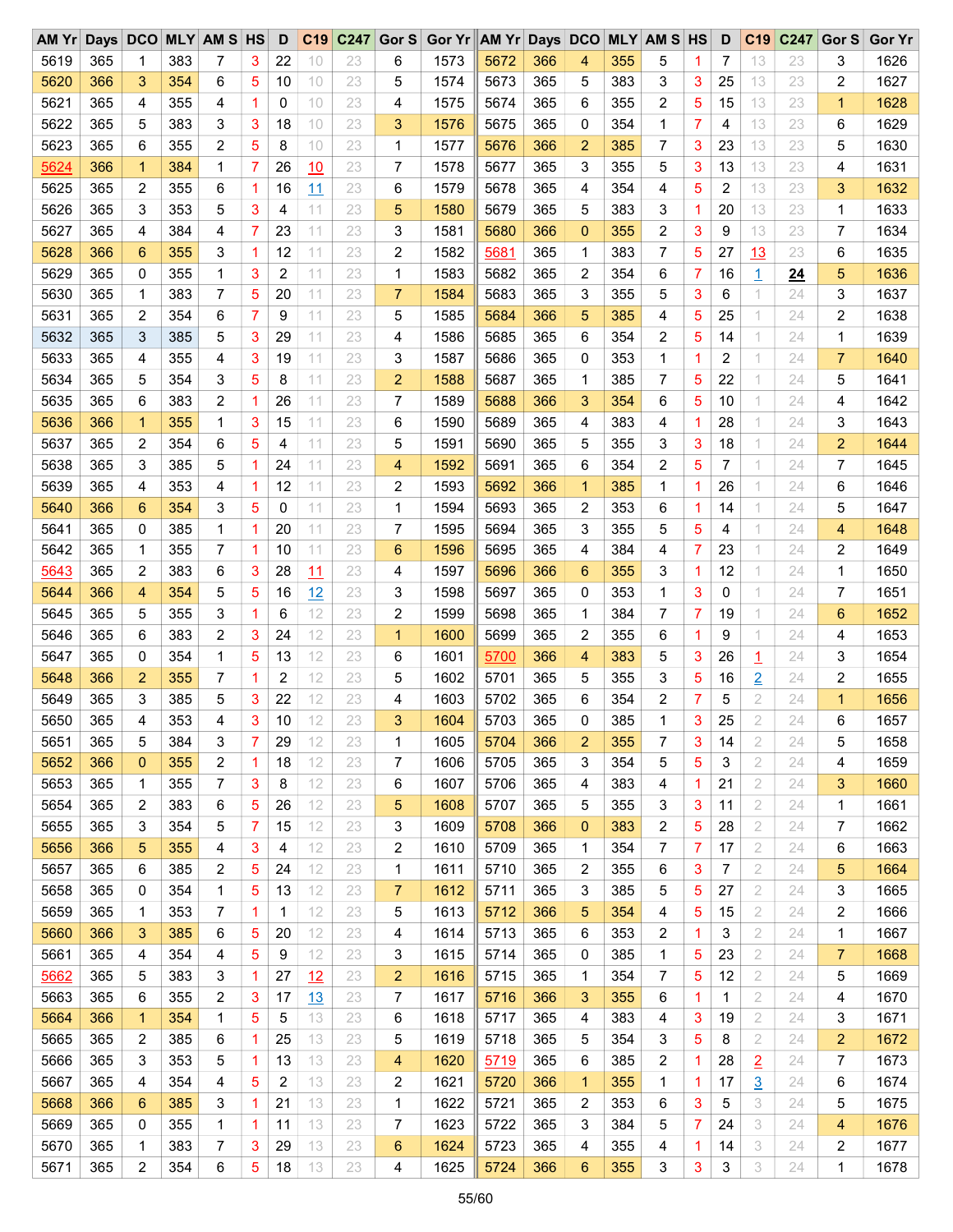| AM Yr | Days | DCO | MLY | AM S | HS | D | C19 | C247 | Gor S | Gor Yr | AM Yr | Days | DCO | MLY | AM S | HS | D | C19 | C247 | Gor S | Gor Yr |
|---|---|---|---|---|---|---|---|---|---|---|---|---|---|---|---|---|---|---|---|---|---|
| 5619 | 365 | 1 | 383 | 7 | 3 | 22 | 10 | 23 | 6 | 1573 | 5672 | 366 | 4 | 355 | 5 | 1 | 7 | 13 | 23 | 3 | 1626 |
| 5620 | 366 | 3 | 354 | 6 | 5 | 10 | 10 | 23 | 5 | 1574 | 5673 | 365 | 5 | 383 | 3 | 3 | 25 | 13 | 23 | 2 | 1627 |
| 5621 | 365 | 4 | 355 | 4 | 1 | 0 | 10 | 23 | 4 | 1575 | 5674 | 365 | 6 | 355 | 2 | 5 | 15 | 13 | 23 | 1 | 1628 |
| 5622 | 365 | 5 | 383 | 3 | 3 | 18 | 10 | 23 | 3 | 1576 | 5675 | 365 | 0 | 354 | 1 | 7 | 4 | 13 | 23 | 6 | 1629 |
| 5623 | 365 | 6 | 355 | 2 | 5 | 8 | 10 | 23 | 1 | 1577 | 5676 | 366 | 2 | 385 | 7 | 3 | 23 | 13 | 23 | 5 | 1630 |
| 5624 | 366 | 1 | 384 | 1 | 7 | 26 | 10 | 23 | 7 | 1578 | 5677 | 365 | 3 | 355 | 5 | 3 | 13 | 13 | 23 | 4 | 1631 |
| 5625 | 365 | 2 | 355 | 6 | 1 | 16 | 11 | 23 | 6 | 1579 | 5678 | 365 | 4 | 354 | 4 | 5 | 2 | 13 | 23 | 3 | 1632 |
| 5626 | 365 | 3 | 353 | 5 | 3 | 4 | 11 | 23 | 5 | 1580 | 5679 | 365 | 5 | 383 | 3 | 1 | 20 | 13 | 23 | 1 | 1633 |
| 5627 | 365 | 4 | 384 | 4 | 7 | 23 | 11 | 23 | 3 | 1581 | 5680 | 366 | 0 | 355 | 2 | 3 | 9 | 13 | 23 | 7 | 1634 |
| 5628 | 366 | 6 | 355 | 3 | 1 | 12 | 11 | 23 | 2 | 1582 | 5681 | 365 | 1 | 383 | 7 | 5 | 27 | 13 | 23 | 6 | 1635 |
| 5629 | 365 | 0 | 355 | 1 | 3 | 2 | 11 | 23 | 1 | 1583 | 5682 | 365 | 2 | 354 | 6 | 7 | 16 | 1 | 24 | 5 | 1636 |
| 5630 | 365 | 1 | 383 | 7 | 5 | 20 | 11 | 23 | 7 | 1584 | 5683 | 365 | 3 | 355 | 5 | 3 | 6 | 1 | 24 | 3 | 1637 |
| 5631 | 365 | 2 | 354 | 6 | 7 | 9 | 11 | 23 | 5 | 1585 | 5684 | 366 | 5 | 385 | 4 | 5 | 25 | 1 | 24 | 2 | 1638 |
| 5632 | 365 | 3 | 385 | 5 | 3 | 29 | 11 | 23 | 4 | 1586 | 5685 | 365 | 6 | 354 | 2 | 5 | 14 | 1 | 24 | 1 | 1639 |
| 5633 | 365 | 4 | 355 | 4 | 3 | 19 | 11 | 23 | 3 | 1587 | 5686 | 365 | 0 | 353 | 1 | 1 | 2 | 1 | 24 | 7 | 1640 |
| 5634 | 365 | 5 | 354 | 3 | 5 | 8 | 11 | 23 | 2 | 1588 | 5687 | 365 | 1 | 385 | 7 | 5 | 22 | 1 | 24 | 5 | 1641 |
| 5635 | 365 | 6 | 383 | 2 | 1 | 26 | 11 | 23 | 7 | 1589 | 5688 | 366 | 3 | 354 | 6 | 5 | 10 | 1 | 24 | 4 | 1642 |
| 5636 | 366 | 1 | 355 | 1 | 3 | 15 | 11 | 23 | 6 | 1590 | 5689 | 365 | 4 | 383 | 4 | 1 | 28 | 1 | 24 | 3 | 1643 |
| 5637 | 365 | 2 | 354 | 6 | 5 | 4 | 11 | 23 | 5 | 1591 | 5690 | 365 | 5 | 355 | 3 | 3 | 18 | 1 | 24 | 2 | 1644 |
| 5638 | 365 | 3 | 385 | 5 | 1 | 24 | 11 | 23 | 4 | 1592 | 5691 | 365 | 6 | 354 | 2 | 5 | 7 | 1 | 24 | 7 | 1645 |
| 5639 | 365 | 4 | 353 | 4 | 1 | 12 | 11 | 23 | 2 | 1593 | 5692 | 366 | 1 | 385 | 1 | 1 | 26 | 1 | 24 | 6 | 1646 |
| 5640 | 366 | 6 | 354 | 3 | 5 | 0 | 11 | 23 | 1 | 1594 | 5693 | 365 | 2 | 353 | 6 | 1 | 14 | 1 | 24 | 5 | 1647 |
| 5641 | 365 | 0 | 385 | 1 | 1 | 20 | 11 | 23 | 7 | 1595 | 5694 | 365 | 3 | 355 | 5 | 5 | 4 | 1 | 24 | 4 | 1648 |
| 5642 | 365 | 1 | 355 | 7 | 1 | 10 | 11 | 23 | 6 | 1596 | 5695 | 365 | 4 | 384 | 4 | 7 | 23 | 1 | 24 | 2 | 1649 |
| 5643 | 365 | 2 | 383 | 6 | 3 | 28 | 11 | 23 | 4 | 1597 | 5696 | 366 | 6 | 355 | 3 | 1 | 12 | 1 | 24 | 1 | 1650 |
| 5644 | 366 | 4 | 354 | 5 | 5 | 16 | 12 | 23 | 3 | 1598 | 5697 | 365 | 0 | 353 | 1 | 3 | 0 | 1 | 24 | 7 | 1651 |
| 5645 | 365 | 5 | 355 | 3 | 1 | 6 | 12 | 23 | 2 | 1599 | 5698 | 365 | 1 | 384 | 7 | 7 | 19 | 1 | 24 | 6 | 1652 |
| 5646 | 365 | 6 | 383 | 2 | 3 | 24 | 12 | 23 | 1 | 1600 | 5699 | 365 | 2 | 355 | 6 | 1 | 9 | 1 | 24 | 4 | 1653 |
| 5647 | 365 | 0 | 354 | 1 | 5 | 13 | 12 | 23 | 6 | 1601 | 5700 | 366 | 4 | 383 | 5 | 3 | 26 | 1 | 24 | 3 | 1654 |
| 5648 | 366 | 2 | 355 | 7 | 1 | 2 | 12 | 23 | 5 | 1602 | 5701 | 365 | 5 | 355 | 3 | 5 | 16 | 2 | 24 | 2 | 1655 |
| 5649 | 365 | 3 | 385 | 5 | 3 | 22 | 12 | 23 | 4 | 1603 | 5702 | 365 | 6 | 354 | 2 | 7 | 5 | 2 | 24 | 1 | 1656 |
| 5650 | 365 | 4 | 353 | 4 | 3 | 10 | 12 | 23 | 3 | 1604 | 5703 | 365 | 0 | 385 | 1 | 3 | 25 | 2 | 24 | 6 | 1657 |
| 5651 | 365 | 5 | 384 | 3 | 7 | 29 | 12 | 23 | 1 | 1605 | 5704 | 366 | 2 | 355 | 7 | 3 | 14 | 2 | 24 | 5 | 1658 |
| 5652 | 366 | 0 | 355 | 2 | 1 | 18 | 12 | 23 | 7 | 1606 | 5705 | 365 | 3 | 354 | 5 | 5 | 3 | 2 | 24 | 4 | 1659 |
| 5653 | 365 | 1 | 355 | 7 | 3 | 8 | 12 | 23 | 6 | 1607 | 5706 | 365 | 4 | 383 | 4 | 1 | 21 | 2 | 24 | 3 | 1660 |
| 5654 | 365 | 2 | 383 | 6 | 5 | 26 | 12 | 23 | 5 | 1608 | 5707 | 365 | 5 | 355 | 3 | 3 | 11 | 2 | 24 | 1 | 1661 |
| 5655 | 365 | 3 | 354 | 5 | 7 | 15 | 12 | 23 | 3 | 1609 | 5708 | 366 | 0 | 383 | 2 | 5 | 28 | 2 | 24 | 7 | 1662 |
| 5656 | 366 | 5 | 355 | 4 | 3 | 4 | 12 | 23 | 2 | 1610 | 5709 | 365 | 1 | 354 | 7 | 7 | 17 | 2 | 24 | 6 | 1663 |
| 5657 | 365 | 6 | 385 | 2 | 5 | 24 | 12 | 23 | 1 | 1611 | 5710 | 365 | 2 | 355 | 6 | 3 | 7 | 2 | 24 | 5 | 1664 |
| 5658 | 365 | 0 | 354 | 1 | 5 | 13 | 12 | 23 | 7 | 1612 | 5711 | 365 | 3 | 385 | 5 | 5 | 27 | 2 | 24 | 3 | 1665 |
| 5659 | 365 | 1 | 353 | 7 | 1 | 1 | 12 | 23 | 5 | 1613 | 5712 | 366 | 5 | 354 | 4 | 5 | 15 | 2 | 24 | 2 | 1666 |
| 5660 | 366 | 3 | 385 | 6 | 5 | 20 | 12 | 23 | 4 | 1614 | 5713 | 365 | 6 | 353 | 2 | 1 | 3 | 2 | 24 | 1 | 1667 |
| 5661 | 365 | 4 | 354 | 4 | 5 | 9 | 12 | 23 | 3 | 1615 | 5714 | 365 | 0 | 385 | 1 | 5 | 23 | 2 | 24 | 7 | 1668 |
| 5662 | 365 | 5 | 383 | 3 | 1 | 27 | 12 | 23 | 2 | 1616 | 5715 | 365 | 1 | 354 | 7 | 5 | 12 | 2 | 24 | 5 | 1669 |
| 5663 | 365 | 6 | 355 | 2 | 3 | 17 | 13 | 23 | 7 | 1617 | 5716 | 366 | 3 | 355 | 6 | 1 | 1 | 2 | 24 | 4 | 1670 |
| 5664 | 366 | 1 | 354 | 1 | 5 | 5 | 13 | 23 | 6 | 1618 | 5717 | 365 | 4 | 383 | 4 | 3 | 19 | 2 | 24 | 3 | 1671 |
| 5665 | 365 | 2 | 385 | 6 | 1 | 25 | 13 | 23 | 5 | 1619 | 5718 | 365 | 5 | 354 | 3 | 5 | 8 | 2 | 24 | 2 | 1672 |
| 5666 | 365 | 3 | 353 | 5 | 1 | 13 | 13 | 23 | 4 | 1620 | 5719 | 365 | 6 | 385 | 2 | 1 | 28 | 2 | 24 | 7 | 1673 |
| 5667 | 365 | 4 | 354 | 4 | 5 | 2 | 13 | 23 | 2 | 1621 | 5720 | 366 | 1 | 355 | 1 | 1 | 17 | 3 | 24 | 6 | 1674 |
| 5668 | 366 | 6 | 385 | 3 | 1 | 21 | 13 | 23 | 1 | 1622 | 5721 | 365 | 2 | 353 | 6 | 3 | 5 | 3 | 24 | 5 | 1675 |
| 5669 | 365 | 0 | 355 | 1 | 1 | 11 | 13 | 23 | 7 | 1623 | 5722 | 365 | 3 | 384 | 5 | 7 | 24 | 3 | 24 | 4 | 1676 |
| 5670 | 365 | 1 | 383 | 7 | 3 | 29 | 13 | 23 | 6 | 1624 | 5723 | 365 | 4 | 355 | 4 | 1 | 14 | 3 | 24 | 2 | 1677 |
| 5671 | 365 | 2 | 354 | 6 | 5 | 18 | 13 | 23 | 4 | 1625 | 5724 | 366 | 6 | 355 | 3 | 3 | 3 | 3 | 24 | 1 | 1678 |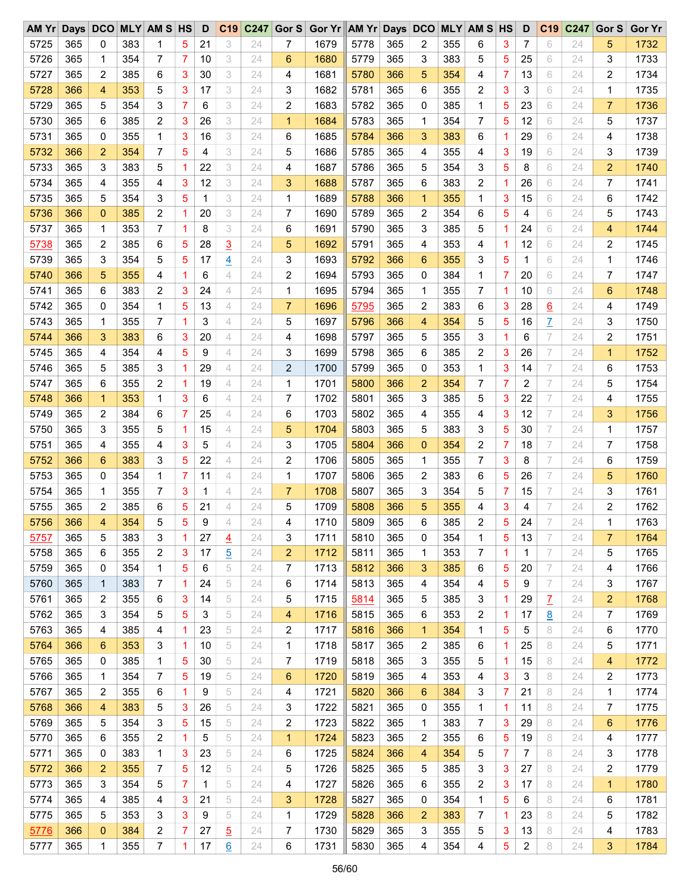| AM Yr | Days | DCO | MLY | AM S | HS | D | C19 | C247 | Gor S | Gor Yr | AM Yr | Days | DCO | MLY | AM S | HS | D | C19 | C247 | Gor S | Gor Yr |
|---|---|---|---|---|---|---|---|---|---|---|---|---|---|---|---|---|---|---|---|---|---|
| 5725 | 365 | 0 | 383 | 1 | 5 | 21 | 3 | 24 | 7 | 1679 | 5778 | 365 | 2 | 355 | 6 | 3 | 7 | 6 | 24 | 5 | 1732 |
| 5726 | 365 | 1 | 354 | 7 | 7 | 10 | 3 | 24 | 6 | 1680 | 5779 | 365 | 3 | 383 | 5 | 5 | 25 | 6 | 24 | 3 | 1733 |
| 5727 | 365 | 2 | 385 | 6 | 3 | 30 | 3 | 24 | 4 | 1681 | 5780 | 366 | 5 | 354 | 4 | 7 | 13 | 6 | 24 | 2 | 1734 |
| 5728 | 366 | 4 | 353 | 5 | 3 | 17 | 3 | 24 | 3 | 1682 | 5781 | 365 | 6 | 355 | 2 | 3 | 3 | 6 | 24 | 1 | 1735 |
| 5729 | 365 | 5 | 354 | 3 | 7 | 6 | 3 | 24 | 2 | 1683 | 5782 | 365 | 0 | 385 | 1 | 5 | 23 | 6 | 24 | 7 | 1736 |
| 5730 | 365 | 6 | 385 | 2 | 3 | 26 | 3 | 24 | 1 | 1684 | 5783 | 365 | 1 | 354 | 7 | 5 | 12 | 6 | 24 | 5 | 1737 |
| 5731 | 365 | 0 | 355 | 1 | 3 | 16 | 3 | 24 | 6 | 1685 | 5784 | 366 | 3 | 383 | 6 | 1 | 29 | 6 | 24 | 4 | 1738 |
| 5732 | 366 | 2 | 354 | 7 | 5 | 4 | 3 | 24 | 5 | 1686 | 5785 | 365 | 4 | 355 | 4 | 3 | 19 | 6 | 24 | 3 | 1739 |
| 5733 | 365 | 3 | 383 | 5 | 1 | 22 | 3 | 24 | 4 | 1687 | 5786 | 365 | 5 | 354 | 3 | 5 | 8 | 6 | 24 | 2 | 1740 |
| 5734 | 365 | 4 | 355 | 4 | 3 | 12 | 3 | 24 | 3 | 1688 | 5787 | 365 | 6 | 383 | 2 | 1 | 26 | 6 | 24 | 7 | 1741 |
| 5735 | 365 | 5 | 354 | 3 | 5 | 1 | 3 | 24 | 1 | 1689 | 5788 | 366 | 1 | 355 | 1 | 3 | 15 | 6 | 24 | 6 | 1742 |
| 5736 | 366 | 0 | 385 | 2 | 1 | 20 | 3 | 24 | 7 | 1690 | 5789 | 365 | 2 | 354 | 6 | 5 | 4 | 6 | 24 | 5 | 1743 |
| 5737 | 365 | 1 | 353 | 7 | 1 | 8 | 3 | 24 | 6 | 1691 | 5790 | 365 | 3 | 385 | 5 | 1 | 24 | 6 | 24 | 4 | 1744 |
| 5738 | 365 | 2 | 385 | 6 | 5 | 28 | 3 | 24 | 5 | 1692 | 5791 | 365 | 4 | 353 | 4 | 1 | 12 | 6 | 24 | 2 | 1745 |
| 5739 | 365 | 3 | 354 | 5 | 5 | 17 | 4 | 24 | 3 | 1693 | 5792 | 366 | 6 | 355 | 3 | 5 | 1 | 6 | 24 | 1 | 1746 |
| 5740 | 366 | 5 | 355 | 4 | 1 | 6 | 4 | 24 | 2 | 1694 | 5793 | 365 | 0 | 384 | 1 | 7 | 20 | 6 | 24 | 7 | 1747 |
| 5741 | 365 | 6 | 383 | 2 | 3 | 24 | 4 | 24 | 1 | 1695 | 5794 | 365 | 1 | 355 | 7 | 1 | 10 | 6 | 24 | 6 | 1748 |
| 5742 | 365 | 0 | 354 | 1 | 5 | 13 | 4 | 24 | 7 | 1696 | 5795 | 365 | 2 | 383 | 6 | 3 | 28 | 6 | 24 | 4 | 1749 |
| 5743 | 365 | 1 | 355 | 7 | 1 | 3 | 4 | 24 | 5 | 1697 | 5796 | 366 | 4 | 354 | 5 | 5 | 16 | 7 | 24 | 3 | 1750 |
| 5744 | 366 | 3 | 383 | 6 | 3 | 20 | 4 | 24 | 4 | 1698 | 5797 | 365 | 5 | 355 | 3 | 1 | 6 | 7 | 24 | 2 | 1751 |
| 5745 | 365 | 4 | 354 | 4 | 5 | 9 | 4 | 24 | 3 | 1699 | 5798 | 365 | 6 | 385 | 2 | 3 | 26 | 7 | 24 | 1 | 1752 |
| 5746 | 365 | 5 | 385 | 3 | 1 | 29 | 4 | 24 | 2 | 1700 | 5799 | 365 | 0 | 353 | 1 | 3 | 14 | 7 | 24 | 6 | 1753 |
| 5747 | 365 | 6 | 355 | 2 | 1 | 19 | 4 | 24 | 1 | 1701 | 5800 | 366 | 2 | 354 | 7 | 7 | 2 | 7 | 24 | 5 | 1754 |
| 5748 | 366 | 1 | 353 | 1 | 3 | 6 | 4 | 24 | 7 | 1702 | 5801 | 365 | 3 | 385 | 5 | 3 | 22 | 7 | 24 | 4 | 1755 |
| 5749 | 365 | 2 | 384 | 6 | 7 | 25 | 4 | 24 | 6 | 1703 | 5802 | 365 | 4 | 355 | 4 | 3 | 12 | 7 | 24 | 3 | 1756 |
| 5750 | 365 | 3 | 355 | 5 | 1 | 15 | 4 | 24 | 5 | 1704 | 5803 | 365 | 5 | 383 | 3 | 5 | 30 | 7 | 24 | 1 | 1757 |
| 5751 | 365 | 4 | 355 | 4 | 3 | 5 | 4 | 24 | 3 | 1705 | 5804 | 366 | 0 | 354 | 2 | 7 | 18 | 7 | 24 | 7 | 1758 |
| 5752 | 366 | 6 | 383 | 3 | 5 | 22 | 4 | 24 | 2 | 1706 | 5805 | 365 | 1 | 355 | 7 | 3 | 8 | 7 | 24 | 6 | 1759 |
| 5753 | 365 | 0 | 354 | 1 | 7 | 11 | 4 | 24 | 1 | 1707 | 5806 | 365 | 2 | 383 | 6 | 5 | 26 | 7 | 24 | 5 | 1760 |
| 5754 | 365 | 1 | 355 | 7 | 3 | 1 | 4 | 24 | 7 | 1708 | 5807 | 365 | 3 | 354 | 5 | 7 | 15 | 7 | 24 | 3 | 1761 |
| 5755 | 365 | 2 | 385 | 6 | 5 | 21 | 4 | 24 | 5 | 1709 | 5808 | 366 | 5 | 355 | 4 | 3 | 4 | 7 | 24 | 2 | 1762 |
| 5756 | 366 | 4 | 354 | 5 | 5 | 9 | 4 | 24 | 4 | 1710 | 5809 | 365 | 6 | 385 | 2 | 5 | 24 | 7 | 24 | 1 | 1763 |
| 5757 | 365 | 5 | 383 | 3 | 1 | 27 | 4 | 24 | 3 | 1711 | 5810 | 365 | 0 | 354 | 1 | 5 | 13 | 7 | 24 | 7 | 1764 |
| 5758 | 365 | 6 | 355 | 2 | 3 | 17 | 5 | 24 | 2 | 1712 | 5811 | 365 | 1 | 353 | 7 | 1 | 1 | 7 | 24 | 5 | 1765 |
| 5759 | 365 | 0 | 354 | 1 | 5 | 6 | 5 | 24 | 7 | 1713 | 5812 | 366 | 3 | 385 | 6 | 5 | 20 | 7 | 24 | 4 | 1766 |
| 5760 | 365 | 1 | 383 | 7 | 1 | 24 | 5 | 24 | 6 | 1714 | 5813 | 365 | 4 | 354 | 4 | 5 | 9 | 7 | 24 | 3 | 1767 |
| 5761 | 365 | 2 | 355 | 6 | 3 | 14 | 5 | 24 | 5 | 1715 | 5814 | 365 | 5 | 385 | 3 | 1 | 29 | 7 | 24 | 2 | 1768 |
| 5762 | 365 | 3 | 354 | 5 | 5 | 3 | 5 | 24 | 4 | 1716 | 5815 | 365 | 6 | 353 | 2 | 1 | 17 | 8 | 24 | 7 | 1769 |
| 5763 | 365 | 4 | 385 | 4 | 1 | 23 | 5 | 24 | 2 | 1717 | 5816 | 366 | 1 | 354 | 1 | 5 | 5 | 8 | 24 | 6 | 1770 |
| 5764 | 366 | 6 | 353 | 3 | 1 | 10 | 5 | 24 | 1 | 1718 | 5817 | 365 | 2 | 385 | 6 | 1 | 25 | 8 | 24 | 5 | 1771 |
| 5765 | 365 | 0 | 385 | 1 | 5 | 30 | 5 | 24 | 7 | 1719 | 5818 | 365 | 3 | 355 | 5 | 1 | 15 | 8 | 24 | 4 | 1772 |
| 5766 | 365 | 1 | 354 | 7 | 5 | 19 | 5 | 24 | 6 | 1720 | 5819 | 365 | 4 | 353 | 4 | 3 | 3 | 8 | 24 | 2 | 1773 |
| 5767 | 365 | 2 | 355 | 6 | 1 | 9 | 5 | 24 | 4 | 1721 | 5820 | 366 | 6 | 384 | 3 | 7 | 21 | 8 | 24 | 1 | 1774 |
| 5768 | 366 | 4 | 383 | 5 | 3 | 26 | 5 | 24 | 3 | 1722 | 5821 | 365 | 0 | 355 | 1 | 1 | 11 | 8 | 24 | 7 | 1775 |
| 5769 | 365 | 5 | 354 | 3 | 5 | 15 | 5 | 24 | 2 | 1723 | 5822 | 365 | 1 | 383 | 7 | 3 | 29 | 8 | 24 | 6 | 1776 |
| 5770 | 365 | 6 | 355 | 2 | 1 | 5 | 5 | 24 | 1 | 1724 | 5823 | 365 | 2 | 355 | 6 | 5 | 19 | 8 | 24 | 4 | 1777 |
| 5771 | 365 | 0 | 383 | 1 | 3 | 23 | 5 | 24 | 6 | 1725 | 5824 | 366 | 4 | 354 | 5 | 7 | 7 | 8 | 24 | 3 | 1778 |
| 5772 | 366 | 2 | 355 | 7 | 5 | 12 | 5 | 24 | 5 | 1726 | 5825 | 365 | 5 | 385 | 3 | 3 | 27 | 8 | 24 | 2 | 1779 |
| 5773 | 365 | 3 | 354 | 5 | 7 | 1 | 5 | 24 | 4 | 1727 | 5826 | 365 | 6 | 355 | 2 | 3 | 17 | 8 | 24 | 1 | 1780 |
| 5774 | 365 | 4 | 385 | 4 | 3 | 21 | 5 | 24 | 3 | 1728 | 5827 | 365 | 0 | 354 | 1 | 5 | 6 | 8 | 24 | 6 | 1781 |
| 5775 | 365 | 5 | 353 | 3 | 3 | 9 | 5 | 24 | 1 | 1729 | 5828 | 366 | 2 | 383 | 7 | 1 | 23 | 8 | 24 | 5 | 1782 |
| 5776 | 366 | 0 | 384 | 2 | 7 | 27 | 5 | 24 | 7 | 1730 | 5829 | 365 | 3 | 355 | 5 | 3 | 13 | 8 | 24 | 4 | 1783 |
| 5777 | 365 | 1 | 355 | 7 | 1 | 17 | 6 | 24 | 6 | 1731 | 5830 | 365 | 4 | 354 | 4 | 5 | 2 | 8 | 24 | 3 | 1784 |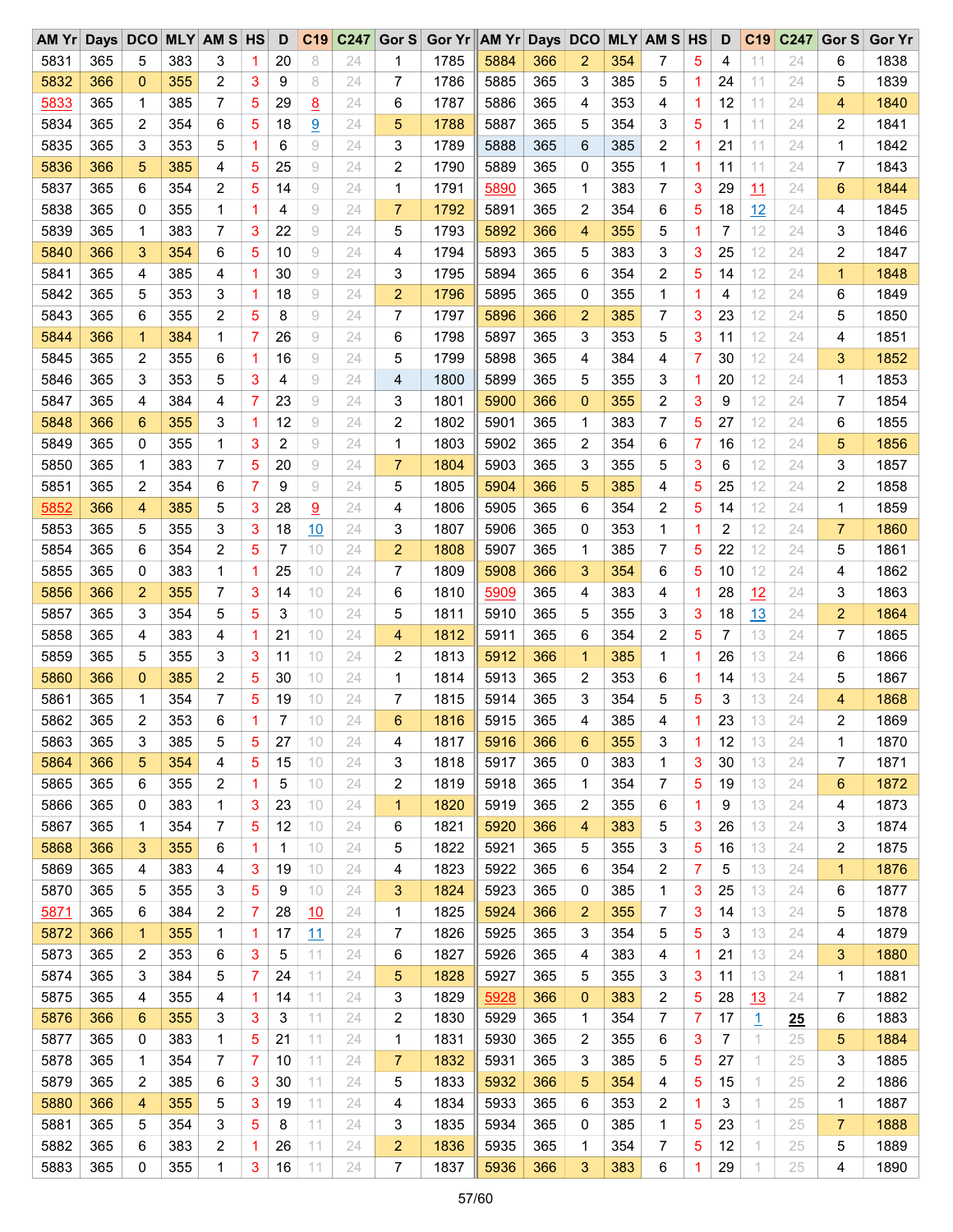| AM Yr | Days | DCO | MLY | AM S | HS | D | C19 | C247 | Gor S | Gor Yr | AM Yr | Days | DCO | MLY | AM S | HS | D | C19 | C247 | Gor S | Gor Yr |
|---|---|---|---|---|---|---|---|---|---|---|---|---|---|---|---|---|---|---|---|---|---|
| 5831 | 365 | 5 | 383 | 3 | 1 | 20 | 8 | 24 | 1 | 1785 | 5884 | 366 | 2 | 354 | 7 | 5 | 4 | 11 | 24 | 6 | 1838 |
| 5832 | 366 | 0 | 355 | 2 | 3 | 9 | 8 | 24 | 7 | 1786 | 5885 | 365 | 3 | 385 | 5 | 1 | 24 | 11 | 24 | 5 | 1839 |
| 5833 | 365 | 1 | 385 | 7 | 5 | 29 | 8 | 24 | 6 | 1787 | 5886 | 365 | 4 | 353 | 4 | 1 | 12 | 11 | 24 | 4 | 1840 |
| 5834 | 365 | 2 | 354 | 6 | 5 | 18 | 9 | 24 | 5 | 1788 | 5887 | 365 | 5 | 354 | 3 | 5 | 1 | 11 | 24 | 2 | 1841 |
| 5835 | 365 | 3 | 353 | 5 | 1 | 6 | 9 | 24 | 3 | 1789 | 5888 | 365 | 6 | 385 | 2 | 1 | 21 | 11 | 24 | 1 | 1842 |
| 5836 | 366 | 5 | 385 | 4 | 5 | 25 | 9 | 24 | 2 | 1790 | 5889 | 365 | 0 | 355 | 1 | 1 | 11 | 11 | 24 | 7 | 1843 |
| 5837 | 365 | 6 | 354 | 2 | 5 | 14 | 9 | 24 | 1 | 1791 | 5890 | 365 | 1 | 383 | 7 | 3 | 29 | 11 | 24 | 6 | 1844 |
| 5838 | 365 | 0 | 355 | 1 | 1 | 4 | 9 | 24 | 7 | 1792 | 5891 | 365 | 2 | 354 | 6 | 5 | 18 | 12 | 24 | 4 | 1845 |
| 5839 | 365 | 1 | 383 | 7 | 3 | 22 | 9 | 24 | 5 | 1793 | 5892 | 366 | 4 | 355 | 5 | 1 | 7 | 12 | 24 | 3 | 1846 |
| 5840 | 366 | 3 | 354 | 6 | 5 | 10 | 9 | 24 | 4 | 1794 | 5893 | 365 | 5 | 383 | 3 | 3 | 25 | 12 | 24 | 2 | 1847 |
| 5841 | 365 | 4 | 385 | 4 | 1 | 30 | 9 | 24 | 3 | 1795 | 5894 | 365 | 6 | 354 | 2 | 5 | 14 | 12 | 24 | 1 | 1848 |
| 5842 | 365 | 5 | 353 | 3 | 1 | 18 | 9 | 24 | 2 | 1796 | 5895 | 365 | 0 | 355 | 1 | 1 | 4 | 12 | 24 | 6 | 1849 |
| 5843 | 365 | 6 | 355 | 2 | 5 | 8 | 9 | 24 | 7 | 1797 | 5896 | 366 | 2 | 385 | 7 | 3 | 23 | 12 | 24 | 5 | 1850 |
| 5844 | 366 | 1 | 384 | 1 | 7 | 26 | 9 | 24 | 6 | 1798 | 5897 | 365 | 3 | 353 | 5 | 3 | 11 | 12 | 24 | 4 | 1851 |
| 5845 | 365 | 2 | 355 | 6 | 1 | 16 | 9 | 24 | 5 | 1799 | 5898 | 365 | 4 | 384 | 4 | 7 | 30 | 12 | 24 | 3 | 1852 |
| 5846 | 365 | 3 | 353 | 5 | 3 | 4 | 9 | 24 | 4 | 1800 | 5899 | 365 | 5 | 355 | 3 | 1 | 20 | 12 | 24 | 1 | 1853 |
| 5847 | 365 | 4 | 384 | 4 | 7 | 23 | 9 | 24 | 3 | 1801 | 5900 | 366 | 0 | 355 | 2 | 3 | 9 | 12 | 24 | 7 | 1854 |
| 5848 | 366 | 6 | 355 | 3 | 1 | 12 | 9 | 24 | 2 | 1802 | 5901 | 365 | 1 | 383 | 7 | 5 | 27 | 12 | 24 | 6 | 1855 |
| 5849 | 365 | 0 | 355 | 1 | 3 | 2 | 9 | 24 | 1 | 1803 | 5902 | 365 | 2 | 354 | 6 | 7 | 16 | 12 | 24 | 5 | 1856 |
| 5850 | 365 | 1 | 383 | 7 | 5 | 20 | 9 | 24 | 7 | 1804 | 5903 | 365 | 3 | 355 | 5 | 3 | 6 | 12 | 24 | 3 | 1857 |
| 5851 | 365 | 2 | 354 | 6 | 7 | 9 | 9 | 24 | 5 | 1805 | 5904 | 366 | 5 | 385 | 4 | 5 | 25 | 12 | 24 | 2 | 1858 |
| 5852 | 366 | 4 | 385 | 5 | 3 | 28 | 9 | 24 | 4 | 1806 | 5905 | 365 | 6 | 354 | 2 | 5 | 14 | 12 | 24 | 1 | 1859 |
| 5853 | 365 | 5 | 355 | 3 | 3 | 18 | 10 | 24 | 3 | 1807 | 5906 | 365 | 0 | 353 | 1 | 1 | 2 | 12 | 24 | 7 | 1860 |
| 5854 | 365 | 6 | 354 | 2 | 5 | 7 | 10 | 24 | 2 | 1808 | 5907 | 365 | 1 | 385 | 7 | 5 | 22 | 12 | 24 | 5 | 1861 |
| 5855 | 365 | 0 | 383 | 1 | 1 | 25 | 10 | 24 | 7 | 1809 | 5908 | 366 | 3 | 354 | 6 | 5 | 10 | 12 | 24 | 4 | 1862 |
| 5856 | 366 | 2 | 355 | 7 | 3 | 14 | 10 | 24 | 6 | 1810 | 5909 | 365 | 4 | 383 | 4 | 1 | 28 | 12 | 24 | 3 | 1863 |
| 5857 | 365 | 3 | 354 | 5 | 5 | 3 | 10 | 24 | 5 | 1811 | 5910 | 365 | 5 | 355 | 3 | 3 | 18 | 13 | 24 | 2 | 1864 |
| 5858 | 365 | 4 | 383 | 4 | 1 | 21 | 10 | 24 | 4 | 1812 | 5911 | 365 | 6 | 354 | 2 | 5 | 7 | 13 | 24 | 7 | 1865 |
| 5859 | 365 | 5 | 355 | 3 | 3 | 11 | 10 | 24 | 2 | 1813 | 5912 | 366 | 1 | 385 | 1 | 1 | 26 | 13 | 24 | 6 | 1866 |
| 5860 | 366 | 0 | 385 | 2 | 5 | 30 | 10 | 24 | 1 | 1814 | 5913 | 365 | 2 | 353 | 6 | 1 | 14 | 13 | 24 | 5 | 1867 |
| 5861 | 365 | 1 | 354 | 7 | 5 | 19 | 10 | 24 | 7 | 1815 | 5914 | 365 | 3 | 354 | 5 | 5 | 3 | 13 | 24 | 4 | 1868 |
| 5862 | 365 | 2 | 353 | 6 | 1 | 7 | 10 | 24 | 6 | 1816 | 5915 | 365 | 4 | 385 | 4 | 1 | 23 | 13 | 24 | 2 | 1869 |
| 5863 | 365 | 3 | 385 | 5 | 5 | 27 | 10 | 24 | 4 | 1817 | 5916 | 366 | 6 | 355 | 3 | 1 | 12 | 13 | 24 | 1 | 1870 |
| 5864 | 366 | 5 | 354 | 4 | 5 | 15 | 10 | 24 | 3 | 1818 | 5917 | 365 | 0 | 383 | 1 | 3 | 30 | 13 | 24 | 7 | 1871 |
| 5865 | 365 | 6 | 355 | 2 | 1 | 5 | 10 | 24 | 2 | 1819 | 5918 | 365 | 1 | 354 | 7 | 5 | 19 | 13 | 24 | 6 | 1872 |
| 5866 | 365 | 0 | 383 | 1 | 3 | 23 | 10 | 24 | 1 | 1820 | 5919 | 365 | 2 | 355 | 6 | 1 | 9 | 13 | 24 | 4 | 1873 |
| 5867 | 365 | 1 | 354 | 7 | 5 | 12 | 10 | 24 | 6 | 1821 | 5920 | 366 | 4 | 383 | 5 | 3 | 26 | 13 | 24 | 3 | 1874 |
| 5868 | 366 | 3 | 355 | 6 | 1 | 1 | 10 | 24 | 5 | 1822 | 5921 | 365 | 5 | 355 | 3 | 5 | 16 | 13 | 24 | 2 | 1875 |
| 5869 | 365 | 4 | 383 | 4 | 3 | 19 | 10 | 24 | 4 | 1823 | 5922 | 365 | 6 | 354 | 2 | 7 | 5 | 13 | 24 | 1 | 1876 |
| 5870 | 365 | 5 | 355 | 3 | 5 | 9 | 10 | 24 | 3 | 1824 | 5923 | 365 | 0 | 385 | 1 | 3 | 25 | 13 | 24 | 6 | 1877 |
| 5871 | 365 | 6 | 384 | 2 | 7 | 28 | 10 | 24 | 1 | 1825 | 5924 | 366 | 2 | 355 | 7 | 3 | 14 | 13 | 24 | 5 | 1878 |
| 5872 | 366 | 1 | 355 | 1 | 1 | 17 | 11 | 24 | 7 | 1826 | 5925 | 365 | 3 | 354 | 5 | 5 | 3 | 13 | 24 | 4 | 1879 |
| 5873 | 365 | 2 | 353 | 6 | 3 | 5 | 11 | 24 | 6 | 1827 | 5926 | 365 | 4 | 383 | 4 | 1 | 21 | 13 | 24 | 3 | 1880 |
| 5874 | 365 | 3 | 384 | 5 | 7 | 24 | 11 | 24 | 5 | 1828 | 5927 | 365 | 5 | 355 | 3 | 3 | 11 | 13 | 24 | 1 | 1881 |
| 5875 | 365 | 4 | 355 | 4 | 1 | 14 | 11 | 24 | 3 | 1829 | 5928 | 366 | 0 | 383 | 2 | 5 | 28 | 13 | 24 | 7 | 1882 |
| 5876 | 366 | 6 | 355 | 3 | 3 | 3 | 11 | 24 | 2 | 1830 | 5929 | 365 | 1 | 354 | 7 | 7 | 17 | 1 | 25 | 6 | 1883 |
| 5877 | 365 | 0 | 383 | 1 | 5 | 21 | 11 | 24 | 1 | 1831 | 5930 | 365 | 2 | 355 | 6 | 3 | 7 | 1 | 25 | 5 | 1884 |
| 5878 | 365 | 1 | 354 | 7 | 7 | 10 | 11 | 24 | 7 | 1832 | 5931 | 365 | 3 | 385 | 5 | 5 | 27 | 1 | 25 | 3 | 1885 |
| 5879 | 365 | 2 | 385 | 6 | 3 | 30 | 11 | 24 | 5 | 1833 | 5932 | 366 | 5 | 354 | 4 | 5 | 15 | 1 | 25 | 2 | 1886 |
| 5880 | 366 | 4 | 355 | 5 | 3 | 19 | 11 | 24 | 4 | 1834 | 5933 | 365 | 6 | 353 | 2 | 1 | 3 | 1 | 25 | 1 | 1887 |
| 5881 | 365 | 5 | 354 | 3 | 5 | 8 | 11 | 24 | 3 | 1835 | 5934 | 365 | 0 | 385 | 1 | 5 | 23 | 1 | 25 | 7 | 1888 |
| 5882 | 365 | 6 | 383 | 2 | 1 | 26 | 11 | 24 | 2 | 1836 | 5935 | 365 | 1 | 354 | 7 | 5 | 12 | 1 | 25 | 5 | 1889 |
| 5883 | 365 | 0 | 355 | 1 | 3 | 16 | 11 | 24 | 7 | 1837 | 5936 | 366 | 3 | 383 | 6 | 1 | 29 | 1 | 25 | 4 | 1890 |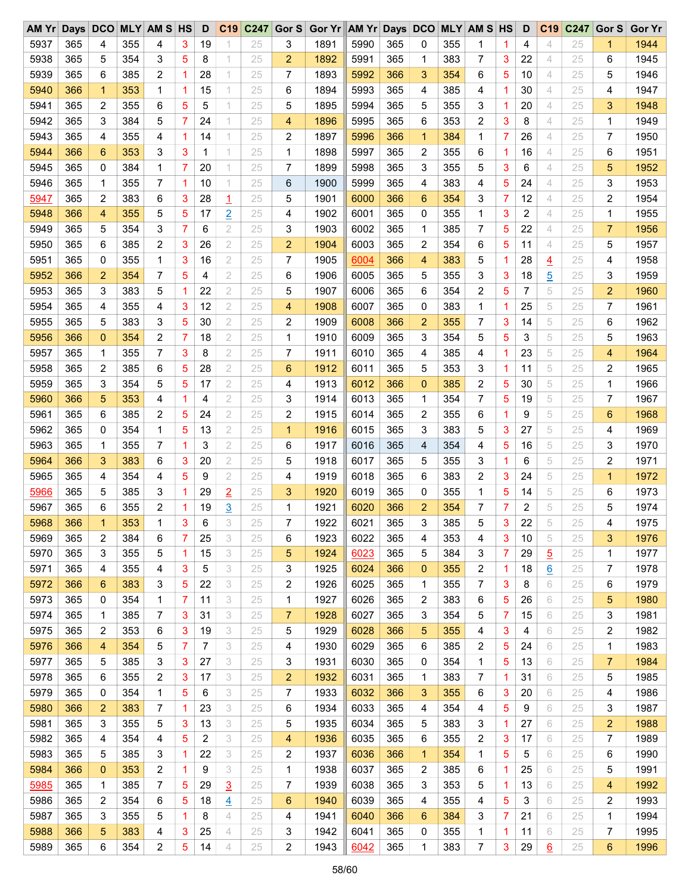| AM Yr | Days | DCO | MLY | AM S | HS | D | C19 | C247 | Gor S | Gor Yr | AM Yr | Days | DCO | MLY | AM S | HS | D | C19 | C247 | Gor S | Gor Yr |
|---|---|---|---|---|---|---|---|---|---|---|---|---|---|---|---|---|---|---|---|---|---|
| 5937 | 365 | 4 | 355 | 4 | 3 | 19 | 1 | 25 | 3 | 1891 | 5990 | 365 | 0 | 355 | 1 | 1 | 4 | 4 | 25 | 1 | 1944 |
| 5938 | 365 | 5 | 354 | 3 | 5 | 8 | 1 | 25 | 2 | 1892 | 5991 | 365 | 1 | 383 | 7 | 3 | 22 | 4 | 25 | 6 | 1945 |
| 5939 | 365 | 6 | 385 | 2 | 1 | 28 | 1 | 25 | 7 | 1893 | 5992 | 366 | 3 | 354 | 6 | 5 | 10 | 4 | 25 | 5 | 1946 |
| 5940 | 366 | 1 | 353 | 1 | 1 | 15 | 1 | 25 | 6 | 1894 | 5993 | 365 | 4 | 385 | 4 | 1 | 30 | 4 | 25 | 4 | 1947 |
| 5941 | 365 | 2 | 355 | 6 | 5 | 5 | 1 | 25 | 5 | 1895 | 5994 | 365 | 5 | 355 | 3 | 1 | 20 | 4 | 25 | 3 | 1948 |
| 5942 | 365 | 3 | 384 | 5 | 7 | 24 | 1 | 25 | 4 | 1896 | 5995 | 365 | 6 | 353 | 2 | 3 | 8 | 4 | 25 | 1 | 1949 |
| 5943 | 365 | 4 | 355 | 4 | 1 | 14 | 1 | 25 | 2 | 1897 | 5996 | 366 | 1 | 384 | 1 | 7 | 26 | 4 | 25 | 7 | 1950 |
| 5944 | 366 | 6 | 353 | 3 | 3 | 1 | 1 | 25 | 1 | 1898 | 5997 | 365 | 2 | 355 | 6 | 1 | 16 | 4 | 25 | 6 | 1951 |
| 5945 | 365 | 0 | 384 | 1 | 7 | 20 | 1 | 25 | 7 | 1899 | 5998 | 365 | 3 | 355 | 5 | 3 | 6 | 4 | 25 | 5 | 1952 |
| 5946 | 365 | 1 | 355 | 7 | 1 | 10 | 1 | 25 | 6 | 1900 | 5999 | 365 | 4 | 383 | 4 | 5 | 24 | 4 | 25 | 3 | 1953 |
| 5947 | 365 | 2 | 383 | 6 | 3 | 28 | 1 | 25 | 5 | 1901 | 6000 | 366 | 6 | 354 | 3 | 7 | 12 | 4 | 25 | 2 | 1954 |
| 5948 | 366 | 4 | 355 | 5 | 5 | 17 | 2 | 25 | 4 | 1902 | 6001 | 365 | 0 | 355 | 1 | 3 | 2 | 4 | 25 | 1 | 1955 |
| 5949 | 365 | 5 | 354 | 3 | 7 | 6 | 2 | 25 | 3 | 1903 | 6002 | 365 | 1 | 385 | 7 | 5 | 22 | 4 | 25 | 7 | 1956 |
| 5950 | 365 | 6 | 385 | 2 | 3 | 26 | 2 | 25 | 2 | 1904 | 6003 | 365 | 2 | 354 | 6 | 5 | 11 | 4 | 25 | 5 | 1957 |
| 5951 | 365 | 0 | 355 | 1 | 3 | 16 | 2 | 25 | 7 | 1905 | 6004 | 366 | 4 | 383 | 5 | 1 | 28 | 4 | 25 | 4 | 1958 |
| 5952 | 366 | 2 | 354 | 7 | 5 | 4 | 2 | 25 | 6 | 1906 | 6005 | 365 | 5 | 355 | 3 | 3 | 18 | 5 | 25 | 3 | 1959 |
| 5953 | 365 | 3 | 383 | 5 | 1 | 22 | 2 | 25 | 5 | 1907 | 6006 | 365 | 6 | 354 | 2 | 5 | 7 | 5 | 25 | 2 | 1960 |
| 5954 | 365 | 4 | 355 | 4 | 3 | 12 | 2 | 25 | 4 | 1908 | 6007 | 365 | 0 | 383 | 1 | 1 | 25 | 5 | 25 | 7 | 1961 |
| 5955 | 365 | 5 | 383 | 3 | 5 | 30 | 2 | 25 | 2 | 1909 | 6008 | 366 | 2 | 355 | 7 | 3 | 14 | 5 | 25 | 6 | 1962 |
| 5956 | 366 | 0 | 354 | 2 | 7 | 18 | 2 | 25 | 1 | 1910 | 6009 | 365 | 3 | 354 | 5 | 5 | 3 | 5 | 25 | 5 | 1963 |
| 5957 | 365 | 1 | 355 | 7 | 3 | 8 | 2 | 25 | 7 | 1911 | 6010 | 365 | 4 | 385 | 4 | 1 | 23 | 5 | 25 | 4 | 1964 |
| 5958 | 365 | 2 | 385 | 6 | 5 | 28 | 2 | 25 | 6 | 1912 | 6011 | 365 | 5 | 353 | 3 | 1 | 11 | 5 | 25 | 2 | 1965 |
| 5959 | 365 | 3 | 354 | 5 | 5 | 17 | 2 | 25 | 4 | 1913 | 6012 | 366 | 0 | 385 | 2 | 5 | 30 | 5 | 25 | 1 | 1966 |
| 5960 | 366 | 5 | 353 | 4 | 1 | 4 | 2 | 25 | 3 | 1914 | 6013 | 365 | 1 | 354 | 7 | 5 | 19 | 5 | 25 | 7 | 1967 |
| 5961 | 365 | 6 | 385 | 2 | 5 | 24 | 2 | 25 | 2 | 1915 | 6014 | 365 | 2 | 355 | 6 | 1 | 9 | 5 | 25 | 6 | 1968 |
| 5962 | 365 | 0 | 354 | 1 | 5 | 13 | 2 | 25 | 1 | 1916 | 6015 | 365 | 3 | 383 | 5 | 3 | 27 | 5 | 25 | 4 | 1969 |
| 5963 | 365 | 1 | 355 | 7 | 1 | 3 | 2 | 25 | 6 | 1917 | 6016 | 365 | 4 | 354 | 4 | 5 | 16 | 5 | 25 | 3 | 1970 |
| 5964 | 366 | 3 | 383 | 6 | 3 | 20 | 2 | 25 | 5 | 1918 | 6017 | 365 | 5 | 355 | 3 | 1 | 6 | 5 | 25 | 2 | 1971 |
| 5965 | 365 | 4 | 354 | 4 | 5 | 9 | 2 | 25 | 4 | 1919 | 6018 | 365 | 6 | 383 | 2 | 3 | 24 | 5 | 25 | 1 | 1972 |
| 5966 | 365 | 5 | 385 | 3 | 1 | 29 | 2 | 25 | 3 | 1920 | 6019 | 365 | 0 | 355 | 1 | 5 | 14 | 5 | 25 | 6 | 1973 |
| 5967 | 365 | 6 | 355 | 2 | 1 | 19 | 3 | 25 | 1 | 1921 | 6020 | 366 | 2 | 354 | 7 | 7 | 2 | 5 | 25 | 5 | 1974 |
| 5968 | 366 | 1 | 353 | 1 | 3 | 6 | 3 | 25 | 7 | 1922 | 6021 | 365 | 3 | 385 | 5 | 3 | 22 | 5 | 25 | 4 | 1975 |
| 5969 | 365 | 2 | 384 | 6 | 7 | 25 | 3 | 25 | 6 | 1923 | 6022 | 365 | 4 | 353 | 4 | 3 | 10 | 5 | 25 | 3 | 1976 |
| 5970 | 365 | 3 | 355 | 5 | 1 | 15 | 3 | 25 | 5 | 1924 | 6023 | 365 | 5 | 384 | 3 | 7 | 29 | 5 | 25 | 1 | 1977 |
| 5971 | 365 | 4 | 355 | 4 | 3 | 5 | 3 | 25 | 3 | 1925 | 6024 | 366 | 0 | 355 | 2 | 1 | 18 | 6 | 25 | 7 | 1978 |
| 5972 | 366 | 6 | 383 | 3 | 5 | 22 | 3 | 25 | 2 | 1926 | 6025 | 365 | 1 | 355 | 7 | 3 | 8 | 6 | 25 | 6 | 1979 |
| 5973 | 365 | 0 | 354 | 1 | 7 | 11 | 3 | 25 | 1 | 1927 | 6026 | 365 | 2 | 383 | 6 | 5 | 26 | 6 | 25 | 5 | 1980 |
| 5974 | 365 | 1 | 385 | 7 | 3 | 31 | 3 | 25 | 7 | 1928 | 6027 | 365 | 3 | 354 | 5 | 7 | 15 | 6 | 25 | 3 | 1981 |
| 5975 | 365 | 2 | 353 | 6 | 3 | 19 | 3 | 25 | 5 | 1929 | 6028 | 366 | 5 | 355 | 4 | 3 | 4 | 6 | 25 | 2 | 1982 |
| 5976 | 366 | 4 | 354 | 5 | 7 | 7 | 3 | 25 | 4 | 1930 | 6029 | 365 | 6 | 385 | 2 | 5 | 24 | 6 | 25 | 1 | 1983 |
| 5977 | 365 | 5 | 385 | 3 | 3 | 27 | 3 | 25 | 3 | 1931 | 6030 | 365 | 0 | 354 | 1 | 5 | 13 | 6 | 25 | 7 | 1984 |
| 5978 | 365 | 6 | 355 | 2 | 3 | 17 | 3 | 25 | 2 | 1932 | 6031 | 365 | 1 | 383 | 7 | 1 | 31 | 6 | 25 | 5 | 1985 |
| 5979 | 365 | 0 | 354 | 1 | 5 | 6 | 3 | 25 | 7 | 1933 | 6032 | 366 | 3 | 355 | 6 | 3 | 20 | 6 | 25 | 4 | 1986 |
| 5980 | 366 | 2 | 383 | 7 | 1 | 23 | 3 | 25 | 6 | 1934 | 6033 | 365 | 4 | 354 | 4 | 5 | 9 | 6 | 25 | 3 | 1987 |
| 5981 | 365 | 3 | 355 | 5 | 3 | 13 | 3 | 25 | 5 | 1935 | 6034 | 365 | 5 | 383 | 3 | 1 | 27 | 6 | 25 | 2 | 1988 |
| 5982 | 365 | 4 | 354 | 4 | 5 | 2 | 3 | 25 | 4 | 1936 | 6035 | 365 | 6 | 355 | 2 | 3 | 17 | 6 | 25 | 7 | 1989 |
| 5983 | 365 | 5 | 385 | 3 | 1 | 22 | 3 | 25 | 2 | 1937 | 6036 | 366 | 1 | 354 | 1 | 5 | 5 | 6 | 25 | 6 | 1990 |
| 5984 | 366 | 0 | 353 | 2 | 1 | 9 | 3 | 25 | 1 | 1938 | 6037 | 365 | 2 | 385 | 6 | 1 | 25 | 6 | 25 | 5 | 1991 |
| 5985 | 365 | 1 | 385 | 7 | 5 | 29 | 3 | 25 | 7 | 1939 | 6038 | 365 | 3 | 353 | 5 | 1 | 13 | 6 | 25 | 4 | 1992 |
| 5986 | 365 | 2 | 354 | 6 | 5 | 18 | 4 | 25 | 6 | 1940 | 6039 | 365 | 4 | 355 | 4 | 5 | 3 | 6 | 25 | 2 | 1993 |
| 5987 | 365 | 3 | 355 | 5 | 1 | 8 | 4 | 25 | 4 | 1941 | 6040 | 366 | 6 | 384 | 3 | 7 | 21 | 6 | 25 | 1 | 1994 |
| 5988 | 366 | 5 | 383 | 4 | 3 | 25 | 4 | 25 | 3 | 1942 | 6041 | 365 | 0 | 355 | 1 | 1 | 11 | 6 | 25 | 7 | 1995 |
| 5989 | 365 | 6 | 354 | 2 | 5 | 14 | 4 | 25 | 2 | 1943 | 6042 | 365 | 1 | 383 | 7 | 3 | 29 | 6 | 25 | 6 | 1996 |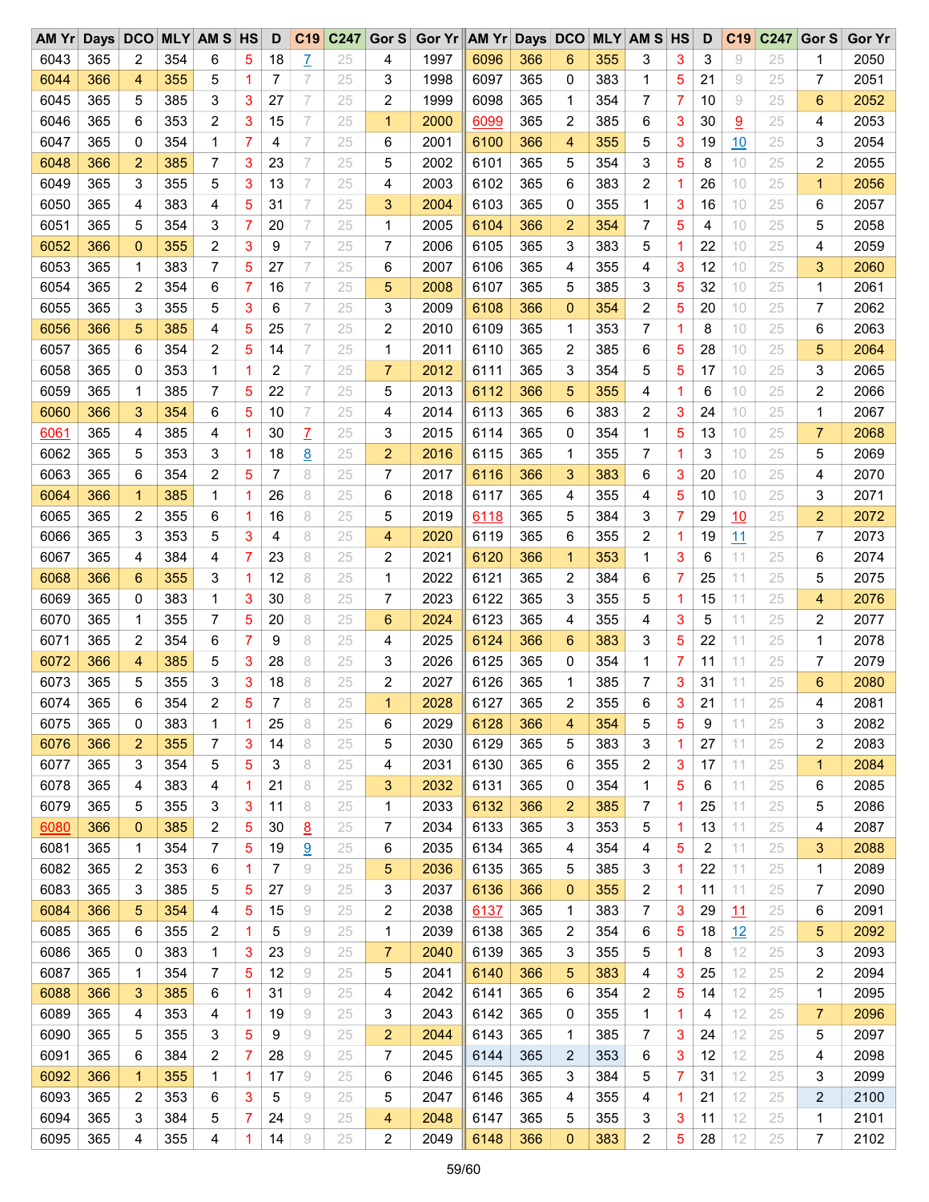| AM Yr | Days | DCO | MLY | AM S | HS | D | C19 | C247 | Gor S | Gor Yr | AM Yr | Days | DCO | MLY | AM S | HS | D | C19 | C247 | Gor S | Gor Yr |
|---|---|---|---|---|---|---|---|---|---|---|---|---|---|---|---|---|---|---|---|---|---|
| 6043 | 365 | 2 | 354 | 6 | 5 | 18 | 7 | 25 | 4 | 1997 | 6096 | 366 | 6 | 355 | 3 | 3 | 3 | 9 | 25 | 1 | 2050 |
| 6044 | 366 | 4 | 355 | 5 | 1 | 7 | 7 | 25 | 3 | 1998 | 6097 | 365 | 0 | 383 | 1 | 5 | 21 | 9 | 25 | 7 | 2051 |
| 6045 | 365 | 5 | 385 | 3 | 3 | 27 | 7 | 25 | 2 | 1999 | 6098 | 365 | 1 | 354 | 7 | 7 | 10 | 9 | 25 | 6 | 2052 |
| 6046 | 365 | 6 | 353 | 2 | 3 | 15 | 7 | 25 | 1 | 2000 | 6099 | 365 | 2 | 385 | 6 | 3 | 30 | 9 | 25 | 4 | 2053 |
| 6047 | 365 | 0 | 354 | 1 | 7 | 4 | 7 | 25 | 6 | 2001 | 6100 | 366 | 4 | 355 | 5 | 3 | 19 | 10 | 25 | 3 | 2054 |
| 6048 | 366 | 2 | 385 | 7 | 3 | 23 | 7 | 25 | 5 | 2002 | 6101 | 365 | 5 | 354 | 3 | 5 | 8 | 10 | 25 | 2 | 2055 |
| 6049 | 365 | 3 | 355 | 5 | 3 | 13 | 7 | 25 | 4 | 2003 | 6102 | 365 | 6 | 383 | 2 | 1 | 26 | 10 | 25 | 1 | 2056 |
| 6050 | 365 | 4 | 383 | 4 | 5 | 31 | 7 | 25 | 3 | 2004 | 6103 | 365 | 0 | 355 | 1 | 3 | 16 | 10 | 25 | 6 | 2057 |
| 6051 | 365 | 5 | 354 | 3 | 7 | 20 | 7 | 25 | 1 | 2005 | 6104 | 366 | 2 | 354 | 7 | 5 | 4 | 10 | 25 | 5 | 2058 |
| 6052 | 366 | 0 | 355 | 2 | 3 | 9 | 7 | 25 | 7 | 2006 | 6105 | 365 | 3 | 383 | 5 | 1 | 22 | 10 | 25 | 4 | 2059 |
| 6053 | 365 | 1 | 383 | 7 | 5 | 27 | 7 | 25 | 6 | 2007 | 6106 | 365 | 4 | 355 | 4 | 3 | 12 | 10 | 25 | 3 | 2060 |
| 6054 | 365 | 2 | 354 | 6 | 7 | 16 | 7 | 25 | 5 | 2008 | 6107 | 365 | 5 | 385 | 3 | 5 | 32 | 10 | 25 | 1 | 2061 |
| 6055 | 365 | 3 | 355 | 5 | 3 | 6 | 7 | 25 | 3 | 2009 | 6108 | 366 | 0 | 354 | 2 | 5 | 20 | 10 | 25 | 7 | 2062 |
| 6056 | 366 | 5 | 385 | 4 | 5 | 25 | 7 | 25 | 2 | 2010 | 6109 | 365 | 1 | 353 | 7 | 1 | 8 | 10 | 25 | 6 | 2063 |
| 6057 | 365 | 6 | 354 | 2 | 5 | 14 | 7 | 25 | 1 | 2011 | 6110 | 365 | 2 | 385 | 6 | 5 | 28 | 10 | 25 | 5 | 2064 |
| 6058 | 365 | 0 | 353 | 1 | 1 | 2 | 7 | 25 | 7 | 2012 | 6111 | 365 | 3 | 354 | 5 | 5 | 17 | 10 | 25 | 3 | 2065 |
| 6059 | 365 | 1 | 385 | 7 | 5 | 22 | 7 | 25 | 5 | 2013 | 6112 | 366 | 5 | 355 | 4 | 1 | 6 | 10 | 25 | 2 | 2066 |
| 6060 | 366 | 3 | 354 | 6 | 5 | 10 | 7 | 25 | 4 | 2014 | 6113 | 365 | 6 | 383 | 2 | 3 | 24 | 10 | 25 | 1 | 2067 |
| 6061 | 365 | 4 | 385 | 4 | 1 | 30 | 7 | 25 | 3 | 2015 | 6114 | 365 | 0 | 354 | 1 | 5 | 13 | 10 | 25 | 7 | 2068 |
| 6062 | 365 | 5 | 353 | 3 | 1 | 18 | 8 | 25 | 2 | 2016 | 6115 | 365 | 1 | 355 | 7 | 1 | 3 | 10 | 25 | 5 | 2069 |
| 6063 | 365 | 6 | 354 | 2 | 5 | 7 | 8 | 25 | 7 | 2017 | 6116 | 366 | 3 | 383 | 6 | 3 | 20 | 10 | 25 | 4 | 2070 |
| 6064 | 366 | 1 | 385 | 1 | 1 | 26 | 8 | 25 | 6 | 2018 | 6117 | 365 | 4 | 355 | 4 | 5 | 10 | 10 | 25 | 3 | 2071 |
| 6065 | 365 | 2 | 355 | 6 | 1 | 16 | 8 | 25 | 5 | 2019 | 6118 | 365 | 5 | 384 | 3 | 7 | 29 | 10 | 25 | 2 | 2072 |
| 6066 | 365 | 3 | 353 | 5 | 3 | 4 | 8 | 25 | 4 | 2020 | 6119 | 365 | 6 | 355 | 2 | 1 | 19 | 11 | 25 | 7 | 2073 |
| 6067 | 365 | 4 | 384 | 4 | 7 | 23 | 8 | 25 | 2 | 2021 | 6120 | 366 | 1 | 353 | 1 | 3 | 6 | 11 | 25 | 6 | 2074 |
| 6068 | 366 | 6 | 355 | 3 | 1 | 12 | 8 | 25 | 1 | 2022 | 6121 | 365 | 2 | 384 | 6 | 7 | 25 | 11 | 25 | 5 | 2075 |
| 6069 | 365 | 0 | 383 | 1 | 3 | 30 | 8 | 25 | 7 | 2023 | 6122 | 365 | 3 | 355 | 5 | 1 | 15 | 11 | 25 | 4 | 2076 |
| 6070 | 365 | 1 | 355 | 7 | 5 | 20 | 8 | 25 | 6 | 2024 | 6123 | 365 | 4 | 355 | 4 | 3 | 5 | 11 | 25 | 2 | 2077 |
| 6071 | 365 | 2 | 354 | 6 | 7 | 9 | 8 | 25 | 4 | 2025 | 6124 | 366 | 6 | 383 | 3 | 5 | 22 | 11 | 25 | 1 | 2078 |
| 6072 | 366 | 4 | 385 | 5 | 3 | 28 | 8 | 25 | 3 | 2026 | 6125 | 365 | 0 | 354 | 1 | 7 | 11 | 11 | 25 | 7 | 2079 |
| 6073 | 365 | 5 | 355 | 3 | 3 | 18 | 8 | 25 | 2 | 2027 | 6126 | 365 | 1 | 385 | 7 | 3 | 31 | 11 | 25 | 6 | 2080 |
| 6074 | 365 | 6 | 354 | 2 | 5 | 7 | 8 | 25 | 1 | 2028 | 6127 | 365 | 2 | 355 | 6 | 3 | 21 | 11 | 25 | 4 | 2081 |
| 6075 | 365 | 0 | 383 | 1 | 1 | 25 | 8 | 25 | 6 | 2029 | 6128 | 366 | 4 | 354 | 5 | 5 | 9 | 11 | 25 | 3 | 2082 |
| 6076 | 366 | 2 | 355 | 7 | 3 | 14 | 8 | 25 | 5 | 2030 | 6129 | 365 | 5 | 383 | 3 | 1 | 27 | 11 | 25 | 2 | 2083 |
| 6077 | 365 | 3 | 354 | 5 | 5 | 3 | 8 | 25 | 4 | 2031 | 6130 | 365 | 6 | 355 | 2 | 3 | 17 | 11 | 25 | 1 | 2084 |
| 6078 | 365 | 4 | 383 | 4 | 1 | 21 | 8 | 25 | 3 | 2032 | 6131 | 365 | 0 | 354 | 1 | 5 | 6 | 11 | 25 | 6 | 2085 |
| 6079 | 365 | 5 | 355 | 3 | 3 | 11 | 8 | 25 | 1 | 2033 | 6132 | 366 | 2 | 385 | 7 | 1 | 25 | 11 | 25 | 5 | 2086 |
| 6080 | 366 | 0 | 385 | 2 | 5 | 30 | 8 | 25 | 7 | 2034 | 6133 | 365 | 3 | 353 | 5 | 1 | 13 | 11 | 25 | 4 | 2087 |
| 6081 | 365 | 1 | 354 | 7 | 5 | 19 | 9 | 25 | 6 | 2035 | 6134 | 365 | 4 | 354 | 4 | 5 | 2 | 11 | 25 | 3 | 2088 |
| 6082 | 365 | 2 | 353 | 6 | 1 | 7 | 9 | 25 | 5 | 2036 | 6135 | 365 | 5 | 385 | 3 | 1 | 22 | 11 | 25 | 1 | 2089 |
| 6083 | 365 | 3 | 385 | 5 | 5 | 27 | 9 | 25 | 3 | 2037 | 6136 | 366 | 0 | 355 | 2 | 1 | 11 | 11 | 25 | 7 | 2090 |
| 6084 | 366 | 5 | 354 | 4 | 5 | 15 | 9 | 25 | 2 | 2038 | 6137 | 365 | 1 | 383 | 7 | 3 | 29 | 11 | 25 | 6 | 2091 |
| 6085 | 365 | 6 | 355 | 2 | 1 | 5 | 9 | 25 | 1 | 2039 | 6138 | 365 | 2 | 354 | 6 | 5 | 18 | 12 | 25 | 5 | 2092 |
| 6086 | 365 | 0 | 383 | 1 | 3 | 23 | 9 | 25 | 7 | 2040 | 6139 | 365 | 3 | 355 | 5 | 1 | 8 | 12 | 25 | 3 | 2093 |
| 6087 | 365 | 1 | 354 | 7 | 5 | 12 | 9 | 25 | 5 | 2041 | 6140 | 366 | 5 | 383 | 4 | 3 | 25 | 12 | 25 | 2 | 2094 |
| 6088 | 366 | 3 | 385 | 6 | 1 | 31 | 9 | 25 | 4 | 2042 | 6141 | 365 | 6 | 354 | 2 | 5 | 14 | 12 | 25 | 1 | 2095 |
| 6089 | 365 | 4 | 353 | 4 | 1 | 19 | 9 | 25 | 3 | 2043 | 6142 | 365 | 0 | 355 | 1 | 1 | 4 | 12 | 25 | 7 | 2096 |
| 6090 | 365 | 5 | 355 | 3 | 5 | 9 | 9 | 25 | 2 | 2044 | 6143 | 365 | 1 | 385 | 7 | 3 | 24 | 12 | 25 | 5 | 2097 |
| 6091 | 365 | 6 | 384 | 2 | 7 | 28 | 9 | 25 | 7 | 2045 | 6144 | 365 | 2 | 353 | 6 | 3 | 12 | 12 | 25 | 4 | 2098 |
| 6092 | 366 | 1 | 355 | 1 | 1 | 17 | 9 | 25 | 6 | 2046 | 6145 | 365 | 3 | 384 | 5 | 7 | 31 | 12 | 25 | 3 | 2099 |
| 6093 | 365 | 2 | 353 | 6 | 3 | 5 | 9 | 25 | 5 | 2047 | 6146 | 365 | 4 | 355 | 4 | 1 | 21 | 12 | 25 | 2 | 2100 |
| 6094 | 365 | 3 | 384 | 5 | 7 | 24 | 9 | 25 | 4 | 2048 | 6147 | 365 | 5 | 355 | 3 | 3 | 11 | 12 | 25 | 1 | 2101 |
| 6095 | 365 | 4 | 355 | 4 | 1 | 14 | 9 | 25 | 2 | 2049 | 6148 | 366 | 0 | 383 | 2 | 5 | 28 | 12 | 25 | 7 | 2102 |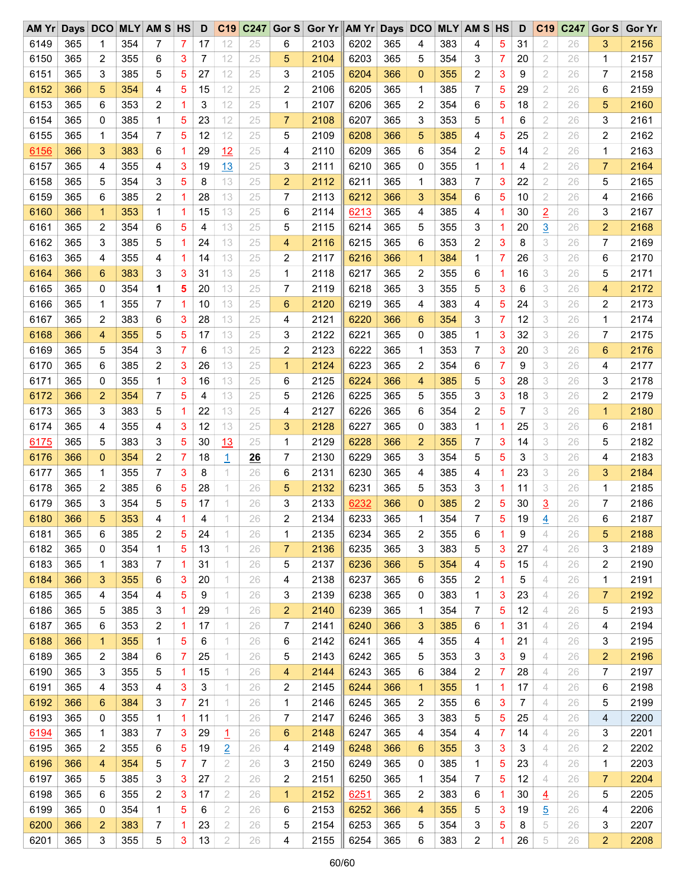| AM Yr | Days | DCO | MLY | AM S | HS | D | C19 | C247 | Gor S | Gor Yr | AM Yr | Days | DCO | MLY | AM S | HS | D | C19 | C247 | Gor S | Gor Yr |
|---|---|---|---|---|---|---|---|---|---|---|---|---|---|---|---|---|---|---|---|---|---|
| 6149 | 365 | 1 | 354 | 7 | 7 | 17 | 12 | 25 | 6 | 2103 | 6202 | 365 | 4 | 383 | 4 | 5 | 31 | 2 | 26 | 3 | 2156 |
| 6150 | 365 | 2 | 355 | 6 | 3 | 7 | 12 | 25 | 5 | 2104 | 6203 | 365 | 5 | 354 | 3 | 7 | 20 | 2 | 26 | 1 | 2157 |
| 6151 | 365 | 3 | 385 | 5 | 5 | 27 | 12 | 25 | 3 | 2105 | 6204 | 366 | 0 | 355 | 2 | 3 | 9 | 2 | 26 | 7 | 2158 |
| 6152 | 366 | 5 | 354 | 4 | 5 | 15 | 12 | 25 | 2 | 2106 | 6205 | 365 | 1 | 385 | 7 | 5 | 29 | 2 | 26 | 6 | 2159 |
| 6153 | 365 | 6 | 353 | 2 | 1 | 3 | 12 | 25 | 1 | 2107 | 6206 | 365 | 2 | 354 | 6 | 5 | 18 | 2 | 26 | 5 | 2160 |
| 6154 | 365 | 0 | 385 | 1 | 5 | 23 | 12 | 25 | 7 | 2108 | 6207 | 365 | 3 | 353 | 5 | 1 | 6 | 2 | 26 | 3 | 2161 |
| 6155 | 365 | 1 | 354 | 7 | 5 | 12 | 12 | 25 | 5 | 2109 | 6208 | 366 | 5 | 385 | 4 | 5 | 25 | 2 | 26 | 2 | 2162 |
| 6156 | 366 | 3 | 383 | 6 | 1 | 29 | 12 | 25 | 4 | 2110 | 6209 | 365 | 6 | 354 | 2 | 5 | 14 | 2 | 26 | 1 | 2163 |
| 6157 | 365 | 4 | 355 | 4 | 3 | 19 | 13 | 25 | 3 | 2111 | 6210 | 365 | 0 | 355 | 1 | 1 | 4 | 2 | 26 | 7 | 2164 |
| 6158 | 365 | 5 | 354 | 3 | 5 | 8 | 13 | 25 | 2 | 2112 | 6211 | 365 | 1 | 383 | 7 | 3 | 22 | 2 | 26 | 5 | 2165 |
| 6159 | 365 | 6 | 385 | 2 | 1 | 28 | 13 | 25 | 7 | 2113 | 6212 | 366 | 3 | 354 | 6 | 5 | 10 | 2 | 26 | 4 | 2166 |
| 6160 | 366 | 1 | 353 | 1 | 1 | 15 | 13 | 25 | 6 | 2114 | 6213 | 365 | 4 | 385 | 4 | 1 | 30 | 2 | 26 | 3 | 2167 |
| 6161 | 365 | 2 | 354 | 6 | 5 | 4 | 13 | 25 | 5 | 2115 | 6214 | 365 | 5 | 355 | 3 | 1 | 20 | 3 | 26 | 2 | 2168 |
| 6162 | 365 | 3 | 385 | 5 | 1 | 24 | 13 | 25 | 4 | 2116 | 6215 | 365 | 6 | 353 | 2 | 3 | 8 | 3 | 26 | 7 | 2169 |
| 6163 | 365 | 4 | 355 | 4 | 1 | 14 | 13 | 25 | 2 | 2117 | 6216 | 366 | 1 | 384 | 1 | 7 | 26 | 3 | 26 | 6 | 2170 |
| 6164 | 366 | 6 | 383 | 3 | 3 | 31 | 13 | 25 | 1 | 2118 | 6217 | 365 | 2 | 355 | 6 | 1 | 16 | 3 | 26 | 5 | 2171 |
| 6165 | 365 | 0 | 354 | **1** | **5** | 20 | 13 | 25 | 7 | 2119 | 6218 | 365 | 3 | 355 | 5 | 3 | 6 | 3 | 26 | 4 | 2172 |
| 6166 | 365 | 1 | 355 | 7 | 1 | 10 | 13 | 25 | 6 | 2120 | 6219 | 365 | 4 | 383 | 4 | 5 | 24 | 3 | 26 | 2 | 2173 |
| 6167 | 365 | 2 | 383 | 6 | 3 | 28 | 13 | 25 | 4 | 2121 | 6220 | 366 | 6 | 354 | 3 | 7 | 12 | 3 | 26 | 1 | 2174 |
| 6168 | 366 | 4 | 355 | 5 | 5 | 17 | 13 | 25 | 3 | 2122 | 6221 | 365 | 0 | 385 | 1 | 3 | 32 | 3 | 26 | 7 | 2175 |
| 6169 | 365 | 5 | 354 | 3 | 7 | 6 | 13 | 25 | 2 | 2123 | 6222 | 365 | 1 | 353 | 7 | 3 | 20 | 3 | 26 | 6 | 2176 |
| 6170 | 365 | 6 | 385 | 2 | 3 | 26 | 13 | 25 | 1 | 2124 | 6223 | 365 | 2 | 354 | 6 | 7 | 9 | 3 | 26 | 4 | 2177 |
| 6171 | 365 | 0 | 355 | 1 | 3 | 16 | 13 | 25 | 6 | 2125 | 6224 | 366 | 4 | 385 | 5 | 3 | 28 | 3 | 26 | 3 | 2178 |
| 6172 | 366 | 2 | 354 | 7 | 5 | 4 | 13 | 25 | 5 | 2126 | 6225 | 365 | 5 | 355 | 3 | 3 | 18 | 3 | 26 | 2 | 2179 |
| 6173 | 365 | 3 | 383 | 5 | 1 | 22 | 13 | 25 | 4 | 2127 | 6226 | 365 | 6 | 354 | 2 | 5 | 7 | 3 | 26 | 1 | 2180 |
| 6174 | 365 | 4 | 355 | 4 | 3 | 12 | 13 | 25 | 3 | 2128 | 6227 | 365 | 0 | 383 | 1 | 1 | 25 | 3 | 26 | 6 | 2181 |
| 6175 | 365 | 5 | 383 | 3 | 5 | 30 | 13 | 25 | 1 | 2129 | 6228 | 366 | 2 | 355 | 7 | 3 | 14 | 3 | 26 | 5 | 2182 |
| 6176 | 366 | 0 | 354 | 2 | 7 | 18 | 1 | **26** | 7 | 2130 | 6229 | 365 | 3 | 354 | 5 | 5 | 3 | 3 | 26 | 4 | 2183 |
| 6177 | 365 | 1 | 355 | 7 | 3 | 8 | 1 | 26 | 6 | 2131 | 6230 | 365 | 4 | 385 | 4 | 1 | 23 | 3 | 26 | 3 | 2184 |
| 6178 | 365 | 2 | 385 | 6 | 5 | 28 | 1 | 26 | 5 | 2132 | 6231 | 365 | 5 | 353 | 3 | 1 | 11 | 3 | 26 | 1 | 2185 |
| 6179 | 365 | 3 | 354 | 5 | 5 | 17 | 1 | 26 | 3 | 2133 | 6232 | 366 | 0 | 385 | 2 | 5 | 30 | 3 | 26 | 7 | 2186 |
| 6180 | 366 | 5 | 353 | 4 | 1 | 4 | 1 | 26 | 2 | 2134 | 6233 | 365 | 1 | 354 | 7 | 5 | 19 | 4 | 26 | 6 | 2187 |
| 6181 | 365 | 6 | 385 | 2 | 5 | 24 | 1 | 26 | 1 | 2135 | 6234 | 365 | 2 | 355 | 6 | 1 | 9 | 4 | 26 | 5 | 2188 |
| 6182 | 365 | 0 | 354 | 1 | 5 | 13 | 1 | 26 | 7 | 2136 | 6235 | 365 | 3 | 383 | 5 | 3 | 27 | 4 | 26 | 3 | 2189 |
| 6183 | 365 | 1 | 383 | 7 | 1 | 31 | 1 | 26 | 5 | 2137 | 6236 | 366 | 5 | 354 | 4 | 5 | 15 | 4 | 26 | 2 | 2190 |
| 6184 | 366 | 3 | 355 | 6 | 3 | 20 | 1 | 26 | 4 | 2138 | 6237 | 365 | 6 | 355 | 2 | 1 | 5 | 4 | 26 | 1 | 2191 |
| 6185 | 365 | 4 | 354 | 4 | 5 | 9 | 1 | 26 | 3 | 2139 | 6238 | 365 | 0 | 383 | 1 | 3 | 23 | 4 | 26 | 7 | 2192 |
| 6186 | 365 | 5 | 385 | 3 | 1 | 29 | 1 | 26 | 2 | 2140 | 6239 | 365 | 1 | 354 | 7 | 5 | 12 | 4 | 26 | 5 | 2193 |
| 6187 | 365 | 6 | 353 | 2 | 1 | 17 | 1 | 26 | 7 | 2141 | 6240 | 366 | 3 | 385 | 6 | 1 | 31 | 4 | 26 | 4 | 2194 |
| 6188 | 366 | 1 | 355 | 1 | 5 | 6 | 1 | 26 | 6 | 2142 | 6241 | 365 | 4 | 355 | 4 | 1 | 21 | 4 | 26 | 3 | 2195 |
| 6189 | 365 | 2 | 384 | 6 | 7 | 25 | 1 | 26 | 5 | 2143 | 6242 | 365 | 5 | 353 | 3 | 3 | 9 | 4 | 26 | 2 | 2196 |
| 6190 | 365 | 3 | 355 | 5 | 1 | 15 | 1 | 26 | 4 | 2144 | 6243 | 365 | 6 | 384 | 2 | 7 | 28 | 4 | 26 | 7 | 2197 |
| 6191 | 365 | 4 | 353 | 4 | 3 | 3 | 1 | 26 | 2 | 2145 | 6244 | 366 | 1 | 355 | 1 | 1 | 17 | 4 | 26 | 6 | 2198 |
| 6192 | 366 | 6 | 384 | 3 | 7 | 21 | 1 | 26 | 1 | 2146 | 6245 | 365 | 2 | 355 | 6 | 3 | 7 | 4 | 26 | 5 | 2199 |
| 6193 | 365 | 0 | 355 | 1 | 1 | 11 | 1 | 26 | 7 | 2147 | 6246 | 365 | 3 | 383 | 5 | 5 | 25 | 4 | 26 | 4 | 2200 |
| 6194 | 365 | 1 | 383 | 7 | 3 | 29 | 1 | 26 | 6 | 2148 | 6247 | 365 | 4 | 354 | 4 | 7 | 14 | 4 | 26 | 3 | 2201 |
| 6195 | 365 | 2 | 355 | 6 | 5 | 19 | 2 | 26 | 4 | 2149 | 6248 | 366 | 6 | 355 | 3 | 3 | 3 | 4 | 26 | 2 | 2202 |
| 6196 | 366 | 4 | 354 | 5 | 7 | 7 | 2 | 26 | 3 | 2150 | 6249 | 365 | 0 | 385 | 1 | 5 | 23 | 4 | 26 | 1 | 2203 |
| 6197 | 365 | 5 | 385 | 3 | 3 | 27 | 2 | 26 | 2 | 2151 | 6250 | 365 | 1 | 354 | 7 | 5 | 12 | 4 | 26 | 7 | 2204 |
| 6198 | 365 | 6 | 355 | 2 | 3 | 17 | 2 | 26 | 1 | 2152 | 6251 | 365 | 2 | 383 | 6 | 1 | 30 | 4 | 26 | 5 | 2205 |
| 6199 | 365 | 0 | 354 | 1 | 5 | 6 | 2 | 26 | 6 | 2153 | 6252 | 366 | 4 | 355 | 5 | 3 | 19 | 5 | 26 | 4 | 2206 |
| 6200 | 366 | 2 | 383 | 7 | 1 | 23 | 2 | 26 | 5 | 2154 | 6253 | 365 | 5 | 354 | 3 | 5 | 8 | 5 | 26 | 3 | 2207 |
| 6201 | 365 | 3 | 355 | 5 | 3 | 13 | 2 | 26 | 4 | 2155 | 6254 | 365 | 6 | 383 | 2 | 1 | 26 | 5 | 26 | 2 | 2208 |